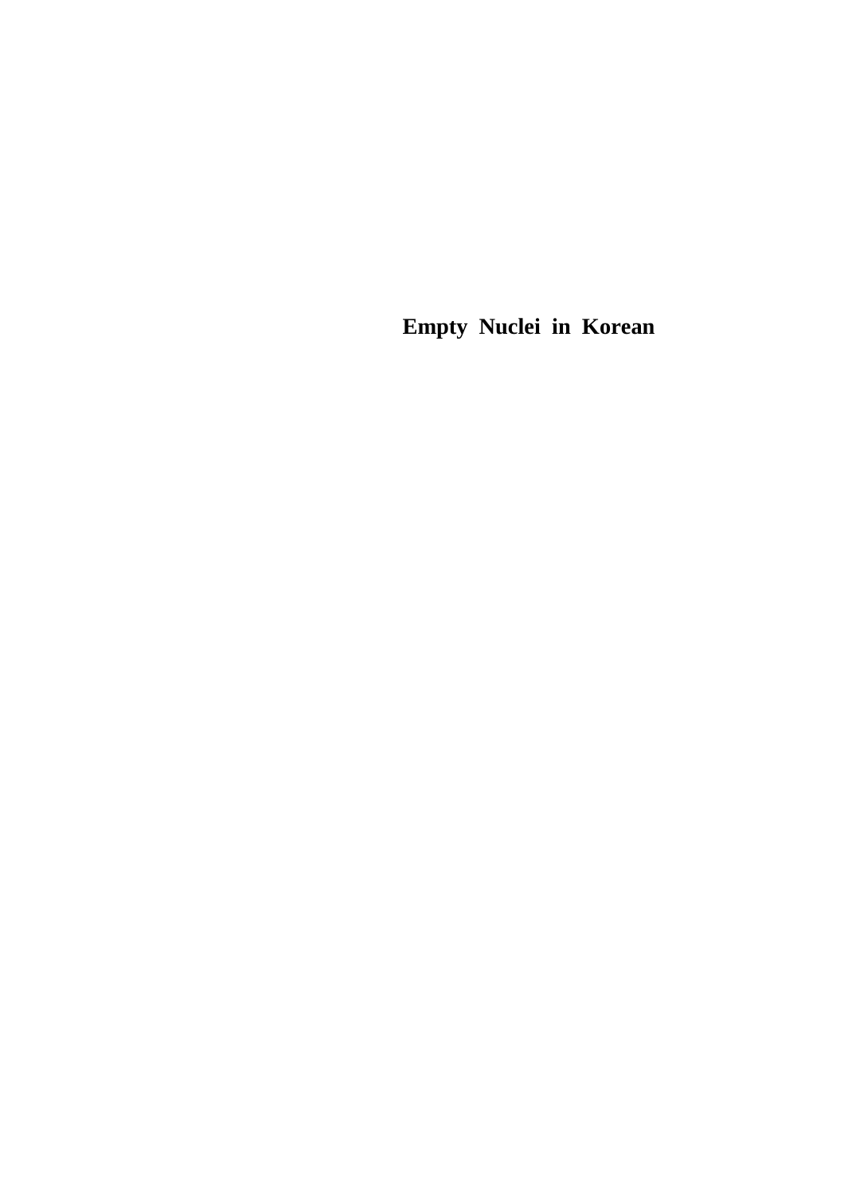# Empty Nuclei in Korean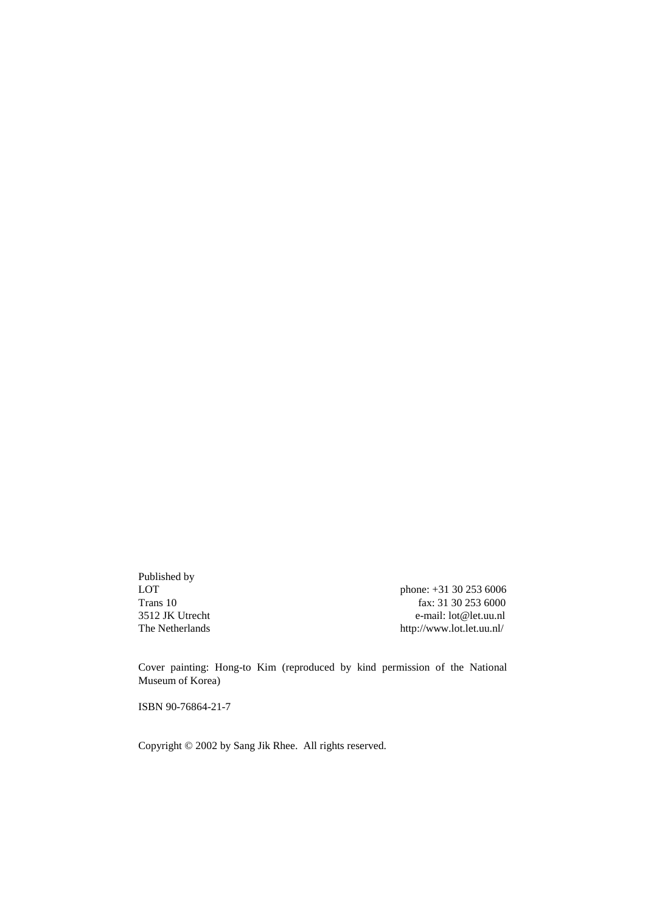Published by
LOT
Trans 10
3512 JK Utrecht
The Netherlands

phone: +31 30 253 6006
fax: 31 30 253 6000
e-mail: lot@let.uu.nl
http://www.lot.let.uu.nl/

Cover painting: Hong-to Kim (reproduced by kind permission of the National Museum of Korea)

ISBN 90-76864-21-7

Copyright © 2002 by Sang Jik Rhee. All rights reserved.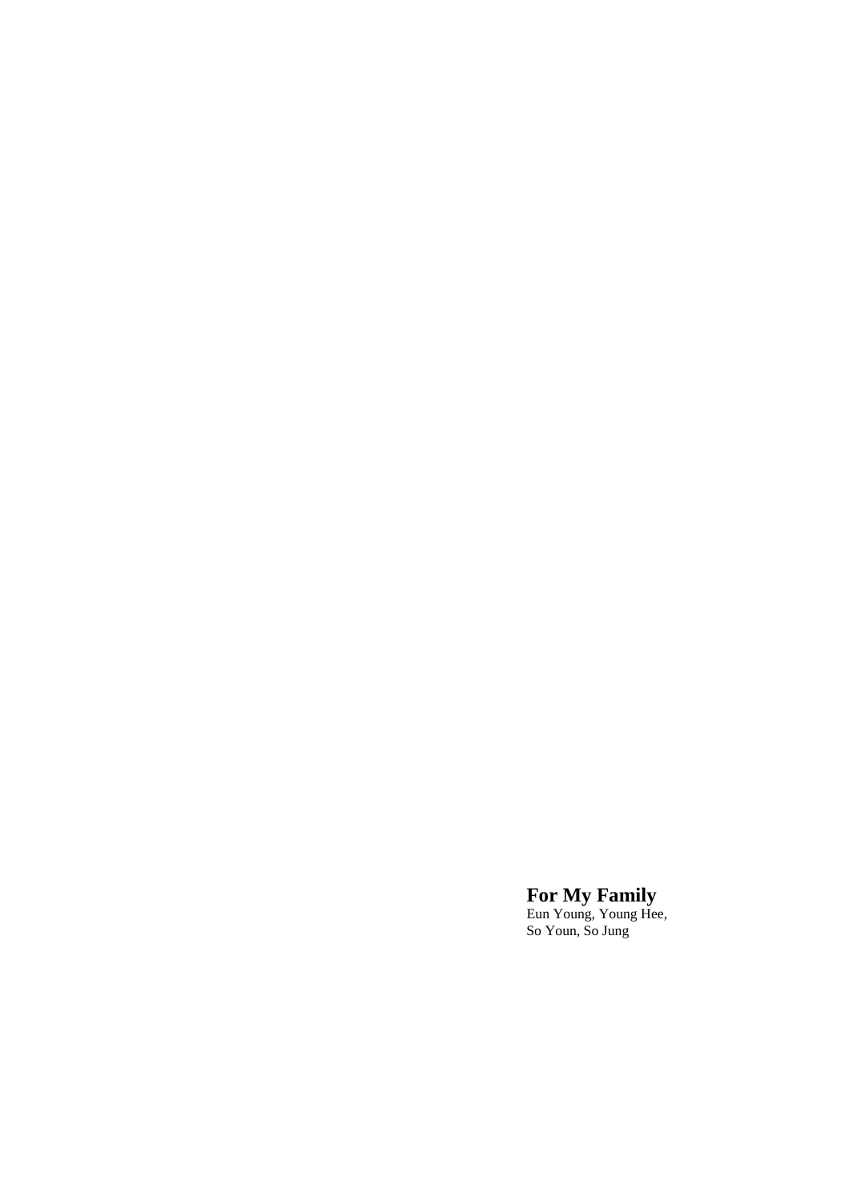**For My Family**

Eun Young, Young Hee,
So Youn, So Jung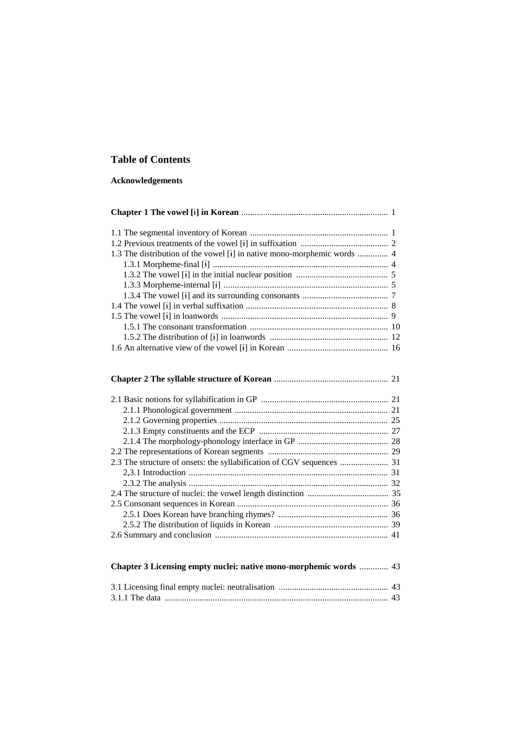## Table of Contents

**Acknowledgements**

**Chapter 1 The vowel [ɨ] in Korean** .................................................................. 1

1.1 The segmental inventory of Korean .............................................................. 1
1.2 Previous treatments of the vowel [ɨ] in suffixation ........................................ 2
1.3 The distribution of the vowel [ɨ] in native mono-morphemic words .............. 4
    1.3.1 Morpheme-final [ɨ] ............................................................................... 4
    1.3.2 The vowel [ɨ] in the initial nuclear position ......................................... 5
    1.3.3 Morpheme-internal [ɨ] .......................................................................... 5
    1.3.4 The vowel [ɨ] and its surrounding consonants ....................................... 7
1.4 The vowel [ɨ] in verbal suffixation ................................................................ 8
1.5 The vowel [ɨ] in loanwords ........................................................................... 9
    1.5.1 The consonant transformation .............................................................. 10
    1.5.2 The distribution of [ɨ] in loanwords ...................................................... 12
1.6 An alternative view of the vowel [ɨ] in Korean ............................................. 16

**Chapter 2 The syllable structure of Korean** .................................................... 21

2.1 Basic notions for syllabification in GP ......................................................... 21
    2.1.1 Phonological government ..................................................................... 21
    2.1.2 Governing properties ............................................................................ 25
    2.1.3 Empty constituents and the ECP .......................................................... 27
    2.1.4 The morphology-phonology interface in GP ......................................... 28
2.2 The representations of Korean segments ...................................................... 29
2.3 The structure of onsets: the syllabification of CGV sequences ...................... 31
    2,3.1 Introduction .......................................................................................... 31
    2.3.2 The analysis .......................................................................................... 32
2.4 The structure of nuclei: the vowel length distinction ..................................... 35
2.5 Consonant sequences in Korean .................................................................... 36
    2.5.1 Does Korean have branching rhymes? ................................................. 36
    2.5.2 The distribution of liquids in Korean .................................................... 39
2.6 Summary and conclusion .............................................................................. 41

**Chapter 3 Licensing empty nuclei: native mono-morphemic words** ............. 43

3.1 Licensing final empty nuclei: neutralisation .................................................. 43
3.1.1 The data ..................................................................................................... 43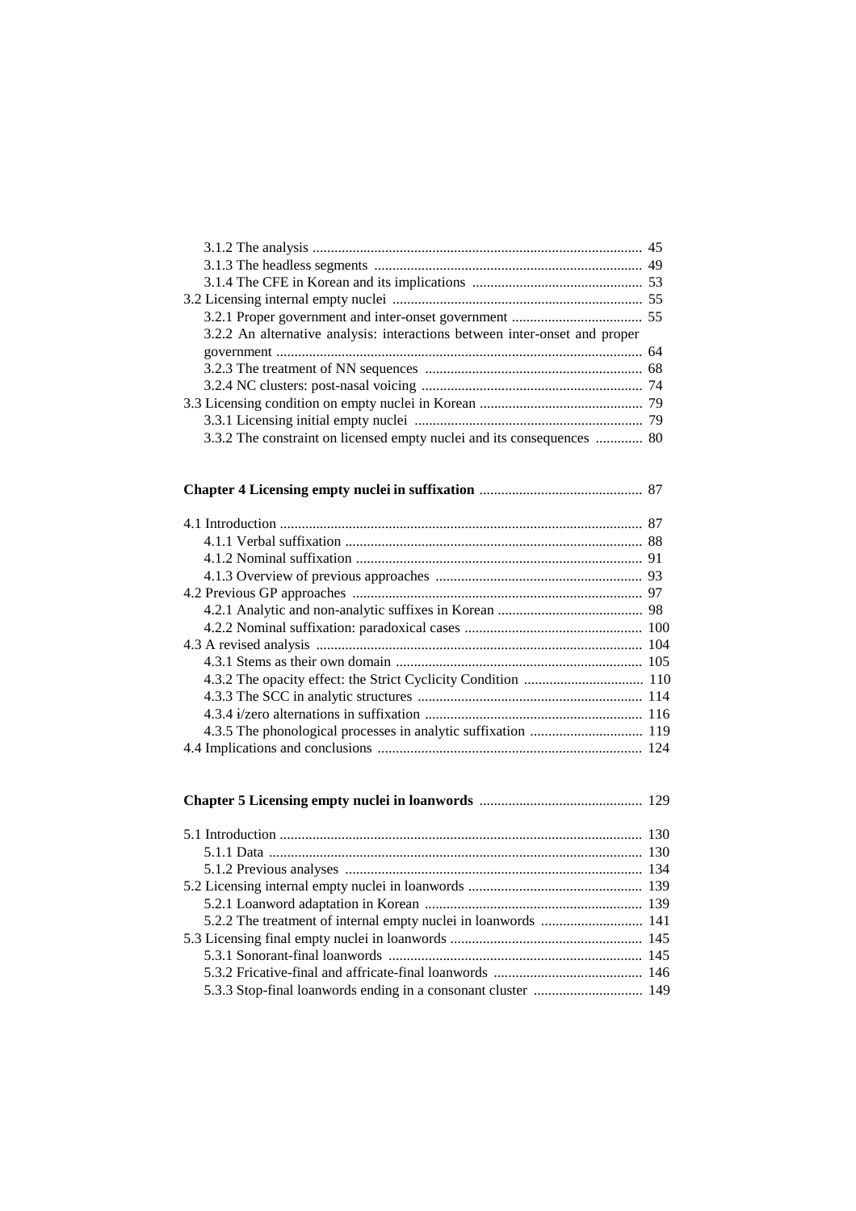3.1.2 The analysis .......................................................................................... 45
3.1.3 The headless segments ......................................................................... 49
3.1.4 The CFE in Korean and its implications ............................................... 53
3.2 Licensing internal empty nuclei .................................................................... 55
3.2.1 Proper government and inter-onset government .................................... 55
3.2.2 An alternative analysis: interactions between inter-onset and proper government .................................................................................................... 64
3.2.3 The treatment of NN sequences ........................................................... 68
3.2.4 NC clusters: post-nasal voicing ............................................................ 74
3.3 Licensing condition on empty nuclei in Korean ............................................ 79
3.3.1 Licensing initial empty nuclei .............................................................. 79
3.3.2 The constraint on licensed empty nuclei and its consequences ............. 80

**Chapter 4 Licensing empty nuclei in suffixation** ............................................ 87

4.1 Introduction .................................................................................................. 87
4.1.1 Verbal suffixation ................................................................................. 88
4.1.2 Nominal suffixation .............................................................................. 91
4.1.3 Overview of previous approaches ......................................................... 93
4.2 Previous GP approaches ............................................................................... 97
4.2.1 Analytic and non-analytic suffixes in Korean ........................................ 98
4.2.2 Nominal suffixation: paradoxical cases ................................................. 100
4.3 A revised analysis ......................................................................................... 104
4.3.1 Stems as their own domain .................................................................... 105
4.3.2 The opacity effect: the Strict Cyclicity Condition ................................. 110
4.3.3 The SCC in analytic structures ............................................................. 114
4.3.4 ɨ/zero alternations in suffixation ........................................................... 116
4.3.5 The phonological processes in analytic suffixation ............................... 119
4.4 Implications and conclusions ........................................................................ 124

**Chapter 5 Licensing empty nuclei in loanwords** ............................................ 129

5.1 Introduction .................................................................................................. 130
5.1.1 Data ...................................................................................................... 130
5.1.2 Previous analyses ................................................................................. 134
5.2 Licensing internal empty nuclei in loanwords ................................................ 139
5.2.1 Loanword adaptation in Korean ........................................................... 139
5.2.2 The treatment of internal empty nuclei in loanwords ............................ 141
5.3 Licensing final empty nuclei in loanwords ..................................................... 145
5.3.1 Sonorant-final loanwords ...................................................................... 145
5.3.2 Fricative-final and affricate-final loanwords ......................................... 146
5.3.3 Stop-final loanwords ending in a consonant cluster .............................. 149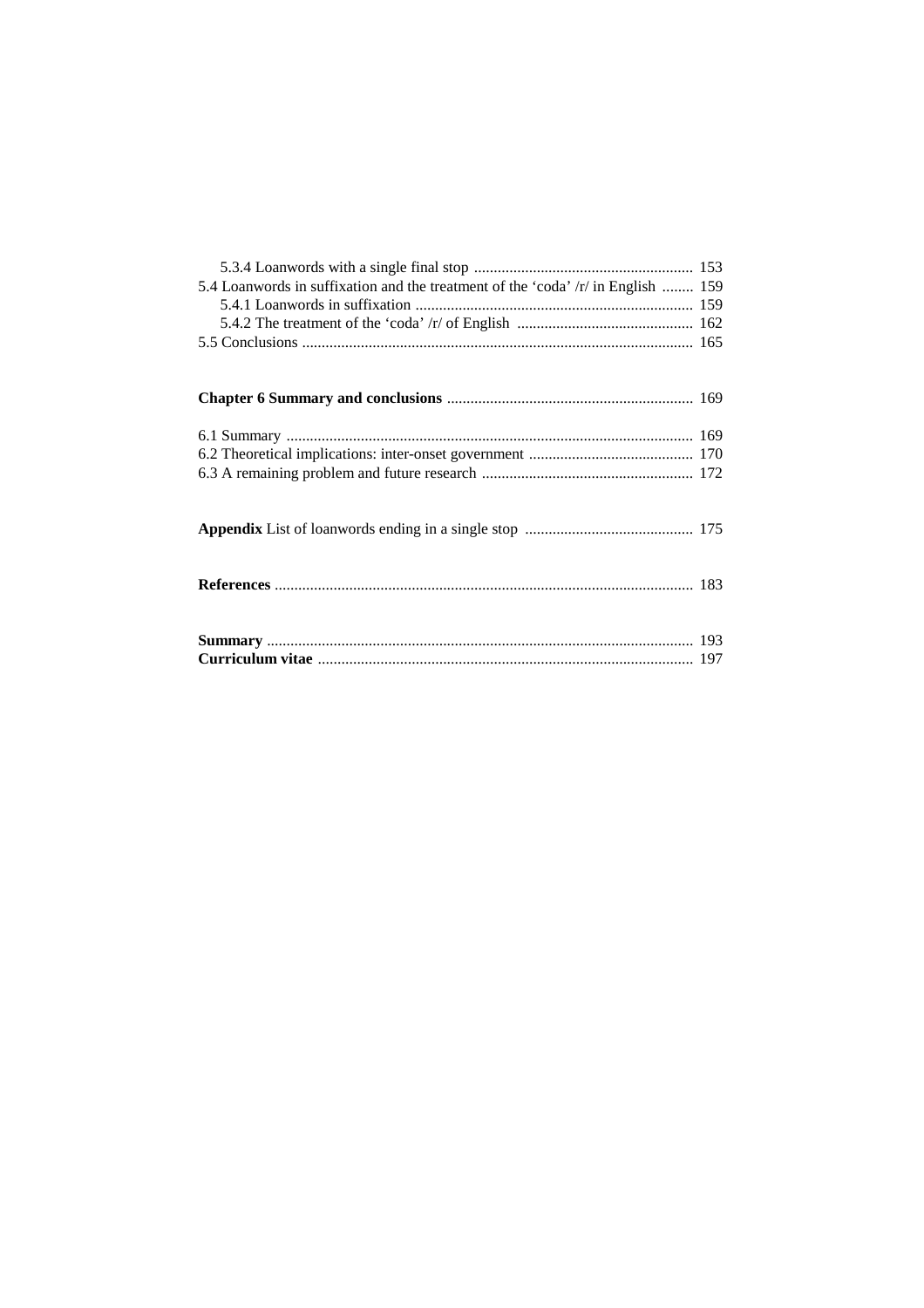5.3.4 Loanwords with a single final stop ........................................................ 153
5.4 Loanwords in suffixation and the treatment of the 'coda' /r/ in English ........ 159
5.4.1 Loanwords in suffixation ....................................................................... 159
5.4.2 The treatment of the 'coda' /r/ of English ............................................. 162
5.5 Conclusions ................................................................................................... 165

**Chapter 6 Summary and conclusions** ............................................................... 169

6.1 Summary ....................................................................................................... 169
6.2 Theoretical implications: inter-onset government .......................................... 170
6.3 A remaining problem and future research ...................................................... 172

**Appendix** List of loanwords ending in a single stop ........................................... 175

**References** .......................................................................................................... 183

**Summary** ............................................................................................................ 193
**Curriculum vitae** ............................................................................................... 197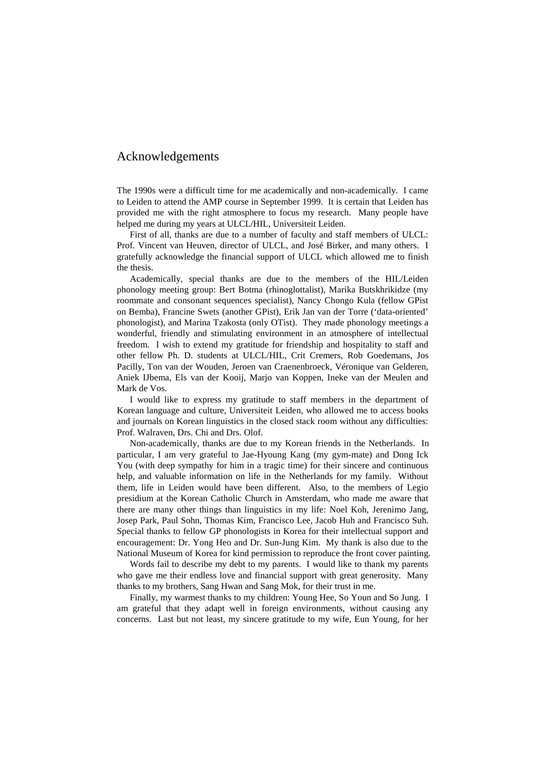# Acknowledgements

The 1990s were a difficult time for me academically and non-academically. I came to Leiden to attend the AMP course in September 1999. It is certain that Leiden has provided me with the right atmosphere to focus my research. Many people have helped me during my years at ULCL/HIL, Universiteit Leiden.

First of all, thanks are due to a number of faculty and staff members of ULCL: Prof. Vincent van Heuven, director of ULCL, and José Birker, and many others. I gratefully acknowledge the financial support of ULCL which allowed me to finish the thesis.

Academically, special thanks are due to the members of the HIL/Leiden phonology meeting group: Bert Botma (rhinoglottalist), Marika Butskhrikidze (my roommate and consonant sequences specialist), Nancy Chongo Kula (fellow GPist on Bemba), Francine Swets (another GPist), Erik Jan van der Torre ('data-oriented' phonologist), and Marina Tzakosta (only OTist). They made phonology meetings a wonderful, friendly and stimulating environment in an atmosphere of intellectual freedom. I wish to extend my gratitude for friendship and hospitality to staff and other fellow Ph. D. students at ULCL/HIL, Crit Cremers, Rob Goedemans, Jos Pacilly, Ton van der Wouden, Jeroen van Craenenbroeck, Véronique van Gelderen, Aniek IJbema, Els van der Kooij, Marjo van Koppen, Ineke van der Meulen and Mark de Vos.

I would like to express my gratitude to staff members in the department of Korean language and culture, Universiteit Leiden, who allowed me to access books and journals on Korean linguistics in the closed stack room without any difficulties: Prof. Walraven, Drs. Chi and Drs. Olof.

Non-academically, thanks are due to my Korean friends in the Netherlands. In particular, I am very grateful to Jae-Hyoung Kang (my gym-mate) and Dong Ick You (with deep sympathy for him in a tragic time) for their sincere and continuous help, and valuable information on life in the Netherlands for my family. Without them, life in Leiden would have been different. Also, to the members of Legio presidium at the Korean Catholic Church in Amsterdam, who made me aware that there are many other things than linguistics in my life: Noel Koh, Jerenimo Jang, Josep Park, Paul Sohn, Thomas Kim, Francisco Lee, Jacob Huh and Francisco Suh. Special thanks to fellow GP phonologists in Korea for their intellectual support and encouragement: Dr. Yong Heo and Dr. Sun-Jung Kim. My thank is also due to the National Museum of Korea for kind permission to reproduce the front cover painting.

Words fail to describe my debt to my parents. I would like to thank my parents who gave me their endless love and financial support with great generosity. Many thanks to my brothers, Sang Hwan and Sang Mok, for their trust in me.

Finally, my warmest thanks to my children: Young Hee, So Youn and So Jung. I am grateful that they adapt well in foreign environments, without causing any concerns. Last but not least, my sincere gratitude to my wife, Eun Young, for her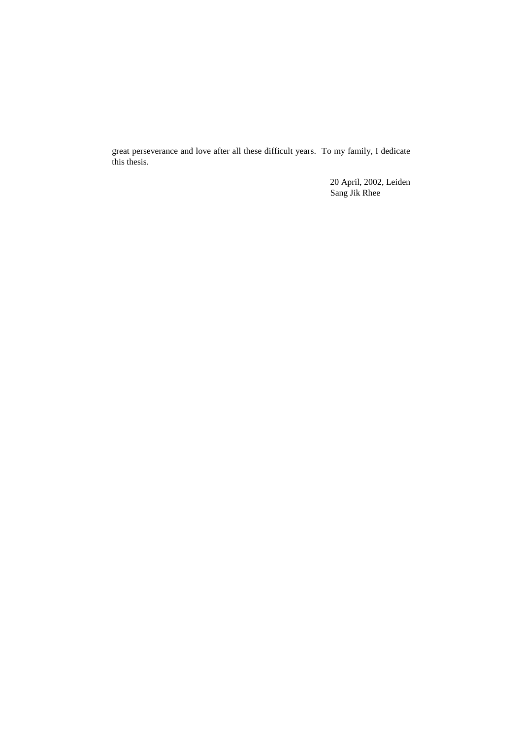great perseverance and love after all these difficult years. To my family, I dedicate this thesis.

20 April, 2002, Leiden  
Sang Jik Rhee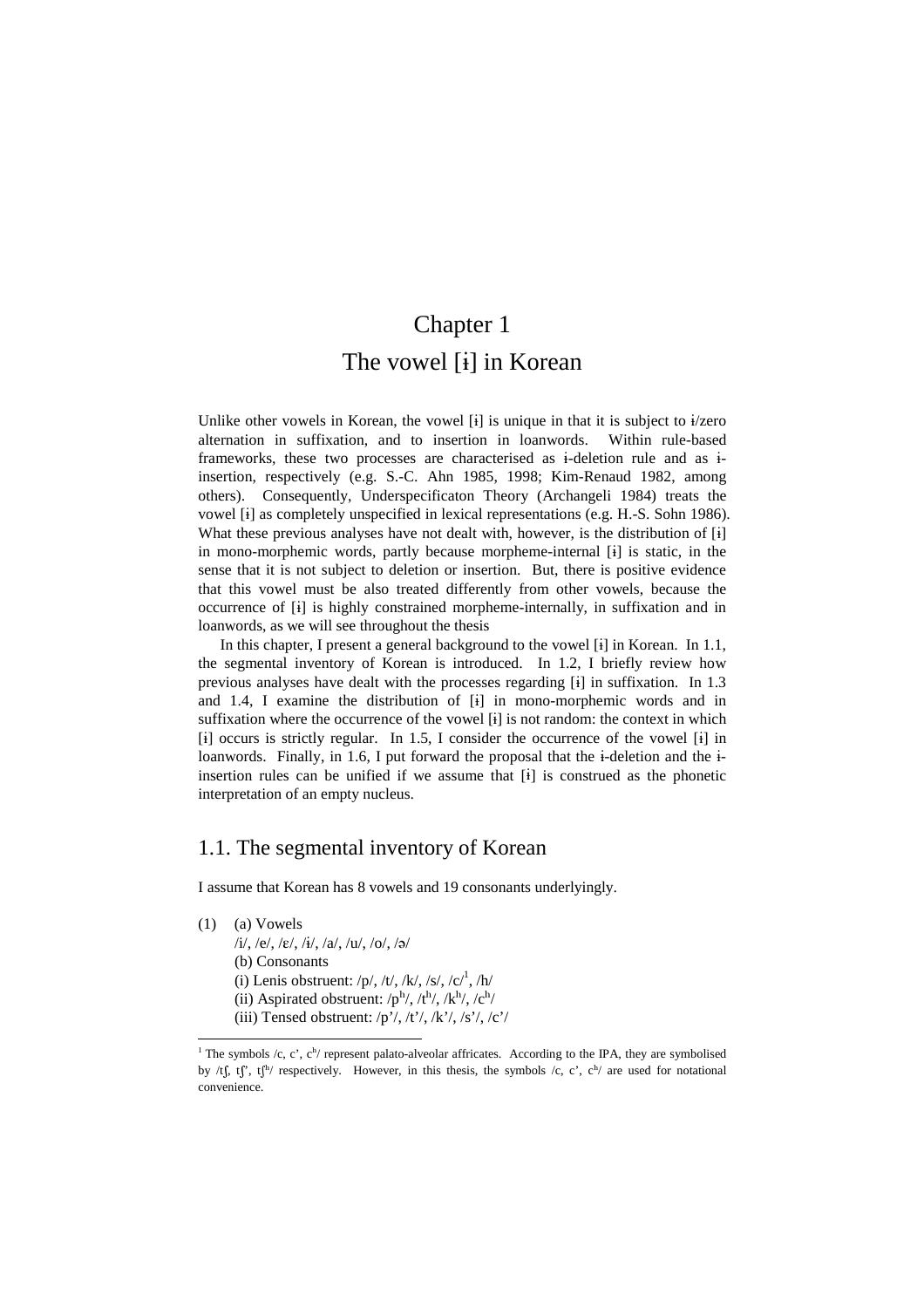# Chapter 1

# The vowel [ɨ] in Korean

Unlike other vowels in Korean, the vowel [ɨ] is unique in that it is subject to ɨ/zero alternation in suffixation, and to insertion in loanwords. Within rule-based frameworks, these two processes are characterised as ɨ-deletion rule and as ɨ-insertion, respectively (e.g. S.-C. Ahn 1985, 1998; Kim-Renaud 1982, among others). Consequently, Underspecificaton Theory (Archangeli 1984) treats the vowel [ɨ] as completely unspecified in lexical representations (e.g. H.-S. Sohn 1986). What these previous analyses have not dealt with, however, is the distribution of [ɨ] in mono-morphemic words, partly because morpheme-internal [ɨ] is static, in the sense that it is not subject to deletion or insertion. But, there is positive evidence that this vowel must be also treated differently from other vowels, because the occurrence of [ɨ] is highly constrained morpheme-internally, in suffixation and in loanwords, as we will see throughout the thesis

In this chapter, I present a general background to the vowel [ɨ] in Korean. In 1.1, the segmental inventory of Korean is introduced. In 1.2, I briefly review how previous analyses have dealt with the processes regarding [ɨ] in suffixation. In 1.3 and 1.4, I examine the distribution of [ɨ] in mono-morphemic words and in suffixation where the occurrence of the vowel [ɨ] is not random: the context in which [ɨ] occurs is strictly regular. In 1.5, I consider the occurrence of the vowel [ɨ] in loanwords. Finally, in 1.6, I put forward the proposal that the ɨ-deletion and the ɨ-insertion rules can be unified if we assume that [ɨ] is construed as the phonetic interpretation of an empty nucleus.

## 1.1. The segmental inventory of Korean

I assume that Korean has 8 vowels and 19 consonants underlyingly.

(1) (a) Vowels
/i/, /e/, /ɛ/, /ɨ/, /a/, /u/, /o/, /ə/
(b) Consonants
(i) Lenis obstruent: /p/, /t/, /k/, /s/, /c/[1], /h/
(ii) Aspirated obstruent: /pʰ/, /tʰ/, /kʰ/, /cʰ/
(iii) Tensed obstruent: /p'/, /t'/, /k'/, /s'/, /c'/

[1] The symbols /c, c', cʰ/ represent palato-alveolar affricates. According to the IPA, they are symbolised by /tʃ, tʃ', tʃʰ/ respectively. However, in this thesis, the symbols /c, c', cʰ/ are used for notational convenience.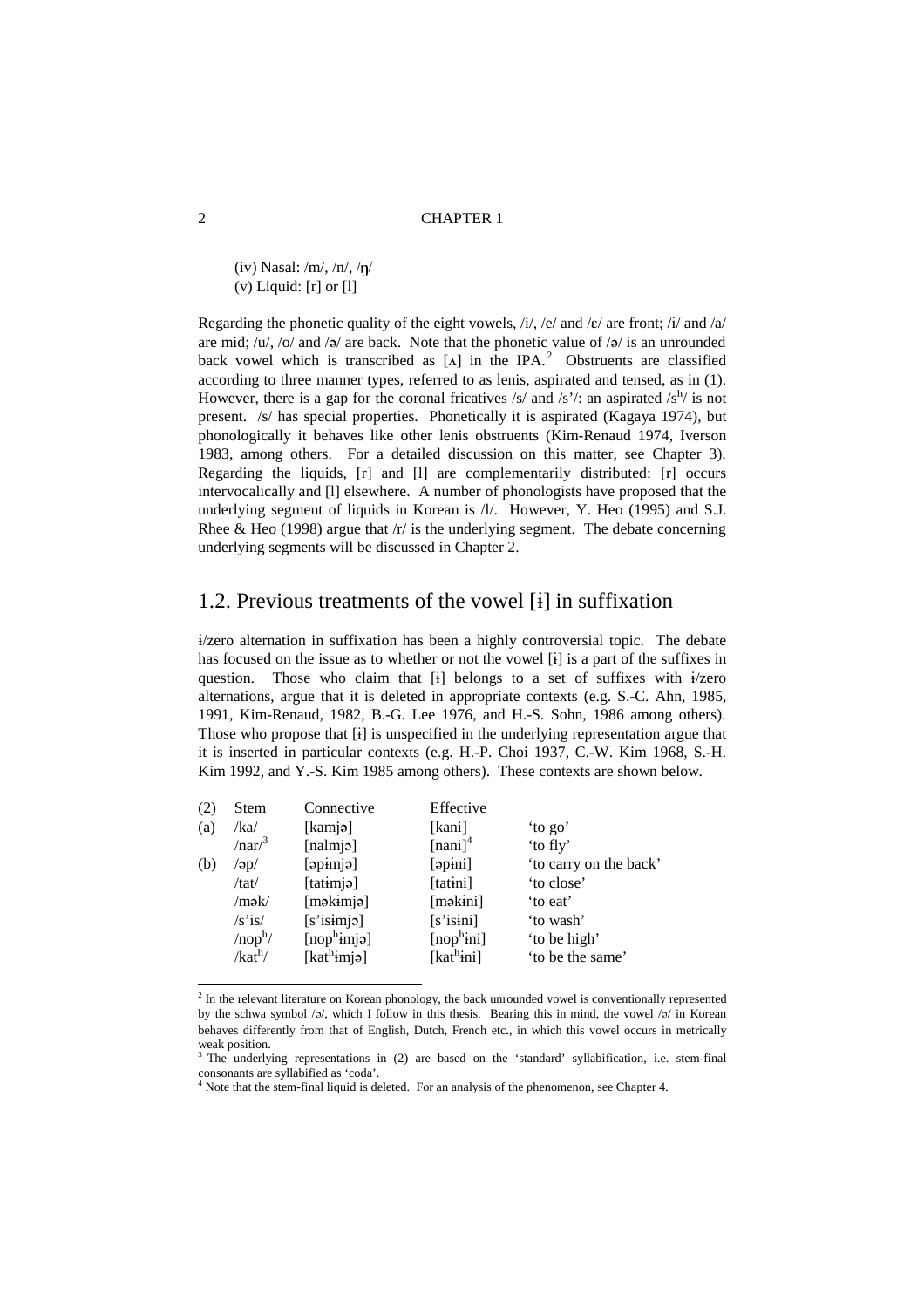(iv) Nasal: /m/, /n/, /ŋ/
(v) Liquid: [r] or [l]

Regarding the phonetic quality of the eight vowels, /i/, /e/ and /ɛ/ are front; /ɨ/ and /a/ are mid; /u/, /o/ and /ə/ are back. Note that the phonetic value of /ə/ is an unrounded back vowel which is transcribed as [ʌ] in the IPA.[2] Obstruents are classified according to three manner types, referred to as lenis, aspirated and tensed, as in (1). However, there is a gap for the coronal fricatives /s/ and /s'/: an aspirated /$s^h$/ is not present. /s/ has special properties. Phonetically it is aspirated (Kagaya 1974), but phonologically it behaves like other lenis obstruents (Kim-Renaud 1974, Iverson 1983, among others. For a detailed discussion on this matter, see Chapter 3). Regarding the liquids, [r] and [l] are complementarily distributed: [r] occurs intervocalically and [l] elsewhere. A number of phonologists have proposed that the underlying segment of liquids in Korean is /l/. However, Y. Heo (1995) and S.J. Rhee & Heo (1998) argue that /r/ is the underlying segment. The debate concerning underlying segments will be discussed in Chapter 2.

## 1.2. Previous treatments of the vowel [ɨ] in suffixation

ɨ/zero alternation in suffixation has been a highly controversial topic. The debate has focused on the issue as to whether or not the vowel [ɨ] is a part of the suffixes in question. Those who claim that [ɨ] belongs to a set of suffixes with ɨ/zero alternations, argue that it is deleted in appropriate contexts (e.g. S.-C. Ahn, 1985, 1991, Kim-Renaud, 1982, B.-G. Lee 1976, and H.-S. Sohn, 1986 among others). Those who propose that [ɨ] is unspecified in the underlying representation argue that it is inserted in particular contexts (e.g. H.-P. Choi 1937, C.-W. Kim 1968, S.-H. Kim 1992, and Y.-S. Kim 1985 among others). These contexts are shown below.

| (2) | Stem | Connective | Effective | |
|---|---|---|---|---|
| (a) | /ka/ | [kamjə] | [kani] | 'to go' |
| | /nar/[3] | [nalmjə] | [nani][4] | 'to fly' |
| (b) | /əp/ | [əpɨmjə] | [əpɨni] | 'to carry on the back' |
| | /tat/ | [tatɨmjə] | [tatɨni] | 'to close' |
| | /mək/ | [məkɨmjə] | [məkɨni] | 'to eat' |
| | /s'is/ | [s'isɨmjə] | [s'isɨni] | 'to wash' |
| | /$nop^h$/ | [$nop^h$ɨmjə] | [$nop^h$ɨni] | 'to be high' |
| | /$kat^h$/ | [$kat^h$ɨmjə] | [$kat^h$ɨni] | 'to be the same' |

---

[2] In the relevant literature on Korean phonology, the back unrounded vowel is conventionally represented by the schwa symbol /ə/, which I follow in this thesis. Bearing this in mind, the vowel /ə/ in Korean behaves differently from that of English, Dutch, French etc., in which this vowel occurs in metrically weak position.

[3] The underlying representations in (2) are based on the 'standard' syllabification, i.e. stem-final consonants are syllabified as 'coda'.

[4] Note that the stem-final liquid is deleted. For an analysis of the phenomenon, see Chapter 4.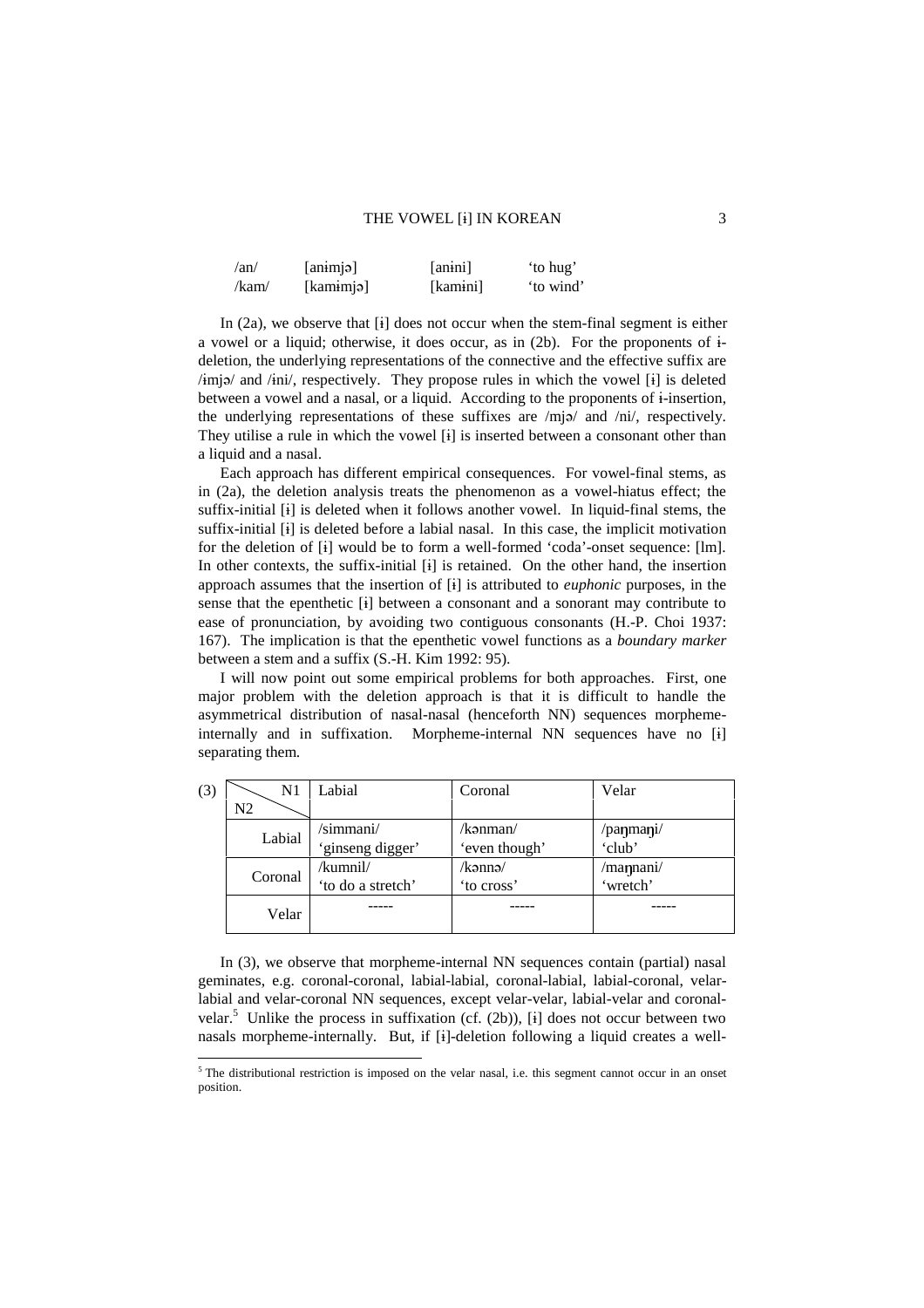| /an/ | [anɨmjə] | [anɨni] | 'to hug' |
|---|---|---|---|
| /kam/ | [kamɨmjə] | [kamɨni] | 'to wind' |

In (2a), we observe that [ɨ] does not occur when the stem-final segment is either a vowel or a liquid; otherwise, it does occur, as in (2b). For the proponents of ɨ-deletion, the underlying representations of the connective and the effective suffix are /ɨmjə/ and /ɨni/, respectively. They propose rules in which the vowel [ɨ] is deleted between a vowel and a nasal, or a liquid. According to the proponents of ɨ-insertion, the underlying representations of these suffixes are /mjə/ and /ni/, respectively. They utilise a rule in which the vowel [ɨ] is inserted between a consonant other than a liquid and a nasal.

Each approach has different empirical consequences. For vowel-final stems, as in (2a), the deletion analysis treats the phenomenon as a vowel-hiatus effect; the suffix-initial [ɨ] is deleted when it follows another vowel. In liquid-final stems, the suffix-initial [ɨ] is deleted before a labial nasal. In this case, the implicit motivation for the deletion of [ɨ] would be to form a well-formed 'coda'-onset sequence: [lm]. In other contexts, the suffix-initial [ɨ] is retained. On the other hand, the insertion approach assumes that the insertion of [ɨ] is attributed to *euphonic* purposes, in the sense that the epenthetic [ɨ] between a consonant and a sonorant may contribute to ease of pronunciation, by avoiding two contiguous consonants (H.-P. Choi 1937: 167). The implication is that the epenthetic vowel functions as a *boundary marker* between a stem and a suffix (S.-H. Kim 1992: 95).

I will now point out some empirical problems for both approaches. First, one major problem with the deletion approach is that it is difficult to handle the asymmetrical distribution of nasal-nasal (henceforth NN) sequences morpheme-internally and in suffixation. Morpheme-internal NN sequences have no [ɨ] separating them.

(3)

| N2 \ N1 | Labial | Coronal | Velar |
|---|---|---|---|
| Labial | /simmani/ 'ginseng digger' | /kənman/ 'even though' | /paŋmaŋi/ 'club' |
| Coronal | /kumnil/ 'to do a stretch' | /kənnə/ 'to cross' | /maŋnani/ 'wretch' |
| Velar | ----- | ----- | ----- |

In (3), we observe that morpheme-internal NN sequences contain (partial) nasal geminates, e.g. coronal-coronal, labial-labial, coronal-labial, labial-coronal, velar-labial and velar-coronal NN sequences, except velar-velar, labial-velar and coronal-velar.[5] Unlike the process in suffixation (cf. (2b)), [ɨ] does not occur between two nasals morpheme-internally. But, if [ɨ]-deletion following a liquid creates a well-

[5] The distributional restriction is imposed on the velar nasal, i.e. this segment cannot occur in an onset position.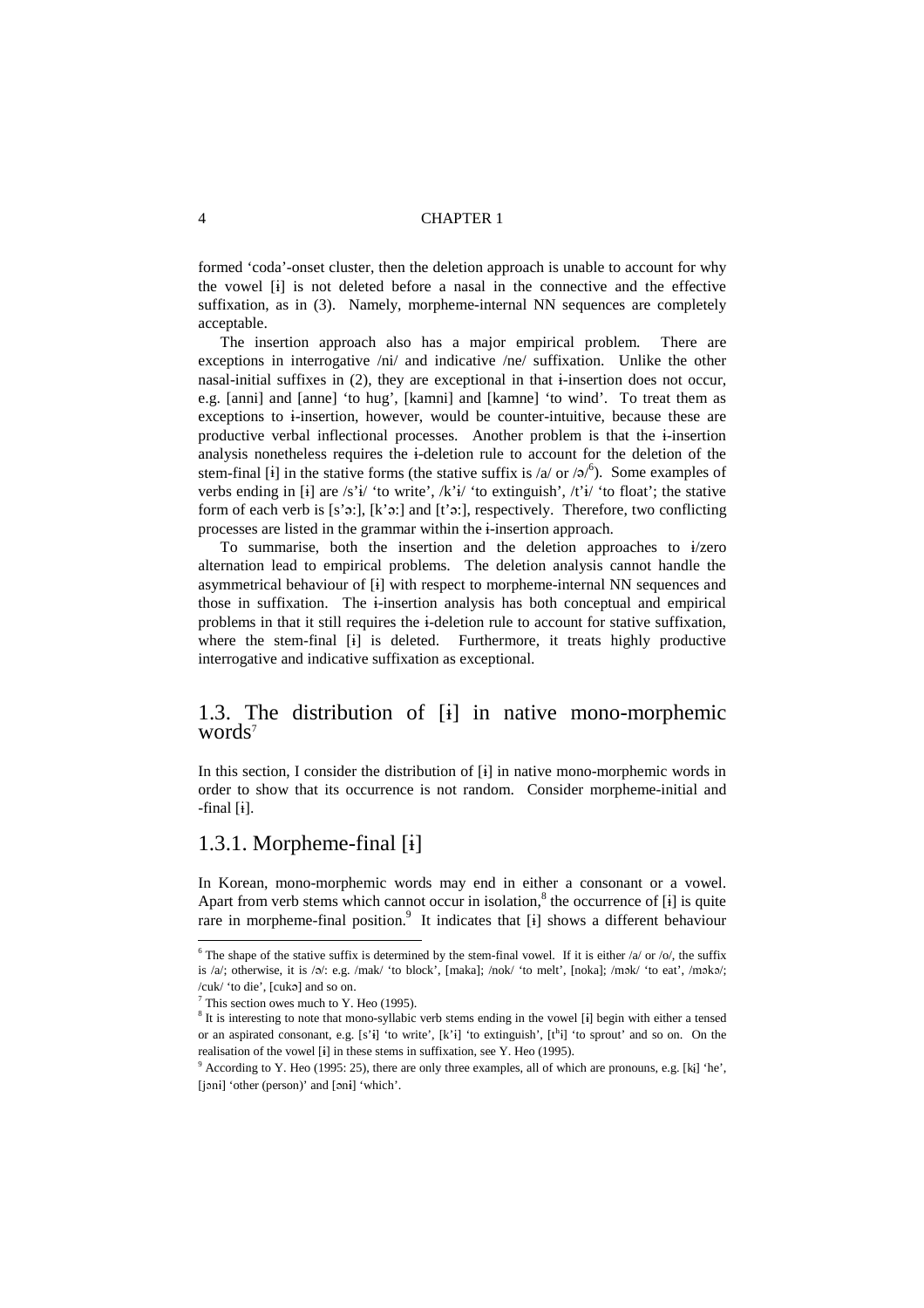formed 'coda'-onset cluster, then the deletion approach is unable to account for why the vowel [ɨ] is not deleted before a nasal in the connective and the effective suffixation, as in (3). Namely, morpheme-internal NN sequences are completely acceptable.

The insertion approach also has a major empirical problem. There are exceptions in interrogative /ni/ and indicative /ne/ suffixation. Unlike the other nasal-initial suffixes in (2), they are exceptional in that ɨ-insertion does not occur, e.g. [anni] and [anne] 'to hug', [kamni] and [kamne] 'to wind'. To treat them as exceptions to ɨ-insertion, however, would be counter-intuitive, because these are productive verbal inflectional processes. Another problem is that the ɨ-insertion analysis nonetheless requires the ɨ-deletion rule to account for the deletion of the stem-final [ɨ] in the stative forms (the stative suffix is /a/ or /ə/[6]). Some examples of verbs ending in [ɨ] are /s'ɨ/ 'to write', /k'ɨ/ 'to extinguish', /t'ɨ/ 'to float'; the stative form of each verb is [s'əː], [k'əː] and [t'əː], respectively. Therefore, two conflicting processes are listed in the grammar within the ɨ-insertion approach.

To summarise, both the insertion and the deletion approaches to ɨ/zero alternation lead to empirical problems. The deletion analysis cannot handle the asymmetrical behaviour of [ɨ] with respect to morpheme-internal NN sequences and those in suffixation. The ɨ-insertion analysis has both conceptual and empirical problems in that it still requires the ɨ-deletion rule to account for stative suffixation, where the stem-final [ɨ] is deleted. Furthermore, it treats highly productive interrogative and indicative suffixation as exceptional.

## 1.3. The distribution of [ɨ] in native mono-morphemic words[7]

In this section, I consider the distribution of [ɨ] in native mono-morphemic words in order to show that its occurrence is not random. Consider morpheme-initial and -final [ɨ].

### 1.3.1. Morpheme-final [ɨ]

In Korean, mono-morphemic words may end in either a consonant or a vowel. Apart from verb stems which cannot occur in isolation,[8] the occurrence of [ɨ] is quite rare in morpheme-final position.[9] It indicates that [ɨ] shows a different behaviour

---

[6] The shape of the stative suffix is determined by the stem-final vowel. If it is either /a/ or /o/, the suffix is /a/; otherwise, it is /ə/: e.g. /mak/ 'to block', [maka]; /nok/ 'to melt', [noka]; /mək/ 'to eat', /məkə/; /cuk/ 'to die', [cukə] and so on.

[7] This section owes much to Y. Heo (1995).

[8] It is interesting to note that mono-syllabic verb stems ending in the vowel [ɨ] begin with either a tensed or an aspirated consonant, e.g. [s'ɨ] 'to write', [k'ɨ] 'to extinguish', [tʰɨ] 'to sprout' and so on. On the realisation of the vowel [ɨ] in these stems in suffixation, see Y. Heo (1995).

[9] According to Y. Heo (1995: 25), there are only three examples, all of which are pronouns, e.g. [kɨ] 'he', [jənɨ] 'other (person)' and [ənɨ] 'which'.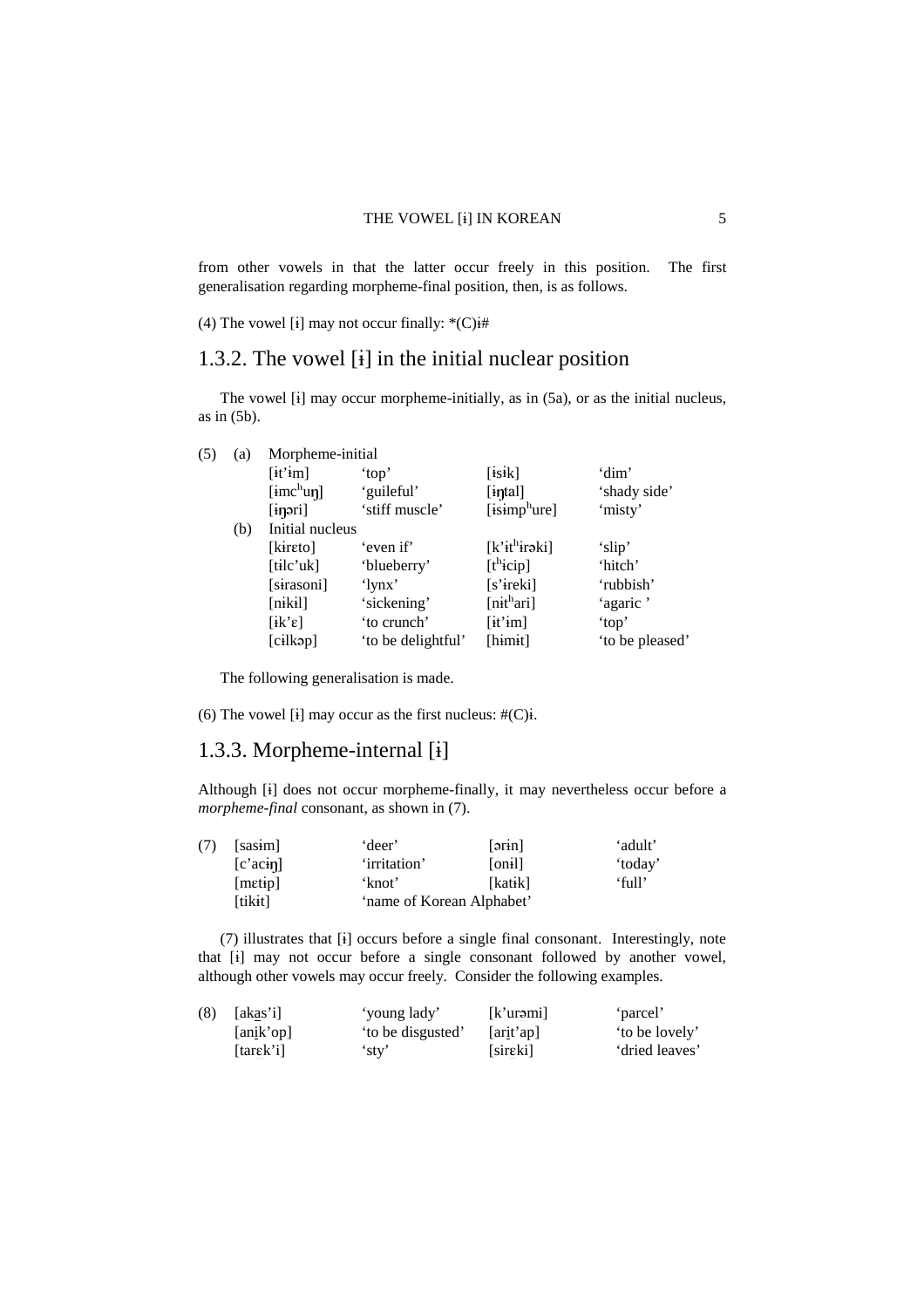from other vowels in that the latter occur freely in this position. The first generalisation regarding morpheme-final position, then, is as follows.

(4) The vowel [ɨ] may not occur finally: *(C)ɨ#

## 1.3.2. The vowel [ɨ] in the initial nuclear position

The vowel [ɨ] may occur morpheme-initially, as in (5a), or as the initial nucleus, as in (5b).

(5) (a) Morpheme-initial

| | | | |
|---|---|---|---|
| [ɨt'ɨm] | 'top' | [ɨsɨk] | 'dim' |
| [ɨmcʰuŋ] | 'guileful' | [ɨŋtal] | 'shady side' |
| [ɨŋəri] | 'stiff muscle' | [ɨsɨmpʰure] | 'misty' |

(b) Initial nucleus

| | | | |
|---|---|---|---|
| [kɨrɛto] | 'even if' | [k'ɨtʰɨrəki] | 'slip' |
| [tɨlc'uk] | 'blueberry' | [tʰɨcip] | 'hitch' |
| [sɨrasoni] | 'lynx' | [s'ɨreki] | 'rubbish' |
| [nɨkɨl] | 'sickening' | [nɨtʰari] | 'agaric ' |
| [ɨk'ɛ] | 'to crunch' | [ɨt'ɨm] | 'top' |
| [cɨlkəp] | 'to be delightful' | [hɨmɨt] | 'to be pleased' |

The following generalisation is made.

(6) The vowel [ɨ] may occur as the first nucleus: #(C)ɨ.

## 1.3.3. Morpheme-internal [ɨ]

Although [ɨ] does not occur morpheme-finally, it may nevertheless occur before a *morpheme-final* consonant, as shown in (7).

(7)

| | | | |
|---|---|---|---|
| [sasɨm] | 'deer' | [ərɨn] | 'adult' |
| [c'acɨŋ] | 'irritation' | [onɨl] | 'today' |
| [mɛtɨp] | 'knot' | [katɨk] | 'full' |
| [tikɨt] | 'name of Korean Alphabet' | | |

(7) illustrates that [ɨ] occurs before a single final consonant. Interestingly, note that [ɨ] may not occur before a single consonant followed by another vowel, although other vowels may occur freely. Consider the following examples.

(8)

| | | | |
|---|---|---|---|
| [ka<u>s</u>'i] | 'young lady' | [k'urəmi] | 'parcel' |
| [an<u>i</u>k'op] | 'to be disgusted' | [ar<u>i</u>t'ap] | 'to be lovely' |
| [tarɛk'i] | 'sty' | [sirɛki] | 'dried leaves' |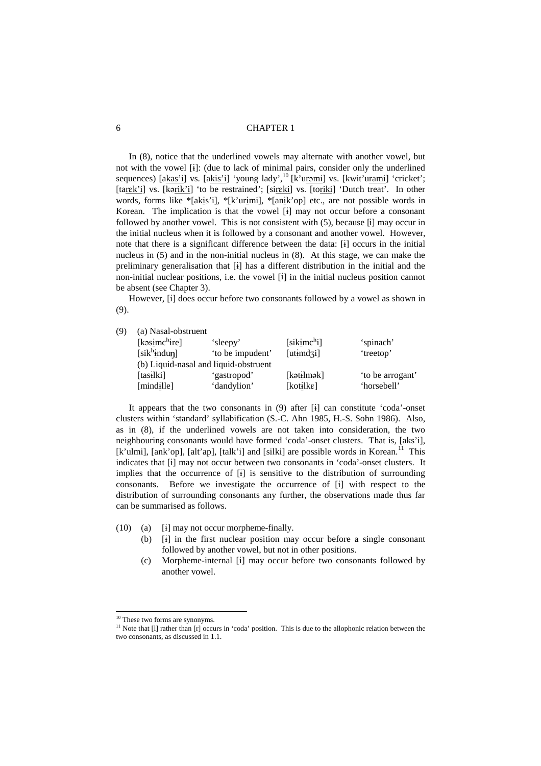In (8), notice that the underlined vowels may alternate with another vowel, but not with the vowel [ɨ]: (due to lack of minimal pairs, consider only the underlined sequences) [a<u>kas'i</u>] vs. [a<u>kis'i</u>] 'young lady',[10] [k'u<u>rəmi</u>] vs. [kwit'u<u>rami</u>] 'cricket'; [ta<u>rɛk'i</u>] vs. [kə<u>rik'i</u>] 'to be restrained'; [si<u>rɛki</u>] vs. [to<u>riki</u>] 'Dutch treat'. In other words, forms like *[akɨs'i], *[k'urɨmi], *[anɨk'op] etc., are not possible words in Korean. The implication is that the vowel [ɨ] may not occur before a consonant followed by another vowel. This is not consistent with (5), because [ɨ] may occur in the initial nucleus when it is followed by a consonant and another vowel. However, note that there is a significant difference between the data: [ɨ] occurs in the initial nucleus in (5) and in the non-initial nucleus in (8). At this stage, we can make the preliminary generalisation that [ɨ] has a different distribution in the initial and the non-initial nuclear positions, i.e. the vowel [ɨ] in the initial nucleus position cannot be absent (see Chapter 3).

However, [ɨ] does occur before two consonants followed by a vowel as shown in (9).

(9) (a) Nasal-obstruent

| | | | |
|---|---|---|---|
| [kəsimcʰɨre] | 'sleepy' | [sikɨmcʰi] | 'spinach' |
| [sikʰɨnduŋ] | 'to be impudent' | [utɨmdʒi] | 'treetop' |

(b) Liquid-nasal and liquid-obstruent

| | | | |
|---|---|---|---|
| [tasɨlki] | 'gastropod' | [kətɨlmək] | 'to be arrogant' |
| [mindɨlle] | 'dandylion' | [kotɨlkɛ] | 'horsebell' |

It appears that the two consonants in (9) after [ɨ] can constitute 'coda'-onset clusters within 'standard' syllabification (S.-C. Ahn 1985, H.-S. Sohn 1986). Also, as in (8), if the underlined vowels are not taken into consideration, the two neighbouring consonants would have formed 'coda'-onset clusters. That is, [aks'i], [k'ulmi], [ank'op], [alt'ap], [talk'i] and [silki] are possible words in Korean.[11] This indicates that [ɨ] may not occur between two consonants in 'coda'-onset clusters. It implies that the occurrence of [ɨ] is sensitive to the distribution of surrounding consonants. Before we investigate the occurrence of [ɨ] with respect to the distribution of surrounding consonants any further, the observations made thus far can be summarised as follows.

(10) (a) [ɨ] may not occur morpheme-finally.

(b) [ɨ] in the first nuclear position may occur before a single consonant followed by another vowel, but not in other positions.

(c) Morpheme-internal [ɨ] may occur before two consonants followed by another vowel.

---

[10] These two forms are synonyms.

[11] Note that [l] rather than [r] occurs in 'coda' position. This is due to the allophonic relation between the two consonants, as discussed in 1.1.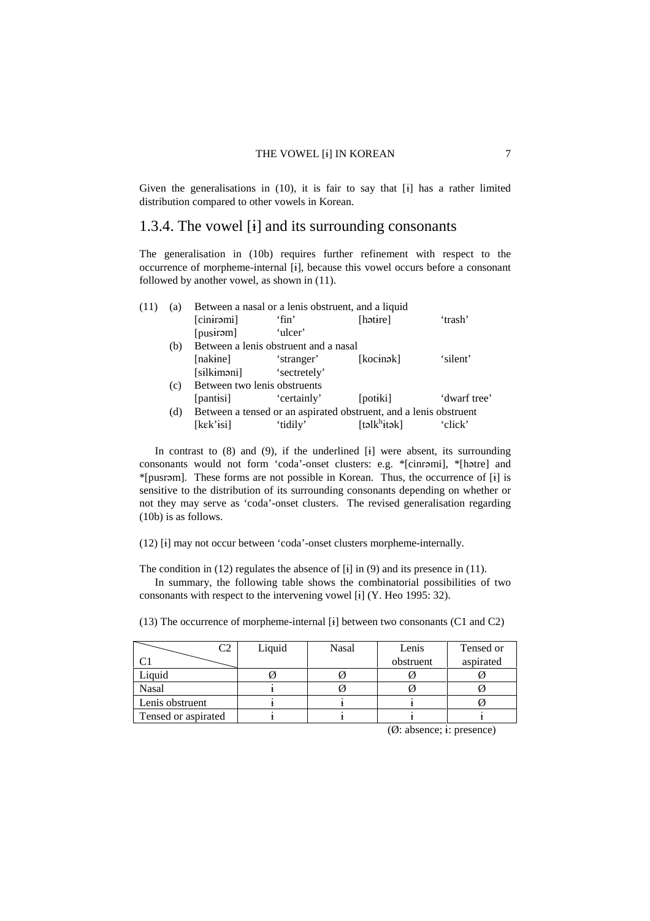Given the generalisations in (10), it is fair to say that [ɨ] has a rather limited distribution compared to other vowels in Korean.

### 1.3.4. The vowel [ɨ] and its surrounding consonants

The generalisation in (10b) requires further refinement with respect to the occurrence of morpheme-internal [ɨ], because this vowel occurs before a consonant followed by another vowel, as shown in (11).

(11) (a) Between a nasal or a lenis obstruent, and a liquid

| | | | |
|---|---|---|---|
| [cinɨrəmi] | 'fin' | [hətɨre] | 'trash' |
| [pusɨrəm] | 'ulcer' | | |

(b) Between a lenis obstruent and a nasal

| | | | |
|---|---|---|---|
| [nakɨne] | 'stranger' | [kocɨnək] | 'silent' |
| [silkɨməni] | 'sectretely' | | |

(c) Between two lenis obstruents

| | | | |
|---|---|---|---|
| [pantɨsi] | 'certainly' | [potɨki] | 'dwarf tree' |

(d) Between a tensed or an aspirated obstruent, and a lenis obstruent

| | | | |
|---|---|---|---|
| [kɛk'ɨsi] | 'tidily' | [təlkʰɨtək] | 'click' |

In contrast to (8) and (9), if the underlined [ɨ] were absent, its surrounding consonants would not form 'coda'-onset clusters: e.g. *[cinrəmi], *[hətre] and *[pusrəm]. These forms are not possible in Korean. Thus, the occurrence of [ɨ] is sensitive to the distribution of its surrounding consonants depending on whether or not they may serve as 'coda'-onset clusters. The revised generalisation regarding (10b) is as follows.

(12) [ɨ] may not occur between 'coda'-onset clusters morpheme-internally.

The condition in (12) regulates the absence of [ɨ] in (9) and its presence in (11).

In summary, the following table shows the combinatorial possibilities of two consonants with respect to the intervening vowel [ɨ] (Y. Heo 1995: 32).

(13) The occurrence of morpheme-internal [ɨ] between two consonants (C1 and C2)

| C1 \ C2 | Liquid | Nasal | Lenis obstruent | Tensed or aspirated |
|---|---|---|---|---|
| Liquid | Ø | Ø | Ø | Ø |
| Nasal | ɨ | Ø | Ø | Ø |
| Lenis obstruent | ɨ | ɨ | ɨ | Ø |
| Tensed or aspirated | ɨ | ɨ | ɨ | ɨ |

(Ø: absence; ɨ: presence)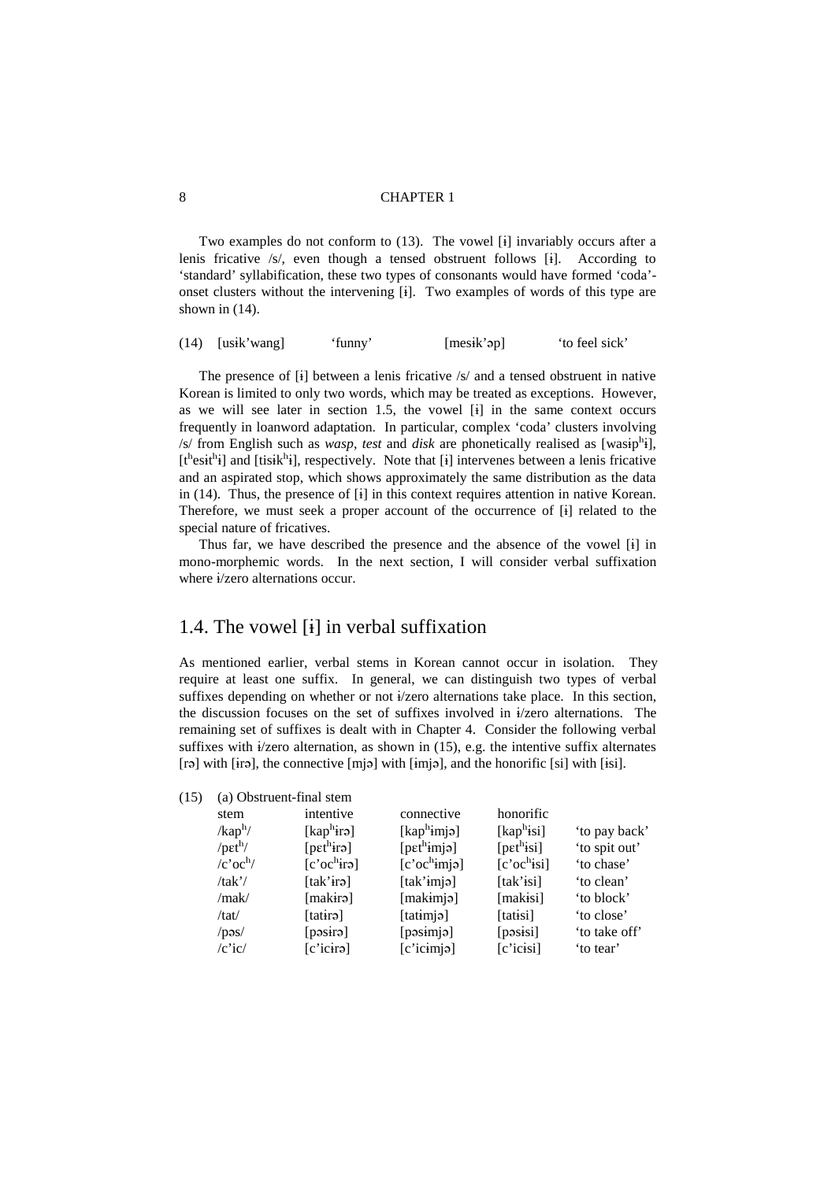Two examples do not conform to (13). The vowel [ɨ] invariably occurs after a lenis fricative /s/, even though a tensed obstruent follows [ɨ]. According to 'standard' syllabification, these two types of consonants would have formed 'coda'-onset clusters without the intervening [ɨ]. Two examples of words of this type are shown in (14).

(14) [usɨk'wang] 'funny' [mesɨk'əp] 'to feel sick'

The presence of [ɨ] between a lenis fricative /s/ and a tensed obstruent in native Korean is limited to only two words, which may be treated as exceptions. However, as we will see later in section 1.5, the vowel [ɨ] in the same context occurs frequently in loanword adaptation. In particular, complex 'coda' clusters involving /s/ from English such as *wasp*, *test* and *disk* are phonetically realised as [wasɨpʰɨ], [tʰesɨtʰɨ] and [tisɨkʰɨ], respectively. Note that [ɨ] intervenes between a lenis fricative and an aspirated stop, which shows approximately the same distribution as the data in (14). Thus, the presence of [ɨ] in this context requires attention in native Korean. Therefore, we must seek a proper account of the occurrence of [ɨ] related to the special nature of fricatives.

Thus far, we have described the presence and the absence of the vowel [ɨ] in mono-morphemic words. In the next section, I will consider verbal suffixation where ɨ/zero alternations occur.

## 1.4. The vowel [ɨ] in verbal suffixation

As mentioned earlier, verbal stems in Korean cannot occur in isolation. They require at least one suffix. In general, we can distinguish two types of verbal suffixes depending on whether or not ɨ/zero alternations take place. In this section, the discussion focuses on the set of suffixes involved in ɨ/zero alternations. The remaining set of suffixes is dealt with in Chapter 4. Consider the following verbal suffixes with ɨ/zero alternation, as shown in (15), e.g. the intentive suffix alternates [rə] with [ɨrə], the connective [mjə] with [ɨmjə], and the honorific [si] with [ɨsi].

(15) (a) Obstruent-final stem

| stem | intentive | connective | honorific | |
|---|---|---|---|---|
| /kapʰ/ | [kapʰɨrə] | [kapʰɨmjə] | [kapʰɨsi] | 'to pay back' |
| /pɛtʰ/ | [pɛtʰɨrə] | [pɛtʰɨmjə] | [pɛtʰɨsi] | 'to spit out' |
| /c'ocʰ/ | [c'ocʰɨrə] | [c'ocʰɨmjə] | [c'ocʰɨsi] | 'to chase' |
| /tak'/ | [tak'ɨrə] | [tak'ɨmjə] | [tak'ɨsi] | 'to clean' |
| /mak/ | [makɨrə] | [makɨmjə] | [makɨsi] | 'to block' |
| /tat/ | [tatɨrə] | [tatɨmjə] | [tatɨsi] | 'to close' |
| /pəs/ | [pəsɨrə] | [pəsɨmjə] | [pəsɨsi] | 'to take off' |
| /c'ic/ | [c'icɨrə] | [c'icɨmjə] | [c'icɨsi] | 'to tear' |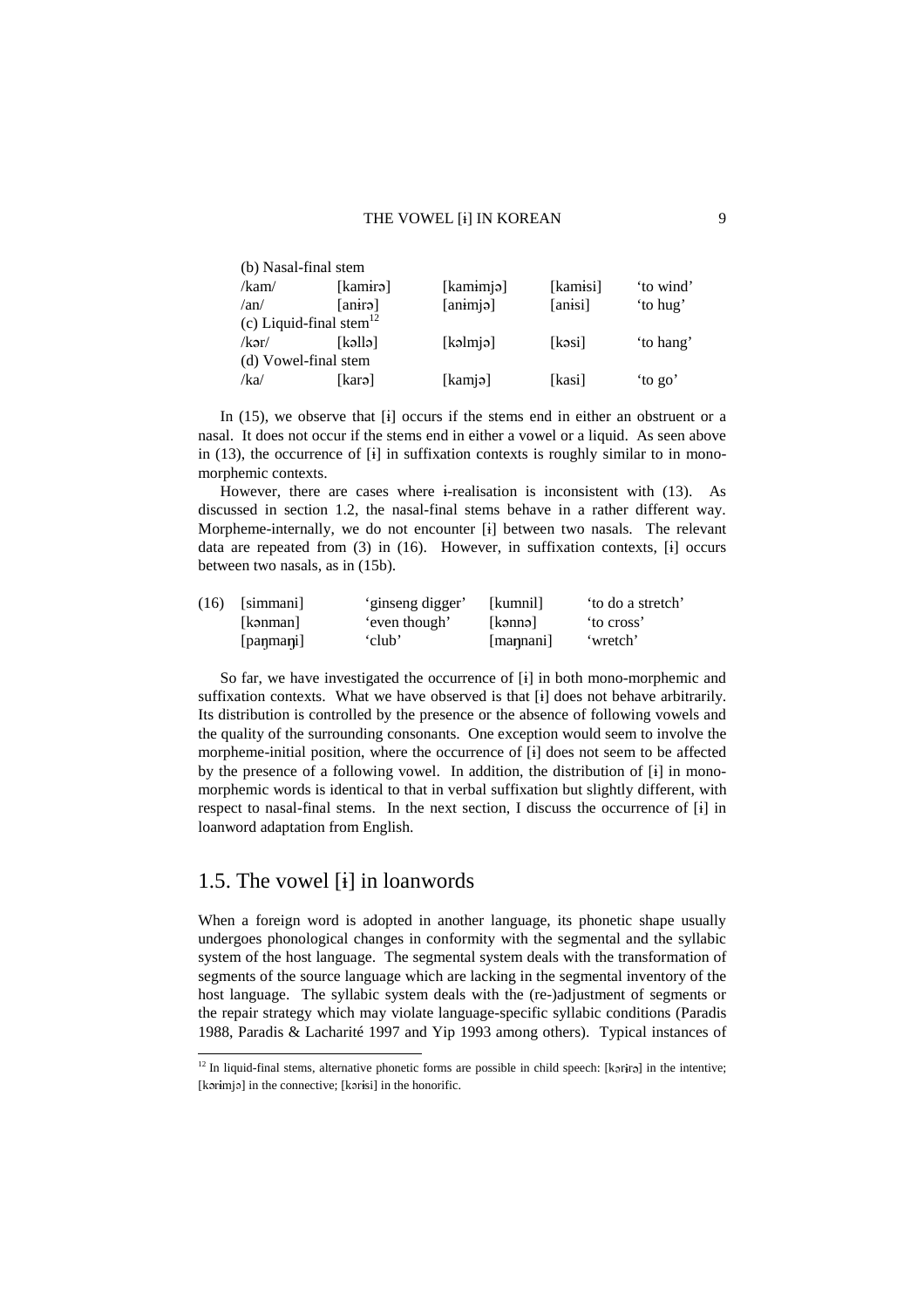| (b) Nasal-final stem | | | | |
|---|---|---|---|---|
| /kam/ | [kamɨrə] | [kamɨmjə] | [kamɨsi] | 'to wind' |
| /an/ | [anɨrə] | [anɨmjə] | [anɨsi] | 'to hug' |
| (c) Liquid-final stem[12] | | | | |
| /kər/ | [kəllə] | [kəlmjə] | [kəsi] | 'to hang' |
| (d) Vowel-final stem | | | | |
| /ka/ | [karə] | [kamjə] | [kasi] | 'to go' |

In (15), we observe that [ɨ] occurs if the stems end in either an obstruent or a nasal. It does not occur if the stems end in either a vowel or a liquid. As seen above in (13), the occurrence of [ɨ] in suffixation contexts is roughly similar to in mono-morphemic contexts.

However, there are cases where ɨ-realisation is inconsistent with (13). As discussed in section 1.2, the nasal-final stems behave in a rather different way. Morpheme-internally, we do not encounter [ɨ] between two nasals. The relevant data are repeated from (3) in (16). However, in suffixation contexts, [ɨ] occurs between two nasals, as in (15b).

| (16) | [simmani] | 'ginseng digger' | [kumnil] | 'to do a stretch' |
|---|---|---|---|---|
| | [kənman] | 'even though' | [kənnə] | 'to cross' |
| | [paŋmaŋi] | 'club' | [maŋnani] | 'wretch' |

So far, we have investigated the occurrence of [ɨ] in both mono-morphemic and suffixation contexts. What we have observed is that [ɨ] does not behave arbitrarily. Its distribution is controlled by the presence or the absence of following vowels and the quality of the surrounding consonants. One exception would seem to involve the morpheme-initial position, where the occurrence of [ɨ] does not seem to be affected by the presence of a following vowel. In addition, the distribution of [ɨ] in mono-morphemic words is identical to that in verbal suffixation but slightly different, with respect to nasal-final stems. In the next section, I discuss the occurrence of [ɨ] in loanword adaptation from English.

## 1.5. The vowel [ɨ] in loanwords

When a foreign word is adopted in another language, its phonetic shape usually undergoes phonological changes in conformity with the segmental and the syllabic system of the host language. The segmental system deals with the transformation of segments of the source language which are lacking in the segmental inventory of the host language. The syllabic system deals with the (re-)adjustment of segments or the repair strategy which may violate language-specific syllabic conditions (Paradis 1988, Paradis & Lacharité 1997 and Yip 1993 among others). Typical instances of

[12] In liquid-final stems, alternative phonetic forms are possible in child speech: [kərɨrə] in the intentive; [kərɨmjə] in the connective; [kərɨsi] in the honorific.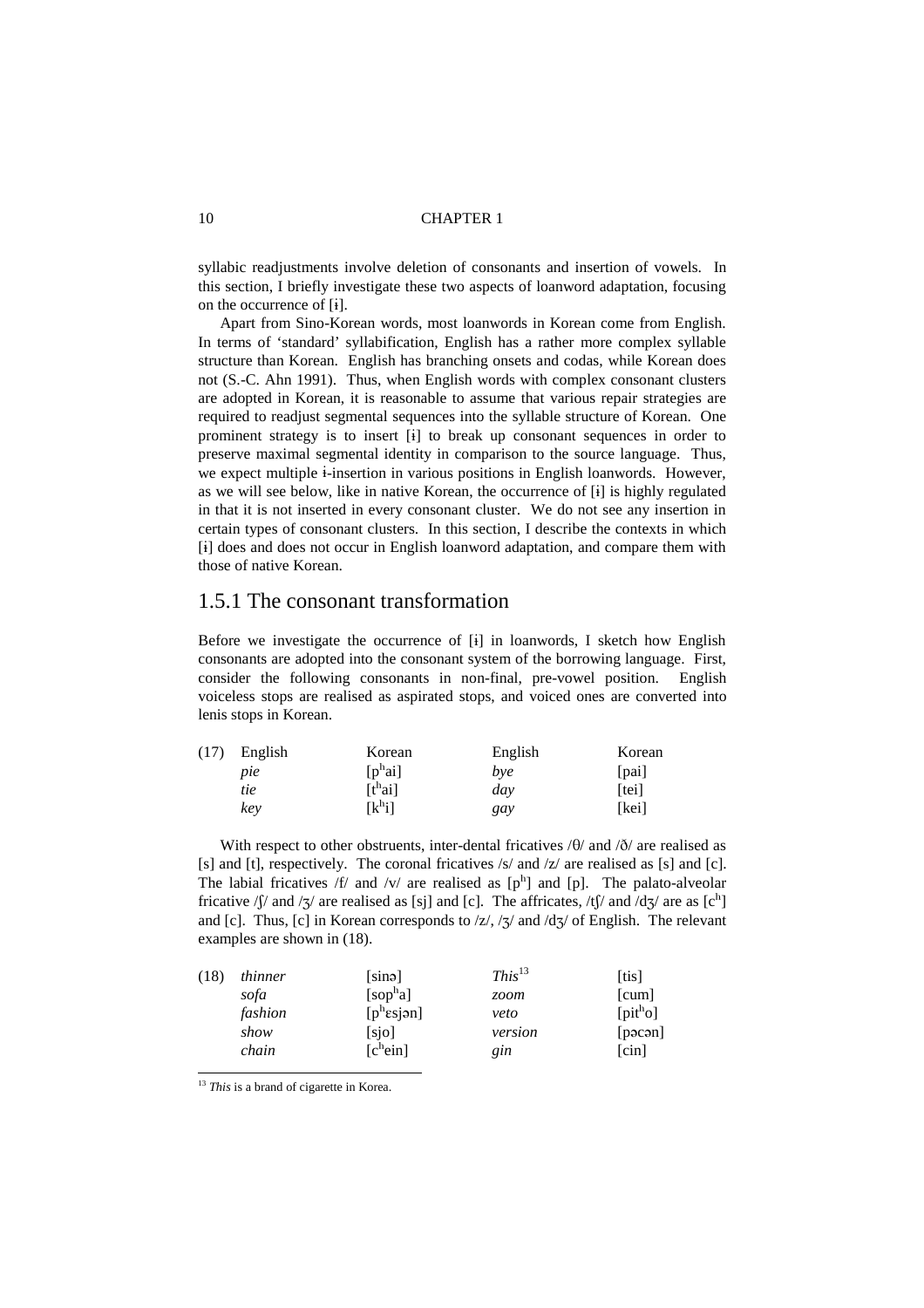syllabic readjustments involve deletion of consonants and insertion of vowels. In this section, I briefly investigate these two aspects of loanword adaptation, focusing on the occurrence of [ɨ].

Apart from Sino-Korean words, most loanwords in Korean come from English. In terms of 'standard' syllabification, English has a rather more complex syllable structure than Korean. English has branching onsets and codas, while Korean does not (S.-C. Ahn 1991). Thus, when English words with complex consonant clusters are adopted in Korean, it is reasonable to assume that various repair strategies are required to readjust segmental sequences into the syllable structure of Korean. One prominent strategy is to insert [ɨ] to break up consonant sequences in order to preserve maximal segmental identity in comparison to the source language. Thus, we expect multiple ɨ-insertion in various positions in English loanwords. However, as we will see below, like in native Korean, the occurrence of [ɨ] is highly regulated in that it is not inserted in every consonant cluster. We do not see any insertion in certain types of consonant clusters. In this section, I describe the contexts in which [ɨ] does and does not occur in English loanword adaptation, and compare them with those of native Korean.

## 1.5.1 The consonant transformation

Before we investigate the occurrence of [ɨ] in loanwords, I sketch how English consonants are adopted into the consonant system of the borrowing language. First, consider the following consonants in non-final, pre-vowel position. English voiceless stops are realised as aspirated stops, and voiced ones are converted into lenis stops in Korean.

| (17) | English | Korean | English | Korean |
|---|---|---|---|---|
| | *pie* | [pʰai] | *bye* | [pai] |
| | *tie* | [tʰai] | *day* | [tei] |
| | *key* | [kʰi] | *gay* | [kei] |

With respect to other obstruents, inter-dental fricatives /θ/ and /ð/ are realised as [s] and [t], respectively. The coronal fricatives /s/ and /z/ are realised as [s] and [c]. The labial fricatives /f/ and /v/ are realised as [pʰ] and [p]. The palato-alveolar fricative /ʃ/ and /ʒ/ are realised as [sj] and [c]. The affricates, /tʃ/ and /dʒ/ are as [cʰ] and [c]. Thus, [c] in Korean corresponds to /z/, /ʒ/ and /dʒ/ of English. The relevant examples are shown in (18).

| (18) | | | | |
|---|---|---|---|---|
| | *thinner* | [sinə] | *This*[13] | [tis] |
| | *sofa* | [sopʰa] | *zoom* | [cum] |
| | *fashion* | [pʰɛsjən] | *veto* | [pitʰo] |
| | *show* | [sjo] | *version* | [pəcən] |
| | *chain* | [cʰein] | *gin* | [cin] |

[13] *This* is a brand of cigarette in Korea.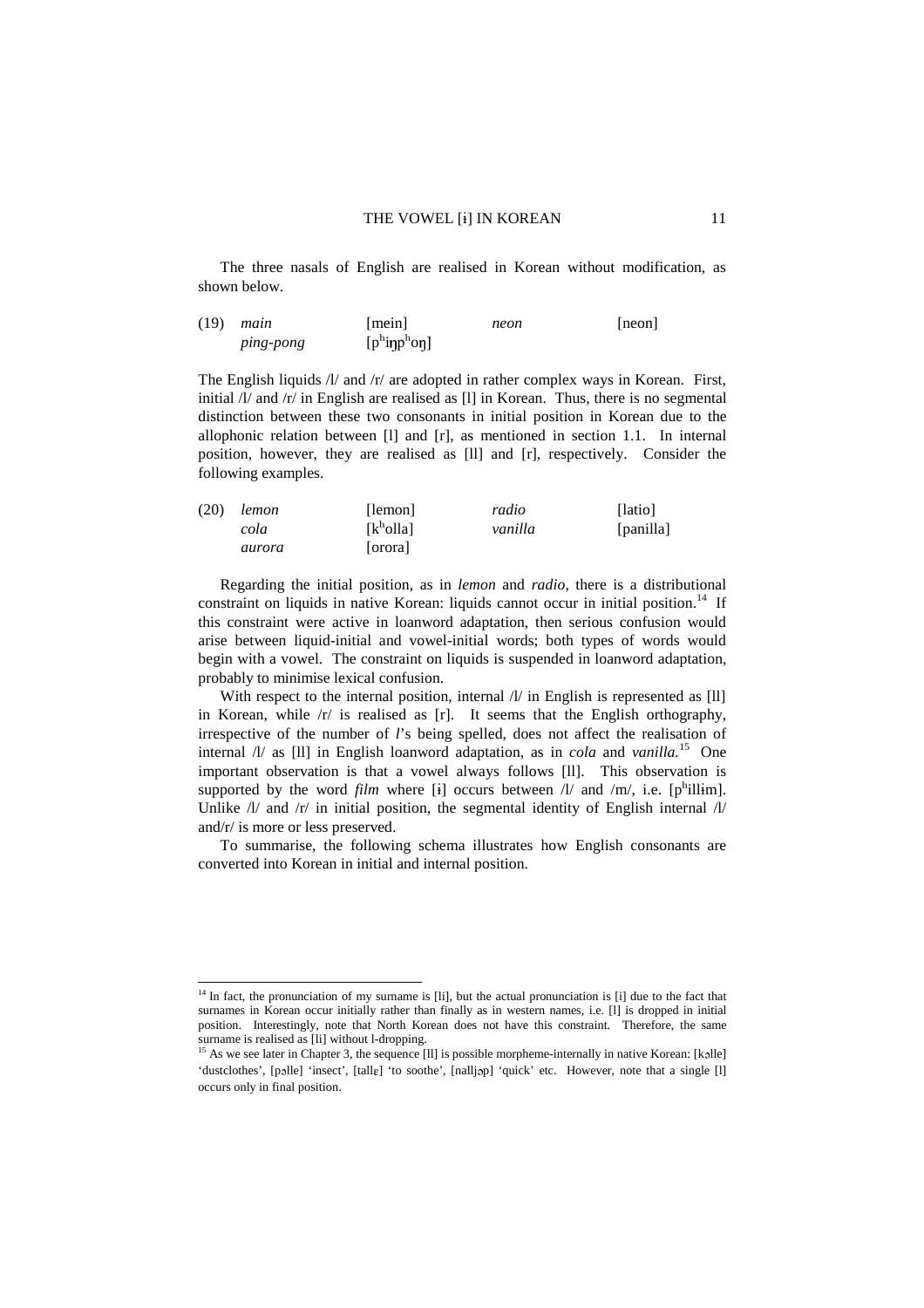The three nasals of English are realised in Korean without modification, as shown below.

(19)  *main* [mein]   *neon* [neon]
      *ping-pong* [pʰiŋpʰoŋ]

The English liquids /l/ and /r/ are adopted in rather complex ways in Korean. First, initial /l/ and /r/ in English are realised as [l] in Korean. Thus, there is no segmental distinction between these two consonants in initial position in Korean due to the allophonic relation between [l] and [r], as mentioned in section 1.1. In internal position, however, they are realised as [ll] and [r], respectively. Consider the following examples.

(20)  *lemon* [lemon]   *radio* [latio]
      *cola* [kʰolla]   *vanilla* [panilla]
      *aurora* [orora]

Regarding the initial position, as in *lemon* and *radio*, there is a distributional constraint on liquids in native Korean: liquids cannot occur in initial position.[14] If this constraint were active in loanword adaptation, then serious confusion would arise between liquid-initial and vowel-initial words; both types of words would begin with a vowel. The constraint on liquids is suspended in loanword adaptation, probably to minimise lexical confusion.

With respect to the internal position, internal /l/ in English is represented as [ll] in Korean, while /r/ is realised as [r]. It seems that the English orthography, irrespective of the number of *l*'s being spelled, does not affect the realisation of internal /l/ as [ll] in English loanword adaptation, as in *cola* and *vanilla*.[15] One important observation is that a vowel always follows [ll]. This observation is supported by the word *film* where [ɨ] occurs between /l/ and /m/, i.e. [pʰillɨm]. Unlike /l/ and /r/ in initial position, the segmental identity of English internal /l/ and/r/ is more or less preserved.

To summarise, the following schema illustrates how English consonants are converted into Korean in initial and internal position.

---

[14] In fact, the pronunciation of my surname is [li], but the actual pronunciation is [i] due to the fact that surnames in Korean occur initially rather than finally as in western names, i.e. [l] is dropped in initial position. Interestingly, note that North Korean does not have this constraint. Therefore, the same surname is realised as [li] without l-dropping.

[15] As we see later in Chapter 3, the sequence [ll] is possible morpheme-internally in native Korean: [kəlle] 'dustclothes', [pəlle] 'insect', [tallɛ] 'to soothe', [nalljəp] 'quick' etc. However, note that a single [l] occurs only in final position.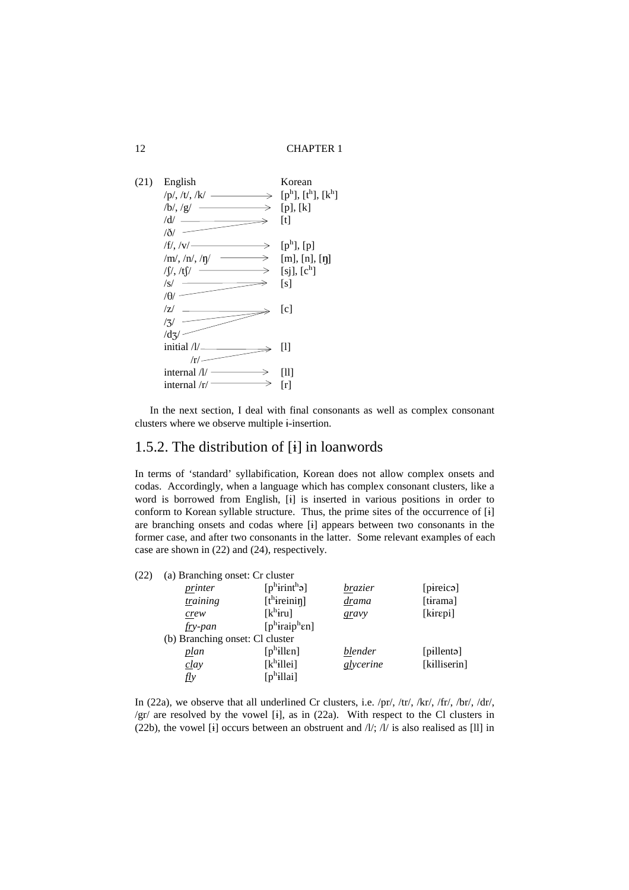(21) English → Korean

| English | | Korean |
|---|---|---|
| /p/, /t/, /k/ | → | [pʰ], [tʰ], [kʰ] |
| /b/, /g/ | → | [p], [k] |
| /d/, /ð/ | → | [t] |
| /f/, /v/ | → | [pʰ], [p] |
| /m/, /n/, /ŋ/ | → | [m], [n], [ŋ] |
| /ʃ/, /tʃ/ | → | [sj], [cʰ] |
| /s/, /θ/ | → | [s] |
| /z/, /ʒ/, /dʒ/ | → | [c] |
| initial /l/, /r/ | → | [l] |
| internal /l/ | → | [ll] |
| internal /r/ | → | [r] |

In the next section, I deal with final consonants as well as complex consonant clusters where we observe multiple ɨ-insertion.

## 1.5.2. The distribution of [ɨ] in loanwords

In terms of 'standard' syllabification, Korean does not allow complex onsets and codas. Accordingly, when a language which has complex consonant clusters, like a word is borrowed from English, [ɨ] is inserted in various positions in order to conform to Korean syllable structure. Thus, the prime sites of the occurrence of [ɨ] are branching onsets and codas where [ɨ] appears between two consonants in the former case, and after two consonants in the latter. Some relevant examples of each case are shown in (22) and (24), respectively.

(22) (a) Branching onset: Cr cluster

| | | | |
|---|---|---|---|
| *printer* | [pʰɨrintʰə] | *brazier* | [pɨreicə] |
| *training* | [tʰɨreiniŋ] | *drama* | [tɨrama] |
| *crew* | [kʰɨru] | *gravy* | [kɨrɛpi] |
| *fry-pan* | [pʰɨraipʰɛn] | | |

(b) Branching onset: Cl cluster

| | | | |
|---|---|---|---|
| *plan* | [pʰɨllɛn] | *blender* | [pɨllentə] |
| *clay* | [kʰɨllei] | *glycerine* | [kɨlliserin] |
| *fly* | [pʰɨllai] | | |

In (22a), we observe that all underlined Cr clusters, i.e. /pr/, /tr/, /kr/, /fr/, /br/, /dr/, /gr/ are resolved by the vowel [ɨ], as in (22a). With respect to the Cl clusters in (22b), the vowel [ɨ] occurs between an obstruent and /l/; /l/ is also realised as [ll] in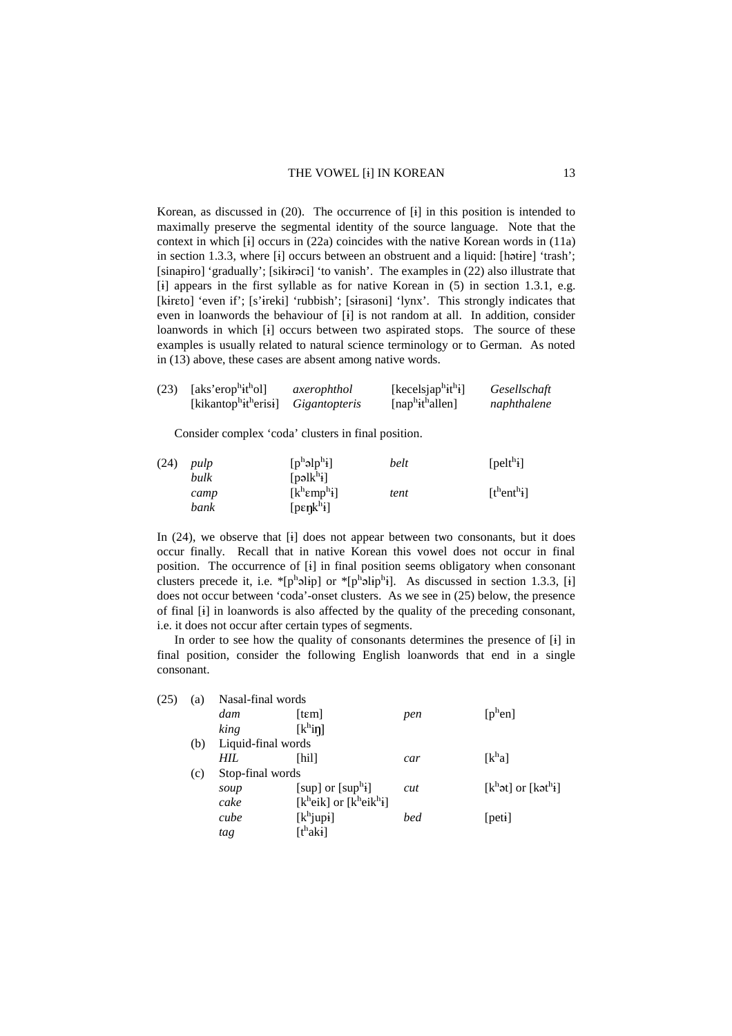Korean, as discussed in (20). The occurrence of [ɨ] in this position is intended to maximally preserve the segmental identity of the source language. Note that the context in which [ɨ] occurs in (22a) coincides with the native Korean words in (11a) in section 1.3.3, where [ɨ] occurs between an obstruent and a liquid: [hətɨre] 'trash'; [sinapɨro] 'gradually'; [sikɨrəci] 'to vanish'. The examples in (22) also illustrate that [ɨ] appears in the first syllable as for native Korean in (5) in section 1.3.1, e.g. [kɨrɛto] 'even if'; [s'ɨreki] 'rubbish'; [sɨrasoni] 'lynx'. This strongly indicates that even in loanwords the behaviour of [ɨ] is not random at all. In addition, consider loanwords in which [ɨ] occurs between two aspirated stops. The source of these examples is usually related to natural science terminology or to German. As noted in (13) above, these cases are absent among native words.

| (23) | [aks'erop^hɨt^hol] | *axerophthol* | [kecelsjap^hɨt^hɨ] | *Gesellschaft* |
|---|---|---|---|---|
| | [kikantop^hɨt^herisɨ] | *Gigantopteris* | [nap^hɨt^hallen] | *naphthalene* |

Consider complex 'coda' clusters in final position.

| (24) | *pulp* | [p^həlp^hɨ] | *belt* | [pelt^hɨ] |
|---|---|---|---|---|
| | *bulk* | [pəlk^hɨ] | | |
| | *camp* | [k^hɛmp^hɨ] | *tent* | [t^hent^hɨ] |
| | *bank* | [pɛŋk^hɨ] | | |

In (24), we observe that [ɨ] does not appear between two consonants, but it does occur finally. Recall that in native Korean this vowel does not occur in final position. The occurrence of [ɨ] in final position seems obligatory when consonant clusters precede it, i.e. *[p^həlɨp] or *[p^həlɨp^hɨ]. As discussed in section 1.3.3, [ɨ] does not occur between 'coda'-onset clusters. As we see in (25) below, the presence of final [ɨ] in loanwords is also affected by the quality of the preceding consonant, i.e. it does not occur after certain types of segments.

In order to see how the quality of consonants determines the presence of [ɨ] in final position, consider the following English loanwords that end in a single consonant.

| (25) | | | | | |
|---|---|---|---|---|---|
| (a) | Nasal-final words | | | | |
| | *dam* | [tɛm] | *pen* | [p^hen] | |
| | *king* | [k^hiŋ] | | | |
| (b) | Liquid-final words | | | | |
| | *HIL* | [hil] | *car* | [k^ha] | |
| (c) | Stop-final words | | | | |
| | *soup* | [sup] or [sup^hɨ] | *cut* | [k^hət] or [kət^hɨ] | |
| | *cake* | [k^heik] or [k^heik^hɨ] | | | |
| | *cube* | [k^hjupɨ] | *bed* | [petɨ] | |
| | *tag* | [t^hakɨ] | | | |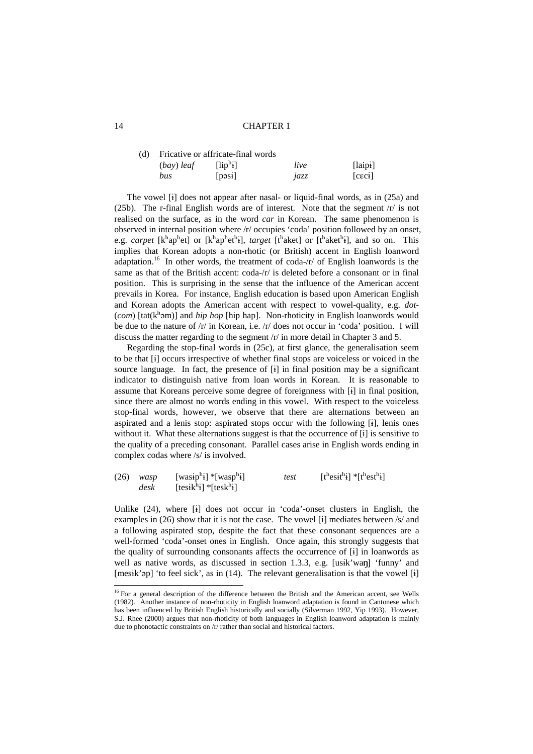(d) Fricative or affricate-final words

| | | | |
|---|---|---|---|
| (*bay*) *leaf* | [lipʰɨ] | *live* | [laipɨ] |
| *bus* | [pəsɨ] | *jazz* | [cɛcɨ] |

The vowel [ɨ] does not appear after nasal- or liquid-final words, as in (25a) and (25b). The r-final English words are of interest. Note that the segment /r/ is not realised on the surface, as in the word *car* in Korean. The same phenomenon is observed in internal position where /r/ occupies 'coda' position followed by an onset, e.g. *carpet* [kʰapʰet] or [kʰapʰetʰɨ], *target* [tʰaket] or [tʰaketʰɨ], and so on. This implies that Korean adopts a non-rhotic (or British) accent in English loanword adaptation.[16] In other words, the treatment of coda-/r/ of English loanwords is the same as that of the British accent: coda-/r/ is deleted before a consonant or in final position. This is surprising in the sense that the influence of the American accent prevails in Korea. For instance, English education is based upon American English and Korean adopts the American accent with respect to vowel-quality, e.g. *dot-*(*com*) [tat(kʰəm)] and *hip hop* [hip hap]. Non-rhoticity in English loanwords would be due to the nature of /r/ in Korean, i.e. /r/ does not occur in 'coda' position. I will discuss the matter regarding to the segment /r/ in more detail in Chapter 3 and 5.

Regarding the stop-final words in (25c), at first glance, the generalisation seem to be that [ɨ] occurs irrespective of whether final stops are voiceless or voiced in the source language. In fact, the presence of [ɨ] in final position may be a significant indicator to distinguish native from loan words in Korean. It is reasonable to assume that Koreans perceive some degree of foreignness with [ɨ] in final position, since there are almost no words ending in this vowel. With respect to the voiceless stop-final words, however, we observe that there are alternations between an aspirated and a lenis stop: aspirated stops occur with the following [ɨ], lenis ones without it. What these alternations suggest is that the occurrence of [ɨ] is sensitive to the quality of a preceding consonant. Parallel cases arise in English words ending in complex codas where /s/ is involved.

(26)

| | | | |
|---|---|---|---|
| *wasp* | [wasɨpʰɨ] *[waspʰɨ] | *test* | [tʰesɨtʰɨ] *[tʰestʰɨ] |
| *desk* | [tesɨkʰɨ] *[teskʰɨ] | | |

Unlike (24), where [ɨ] does not occur in 'coda'-onset clusters in English, the examples in (26) show that it is not the case. The vowel [ɨ] mediates between /s/ and a following aspirated stop, despite the fact that these consonant sequences are a well-formed 'coda'-onset ones in English. Once again, this strongly suggests that the quality of surrounding consonants affects the occurrence of [ɨ] in loanwords as well as native words, as discussed in section 1.3.3, e.g. [usɨk'waŋ] 'funny' and [mesɨk'əp] 'to feel sick', as in (14). The relevant generalisation is that the vowel [ɨ]

---

[16] For a general description of the difference between the British and the American accent, see Wells (1982). Another instance of non-rhoticity in English loanword adaptation is found in Cantonese which has been influenced by British English historically and socially (Silverman 1992, Yip 1993). However, S.J. Rhee (2000) argues that non-rhoticity of both languages in English loanword adaptation is mainly due to phonotactic constraints on /r/ rather than social and historical factors.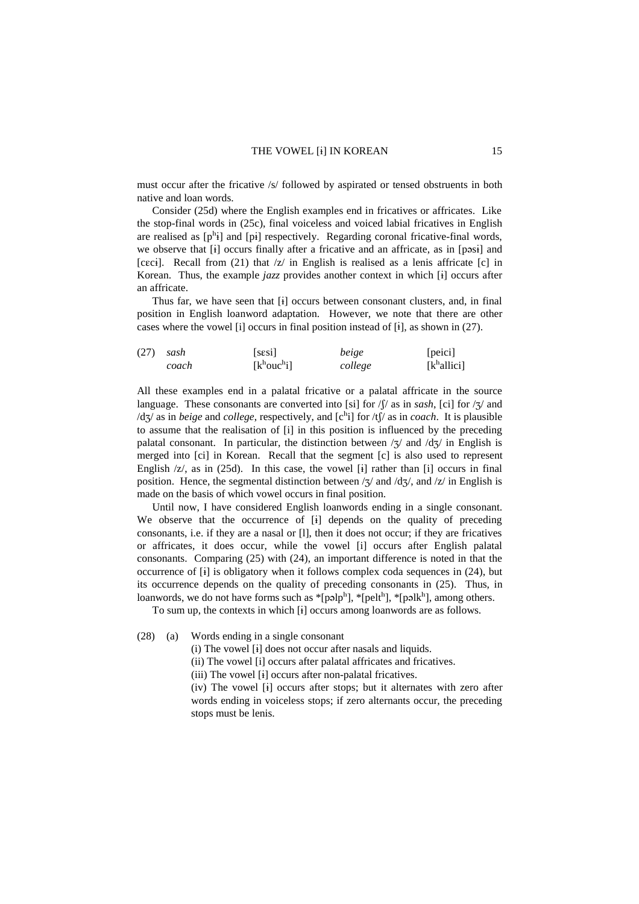must occur after the fricative /s/ followed by aspirated or tensed obstruents in both native and loan words.

Consider (25d) where the English examples end in fricatives or affricates. Like the stop-final words in (25c), final voiceless and voiced labial fricatives in English are realised as [pʰɨ] and [pɨ] respectively. Regarding coronal fricative-final words, we observe that [ɨ] occurs finally after a fricative and an affricate, as in [pəsɨ] and [cɛcɨ]. Recall from (21) that /z/ in English is realised as a lenis affricate [c] in Korean. Thus, the example *jazz* provides another context in which [ɨ] occurs after an affricate.

Thus far, we have seen that [ɨ] occurs between consonant clusters, and, in final position in English loanword adaptation. However, we note that there are other cases where the vowel [i] occurs in final position instead of [ɨ], as shown in (27).

| (27) | *sash* | [sɛsi] | *beige* | [peici] |
|---|---|---|---|---|
| | *coach* | [kʰoucʰi] | *college* | [kʰallici] |

All these examples end in a palatal fricative or a palatal affricate in the source language. These consonants are converted into [si] for /ʃ/ as in *sash*, [ci] for /ʒ/ and /dʒ/ as in *beige* and *college*, respectively, and [cʰi] for /tʃ/ as in *coach*. It is plausible to assume that the realisation of [i] in this position is influenced by the preceding palatal consonant. In particular, the distinction between /ʒ/ and /dʒ/ in English is merged into [ci] in Korean. Recall that the segment [c] is also used to represent English /z/, as in (25d). In this case, the vowel [ɨ] rather than [i] occurs in final position. Hence, the segmental distinction between /ʒ/ and /dʒ/, and /z/ in English is made on the basis of which vowel occurs in final position.

Until now, I have considered English loanwords ending in a single consonant. We observe that the occurrence of [ɨ] depends on the quality of preceding consonants, i.e. if they are a nasal or [l], then it does not occur; if they are fricatives or affricates, it does occur, while the vowel [i] occurs after English palatal consonants. Comparing (25) with (24), an important difference is noted in that the occurrence of [ɨ] is obligatory when it follows complex coda sequences in (24), but its occurrence depends on the quality of preceding consonants in (25). Thus, in loanwords, we do not have forms such as *[pəlpʰ], *[peltʰ], *[pəlkʰ], among others.

To sum up, the contexts in which [ɨ] occurs among loanwords are as follows.

(28) (a) Words ending in a single consonant

(i) The vowel [ɨ] does not occur after nasals and liquids.

(ii) The vowel [i] occurs after palatal affricates and fricatives.

(iii) The vowel [ɨ] occurs after non-palatal fricatives.

(iv) The vowel [ɨ] occurs after stops; but it alternates with zero after words ending in voiceless stops; if zero alternants occur, the preceding stops must be lenis.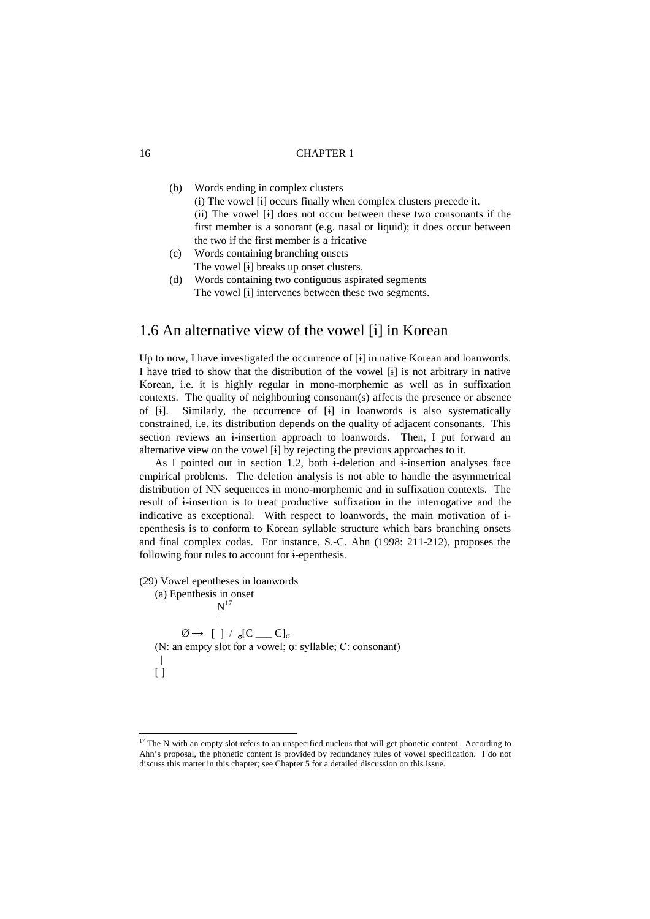(b) Words ending in complex clusters
   (i) The vowel [ɨ] occurs finally when complex clusters precede it.
   (ii) The vowel [ɨ] does not occur between these two consonants if the first member is a sonorant (e.g. nasal or liquid); it does occur between the two if the first member is a fricative

(c) Words containing branching onsets
   The vowel [ɨ] breaks up onset clusters.

(d) Words containing two contiguous aspirated segments
   The vowel [ɨ] intervenes between these two segments.

## 1.6 An alternative view of the vowel [ɨ] in Korean

Up to now, I have investigated the occurrence of [ɨ] in native Korean and loanwords. I have tried to show that the distribution of the vowel [ɨ] is not arbitrary in native Korean, i.e. it is highly regular in mono-morphemic as well as in suffixation contexts. The quality of neighbouring consonant(s) affects the presence or absence of [ɨ]. Similarly, the occurrence of [ɨ] in loanwords is also systematically constrained, i.e. its distribution depends on the quality of adjacent consonants. This section reviews an ɨ-insertion approach to loanwords. Then, I put forward an alternative view on the vowel [ɨ] by rejecting the previous approaches to it.

As I pointed out in section 1.2, both ɨ-deletion and ɨ-insertion analyses face empirical problems. The deletion analysis is not able to handle the asymmetrical distribution of NN sequences in mono-morphemic and in suffixation contexts. The result of ɨ-insertion is to treat productive suffixation in the interrogative and the indicative as exceptional. With respect to loanwords, the main motivation of ɨ-epenthesis is to conform to Korean syllable structure which bars branching onsets and final complex codas. For instance, S.-C. Ahn (1998: 211-212), proposes the following four rules to account for ɨ-epenthesis.

(29) Vowel epentheses in loanwords

(a) Epenthesis in onset

$$\begin{array}{c} \text{N}^{17} \\ | \\ \text{Ø} \rightarrow [\ ] \ / \ _{\sigma}[\text{C} \ \_\_\_ \ \text{C}]_{\sigma} \end{array}$$

(N: an empty slot for a vowel; σ: syllable; C: consonant)

$$\begin{array}{c} | \\ [\ ] \end{array}$$

[17] The N with an empty slot refers to an unspecified nucleus that will get phonetic content. According to Ahn's proposal, the phonetic content is provided by redundancy rules of vowel specification. I do not discuss this matter in this chapter; see Chapter 5 for a detailed discussion on this issue.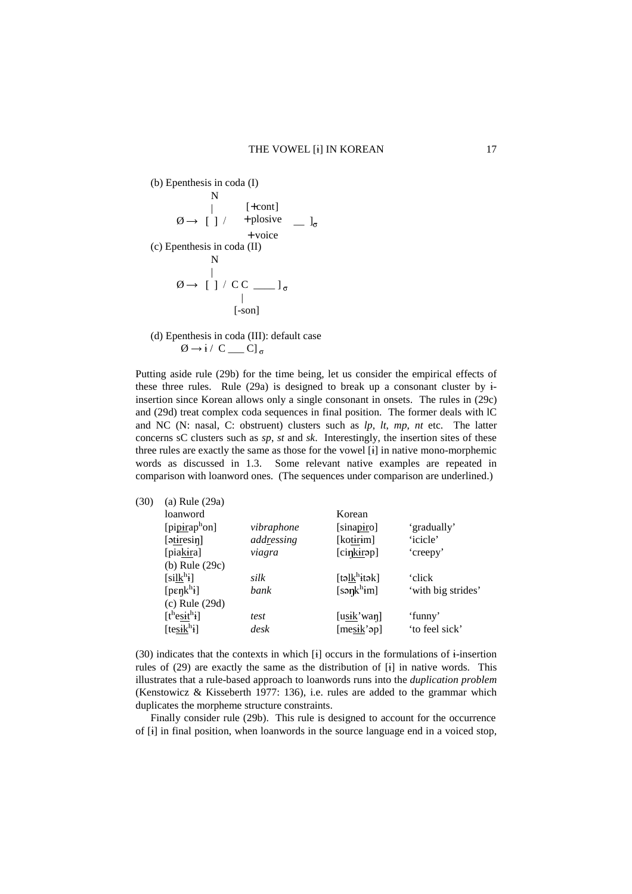(b) Epenthesis in coda (I)

$$\emptyset \rightarrow \begin{array}{c} \text{N} \\ | \\ [\ ] \end{array} / \begin{bmatrix} +\text{cont} \\ +\text{plosive} \\ +\text{voice} \end{bmatrix} \_\_ ]_{\sigma}$$

(c) Epenthesis in coda (II)

$$\emptyset \rightarrow \begin{array}{c} \text{N} \\ | \\ [\ ] \end{array} / \text{C} \begin{array}{c} \text{C} \\ | \\ [\text{-son}] \end{array} \_\_\_\_ ]_{\sigma}$$

(d) Epenthesis in coda (III): default case

$$\emptyset \rightarrow \text{ɨ} / \text{C} \_\_\_ \text{C}]_{\sigma}$$

Putting aside rule (29b) for the time being, let us consider the empirical effects of these three rules. Rule (29a) is designed to break up a consonant cluster by ɨ-insertion since Korean allows only a single consonant in onsets. The rules in (29c) and (29d) treat complex coda sequences in final position. The former deals with lC and NC (N: nasal, C: obstruent) clusters such as *lp*, *lt*, *mp*, *nt* etc. The latter concerns sC clusters such as *sp*, *st* and *sk*. Interestingly, the insertion sites of these three rules are exactly the same as those for the vowel [ɨ] in native mono-morphemic words as discussed in 1.3. Some relevant native examples are repeated in comparison with loanword ones. (The sequences under comparison are underlined.)

(30)

| | | | |
|---|---|---|---|
| (a) Rule (29a) | | | |
| loanword | | Korean | |
| [pipɨrapʰon] | *vibraphone* | [sinapiro] | 'gradually' |
| [ətɨresiŋ] | *addressing* | [kotɨrɨm] | 'icicle' |
| [piakɨra] | *viagra* | [ciŋkɨrəp] | 'creepy' |
| (b) Rule (29c) | | | |
| [silkʰɨ] | *silk* | [təlkʰɨtək] | 'click |
| [pɛŋkʰɨ] | *bank* | [səŋkʰɨm] | 'with big strides' |
| (c) Rule (29d) | | | |
| [tʰesɨtʰɨ] | *test* | [usɨk'waŋ] | 'funny' |
| [tesɨkʰɨ] | *desk* | [mesɨk'əp] | 'to feel sick' |

(30) indicates that the contexts in which [ɨ] occurs in the formulations of ɨ-insertion rules of (29) are exactly the same as the distribution of [ɨ] in native words. This illustrates that a rule-based approach to loanwords runs into the *duplication problem* (Kenstowicz & Kisseberth 1977: 136), i.e. rules are added to the grammar which duplicates the morpheme structure constraints.

Finally consider rule (29b). This rule is designed to account for the occurrence of [ɨ] in final position, when loanwords in the source language end in a voiced stop,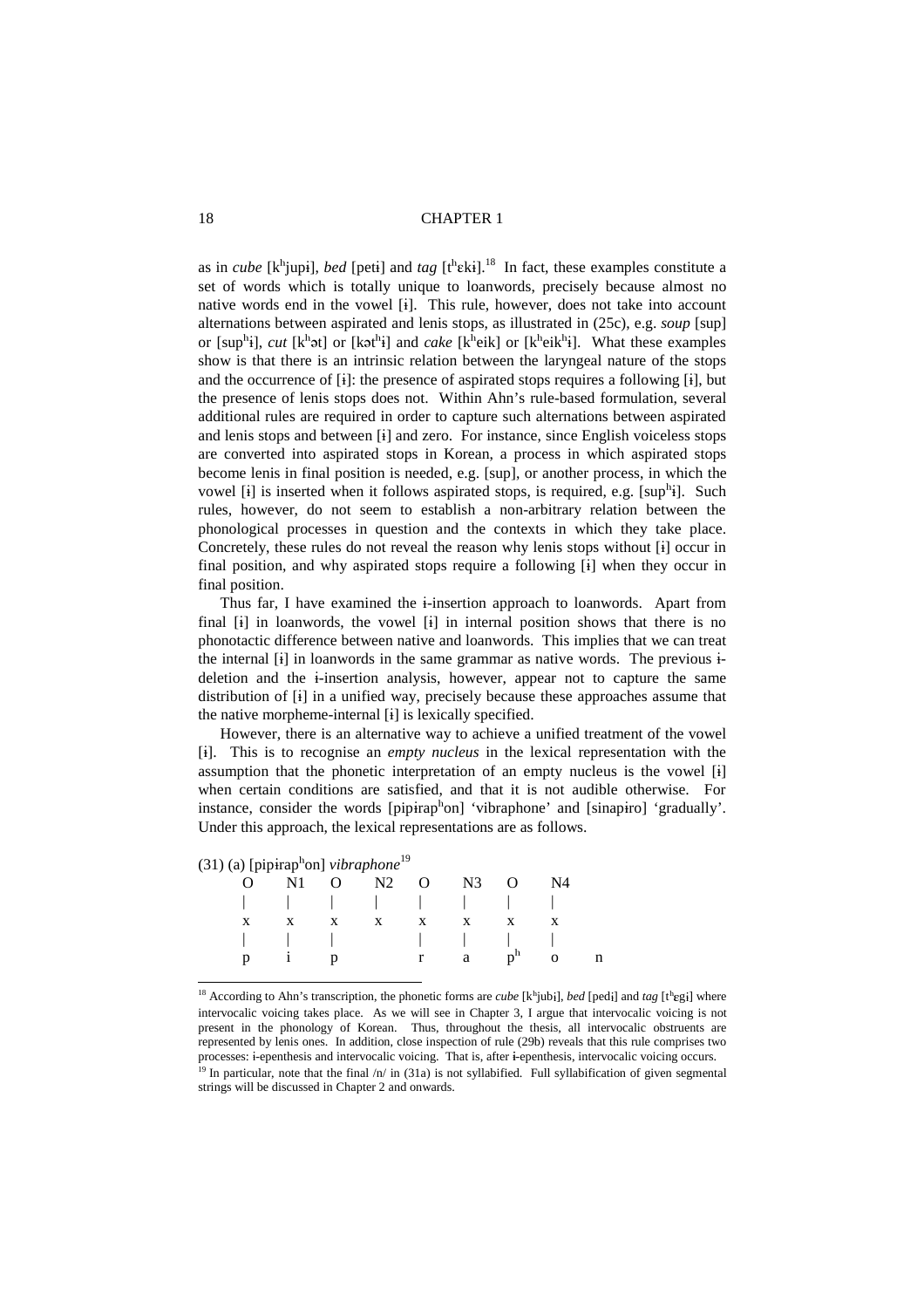as in *cube* [kʰjupɨ], *bed* [petɨ] and *tag* [tʰɛkɨ].[18] In fact, these examples constitute a set of words which is totally unique to loanwords, precisely because almost no native words end in the vowel [ɨ]. This rule, however, does not take into account alternations between aspirated and lenis stops, as illustrated in (25c), e.g. *soup* [sup] or [supʰɨ], *cut* [kʰət] or [kətʰɨ] and *cake* [kʰeik] or [kʰeikʰɨ]. What these examples show is that there is an intrinsic relation between the laryngeal nature of the stops and the occurrence of [ɨ]: the presence of aspirated stops requires a following [ɨ], but the presence of lenis stops does not. Within Ahn's rule-based formulation, several additional rules are required in order to capture such alternations between aspirated and lenis stops and between [ɨ] and zero. For instance, since English voiceless stops are converted into aspirated stops in Korean, a process in which aspirated stops become lenis in final position is needed, e.g. [sup], or another process, in which the vowel [ɨ] is inserted when it follows aspirated stops, is required, e.g. [supʰɨ]. Such rules, however, do not seem to establish a non-arbitrary relation between the phonological processes in question and the contexts in which they take place. Concretely, these rules do not reveal the reason why lenis stops without [ɨ] occur in final position, and why aspirated stops require a following [ɨ] when they occur in final position.

Thus far, I have examined the ɨ-insertion approach to loanwords. Apart from final [ɨ] in loanwords, the vowel [ɨ] in internal position shows that there is no phonotactic difference between native and loanwords. This implies that we can treat the internal [ɨ] in loanwords in the same grammar as native words. The previous ɨ-deletion and the ɨ-insertion analysis, however, appear not to capture the same distribution of [ɨ] in a unified way, precisely because these approaches assume that the native morpheme-internal [ɨ] is lexically specified.

However, there is an alternative way to achieve a unified treatment of the vowel [ɨ]. This is to recognise an *empty nucleus* in the lexical representation with the assumption that the phonetic interpretation of an empty nucleus is the vowel [ɨ] when certain conditions are satisfied, and that it is not audible otherwise. For instance, consider the words [pipɨrapʰon] 'vibraphone' and [sinapɨro] 'gradually'. Under this approach, the lexical representations are as follows.

(31) (a) [pipɨrapʰon] *vibraphone*[19]

```
O   N1  O   N2  O   N3  O   N4
|   |   |   |   |   |   |   |
x   x   x   x   x   x   x   x
|   |   |       |   |   |   |
p   i   p       r   a   pʰ  o   n
```

---

[18] According to Ahn's transcription, the phonetic forms are *cube* [kʰjubɨ], *bed* [pedɨ] and *tag* [tʰɛgɨ] where intervocalic voicing takes place. As we will see in Chapter 3, I argue that intervocalic voicing is not present in the phonology of Korean. Thus, throughout the thesis, all intervocalic obstruents are represented by lenis ones. In addition, close inspection of rule (29b) reveals that this rule comprises two processes: ɨ-epenthesis and intervocalic voicing. That is, after ɨ-epenthesis, intervocalic voicing occurs.

[19] In particular, note that the final /n/ in (31a) is not syllabified. Full syllabification of given segmental strings will be discussed in Chapter 2 and onwards.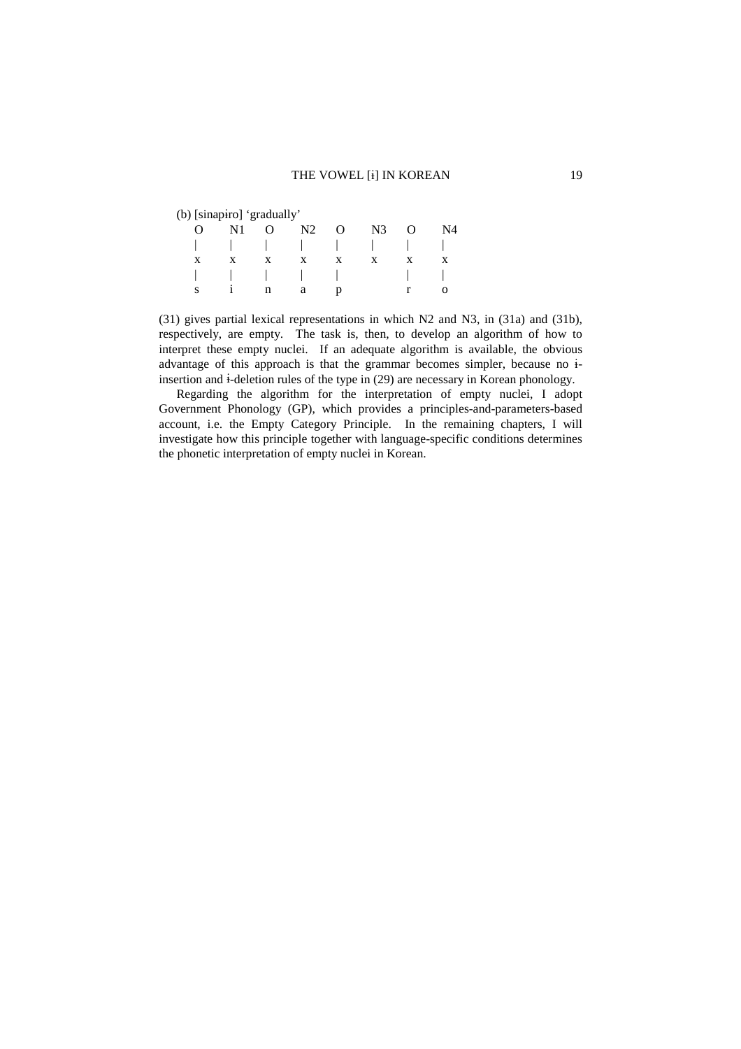(b) [sinapɨro] 'gradually'

```
O    N1   O    N2   O    N3   O    N4
|    |    |    |    |    |    |    |
x    x    x    x    x    x    x    x
|    |    |    |    |         |    |
s    i    n    a    p         r    o
```

(31) gives partial lexical representations in which N2 and N3, in (31a) and (31b), respectively, are empty. The task is, then, to develop an algorithm of how to interpret these empty nuclei. If an adequate algorithm is available, the obvious advantage of this approach is that the grammar becomes simpler, because no ɨ-insertion and ɨ-deletion rules of the type in (29) are necessary in Korean phonology.

Regarding the algorithm for the interpretation of empty nuclei, I adopt Government Phonology (GP), which provides a principles-and-parameters-based account, i.e. the Empty Category Principle. In the remaining chapters, I will investigate how this principle together with language-specific conditions determines the phonetic interpretation of empty nuclei in Korean.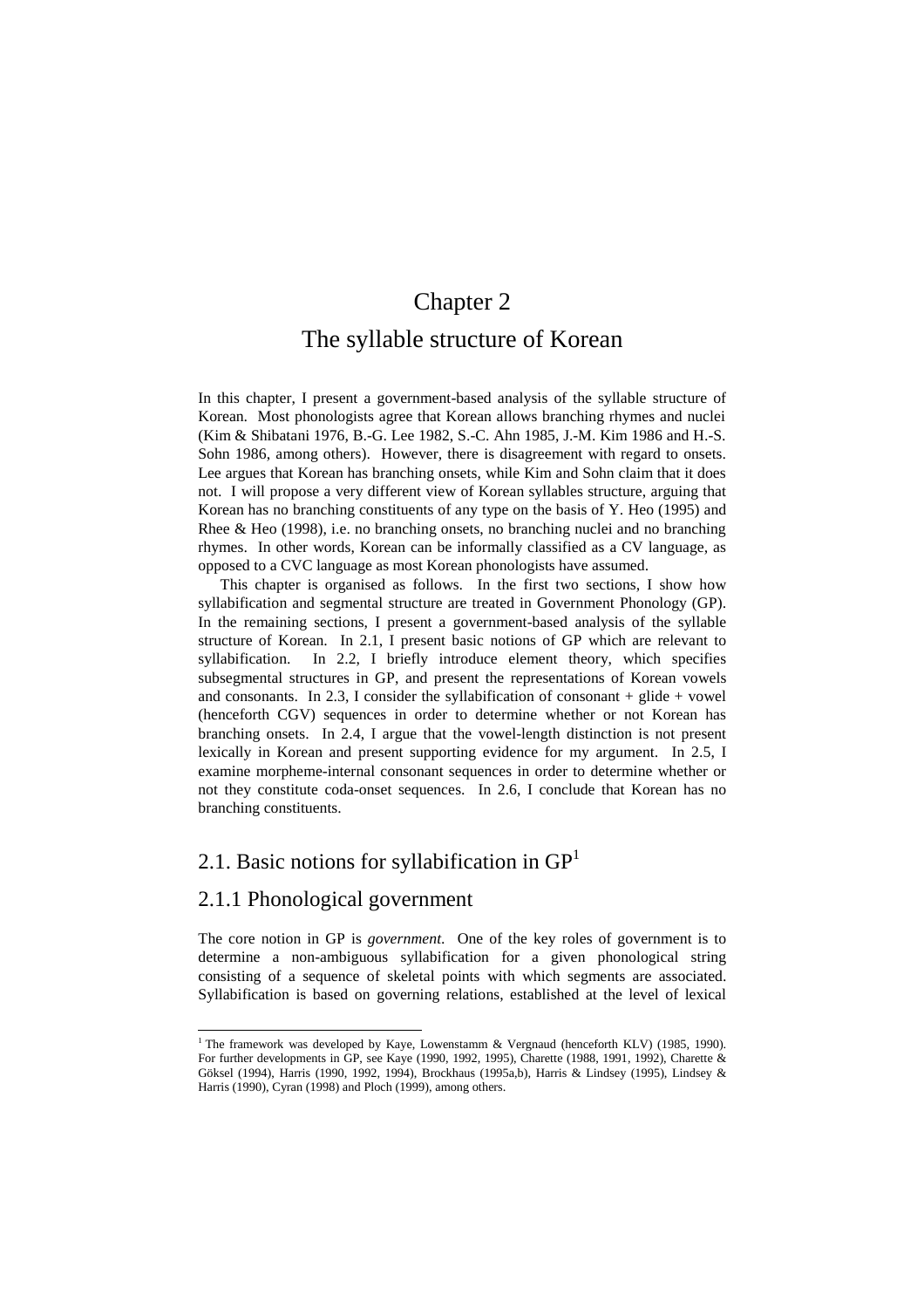# Chapter 2

# The syllable structure of Korean

In this chapter, I present a government-based analysis of the syllable structure of Korean. Most phonologists agree that Korean allows branching rhymes and nuclei (Kim & Shibatani 1976, B.-G. Lee 1982, S.-C. Ahn 1985, J.-M. Kim 1986 and H.-S. Sohn 1986, among others). However, there is disagreement with regard to onsets. Lee argues that Korean has branching onsets, while Kim and Sohn claim that it does not. I will propose a very different view of Korean syllables structure, arguing that Korean has no branching constituents of any type on the basis of Y. Heo (1995) and Rhee & Heo (1998), i.e. no branching onsets, no branching nuclei and no branching rhymes. In other words, Korean can be informally classified as a CV language, as opposed to a CVC language as most Korean phonologists have assumed.

This chapter is organised as follows. In the first two sections, I show how syllabification and segmental structure are treated in Government Phonology (GP). In the remaining sections, I present a government-based analysis of the syllable structure of Korean. In 2.1, I present basic notions of GP which are relevant to syllabification. In 2.2, I briefly introduce element theory, which specifies subsegmental structures in GP, and present the representations of Korean vowels and consonants. In 2.3, I consider the syllabification of consonant + glide + vowel (henceforth CGV) sequences in order to determine whether or not Korean has branching onsets. In 2.4, I argue that the vowel-length distinction is not present lexically in Korean and present supporting evidence for my argument. In 2.5, I examine morpheme-internal consonant sequences in order to determine whether or not they constitute coda-onset sequences. In 2.6, I conclude that Korean has no branching constituents.

## 2.1. Basic notions for syllabification in GP[1]

## 2.1.1 Phonological government

The core notion in GP is *government*. One of the key roles of government is to determine a non-ambiguous syllabification for a given phonological string consisting of a sequence of skeletal points with which segments are associated. Syllabification is based on governing relations, established at the level of lexical

---

[1] The framework was developed by Kaye, Lowenstamm & Vergnaud (henceforth KLV) (1985, 1990). For further developments in GP, see Kaye (1990, 1992, 1995), Charette (1988, 1991, 1992), Charette & Göksel (1994), Harris (1990, 1992, 1994), Brockhaus (1995a,b), Harris & Lindsey (1995), Lindsey & Harris (1990), Cyran (1998) and Ploch (1999), among others.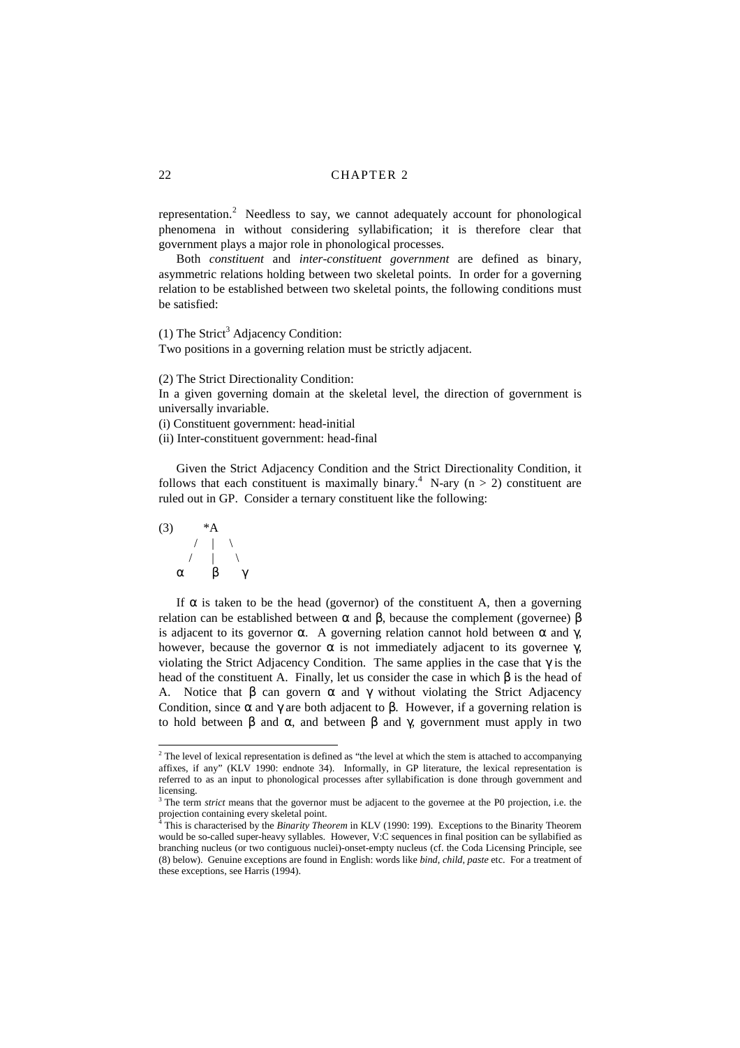representation.[2] Needless to say, we cannot adequately account for phonological phenomena in without considering syllabification; it is therefore clear that government plays a major role in phonological processes.

Both *constituent* and *inter-constituent government* are defined as binary, asymmetric relations holding between two skeletal points. In order for a governing relation to be established between two skeletal points, the following conditions must be satisfied:

(1) The Strict[3] Adjacency Condition:
Two positions in a governing relation must be strictly adjacent.

(2) The Strict Directionality Condition:
In a given governing domain at the skeletal level, the direction of government is universally invariable.
(i) Constituent government: head-initial
(ii) Inter-constituent government: head-final

Given the Strict Adjacency Condition and the Strict Directionality Condition, it follows that each constituent is maximally binary.[4] N-ary ($n > 2$) constituent are ruled out in GP. Consider a ternary constituent like the following:

```
(3)        *A
          / | \
         /  |  \
        α   β   γ
```

If α is taken to be the head (governor) of the constituent A, then a governing relation can be established between α and β, because the complement (governee) β is adjacent to its governor α. A governing relation cannot hold between α and γ, however, because the governor α is not immediately adjacent to its governee γ, violating the Strict Adjacency Condition. The same applies in the case that γ is the head of the constituent A. Finally, let us consider the case in which β is the head of A. Notice that β can govern α and γ without violating the Strict Adjacency Condition, since α and γ are both adjacent to β. However, if a governing relation is to hold between β and α, and between β and γ, government must apply in two

---

[2] The level of lexical representation is defined as "the level at which the stem is attached to accompanying affixes, if any" (KLV 1990: endnote 34). Informally, in GP literature, the lexical representation is referred to as an input to phonological processes after syllabification is done through government and licensing.

[3] The term *strict* means that the governor must be adjacent to the governee at the P0 projection, i.e. the projection containing every skeletal point.

[4] This is characterised by the *Binarity Theorem* in KLV (1990: 199). Exceptions to the Binarity Theorem would be so-called super-heavy syllables. However, V:C sequences in final position can be syllabified as branching nucleus (or two contiguous nuclei)-onset-empty nucleus (cf. the Coda Licensing Principle, see (8) below). Genuine exceptions are found in English: words like *bind*, *child*, *paste* etc. For a treatment of these exceptions, see Harris (1994).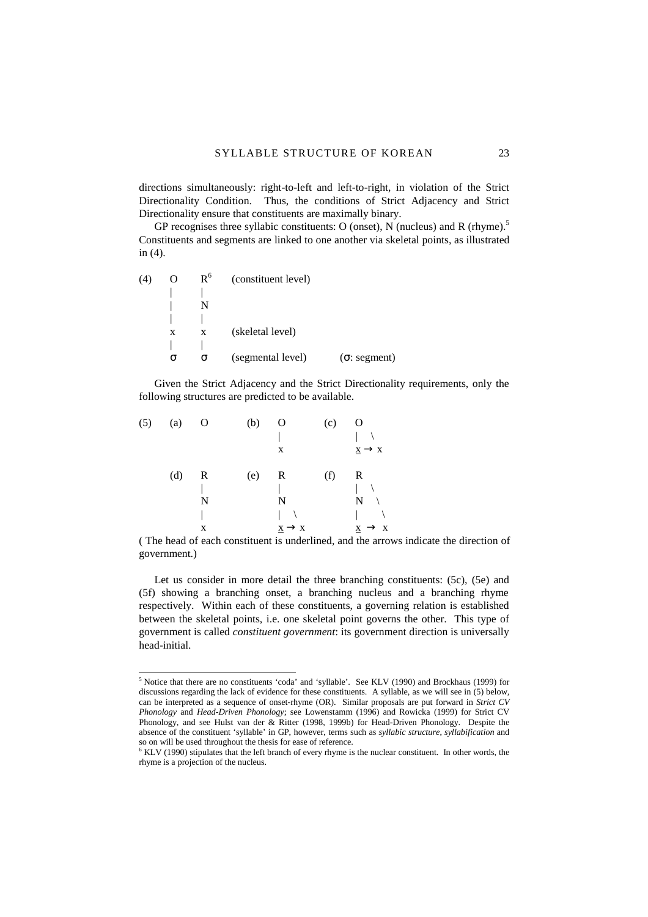directions simultaneously: right-to-left and left-to-right, in violation of the Strict Directionality Condition. Thus, the conditions of Strict Adjacency and Strict Directionality ensure that constituents are maximally binary.

GP recognises three syllabic constituents: O (onset), N (nucleus) and R (rhyme).[5] Constituents and segments are linked to one another via skeletal points, as illustrated in (4).

```
(4)   O     R⁶    (constituent level)
      |     |
      |     N
      |     |
      x     x     (skeletal level)
      |     |
      σ     σ     (segmental level)        (σ: segment)
```

Given the Strict Adjacency and the Strict Directionality requirements, only the following structures are predicted to be available.

```
(5)   (a)   O        (b)   O         (c)   O
                           |               |  \
                           x               x → x
                                           -

      (d)   R        (e)   R         (f)   R
            |              |               |  \
            N              N               N   \
            |              |  \            |    \
            x              x → x           x  →  x
                           -               -
```

( The head of each constituent is underlined, and the arrows indicate the direction of government.)

Let us consider in more detail the three branching constituents: (5c), (5e) and (5f) showing a branching onset, a branching nucleus and a branching rhyme respectively. Within each of these constituents, a governing relation is established between the skeletal points, i.e. one skeletal point governs the other. This type of government is called *constituent government*: its government direction is universally head-initial.

---

[5] Notice that there are no constituents 'coda' and 'syllable'. See KLV (1990) and Brockhaus (1999) for discussions regarding the lack of evidence for these constituents. A syllable, as we will see in (5) below, can be interpreted as a sequence of onset-rhyme (OR). Similar proposals are put forward in *Strict CV Phonology* and *Head-Driven Phonology*; see Lowenstamm (1996) and Rowicka (1999) for Strict CV Phonology, and see Hulst van der & Ritter (1998, 1999b) for Head-Driven Phonology. Despite the absence of the constituent 'syllable' in GP, however, terms such as *syllabic structure*, *syllabification* and so on will be used throughout the thesis for ease of reference.

[6] KLV (1990) stipulates that the left branch of every rhyme is the nuclear constituent. In other words, the rhyme is a projection of the nucleus.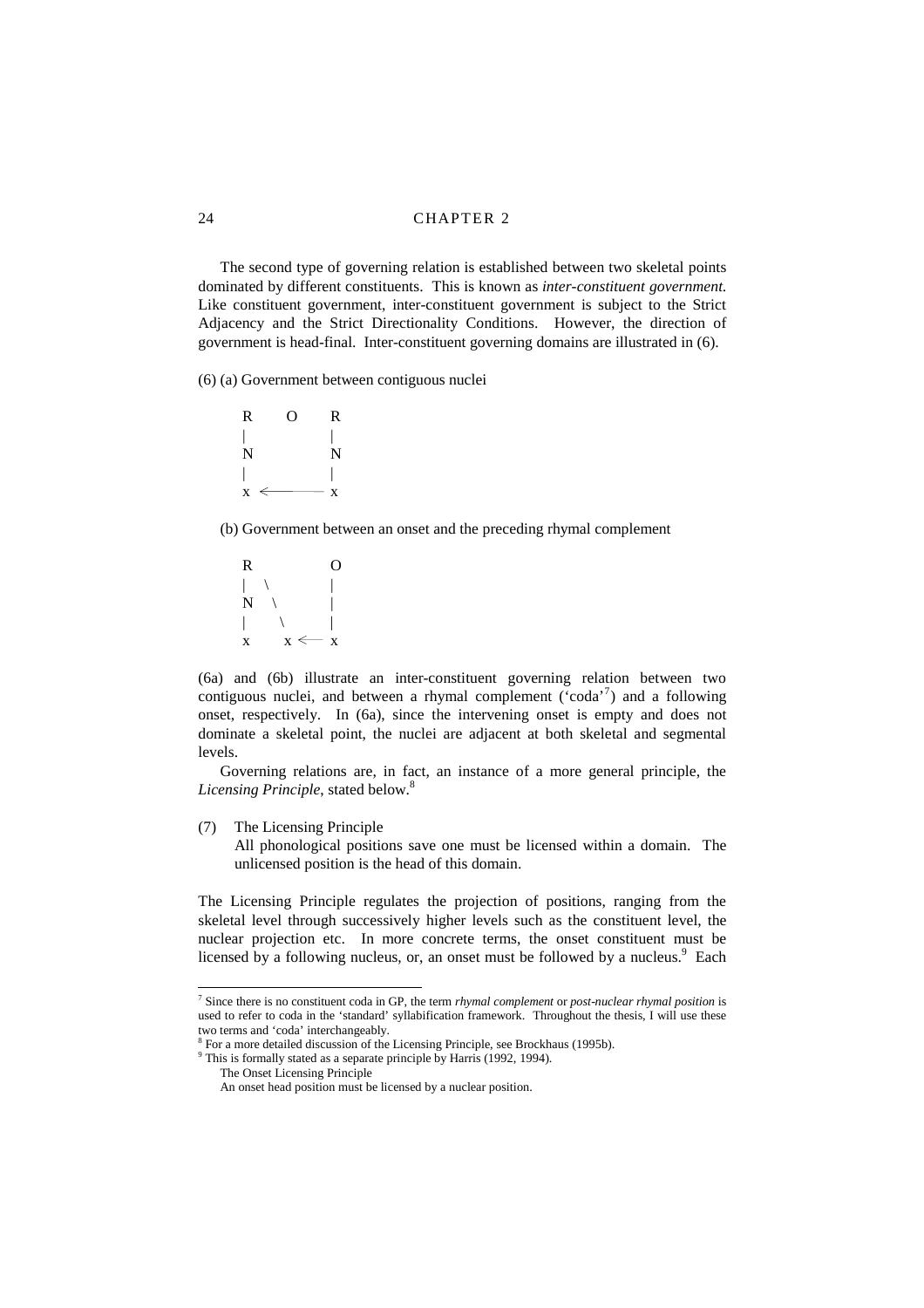The second type of governing relation is established between two skeletal points dominated by different constituents. This is known as *inter-constituent government.* Like constituent government, inter-constituent government is subject to the Strict Adjacency and the Strict Directionality Conditions. However, the direction of government is head-final. Inter-constituent governing domains are illustrated in (6).

(6) (a) Government between contiguous nuclei

```
R      O      R
|             |
N             N
|             |
x  <————————  x
```

(b) Government between an onset and the preceding rhymal complement

```
R             O
|  \          |
N   \         |
|    \        |
x     x  <——  x
```

(6a) and (6b) illustrate an inter-constituent governing relation between two contiguous nuclei, and between a rhymal complement ('coda'[7]) and a following onset, respectively. In (6a), since the intervening onset is empty and does not dominate a skeletal point, the nuclei are adjacent at both skeletal and segmental levels.

Governing relations are, in fact, an instance of a more general principle, the *Licensing Principle*, stated below.[8]

(7) The Licensing Principle
All phonological positions save one must be licensed within a domain. The unlicensed position is the head of this domain.

The Licensing Principle regulates the projection of positions, ranging from the skeletal level through successively higher levels such as the constituent level, the nuclear projection etc. In more concrete terms, the onset constituent must be licensed by a following nucleus, or, an onset must be followed by a nucleus.[9] Each

---

[7] Since there is no constituent coda in GP, the term *rhymal complement* or *post-nuclear rhymal position* is used to refer to coda in the 'standard' syllabification framework. Throughout the thesis, I will use these two terms and 'coda' interchangeably.

[8] For a more detailed discussion of the Licensing Principle, see Brockhaus (1995b).

[9] This is formally stated as a separate principle by Harris (1992, 1994).

The Onset Licensing Principle
An onset head position must be licensed by a nuclear position.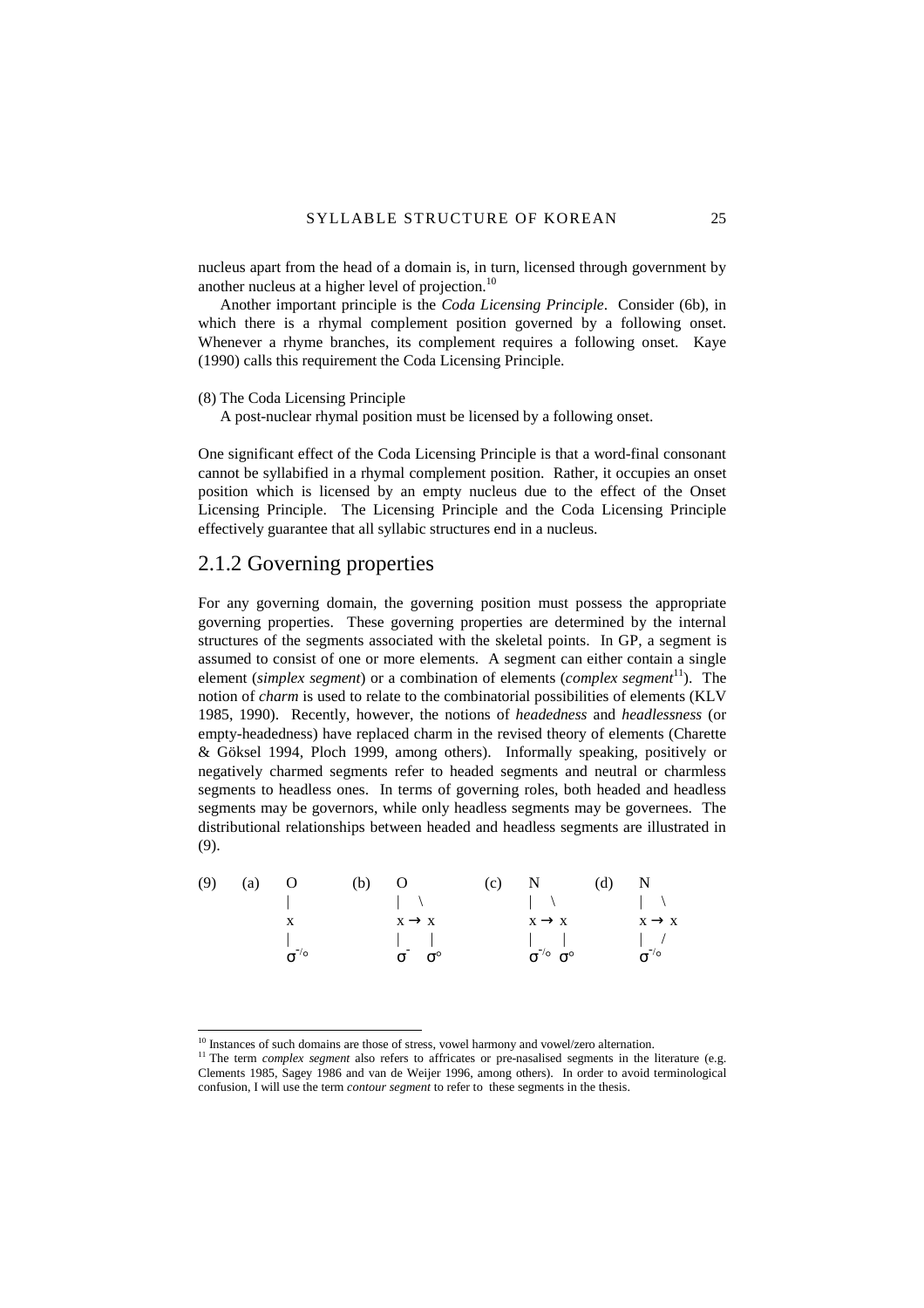nucleus apart from the head of a domain is, in turn, licensed through government by another nucleus at a higher level of projection.[10]

Another important principle is the *Coda Licensing Principle*. Consider (6b), in which there is a rhymal complement position governed by a following onset. Whenever a rhyme branches, its complement requires a following onset. Kaye (1990) calls this requirement the Coda Licensing Principle.

(8) The Coda Licensing Principle
A post-nuclear rhymal position must be licensed by a following onset.

One significant effect of the Coda Licensing Principle is that a word-final consonant cannot be syllabified in a rhymal complement position. Rather, it occupies an onset position which is licensed by an empty nucleus due to the effect of the Onset Licensing Principle. The Licensing Principle and the Coda Licensing Principle effectively guarantee that all syllabic structures end in a nucleus.

## 2.1.2 Governing properties

For any governing domain, the governing position must possess the appropriate governing properties. These governing properties are determined by the internal structures of the segments associated with the skeletal points. In GP, a segment is assumed to consist of one or more elements. A segment can either contain a single element (*simplex segment*) or a combination of elements (*complex segment*[11]). The notion of *charm* is used to relate to the combinatorial possibilities of elements (KLV 1985, 1990). Recently, however, the notions of *headedness* and *headlessness* (or empty-headedness) have replaced charm in the revised theory of elements (Charette & Göksel 1994, Ploch 1999, among others). Informally speaking, positively or negatively charmed segments refer to headed segments and neutral or charmless segments to headless ones. In terms of governing roles, both headed and headless segments may be governors, while only headless segments may be governees. The distributional relationships between headed and headless segments are illustrated in (9).

```
(9)  (a)  O        (b)  O           (c)  N            (d)  N
          |             |  \             |  \              |  \
          x             x → x            x → x             x → x
          |             |   |            |   |             |  /
          σ⁻/°          σ⁻  σ°           σ⁻/° σ°           σ⁻/°
```

[10] Instances of such domains are those of stress, vowel harmony and vowel/zero alternation.

[11] The term *complex segment* also refers to affricates or pre-nasalised segments in the literature (e.g. Clements 1985, Sagey 1986 and van de Weijer 1996, among others). In order to avoid terminological confusion, I will use the term *contour segment* to refer to these segments in the thesis.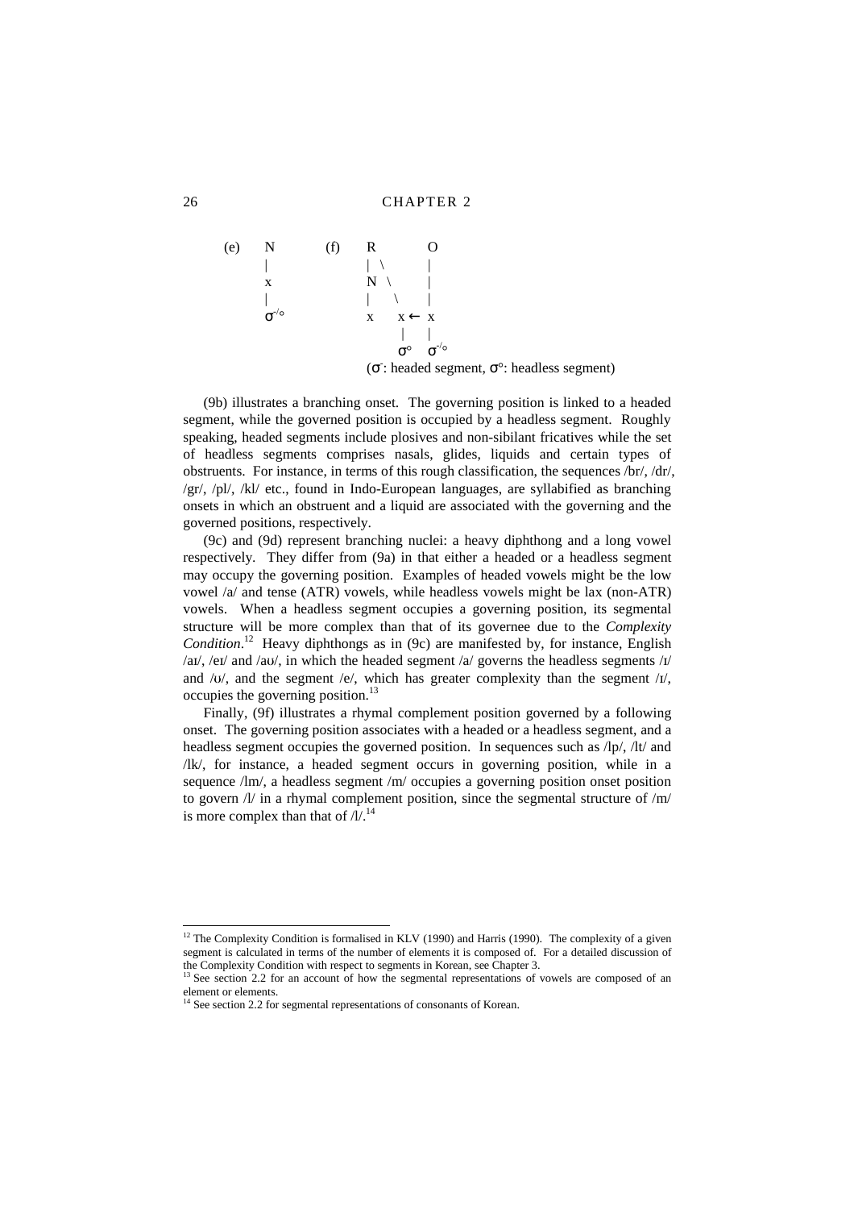```
(e)   N          (f)   R           O
      |                | \         |
      x                N  \        |
      |                |   \       |
      σ⁻/°             x    x ←  x
                            |      |
                            σ°    σ⁻/°
```

(σ⁻: headed segment, σ°: headless segment)

(9b) illustrates a branching onset. The governing position is linked to a headed segment, while the governed position is occupied by a headless segment. Roughly speaking, headed segments include plosives and non-sibilant fricatives while the set of headless segments comprises nasals, glides, liquids and certain types of obstruents. For instance, in terms of this rough classification, the sequences /br/, /dr/, /gr/, /pl/, /kl/ etc., found in Indo-European languages, are syllabified as branching onsets in which an obstruent and a liquid are associated with the governing and the governed positions, respectively.

(9c) and (9d) represent branching nuclei: a heavy diphthong and a long vowel respectively. They differ from (9a) in that either a headed or a headless segment may occupy the governing position. Examples of headed vowels might be the low vowel /a/ and tense (ATR) vowels, while headless vowels might be lax (non-ATR) vowels. When a headless segment occupies a governing position, its segmental structure will be more complex than that of its governee due to the *Complexity Condition*.[12] Heavy diphthongs as in (9c) are manifested by, for instance, English /aɪ/, /eɪ/ and /aʊ/, in which the headed segment /a/ governs the headless segments /ɪ/ and /ʊ/, and the segment /e/, which has greater complexity than the segment /ɪ/, occupies the governing position.[13]

Finally, (9f) illustrates a rhymal complement position governed by a following onset. The governing position associates with a headed or a headless segment, and a headless segment occupies the governed position. In sequences such as /lp/, /lt/ and /lk/, for instance, a headed segment occurs in governing position, while in a sequence /lm/, a headless segment /m/ occupies a governing position onset position to govern /l/ in a rhymal complement position, since the segmental structure of /m/ is more complex than that of /l/.[14]

---

[12] The Complexity Condition is formalised in KLV (1990) and Harris (1990). The complexity of a given segment is calculated in terms of the number of elements it is composed of. For a detailed discussion of the Complexity Condition with respect to segments in Korean, see Chapter 3.

[13] See section 2.2 for an account of how the segmental representations of vowels are composed of an element or elements.

[14] See section 2.2 for segmental representations of consonants of Korean.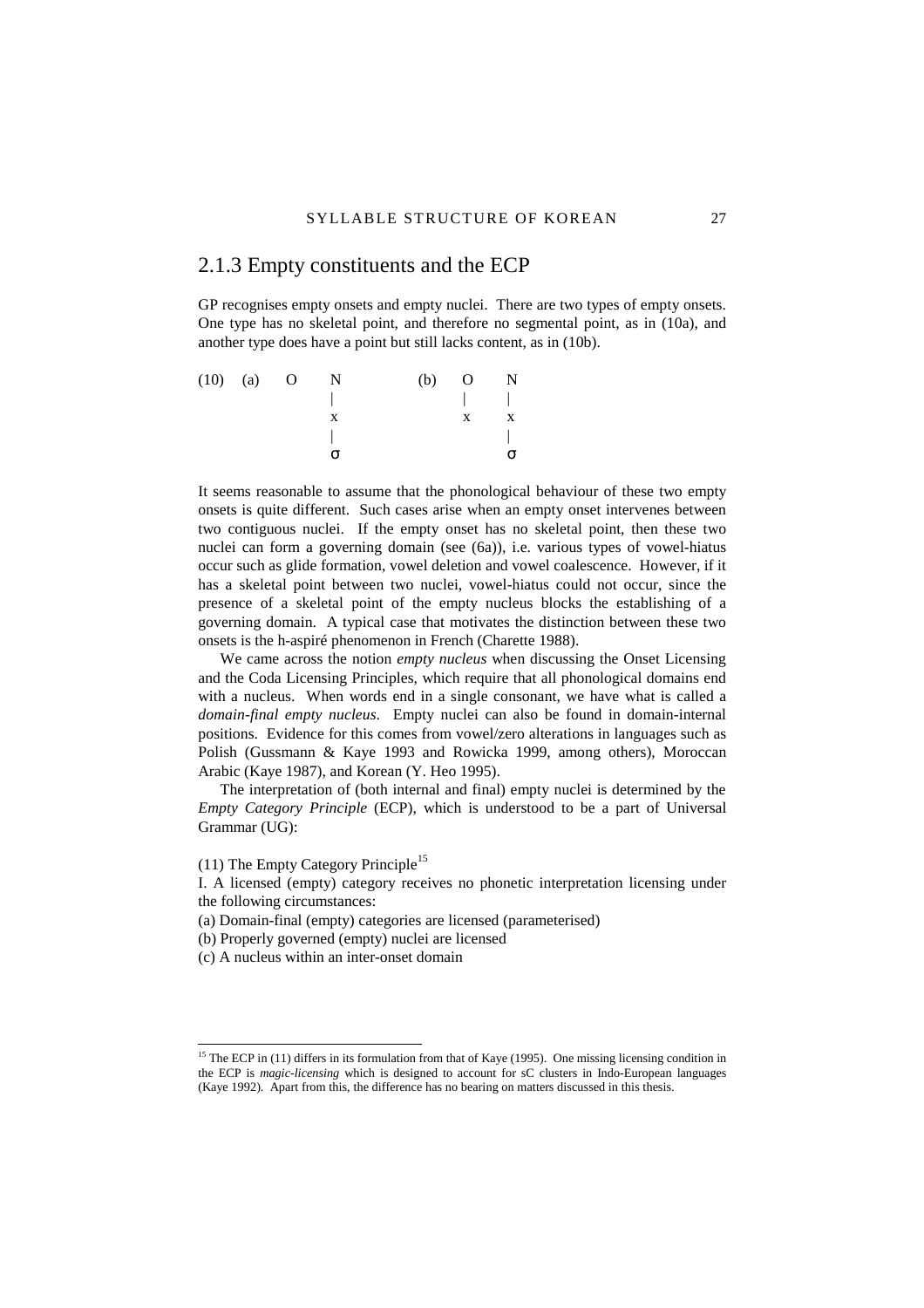## 2.1.3 Empty constituents and the ECP

GP recognises empty onsets and empty nuclei. There are two types of empty onsets. One type has no skeletal point, and therefore no segmental point, as in (10a), and another type does have a point but still lacks content, as in (10b).

```
(10)  (a)   O    N          (b)   O    N
                 |                |    |
                 x                x    x
                 |                     |
                 σ                     σ
```

It seems reasonable to assume that the phonological behaviour of these two empty onsets is quite different. Such cases arise when an empty onset intervenes between two contiguous nuclei. If the empty onset has no skeletal point, then these two nuclei can form a governing domain (see (6a)), i.e. various types of vowel-hiatus occur such as glide formation, vowel deletion and vowel coalescence. However, if it has a skeletal point between two nuclei, vowel-hiatus could not occur, since the presence of a skeletal point of the empty nucleus blocks the establishing of a governing domain. A typical case that motivates the distinction between these two onsets is the h-aspiré phenomenon in French (Charette 1988).

We came across the notion *empty nucleus* when discussing the Onset Licensing and the Coda Licensing Principles, which require that all phonological domains end with a nucleus. When words end in a single consonant, we have what is called a *domain-final empty nucleus*. Empty nuclei can also be found in domain-internal positions. Evidence for this comes from vowel/zero alterations in languages such as Polish (Gussmann & Kaye 1993 and Rowicka 1999, among others), Moroccan Arabic (Kaye 1987), and Korean (Y. Heo 1995).

The interpretation of (both internal and final) empty nuclei is determined by the *Empty Category Principle* (ECP), which is understood to be a part of Universal Grammar (UG):

(11) The Empty Category Principle[15]

I. A licensed (empty) category receives no phonetic interpretation licensing under the following circumstances:

(a) Domain-final (empty) categories are licensed (parameterised)

(b) Properly governed (empty) nuclei are licensed

(c) A nucleus within an inter-onset domain

---

[15] The ECP in (11) differs in its formulation from that of Kaye (1995). One missing licensing condition in the ECP is *magic-licensing* which is designed to account for sC clusters in Indo-European languages (Kaye 1992). Apart from this, the difference has no bearing on matters discussed in this thesis.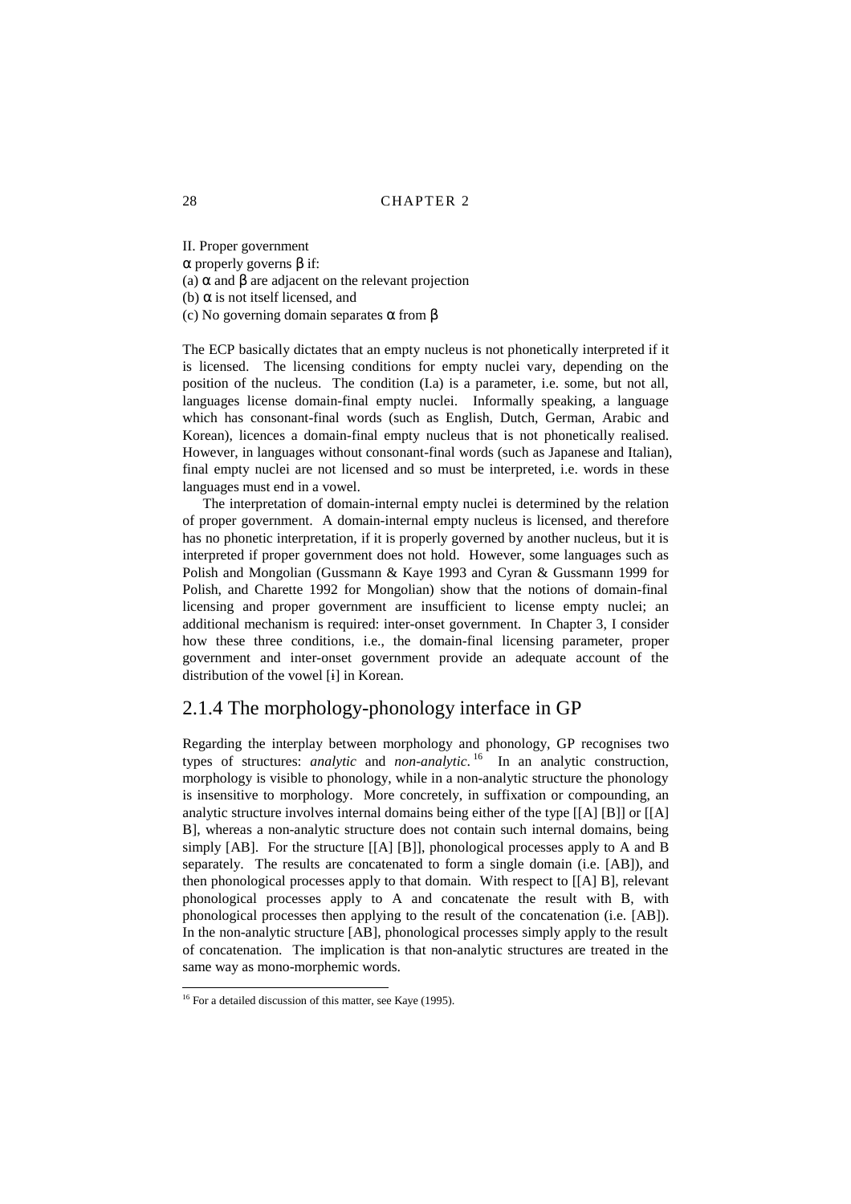II. Proper government

α properly governs β if:

(a) α and β are adjacent on the relevant projection

(b) α is not itself licensed, and

(c) No governing domain separates α from β

The ECP basically dictates that an empty nucleus is not phonetically interpreted if it is licensed. The licensing conditions for empty nuclei vary, depending on the position of the nucleus. The condition (I.a) is a parameter, i.e. some, but not all, languages license domain-final empty nuclei. Informally speaking, a language which has consonant-final words (such as English, Dutch, German, Arabic and Korean), licences a domain-final empty nucleus that is not phonetically realised. However, in languages without consonant-final words (such as Japanese and Italian), final empty nuclei are not licensed and so must be interpreted, i.e. words in these languages must end in a vowel.

The interpretation of domain-internal empty nuclei is determined by the relation of proper government. A domain-internal empty nucleus is licensed, and therefore has no phonetic interpretation, if it is properly governed by another nucleus, but it is interpreted if proper government does not hold. However, some languages such as Polish and Mongolian (Gussmann & Kaye 1993 and Cyran & Gussmann 1999 for Polish, and Charette 1992 for Mongolian) show that the notions of domain-final licensing and proper government are insufficient to license empty nuclei; an additional mechanism is required: inter-onset government. In Chapter 3, I consider how these three conditions, i.e., the domain-final licensing parameter, proper government and inter-onset government provide an adequate account of the distribution of the vowel [ɨ] in Korean.

## 2.1.4 The morphology-phonology interface in GP

Regarding the interplay between morphology and phonology, GP recognises two types of structures: *analytic* and *non-analytic*.[16] In an analytic construction, morphology is visible to phonology, while in a non-analytic structure the phonology is insensitive to morphology. More concretely, in suffixation or compounding, an analytic structure involves internal domains being either of the type [[A] [B]] or [[A] B], whereas a non-analytic structure does not contain such internal domains, being simply [AB]. For the structure [[A] [B]], phonological processes apply to A and B separately. The results are concatenated to form a single domain (i.e. [AB]), and then phonological processes apply to that domain. With respect to [[A] B], relevant phonological processes apply to A and concatenate the result with B, with phonological processes then applying to the result of the concatenation (i.e. [AB]). In the non-analytic structure [AB], phonological processes simply apply to the result of concatenation. The implication is that non-analytic structures are treated in the same way as mono-morphemic words.

[16] For a detailed discussion of this matter, see Kaye (1995).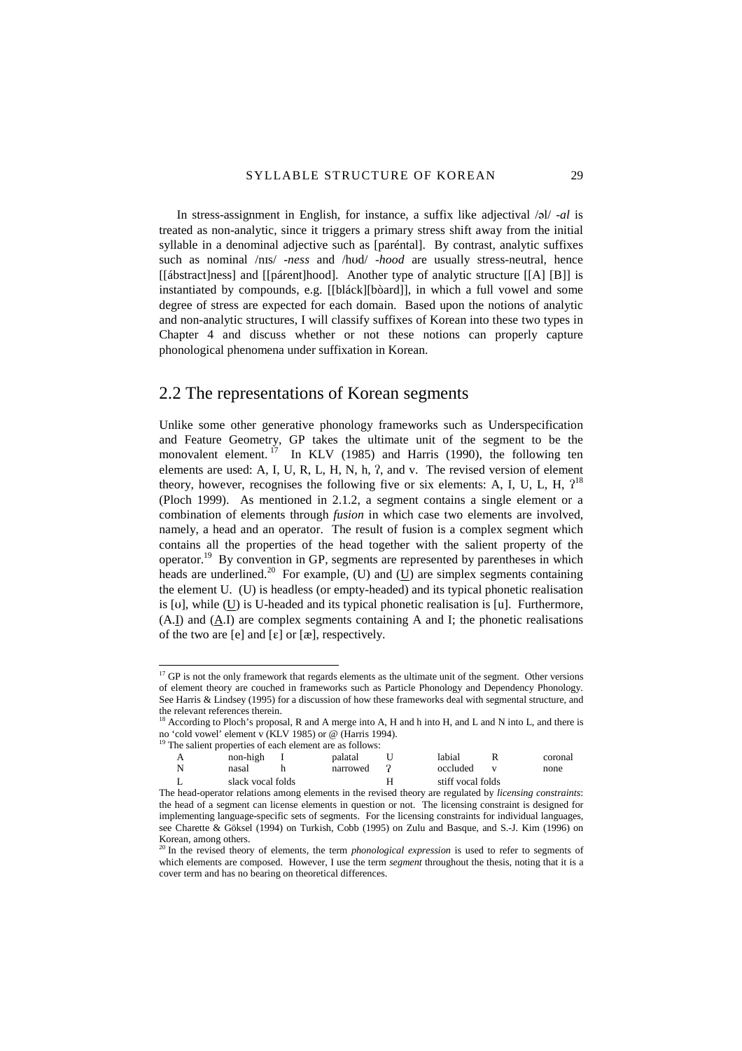In stress-assignment in English, for instance, a suffix like adjectival /əl/ *-al* is treated as non-analytic, since it triggers a primary stress shift away from the initial syllable in a denominal adjective such as [paréntal]. By contrast, analytic suffixes such as nominal /nɪs/ *-ness* and /hʊd/ *-hood* are usually stress-neutral, hence [[ábstract]ness] and [[párent]hood]. Another type of analytic structure [[A] [B]] is instantiated by compounds, e.g. [[bláck][bòard]], in which a full vowel and some degree of stress are expected for each domain. Based upon the notions of analytic and non-analytic structures, I will classify suffixes of Korean into these two types in Chapter 4 and discuss whether or not these notions can properly capture phonological phenomena under suffixation in Korean.

## 2.2 The representations of Korean segments

Unlike some other generative phonology frameworks such as Underspecification and Feature Geometry, GP takes the ultimate unit of the segment to be the monovalent element.[17] In KLV (1985) and Harris (1990), the following ten elements are used: A, I, U, R, L, H, N, h, ʔ, and v. The revised version of element theory, however, recognises the following five or six elements: A, I, U, L, H, ʔ[18] (Ploch 1999). As mentioned in 2.1.2, a segment contains a single element or a combination of elements through *fusion* in which case two elements are involved, namely, a head and an operator. The result of fusion is a complex segment which contains all the properties of the head together with the salient property of the operator.[19] By convention in GP, segments are represented by parentheses in which heads are underlined.[20] For example, (U) and (<u>U</u>) are simplex segments containing the element U. (U) is headless (or empty-headed) and its typical phonetic realisation is [ʊ], while (<u>U</u>) is U-headed and its typical phonetic realisation is [u]. Furthermore, (A.<u>I</u>) and (<u>A</u>.I) are complex segments containing A and I; the phonetic realisations of the two are [e] and [ɛ] or [æ], respectively.

---

[17] GP is not the only framework that regards elements as the ultimate unit of the segment. Other versions of element theory are couched in frameworks such as Particle Phonology and Dependency Phonology. See Harris & Lindsey (1995) for a discussion of how these frameworks deal with segmental structure, and the relevant references therein.

[18] According to Ploch's proposal, R and A merge into A, H and h into H, and L and N into L, and there is no 'cold vowel' element v (KLV 1985) or @ (Harris 1994).

[19] The salient properties of each element are as follows:

| | | | | | | | |
|---|---|---|---|---|---|---|---|
| A | non-high | I | palatal | U | labial | R | coronal |
| N | nasal | h | narrowed | ʔ | occluded | v | none |
| L | slack vocal folds | | | H | stiff vocal folds | | |

The head-operator relations among elements in the revised theory are regulated by *licensing constraints*: the head of a segment can license elements in question or not. The licensing constraint is designed for implementing language-specific sets of segments. For the licensing constraints for individual languages, see Charette & Göksel (1994) on Turkish, Cobb (1995) on Zulu and Basque, and S.-J. Kim (1996) on Korean, among others.

[20] In the revised theory of elements, the term *phonological expression* is used to refer to segments of which elements are composed. However, I use the term *segment* throughout the thesis, noting that it is a cover term and has no bearing on theoretical differences.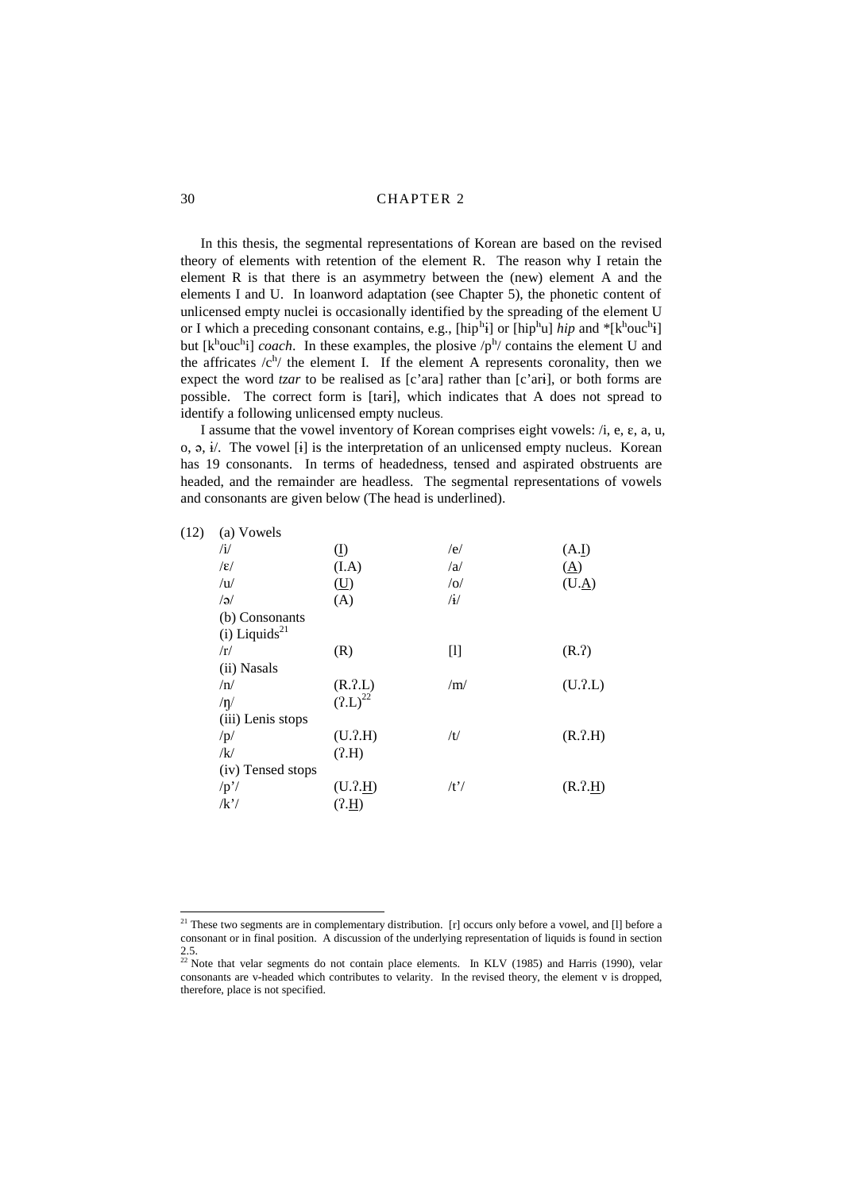In this thesis, the segmental representations of Korean are based on the revised theory of elements with retention of the element R. The reason why I retain the element R is that there is an asymmetry between the (new) element A and the elements I and U. In loanword adaptation (see Chapter 5), the phonetic content of unlicensed empty nuclei is occasionally identified by the spreading of the element U or I which a preceding consonant contains, e.g., [hip$^h$ɨ] or [hip$^h$u] *hip* and *[k$^h$ouc$^h$ɨ] but [k$^h$ouc$^h$i] *coach*. In these examples, the plosive /p$^h$/ contains the element U and the affricates /c$^h$/ the element I. If the element A represents coronality, then we expect the word *tzar* to be realised as [c'ara] rather than [c'arɨ], or both forms are possible. The correct form is [tarɨ], which indicates that A does not spread to identify a following unlicensed empty nucleus.

I assume that the vowel inventory of Korean comprises eight vowels: /i, e, ɛ, a, u, o, ɔ, ɨ/. The vowel [ɨ] is the interpretation of an unlicensed empty nucleus. Korean has 19 consonants. In terms of headedness, tensed and aspirated obstruents are headed, and the remainder are headless. The segmental representations of vowels and consonants are given below (The head is underlined).

(12)

(a) Vowels

| | | | |
|---|---|---|---|
| /i/ | (<u>I</u>) | /e/ | (A.<u>I</u>) |
| /ɛ/ | (I.A) | /a/ | (<u>A</u>) |
| /u/ | (<u>U</u>) | /o/ | (U.<u>A</u>) |
| /ə/ | (A) | /ɨ/ | |

(b) Consonants

(i) Liquids[21]

| | | | |
|---|---|---|---|
| /r/ | (R) | [l] | (R.ʔ) |

(ii) Nasals

| | | | |
|---|---|---|---|
| /n/ | (R.ʔ.L) | /m/ | (U.ʔ.L) |
| /ŋ/ | (ʔ.L)[22] | | |

(iii) Lenis stops

| | | | |
|---|---|---|---|
| /p/ | (U.ʔ.H) | /t/ | (R.ʔ.H) |
| /k/ | (ʔ.H) | | |

(iv) Tensed stops

| | | | |
|---|---|---|---|
| /p'/ | (U.ʔ.<u>H</u>) | /t'/ | (R.ʔ.<u>H</u>) |
| /k'/ | (ʔ.<u>H</u>) | | |

---

[21] These two segments are in complementary distribution. [r] occurs only before a vowel, and [l] before a consonant or in final position. A discussion of the underlying representation of liquids is found in section 2.5.

[22] Note that velar segments do not contain place elements. In KLV (1985) and Harris (1990), velar consonants are v-headed which contributes to velarity. In the revised theory, the element v is dropped, therefore, place is not specified.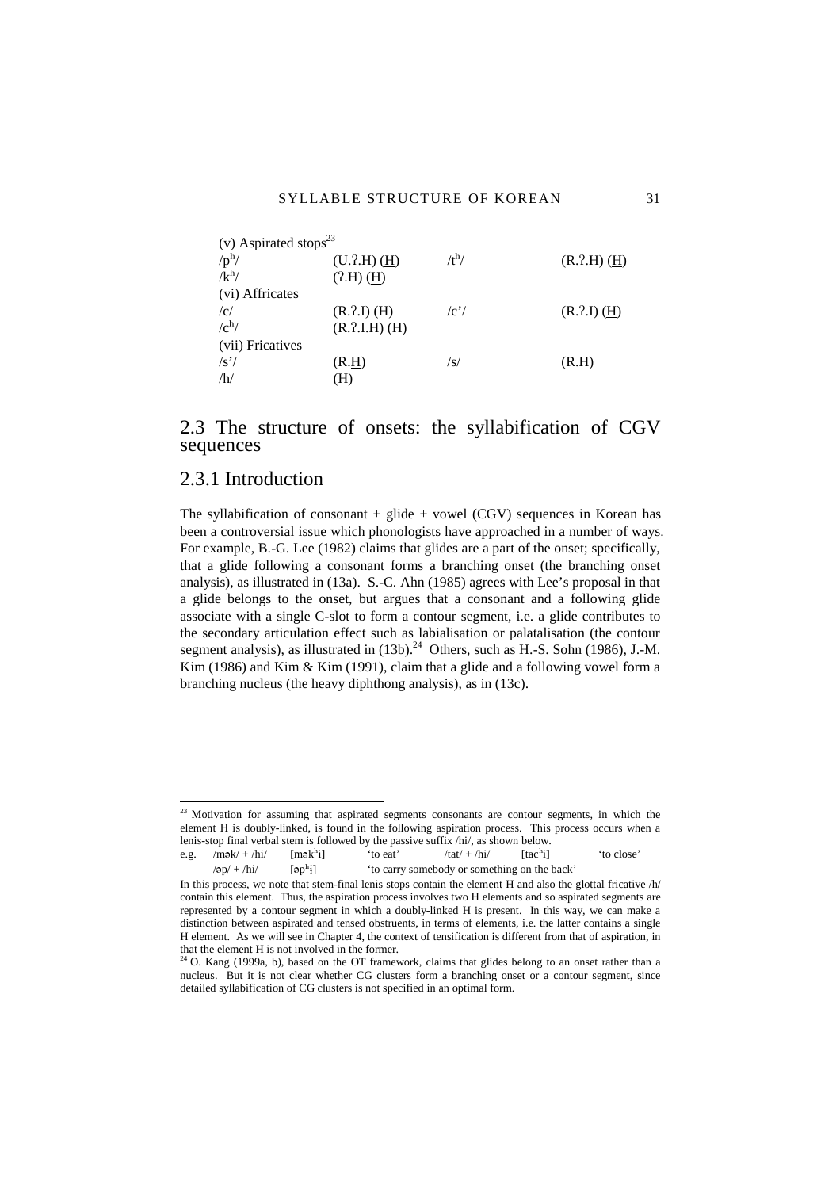(v) Aspirated stops[23]

| | | | |
|---|---|---|---|
| /pʰ/ | (U.ʔ.H) (<u>H</u>) | /tʰ/ | (R.ʔ.H) (<u>H</u>) |
| /kʰ/ | (ʔ.H) (<u>H</u>) | | |
| (vi) Affricates | | | |
| /c/ | (R.ʔ.I) (H) | /c'/ | (R.ʔ.I) (<u>H</u>) |
| /cʰ/ | (R.ʔ.I.H) (<u>H</u>) | | |
| (vii) Fricatives | | | |
| /s'/ | (R.<u>H</u>) | /s/ | (R.H) |
| /h/ | (H) | | |

## 2.3 The structure of onsets: the syllabification of CGV sequences

### 2.3.1 Introduction

The syllabification of consonant + glide + vowel (CGV) sequences in Korean has been a controversial issue which phonologists have approached in a number of ways. For example, B.-G. Lee (1982) claims that glides are a part of the onset; specifically, that a glide following a consonant forms a branching onset (the branching onset analysis), as illustrated in (13a). S.-C. Ahn (1985) agrees with Lee's proposal in that a glide belongs to the onset, but argues that a consonant and a following glide associate with a single C-slot to form a contour segment, i.e. a glide contributes to the secondary articulation effect such as labialisation or palatalisation (the contour segment analysis), as illustrated in (13b).[24] Others, such as H.-S. Sohn (1986), J.-M. Kim (1986) and Kim & Kim (1991), claim that a glide and a following vowel form a branching nucleus (the heavy diphthong analysis), as in (13c).

---

[23] Motivation for assuming that aspirated segments consonants are contour segments, in which the element H is doubly-linked, is found in the following aspiration process. This process occurs when a lenis-stop final verbal stem is followed by the passive suffix /hi/, as shown below.

| | | | | | | |
|---|---|---|---|---|---|---|
| e.g. | /mək/ + /hi/ | [məkʰi] | 'to eat' | /tat/ + /hi/ | [tacʰi] | 'to close' |
| | /əp/ + /hi/ | [əpʰi] | 'to carry somebody or something on the back' | | | |

In this process, we note that stem-final lenis stops contain the element H and also the glottal fricative /h/ contain this element. Thus, the aspiration process involves two H elements and so aspirated segments are represented by a contour segment in which a doubly-linked H is present. In this way, we can make a distinction between aspirated and tensed obstruents, in terms of elements, i.e. the latter contains a single H element. As we will see in Chapter 4, the context of tensification is different from that of aspiration, in that the element H is not involved in the former.

[24] O. Kang (1999a, b), based on the OT framework, claims that glides belong to an onset rather than a nucleus. But it is not clear whether CG clusters form a branching onset or a contour segment, since detailed syllabification of CG clusters is not specified in an optimal form.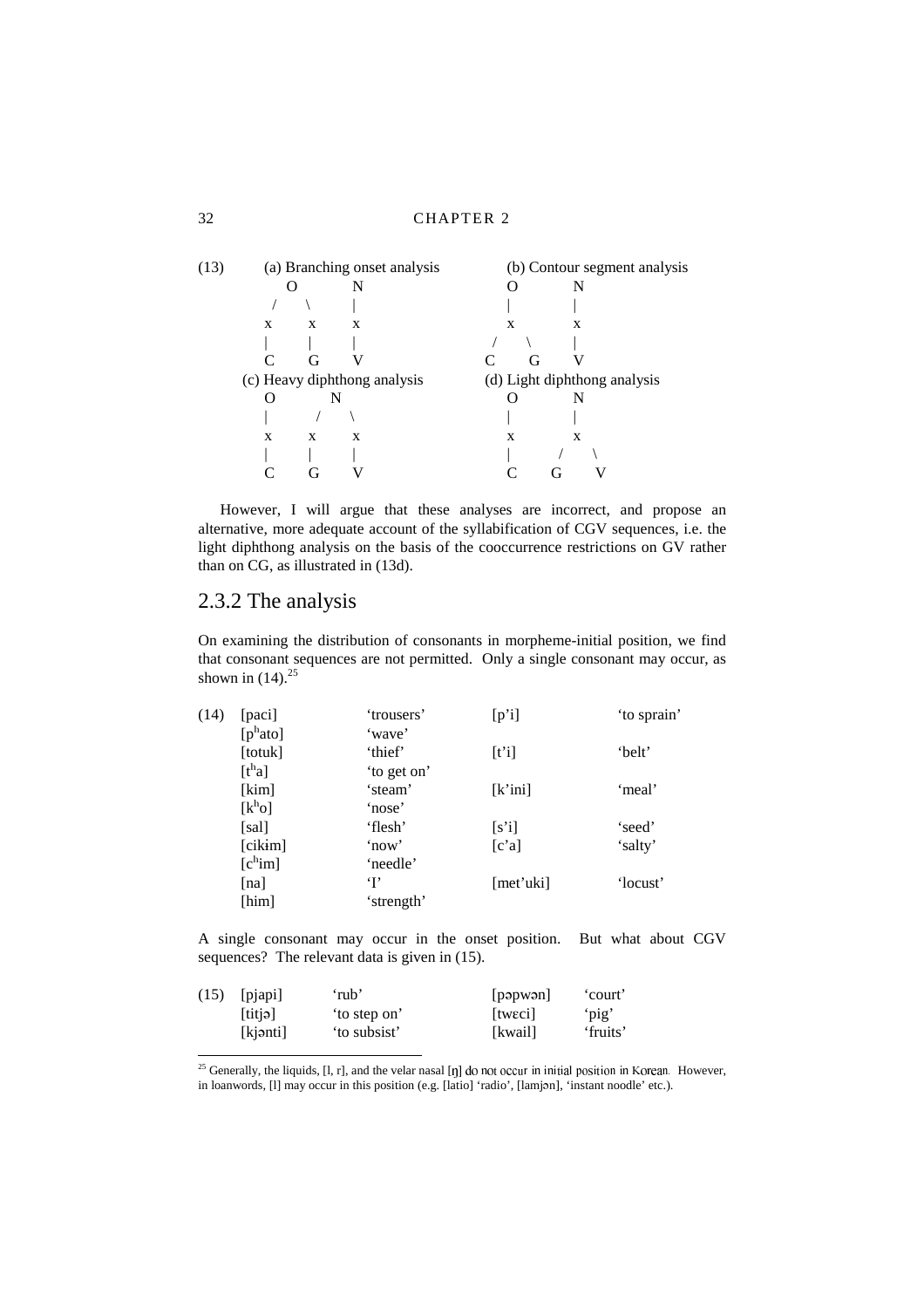(13)

```
     (a) Branching onset analysis        (b) Contour segment analysis
        O         N                       O         N
       / \        |                       |         |
      x   x       x                       x         x
      |   |       |                      / \        |
      C   G       V                     C   G       V
     (c) Heavy diphthong analysis        (d) Light diphthong analysis
      O         N                         O         N
      |        / \                        |         |
      x       x   x                       x         x
      |       |   |                       |        / \
      C       G   V                       C       G   V
```

However, I will argue that these analyses are incorrect, and propose an alternative, more adequate account of the syllabification of CGV sequences, i.e. the light diphthong analysis on the basis of the cooccurrence restrictions on GV rather than on CG, as illustrated in (13d).

## 2.3.2 The analysis

On examining the distribution of consonants in morpheme-initial position, we find that consonant sequences are not permitted. Only a single consonant may occur, as shown in (14).[25]

(14)

| | | | |
|---|---|---|---|
| [paci] | 'trousers' | [p'i] | 'to sprain' |
| [pʰato] | 'wave' | | |
| [totuk] | 'thief' | [t'i] | 'belt' |
| [tʰa] | 'to get on' | | |
| [kim] | 'steam' | [k'ini] | 'meal' |
| [kʰo] | 'nose' | | |
| [sal] | 'flesh' | [s'i] | 'seed' |
| [cikɨm] | 'now' | [c'a] | 'salty' |
| [cʰim] | 'needle' | | |
| [na] | 'I' | [met'uki] | 'locust' |
| [him] | 'strength' | | |

A single consonant may occur in the onset position. But what about CGV sequences? The relevant data is given in (15).

(15)

| | | | |
|---|---|---|---|
| [pjapi] | 'rub' | [pəpwən] | 'court' |
| [titjə] | 'to step on' | [twɛci] | 'pig' |
| [kjənti] | 'to subsist' | [kwail] | 'fruits' |

[25] Generally, the liquids, [l, r], and the velar nasal [ŋ] do not occur in initial position in Korean. However, in loanwords, [l] may occur in this position (e.g. [latio] 'radio', [lamjən], 'instant noodle' etc.).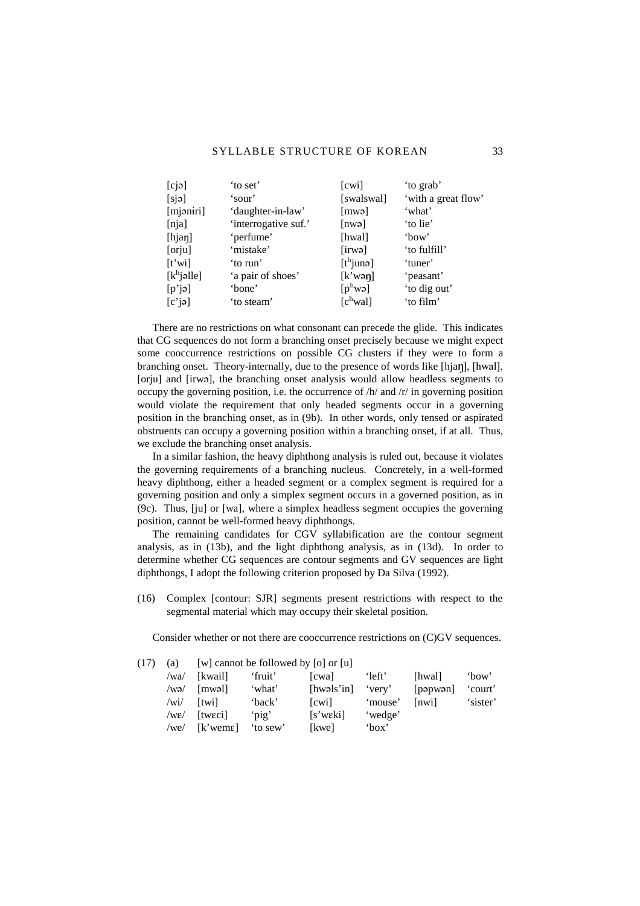| | | | |
|---|---|---|---|
| [cjə] | 'to set' | [cwi] | 'to grab' |
| [sjə] | 'sour' | [swalswal] | 'with a great flow' |
| [mjəniri] | 'daughter-in-law' | [mwə] | 'what' |
| [nja] | 'interrogative suf.' | [nwə] | 'to lie' |
| [hjaŋ] | 'perfume' | [hwal] | 'bow' |
| [orju] | 'mistake' | [irwə] | 'to fulfill' |
| [t'wi] | 'to run' | [tʰjunə] | 'tuner' |
| [kʰjəlle] | 'a pair of shoes' | [k'wəŋ] | 'peasant' |
| [p'jə] | 'bone' | [pʰwə] | 'to dig out' |
| [c'jə] | 'to steam' | [cʰwal] | 'to film' |

There are no restrictions on what consonant can precede the glide. This indicates that CG sequences do not form a branching onset precisely because we might expect some cooccurrence restrictions on possible CG clusters if they were to form a branching onset. Theory-internally, due to the presence of words like [hjaŋ], [hwal], [orju] and [irwə], the branching onset analysis would allow headless segments to occupy the governing position, i.e. the occurrence of /h/ and /r/ in governing position would violate the requirement that only headed segments occur in a governing position in the branching onset, as in (9b). In other words, only tensed or aspirated obstruents can occupy a governing position within a branching onset, if at all. Thus, we exclude the branching onset analysis.

In a similar fashion, the heavy diphthong analysis is ruled out, because it violates the governing requirements of a branching nucleus. Concretely, in a well-formed heavy diphthong, either a headed segment or a complex segment is required for a governing position and only a simplex segment occurs in a governed position, as in (9c). Thus, [ju] or [wa], where a simplex headless segment occupies the governing position, cannot be well-formed heavy diphthongs.

The remaining candidates for CGV syllabification are the contour segment analysis, as in (13b), and the light diphthong analysis, as in (13d). In order to determine whether CG sequences are contour segments and GV sequences are light diphthongs, I adopt the following criterion proposed by Da Silva (1992).

(16) Complex [contour: SJR] segments present restrictions with respect to the segmental material which may occupy their skeletal position.

Consider whether or not there are cooccurrence restrictions on (C)GV sequences.

(17) (a) [w] cannot be followed by [o] or [u]

| | | | | | | |
|---|---|---|---|---|---|---|
| /wa/ | [kwail] | 'fruit' | [cwa] | 'left' | [hwal] | 'bow' |
| /wə/ | [mwəl] | 'what' | [hwəls'in] | 'very' | [pəpwən] | 'court' |
| /wi/ | [twi] | 'back' | [cwi] | 'mouse' | [nwi] | 'sister' |
| /wɛ/ | [twɛci] | 'pig' | [s'wɛki] | 'wedge' | | |
| /we/ | [k'wemɛ] | 'to sew' | [kwe] | 'box' | | |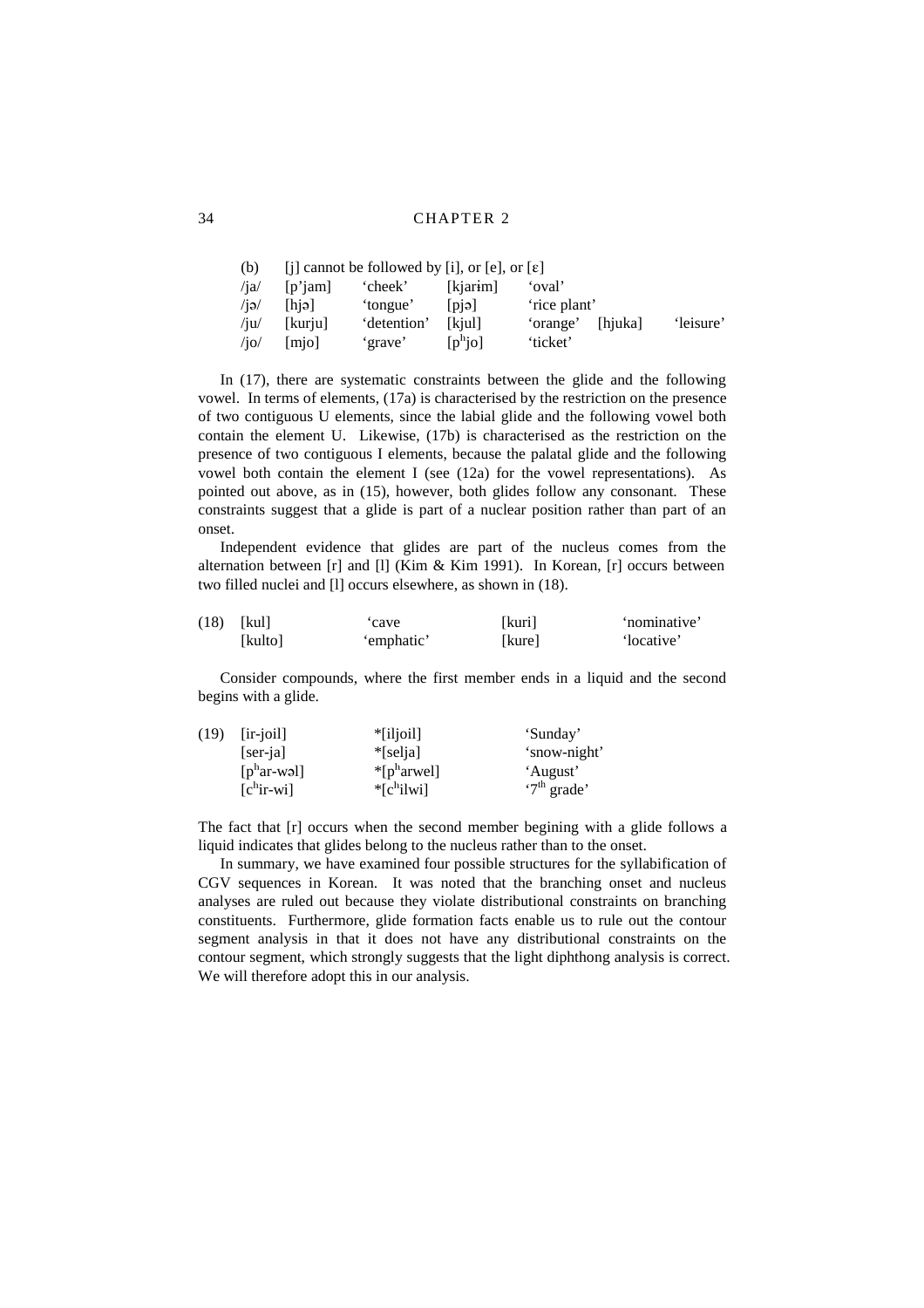(b) [j] cannot be followed by [i], or [e], or [ɛ]

| | | | | | | |
|---|---|---|---|---|---|---|
| /ja/ | [p'jam] | 'cheek' | [kjarɨm] | 'oval' | | |
| /jə/ | [hjə] | 'tongue' | [pjə] | 'rice plant' | | |
| /ju/ | [kurju] | 'detention' | [kjul] | 'orange' | [hjuka] | 'leisure' |
| /jo/ | [mjo] | 'grave' | [pʰjo] | 'ticket' | | |

In (17), there are systematic constraints between the glide and the following vowel. In terms of elements, (17a) is characterised by the restriction on the presence of two contiguous U elements, since the labial glide and the following vowel both contain the element U. Likewise, (17b) is characterised as the restriction on the presence of two contiguous I elements, because the palatal glide and the following vowel both contain the element I (see (12a) for the vowel representations). As pointed out above, as in (15), however, both glides follow any consonant. These constraints suggest that a glide is part of a nuclear position rather than part of an onset.

Independent evidence that glides are part of the nucleus comes from the alternation between [r] and [l] (Kim & Kim 1991). In Korean, [r] occurs between two filled nuclei and [l] occurs elsewhere, as shown in (18).

| (18) | [kul] | 'cave | [kuri] | 'nominative' |
|---|---|---|---|---|
| | [kulto] | 'emphatic' | [kure] | 'locative' |

Consider compounds, where the first member ends in a liquid and the second begins with a glide.

| (19) | [ir-joil] | *[iljoil] | 'Sunday' |
|---|---|---|---|
| | [ser-ja] | *[selja] | 'snow-night' |
| | [pʰar-wəl] | *[pʰarwel] | 'August' |
| | [cʰir-wi] | *[cʰilwi] | '7th grade' |

The fact that [r] occurs when the second member begining with a glide follows a liquid indicates that glides belong to the nucleus rather than to the onset.

In summary, we have examined four possible structures for the syllabification of CGV sequences in Korean. It was noted that the branching onset and nucleus analyses are ruled out because they violate distributional constraints on branching constituents. Furthermore, glide formation facts enable us to rule out the contour segment analysis in that it does not have any distributional constraints on the contour segment, which strongly suggests that the light diphthong analysis is correct. We will therefore adopt this in our analysis.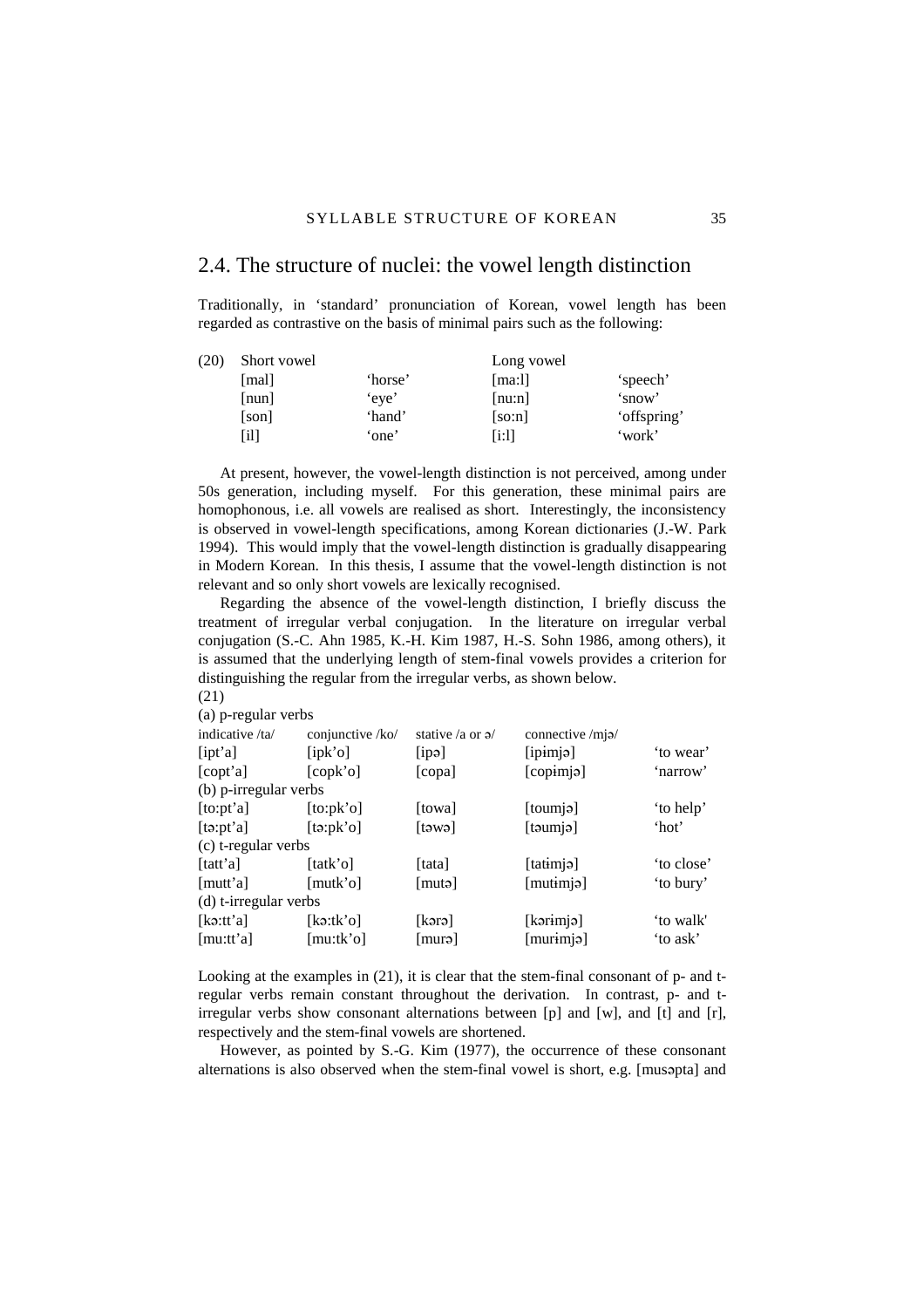## 2.4. The structure of nuclei: the vowel length distinction

Traditionally, in 'standard' pronunciation of Korean, vowel length has been regarded as contrastive on the basis of minimal pairs such as the following:

(20)

| Short vowel | | Long vowel | |
|---|---|---|---|
| [mal] | 'horse' | [ma:l] | 'speech' |
| [nun] | 'eye' | [nu:n] | 'snow' |
| [son] | 'hand' | [so:n] | 'offspring' |
| [il] | 'one' | [i:l] | 'work' |

At present, however, the vowel-length distinction is not perceived, among under 50s generation, including myself. For this generation, these minimal pairs are homophonous, i.e. all vowels are realised as short. Interestingly, the inconsistency is observed in vowel-length specifications, among Korean dictionaries (J.-W. Park 1994). This would imply that the vowel-length distinction is gradually disappearing in Modern Korean. In this thesis, I assume that the vowel-length distinction is not relevant and so only short vowels are lexically recognised.

Regarding the absence of the vowel-length distinction, I briefly discuss the treatment of irregular verbal conjugation. In the literature on irregular verbal conjugation (S.-C. Ahn 1985, K.-H. Kim 1987, H.-S. Sohn 1986, among others), it is assumed that the underlying length of stem-final vowels provides a criterion for distinguishing the regular from the irregular verbs, as shown below.

(21)

| indicative /ta/ | conjunctive /ko/ | stative /a or ə/ | connective /mjə/ | |
|---|---|---|---|---|
| (a) p-regular verbs | | | | |
| [ipt'a] | [ipk'o] | [ipə] | [ipɨmjə] | 'to wear' |
| [copt'a] | [copk'o] | [copa] | [copɨmjə] | 'narrow' |
| (b) p-irregular verbs | | | | |
| [to:pt'a] | [to:pk'o] | [towa] | [toumjə] | 'to help' |
| [tə:pt'a] | [tə:pk'o] | [təwə] | [təumjə] | 'hot' |
| (c) t-regular verbs | | | | |
| [tatt'a] | [tatk'o] | [tata] | [tatɨmjə] | 'to close' |
| [mutt'a] | [mutk'o] | [mutə] | [mutɨmjə] | 'to bury' |
| (d) t-irregular verbs | | | | |
| [kə:tt'a] | [kə:tk'o] | [kərə] | [kərɨmjə] | 'to walk' |
| [mu:tt'a] | [mu:tk'o] | [murə] | [murɨmjə] | 'to ask' |

Looking at the examples in (21), it is clear that the stem-final consonant of p- and t-regular verbs remain constant throughout the derivation. In contrast, p- and t-irregular verbs show consonant alternations between [p] and [w], and [t] and [r], respectively and the stem-final vowels are shortened.

However, as pointed by S.-G. Kim (1977), the occurrence of these consonant alternations is also observed when the stem-final vowel is short, e.g. [musəpta] and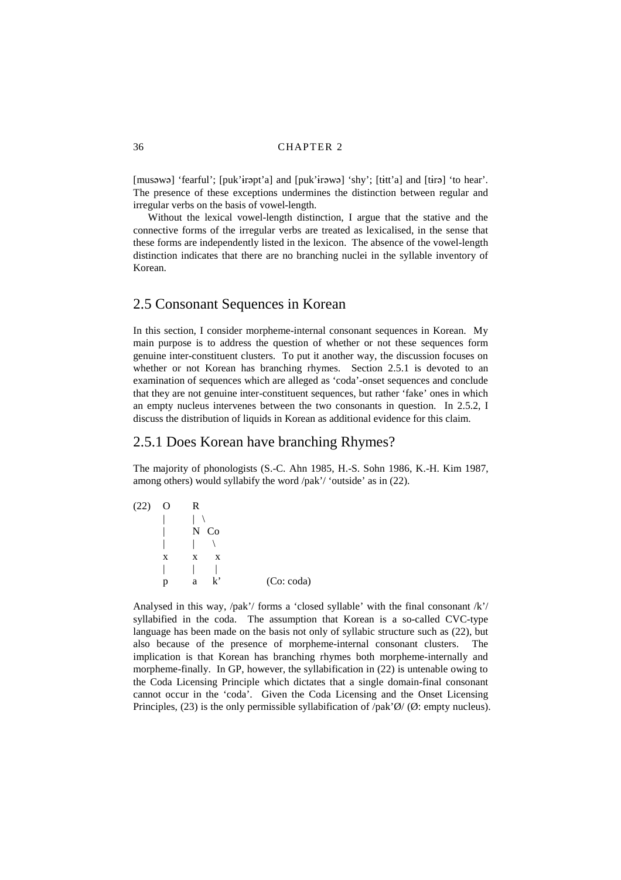[musəwə] 'fearful'; [puk'ɨrəpt'a] and [puk'ɨrəwə] 'shy'; [tɨtt'a] and [tɨrə] 'to hear'. The presence of these exceptions undermines the distinction between regular and irregular verbs on the basis of vowel-length.

Without the lexical vowel-length distinction, I argue that the stative and the connective forms of the irregular verbs are treated as lexicalised, in the sense that these forms are independently listed in the lexicon. The absence of the vowel-length distinction indicates that there are no branching nuclei in the syllable inventory of Korean.

## 2.5 Consonant Sequences in Korean

In this section, I consider morpheme-internal consonant sequences in Korean. My main purpose is to address the question of whether or not these sequences form genuine inter-constituent clusters. To put it another way, the discussion focuses on whether or not Korean has branching rhymes. Section 2.5.1 is devoted to an examination of sequences which are alleged as 'coda'-onset sequences and conclude that they are not genuine inter-constituent sequences, but rather 'fake' ones in which an empty nucleus intervenes between the two consonants in question. In 2.5.2, I discuss the distribution of liquids in Korean as additional evidence for this claim.

## 2.5.1 Does Korean have branching Rhymes?

The majority of phonologists (S.-C. Ahn 1985, H.-S. Sohn 1986, K.-H. Kim 1987, among others) would syllabify the word /pak'/ 'outside' as in (22).

```
(22)  O      R
      |      | \
      |      N  Co
      |      |    \
      x      x     x
      |      |     |
      p      a     k'          (Co: coda)
```

Analysed in this way, /pak'/ forms a 'closed syllable' with the final consonant /k'/ syllabified in the coda. The assumption that Korean is a so-called CVC-type language has been made on the basis not only of syllabic structure such as (22), but also because of the presence of morpheme-internal consonant clusters. The implication is that Korean has branching rhymes both morpheme-internally and morpheme-finally. In GP, however, the syllabification in (22) is untenable owing to the Coda Licensing Principle which dictates that a single domain-final consonant cannot occur in the 'coda'. Given the Coda Licensing and the Onset Licensing Principles, (23) is the only permissible syllabification of /pak'Ø/ (Ø: empty nucleus).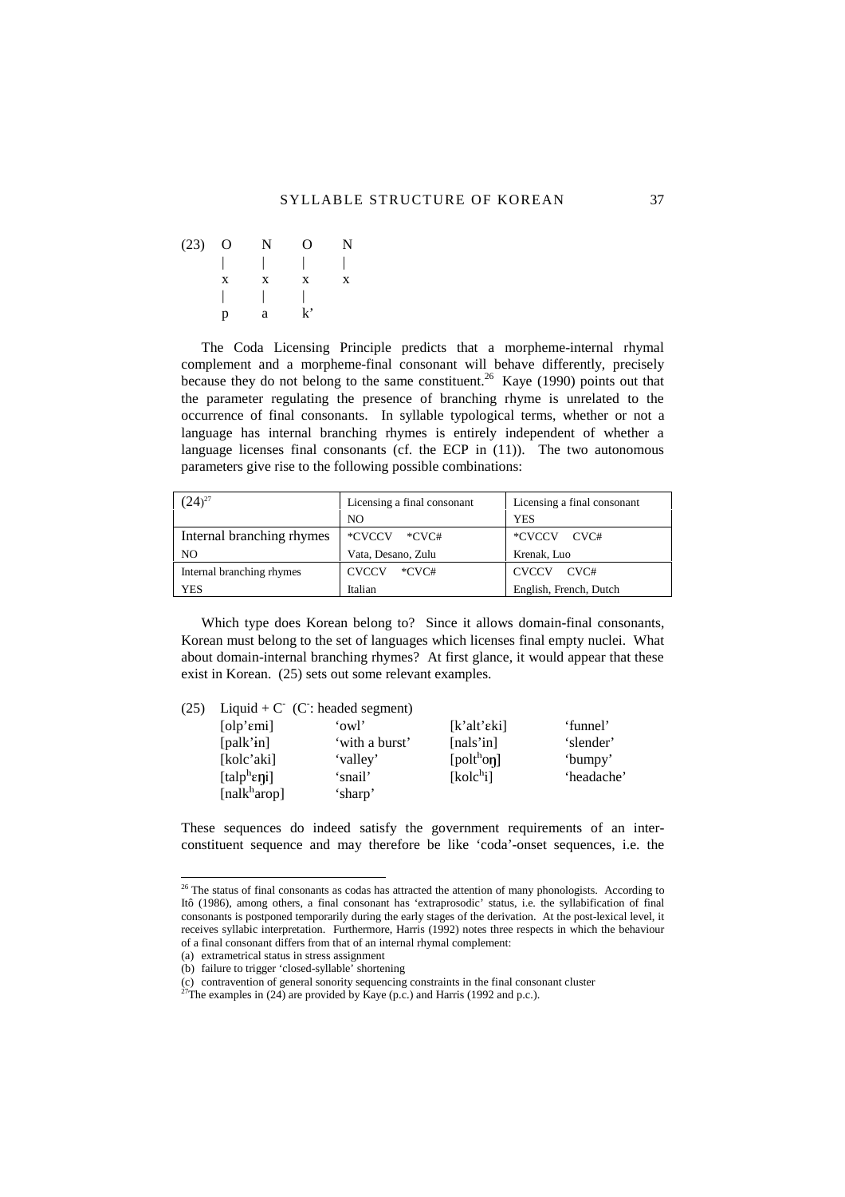```
(23)  O    N    O    N
      |    |    |    |
      x    x    x    x
      |    |    |
      p    a    k'
```

The Coda Licensing Principle predicts that a morpheme-internal rhymal complement and a morpheme-final consonant will behave differently, precisely because they do not belong to the same constituent.[26] Kaye (1990) points out that the parameter regulating the presence of branching rhyme is unrelated to the occurrence of final consonants. In syllable typological terms, whether or not a language has internal branching rhymes is entirely independent of whether a language licenses final consonants (cf. the ECP in (11)). The two autonomous parameters give rise to the following possible combinations:

| (24)[27] | Licensing a final consonant NO | Licensing a final consonant YES |
|---|---|---|
| Internal branching rhymes NO | *CVCCV *CVC# <br> Vata, Desano, Zulu | *CVCCV CVC# <br> Krenak, Luo |
| Internal branching rhymes YES | CVCCV *CVC# <br> Italian | CVCCV CVC# <br> English, French, Dutch |

Which type does Korean belong to? Since it allows domain-final consonants, Korean must belong to the set of languages which licenses final empty nuclei. What about domain-internal branching rhymes? At first glance, it would appear that these exist in Korean. (25) sets out some relevant examples.

(25) Liquid + C⁻ (C⁻: headed segment)

| | | | |
|---|---|---|---|
| [olp'ɛmi] | 'owl' | [k'alt'ɛki] | 'funnel' |
| [palk'ɨn] | 'with a burst' | [nals'in] | 'slender' |
| [kolc'aki] | 'valley' | [poltʰoŋ] | 'bumpy' |
| [talpʰɛŋi] | 'snail' | [kolcʰi] | 'headache' |
| [nalkʰarop] | 'sharp' | | |

These sequences do indeed satisfy the government requirements of an inter-constituent sequence and may therefore be like 'coda'-onset sequences, i.e. the

---

[26] The status of final consonants as codas has attracted the attention of many phonologists. According to Itô (1986), among others, a final consonant has 'extraprosodic' status, i.e. the syllabification of final consonants is postponed temporarily during the early stages of the derivation. At the post-lexical level, it receives syllabic interpretation. Furthermore, Harris (1992) notes three respects in which the behaviour of a final consonant differs from that of an internal rhymal complement:

(a) extrametrical status in stress assignment
(b) failure to trigger 'closed-syllable' shortening
(c) contravention of general sonority sequencing constraints in the final consonant cluster

[27] The examples in (24) are provided by Kaye (p.c.) and Harris (1992 and p.c.).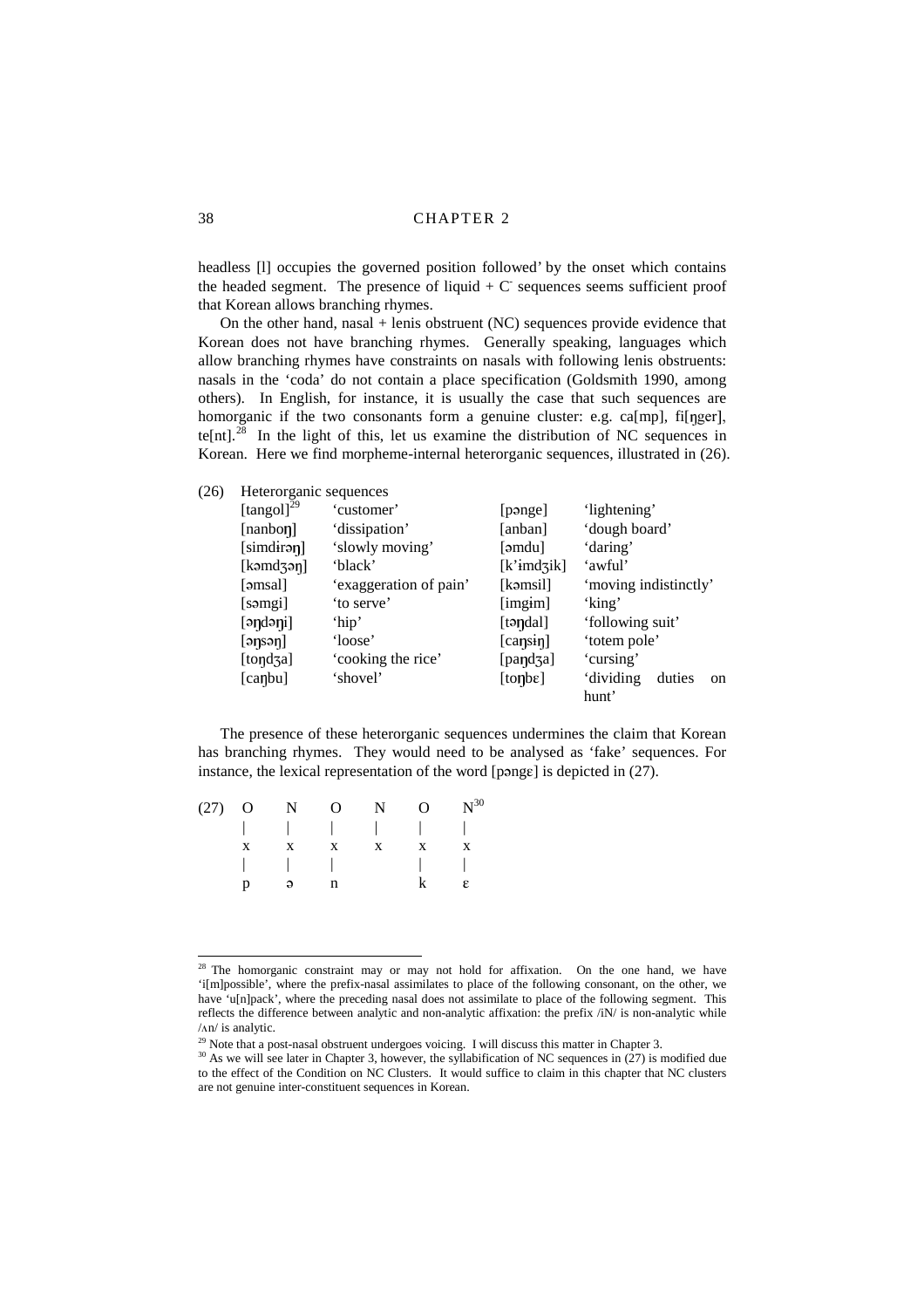headless [l] occupies the governed position followed' by the onset which contains the headed segment. The presence of liquid + C⁻ sequences seems sufficient proof that Korean allows branching rhymes.

On the other hand, nasal + lenis obstruent (NC) sequences provide evidence that Korean does not have branching rhymes. Generally speaking, languages which allow branching rhymes have constraints on nasals with following lenis obstruents: nasals in the 'coda' do not contain a place specification (Goldsmith 1990, among others). In English, for instance, it is usually the case that such sequences are homorganic if the two consonants form a genuine cluster: e.g. ca[mp], fi[ŋger], te[nt].[28] In the light of this, let us examine the distribution of NC sequences in Korean. Here we find morpheme-internal heterorganic sequences, illustrated in (26).

(26) Heterorganic sequences

| | | | |
|---|---|---|---|
| [tangol][29] | 'customer' | [pənge] | 'lightening' |
| [nanboŋ] | 'dissipation' | [anban] | 'dough board' |
| [simdɨrəŋ] | 'slowly moving' | [əmdu] | 'daring' |
| [kəmdʒəŋ] | 'black' | [k'imdʒik] | 'awful' |
| [əmsal] | 'exaggeration of pain' | [kəmsil] | 'moving indistinctly' |
| [səmgi] | 'to serve' | [imgɨm] | 'king' |
| [əŋdəŋi] | 'hip' | [təŋdal] | 'following suit' |
| [əŋsəŋ] | 'loose' | [caŋsiŋ] | 'totem pole' |
| [toŋdʒa] | 'cooking the rice' | [paŋdʒa] | 'cursing' |
| [caŋbu] | 'shovel' | [toŋbɛ] | 'dividing duties on hunt' |

The presence of these heterorganic sequences undermines the claim that Korean has branching rhymes. They would need to be analysed as 'fake' sequences. For instance, the lexical representation of the word [pəngɛ] is depicted in (27).

```
(27)  O    N    O    N    O    N[30]
      |    |    |    |    |    |
      x    x    x    x    x    x
      |    |    |         |    |
      p    ə    n         k    ɛ
```

---

[28] The homorganic constraint may or may not hold for affixation. On the one hand, we have 'i[m]possible', where the prefix-nasal assimilates to place of the following consonant, on the other, we have 'u[n]pack', where the preceding nasal does not assimilate to place of the following segment. This reflects the difference between analytic and non-analytic affixation: the prefix /iN/ is non-analytic while /ʌn/ is analytic.

[29] Note that a post-nasal obstruent undergoes voicing. I will discuss this matter in Chapter 3.

[30] As we will see later in Chapter 3, however, the syllabification of NC sequences in (27) is modified due to the effect of the Condition on NC Clusters. It would suffice to claim in this chapter that NC clusters are not genuine inter-constituent sequences in Korean.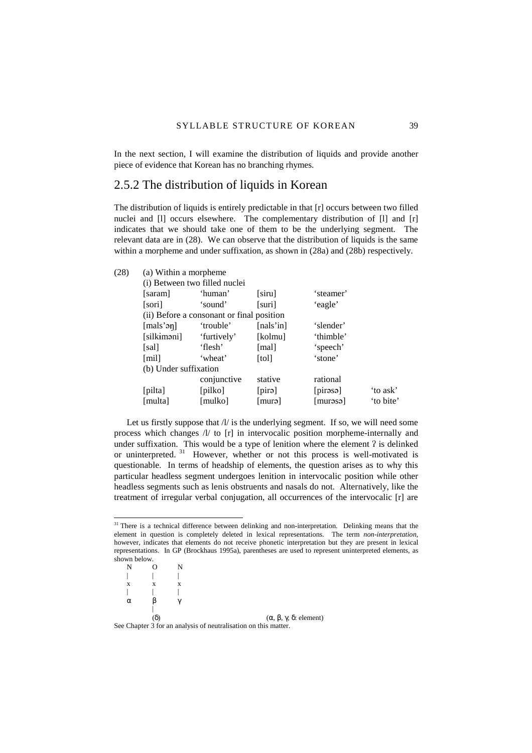In the next section, I will examine the distribution of liquids and provide another piece of evidence that Korean has no branching rhymes.

## 2.5.2 The distribution of liquids in Korean

The distribution of liquids is entirely predictable in that [r] occurs between two filled nuclei and [l] occurs elsewhere. The complementary distribution of [l] and [r] indicates that we should take one of them to be the underlying segment. The relevant data are in (28). We can observe that the distribution of liquids is the same within a morpheme and under suffixation, as shown in (28a) and (28b) respectively.

(28)

(a) Within a morpheme

(i) Between two filled nuclei

| | | | | |
|---|---|---|---|---|
| [saram] | 'human' | [siru] | 'steamer' | |
| [sori] | 'sound' | [suri] | 'eagle' | |

(ii) Before a consonant or final position

| | | | | |
|---|---|---|---|---|
| [mals'əŋ] | 'trouble' | [nals'in] | 'slender' | |
| [silkɨməni] | 'furtively' | [kolmu] | 'thimble' | |
| [sal] | 'flesh' | [mal] | 'speech' | |
| [mil] | 'wheat' | [tol] | 'stone' | |

(b) Under suffixation

| | conjunctive | stative | rational | |
|---|---|---|---|---|
| [pilta] | [pilko] | [pirə] | [pirəsə] | 'to ask' |
| [multa] | [mulko] | [murə] | [murəsə] | 'to bite' |

Let us firstly suppose that /l/ is the underlying segment. If so, we will need some process which changes /l/ to [r] in intervocalic position morpheme-internally and under suffixation. This would be a type of lenition where the element ʔ is delinked or uninterpreted. [31] However, whether or not this process is well-motivated is questionable. In terms of headship of elements, the question arises as to why this particular headless segment undergoes lenition in intervocalic position while other headless segments such as lenis obstruents and nasals do not. Alternatively, like the treatment of irregular verbal conjugation, all occurrences of the intervocalic [r] are

---

[31] There is a technical difference between delinking and non-interpretation. Delinking means that the element in question is completely deleted in lexical representations. The term *non-interpretation*, however, indicates that elements do not receive phonetic interpretation but they are present in lexical representations. In GP (Brockhaus 1995a), parentheses are used to represent uninterpreted elements, as shown below.

```
N     O     N
|     |     |
x     x     x
|     |     |
α     β     γ
      |
     (δ)                    (α, β, γ, δ: element)
```

See Chapter 3 for an analysis of neutralisation on this matter.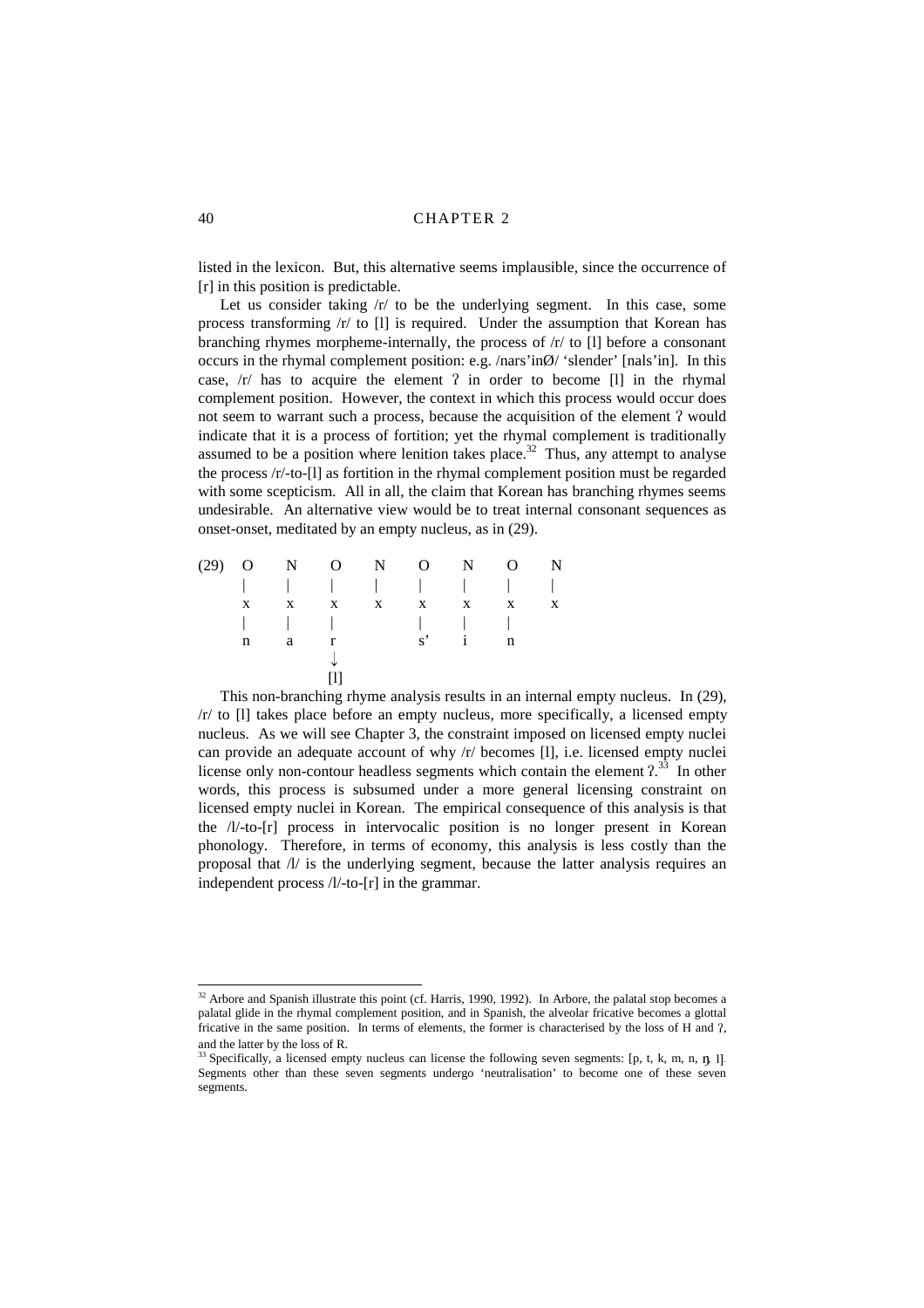listed in the lexicon. But, this alternative seems implausible, since the occurrence of [r] in this position is predictable.

Let us consider taking /r/ to be the underlying segment. In this case, some process transforming /r/ to [l] is required. Under the assumption that Korean has branching rhymes morpheme-internally, the process of /r/ to [l] before a consonant occurs in the rhymal complement position: e.g. /nars'inØ/ 'slender' [nals'in]. In this case, /r/ has to acquire the element ʔ in order to become [l] in the rhymal complement position. However, the context in which this process would occur does not seem to warrant such a process, because the acquisition of the element ʔ would indicate that it is a process of fortition; yet the rhymal complement is traditionally assumed to be a position where lenition takes place.[32] Thus, any attempt to analyse the process /r/-to-[l] as fortition in the rhymal complement position must be regarded with some scepticism. All in all, the claim that Korean has branching rhymes seems undesirable. An alternative view would be to treat internal consonant sequences as onset-onset, meditated by an empty nucleus, as in (29).

```
(29)  O    N    O    N    O    N    O    N
      |    |    |    |    |    |    |    |
      x    x    x    x    x    x    x    x
      |    |    |         |    |    |
      n    a    r         s'   i    n
                ↓
               [l]
```

This non-branching rhyme analysis results in an internal empty nucleus. In (29), /r/ to [l] takes place before an empty nucleus, more specifically, a licensed empty nucleus. As we will see Chapter 3, the constraint imposed on licensed empty nuclei can provide an adequate account of why /r/ becomes [l], i.e. licensed empty nuclei license only non-contour headless segments which contain the element ʔ.[33] In other words, this process is subsumed under a more general licensing constraint on licensed empty nuclei in Korean. The empirical consequence of this analysis is that the /l/-to-[r] process in intervocalic position is no longer present in Korean phonology. Therefore, in terms of economy, this analysis is less costly than the proposal that /l/ is the underlying segment, because the latter analysis requires an independent process /l/-to-[r] in the grammar.

---

[32] Arbore and Spanish illustrate this point (cf. Harris, 1990, 1992). In Arbore, the palatal stop becomes a palatal glide in the rhymal complement position, and in Spanish, the alveolar fricative becomes a glottal fricative in the same position. In terms of elements, the former is characterised by the loss of H and ʔ, and the latter by the loss of R.

[33] Specifically, a licensed empty nucleus can license the following seven segments: [p, t, k, m, n, ŋ, l]. Segments other than these seven segments undergo 'neutralisation' to become one of these seven segments.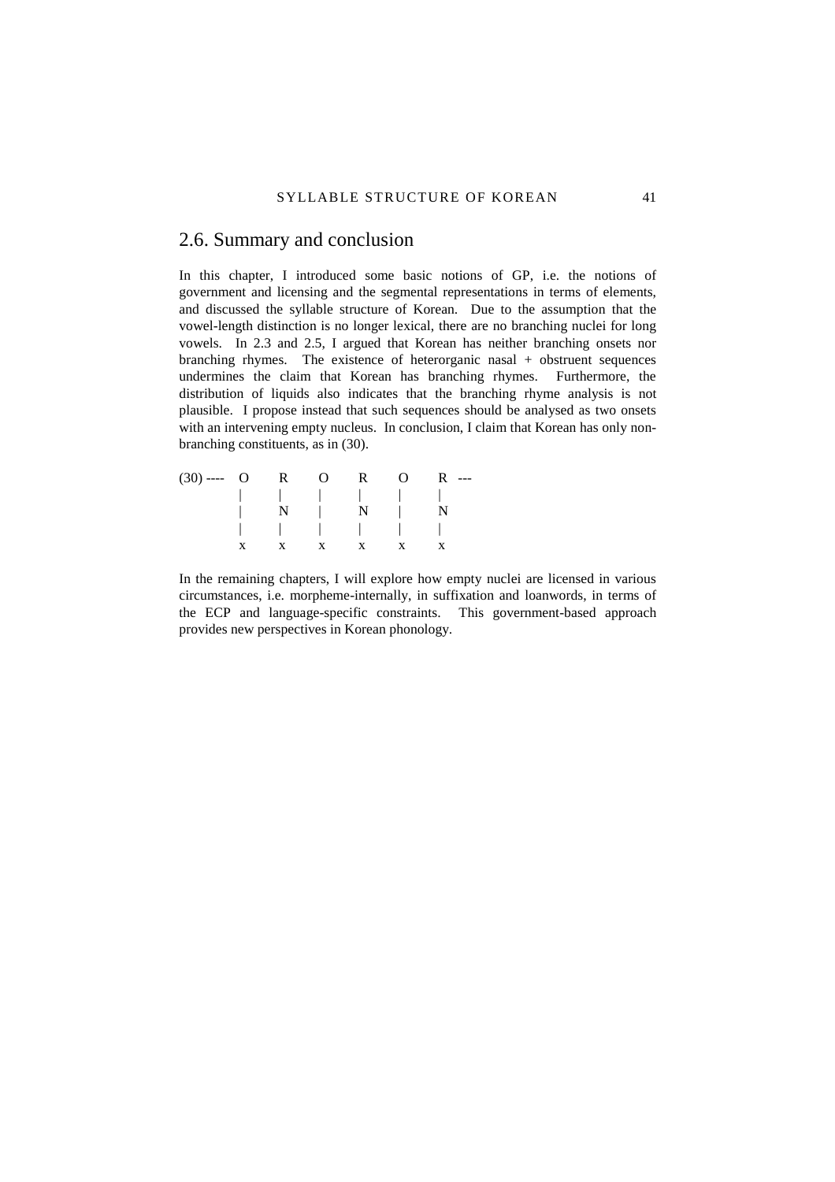## 2.6. Summary and conclusion

In this chapter, I introduced some basic notions of GP, i.e. the notions of government and licensing and the segmental representations in terms of elements, and discussed the syllable structure of Korean. Due to the assumption that the vowel-length distinction is no longer lexical, there are no branching nuclei for long vowels. In 2.3 and 2.5, I argued that Korean has neither branching onsets nor branching rhymes. The existence of heterorganic nasal + obstruent sequences undermines the claim that Korean has branching rhymes. Furthermore, the distribution of liquids also indicates that the branching rhyme analysis is not plausible. I propose instead that such sequences should be analysed as two onsets with an intervening empty nucleus. In conclusion, I claim that Korean has only non-branching constituents, as in (30).

```
(30) ----  O     R     O     R     O     R  ---
           |     |     |     |     |     |
           |     N     |     N     |     N
           |     |     |     |     |     |
           x     x     x     x     x     x
```

In the remaining chapters, I will explore how empty nuclei are licensed in various circumstances, i.e. morpheme-internally, in suffixation and loanwords, in terms of the ECP and language-specific constraints. This government-based approach provides new perspectives in Korean phonology.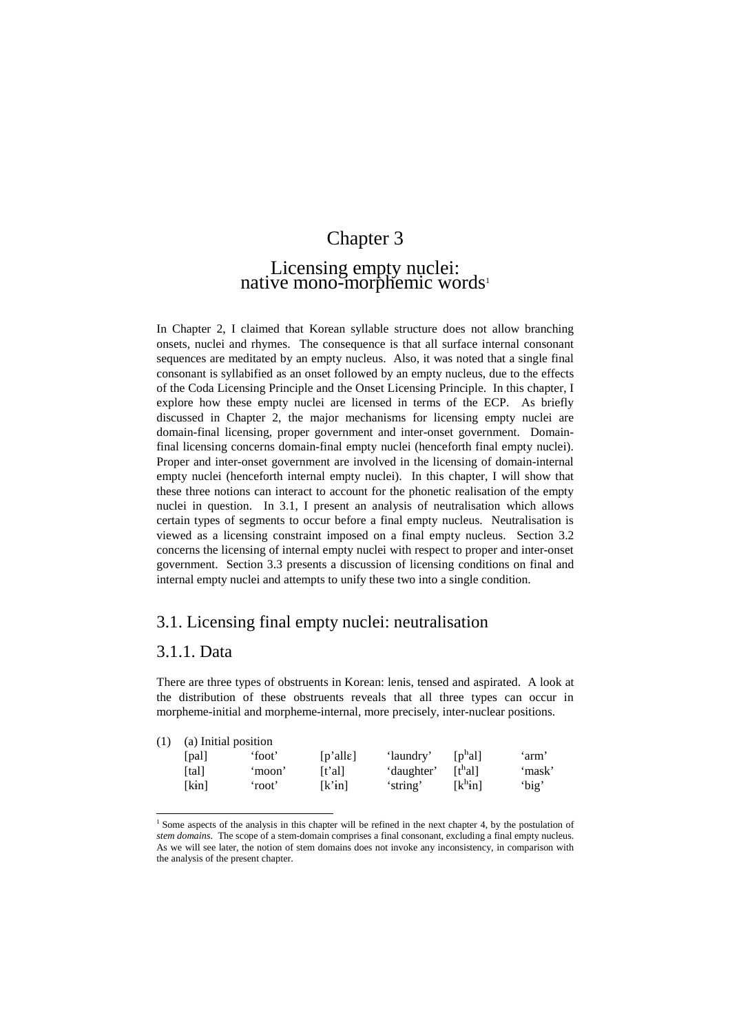# Chapter 3

## Licensing empty nuclei: native mono-morphemic words[1]

In Chapter 2, I claimed that Korean syllable structure does not allow branching onsets, nuclei and rhymes. The consequence is that all surface internal consonant sequences are meditated by an empty nucleus. Also, it was noted that a single final consonant is syllabified as an onset followed by an empty nucleus, due to the effects of the Coda Licensing Principle and the Onset Licensing Principle. In this chapter, I explore how these empty nuclei are licensed in terms of the ECP. As briefly discussed in Chapter 2, the major mechanisms for licensing empty nuclei are domain-final licensing, proper government and inter-onset government. Domain-final licensing concerns domain-final empty nuclei (henceforth final empty nuclei). Proper and inter-onset government are involved in the licensing of domain-internal empty nuclei (henceforth internal empty nuclei). In this chapter, I will show that these three notions can interact to account for the phonetic realisation of the empty nuclei in question. In 3.1, I present an analysis of neutralisation which allows certain types of segments to occur before a final empty nucleus. Neutralisation is viewed as a licensing constraint imposed on a final empty nucleus. Section 3.2 concerns the licensing of internal empty nuclei with respect to proper and inter-onset government. Section 3.3 presents a discussion of licensing conditions on final and internal empty nuclei and attempts to unify these two into a single condition.

## 3.1. Licensing final empty nuclei: neutralisation

### 3.1.1. Data

There are three types of obstruents in Korean: lenis, tensed and aspirated. A look at the distribution of these obstruents reveals that all three types can occur in morpheme-initial and morpheme-internal, more precisely, inter-nuclear positions.

(1) (a) Initial position

| | | | | | |
|---|---|---|---|---|---|
| [pal] | 'foot' | [p'allɛ] | 'laundry' | [pʰal] | 'arm' |
| [tal] | 'moon' | [t'al] | 'daughter' | [tʰal] | 'mask' |
| [kɨn] | 'root' | [k'ɨn] | 'string' | [kʰɨn] | 'big' |

[1] Some aspects of the analysis in this chapter will be refined in the next chapter 4, by the postulation of *stem domains*. The scope of a stem-domain comprises a final consonant, excluding a final empty nucleus. As we will see later, the notion of stem domains does not invoke any inconsistency, in comparison with the analysis of the present chapter.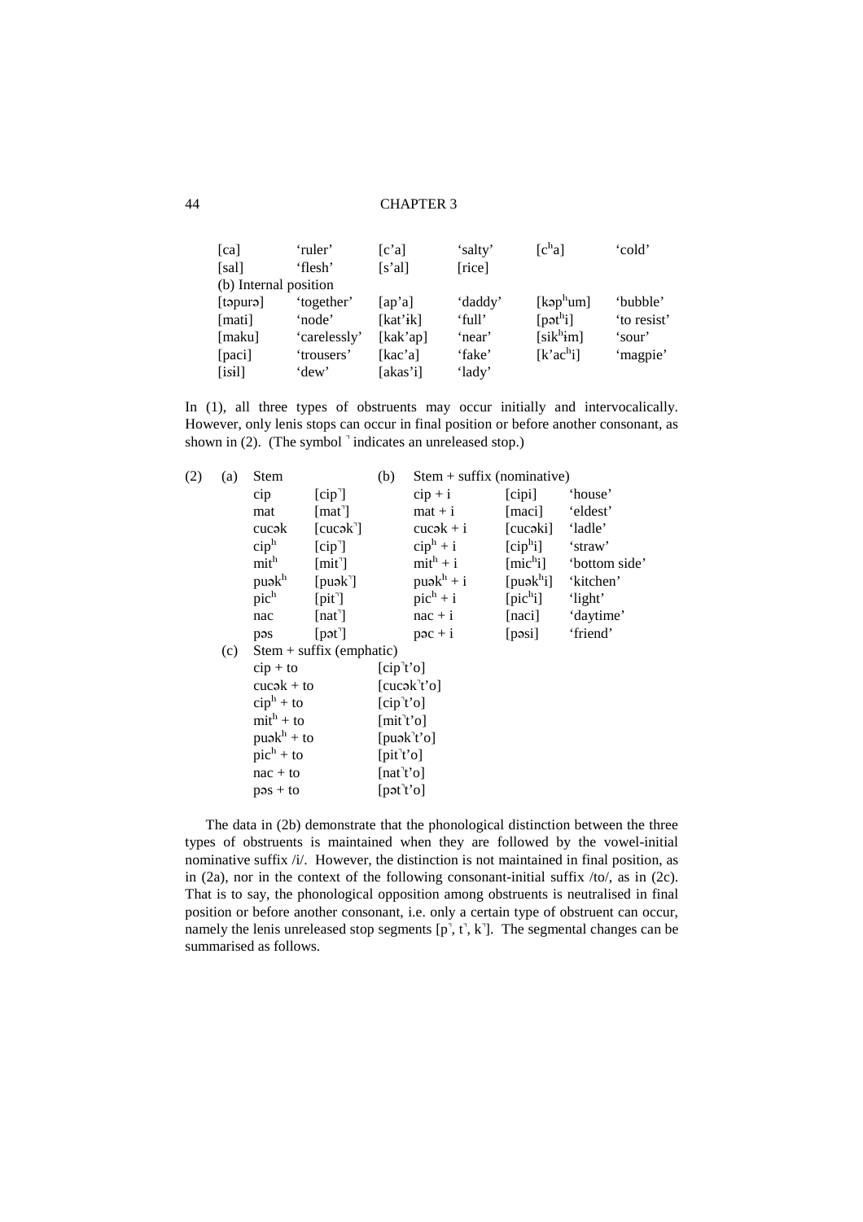| | | | | | |
|---|---|---|---|---|---|
| [ca] | 'ruler' | [c'a] | 'salty' | [cʰa] | 'cold' |
| [sal] | 'flesh' | [s'al] | [rice] | | |
| (b) Internal position | | | | | |
| [təpurə] | 'together' | [ap'a] | 'daddy' | [kəpʰum] | 'bubble' |
| [mati] | 'node' | [kat'ɨk] | 'full' | [pətʰi] | 'to resist' |
| [maku] | 'carelessly' | [kak'ap] | 'near' | [sikʰɨm] | 'sour' |
| [paci] | 'trousers' | [kac'a] | 'fake' | [k'acʰi] | 'magpie' |
| [isil] | 'dew' | [akas'i] | 'lady' | | |

In (1), all three types of obstruents may occur initially and intervocalically. However, only lenis stops can occur in final position or before another consonant, as shown in (2). (The symbol ˺ indicates an unreleased stop.)

(2)

| | (a) Stem | | (b) Stem + suffix (nominative) | | |
|---|---|---|---|---|---|
| | cip | [cip˺] | cip + i | [cipi] | 'house' |
| | mat | [mat˺] | mat + i | [maci] | 'eldest' |
| | cucək | [cucək˺] | cucək + i | [cucəki] | 'ladle' |
| | cipʰ | [cip˺] | cipʰ + i | [cipʰi] | 'straw' |
| | mitʰ | [mit˺] | mitʰ + i | [micʰi] | 'bottom side' |
| | puəkʰ | [puək˺] | puəkʰ + i | [puəkʰi] | 'kitchen' |
| | picʰ | [pit˺] | picʰ + i | [picʰi] | 'light' |
| | nac | [nat˺] | nac + i | [naci] | 'daytime' |
| | pəs | [pət˺] | pəs + i | [pəsi] | 'friend' |

(c) Stem + suffix (emphatic)

| | |
|---|---|
| cip + to | [cip˺t'o] |
| cucək + to | [cucək˺t'o] |
| cipʰ + to | [cip˺t'o] |
| mitʰ + to | [mit˺t'o] |
| puəkʰ + to | [puək˺t'o] |
| picʰ + to | [pit˺t'o] |
| nac + to | [nat˺t'o] |
| pəs + to | [pət˺t'o] |

The data in (2b) demonstrate that the phonological distinction between the three types of obstruents is maintained when they are followed by the vowel-initial nominative suffix /i/. However, the distinction is not maintained in final position, as in (2a), nor in the context of the following consonant-initial suffix /to/, as in (2c). That is to say, the phonological opposition among obstruents is neutralised in final position or before another consonant, i.e. only a certain type of obstruent can occur, namely the lenis unreleased stop segments [p˺, t˺, k˺]. The segmental changes can be summarised as follows.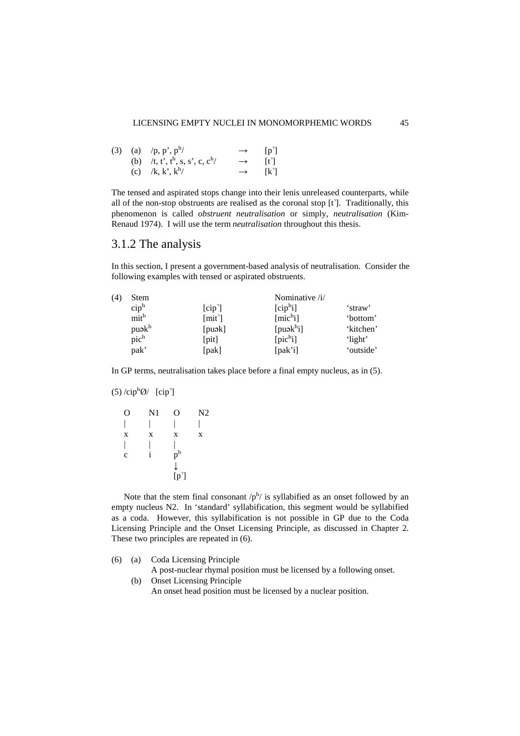(3) (a) /p, p', pʰ/ → [p˺]
(b) /t, t', tʰ, s, s', c, cʰ/ → [t˺]
(c) /k, k', kʰ/ → [k˺]

The tensed and aspirated stops change into their lenis unreleased counterparts, while all of the non-stop obstruents are realised as the coronal stop [t˺]. Traditionally, this phenomenon is called *obstruent neutralisation* or simply, *neutralisation* (Kim-Renaud 1974). I will use the term *neutralisation* throughout this thesis.

## 3.1.2 The analysis

In this section, I present a government-based analysis of neutralisation. Consider the following examples with tensed or aspirated obstruents.

(4)

| Stem | | Nominative /i/ | |
|---|---|---|---|
| cipʰ | [cip˺] | [cipʰi] | 'straw' |
| mitʰ | [mit˺] | [micʰi] | 'bottom' |
| puəkʰ | [puək] | [puəkʰi] | 'kitchen' |
| picʰ | [pit] | [picʰi] | 'light' |
| pak' | [pak] | [pak'i] | 'outside' |

In GP terms, neutralisation takes place before a final empty nucleus, as in (5).

(5) /cipʰØ/ [cip˺]

```
O    N1   O    N2
|    |    |    |
x    x    x    x
|    |    |
c    i    pʰ
          ↓
          [p˺]
```

Note that the stem final consonant /pʰ/ is syllabified as an onset followed by an empty nucleus N2. In 'standard' syllabification, this segment would be syllabified as a coda. However, this syllabification is not possible in GP due to the Coda Licensing Principle and the Onset Licensing Principle, as discussed in Chapter 2. These two principles are repeated in (6).

(6) (a) Coda Licensing Principle
A post-nuclear rhymal position must be licensed by a following onset.
(b) Onset Licensing Principle
An onset head position must be licensed by a nuclear position.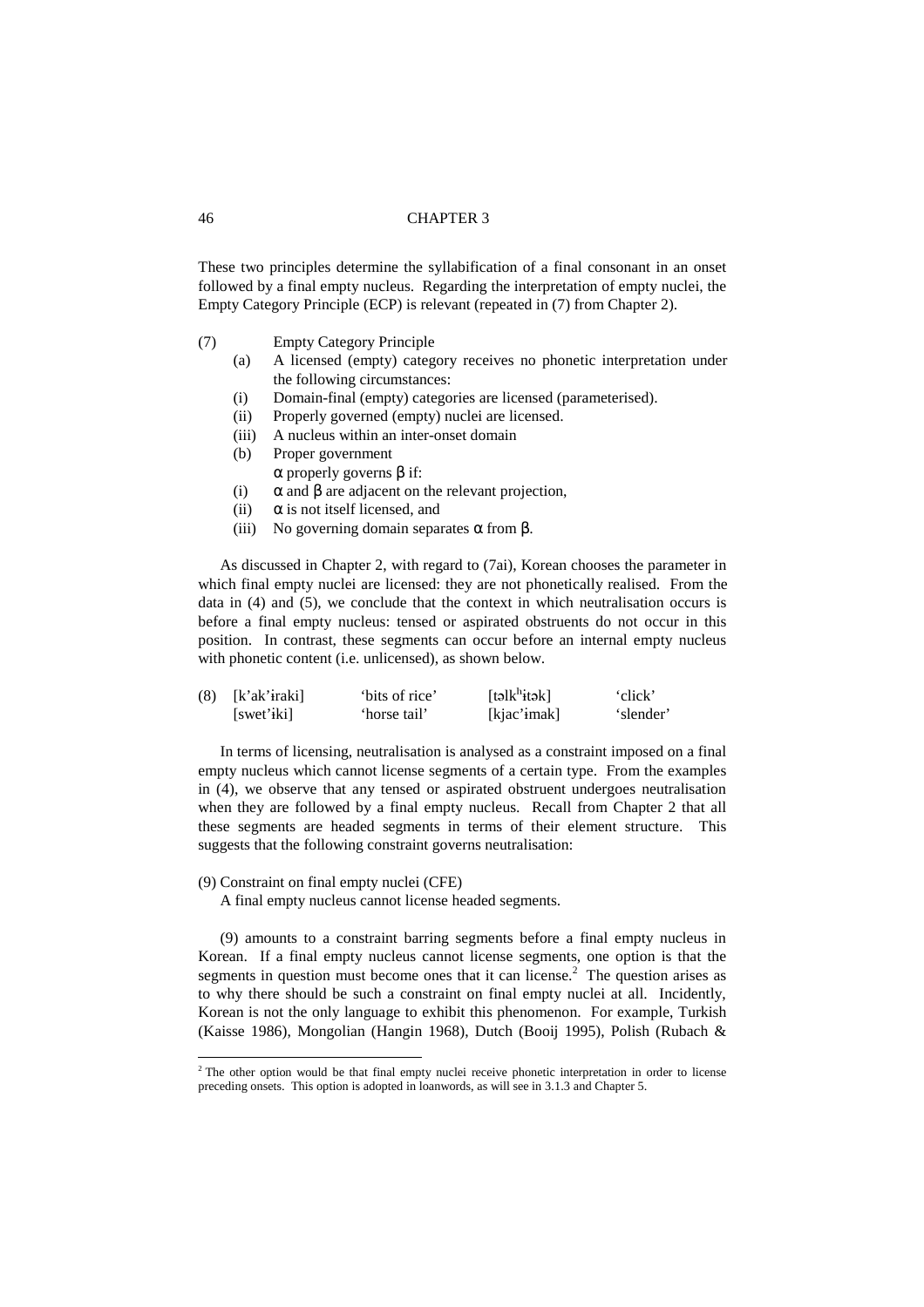These two principles determine the syllabification of a final consonant in an onset followed by a final empty nucleus. Regarding the interpretation of empty nuclei, the Empty Category Principle (ECP) is relevant (repeated in (7) from Chapter 2).

(7) Empty Category Principle

- (a) A licensed (empty) category receives no phonetic interpretation under the following circumstances:
  - (i) Domain-final (empty) categories are licensed (parameterised).
  - (ii) Properly governed (empty) nuclei are licensed.
  - (iii) A nucleus within an inter-onset domain
- (b) Proper government
  - α properly governs β if:
  - (i) α and β are adjacent on the relevant projection,
  - (ii) α is not itself licensed, and
  - (iii) No governing domain separates α from β.

As discussed in Chapter 2, with regard to (7ai), Korean chooses the parameter in which final empty nuclei are licensed: they are not phonetically realised. From the data in (4) and (5), we conclude that the context in which neutralisation occurs is before a final empty nucleus: tensed or aspirated obstruents do not occur in this position. In contrast, these segments can occur before an internal empty nucleus with phonetic content (i.e. unlicensed), as shown below.

(8)

| | | | |
|---|---|---|---|
| [k'ak'ɨraki] | 'bits of rice' | [təlkʰɨtək] | 'click' |
| [swet'ɨki] | 'horse tail' | [kjac'ɨmak] | 'slender' |

In terms of licensing, neutralisation is analysed as a constraint imposed on a final empty nucleus which cannot license segments of a certain type. From the examples in (4), we observe that any tensed or aspirated obstruent undergoes neutralisation when they are followed by a final empty nucleus. Recall from Chapter 2 that all these segments are headed segments in terms of their element structure. This suggests that the following constraint governs neutralisation:

(9) Constraint on final empty nuclei (CFE)

A final empty nucleus cannot license headed segments.

(9) amounts to a constraint barring segments before a final empty nucleus in Korean. If a final empty nucleus cannot license segments, one option is that the segments in question must become ones that it can license.[2] The question arises as to why there should be such a constraint on final empty nuclei at all. Incidentally, Korean is not the only language to exhibit this phenomenon. For example, Turkish (Kaisse 1986), Mongolian (Hangin 1968), Dutch (Booij 1995), Polish (Rubach &

[2] The other option would be that final empty nuclei receive phonetic interpretation in order to license preceding onsets. This option is adopted in loanwords, as will see in 3.1.3 and Chapter 5.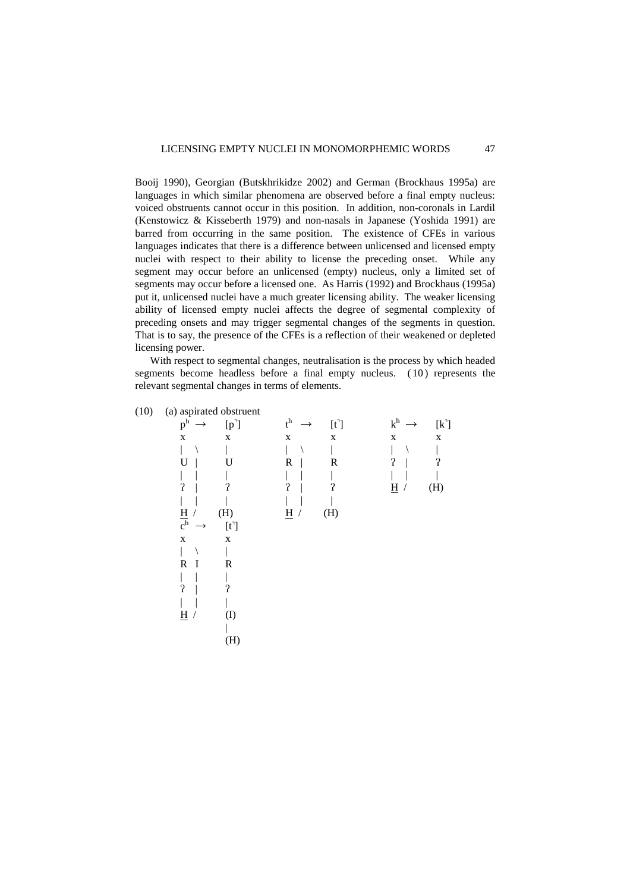Booij 1990), Georgian (Butskhrikidze 2002) and German (Brockhaus 1995a) are languages in which similar phenomena are observed before a final empty nucleus: voiced obstruents cannot occur in this position. In addition, non-coronals in Lardil (Kenstowicz & Kisseberth 1979) and non-nasals in Japanese (Yoshida 1991) are barred from occurring in the same position. The existence of CFEs in various languages indicates that there is a difference between unlicensed and licensed empty nuclei with respect to their ability to license the preceding onset. While any segment may occur before an unlicensed (empty) nucleus, only a limited set of segments may occur before a licensed one. As Harris (1992) and Brockhaus (1995a) put it, unlicensed nuclei have a much greater licensing ability. The weaker licensing ability of licensed empty nuclei affects the degree of segmental complexity of preceding onsets and may trigger segmental changes of the segments in question. That is to say, the presence of the CFEs is a reflection of their weakened or depleted licensing power.

With respect to segmental changes, neutralisation is the process by which headed segments become headless before a final empty nucleus. (10) represents the relevant segmental changes in terms of elements.

```
(10)  (a) aspirated obstruent
      pʰ →   [p˺]        tʰ →   [t˺]        kʰ →   [k˺]
      x       x          x       x          x       x
      |  \    |          |  \    |          |  \    |
      U   |   U          R   |   R          ʔ   |   ʔ
      |   |   |          |   |   |          |   |   |
      ʔ   |   ʔ          ʔ   |   ʔ          H  /   (H)
      |   |   |          |   |   |
      H  /   (H)         H  /   (H)
      cʰ →   [t˺]
      x       x
      |  \    |
      R   I   R
      |   |   |
      ʔ   |   ʔ
      |   |   |
      H  /   (I)
              |
             (H)
```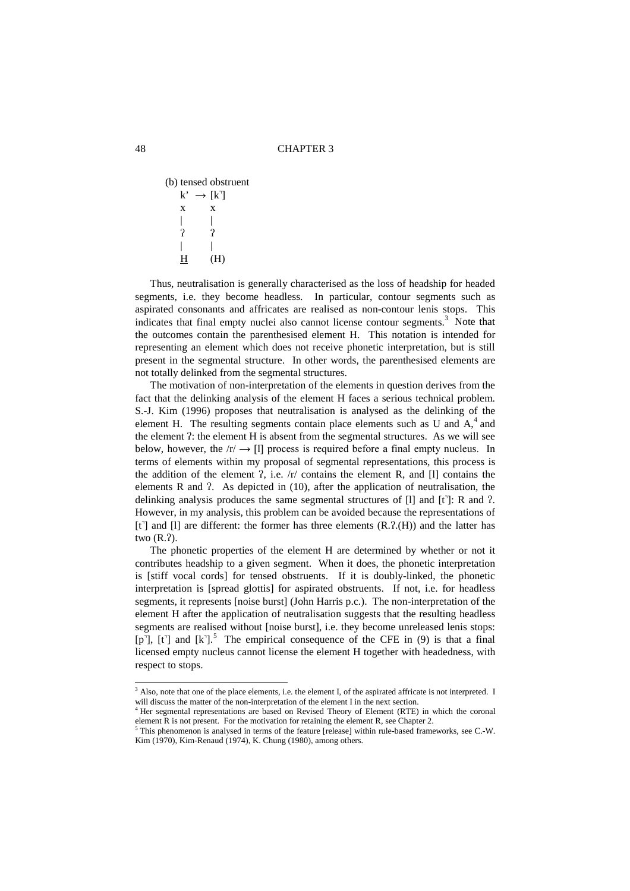(b) tensed obstruent

```
k’  → [k˺]
x       x
|       |
ʔ       ʔ
|       |
H       (H)
```

Thus, neutralisation is generally characterised as the loss of headship for headed segments, i.e. they become headless. In particular, contour segments such as aspirated consonants and affricates are realised as non-contour lenis stops. This indicates that final empty nuclei also cannot license contour segments.[3] Note that the outcomes contain the parenthesised element H. This notation is intended for representing an element which does not receive phonetic interpretation, but is still present in the segmental structure. In other words, the parenthesised elements are not totally delinked from the segmental structures.

The motivation of non-interpretation of the elements in question derives from the fact that the delinking analysis of the element H faces a serious technical problem. S.-J. Kim (1996) proposes that neutralisation is analysed as the delinking of the element H. The resulting segments contain place elements such as U and A,[4] and the element ʔ: the element H is absent from the segmental structures. As we will see below, however, the /r/ → [l] process is required before a final empty nucleus. In terms of elements within my proposal of segmental representations, this process is the addition of the element ʔ, i.e. /r/ contains the element R, and [l] contains the elements R and ʔ. As depicted in (10), after the application of neutralisation, the delinking analysis produces the same segmental structures of [l] and [t˺]: R and ʔ. However, in my analysis, this problem can be avoided because the representations of [t˺] and [l] are different: the former has three elements (R.ʔ.(H)) and the latter has two (R.ʔ).

The phonetic properties of the element H are determined by whether or not it contributes headship to a given segment. When it does, the phonetic interpretation is [stiff vocal cords] for tensed obstruents. If it is doubly-linked, the phonetic interpretation is [spread glottis] for aspirated obstruents. If not, i.e. for headless segments, it represents [noise burst] (John Harris p.c.). The non-interpretation of the element H after the application of neutralisation suggests that the resulting headless segments are realised without [noise burst], i.e. they become unreleased lenis stops: [p˺], [t˺] and [k˺].[5] The empirical consequence of the CFE in (9) is that a final licensed empty nucleus cannot license the element H together with headedness, with respect to stops.

---

[3] Also, note that one of the place elements, i.e. the element I, of the aspirated affricate is not interpreted. I will discuss the matter of the non-interpretation of the element I in the next section.

[4] Her segmental representations are based on Revised Theory of Element (RTE) in which the coronal element R is not present. For the motivation for retaining the element R, see Chapter 2.

[5] This phenomenon is analysed in terms of the feature [release] within rule-based frameworks, see C.-W. Kim (1970), Kim-Renaud (1974), K. Chung (1980), among others.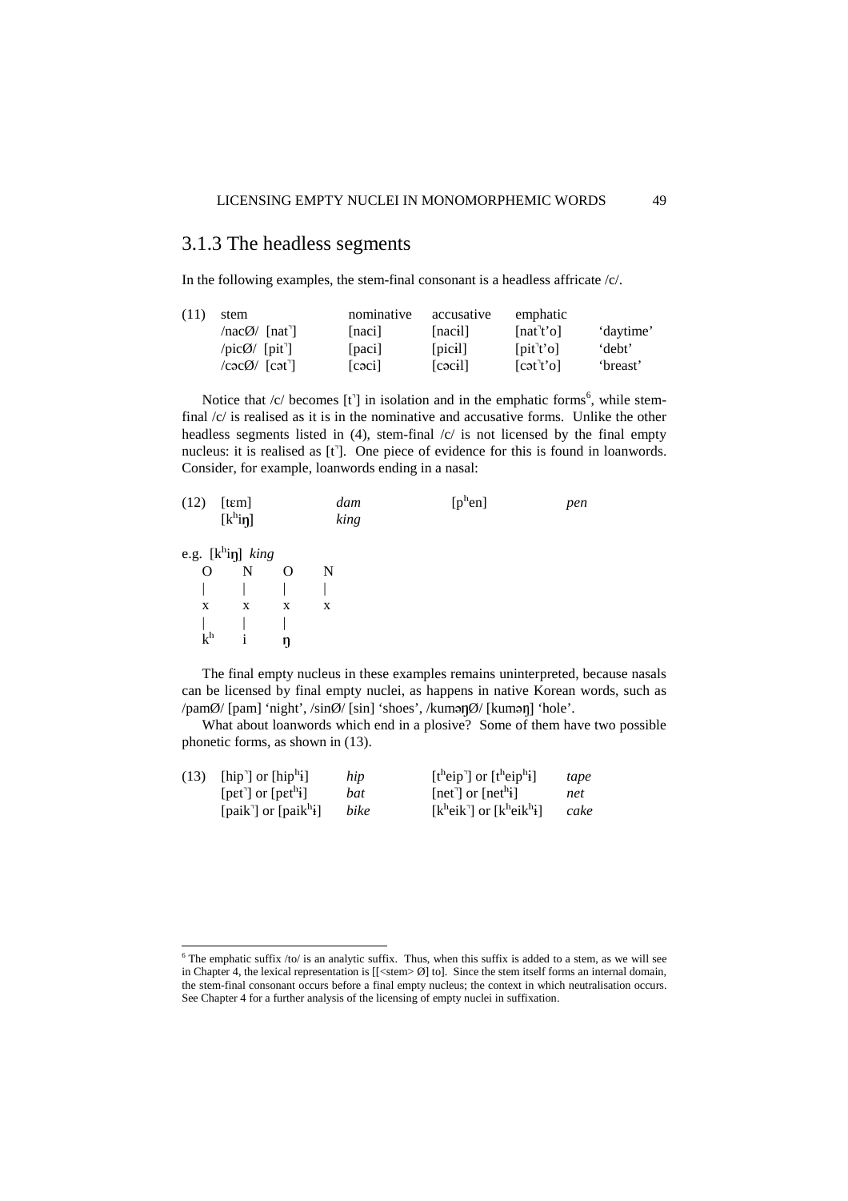## 3.1.3 The headless segments

In the following examples, the stem-final consonant is a headless affricate /c/.

(11)

| stem | nominative | accusative | emphatic | |
|---|---|---|---|---|
| /nacØ/ [nat̚] | [naci] | [nacɨl] | [nat̚t'o] | 'daytime' |
| /picØ/ [pit̚] | [paci] | [picɨl] | [pit̚t'o] | 'debt' |
| /cəcØ/ [cət̚] | [cəci] | [cəcɨl] | [cət̚t'o] | 'breast' |

Notice that /c/ becomes [t̚] in isolation and in the emphatic forms[6], while stem-final /c/ is realised as it is in the nominative and accusative forms. Unlike the other headless segments listed in (4), stem-final /c/ is not licensed by the final empty nucleus: it is realised as [t̚]. One piece of evidence for this is found in loanwords. Consider, for example, loanwords ending in a nasal:

(12)

| | | | |
|---|---|---|---|
| [tɛm] | *dam* | [pʰen] | *pen* |
| [kʰiŋ] | *king* | | |

e.g. [kʰiŋ] *king*

```
 O    N    O    N
 |    |    |    |
 x    x    x    x
 |    |    |
 kʰ   i    ŋ
```

The final empty nucleus in these examples remains uninterpreted, because nasals can be licensed by final empty nuclei, as happens in native Korean words, such as /pamØ/ [pam] 'night', /sinØ/ [sin] 'shoes', /kuməŋØ/ [kuməŋ] 'hole'.

What about loanwords which end in a plosive? Some of them have two possible phonetic forms, as shown in (13).

(13)

| | | | |
|---|---|---|---|
| [hip̚] or [hipʰɨ] | *hip* | [tʰeip̚] or [tʰeipʰɨ] | *tape* |
| [pɛt̚] or [pɛtʰɨ] | *bat* | [net̚] or [netʰɨ] | *net* |
| [paik̚] or [paikʰɨ] | *bike* | [kʰeik̚] or [kʰeikʰɨ] | *cake* |

[6] The emphatic suffix /to/ is an analytic suffix. Thus, when this suffix is added to a stem, as we will see in Chapter 4, the lexical representation is [[<stem> Ø] to]. Since the stem itself forms an internal domain, the stem-final consonant occurs before a final empty nucleus; the context in which neutralisation occurs. See Chapter 4 for a further analysis of the licensing of empty nuclei in suffixation.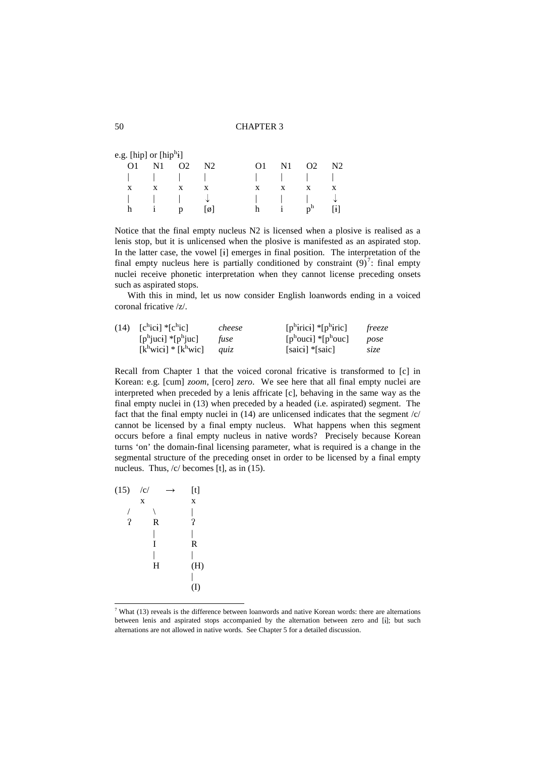e.g. [hip] or [hipʰɨ]

```
 O1   N1   O2   N2        O1   N1   O2   N2
 |    |    |    |         |    |    |    |
 x    x    x    x         x    x    x    x
 |    |    |    ↓         |    |    |    ↓
 h    i    p    [ø]       h    i    pʰ   [ɨ]
```

Notice that the final empty nucleus N2 is licensed when a plosive is realised as a lenis stop, but it is unlicensed when the plosive is manifested as an aspirated stop. In the latter case, the vowel [ɨ] emerges in final position. The interpretation of the final empty nucleus here is partially conditioned by constraint (9)[7]: final empty nuclei receive phonetic interpretation when they cannot license preceding onsets such as aspirated stops.

With this in mind, let us now consider English loanwords ending in a voiced coronal fricative /z/.

| (14) | [cʰicɨ] *[cʰic] | *cheese* | [pʰɨricɨ] *[pʰɨric] | *freeze* |
|---|---|---|---|---|
| | [pʰjucɨ] *[pʰjuc] | *fuse* | [pʰoucɨ] *[pʰouc] | *pose* |
| | [kʰwicɨ] * [kʰwic] | *quiz* | [saicɨ] *[saic] | *size* |

Recall from Chapter 1 that the voiced coronal fricative is transformed to [c] in Korean: e.g. [cum] *zoom*, [cero] *zero*. We see here that all final empty nuclei are interpreted when preceded by a lenis affricate [c], behaving in the same way as the final empty nuclei in (13) when preceded by a headed (i.e. aspirated) segment. The fact that the final empty nuclei in (14) are unlicensed indicates that the segment /c/ cannot be licensed by a final empty nucleus. What happens when this segment occurs before a final empty nucleus in native words? Precisely because Korean turns 'on' the domain-final licensing parameter, what is required is a change in the segmental structure of the preceding onset in order to be licensed by a final empty nucleus. Thus, /c/ becomes [t], as in (15).

```
(15)  /c/     →    [t]
       x            x
     /   \          |
    ʔ     R         ʔ
          |         |
          I         R
          |         |
          H        (H)
                    |
                   (I)
```

[7] What (13) reveals is the difference between loanwords and native Korean words: there are alternations between lenis and aspirated stops accompanied by the alternation between zero and [ɨ]; but such alternations are not allowed in native words. See Chapter 5 for a detailed discussion.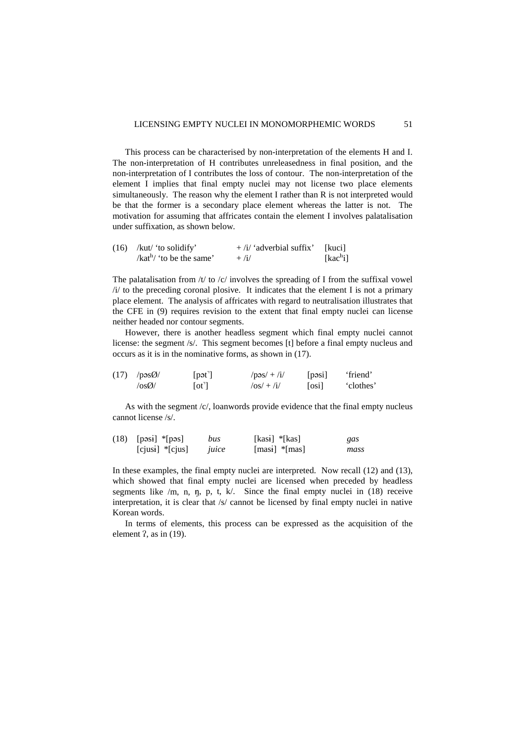This process can be characterised by non-interpretation of the elements H and I. The non-interpretation of H contributes unreleasedness in final position, and the non-interpretation of I contributes the loss of contour. The non-interpretation of the element I implies that final empty nuclei may not license two place elements simultaneously. The reason why the element I rather than R is not interpreted would be that the former is a secondary place element whereas the latter is not. The motivation for assuming that affricates contain the element I involves palatalisation under suffixation, as shown below.

| (16) | /kut/ 'to solidify' | + /i/ 'adverbial suffix' | [kuci] |
|---|---|---|---|
| | /kat^h/ 'to be the same' | + /i/ | [kac^hi] |

The palatalisation from /t/ to /c/ involves the spreading of I from the suffixal vowel /i/ to the preceding coronal plosive. It indicates that the element I is not a primary place element. The analysis of affricates with regard to neutralisation illustrates that the CFE in (9) requires revision to the extent that final empty nuclei can license neither headed nor contour segments.

However, there is another headless segment which final empty nuclei cannot license: the segment /s/. This segment becomes [t] before a final empty nucleus and occurs as it is in the nominative forms, as shown in (17).

| (17) | /pəsØ/ | [pət˺] | /pəs/ + /i/ | [pəsi] | 'friend' |
|---|---|---|---|---|---|
| | /osØ/ | [ot˺] | /os/ + /i/ | [osi] | 'clothes' |

As with the segment /c/, loanwords provide evidence that the final empty nucleus cannot license /s/.

| (18) | [pəsɨ] *[pəs] | *bus* | [kasɨ] *[kas] | *gas* |
|---|---|---|---|---|
| | [cjusɨ] *[cjus] | *juice* | [masɨ] *[mas] | *mass* |

In these examples, the final empty nuclei are interpreted. Now recall (12) and (13), which showed that final empty nuclei are licensed when preceded by headless segments like /m, n, ŋ, p, t, k/. Since the final empty nuclei in (18) receive interpretation, it is clear that /s/ cannot be licensed by final empty nuclei in native Korean words.

In terms of elements, this process can be expressed as the acquisition of the element ʔ, as in (19).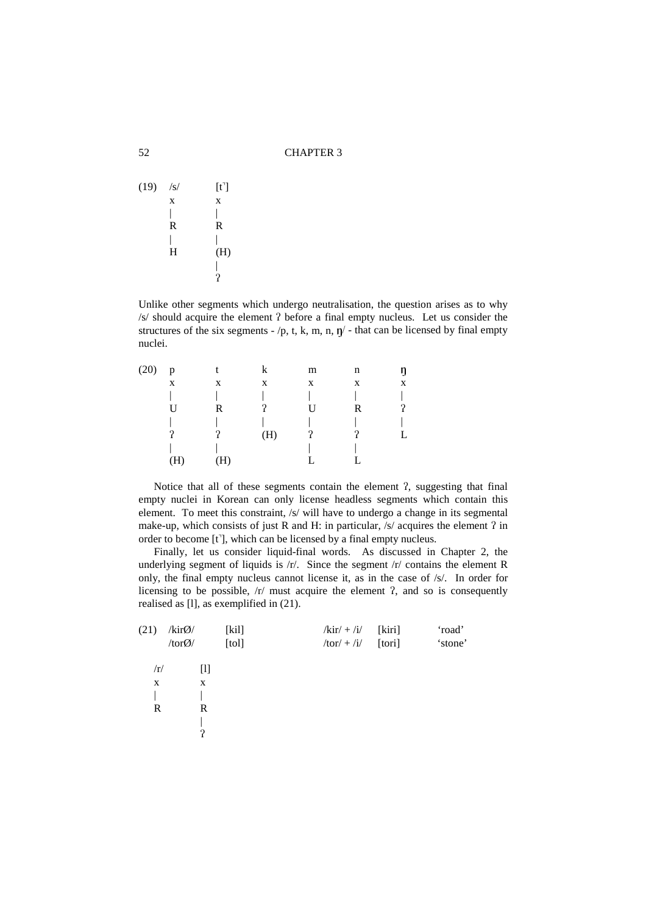(19)

```
/s/     [t˺]
x       x
|       |
R       R
|       |
H       (H)
        |
        ʔ
```

Unlike other segments which undergo neutralisation, the question arises as to why /s/ should acquire the element ʔ before a final empty nucleus. Let us consider the structures of the six segments - /p, t, k, m, n, ŋ/ - that can be licensed by final empty nuclei.

(20)

```
p       t       k       m       n       ŋ
x       x       x       x       x       x
|       |       |       |       |       |
U       R       ʔ       U       R       ʔ
|       |       |       |       |       |
ʔ       ʔ       (H)     ʔ       ʔ       L
|       |               |       |
(H)     (H)             L       L
```

Notice that all of these segments contain the element ʔ, suggesting that final empty nuclei in Korean can only license headless segments which contain this element. To meet this constraint, /s/ will have to undergo a change in its segmental make-up, which consists of just R and H: in particular, /s/ acquires the element ʔ in order to become [t˺], which can be licensed by a final empty nucleus.

Finally, let us consider liquid-final words. As discussed in Chapter 2, the underlying segment of liquids is /r/. Since the segment /r/ contains the element R only, the final empty nucleus cannot license it, as in the case of /s/. In order for licensing to be possible, /r/ must acquire the element ʔ, and so is consequently realised as [l], as exemplified in (21).

(21)

| | | | | |
|---|---|---|---|---|
| /kirØ/ | [kil] | /kir/ + /i/ | [kiri] | 'road' |
| /torØ/ | [tol] | /tor/ + /i/ | [tori] | 'stone' |

```
/r/     [l]
x       x
|       |
R       R
        |
        ʔ
```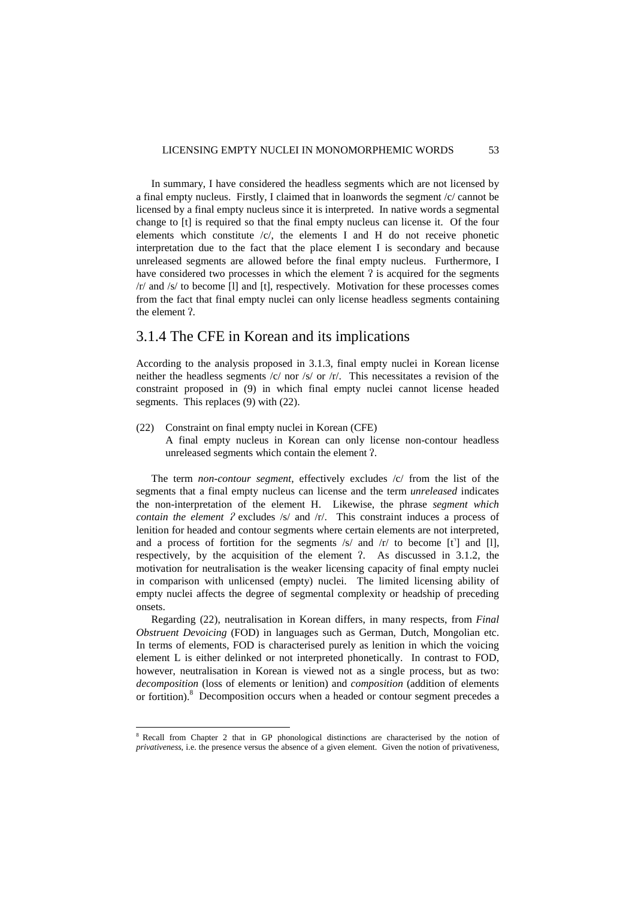In summary, I have considered the headless segments which are not licensed by a final empty nucleus. Firstly, I claimed that in loanwords the segment /c/ cannot be licensed by a final empty nucleus since it is interpreted. In native words a segmental change to [t] is required so that the final empty nucleus can license it. Of the four elements which constitute /c/, the elements I and H do not receive phonetic interpretation due to the fact that the place element I is secondary and because unreleased segments are allowed before the final empty nucleus. Furthermore, I have considered two processes in which the element ʔ is acquired for the segments /r/ and /s/ to become [l] and [t], respectively. Motivation for these processes comes from the fact that final empty nuclei can only license headless segments containing the element ʔ.

## 3.1.4 The CFE in Korean and its implications

According to the analysis proposed in 3.1.3, final empty nuclei in Korean license neither the headless segments /c/ nor /s/ or /r/. This necessitates a revision of the constraint proposed in (9) in which final empty nuclei cannot license headed segments. This replaces (9) with (22).

(22) Constraint on final empty nuclei in Korean (CFE)
  A final empty nucleus in Korean can only license non-contour headless unreleased segments which contain the element ʔ.

The term *non-contour segment*, effectively excludes /c/ from the list of the segments that a final empty nucleus can license and the term *unreleased* indicates the non-interpretation of the element H. Likewise, the phrase *segment which contain the element ʔ* excludes /s/ and /r/. This constraint induces a process of lenition for headed and contour segments where certain elements are not interpreted, and a process of fortition for the segments /s/ and /r/ to become [t˺] and [l], respectively, by the acquisition of the element ʔ. As discussed in 3.1.2, the motivation for neutralisation is the weaker licensing capacity of final empty nuclei in comparison with unlicensed (empty) nuclei. The limited licensing ability of empty nuclei affects the degree of segmental complexity or headship of preceding onsets.

Regarding (22), neutralisation in Korean differs, in many respects, from *Final Obstruent Devoicing* (FOD) in languages such as German, Dutch, Mongolian etc. In terms of elements, FOD is characterised purely as lenition in which the voicing element L is either delinked or not interpreted phonetically. In contrast to FOD, however, neutralisation in Korean is viewed not as a single process, but as two: *decomposition* (loss of elements or lenition) and *composition* (addition of elements or fortition).[8] Decomposition occurs when a headed or contour segment precedes a

[8] Recall from Chapter 2 that in GP phonological distinctions are characterised by the notion of *privativeness*, i.e. the presence versus the absence of a given element. Given the notion of privativeness,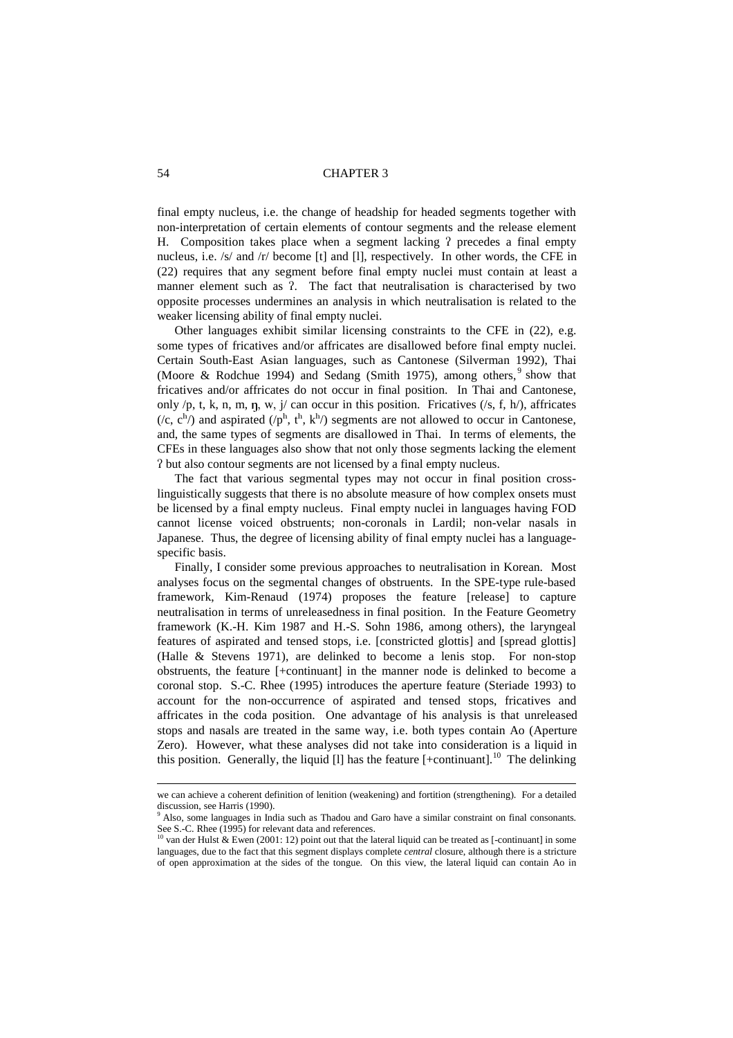final empty nucleus, i.e. the change of headship for headed segments together with non-interpretation of certain elements of contour segments and the release element H. Composition takes place when a segment lacking ʔ precedes a final empty nucleus, i.e. /s/ and /r/ become [t] and [l], respectively. In other words, the CFE in (22) requires that any segment before final empty nuclei must contain at least a manner element such as ʔ. The fact that neutralisation is characterised by two opposite processes undermines an analysis in which neutralisation is related to the weaker licensing ability of final empty nuclei.

Other languages exhibit similar licensing constraints to the CFE in (22), e.g. some types of fricatives and/or affricates are disallowed before final empty nuclei. Certain South-East Asian languages, such as Cantonese (Silverman 1992), Thai (Moore & Rodchue 1994) and Sedang (Smith 1975), among others,[9] show that fricatives and/or affricates do not occur in final position. In Thai and Cantonese, only /p, t, k, n, m, ŋ, w, j/ can occur in this position. Fricatives (/s, f, h/), affricates (/c, cʰ/) and aspirated (/pʰ, tʰ, kʰ/) segments are not allowed to occur in Cantonese, and, the same types of segments are disallowed in Thai. In terms of elements, the CFEs in these languages also show that not only those segments lacking the element ʔ but also contour segments are not licensed by a final empty nucleus.

The fact that various segmental types may not occur in final position cross-linguistically suggests that there is no absolute measure of how complex onsets must be licensed by a final empty nucleus. Final empty nuclei in languages having FOD cannot license voiced obstruents; non-coronals in Lardil; non-velar nasals in Japanese. Thus, the degree of licensing ability of final empty nuclei has a language-specific basis.

Finally, I consider some previous approaches to neutralisation in Korean. Most analyses focus on the segmental changes of obstruents. In the SPE-type rule-based framework, Kim-Renaud (1974) proposes the feature [release] to capture neutralisation in terms of unreleasedness in final position. In the Feature Geometry framework (K.-H. Kim 1987 and H.-S. Sohn 1986, among others), the laryngeal features of aspirated and tensed stops, i.e. [constricted glottis] and [spread glottis] (Halle & Stevens 1971), are delinked to become a lenis stop. For non-stop obstruents, the feature [+continuant] in the manner node is delinked to become a coronal stop. S.-C. Rhee (1995) introduces the aperture feature (Steriade 1993) to account for the non-occurrence of aspirated and tensed stops, fricatives and affricates in the coda position. One advantage of his analysis is that unreleased stops and nasals are treated in the same way, i.e. both types contain Ao (Aperture Zero). However, what these analyses did not take into consideration is a liquid in this position. Generally, the liquid [l] has the feature [+continuant].[10] The delinking

---

we can achieve a coherent definition of lenition (weakening) and fortition (strengthening). For a detailed discussion, see Harris (1990).

[9] Also, some languages in India such as Thadou and Garo have a similar constraint on final consonants. See S.-C. Rhee (1995) for relevant data and references.

[10] van der Hulst & Ewen (2001: 12) point out that the lateral liquid can be treated as [-continuant] in some languages, due to the fact that this segment displays complete *central* closure, although there is a stricture of open approximation at the sides of the tongue. On this view, the lateral liquid can contain Ao in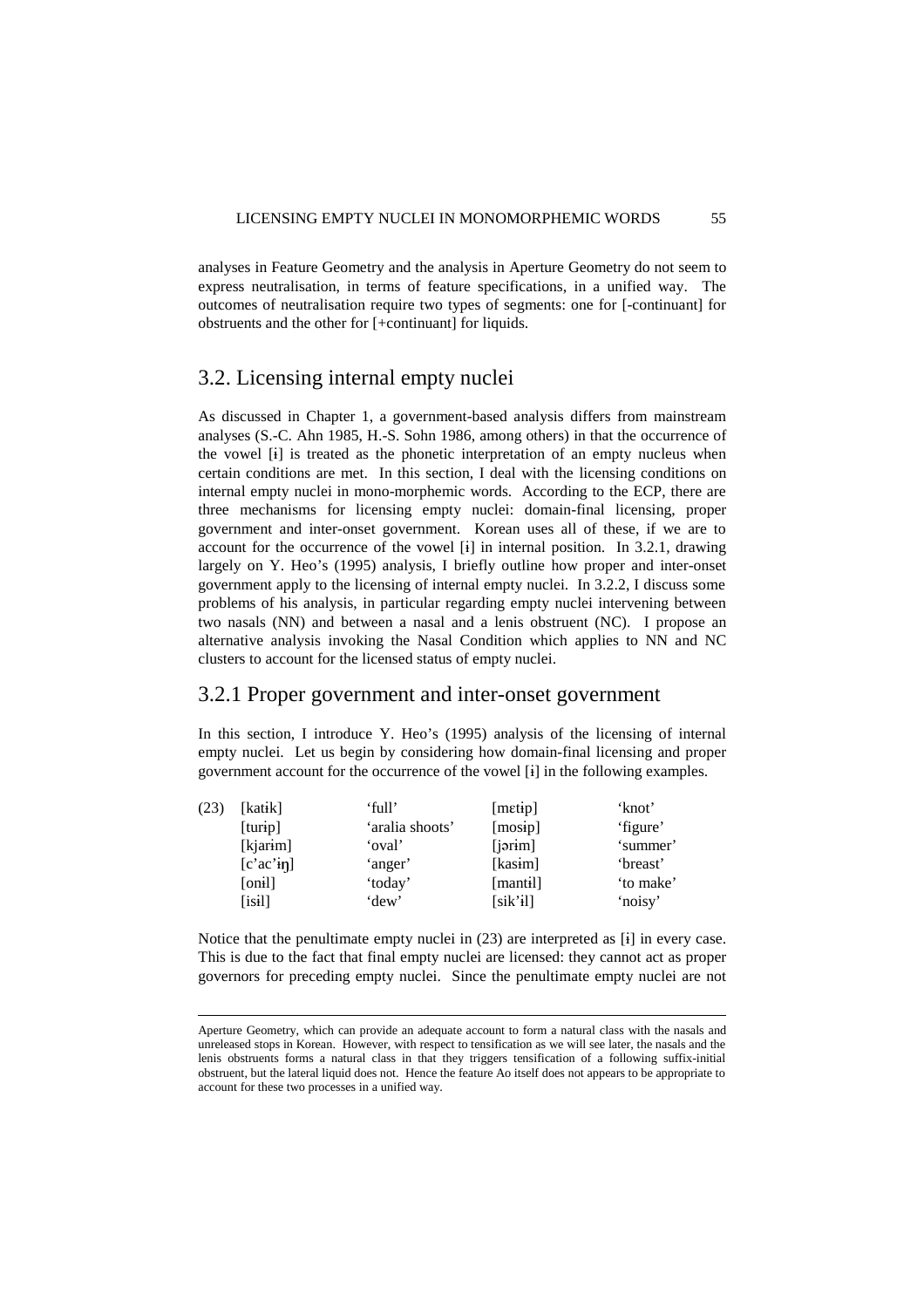analyses in Feature Geometry and the analysis in Aperture Geometry do not seem to express neutralisation, in terms of feature specifications, in a unified way. The outcomes of neutralisation require two types of segments: one for [-continuant] for obstruents and the other for [+continuant] for liquids.

## 3.2. Licensing internal empty nuclei

As discussed in Chapter 1, a government-based analysis differs from mainstream analyses (S.-C. Ahn 1985, H.-S. Sohn 1986, among others) in that the occurrence of the vowel [ɨ] is treated as the phonetic interpretation of an empty nucleus when certain conditions are met. In this section, I deal with the licensing conditions on internal empty nuclei in mono-morphemic words. According to the ECP, there are three mechanisms for licensing empty nuclei: domain-final licensing, proper government and inter-onset government. Korean uses all of these, if we are to account for the occurrence of the vowel [ɨ] in internal position. In 3.2.1, drawing largely on Y. Heo's (1995) analysis, I briefly outline how proper and inter-onset government apply to the licensing of internal empty nuclei. In 3.2.2, I discuss some problems of his analysis, in particular regarding empty nuclei intervening between two nasals (NN) and between a nasal and a lenis obstruent (NC). I propose an alternative analysis invoking the Nasal Condition which applies to NN and NC clusters to account for the licensed status of empty nuclei.

### 3.2.1 Proper government and inter-onset government

In this section, I introduce Y. Heo's (1995) analysis of the licensing of internal empty nuclei. Let us begin by considering how domain-final licensing and proper government account for the occurrence of the vowel [ɨ] in the following examples.

| (23) | [katɨk] | 'full' | [mɛtɨp] | 'knot' |
|---|---|---|---|---|
| | [turɨp] | 'aralia shoots' | [mosɨp] | 'figure' |
| | [kjarɨm] | 'oval' | [jərɨm] | 'summer' |
| | [c'ac'ɨŋ] | 'anger' | [kasɨm] | 'breast' |
| | [onɨl] | 'today' | [mantɨl] | 'to make' |
| | [isɨl] | 'dew' | [sik'ɨl] | 'noisy' |

Notice that the penultimate empty nuclei in (23) are interpreted as [ɨ] in every case. This is due to the fact that final empty nuclei are licensed: they cannot act as proper governors for preceding empty nuclei. Since the penultimate empty nuclei are not

---

Aperture Geometry, which can provide an adequate account to form a natural class with the nasals and unreleased stops in Korean. However, with respect to tensification as we will see later, the nasals and the lenis obstruents forms a natural class in that they triggers tensification of a following suffix-initial obstruent, but the lateral liquid does not. Hence the feature Ao itself does not appears to be appropriate to account for these two processes in a unified way.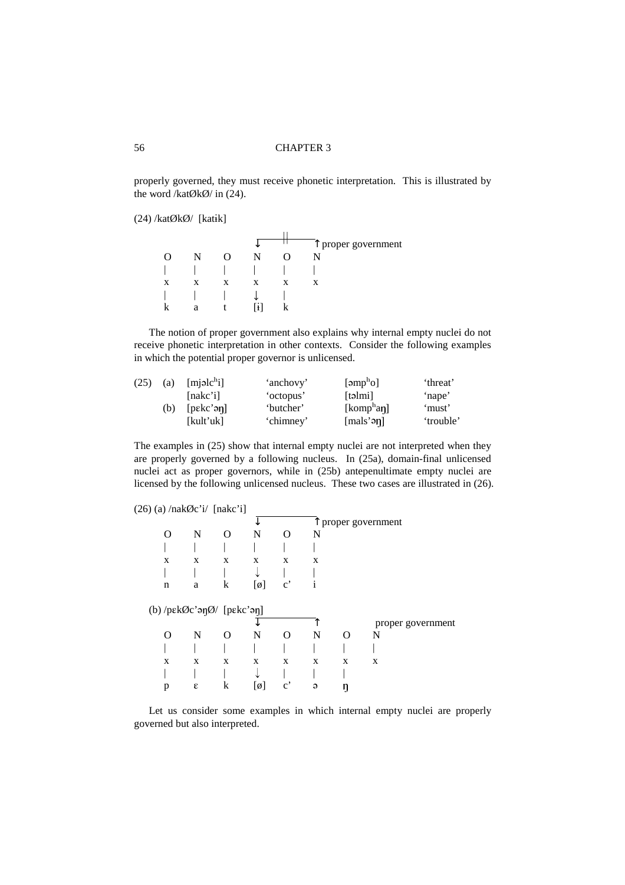properly governed, they must receive phonetic interpretation. This is illustrated by the word /katØkØ/ in (24).

(24) /katØkØ/ [katɨk]

```
                        ↓‾‾‾‾‾‾‾‾‾||‾‾‾‾‾‾‾‾‾↑ proper government
    O     N     O     N     O     N
    |     |     |     |     |     |
    x     x     x     x     x     x
    |     |     |     ↓     |
    k     a     t    [ɨ]    k
```

The notion of proper government also explains why internal empty nuclei do not receive phonetic interpretation in other contexts. Consider the following examples in which the potential proper governor is unlicensed.

| (25) | (a) | [mjəlcʰi] | 'anchovy' | [əmpʰo] | 'threat' |
|---|---|---|---|---|---|
| | | [nakc'i] | 'octopus' | [təlmi] | 'nape' |
| | (b) | [pɛkc'əŋ] | 'butcher' | [kompʰaŋ] | 'must' |
| | | [kult'uk] | 'chimney' | [mals'əŋ] | 'trouble' |

The examples in (25) show that internal empty nuclei are not interpreted when they are properly governed by a following nucleus. In (25a), domain-final unlicensed nuclei act as proper governors, while in (25b) antepenultimate empty nuclei are licensed by the following unlicensed nucleus. These two cases are illustrated in (26).

(26) (a) /nakØc'i/ [nakc'i]

```
                        ↓‾‾‾‾‾‾‾‾‾‾‾‾‾‾‾‾‾‾‾‾↑ proper government
    O     N     O     N     O     N
    |     |     |     |     |     |
    x     x     x     x     x     x
    |     |     |     ↓     |     |
    n     a     k    [ø]    c'    i
```

(b) /pɛkØc'əŋØ/ [pɛkc'əŋ]

```
                        ↓‾‾‾‾‾‾‾‾‾‾‾‾‾‾‾‾‾‾‾‾↑                proper government
    O     N     O     N     O     N     O     N
    |     |     |     |     |     |     |     |
    x     x     x     x     x     x     x     x
    |     |     |     ↓     |     |     |
    p     ɛ     k    [ø]    c'    ə     ŋ
```

Let us consider some examples in which internal empty nuclei are properly governed but also interpreted.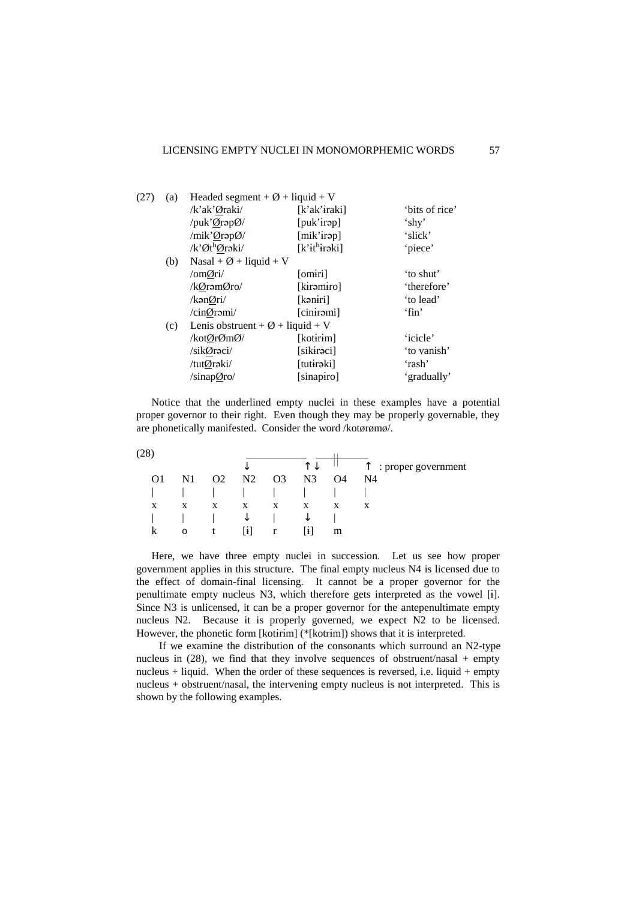(27) (a) Headed segment + Ø + liquid + V

| | | |
|---|---|---|
| /k'ak'<u>Ø</u>raki/ | [k'ak'ɨraki] | 'bits of rice' |
| /puk'<u>Ø</u>rəpØ/ | [puk'ɨrəp] | 'shy' |
| /mik'<u>Ø</u>rəpØ/ | [mik'ɨrəp] | 'slick' |
| /k'Øt<sup>h</sup><u>Ø</u>rəki/ | [k'ɨt<sup>h</sup>ɨrəki] | 'piece' |

(b) Nasal + Ø + liquid + V

| | | |
|---|---|---|
| /om<u>Ø</u>ri/ | [omɨri] | 'to shut' |
| /k<u>Ø</u>rəmØro/ | [kɨrəmɨro] | 'therefore' |
| /kən<u>Ø</u>ri/ | [kənɨri] | 'to lead' |
| /cin<u>Ø</u>rəmi/ | [cinɨrəmi] | 'fin' |

(c) Lenis obstruent + Ø + liquid + V

| | | |
|---|---|---|
| /kot<u>Ø</u>rØmØ/ | [kotɨrɨm] | 'icicle' |
| /sik<u>Ø</u>rəci/ | [sikɨrəci] | 'to vanish' |
| /tut<u>Ø</u>rəki/ | [tutɨrəki] | 'rash' |
| /sinap<u>Ø</u>ro/ | [sinapɨro] | 'gradually' |

Notice that the underlined empty nuclei in these examples have a potential proper governor to their right. Even though they may be properly governable, they are phonetically manifested. Consider the word /kotørømø/.

(28)

```
                ____________   ____||_____
                ↓           ↑ ↓     ||     ↑  : proper government
 O1   N1   O2   N2   O3   N3   O4   N4
 |    |    |    |    |    |    |    |
 x    x    x    x    x    x    x    x
 |    |    |    ↓    |    ↓    |
 k    o    t   [ɨ]   r   [ɨ]   m
```

Here, we have three empty nuclei in succession. Let us see how proper government applies in this structure. The final empty nucleus N4 is licensed due to the effect of domain-final licensing. It cannot be a proper governor for the penultimate empty nucleus N3, which therefore gets interpreted as the vowel [ɨ]. Since N3 is unlicensed, it can be a proper governor for the antepenultimate empty nucleus N2. Because it is properly governed, we expect N2 to be licensed. However, the phonetic form [kotɨrɨm] (*[kotrɨm]) shows that it is interpreted.

If we examine the distribution of the consonants which surround an N2-type nucleus in (28), we find that they involve sequences of obstruent/nasal + empty nucleus + liquid. When the order of these sequences is reversed, i.e. liquid + empty nucleus + obstruent/nasal, the intervening empty nucleus is not interpreted. This is shown by the following examples.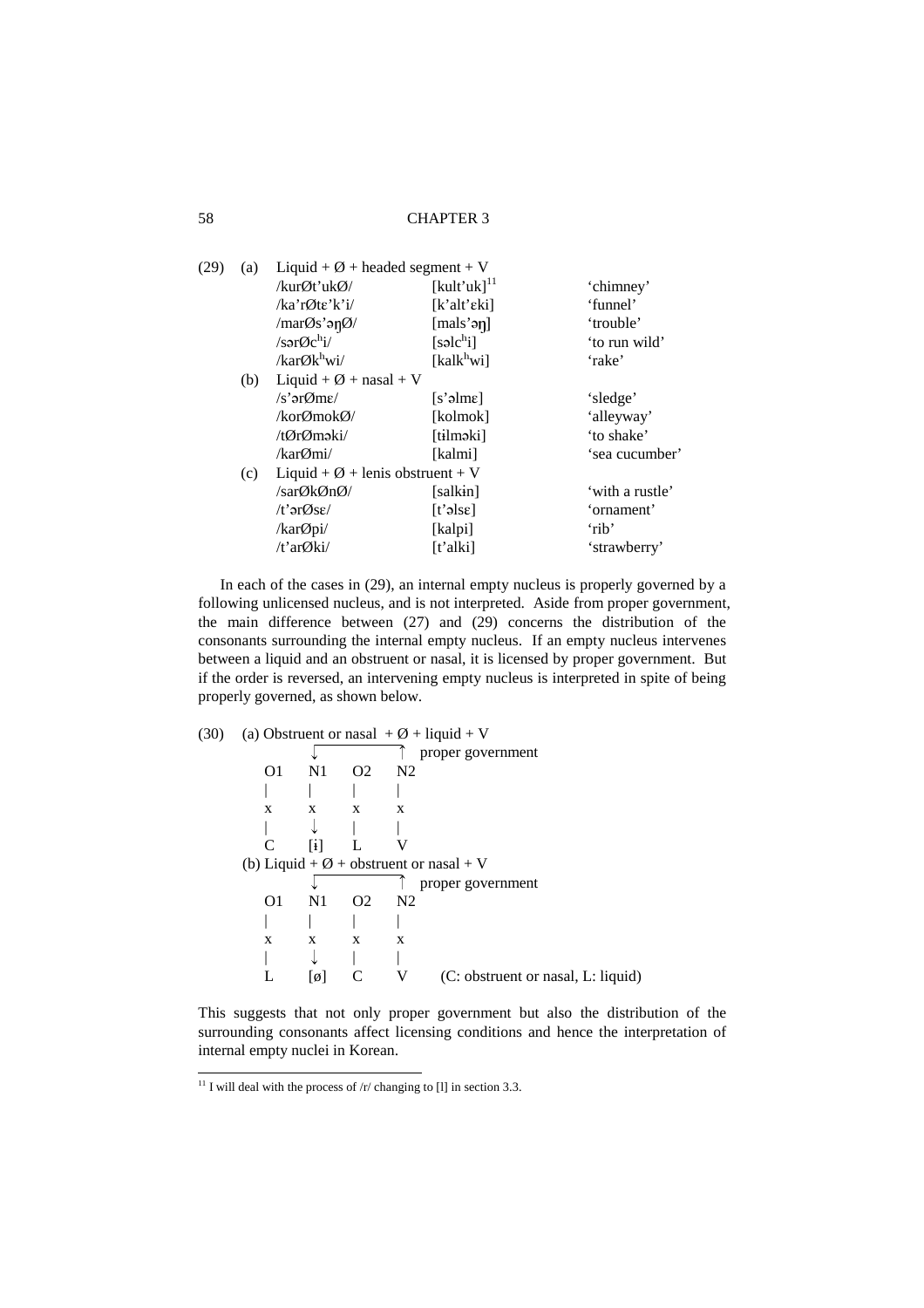(29) (a) Liquid + Ø + headed segment + V

| | | |
|---|---|---|
| /kurØt'ukØ/ | [kult'uk][11] | 'chimney' |
| /ka'rØtɛ'k'i/ | [k'alt'ɛki] | 'funnel' |
| /marØs'əŋØ/ | [mals'əŋ] | 'trouble' |
| /sərØcʰi/ | [səlcʰi] | 'to run wild' |
| /karØkʰwi/ | [kalkʰwi] | 'rake' |

(b) Liquid + Ø + nasal + V

| | | |
|---|---|---|
| /s'ərØmɛ/ | [s'əlmɛ] | 'sledge' |
| /korØmokØ/ | [kolmok] | 'alleyway' |
| /tØrØməki/ | [tɨlməki] | 'to shake' |
| /karØmi/ | [kalmi] | 'sea cucumber' |

(c) Liquid + Ø + lenis obstruent + V

| | | |
|---|---|---|
| /sarØkØnØ/ | [salkɨn] | 'with a rustle' |
| /t'ərØsɛ/ | [t'əlsɛ] | 'ornament' |
| /karØpi/ | [kalpi] | 'rib' |
| /t'arØki/ | [t'alki] | 'strawberry' |

In each of the cases in (29), an internal empty nucleus is properly governed by a following unlicensed nucleus, and is not interpreted. Aside from proper government, the main difference between (27) and (29) concerns the distribution of the consonants surrounding the internal empty nucleus. If an empty nucleus intervenes between a liquid and an obstruent or nasal, it is licensed by proper government. But if the order is reversed, an intervening empty nucleus is interpreted in spite of being properly governed, as shown below.

(30) (a) Obstruent or nasal + Ø + liquid + V

```
        ↓_____________↑  proper government
  O1    N1    O2    N2
  |     |     |     |
  x     x     x     x
  |     ↓     |     |
  C     [ɨ]   L     V
```

(b) Liquid + Ø + obstruent or nasal + V

```
        ↓_____________↑  proper government
  O1    N1    O2    N2
  |     |     |     |
  x     x     x     x
  |     ↓     |     |
  L     [ø]   C     V     (C: obstruent or nasal, L: liquid)
```

This suggests that not only proper government but also the distribution of the surrounding consonants affect licensing conditions and hence the interpretation of internal empty nuclei in Korean.

[11] I will deal with the process of /r/ changing to [l] in section 3.3.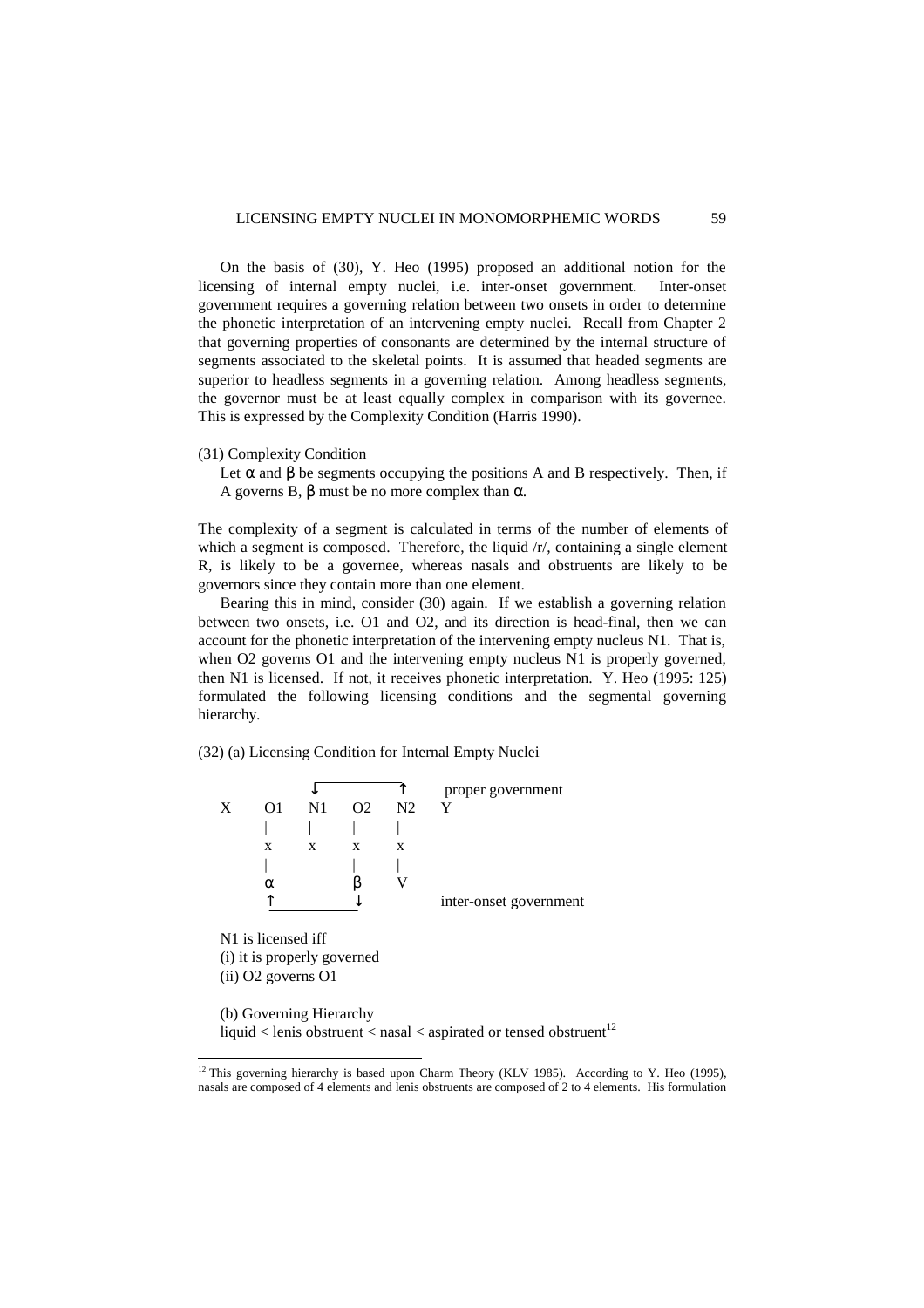On the basis of (30), Y. Heo (1995) proposed an additional notion for the licensing of internal empty nuclei, i.e. inter-onset government. Inter-onset government requires a governing relation between two onsets in order to determine the phonetic interpretation of an intervening empty nuclei. Recall from Chapter 2 that governing properties of consonants are determined by the internal structure of segments associated to the skeletal points. It is assumed that headed segments are superior to headless segments in a governing relation. Among headless segments, the governor must be at least equally complex in comparison with its governee. This is expressed by the Complexity Condition (Harris 1990).

(31) Complexity Condition

Let α and β be segments occupying the positions A and B respectively. Then, if A governs B, β must be no more complex than α.

The complexity of a segment is calculated in terms of the number of elements of which a segment is composed. Therefore, the liquid /r/, containing a single element R, is likely to be a governee, whereas nasals and obstruents are likely to be governors since they contain more than one element.

Bearing this in mind, consider (30) again. If we establish a governing relation between two onsets, i.e. O1 and O2, and its direction is head-final, then we can account for the phonetic interpretation of the intervening empty nucleus N1. That is, when O2 governs O1 and the intervening empty nucleus N1 is properly governed, then N1 is licensed. If not, it receives phonetic interpretation. Y. Heo (1995: 125) formulated the following licensing conditions and the segmental governing hierarchy.

(32) (a) Licensing Condition for Internal Empty Nuclei

```
           ↓__________↑      proper government
X    O1    N1    O2    N2    Y
     |     |     |     |
     x     x     x     x
     |           |     |
     α           β     V
     ↑___________↓            inter-onset government
```

N1 is licensed iff
(i) it is properly governed
(ii) O2 governs O1

(b) Governing Hierarchy
liquid < lenis obstruent < nasal < aspirated or tensed obstruent[12]

[12] This governing hierarchy is based upon Charm Theory (KLV 1985). According to Y. Heo (1995), nasals are composed of 4 elements and lenis obstruents are composed of 2 to 4 elements. His formulation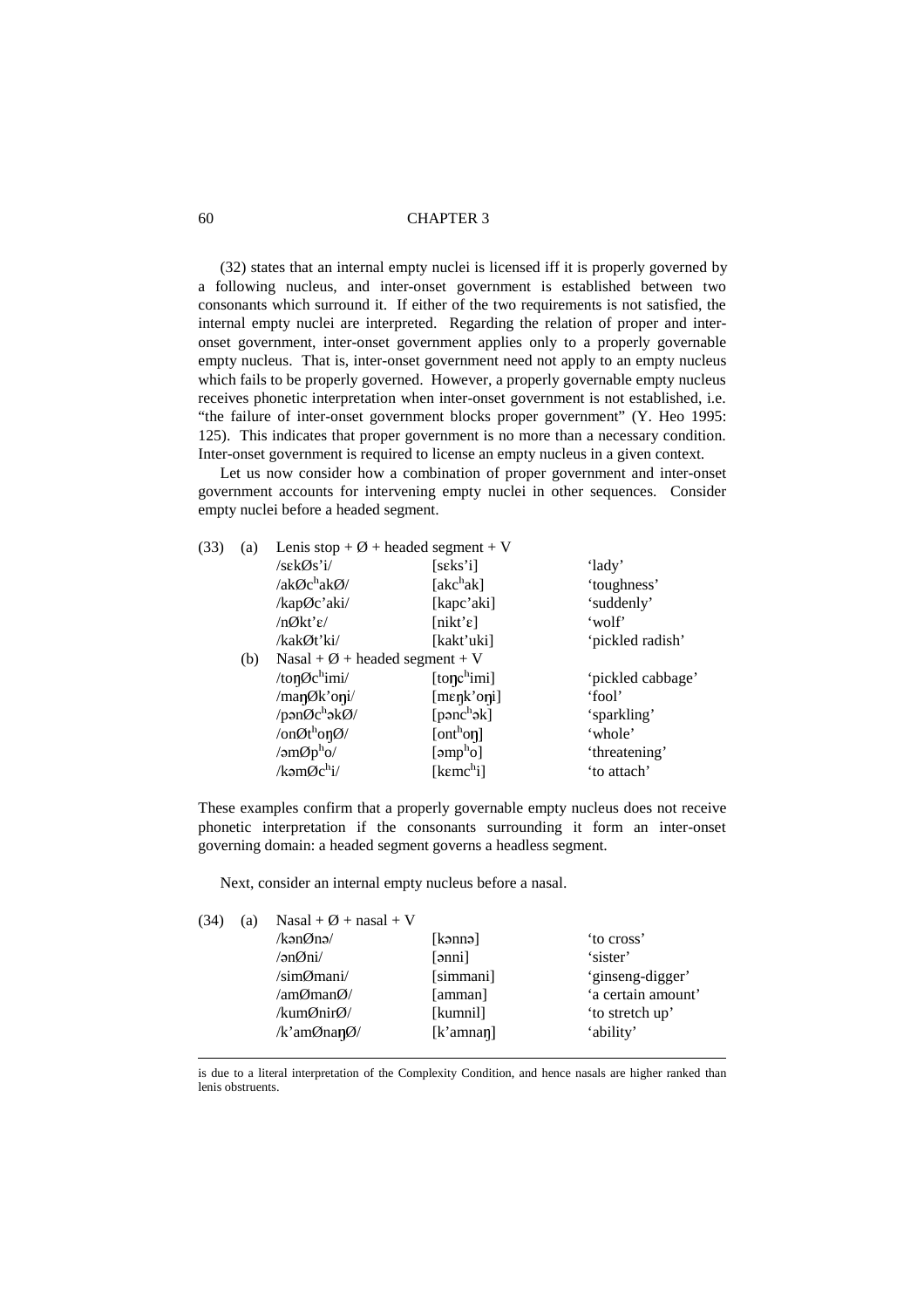(32) states that an internal empty nuclei is licensed iff it is properly governed by a following nucleus, and inter-onset government is established between two consonants which surround it. If either of the two requirements is not satisfied, the internal empty nuclei are interpreted. Regarding the relation of proper and inter-onset government, inter-onset government applies only to a properly governable empty nucleus. That is, inter-onset government need not apply to an empty nucleus which fails to be properly governed. However, a properly governable empty nucleus receives phonetic interpretation when inter-onset government is not established, i.e. "the failure of inter-onset government blocks proper government" (Y. Heo 1995: 125). This indicates that proper government is no more than a necessary condition. Inter-onset government is required to license an empty nucleus in a given context.

Let us now consider how a combination of proper government and inter-onset government accounts for intervening empty nuclei in other sequences. Consider empty nuclei before a headed segment.

(33) (a) Lenis stop + Ø + headed segment + V

| | | |
|---|---|---|
| /sɛkØs'i/ | [sɛks'i] | 'lady' |
| /akØc$^h$akØ/ | [akc$^h$ak] | 'toughness' |
| /kapØc'aki/ | [kapc'aki] | 'suddenly' |
| /nØkt'ɛ/ | [nikt'ɛ] | 'wolf' |
| /kakØt'ki/ | [kakt'uki] | 'pickled radish' |

(b) Nasal + Ø + headed segment + V

| | | |
|---|---|---|
| /toŋØc$^h$imi/ | [toŋc$^h$imi] | 'pickled cabbage' |
| /maŋØk'oŋi/ | [mɛŋk'oŋi] | 'fool' |
| /pənØc$^h$əkØ/ | [pənc$^h$ək] | 'sparkling' |
| /onØt$^h$oŋØ/ | [ont$^h$oŋ] | 'whole' |
| /əmØp$^h$o/ | [əmp$^h$o] | 'threatening' |
| /kəmØc$^h$i/ | [kɛmc$^h$i] | 'to attach' |

These examples confirm that a properly governable empty nucleus does not receive phonetic interpretation if the consonants surrounding it form an inter-onset governing domain: a headed segment governs a headless segment.

Next, consider an internal empty nucleus before a nasal.

(34) (a) Nasal + Ø + nasal + V

| | | |
|---|---|---|
| /kənØnə/ | [kənnə] | 'to cross' |
| /ənØni/ | [ənni] | 'sister' |
| /simØmani/ | [simmani] | 'ginseng-digger' |
| /amØmanØ/ | [amman] | 'a certain amount' |
| /kumØnirØ/ | [kumnil] | 'to stretch up' |
| /k'amØnaŋØ/ | [k'amnaŋ] | 'ability' |

---

is due to a literal interpretation of the Complexity Condition, and hence nasals are higher ranked than lenis obstruents.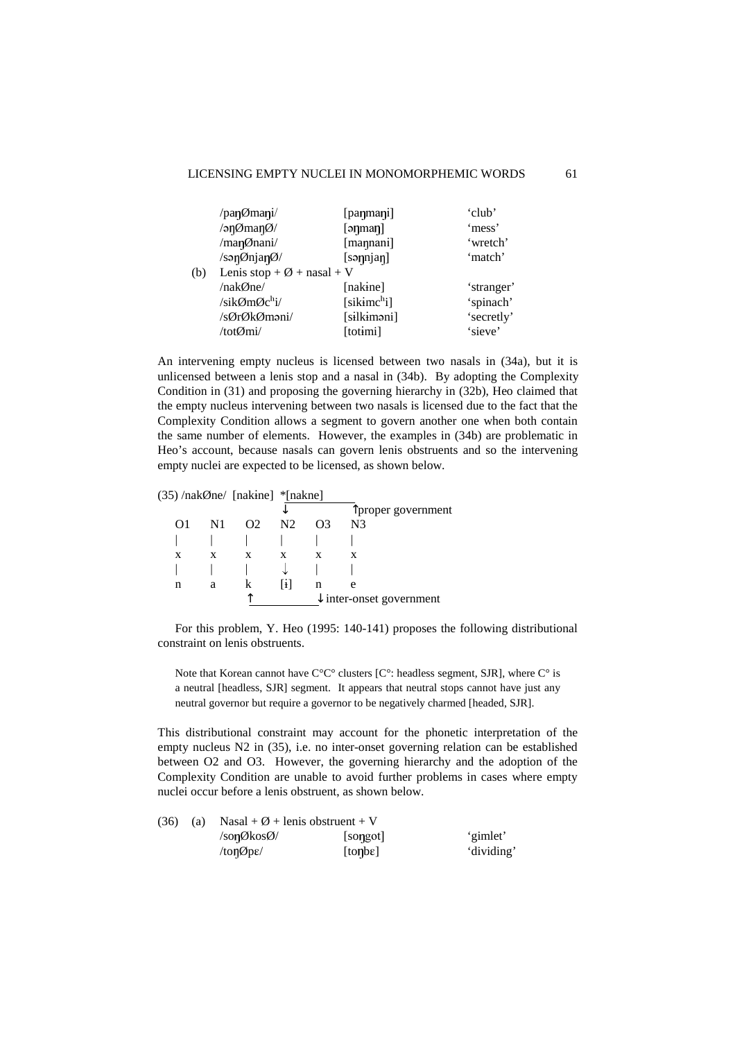| | | | |
|---|---|---|---|
| | /paŋØmaŋi/ | [paŋmaŋi] | 'club' |
| | /əŋØmaŋØ/ | [əŋmaŋ] | 'mess' |
| | /maŋØnani/ | [maŋnani] | 'wretch' |
| | /səŋØnjaŋØ/ | [səŋnjaŋ] | 'match' |
| (b) | Lenis stop + Ø + nasal + V | | |
| | /nakØne/ | [nakɨne] | 'stranger' |
| | /sikØmØcʰi/ | [sikɨmcʰi] | 'spinach' |
| | /sØrØkØməni/ | [sɨlkɨməni] | 'secretly' |
| | /totØmi/ | [totɨmi] | 'sieve' |

An intervening empty nucleus is licensed between two nasals in (34a), but it is unlicensed between a lenis stop and a nasal in (34b). By adopting the Complexity Condition in (31) and proposing the governing hierarchy in (32b), Heo claimed that the empty nucleus intervening between two nasals is licensed due to the fact that the Complexity Condition allows a segment to govern another one when both contain the same number of elements. However, the examples in (34b) are problematic in Heo's account, because nasals can govern lenis obstruents and so the intervening empty nuclei are expected to be licensed, as shown below.

```
(35) /nakØne/  [nakɨne]  *[nakne]
                          ↓___________↑proper government
   O1   N1   O2   N2   O3   N3
   |    |    |    |    |    |
   x    x    x    x    x    x
   |    |    |    ↓    |    |
   n    a    k    [ɨ]  n    e
             ↑______________↓inter-onset government
```

For this problem, Y. Heo (1995: 140-141) proposes the following distributional constraint on lenis obstruents.

> Note that Korean cannot have C°C° clusters [C°: headless segment, SJR], where C° is a neutral [headless, SJR] segment. It appears that neutral stops cannot have just any neutral governor but require a governor to be negatively charmed [headed, SJR].

This distributional constraint may account for the phonetic interpretation of the empty nucleus N2 in (35), i.e. no inter-onset governing relation can be established between O2 and O3. However, the governing hierarchy and the adoption of the Complexity Condition are unable to avoid further problems in cases where empty nuclei occur before a lenis obstruent, as shown below.

| | | | |
|---|---|---|---|
| (36) (a) | Nasal + Ø + lenis obstruent + V | | |
| | /soŋØkosØ/ | [soŋgot] | 'gimlet' |
| | /toŋØpɛ/ | [toŋbɛ] | 'dividing' |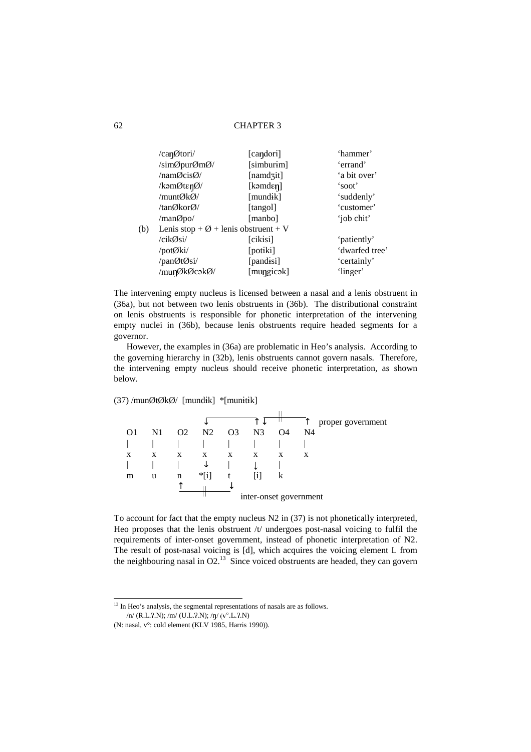| | | | |
|---|---|---|---|
| | /caŋØtori/ | [caŋdori] | 'hammer' |
| | /simØpurØmØ/ | [simburɨm] | 'errand' |
| | /namØcisØ/ | [namdʒit] | 'a bit over' |
| | /kəmØtɛŋØ/ | [kəmdɛŋ] | 'soot' |
| | /muntØkØ/ | [mundɨk] | 'suddenly' |
| | /tanØkorØ/ | [tangol] | 'customer' |
| | /manØpo/ | [manbo] | 'job chit' |
| (b) | Lenis stop + Ø + lenis obstruent + V | | |
| | /cikØsi/ | [cikɨsi] | 'patiently' |
| | /potØki/ | [potɨki] | 'dwarfed tree' |
| | /panØtØsi/ | [pandɨsi] | 'certainly' |
| | /muŋØkØcəkØ/ | [muŋgɨcək] | 'linger' |

The intervening empty nucleus is licensed between a nasal and a lenis obstruent in (36a), but not between two lenis obstruents in (36b). The distributional constraint on lenis obstruents is responsible for phonetic interpretation of the intervening empty nuclei in (36b), because lenis obstruents require headed segments for a governor.

However, the examples in (36a) are problematic in Heo's analysis. According to the governing hierarchy in (32b), lenis obstruents cannot govern nasals. Therefore, the intervening empty nucleus should receive phonetic interpretation, as shown below.

(37) /munØtØkØ/ [mundɨk] *[munɨtɨk]

```
                      ↓_____________↑ ↓__||______↑  proper government
O1    N1    O2    N2    O3    N3    O4    N4
|     |     |     |     |     |     |     |
x     x     x     x     x     x     x     x
|     |     |     ↓     |     ↓     |
m     u     n    *[ɨ]   t    [ɨ]    k
                  ↑______||_____↓
                                  inter-onset government
```

To account for fact that the empty nucleus N2 in (37) is not phonetically interpreted, Heo proposes that the lenis obstruent /t/ undergoes post-nasal voicing to fulfil the requirements of inter-onset government, instead of phonetic interpretation of N2. The result of post-nasal voicing is [d], which acquires the voicing element L from the neighbouring nasal in O2.[13] Since voiced obstruents are headed, they can govern

[13] In Heo's analysis, the segmental representations of nasals are as follows.
/n/ (R.L.ʔ.N); /m/ (U.L.ʔ.N); /ŋ/ (v°.L.ʔ.N)
(N: nasal, v°: cold element (KLV 1985, Harris 1990)).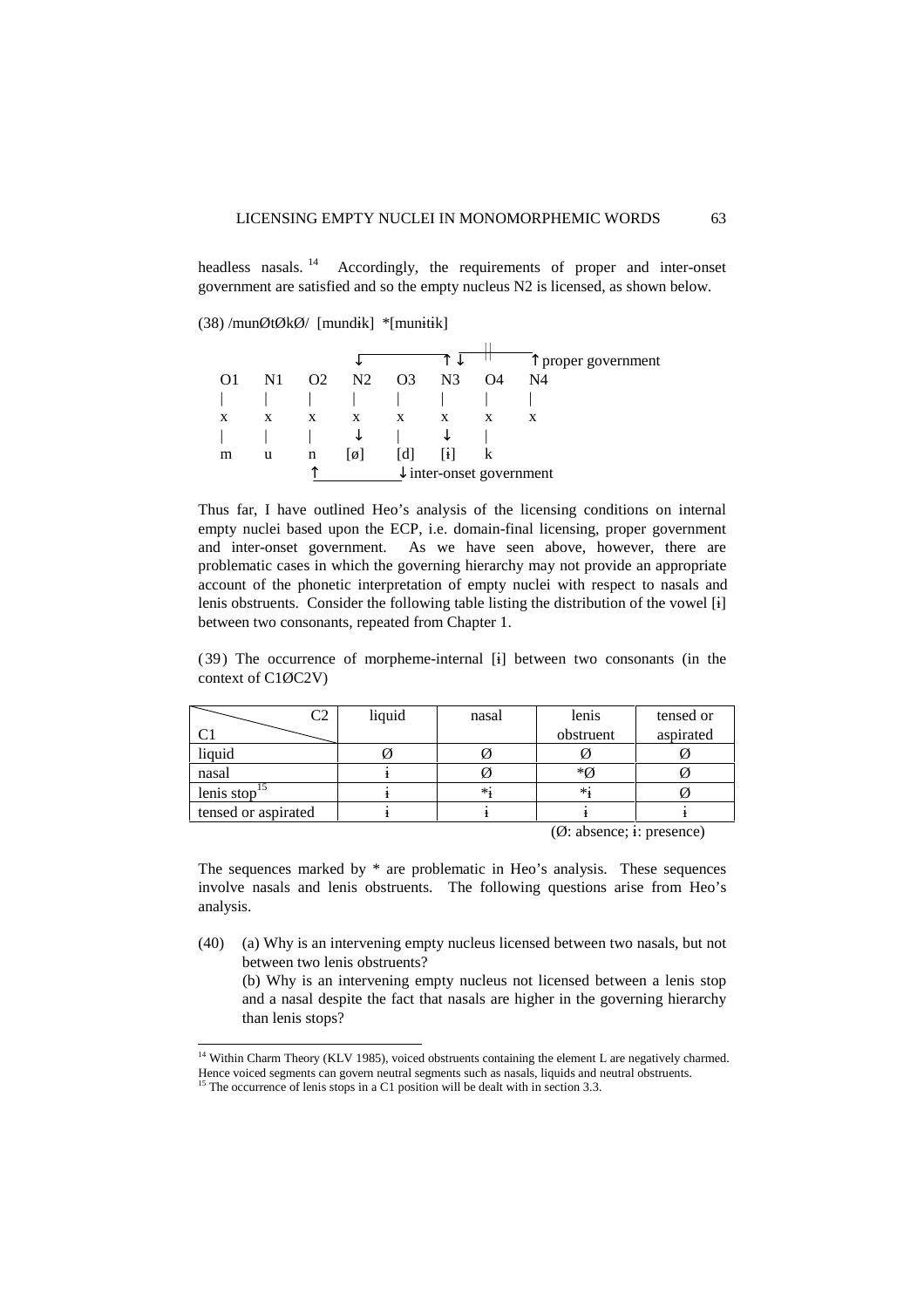headless nasals.[14] Accordingly, the requirements of proper and inter-onset government are satisfied and so the empty nucleus N2 is licensed, as shown below.

(38) /munØtØkØ/ [mundɨk] *[munɨtɨk]

```
                  ↓              ↑ ↓   ||       ↑ proper government
  O1   N1   O2   N2   O3   N3   O4   N4
  |    |    |    |    |    |    |    |
  x    x    x    x    x    x    x    x
  |    |    |    ↓    |    ↓    |
  m    u    n   [ø]  [d]  [ɨ]   k
            ↑              ↓ inter-onset government
```

Thus far, I have outlined Heo's analysis of the licensing conditions on internal empty nuclei based upon the ECP, i.e. domain-final licensing, proper government and inter-onset government. As we have seen above, however, there are problematic cases in which the governing hierarchy may not provide an appropriate account of the phonetic interpretation of empty nuclei with respect to nasals and lenis obstruents. Consider the following table listing the distribution of the vowel [ɨ] between two consonants, repeated from Chapter 1.

(39) The occurrence of morpheme-internal [ɨ] between two consonants (in the context of C1ØC2V)

| C2 / C1 | liquid | nasal | lenis obstruent | tensed or aspirated |
|---|---|---|---|---|
| liquid | Ø | Ø | Ø | Ø |
| nasal | ɨ | Ø | *Ø | Ø |
| lenis stop[15] | ɨ | *ɨ | *ɨ | Ø |
| tensed or aspirated | ɨ | ɨ | ɨ | ɨ |

(Ø: absence; ɨ: presence)

The sequences marked by * are problematic in Heo's analysis. These sequences involve nasals and lenis obstruents. The following questions arise from Heo's analysis.

(40) (a) Why is an intervening empty nucleus licensed between two nasals, but not between two lenis obstruents?
(b) Why is an intervening empty nucleus not licensed between a lenis stop and a nasal despite the fact that nasals are higher in the governing hierarchy than lenis stops?

[14] Within Charm Theory (KLV 1985), voiced obstruents containing the element L are negatively charmed. Hence voiced segments can govern neutral segments such as nasals, liquids and neutral obstruents.

[15] The occurrence of lenis stops in a C1 position will be dealt with in section 3.3.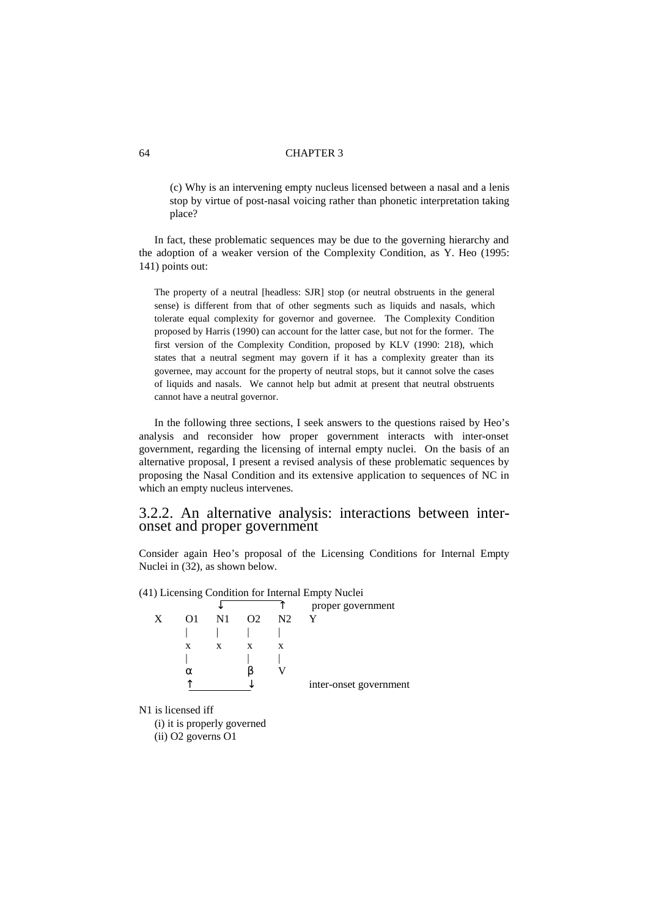(c) Why is an intervening empty nucleus licensed between a nasal and a lenis stop by virtue of post-nasal voicing rather than phonetic interpretation taking place?

In fact, these problematic sequences may be due to the governing hierarchy and the adoption of a weaker version of the Complexity Condition, as Y. Heo (1995: 141) points out:

> The property of a neutral [headless: SJR] stop (or neutral obstruents in the general sense) is different from that of other segments such as liquids and nasals, which tolerate equal complexity for governor and governee. The Complexity Condition proposed by Harris (1990) can account for the latter case, but not for the former. The first version of the Complexity Condition, proposed by KLV (1990: 218), which states that a neutral segment may govern if it has a complexity greater than its governee, may account for the property of neutral stops, but it cannot solve the cases of liquids and nasals. We cannot help but admit at present that neutral obstruents cannot have a neutral governor.

In the following three sections, I seek answers to the questions raised by Heo's analysis and reconsider how proper government interacts with inter-onset government, regarding the licensing of internal empty nuclei. On the basis of an alternative proposal, I present a revised analysis of these problematic sequences by proposing the Nasal Condition and its extensive application to sequences of NC in which an empty nucleus intervenes.

## 3.2.2. An alternative analysis: interactions between inter-onset and proper government

Consider again Heo's proposal of the Licensing Conditions for Internal Empty Nuclei in (32), as shown below.

(41) Licensing Condition for Internal Empty Nuclei

```
           ↓___________↑     proper government
X    O1    N1    O2    N2    Y
     |     |     |     |
     x     x     x     x
     |           |     |
     α           β     V
     ↑___________↓           inter-onset government
```

N1 is licensed iff

(i) it is properly governed

(ii) O2 governs O1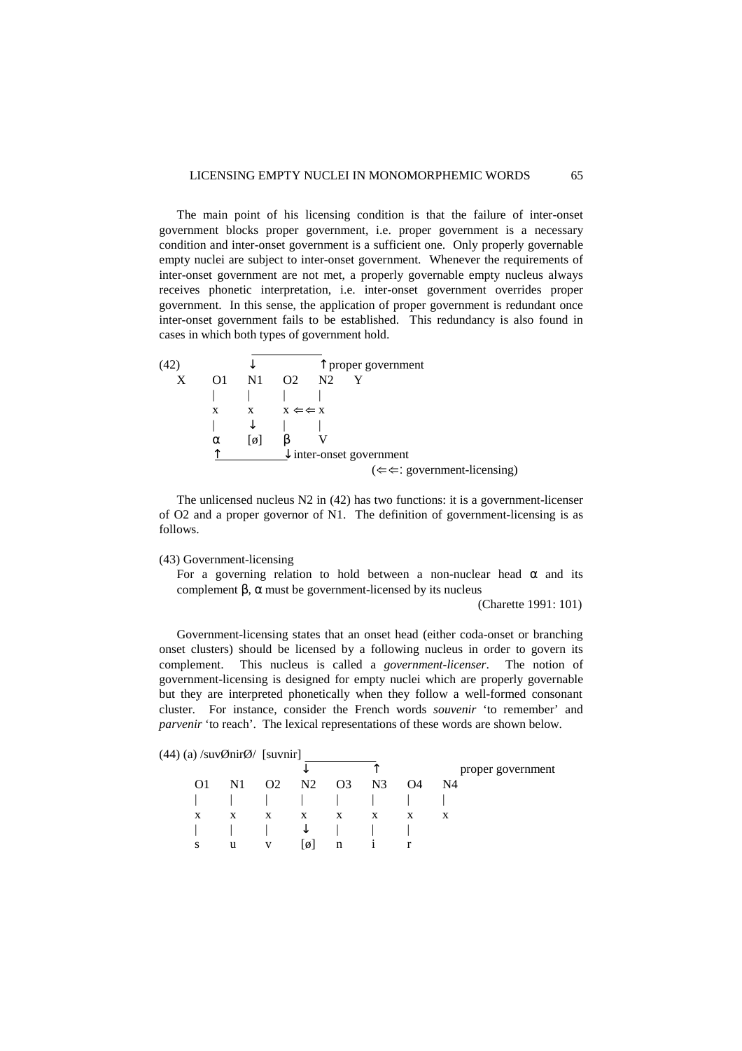The main point of his licensing condition is that the failure of inter-onset government blocks proper government, i.e. proper government is a necessary condition and inter-onset government is a sufficient one. Only properly governable empty nuclei are subject to inter-onset government. Whenever the requirements of inter-onset government are not met, a properly governable empty nucleus always receives phonetic interpretation, i.e. inter-onset government overrides proper government. In this sense, the application of proper government is redundant once inter-onset government fails to be established. This redundancy is also found in cases in which both types of government hold.

```
(42)             ↓______________↑ proper government
   X      O1     N1     O2     N2     Y
          |      |      |      |
          x      x      x ⇐⇐ x
          |      ↓      |      |
          α     [ø]     β      V
          ↑_____________↓ inter-onset government
                                        (⇐⇐: government-licensing)
```

The unlicensed nucleus N2 in (42) has two functions: it is a government-licenser of O2 and a proper governor of N1. The definition of government-licensing is as follows.

(43) Government-licensing

For a governing relation to hold between a non-nuclear head α and its complement β, α must be government-licensed by its nucleus

(Charette 1991: 101)

Government-licensing states that an onset head (either coda-onset or branching onset clusters) should be licensed by a following nucleus in order to govern its complement. This nucleus is called a *government-licenser*. The notion of government-licensing is designed for empty nuclei which are properly governable but they are interpreted phonetically when they follow a well-formed consonant cluster. For instance, consider the French words *souvenir* 'to remember' and *parvenir* 'to reach'. The lexical representations of these words are shown below.

```
(44) (a) /suvØnirØ/  [suvnir]
                           ↓______________↑                 proper government
      O1     N1     O2     N2     O3     N3     O4     N4
      |      |      |      |      |      |      |      |
      x      x      x      x      x      x      x      x
      |      |      |      ↓      |      |      |
      s      u      v     [ø]     n      i      r
```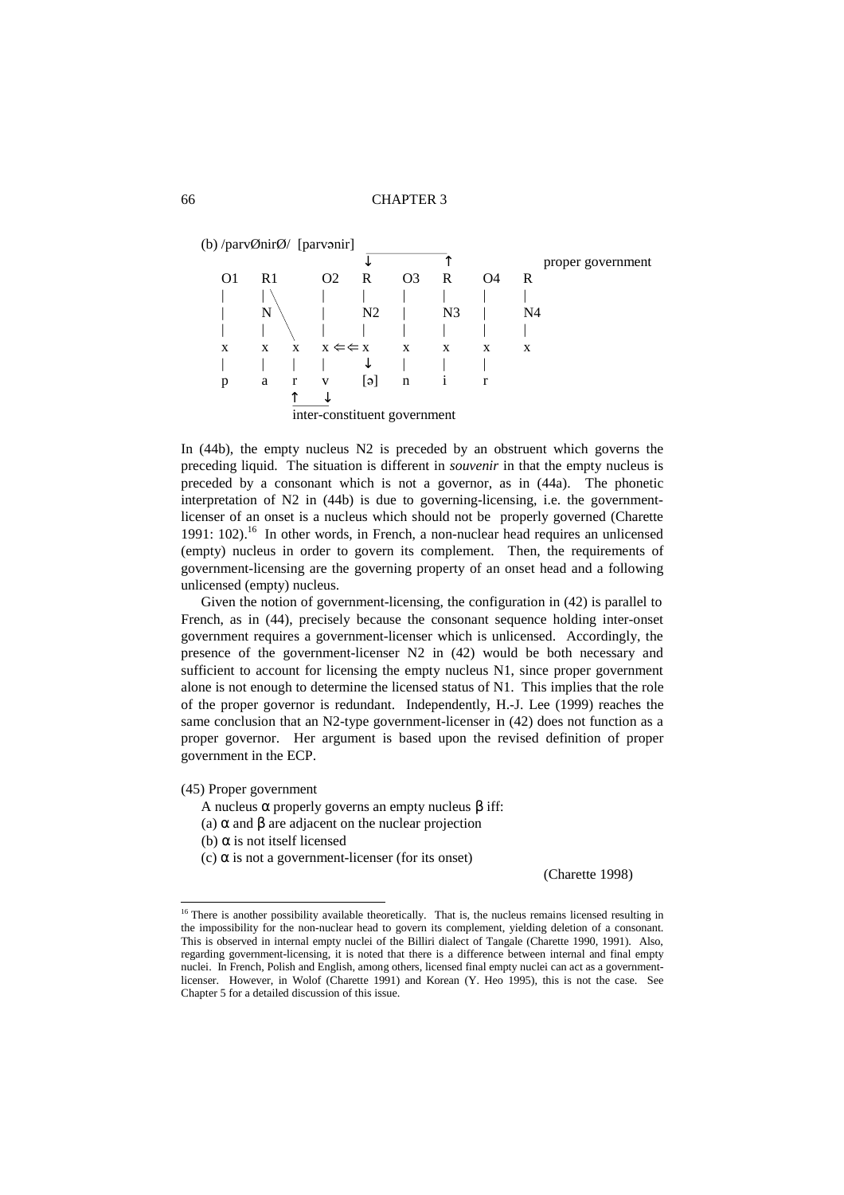(b) /parvØnirØ/ [parvənir]

```
                              ______________
                              ↓            ↑              proper government
   O1    R1        O2     R      O3     R      O4     R
   |     | \       |      |      |      |      |      |
   |     N  \      |      N2     |      N3     |      N4
   |     |   \     |      |      |      |      |      |
   x     x    x    x ⇐⇐ x       x      x      x      x
   |     |    |    |      ↓      |      |      |
   p     a    r    v     [ə]     n      i      r
              ↑    ↓
              ‾‾‾‾‾
              inter-constituent government
```

In (44b), the empty nucleus N2 is preceded by an obstruent which governs the preceding liquid. The situation is different in *souvenir* in that the empty nucleus is preceded by a consonant which is not a governor, as in (44a). The phonetic interpretation of N2 in (44b) is due to governing-licensing, i.e. the government-licenser of an onset is a nucleus which should not be properly governed (Charette 1991: 102).[16] In other words, in French, a non-nuclear head requires an unlicensed (empty) nucleus in order to govern its complement. Then, the requirements of government-licensing are the governing property of an onset head and a following unlicensed (empty) nucleus.

Given the notion of government-licensing, the configuration in (42) is parallel to French, as in (44), precisely because the consonant sequence holding inter-onset government requires a government-licenser which is unlicensed. Accordingly, the presence of the government-licenser N2 in (42) would be both necessary and sufficient to account for licensing the empty nucleus N1, since proper government alone is not enough to determine the licensed status of N1. This implies that the role of the proper governor is redundant. Independently, H.-J. Lee (1999) reaches the same conclusion that an N2-type government-licenser in (42) does not function as a proper governor. Her argument is based upon the revised definition of proper government in the ECP.

(45) Proper government

A nucleus α properly governs an empty nucleus β iff:

(a) α and β are adjacent on the nuclear projection

(b) α is not itself licensed

(c) α is not a government-licenser (for its onset)

(Charette 1998)

[16] There is another possibility available theoretically. That is, the nucleus remains licensed resulting in the impossibility for the non-nuclear head to govern its complement, yielding deletion of a consonant. This is observed in internal empty nuclei of the Billiri dialect of Tangale (Charette 1990, 1991). Also, regarding government-licensing, it is noted that there is a difference between internal and final empty nuclei. In French, Polish and English, among others, licensed final empty nuclei can act as a government-licenser. However, in Wolof (Charette 1991) and Korean (Y. Heo 1995), this is not the case. See Chapter 5 for a detailed discussion of this issue.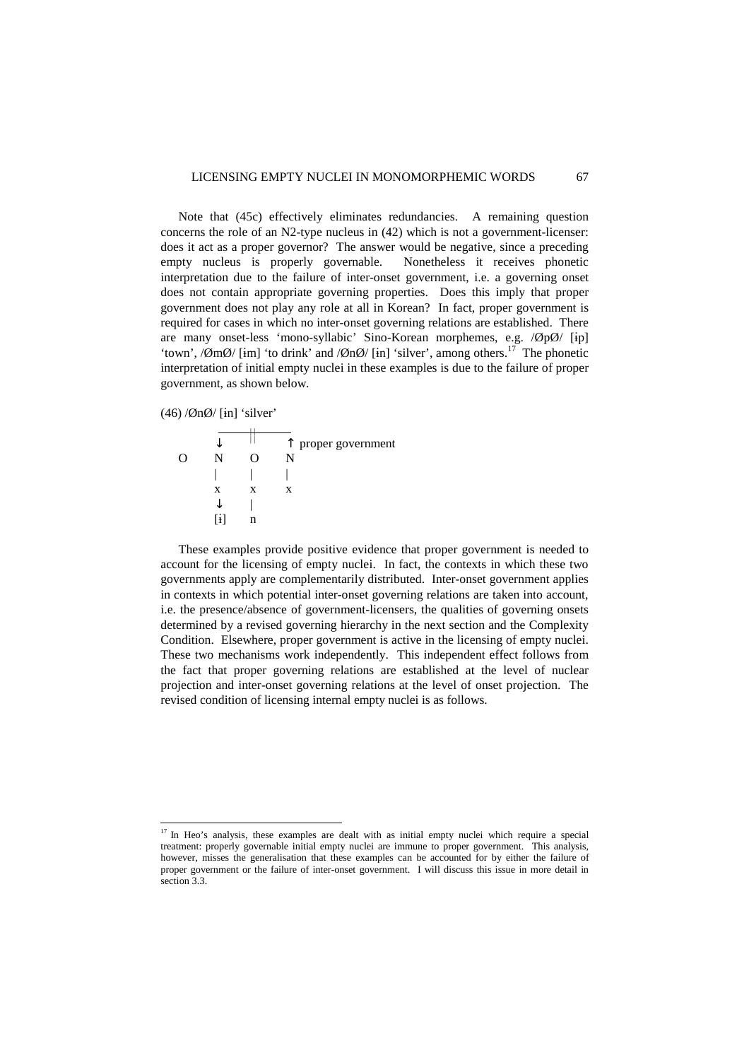Note that (45c) effectively eliminates redundancies. A remaining question concerns the role of an N2-type nucleus in (42) which is not a government-licenser: does it act as a proper governor? The answer would be negative, since a preceding empty nucleus is properly governable. Nonetheless it receives phonetic interpretation due to the failure of inter-onset government, i.e. a governing onset does not contain appropriate governing properties. Does this imply that proper government does not play any role at all in Korean? In fact, proper government is required for cases in which no inter-onset governing relations are established. There are many onset-less 'mono-syllabic' Sino-Korean morphemes, e.g. /ØpØ/ [ɨp] 'town', /ØmØ/ [ɨm] 'to drink' and /ØnØ/ [ɨn] 'silver', among others.[17] The phonetic interpretation of initial empty nuclei in these examples is due to the failure of proper government, as shown below.

(46) /ØnØ/ [ɨn] 'silver'

```
         ______||______
        ↓               ↑ proper government
   O    N      O       N
        |      |       |
        x      x       x
        ↓      |
       [ɨ]     n
```

These examples provide positive evidence that proper government is needed to account for the licensing of empty nuclei. In fact, the contexts in which these two governments apply are complementarily distributed. Inter-onset government applies in contexts in which potential inter-onset governing relations are taken into account, i.e. the presence/absence of government-licensers, the qualities of governing onsets determined by a revised governing hierarchy in the next section and the Complexity Condition. Elsewhere, proper government is active in the licensing of empty nuclei. These two mechanisms work independently. This independent effect follows from the fact that proper governing relations are established at the level of nuclear projection and inter-onset governing relations at the level of onset projection. The revised condition of licensing internal empty nuclei is as follows.

---

[17] In Heo's analysis, these examples are dealt with as initial empty nuclei which require a special treatment: properly governable initial empty nuclei are immune to proper government. This analysis, however, misses the generalisation that these examples can be accounted for by either the failure of proper government or the failure of inter-onset government. I will discuss this issue in more detail in section 3.3.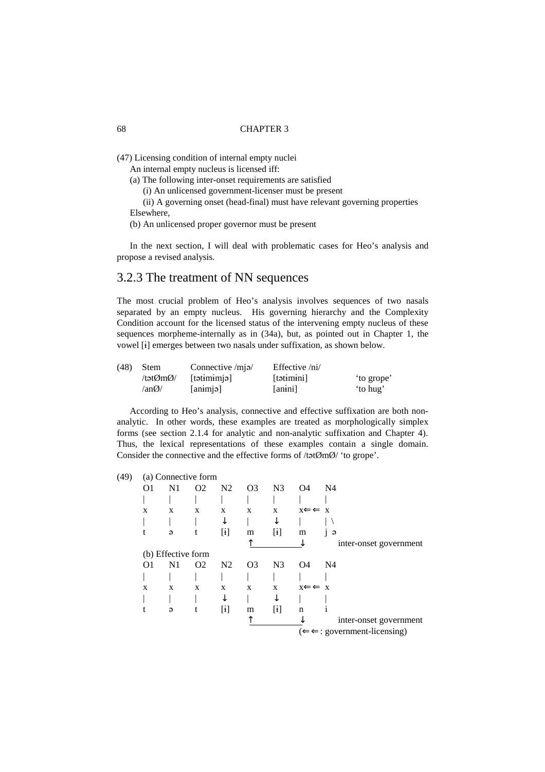(47) Licensing condition of internal empty nuclei

An internal empty nucleus is licensed iff:

(a) The following inter-onset requirements are satisfied

(i) An unlicensed government-licenser must be present

(ii) A governing onset (head-final) must have relevant governing properties

Elsewhere,

(b) An unlicensed proper governor must be present

In the next section, I will deal with problematic cases for Heo's analysis and propose a revised analysis.

## 3.2.3 The treatment of NN sequences

The most crucial problem of Heo's analysis involves sequences of two nasals separated by an empty nucleus. His governing hierarchy and the Complexity Condition account for the licensed status of the intervening empty nucleus of these sequences morpheme-internally as in (34a), but, as pointed out in Chapter 1, the vowel [ɨ] emerges between two nasals under suffixation, as shown below.

| (48) | Stem | Connective /mjə/ | Effective /ni/ | |
|---|---|---|---|---|
| | /tətØmØ/ | [tətɨmɨmjə] | [tətɨmɨni] | 'to grope' |
| | /anØ/ | [anɨmjə] | [anɨni] | 'to hug' |

According to Heo's analysis, connective and effective suffixation are both non-analytic. In other words, these examples are treated as morphologically simplex forms (see section 2.1.4 for analytic and non-analytic suffixation and Chapter 4). Thus, the lexical representations of these examples contain a single domain. Consider the connective and the effective forms of /tətØmØ/ 'to grope'.

```
(49)  (a) Connective form
      O1   N1   O2   N2   O3   N3   O4     N4
      |    |    |    |    |    |    |      |
      x    x    x    x    x    x    x⇐⇐   x
      |    |    |    ↓    |    ↓    |      | \
      t    ə    t    [ɨ]  m    [ɨ]  m      j  ə
                          ↑_________↓           inter-onset government
      (b) Effective form
      O1   N1   O2   N2   O3   N3   O4     N4
      |    |    |    |    |    |    |      |
      x    x    x    x    x    x    x⇐⇐   x
      |    |    |    ↓    |    ↓    |      |
      t    ə    t    [ɨ]  m    [ɨ]  n      i
                          ↑_________↓           inter-onset government
                                    (⇐⇐: government-licensing)
```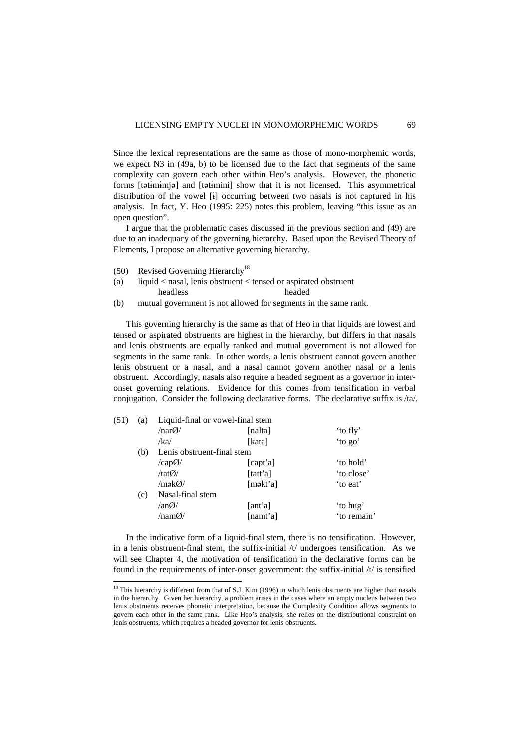Since the lexical representations are the same as those of mono-morphemic words, we expect N3 in (49a, b) to be licensed due to the fact that segments of the same complexity can govern each other within Heo's analysis. However, the phonetic forms [təɨmɨmjə] and [təɨmini] show that it is not licensed. This asymmetrical distribution of the vowel [ɨ] occurring between two nasals is not captured in his analysis. In fact, Y. Heo (1995: 225) notes this problem, leaving "this issue as an open question".

I argue that the problematic cases discussed in the previous section and (49) are due to an inadequacy of the governing hierarchy. Based upon the Revised Theory of Elements, I propose an alternative governing hierarchy.

(50) Revised Governing Hierarchy[18]

(a) liquid < nasal, lenis obstruent < tensed or aspirated obstruent
headless headed

(b) mutual government is not allowed for segments in the same rank.

This governing hierarchy is the same as that of Heo in that liquids are lowest and tensed or aspirated obstruents are highest in the hierarchy, but differs in that nasals and lenis obstruents are equally ranked and mutual government is not allowed for segments in the same rank. In other words, a lenis obstruent cannot govern another lenis obstruent or a nasal, and a nasal cannot govern another nasal or a lenis obstruent. Accordingly, nasals also require a headed segment as a governor in inter-onset governing relations. Evidence for this comes from tensification in verbal conjugation. Consider the following declarative forms. The declarative suffix is /ta/.

(51)
(a) Liquid-final or vowel-final stem

| | | |
|---|---|---|
| /narØ/ | [nalta] | 'to fly' |
| /ka/ | [kata] | 'to go' |

(b) Lenis obstruent-final stem

| | | |
|---|---|---|
| /capØ/ | [capt'a] | 'to hold' |
| /tatØ/ | [tatt'a] | 'to close' |
| /məkØ/ | [məkt'a] | 'to eat' |

(c) Nasal-final stem

| | | |
|---|---|---|
| /anØ/ | [ant'a] | 'to hug' |
| /namØ/ | [namt'a] | 'to remain' |

In the indicative form of a liquid-final stem, there is no tensification. However, in a lenis obstruent-final stem, the suffix-initial /t/ undergoes tensification. As we will see Chapter 4, the motivation of tensification in the declarative forms can be found in the requirements of inter-onset government: the suffix-initial /t/ is tensified

[18] This hierarchy is different from that of S.J. Kim (1996) in which lenis obstruents are higher than nasals in the hierarchy. Given her hierarchy, a problem arises in the cases where an empty nucleus between two lenis obstruents receives phonetic interpretation, because the Complexity Condition allows segments to govern each other in the same rank. Like Heo's analysis, she relies on the distributional constraint on lenis obstruents, which requires a headed governor for lenis obstruents.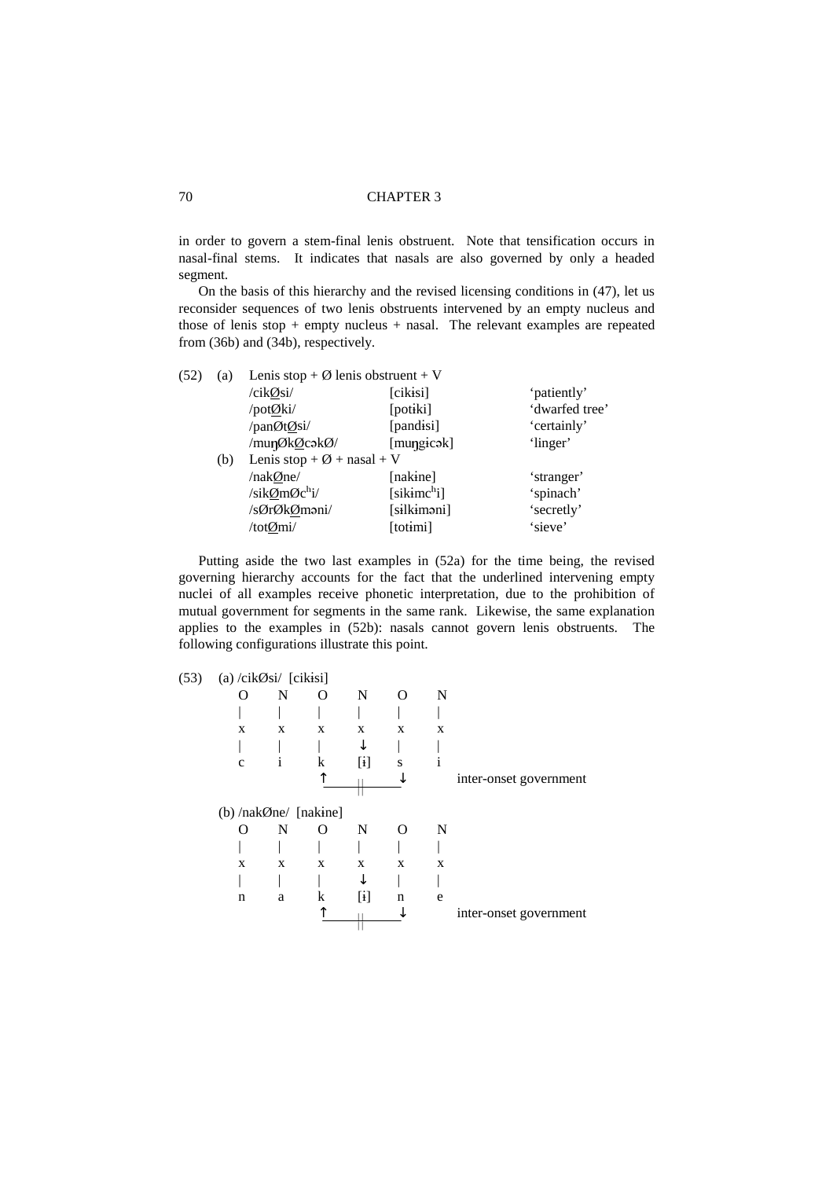in order to govern a stem-final lenis obstruent. Note that tensification occurs in nasal-final stems. It indicates that nasals are also governed by only a headed segment.

On the basis of this hierarchy and the revised licensing conditions in (47), let us reconsider sequences of two lenis obstruents intervened by an empty nucleus and those of lenis stop + empty nucleus + nasal. The relevant examples are repeated from (36b) and (34b), respectively.

(52) (a) Lenis stop + Ø lenis obstruent + V

| | | |
|---|---|---|
| /cik<u>Ø</u>si/ | [cikɨsi] | 'patiently' |
| /pot<u>Ø</u>ki/ | [potɨki] | 'dwarfed tree' |
| /panØt<u>Ø</u>si/ | [pandɨsi] | 'certainly' |
| /muŋØk<u>Ø</u>cəkØ/ | [muŋgɨcək] | 'linger' |

(b) Lenis stop + Ø + nasal + V

| | | |
|---|---|---|
| /nak<u>Ø</u>ne/ | [nakɨne] | 'stranger' |
| /sik<u>Ø</u>mØcʰi/ | [sikɨmcʰi] | 'spinach' |
| /sØrØk<u>Ø</u>məni/ | [sɨlkɨməni] | 'secretly' |
| /tot<u>Ø</u>mi/ | [totɨmi] | 'sieve' |

Putting aside the two last examples in (52a) for the time being, the revised governing hierarchy accounts for the fact that the underlined intervening empty nuclei of all examples receive phonetic interpretation, due to the prohibition of mutual government for segments in the same rank. Likewise, the same explanation applies to the examples in (52b): nasals cannot govern lenis obstruents. The following configurations illustrate this point.

(53) (a) /cikØsi/ [cikɨsi]

```
O    N    O    N    O    N
|    |    |    |    |    |
x    x    x    x    x    x
|    |    |    ↓    |    |
c    i    k   [ɨ]   s    i
          ↑____||___↓         inter-onset government
```

(b) /nakØne/ [nakɨne]

```
O    N    O    N    O    N
|    |    |    |    |    |
x    x    x    x    x    x
|    |    |    ↓    |    |
n    a    k   [ɨ]   n    e
          ↑____||___↓         inter-onset government
```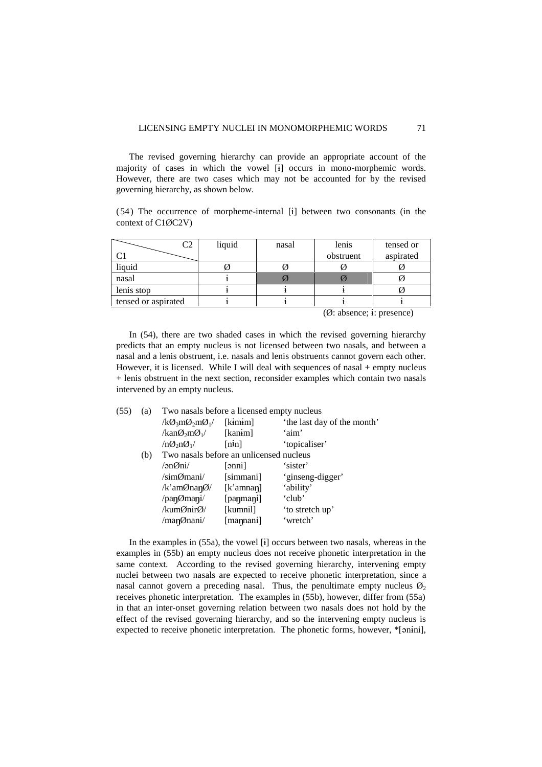The revised governing hierarchy can provide an appropriate account of the majority of cases in which the vowel [ɨ] occurs in mono-morphemic words. However, there are two cases which may not be accounted for by the revised governing hierarchy, as shown below.

(54) The occurrence of morpheme-internal [ɨ] between two consonants (in the context of C1ØC2V)

| C1 \ C2 | liquid | nasal | lenis obstruent | tensed or aspirated |
|---|---|---|---|---|
| liquid | Ø | Ø | Ø | Ø |
| nasal | ɨ | Ø | Ø | Ø |
| lenis stop | ɨ | ɨ | ɨ | Ø |
| tensed or aspirated | ɨ | ɨ | ɨ | ɨ |

(Ø: absence; ɨ: presence)

In (54), there are two shaded cases in which the revised governing hierarchy predicts that an empty nucleus is not licensed between two nasals, and between a nasal and a lenis obstruent, i.e. nasals and lenis obstruents cannot govern each other. However, it is licensed. While I will deal with sequences of nasal + empty nucleus + lenis obstruent in the next section, reconsider examples which contain two nasals intervened by an empty nucleus.

(55) (a) Two nasals before a licensed empty nucleus

| | | |
|---|---|---|
| /$kØ_3mØ_2mØ_1$/ | [kɨmɨm] | 'the last day of the month' |
| /$kanØ_2mØ_1$/ | [kanɨm] | 'aim' |
| /$nØ_2nØ_1$/ | [nɨn] | 'topicaliser' |

(b) Two nasals before an unlicensed nucleus

| | | |
|---|---|---|
| /ənØni/ | [ənni] | 'sister' |
| /simØmani/ | [simmani] | 'ginseng-digger' |
| /k'amØnaŋØ/ | [k'amnaŋ] | 'ability' |
| /paŋØmaŋi/ | [paŋmaŋi] | 'club' |
| /kumØnirØ/ | [kumnil] | 'to stretch up' |
| /maŋØnani/ | [maŋnani] | 'wretch' |

In the examples in (55a), the vowel [ɨ] occurs between two nasals, whereas in the examples in (55b) an empty nucleus does not receive phonetic interpretation in the same context. According to the revised governing hierarchy, intervening empty nuclei between two nasals are expected to receive phonetic interpretation, since a nasal cannot govern a preceding nasal. Thus, the penultimate empty nucleus $Ø_2$ receives phonetic interpretation. The examples in (55b), however, differ from (55a) in that an inter-onset governing relation between two nasals does not hold by the effect of the revised governing hierarchy, and so the intervening empty nucleus is expected to receive phonetic interpretation. The phonetic forms, however, *[ənɨni],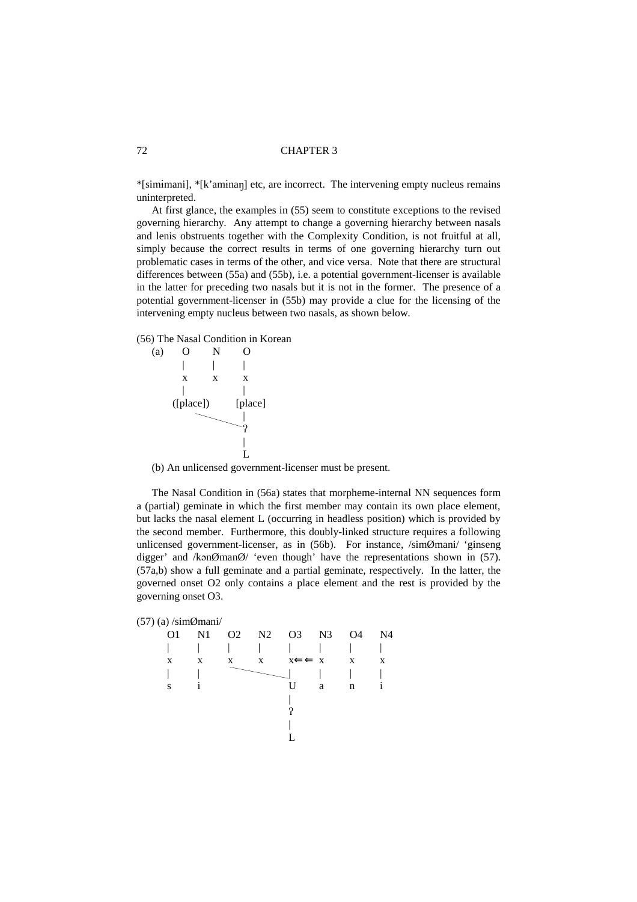*[simɨmani], *[k'amɨnaŋ] etc, are incorrect. The intervening empty nucleus remains uninterpreted.

At first glance, the examples in (55) seem to constitute exceptions to the revised governing hierarchy. Any attempt to change a governing hierarchy between nasals and lenis obstruents together with the Complexity Condition, is not fruitful at all, simply because the correct results in terms of one governing hierarchy turn out problematic cases in terms of the other, and vice versa. Note that there are structural differences between (55a) and (55b), i.e. a potential government-licenser is available in the latter for preceding two nasals but it is not in the former. The presence of a potential government-licenser in (55b) may provide a clue for the licensing of the intervening empty nucleus between two nasals, as shown below.

(56) The Nasal Condition in Korean

```
(a)   O        N        O
      |        |        |
      x        x        x
      |                 |
   ([place])         [place]
           \             |
             ‾‾‾‾‾‾‾‾‾‾‾ ʔ
                         |
                         L
```

(b) An unlicensed government-licenser must be present.

The Nasal Condition in (56a) states that morpheme-internal NN sequences form a (partial) geminate in which the first member may contain its own place element, but lacks the nasal element L (occurring in headless position) which is provided by the second member. Furthermore, this doubly-linked structure requires a following unlicensed government-licenser, as in (56b). For instance, /simØmani/ 'ginseng digger' and /kənØmanØ/ 'even though' have the representations shown in (57). (57a,b) show a full geminate and a partial geminate, respectively. In the latter, the governed onset O2 only contains a place element and the rest is provided by the governing onset O3.

(57) (a) /simØmani/

```
O1    N1    O2    N2    O3      N3    O4    N4
|     |     |     |     |       |     |     |
x     x     x     x     x⇐ ⇐   x     x     x
|     |       \         |       |     |     |
s     i         ‾‾‾‾‾‾‾ U       a     n     i
                        |
                        ʔ
                        |
                        L
```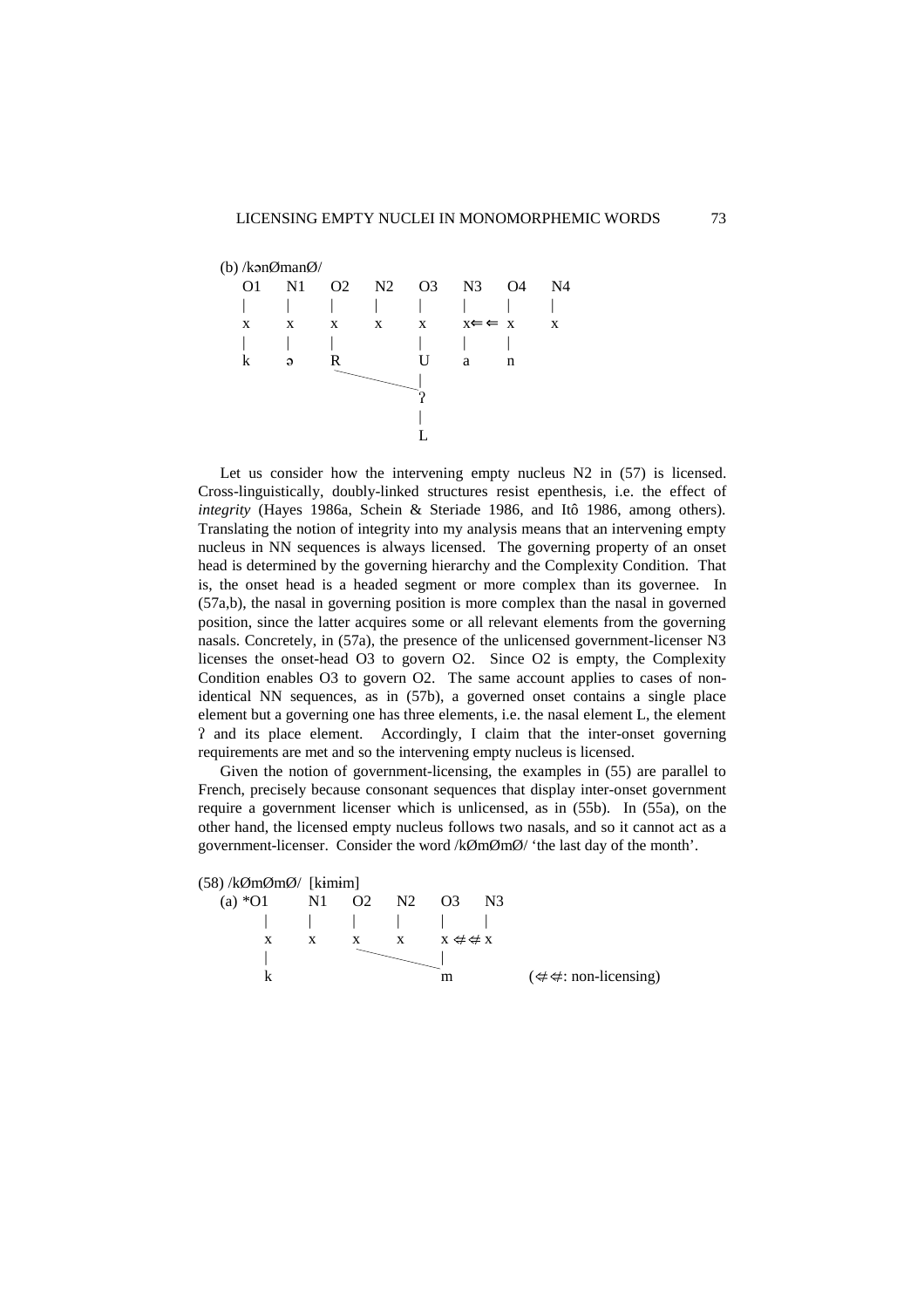(b) /kənØmanØ/

```
 O1    N1    O2    N2    O3    N3    O4    N4
 |     |     |     |     |     |     |     |
 x     x     x     x     x     x⇐ ⇐ x      x
 |     |     |           |     |     |
 k     ə     R           U     a     n
               \_________|
                         ʔ
                         |
                         L
```

Let us consider how the intervening empty nucleus N2 in (57) is licensed. Cross-linguistically, doubly-linked structures resist epenthesis, i.e. the effect of *integrity* (Hayes 1986a, Schein & Steriade 1986, and Itô 1986, among others). Translating the notion of integrity into my analysis means that an intervening empty nucleus in NN sequences is always licensed. The governing property of an onset head is determined by the governing hierarchy and the Complexity Condition. That is, the onset head is a headed segment or more complex than its governee. In (57a,b), the nasal in governing position is more complex than the nasal in governed position, since the latter acquires some or all relevant elements from the governing nasals. Concretely, in (57a), the presence of the unlicensed government-licenser N3 licenses the onset-head O3 to govern O2. Since O2 is empty, the Complexity Condition enables O3 to govern O2. The same account applies to cases of non-identical NN sequences, as in (57b), a governed onset contains a single place element but a governing one has three elements, i.e. the nasal element L, the element ʔ and its place element. Accordingly, I claim that the inter-onset governing requirements are met and so the intervening empty nucleus is licensed.

Given the notion of government-licensing, the examples in (55) are parallel to French, precisely because consonant sequences that display inter-onset government require a government licenser which is unlicensed, as in (55b). In (55a), on the other hand, the licensed empty nucleus follows two nasals, and so it cannot act as a government-licenser. Consider the word /kØmØmØ/ 'the last day of the month'.

(58) /kØmØmØ/ [kɨmɨm]

```
(a) *O1    N1    O2    N2    O3    N3
     |     |     |     |     |     |
     x     x     x     x     x ⇍⇍ x
     |             \_________|
     k                       m          (⇍⇍: non-licensing)
```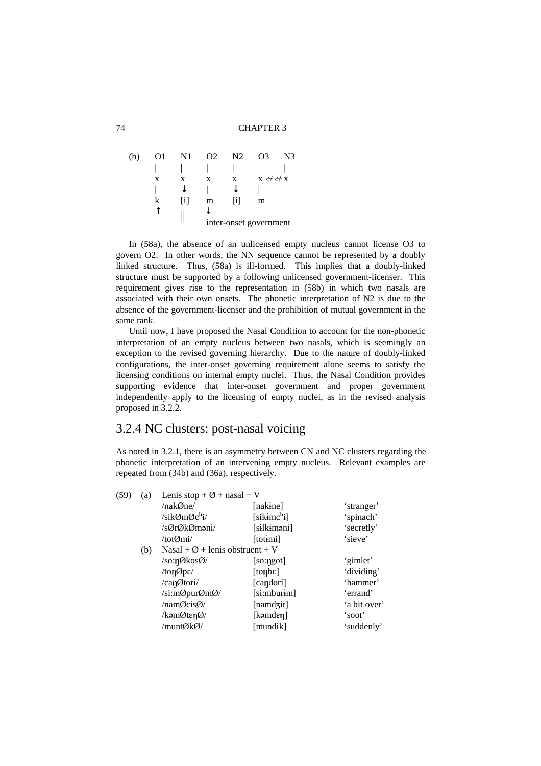(b)

```
O1    N1    O2    N2    O3    N3
|     |     |     |     |     |
x     x     x     x     x ⇍⇍ x
|     ↓     |     ↓     |
k    [ɨ]    m    [ɨ]    m
↑     ||    ↓
└─────────────┘ inter-onset government
```

In (58a), the absence of an unlicensed empty nucleus cannot license O3 to govern O2. In other words, the NN sequence cannot be represented by a doubly linked structure. Thus, (58a) is ill-formed. This implies that a doubly-linked structure must be supported by a following unlicensed government-licenser. This requirement gives rise to the representation in (58b) in which two nasals are associated with their own onsets. The phonetic interpretation of N2 is due to the absence of the government-licenser and the prohibition of mutual government in the same rank.

Until now, I have proposed the Nasal Condition to account for the non-phonetic interpretation of an empty nucleus between two nasals, which is seemingly an exception to the revised governing hierarchy. Due to the nature of doubly-linked configurations, the inter-onset governing requirement alone seems to satisfy the licensing conditions on internal empty nuclei. Thus, the Nasal Condition provides supporting evidence that inter-onset government and proper government independently apply to the licensing of empty nuclei, as in the revised analysis proposed in 3.2.2.

## 3.2.4 NC clusters: post-nasal voicing

As noted in 3.2.1, there is an asymmetry between CN and NC clusters regarding the phonetic interpretation of an intervening empty nucleus. Relevant examples are repeated from (34b) and (36a), respectively.

(59)

(a) Lenis stop + Ø + nasal + V

| | | |
|---|---|---|
| /nakØne/ | [nakɨne] | 'stranger' |
| /sikØmØcʰi/ | [sikɨmcʰi] | 'spinach' |
| /sØrØkØməni/ | [sɨlkɨməni] | 'secretly' |
| /totØmi/ | [totɨmi] | 'sieve' |

(b) Nasal + Ø + lenis obstruent + V

| | | |
|---|---|---|
| /so:ŋØkosØ/ | [so:ŋgot] | 'gimlet' |
| /toŋØpɛ/ | [toŋbɛ] | 'dividing' |
| /caŋØtori/ | [caŋdori] | 'hammer' |
| /si:mØpurØmØ/ | [si:mburɨm] | 'errand' |
| /namØcisØ/ | [namdʒit] | 'a bit over' |
| /kəmØtɛŋØ/ | [kəmdɛŋ] | 'soot' |
| /muntØkØ/ | [mundɨk] | 'suddenly' |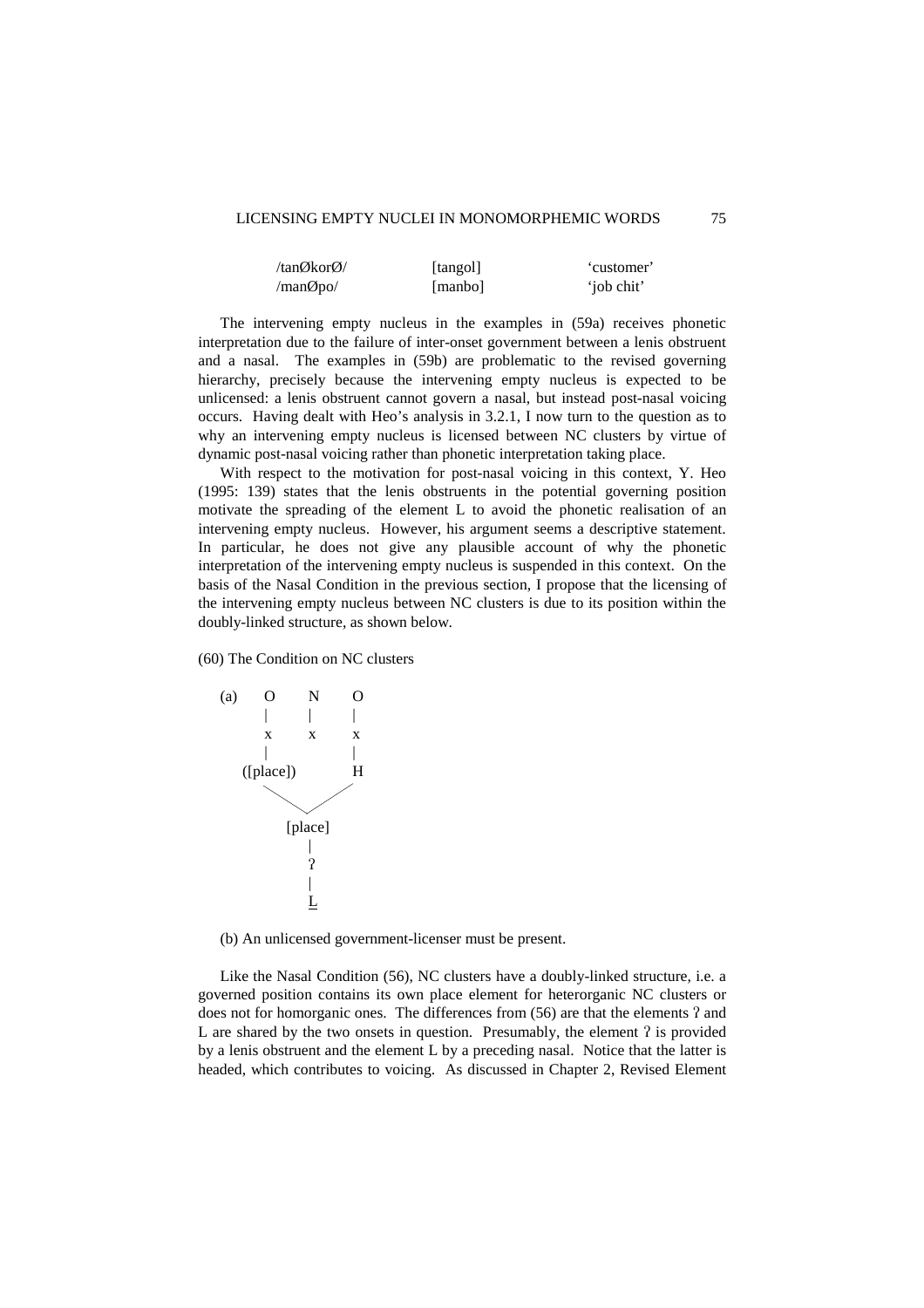| /tanØkorØ/ | [tangol] | 'customer' |
|---|---|---|
| /manØpo/ | [manbo] | 'job chit' |

The intervening empty nucleus in the examples in (59a) receives phonetic interpretation due to the failure of inter-onset government between a lenis obstruent and a nasal. The examples in (59b) are problematic to the revised governing hierarchy, precisely because the intervening empty nucleus is expected to be unlicensed: a lenis obstruent cannot govern a nasal, but instead post-nasal voicing occurs. Having dealt with Heo's analysis in 3.2.1, I now turn to the question as to why an intervening empty nucleus is licensed between NC clusters by virtue of dynamic post-nasal voicing rather than phonetic interpretation taking place.

With respect to the motivation for post-nasal voicing in this context, Y. Heo (1995: 139) states that the lenis obstruents in the potential governing position motivate the spreading of the element L to avoid the phonetic realisation of an intervening empty nucleus. However, his argument seems a descriptive statement. In particular, he does not give any plausible account of why the phonetic interpretation of the intervening empty nucleus is suspended in this context. On the basis of the Nasal Condition in the previous section, I propose that the licensing of the intervening empty nucleus between NC clusters is due to its position within the doubly-linked structure, as shown below.

(60) The Condition on NC clusters

```
(a)   O       N       O
      |       |       |
      x       x       x
      |               |
   ([place])          H
        \            /
         \          /
          [place]
             |
             ʔ
             |
             L̲
```

(b) An unlicensed government-licenser must be present.

Like the Nasal Condition (56), NC clusters have a doubly-linked structure, i.e. a governed position contains its own place element for heterorganic NC clusters or does not for homorganic ones. The differences from (56) are that the elements ʔ and L are shared by the two onsets in question. Presumably, the element ʔ is provided by a lenis obstruent and the element L by a preceding nasal. Notice that the latter is headed, which contributes to voicing. As discussed in Chapter 2, Revised Element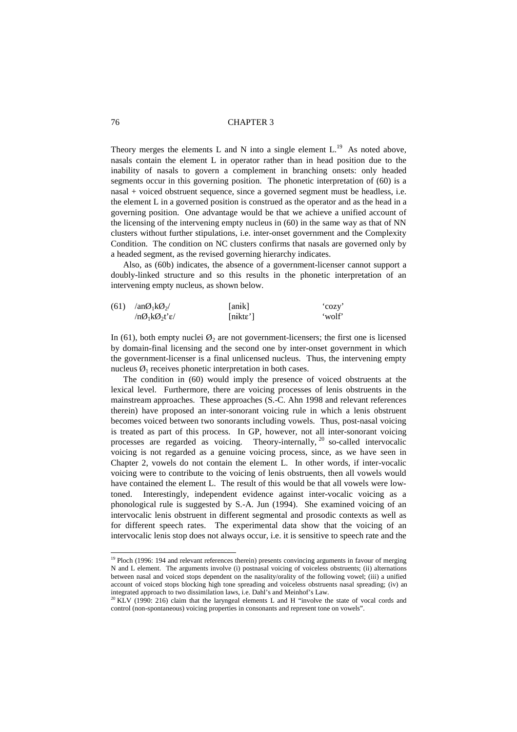Theory merges the elements L and N into a single element L.[19] As noted above, nasals contain the element L in operator rather than in head position due to the inability of nasals to govern a complement in branching onsets: only headed segments occur in this governing position. The phonetic interpretation of (60) is a nasal + voiced obstruent sequence, since a governed segment must be headless, i.e. the element L in a governed position is construed as the operator and as the head in a governing position. One advantage would be that we achieve a unified account of the licensing of the intervening empty nucleus in (60) in the same way as that of NN clusters without further stipulations, i.e. inter-onset government and the Complexity Condition. The condition on NC clusters confirms that nasals are governed only by a headed segment, as the revised governing hierarchy indicates.

Also, as (60b) indicates, the absence of a government-licenser cannot support a doubly-linked structure and so this results in the phonetic interpretation of an intervening empty nucleus, as shown below.

| (61) | /an$Ø_1$k$Ø_2$/ | [anɨk] | 'cozy' |
|---|---|---|---|
| | /n$Ø_1$k$Ø_2$t'ɛ/ | [nɨktɛ'] | 'wolf' |

In (61), both empty nuclei $Ø_2$ are not government-licensers; the first one is licensed by domain-final licensing and the second one by inter-onset government in which the government-licenser is a final unlicensed nucleus. Thus, the intervening empty nucleus $Ø_1$ receives phonetic interpretation in both cases.

The condition in (60) would imply the presence of voiced obstruents at the lexical level. Furthermore, there are voicing processes of lenis obstruents in the mainstream approaches. These approaches (S.-C. Ahn 1998 and relevant references therein) have proposed an inter-sonorant voicing rule in which a lenis obstruent becomes voiced between two sonorants including vowels. Thus, post-nasal voicing is treated as part of this process. In GP, however, not all inter-sonorant voicing processes are regarded as voicing. Theory-internally,[20] so-called intervocalic voicing is not regarded as a genuine voicing process, since, as we have seen in Chapter 2, vowels do not contain the element L. In other words, if inter-vocalic voicing were to contribute to the voicing of lenis obstruents, then all vowels would have contained the element L. The result of this would be that all vowels were low-toned. Interestingly, independent evidence against inter-vocalic voicing as a phonological rule is suggested by S.-A. Jun (1994). She examined voicing of an intervocalic lenis obstruent in different segmental and prosodic contexts as well as for different speech rates. The experimental data show that the voicing of an intervocalic lenis stop does not always occur, i.e. it is sensitive to speech rate and the

[19] Ploch (1996: 194 and relevant references therein) presents convincing arguments in favour of merging N and L element. The arguments involve (i) postnasal voicing of voiceless obstruents; (ii) alternations between nasal and voiced stops dependent on the nasality/orality of the following vowel; (iii) a unified account of voiced stops blocking high tone spreading and voiceless obstruents nasal spreading; (iv) an integrated approach to two dissimilation laws, i.e. Dahl's and Meinhof's Law.

[20] KLV (1990: 216) claim that the laryngeal elements L and H "involve the state of vocal cords and control (non-spontaneous) voicing properties in consonants and represent tone on vowels".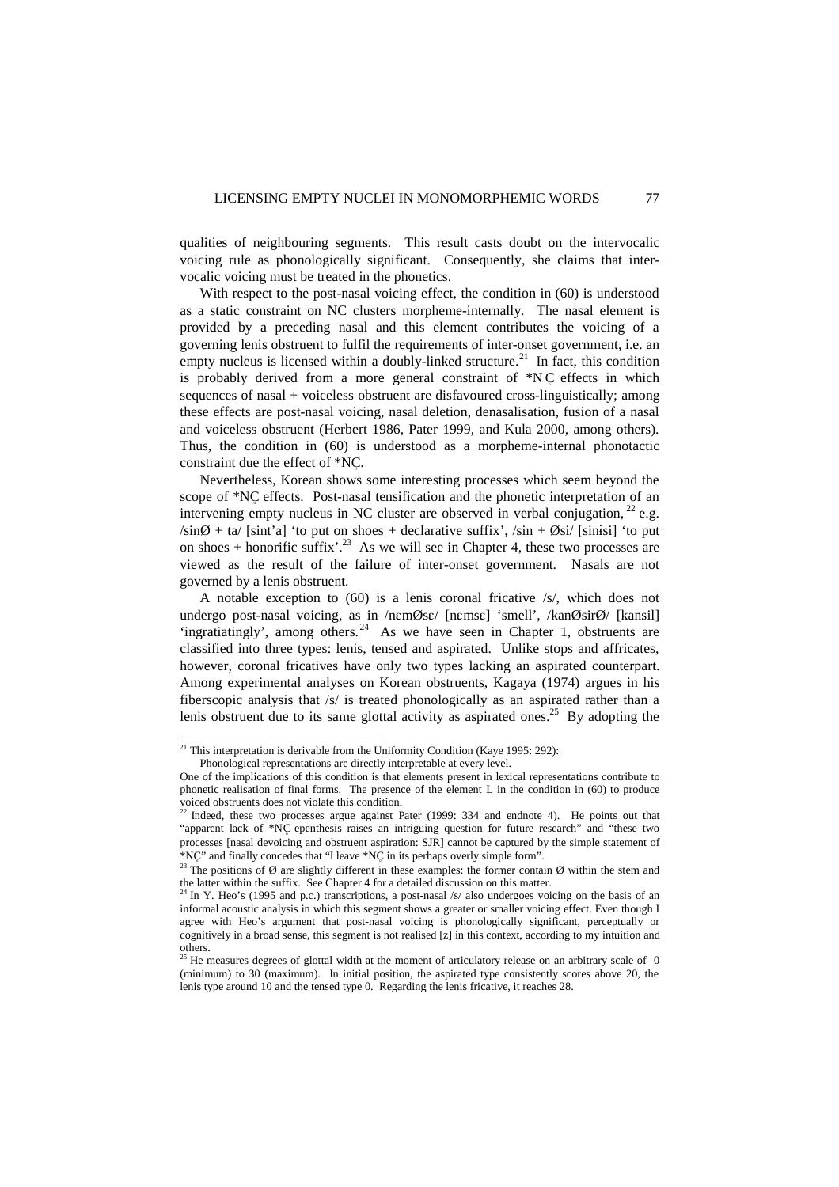qualities of neighbouring segments. This result casts doubt on the intervocalic voicing rule as phonologically significant. Consequently, she claims that intervocalic voicing must be treated in the phonetics.

With respect to the post-nasal voicing effect, the condition in (60) is understood as a static constraint on NC clusters morpheme-internally. The nasal element is provided by a preceding nasal and this element contributes the voicing of a governing lenis obstruent to fulfil the requirements of inter-onset government, i.e. an empty nucleus is licensed within a doubly-linked structure.[21] In fact, this condition is probably derived from a more general constraint of *NC̥ effects in which sequences of nasal + voiceless obstruent are disfavoured cross-linguistically; among these effects are post-nasal voicing, nasal deletion, denasalisation, fusion of a nasal and voiceless obstruent (Herbert 1986, Pater 1999, and Kula 2000, among others). Thus, the condition in (60) is understood as a morpheme-internal phonotactic constraint due the effect of *NC̥.

Nevertheless, Korean shows some interesting processes which seem beyond the scope of *NC̥ effects. Post-nasal tensification and the phonetic interpretation of an intervening empty nucleus in NC cluster are observed in verbal conjugation,[22] e.g. /sinØ + ta/ [sint'a] 'to put on shoes + declarative suffix', /sin + Øsi/ [sinɨsi] 'to put on shoes + honorific suffix'.[23] As we will see in Chapter 4, these two processes are viewed as the result of the failure of inter-onset government. Nasals are not governed by a lenis obstruent.

A notable exception to (60) is a lenis coronal fricative /s/, which does not undergo post-nasal voicing, as in /nɛmØsɛ/ [nɛmsɛ] 'smell', /kanØsirØ/ [kansil] 'ingratiatingly', among others.[24] As we have seen in Chapter 1, obstruents are classified into three types: lenis, tensed and aspirated. Unlike stops and affricates, however, coronal fricatives have only two types lacking an aspirated counterpart. Among experimental analyses on Korean obstruents, Kagaya (1974) argues in his fiberscopic analysis that /s/ is treated phonologically as an aspirated rather than a lenis obstruent due to its same glottal activity as aspirated ones.[25] By adopting the

---

[21] This interpretation is derivable from the Uniformity Condition (Kaye 1995: 292):

Phonological representations are directly interpretable at every level.

One of the implications of this condition is that elements present in lexical representations contribute to phonetic realisation of final forms. The presence of the element L in the condition in (60) to produce voiced obstruents does not violate this condition.

[22] Indeed, these two processes argue against Pater (1999: 334 and endnote 4). He points out that "apparent lack of *NC̥ epenthesis raises an intriguing question for future research" and "these two processes [nasal devoicing and obstruent aspiration: SJR] cannot be captured by the simple statement of *NC̥" and finally concedes that "I leave *NC̥ in its perhaps overly simple form".

[23] The positions of Ø are slightly different in these examples: the former contain Ø within the stem and the latter within the suffix. See Chapter 4 for a detailed discussion on this matter.

[24] In Y. Heo's (1995 and p.c.) transcriptions, a post-nasal /s/ also undergoes voicing on the basis of an informal acoustic analysis in which this segment shows a greater or smaller voicing effect. Even though I agree with Heo's argument that post-nasal voicing is phonologically significant, perceptually or cognitively in a broad sense, this segment is not realised [z] in this context, according to my intuition and others.

[25] He measures degrees of glottal width at the moment of articulatory release on an arbitrary scale of 0 (minimum) to 30 (maximum). In initial position, the aspirated type consistently scores above 20, the lenis type around 10 and the tensed type 0. Regarding the lenis fricative, it reaches 28.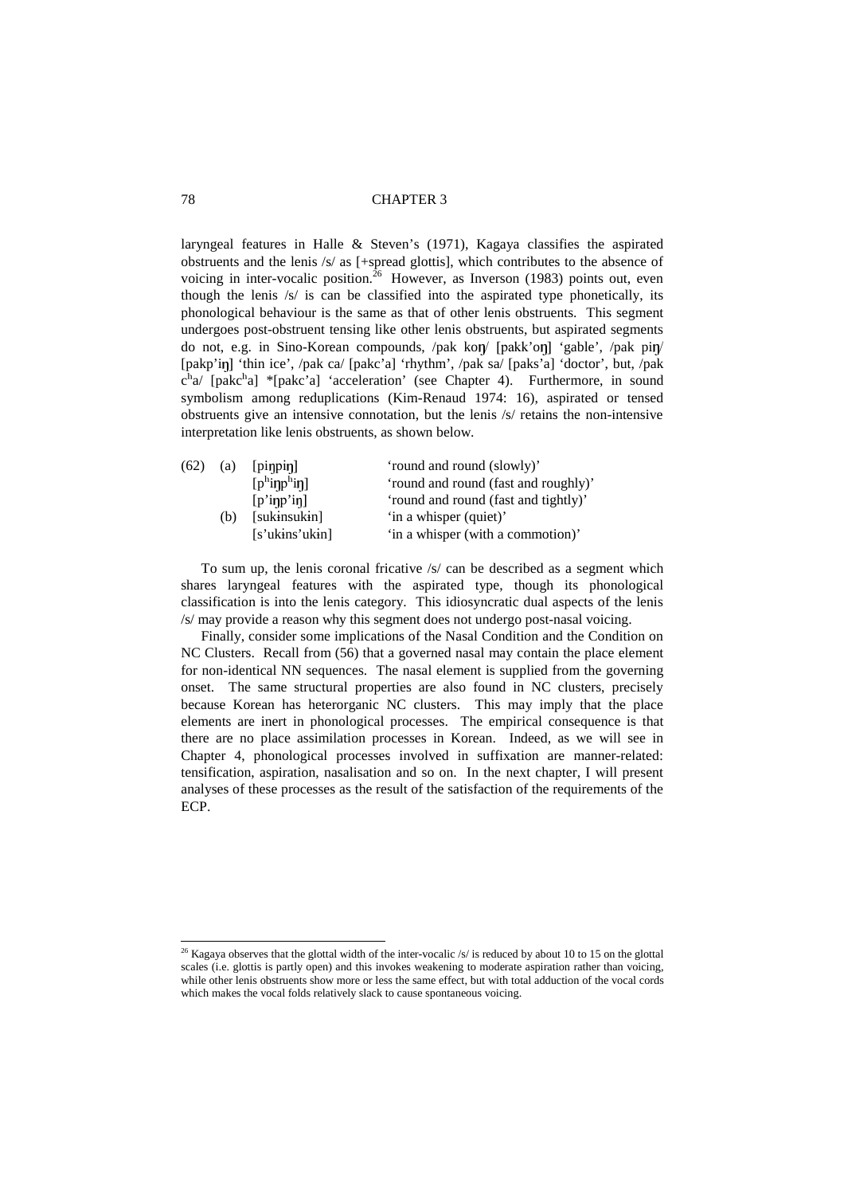laryngeal features in Halle & Steven's (1971), Kagaya classifies the aspirated obstruents and the lenis /s/ as [+spread glottis], which contributes to the absence of voicing in inter-vocalic position.[26] However, as Inverson (1983) points out, even though the lenis /s/ is can be classified into the aspirated type phonetically, its phonological behaviour is the same as that of other lenis obstruents. This segment undergoes post-obstruent tensing like other lenis obstruents, but aspirated segments do not, e.g. in Sino-Korean compounds, /pak koŋ/ [pakk'oŋ] 'gable', /pak piŋ/ [pakp'iŋ] 'thin ice', /pak ca/ [pakc'a] 'rhythm', /pak sa/ [paks'a] 'doctor', but, /pak cʰa/ [pakcʰa] *[pakc'a] 'acceleration' (see Chapter 4). Furthermore, in sound symbolism among reduplications (Kim-Renaud 1974: 16), aspirated or tensed obstruents give an intensive connotation, but the lenis /s/ retains the non-intensive interpretation like lenis obstruents, as shown below.

| (62) | (a) | [piŋpiŋ] | 'round and round (slowly)' |
|---|---|---|---|
| | | [pʰiŋpʰiŋ] | 'round and round (fast and roughly)' |
| | | [p'iŋp'iŋ] | 'round and round (fast and tightly)' |
| | (b) | [sukɨnsukɨn] | 'in a whisper (quiet)' |
| | | [s'ukɨns'ukɨn] | 'in a whisper (with a commotion)' |

To sum up, the lenis coronal fricative /s/ can be described as a segment which shares laryngeal features with the aspirated type, though its phonological classification is into the lenis category. This idiosyncratic dual aspects of the lenis /s/ may provide a reason why this segment does not undergo post-nasal voicing.

Finally, consider some implications of the Nasal Condition and the Condition on NC Clusters. Recall from (56) that a governed nasal may contain the place element for non-identical NN sequences. The nasal element is supplied from the governing onset. The same structural properties are also found in NC clusters, precisely because Korean has heterorganic NC clusters. This may imply that the place elements are inert in phonological processes. The empirical consequence is that there are no place assimilation processes in Korean. Indeed, as we will see in Chapter 4, phonological processes involved in suffixation are manner-related: tensification, aspiration, nasalisation and so on. In the next chapter, I will present analyses of these processes as the result of the satisfaction of the requirements of the ECP.

[26] Kagaya observes that the glottal width of the inter-vocalic /s/ is reduced by about 10 to 15 on the glottal scales (i.e. glottis is partly open) and this invokes weakening to moderate aspiration rather than voicing, while other lenis obstruents show more or less the same effect, but with total adduction of the vocal cords which makes the vocal folds relatively slack to cause spontaneous voicing.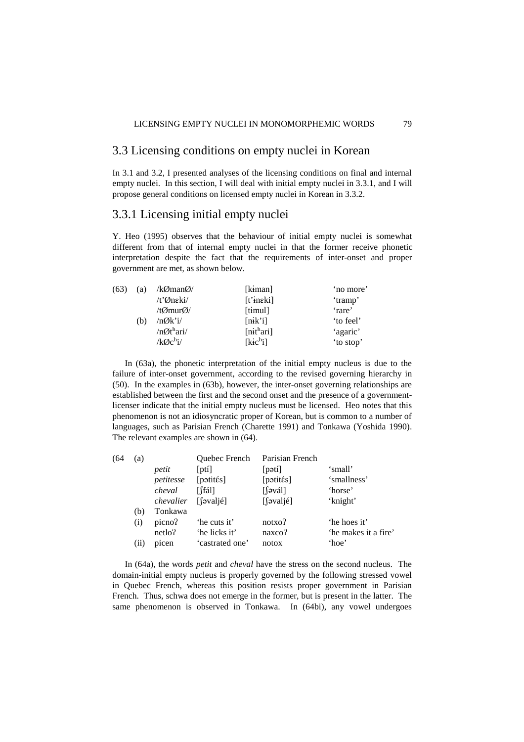## 3.3 Licensing conditions on empty nuclei in Korean

In 3.1 and 3.2, I presented analyses of the licensing conditions on final and internal empty nuclei. In this section, I will deal with initial empty nuclei in 3.3.1, and I will propose general conditions on licensed empty nuclei in Korean in 3.3.2.

### 3.3.1 Licensing initial empty nuclei

Y. Heo (1995) observes that the behaviour of initial empty nuclei is somewhat different from that of internal empty nuclei in that the former receive phonetic interpretation despite the fact that the requirements of inter-onset and proper government are met, as shown below.

| | | | | |
|---|---|---|---|---|
| (63) | (a) | /kØmanØ/ | [kɨman] | 'no more' |
| | | /t'Ønɛki/ | [t'inɛki] | 'tramp' |
| | | /tØmurØ/ | [tɨmul] | 'rare' |
| | (b) | /nØk'i/ | [nɨk'i] | 'to feel' |
| | | /nØtʰari/ | [nɨtʰari] | 'agaric' |
| | | /kØcʰi/ | [kɨcʰi] | 'to stop' |

In (63a), the phonetic interpretation of the initial empty nucleus is due to the failure of inter-onset government, according to the revised governing hierarchy in (50). In the examples in (63b), however, the inter-onset governing relationships are established between the first and the second onset and the presence of a government-licenser indicate that the initial empty nucleus must be licensed. Heo notes that this phenomenon is not an idiosyncratic proper of Korean, but is common to a number of languages, such as Parisian French (Charette 1991) and Tonkawa (Yoshida 1990). The relevant examples are shown in (64).

| | | | | | |
|---|---|---|---|---|---|
| (64 | (a) | | Quebec French | Parisian French | |
| | | *petit* | [ptí] | [pətí] | 'small' |
| | | *petitesse* | [pətités] | [pətités] | 'smallness' |
| | | *cheval* | [ʃfál] | [ʃəvál] | 'horse' |
| | | *chevalier* | [ʃəvaljé] | [ʃəvaljé] | 'knight' |
| | (b) | Tonkawa | | | |
| | (i) | picnoʔ | 'he cuts it' | notxoʔ | 'he hoes it' |
| | | netloʔ | 'he licks it' | naxcoʔ | 'he makes it a fire' |
| | (ii) | picen | 'castrated one' | notox | 'hoe' |

In (64a), the words *petit* and *cheval* have the stress on the second nucleus. The domain-initial empty nucleus is properly governed by the following stressed vowel in Quebec French, whereas this position resists proper government in Parisian French. Thus, schwa does not emerge in the former, but is present in the latter. The same phenomenon is observed in Tonkawa. In (64bi), any vowel undergoes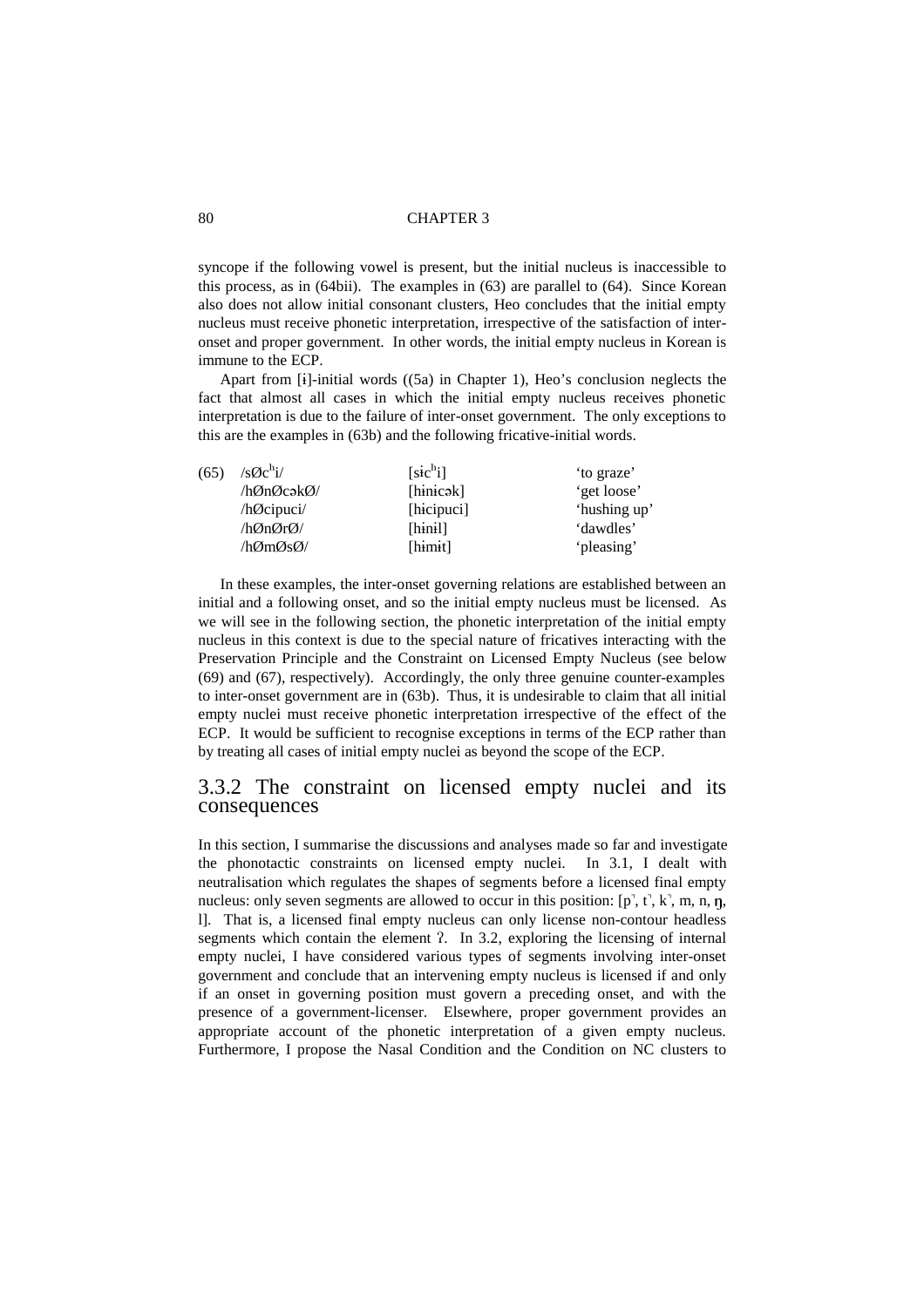syncope if the following vowel is present, but the initial nucleus is inaccessible to this process, as in (64bii). The examples in (63) are parallel to (64). Since Korean also does not allow initial consonant clusters, Heo concludes that the initial empty nucleus must receive phonetic interpretation, irrespective of the satisfaction of inter-onset and proper government. In other words, the initial empty nucleus in Korean is immune to the ECP.

Apart from [ɨ]-initial words ((5a) in Chapter 1), Heo's conclusion neglects the fact that almost all cases in which the initial empty nucleus receives phonetic interpretation is due to the failure of inter-onset government. The only exceptions to this are the examples in (63b) and the following fricative-initial words.

| (65) | /sØcʰi/ | [sɨcʰi] | 'to graze' |
|---|---|---|---|
| | /hØnØcəkØ/ | [hɨnɨcək] | 'get loose' |
| | /hØcipuci/ | [hɨcipuci] | 'hushing up' |
| | /hØnØrØ/ | [hɨnɨl] | 'dawdles' |
| | /hØmØsØ/ | [hɨmɨt] | 'pleasing' |

In these examples, the inter-onset governing relations are established between an initial and a following onset, and so the initial empty nucleus must be licensed. As we will see in the following section, the phonetic interpretation of the initial empty nucleus in this context is due to the special nature of fricatives interacting with the Preservation Principle and the Constraint on Licensed Empty Nucleus (see below (69) and (67), respectively). Accordingly, the only three genuine counter-examples to inter-onset government are in (63b). Thus, it is undesirable to claim that all initial empty nuclei must receive phonetic interpretation irrespective of the effect of the ECP. It would be sufficient to recognise exceptions in terms of the ECP rather than by treating all cases of initial empty nuclei as beyond the scope of the ECP.

## 3.3.2 The constraint on licensed empty nuclei and its consequences

In this section, I summarise the discussions and analyses made so far and investigate the phonotactic constraints on licensed empty nuclei. In 3.1, I dealt with neutralisation which regulates the shapes of segments before a licensed final empty nucleus: only seven segments are allowed to occur in this position: [p̚, t̚, k̚, m, n, ŋ, l]. That is, a licensed final empty nucleus can only license non-contour headless segments which contain the element ʔ. In 3.2, exploring the licensing of internal empty nuclei, I have considered various types of segments involving inter-onset government and conclude that an intervening empty nucleus is licensed if and only if an onset in governing position must govern a preceding onset, and with the presence of a government-licenser. Elsewhere, proper government provides an appropriate account of the phonetic interpretation of a given empty nucleus. Furthermore, I propose the Nasal Condition and the Condition on NC clusters to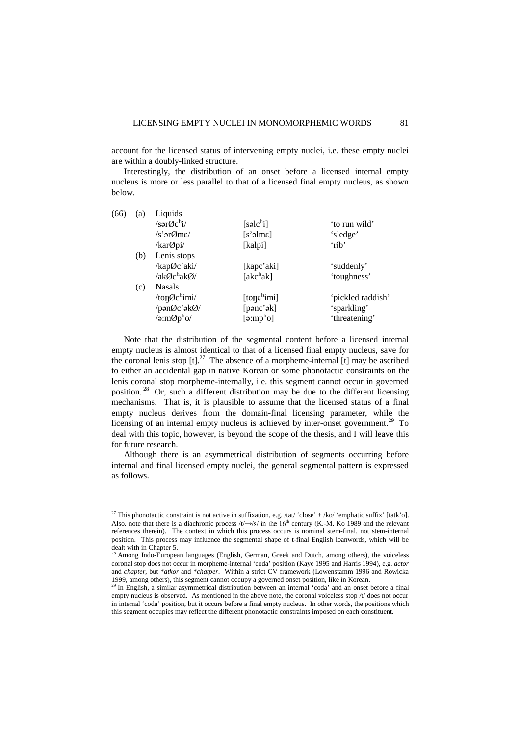account for the licensed status of intervening empty nuclei, i.e. these empty nuclei are within a doubly-linked structure.

Interestingly, the distribution of an onset before a licensed internal empty nucleus is more or less parallel to that of a licensed final empty nucleus, as shown below.

(66)

| | | | |
|---|---|---|---|
| (a) | Liquids | | |
| | /sərØcʰi/ | [səlcʰi] | 'to run wild' |
| | /s'ərØmɛ/ | [s'əlmɛ] | 'sledge' |
| | /karØpi/ | [kalpi] | 'rib' |
| (b) | Lenis stops | | |
| | /kapØc'aki/ | [kapc'aki] | 'suddenly' |
| | /akØcʰakØ/ | [akcʰak] | 'toughness' |
| (c) | Nasals | | |
| | /toŋØcʰimi/ | [toŋcʰimi] | 'pickled raddish' |
| | /pənØc'əkØ/ | [pənc'ək] | 'sparkling' |
| | /ə:mØpʰo/ | [ə:mpʰo] | 'threatening' |

Note that the distribution of the segmental content before a licensed internal empty nucleus is almost identical to that of a licensed final empty nucleus, save for the coronal lenis stop [t].[27] The absence of a morpheme-internal [t] may be ascribed to either an accidental gap in native Korean or some phonotactic constraints on the lenis coronal stop morpheme-internally, i.e. this segment cannot occur in governed position.[28] Or, such a different distribution may be due to the different licensing mechanisms. That is, it is plausible to assume that the licensed status of a final empty nucleus derives from the domain-final licensing parameter, while the licensing of an internal empty nucleus is achieved by inter-onset government.[29] To deal with this topic, however, is beyond the scope of the thesis, and I will leave this for future research.

Although there is an asymmetrical distribution of segments occurring before internal and final licensed empty nuclei, the general segmental pattern is expressed as follows.

---

[27] This phonotactic constraint is not active in suffixation, e.g. /tat/ 'close' + /ko/ 'emphatic suffix' [tatk'o]. Also, note that there is a diachronic process /t/→/s/ in the 16th century (K.-M. Ko 1989 and the relevant references therein). The context in which this process occurs is nominal stem-final, not stem-internal position. This process may influence the segmental shape of t-final English loanwords, which will be dealt with in Chapter 5.

[28] Among Indo-European languages (English, German, Greek and Dutch, among others), the voiceless coronal stop does not occur in morpheme-internal 'coda' position (Kaye 1995 and Harris 1994), e.g. *actor* and *chapter*, but *\*atkor* and *\*chatper*. Within a strict CV framework (Lowenstamm 1996 and Rowicka 1999, among others), this segment cannot occupy a governed onset position, like in Korean.

[29] In English, a similar asymmetrical distribution between an internal 'coda' and an onset before a final empty nucleus is observed. As mentioned in the above note, the coronal voiceless stop /t/ does not occur in internal 'coda' position, but it occurs before a final empty nucleus. In other words, the positions which this segment occupies may reflect the different phonotactic constraints imposed on each constituent.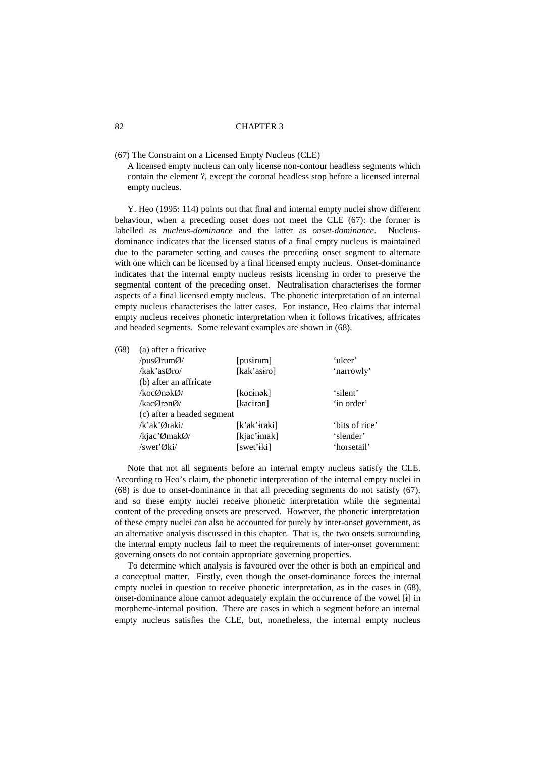(67) The Constraint on a Licensed Empty Nucleus (CLE)

A licensed empty nucleus can only license non-contour headless segments which contain the element ʔ, except the coronal headless stop before a licensed internal empty nucleus.

Y. Heo (1995: 114) points out that final and internal empty nuclei show different behaviour, when a preceding onset does not meet the CLE (67): the former is labelled as *nucleus-dominance* and the latter as *onset-dominance*. Nucleus-dominance indicates that the licensed status of a final empty nucleus is maintained due to the parameter setting and causes the preceding onset segment to alternate with one which can be licensed by a final licensed empty nucleus. Onset-dominance indicates that the internal empty nucleus resists licensing in order to preserve the segmental content of the preceding onset. Neutralisation characterises the former aspects of a final licensed empty nucleus. The phonetic interpretation of an internal empty nucleus characterises the latter cases. For instance, Heo claims that internal empty nucleus receives phonetic interpretation when it follows fricatives, affricates and headed segments. Some relevant examples are shown in (68).

(68)

| | | |
|---|---|---|
| (a) after a fricative | | |
| /pusØrumØ/ | [pusɨrum] | 'ulcer' |
| /kak'asØro/ | [kak'asɨro] | 'narrowly' |
| (b) after an affricate | | |
| /kocØnəkØ/ | [kocɨnək] | 'silent' |
| /kacØrənØ/ | [kacɨrən] | 'in order' |
| (c) after a headed segment | | |
| /k'ak'Øraki/ | [k'ak'ɨraki] | 'bits of rice' |
| /kjac'ØmakØ/ | [kjac'ɨmak] | 'slender' |
| /swet'Øki/ | [swet'ɨki] | 'horsetail' |

Note that not all segments before an internal empty nucleus satisfy the CLE. According to Heo's claim, the phonetic interpretation of the internal empty nuclei in (68) is due to onset-dominance in that all preceding segments do not satisfy (67), and so these empty nuclei receive phonetic interpretation while the segmental content of the preceding onsets are preserved. However, the phonetic interpretation of these empty nuclei can also be accounted for purely by inter-onset government, as an alternative analysis discussed in this chapter. That is, the two onsets surrounding the internal empty nucleus fail to meet the requirements of inter-onset government: governing onsets do not contain appropriate governing properties.

To determine which analysis is favoured over the other is both an empirical and a conceptual matter. Firstly, even though the onset-dominance forces the internal empty nuclei in question to receive phonetic interpretation, as in the cases in (68), onset-dominance alone cannot adequately explain the occurrence of the vowel [ɨ] in morpheme-internal position. There are cases in which a segment before an internal empty nucleus satisfies the CLE, but, nonetheless, the internal empty nucleus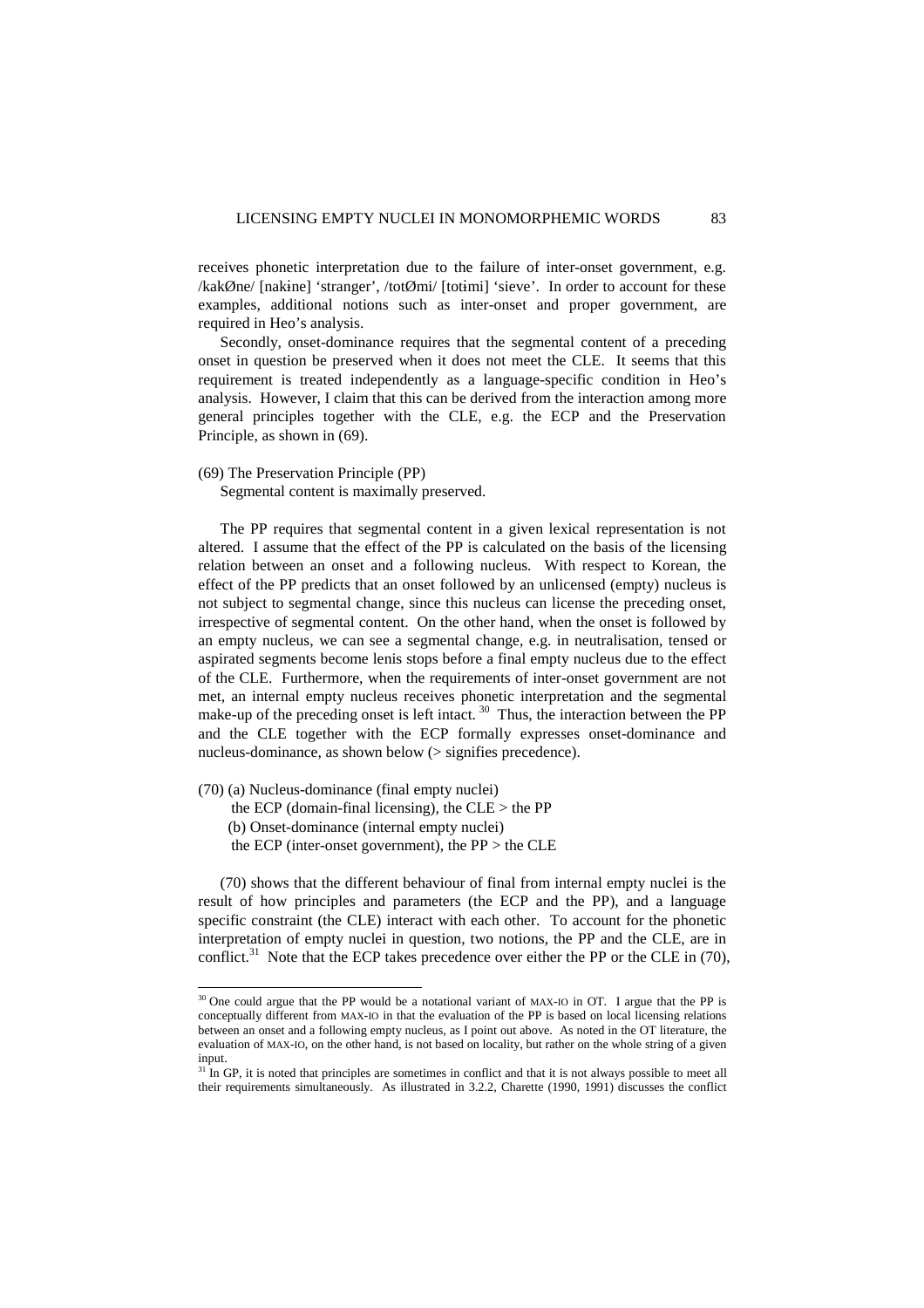receives phonetic interpretation due to the failure of inter-onset government, e.g. /kakØne/ [nakɨne] 'stranger', /totØmi/ [totɨmi] 'sieve'. In order to account for these examples, additional notions such as inter-onset and proper government, are required in Heo's analysis.

Secondly, onset-dominance requires that the segmental content of a preceding onset in question be preserved when it does not meet the CLE. It seems that this requirement is treated independently as a language-specific condition in Heo's analysis. However, I claim that this can be derived from the interaction among more general principles together with the CLE, e.g. the ECP and the Preservation Principle, as shown in (69).

(69) The Preservation Principle (PP)
Segmental content is maximally preserved.

The PP requires that segmental content in a given lexical representation is not altered. I assume that the effect of the PP is calculated on the basis of the licensing relation between an onset and a following nucleus. With respect to Korean, the effect of the PP predicts that an onset followed by an unlicensed (empty) nucleus is not subject to segmental change, since this nucleus can license the preceding onset, irrespective of segmental content. On the other hand, when the onset is followed by an empty nucleus, we can see a segmental change, e.g. in neutralisation, tensed or aspirated segments become lenis stops before a final empty nucleus due to the effect of the CLE. Furthermore, when the requirements of inter-onset government are not met, an internal empty nucleus receives phonetic interpretation and the segmental make-up of the preceding onset is left intact.[30] Thus, the interaction between the PP and the CLE together with the ECP formally expresses onset-dominance and nucleus-dominance, as shown below (> signifies precedence).

(70) (a) Nucleus-dominance (final empty nuclei)
the ECP (domain-final licensing), the CLE > the PP
(b) Onset-dominance (internal empty nuclei)
the ECP (inter-onset government), the PP > the CLE

(70) shows that the different behaviour of final from internal empty nuclei is the result of how principles and parameters (the ECP and the PP), and a language specific constraint (the CLE) interact with each other. To account for the phonetic interpretation of empty nuclei in question, two notions, the PP and the CLE, are in conflict.[31] Note that the ECP takes precedence over either the PP or the CLE in (70),

---

[30] One could argue that the PP would be a notational variant of MAX-IO in OT. I argue that the PP is conceptually different from MAX-IO in that the evaluation of the PP is based on local licensing relations between an onset and a following empty nucleus, as I point out above. As noted in the OT literature, the evaluation of MAX-IO, on the other hand, is not based on locality, but rather on the whole string of a given input.

[31] In GP, it is noted that principles are sometimes in conflict and that it is not always possible to meet all their requirements simultaneously. As illustrated in 3.2.2, Charette (1990, 1991) discusses the conflict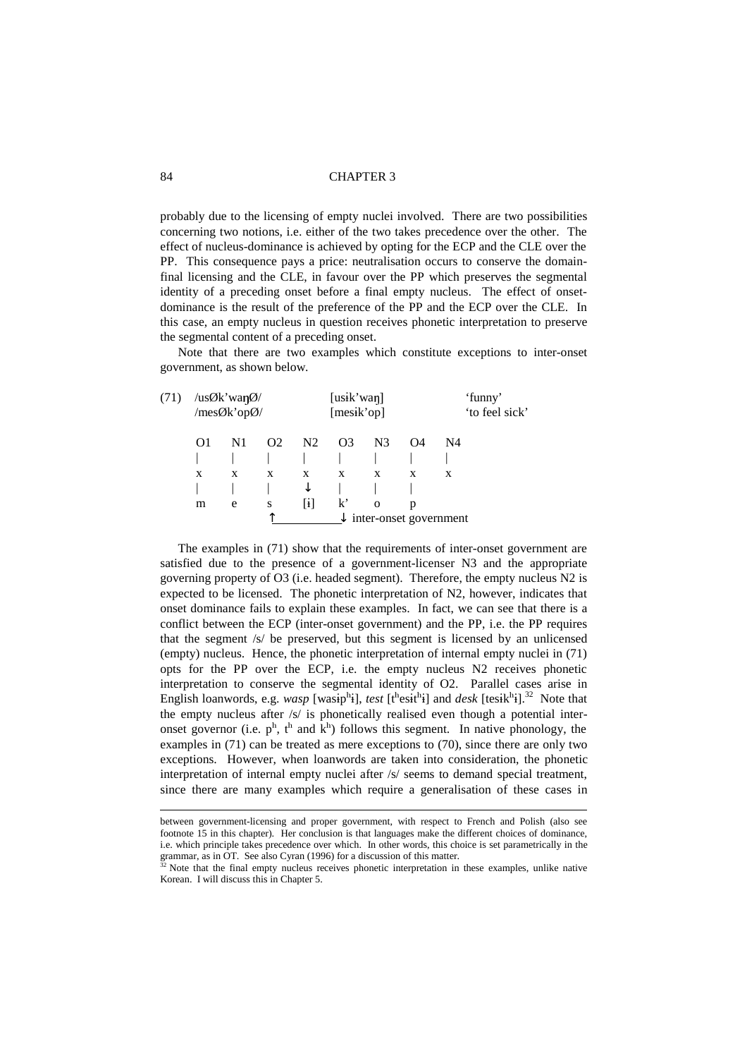probably due to the licensing of empty nuclei involved. There are two possibilities concerning two notions, i.e. either of the two takes precedence over the other. The effect of nucleus-dominance is achieved by opting for the ECP and the CLE over the PP. This consequence pays a price: neutralisation occurs to conserve the domain-final licensing and the CLE, in favour over the PP which preserves the segmental identity of a preceding onset before a final empty nucleus. The effect of onset-dominance is the result of the preference of the PP and the ECP over the CLE. In this case, an empty nucleus in question receives phonetic interpretation to preserve the segmental content of a preceding onset.

Note that there are two examples which constitute exceptions to inter-onset government, as shown below.

```
(71)  /usØk'waŋØ/              [usɨk'waŋ]                'funny'
      /mesØk'opØ/              [mesɨk'op]                'to feel sick'

      O1   N1   O2   N2   O3   N3   O4   N4
      |    |    |    |    |    |    |    |
      x    x    x    x    x    x    x    x
      |    |    |    ↓    |    |    |
      m    e    s    [ɨ]  k'   o    p
                ↑_________↓ inter-onset government
```

The examples in (71) show that the requirements of inter-onset government are satisfied due to the presence of a government-licenser N3 and the appropriate governing property of O3 (i.e. headed segment). Therefore, the empty nucleus N2 is expected to be licensed. The phonetic interpretation of N2, however, indicates that onset dominance fails to explain these examples. In fact, we can see that there is a conflict between the ECP (inter-onset government) and the PP, i.e. the PP requires that the segment /s/ be preserved, but this segment is licensed by an unlicensed (empty) nucleus. Hence, the phonetic interpretation of internal empty nuclei in (71) opts for the PP over the ECP, i.e. the empty nucleus N2 receives phonetic interpretation to conserve the segmental identity of O2. Parallel cases arise in English loanwords, e.g. *wasp* [wasɨpʰɨ], *test* [tʰesɨtʰɨ] and *desk* [tesɨkʰɨ].[32] Note that the empty nucleus after /s/ is phonetically realised even though a potential inter-onset governor (i.e. pʰ, tʰ and kʰ) follows this segment. In native phonology, the examples in (71) can be treated as mere exceptions to (70), since there are only two exceptions. However, when loanwords are taken into consideration, the phonetic interpretation of internal empty nuclei after /s/ seems to demand special treatment, since there are many examples which require a generalisation of these cases in

---

between government-licensing and proper government, with respect to French and Polish (also see footnote 15 in this chapter). Her conclusion is that languages make the different choices of dominance, i.e. which principle takes precedence over which. In other words, this choice is set parametrically in the grammar, as in OT. See also Cyran (1996) for a discussion of this matter.

[32] Note that the final empty nucleus receives phonetic interpretation in these examples, unlike native Korean. I will discuss this in Chapter 5.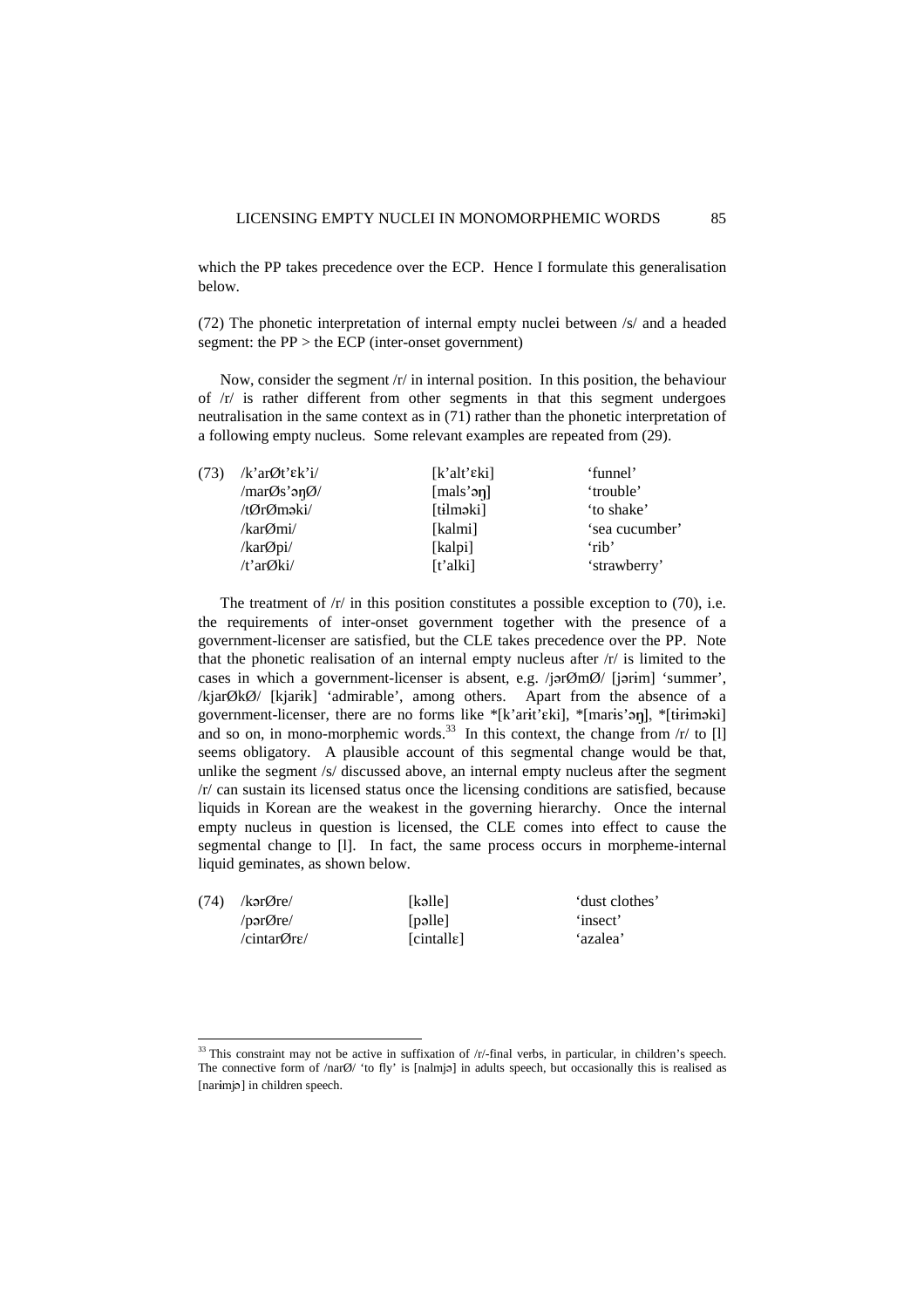which the PP takes precedence over the ECP. Hence I formulate this generalisation below.

(72) The phonetic interpretation of internal empty nuclei between /s/ and a headed segment: the PP > the ECP (inter-onset government)

Now, consider the segment /r/ in internal position. In this position, the behaviour of /r/ is rather different from other segments in that this segment undergoes neutralisation in the same context as in (71) rather than the phonetic interpretation of a following empty nucleus. Some relevant examples are repeated from (29).

| (73) | /k'arØt'ɛk'i/ | [k'alt'ɛki] | 'funnel' |
|---|---|---|---|
| | /marØs'əŋØ/ | [mals'əŋ] | 'trouble' |
| | /tØrØməki/ | [tɨlməki] | 'to shake' |
| | /karØmi/ | [kalmi] | 'sea cucumber' |
| | /karØpi/ | [kalpi] | 'rib' |
| | /t'arØki/ | [t'alki] | 'strawberry' |

The treatment of /r/ in this position constitutes a possible exception to (70), i.e. the requirements of inter-onset government together with the presence of a government-licenser are satisfied, but the CLE takes precedence over the PP. Note that the phonetic realisation of an internal empty nucleus after /r/ is limited to the cases in which a government-licenser is absent, e.g. /jərØmØ/ [jərɨm] 'summer', /kjarØkØ/ [kjarɨk] 'admirable', among others. Apart from the absence of a government-licenser, there are no forms like *[k'arɨt'ɛki], *[marɨs'əŋ], *[tɨrɨməki] and so on, in mono-morphemic words.[33] In this context, the change from /r/ to [l] seems obligatory. A plausible account of this segmental change would be that, unlike the segment /s/ discussed above, an internal empty nucleus after the segment /r/ can sustain its licensed status once the licensing conditions are satisfied, because liquids in Korean are the weakest in the governing hierarchy. Once the internal empty nucleus in question is licensed, the CLE comes into effect to cause the segmental change to [l]. In fact, the same process occurs in morpheme-internal liquid geminates, as shown below.

| (74) | /kərØre/ | [kəlle] | 'dust clothes' |
|---|---|---|---|
| | /pərØre/ | [pəlle] | 'insect' |
| | /cintarØrɛ/ | [cintallɛ] | 'azalea' |

---

[33] This constraint may not be active in suffixation of /r/-final verbs, in particular, in children's speech. The connective form of /narØ/ 'to fly' is [nalmjə] in adults speech, but occasionally this is realised as [narɨmjə] in children speech.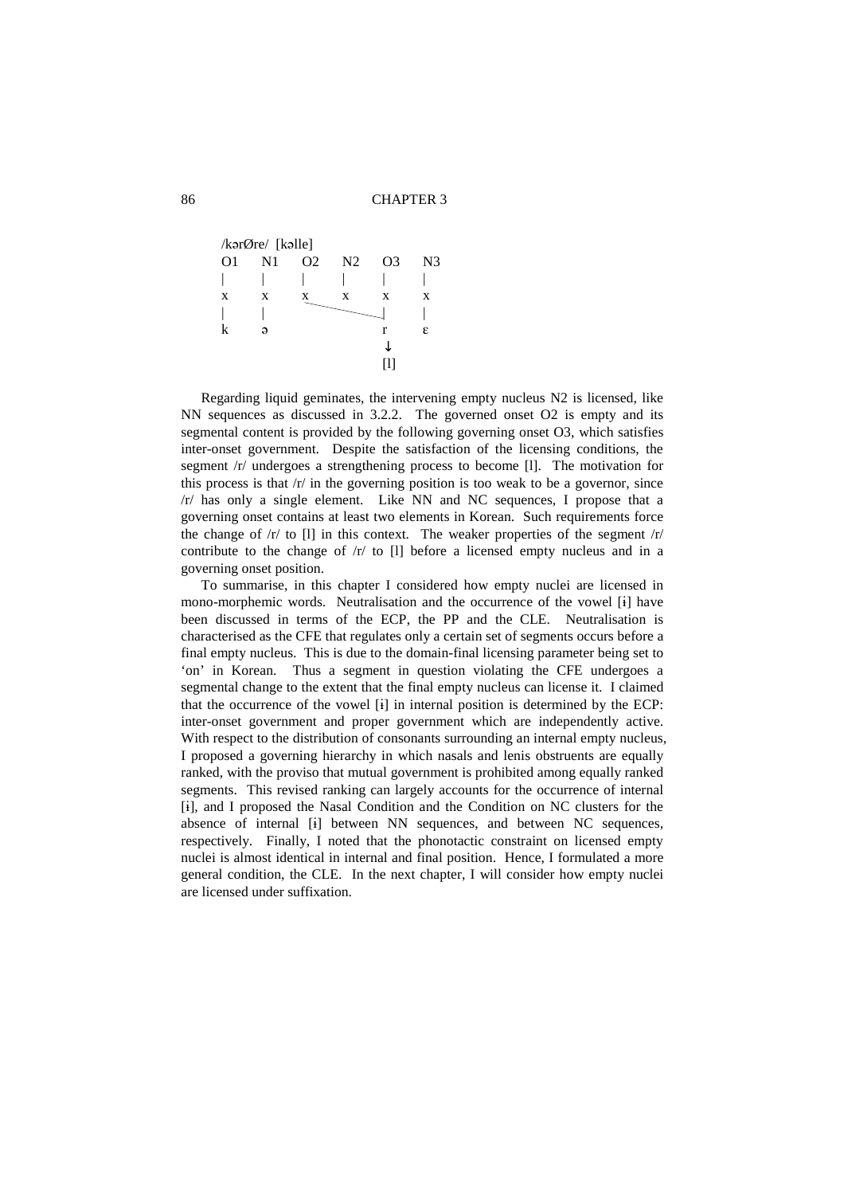/kərØre/ [kəlle]

```
O1   N1   O2   N2   O3   N3
|    |    |    |    |    |
x    x    x    x    x    x
|    |     \_________|    |
k    ə              r    ɛ
                    ↓
                   [l]
```

Regarding liquid geminates, the intervening empty nucleus N2 is licensed, like NN sequences as discussed in 3.2.2. The governed onset O2 is empty and its segmental content is provided by the following governing onset O3, which satisfies inter-onset government. Despite the satisfaction of the licensing conditions, the segment /r/ undergoes a strengthening process to become [l]. The motivation for this process is that /r/ in the governing position is too weak to be a governor, since /r/ has only a single element. Like NN and NC sequences, I propose that a governing onset contains at least two elements in Korean. Such requirements force the change of /r/ to [l] in this context. The weaker properties of the segment /r/ contribute to the change of /r/ to [l] before a licensed empty nucleus and in a governing onset position.

To summarise, in this chapter I considered how empty nuclei are licensed in mono-morphemic words. Neutralisation and the occurrence of the vowel [ɨ] have been discussed in terms of the ECP, the PP and the CLE. Neutralisation is characterised as the CFE that regulates only a certain set of segments occurs before a final empty nucleus. This is due to the domain-final licensing parameter being set to 'on' in Korean. Thus a segment in question violating the CFE undergoes a segmental change to the extent that the final empty nucleus can license it. I claimed that the occurrence of the vowel [ɨ] in internal position is determined by the ECP: inter-onset government and proper government which are independently active. With respect to the distribution of consonants surrounding an internal empty nucleus, I proposed a governing hierarchy in which nasals and lenis obstruents are equally ranked, with the proviso that mutual government is prohibited among equally ranked segments. This revised ranking can largely accounts for the occurrence of internal [ɨ], and I proposed the Nasal Condition and the Condition on NC clusters for the absence of internal [ɨ] between NN sequences, and between NC sequences, respectively. Finally, I noted that the phonotactic constraint on licensed empty nuclei is almost identical in internal and final position. Hence, I formulated a more general condition, the CLE. In the next chapter, I will consider how empty nuclei are licensed under suffixation.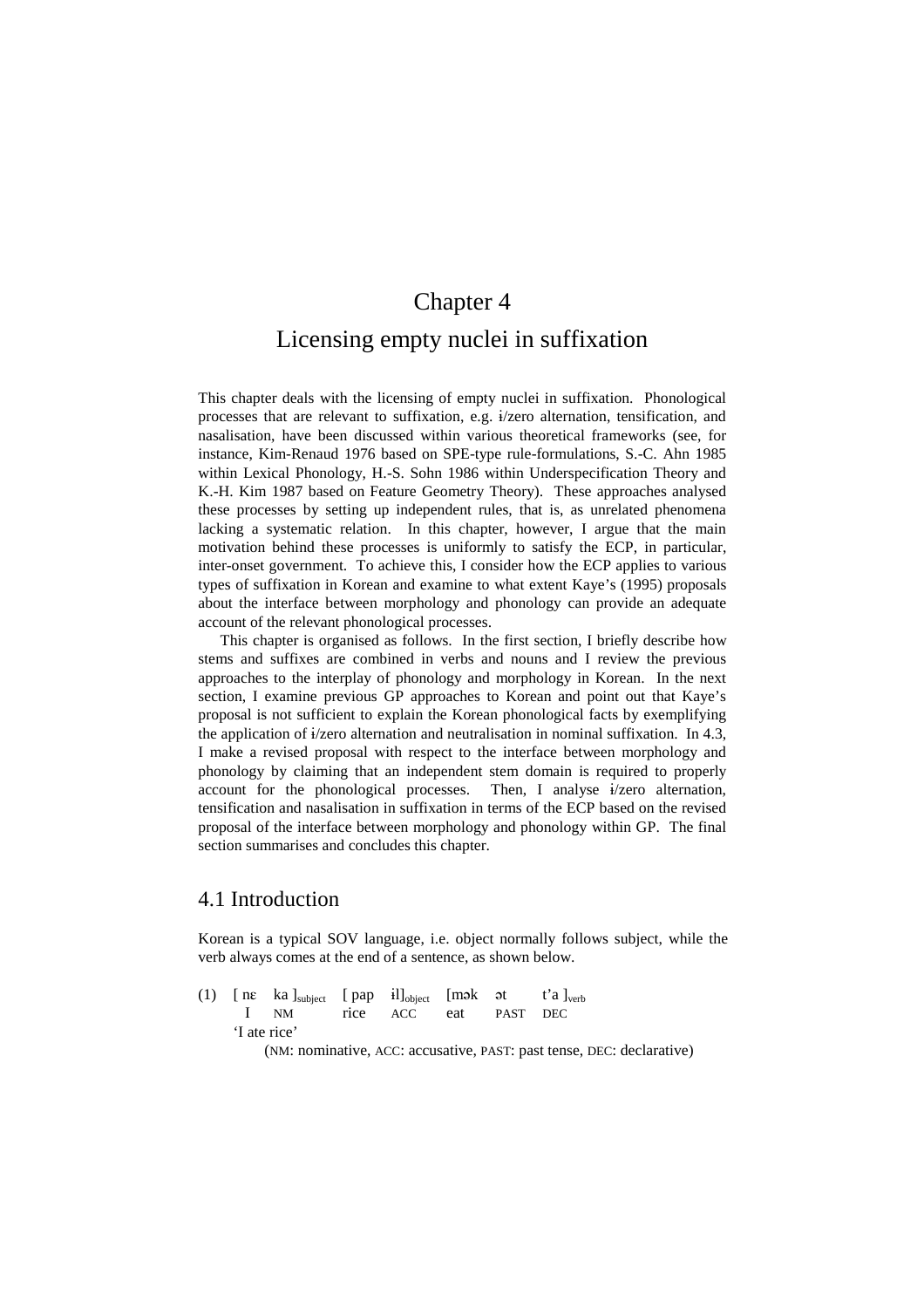# Chapter 4

# Licensing empty nuclei in suffixation

This chapter deals with the licensing of empty nuclei in suffixation. Phonological processes that are relevant to suffixation, e.g. ɨ/zero alternation, tensification, and nasalisation, have been discussed within various theoretical frameworks (see, for instance, Kim-Renaud 1976 based on SPE-type rule-formulations, S.-C. Ahn 1985 within Lexical Phonology, H.-S. Sohn 1986 within Underspecification Theory and K.-H. Kim 1987 based on Feature Geometry Theory). These approaches analysed these processes by setting up independent rules, that is, as unrelated phenomena lacking a systematic relation. In this chapter, however, I argue that the main motivation behind these processes is uniformly to satisfy the ECP, in particular, inter-onset government. To achieve this, I consider how the ECP applies to various types of suffixation in Korean and examine to what extent Kaye's (1995) proposals about the interface between morphology and phonology can provide an adequate account of the relevant phonological processes.

This chapter is organised as follows. In the first section, I briefly describe how stems and suffixes are combined in verbs and nouns and I review the previous approaches to the interplay of phonology and morphology in Korean. In the next section, I examine previous GP approaches to Korean and point out that Kaye's proposal is not sufficient to explain the Korean phonological facts by exemplifying the application of ɨ/zero alternation and neutralisation in nominal suffixation. In 4.3, I make a revised proposal with respect to the interface between morphology and phonology by claiming that an independent stem domain is required to properly account for the phonological processes. Then, I analyse ɨ/zero alternation, tensification and nasalisation in suffixation in terms of the ECP based on the revised proposal of the interface between morphology and phonology within GP. The final section summarises and concludes this chapter.

## 4.1 Introduction

Korean is a typical SOV language, i.e. object normally follows subject, while the verb always comes at the end of a sentence, as shown below.

(1) [ nɛ ka ]$_{subject}$ [ pap ɨl]$_{object}$ [mək ət t'a ]$_{verb}$
I NM rice ACC eat PAST DEC
'I ate rice'

(NM: nominative, ACC: accusative, PAST: past tense, DEC: declarative)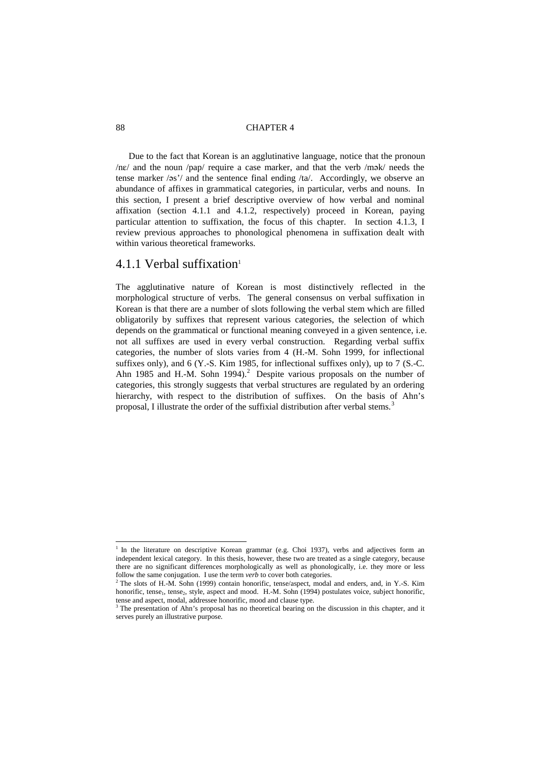Due to the fact that Korean is an agglutinative language, notice that the pronoun /nɛ/ and the noun /pap/ require a case marker, and that the verb /mək/ needs the tense marker /əs'/ and the sentence final ending /ta/. Accordingly, we observe an abundance of affixes in grammatical categories, in particular, verbs and nouns. In this section, I present a brief descriptive overview of how verbal and nominal affixation (section 4.1.1 and 4.1.2, respectively) proceed in Korean, paying particular attention to suffixation, the focus of this chapter. In section 4.1.3, I review previous approaches to phonological phenomena in suffixation dealt with within various theoretical frameworks.

### 4.1.1 Verbal suffixation[1]

The agglutinative nature of Korean is most distinctively reflected in the morphological structure of verbs. The general consensus on verbal suffixation in Korean is that there are a number of slots following the verbal stem which are filled obligatorily by suffixes that represent various categories, the selection of which depends on the grammatical or functional meaning conveyed in a given sentence, i.e. not all suffixes are used in every verbal construction. Regarding verbal suffix categories, the number of slots varies from 4 (H.-M. Sohn 1999, for inflectional suffixes only), and 6 (Y.-S. Kim 1985, for inflectional suffixes only), up to 7 (S.-C. Ahn 1985 and H.-M. Sohn 1994).[2] Despite various proposals on the number of categories, this strongly suggests that verbal structures are regulated by an ordering hierarchy, with respect to the distribution of suffixes. On the basis of Ahn's proposal, I illustrate the order of the suffixial distribution after verbal stems.[3]

---

[1] In the literature on descriptive Korean grammar (e.g. Choi 1937), verbs and adjectives form an independent lexical category. In this thesis, however, these two are treated as a single category, because there are no significant differences morphologically as well as phonologically, i.e. they more or less follow the same conjugation. I use the term *verb* to cover both categories.

[2] The slots of H.-M. Sohn (1999) contain honorific, tense/aspect, modal and enders, and, in Y.-S. Kim honorific, $\text{tense}_1$, $\text{tense}_2$, style, aspect and mood. H.-M. Sohn (1994) postulates voice, subject honorific, tense and aspect, modal, addressee honorific, mood and clause type.

[3] The presentation of Ahn's proposal has no theoretical bearing on the discussion in this chapter, and it serves purely an illustrative purpose.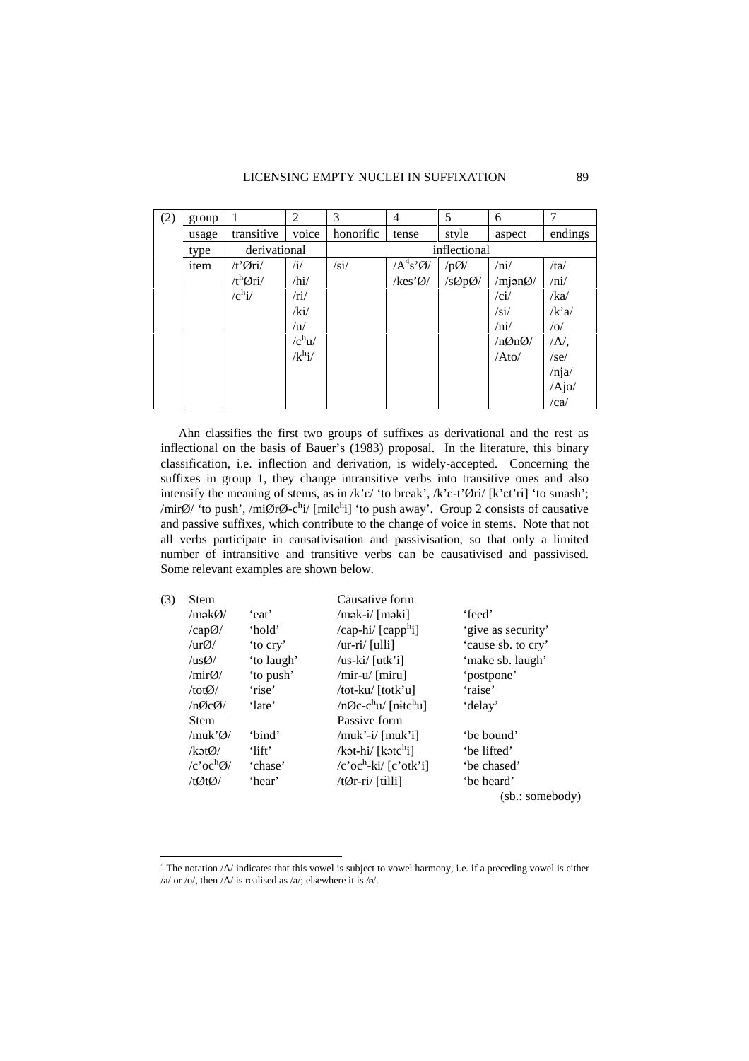(2)

| group | 1 | 2 | 3 | 4 | 5 | 6 | 7 |
|---|---|---|---|---|---|---|---|
| usage | transitive | voice | honorific | tense | style | aspect | endings |
| type | derivational | | inflectional | | | | |
| item | /t'Øri/ | /i/ | /si/ | /A[4]s'Ø/ | /pØ/ | /ni/ | /ta/ |
| | /tʰØri/ | /hi/ | | /kes'Ø/ | /sØpØ/ | /mjənØ/ | /ni/ |
| | /cʰi/ | /ri/ | | | | /ci/ | /ka/ |
| | | /ki/ | | | | /si/ | /k'a/ |
| | | /u/ | | | | /ni/ | /o/ |
| | | /cʰu/ | | | | /nØnØ/ | /A/, |
| | | /kʰi/ | | | | /Ato/ | /se/ |
| | | | | | | | /nja/ |
| | | | | | | | /Ajo/ |
| | | | | | | | /ca/ |

Ahn classifies the first two groups of suffixes as derivational and the rest as inflectional on the basis of Bauer's (1983) proposal. In the literature, this binary classification, i.e. inflection and derivation, is widely-accepted. Concerning the suffixes in group 1, they change intransitive verbs into transitive ones and also intensify the meaning of stems, as in /k'ɛ/ 'to break', /k'ɛ-t'Øri/ [k'ɛt'ri] 'to smash'; /mirØ/ 'to push', /miØrØ-cʰi/ [milcʰi] 'to push away'. Group 2 consists of causative and passive suffixes, which contribute to the change of voice in stems. Note that not all verbs participate in causativisation and passivisation, so that only a limited number of intransitive and transitive verbs can be causativised and passivised. Some relevant examples are shown below.

(3)

| Stem | | Causative form | |
|---|---|---|---|
| /məkØ/ | 'eat' | /mək-i/ [məki] | 'feed' |
| /capØ/ | 'hold' | /cap-hi/ [cappʰi] | 'give as security' |
| /urØ/ | 'to cry' | /ur-ri/ [ulli] | 'cause sb. to cry' |
| /usØ/ | 'to laugh' | /us-ki/ [utk'i] | 'make sb. laugh' |
| /mirØ/ | 'to push' | /mir-u/ [miru] | 'postpone' |
| /totØ/ | 'rise' | /tot-ku/ [totk'u] | 'raise' |
| /nØcØ/ | 'late' | /nØc-cʰu/ [nɨtcʰu] | 'delay' |
| **Stem** | | **Passive form** | |
| /muk'Ø/ | 'bind' | /muk'-i/ [muk'i] | 'be bound' |
| /kətØ/ | 'lift' | /kət-hi/ [kətcʰi] | 'be lifted' |
| /c'ocʰØ/ | 'chase' | /c'ocʰ-ki/ [c'otk'i] | 'be chased' |
| /tØtØ/ | 'hear' | /tØr-ri/ [tilli] | 'be heard' |

(sb.: somebody)

[4] The notation /A/ indicates that this vowel is subject to vowel harmony, i.e. if a preceding vowel is either /a/ or /o/, then /A/ is realised as /a/; elsewhere it is /ə/.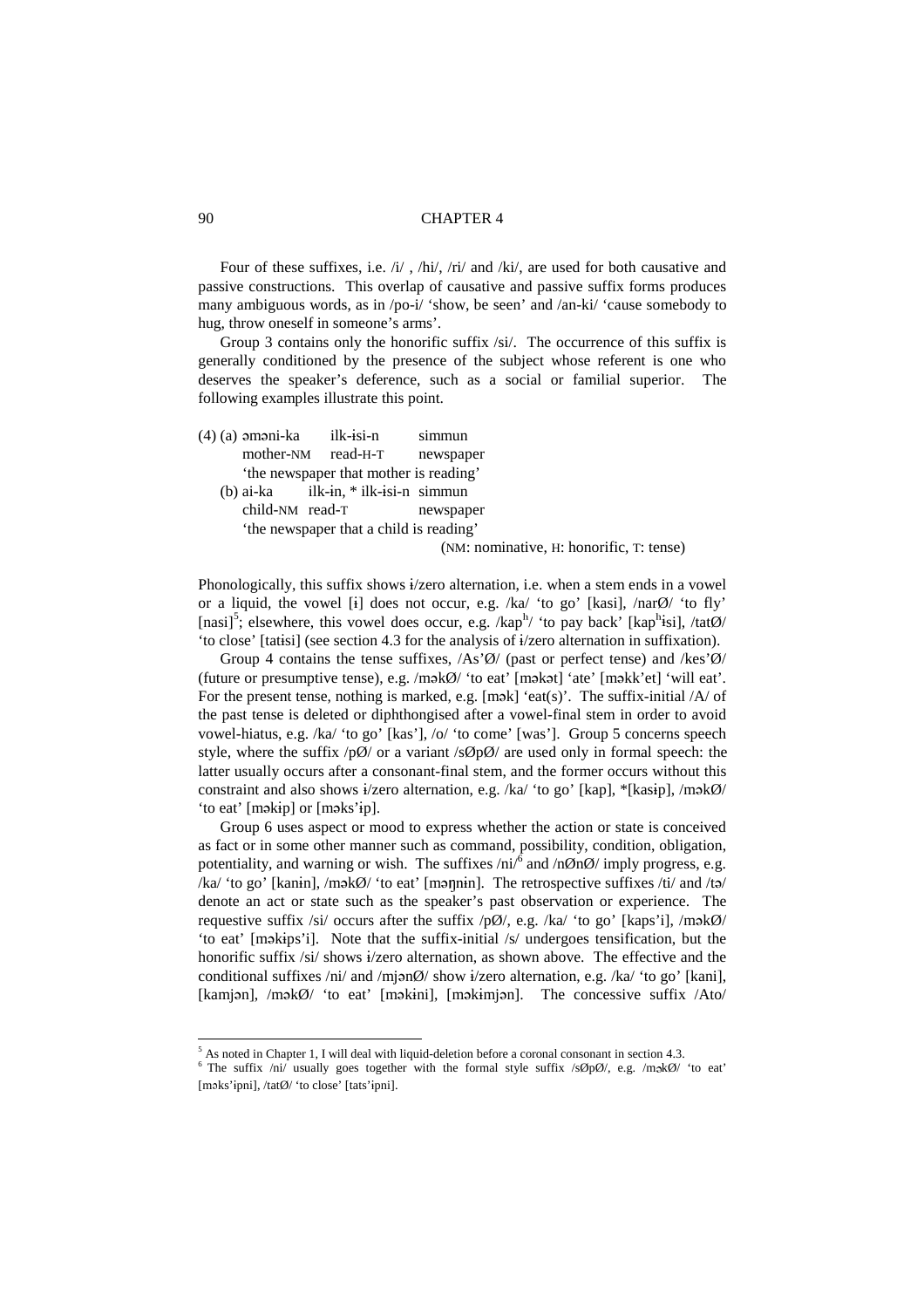Four of these suffixes, i.e. /i/ , /hi/, /ri/ and /ki/, are used for both causative and passive constructions. This overlap of causative and passive suffix forms produces many ambiguous words, as in /po-i/ 'show, be seen' and /an-ki/ 'cause somebody to hug, throw oneself in someone's arms'.

Group 3 contains only the honorific suffix /si/. The occurrence of this suffix is generally conditioned by the presence of the subject whose referent is one who deserves the speaker's deference, such as a social or familial superior. The following examples illustrate this point.

(4) (a) əməni-ka &nbsp;&nbsp; ilk-ɨsi-n &nbsp;&nbsp; simmun
&nbsp;&nbsp;&nbsp;&nbsp;&nbsp;&nbsp;&nbsp; mother-NM &nbsp;&nbsp; read-H-T &nbsp;&nbsp; newspaper
&nbsp;&nbsp;&nbsp;&nbsp;&nbsp;&nbsp;&nbsp; 'the newspaper that mother is reading'
&nbsp;&nbsp;&nbsp;&nbsp; (b) ai-ka &nbsp;&nbsp; ilk-ɨn, * ilk-ɨsi-n &nbsp;&nbsp; simmun
&nbsp;&nbsp;&nbsp;&nbsp;&nbsp;&nbsp;&nbsp; child-NM &nbsp;&nbsp; read-T &nbsp;&nbsp; newspaper
&nbsp;&nbsp;&nbsp;&nbsp;&nbsp;&nbsp;&nbsp; 'the newspaper that a child is reading'

(NM: nominative, H: honorific, T: tense)

Phonologically, this suffix shows ɨ/zero alternation, i.e. when a stem ends in a vowel or a liquid, the vowel [ɨ] does not occur, e.g. /ka/ 'to go' [kasi], /narØ/ 'to fly' [nasi][5]; elsewhere, this vowel does occur, e.g. /kap$^h$/ 'to pay back' [kap$^h$ɨsi], /tatØ/ 'to close' [tatɨsi] (see section 4.3 for the analysis of ɨ/zero alternation in suffixation).

Group 4 contains the tense suffixes, /As'Ø/ (past or perfect tense) and /kes'Ø/ (future or presumptive tense), e.g. /məkØ/ 'to eat' [məkət] 'ate' [məkk'et] 'will eat'. For the present tense, nothing is marked, e.g. [mək] 'eat(s)'. The suffix-initial /A/ of the past tense is deleted or diphthongised after a vowel-final stem in order to avoid vowel-hiatus, e.g. /ka/ 'to go' [kas'], /o/ 'to come' [was']. Group 5 concerns speech style, where the suffix /pØ/ or a variant /sØpØ/ are used only in formal speech: the latter usually occurs after a consonant-final stem, and the former occurs without this constraint and also shows ɨ/zero alternation, e.g. /ka/ 'to go' [kap], *[kasɨp], /məkØ/ 'to eat' [məkɨp] or [məks'ɨp].

Group 6 uses aspect or mood to express whether the action or state is conceived as fact or in some other manner such as command, possibility, condition, obligation, potentiality, and warning or wish. The suffixes /ni/[6] and /nØnØ/ imply progress, e.g. /ka/ 'to go' [kanɨn], /məkØ/ 'to eat' [məŋnɨn]. The retrospective suffixes /ti/ and /tə/ denote an act or state such as the speaker's past observation or experience. The requestive suffix /si/ occurs after the suffix /pØ/, e.g. /ka/ 'to go' [kaps'i], /məkØ/ 'to eat' [məkɨps'i]. Note that the suffix-initial /s/ undergoes tensification, but the honorific suffix /si/ shows ɨ/zero alternation, as shown above. The effective and the conditional suffixes /ni/ and /mjənØ/ show ɨ/zero alternation, e.g. /ka/ 'to go' [kani], [kamjən], /məkØ/ 'to eat' [məkɨni], [məkɨmjən]. The concessive suffix /Ato/

[5] As noted in Chapter 1, I will deal with liquid-deletion before a coronal consonant in section 4.3.
[6] The suffix /ni/ usually goes together with the formal style suffix /sØpØ/, e.g. /məkØ/ 'to eat' [məks'ipni], /tatØ/ 'to close' [tats'ipni].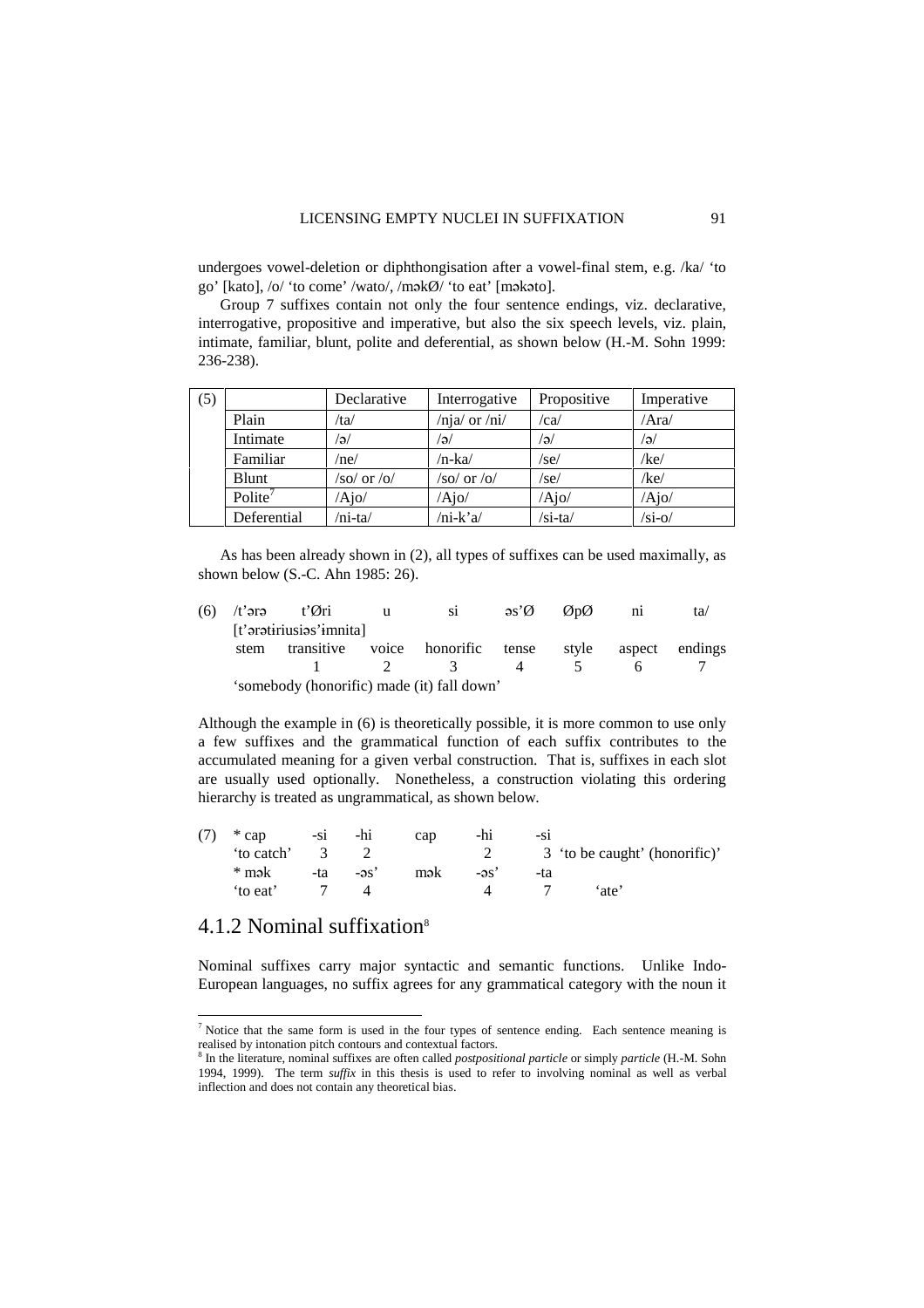undergoes vowel-deletion or diphthongisation after a vowel-final stem, e.g. /ka/ 'to go' [kato], /o/ 'to come' /wato/, /məkØ/ 'to eat' [məkəto].

Group 7 suffixes contain not only the four sentence endings, viz. declarative, interrogative, propositive and imperative, but also the six speech levels, viz. plain, intimate, familiar, blunt, polite and deferential, as shown below (H.-M. Sohn 1999: 236-238).

| (5) | | Declarative | Interrogative | Propositive | Imperative |
|---|---|---|---|---|---|
| | Plain | /ta/ | /nja/ or /ni/ | /ca/ | /Ara/ |
| | Intimate | /ə/ | /ə/ | /ə/ | /ə/ |
| | Familiar | /ne/ | /n-ka/ | /se/ | /ke/ |
| | Blunt | /so/ or /o/ | /so/ or /o/ | /se/ | /ke/ |
| | Polite[7] | /Ajo/ | /Ajo/ | /Ajo/ | /Ajo/ |
| | Deferential | /ni-ta/ | /ni-k'a/ | /si-ta/ | /si-o/ |

As has been already shown in (2), all types of suffixes can be used maximally, as shown below (S.-C. Ahn 1985: 26).

(6) /t'ərə t'Øri u si əs'Ø ØpØ ni ta/
[t'ərətiriusiəs'ɨmnita]

| stem | transitive | voice | honorific | tense | style | aspect | endings |
|---|---|---|---|---|---|---|---|
| | 1 | 2 | 3 | 4 | 5 | 6 | 7 |

'somebody (honorific) made (it) fall down'

Although the example in (6) is theoretically possible, it is more common to use only a few suffixes and the grammatical function of each suffix contributes to the accumulated meaning for a given verbal construction. That is, suffixes in each slot are usually used optionally. Nonetheless, a construction violating this ordering hierarchy is treated as ungrammatical, as shown below.

(7)

| * cap | -si | -hi | cap | -hi | -si | |
|---|---|---|---|---|---|---|
| 'to catch' | 3 | 2 | | 2 | 3 | 'to be caught' (honorific)' |
| * mək | -ta | -əs' | mək | -əs' | -ta | |
| 'to eat' | 7 | 4 | | 4 | 7 | 'ate' |

## 4.1.2 Nominal suffixation[8]

Nominal suffixes carry major syntactic and semantic functions. Unlike Indo-European languages, no suffix agrees for any grammatical category with the noun it

---

[7] Notice that the same form is used in the four types of sentence ending. Each sentence meaning is realised by intonation pitch contours and contextual factors.

[8] In the literature, nominal suffixes are often called *postpositional particle* or simply *particle* (H.-M. Sohn 1994, 1999). The term *suffix* in this thesis is used to refer to involving nominal as well as verbal inflection and does not contain any theoretical bias.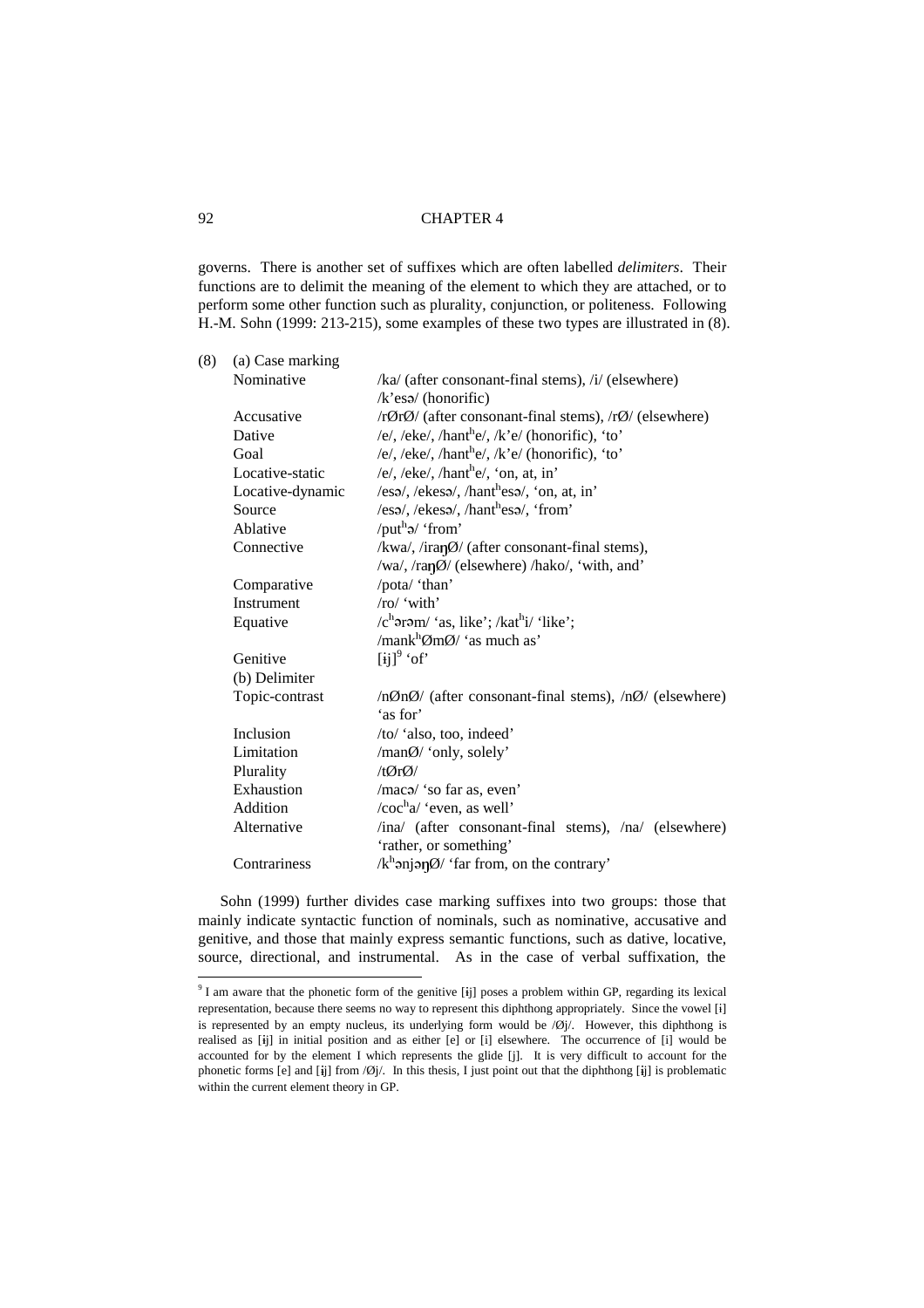governs. There is another set of suffixes which are often labelled *delimiters*. Their functions are to delimit the meaning of the element to which they are attached, or to perform some other function such as plurality, conjunction, or politeness. Following H.-M. Sohn (1999: 213-215), some examples of these two types are illustrated in (8).

(8)

| | |
|---|---|
| (a) Case marking | |
| Nominative | /ka/ (after consonant-final stems), /i/ (elsewhere) /k'esə/ (honorific) |
| Accusative | /rØrØ/ (after consonant-final stems), /rØ/ (elsewhere) |
| Dative | /e/, /eke/, /hant$^{h}$e/, /k'e/ (honorific), 'to' |
| Goal | /e/, /eke/, /hant$^{h}$e/, /k'e/ (honorific), 'to' |
| Locative-static | /e/, /eke/, /hant$^{h}$e/, 'on, at, in' |
| Locative-dynamic | /esə/, /ekesə/, /hant$^{h}$esə/, 'on, at, in' |
| Source | /esə/, /ekesə/, /hant$^{h}$esə/, 'from' |
| Ablative | /put$^{h}$ə/ 'from' |
| Connective | /kwa/, /iraŋØ/ (after consonant-final stems), /wa/, /raŋØ/ (elsewhere) /hako/, 'with, and' |
| Comparative | /pota/ 'than' |
| Instrument | /ro/ 'with' |
| Equative | /c$^{h}$ərəm/ 'as, like'; /kat$^{h}$i/ 'like'; /mank$^{h}$ØmØ/ 'as much as' |
| Genitive | [ɨj][9] 'of' |
| (b) Delimiter | |
| Topic-contrast | /nØnØ/ (after consonant-final stems), /nØ/ (elsewhere) 'as for' |
| Inclusion | /to/ 'also, too, indeed' |
| Limitation | /manØ/ 'only, solely' |
| Plurality | /tØrØ/ |
| Exhaustion | /macə/ 'so far as, even' |
| Addition | /coc$^{h}$a/ 'even, as well' |
| Alternative | /ina/ (after consonant-final stems), /na/ (elsewhere) 'rather, or something' |
| Contrariness | /k$^{h}$ənjəŋØ/ 'far from, on the contrary' |

Sohn (1999) further divides case marking suffixes into two groups: those that mainly indicate syntactic function of nominals, such as nominative, accusative and genitive, and those that mainly express semantic functions, such as dative, locative, source, directional, and instrumental. As in the case of verbal suffixation, the

[9] I am aware that the phonetic form of the genitive [ɨj] poses a problem within GP, regarding its lexical representation, because there seems no way to represent this diphthong appropriately. Since the vowel [ɨ] is represented by an empty nucleus, its underlying form would be /Øj/. However, this diphthong is realised as [ɨj] in initial position and as either [e] or [i] elsewhere. The occurrence of [i] would be accounted for by the element I which represents the glide [j]. It is very difficult to account for the phonetic forms [e] and [ɨj] from /Øj/. In this thesis, I just point out that the diphthong [ɨj] is problematic within the current element theory in GP.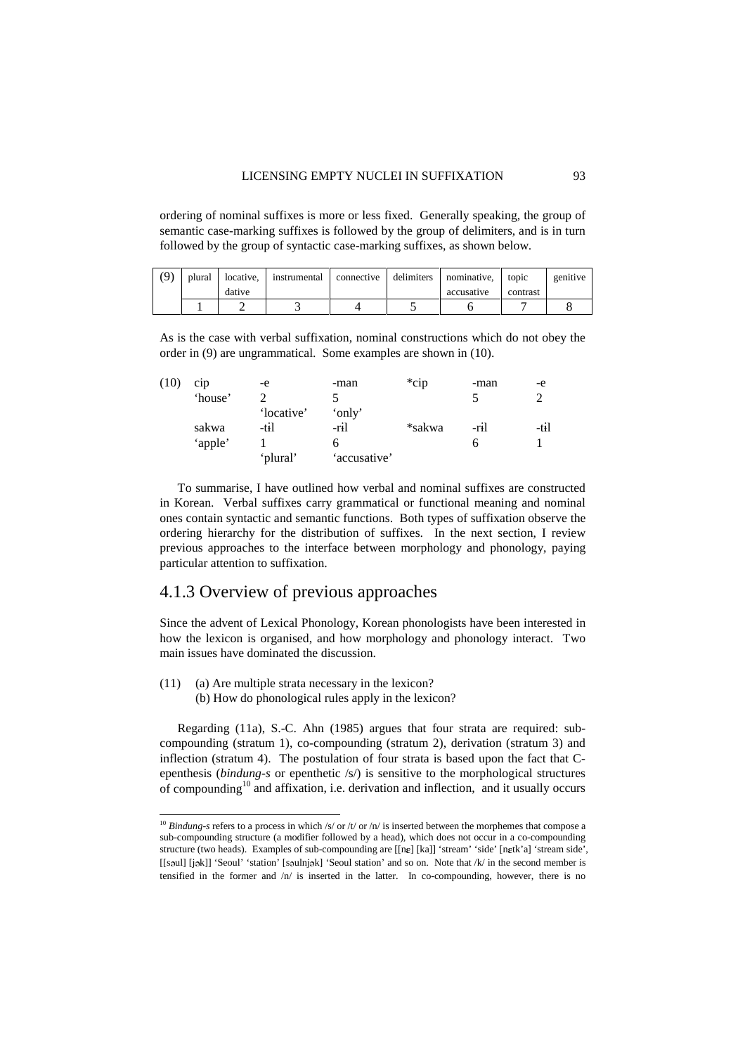ordering of nominal suffixes is more or less fixed. Generally speaking, the group of semantic case-marking suffixes is followed by the group of delimiters, and is in turn followed by the group of syntactic case-marking suffixes, as shown below.

| (9) | plural | locative, dative | instrumental | connective | delimiters | nominative, accusative | topic contrast | genitive |
|---|---|---|---|---|---|---|---|---|
| | 1 | 2 | 3 | 4 | 5 | 6 | 7 | 8 |

As is the case with verbal suffixation, nominal constructions which do not obey the order in (9) are ungrammatical. Some examples are shown in (10).

| (10) | cip | -e | -man | *cip | -man | -e |
|---|---|---|---|---|---|---|
| | 'house' | 2 | 5 | | 5 | 2 |
| | | 'locative' | 'only' | | | |
| | sakwa | -tɨl | -rɨl | *sakwa | -rɨl | -tɨl |
| | 'apple' | 1 | 6 | | 6 | 1 |
| | | 'plural' | 'accusative' | | | |

To summarise, I have outlined how verbal and nominal suffixes are constructed in Korean. Verbal suffixes carry grammatical or functional meaning and nominal ones contain syntactic and semantic functions. Both types of suffixation observe the ordering hierarchy for the distribution of suffixes. In the next section, I review previous approaches to the interface between morphology and phonology, paying particular attention to suffixation.

## 4.1.3 Overview of previous approaches

Since the advent of Lexical Phonology, Korean phonologists have been interested in how the lexicon is organised, and how morphology and phonology interact. Two main issues have dominated the discussion.

(11) (a) Are multiple strata necessary in the lexicon?
     (b) How do phonological rules apply in the lexicon?

Regarding (11a), S.-C. Ahn (1985) argues that four strata are required: sub-compounding (stratum 1), co-compounding (stratum 2), derivation (stratum 3) and inflection (stratum 4). The postulation of four strata is based upon the fact that C-epenthesis (*bindung-s* or epenthetic /s/) is sensitive to the morphological structures of compounding[10] and affixation, i.e. derivation and inflection, and it usually occurs

[10] *Bindung-s* refers to a process in which /s/ or /t/ or /n/ is inserted between the morphemes that compose a sub-compounding structure (a modifier followed by a head), which does not occur in a co-compounding structure (two heads). Examples of sub-compounding are [[nɛ] [ka]] 'stream' 'side' [nɛtk'a] 'stream side', [[sɔul] [jɔk]] 'Seoul' 'station' [sɔulnjɔk] 'Seoul station' and so on. Note that /k/ in the second member is tensified in the former and /n/ is inserted in the latter. In co-compounding, however, there is no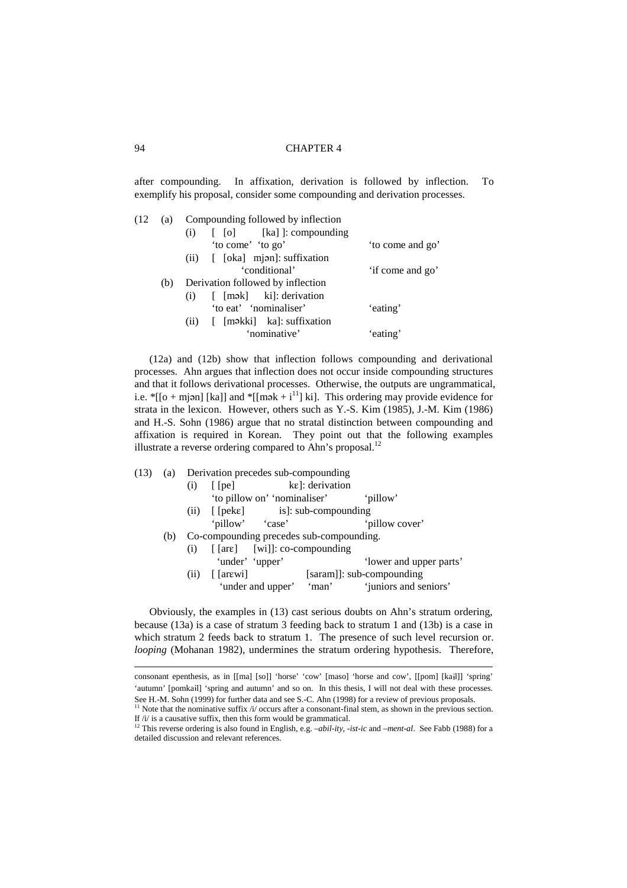after compounding. In affixation, derivation is followed by inflection. To exemplify his proposal, consider some compounding and derivation processes.

(12 (a) Compounding followed by inflection

  (i) [ [o] [ka] ]: compounding
    'to come' 'to go' — 'to come and go'

  (ii) [ [oka] mjən]: suffixation
    'conditional' — 'if come and go'

 (b) Derivation followed by inflection

  (i) [ [mək] ki]: derivation
    'to eat' 'nominaliser' — 'eating'

  (ii) [ [məkki] ka]: suffixation
    'nominative' — 'eating'

(12a) and (12b) show that inflection follows compounding and derivational processes. Ahn argues that inflection does not occur inside compounding structures and that it follows derivational processes. Otherwise, the outputs are ungrammatical, i.e. *[[o + mjən] [ka]] and *[[mək + i[11]] ki]. This ordering may provide evidence for strata in the lexicon. However, others such as Y.-S. Kim (1985), J.-M. Kim (1986) and H.-S. Sohn (1986) argue that no stratal distinction between compounding and affixation is required in Korean. They point out that the following examples illustrate a reverse ordering compared to Ahn's proposal.[12]

(13) (a) Derivation precedes sub-compounding

  (i) [ [pe] kɛ]: derivation
    'to pillow on' 'nominaliser' — 'pillow'

  (ii) [ [pekɛ] is]: sub-compounding
    'pillow' 'case' — 'pillow cover'

 (b) Co-compounding precedes sub-compounding.

  (i) [ [arɛ] [wi]]: co-compounding
    'under' 'upper' — 'lower and upper parts'

  (ii) [ [arɛwi] [saram]]: sub-compounding
    'under and upper' 'man' — 'juniors and seniors'

Obviously, the examples in (13) cast serious doubts on Ahn's stratum ordering, because (13a) is a case of stratum 3 feeding back to stratum 1 and (13b) is a case in which stratum 2 feeds back to stratum 1. The presence of such level recursion or. *looping* (Mohanan 1982), undermines the stratum ordering hypothesis. Therefore,

---

consonant epenthesis, as in [[ma] [so]] 'horse' 'cow' [maso] 'horse and cow', [[pom] [kaɨl]] 'spring' 'autumn' [pomkail] 'spring and autumn' and so on. In this thesis, I will not deal with these processes. See H.-M. Sohn (1999) for further data and see S.-C. Ahn (1998) for a review of previous proposals.

[11] Note that the nominative suffix /i/ occurs after a consonant-final stem, as shown in the previous section. If /i/ is a causative suffix, then this form would be grammatical.

[12] This reverse ordering is also found in English, e.g. *–abil-ity*, *-ist-ic* and *–ment-al*. See Fabb (1988) for a detailed discussion and relevant references.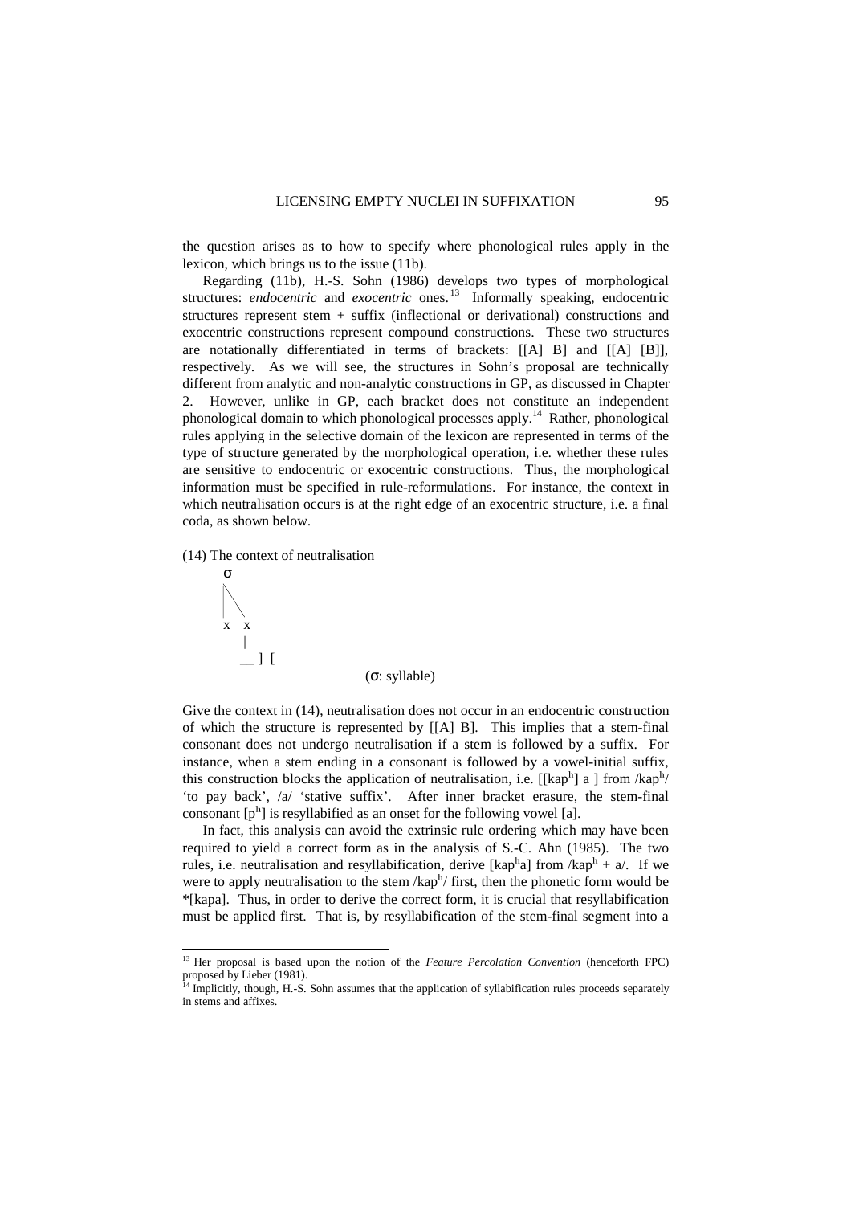the question arises as to how to specify where phonological rules apply in the lexicon, which brings us to the issue (11b).

Regarding (11b), H.-S. Sohn (1986) develops two types of morphological structures: *endocentric* and *exocentric* ones.[13] Informally speaking, endocentric structures represent stem + suffix (inflectional or derivational) constructions and exocentric constructions represent compound constructions. These two structures are notationally differentiated in terms of brackets: [[A] B] and [[A] [B]], respectively. As we will see, the structures in Sohn's proposal are technically different from analytic and non-analytic constructions in GP, as discussed in Chapter 2. However, unlike in GP, each bracket does not constitute an independent phonological domain to which phonological processes apply.[14] Rather, phonological rules applying in the selective domain of the lexicon are represented in terms of the type of structure generated by the morphological operation, i.e. whether these rules are sensitive to endocentric or exocentric constructions. Thus, the morphological information must be specified in rule-reformulations. For instance, the context in which neutralisation occurs is at the right edge of an exocentric structure, i.e. a final coda, as shown below.

(14) The context of neutralisation

```
σ
|\
| \
x  x
   |
   __ ] [
```

(σ: syllable)

Give the context in (14), neutralisation does not occur in an endocentric construction of which the structure is represented by [[A] B]. This implies that a stem-final consonant does not undergo neutralisation if a stem is followed by a suffix. For instance, when a stem ending in a consonant is followed by a vowel-initial suffix, this construction blocks the application of neutralisation, i.e. [[kap$^h$] a ] from /kap$^h$/ 'to pay back', /a/ 'stative suffix'. After inner bracket erasure, the stem-final consonant [p$^h$] is resyllabified as an onset for the following vowel [a].

In fact, this analysis can avoid the extrinsic rule ordering which may have been required to yield a correct form as in the analysis of S.-C. Ahn (1985). The two rules, i.e. neutralisation and resyllabification, derive [kap$^h$a] from /kap$^h$ + a/. If we were to apply neutralisation to the stem /kap$^h$/ first, then the phonetic form would be *[kapa]. Thus, in order to derive the correct form, it is crucial that resyllabification must be applied first. That is, by resyllabification of the stem-final segment into a

---

[13] Her proposal is based upon the notion of the *Feature Percolation Convention* (henceforth FPC) proposed by Lieber (1981).

[14] Implicitly, though, H.-S. Sohn assumes that the application of syllabification rules proceeds separately in stems and affixes.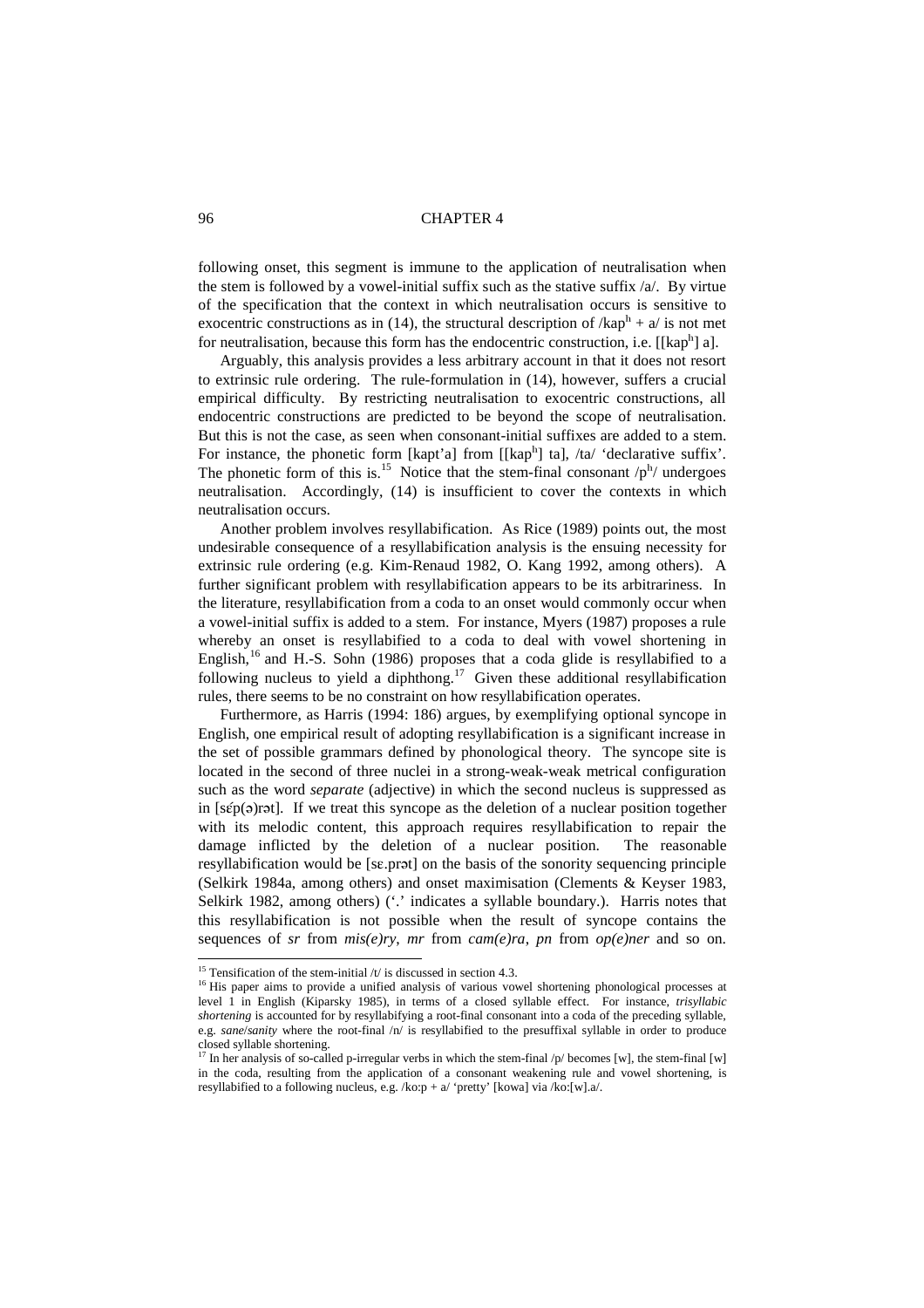following onset, this segment is immune to the application of neutralisation when the stem is followed by a vowel-initial suffix such as the stative suffix /a/. By virtue of the specification that the context in which neutralisation occurs is sensitive to exocentric constructions as in (14), the structural description of /kap$^h$ + a/ is not met for neutralisation, because this form has the endocentric construction, i.e. [[kap$^h$] a].

Arguably, this analysis provides a less arbitrary account in that it does not resort to extrinsic rule ordering. The rule-formulation in (14), however, suffers a crucial empirical difficulty. By restricting neutralisation to exocentric constructions, all endocentric constructions are predicted to be beyond the scope of neutralisation. But this is not the case, as seen when consonant-initial suffixes are added to a stem. For instance, the phonetic form [kapt'a] from [[kap$^h$] ta], /ta/ 'declarative suffix'. The phonetic form of this is.[15] Notice that the stem-final consonant /p$^h$/ undergoes neutralisation. Accordingly, (14) is insufficient to cover the contexts in which neutralisation occurs.

Another problem involves resyllabification. As Rice (1989) points out, the most undesirable consequence of a resyllabification analysis is the ensuing necessity for extrinsic rule ordering (e.g. Kim-Renaud 1982, O. Kang 1992, among others). A further significant problem with resyllabification appears to be its arbitrariness. In the literature, resyllabification from a coda to an onset would commonly occur when a vowel-initial suffix is added to a stem. For instance, Myers (1987) proposes a rule whereby an onset is resyllabified to a coda to deal with vowel shortening in English,[16] and H.-S. Sohn (1986) proposes that a coda glide is resyllabified to a following nucleus to yield a diphthong.[17] Given these additional resyllabification rules, there seems to be no constraint on how resyllabification operates.

Furthermore, as Harris (1994: 186) argues, by exemplifying optional syncope in English, one empirical result of adopting resyllabification is a significant increase in the set of possible grammars defined by phonological theory. The syncope site is located in the second of three nuclei in a strong-weak-weak metrical configuration such as the word *separate* (adjective) in which the second nucleus is suppressed as in [sɛ́p(ə)rət]. If we treat this syncope as the deletion of a nuclear position together with its melodic content, this approach requires resyllabification to repair the damage inflicted by the deletion of a nuclear position. The reasonable resyllabification would be [sɛ.prət] on the basis of the sonority sequencing principle (Selkirk 1984a, among others) and onset maximisation (Clements & Keyser 1983, Selkirk 1982, among others) ('.' indicates a syllable boundary.). Harris notes that this resyllabification is not possible when the result of syncope contains the sequences of *sr* from *mis(e)ry*, *mr* from *cam(e)ra*, *pn* from *op(e)ner* and so on.

---

[15] Tensification of the stem-initial /t/ is discussed in section 4.3.

[16] His paper aims to provide a unified analysis of various vowel shortening phonological processes at level 1 in English (Kiparsky 1985), in terms of a closed syllable effect. For instance, *trisyllabic shortening* is accounted for by resyllabifying a root-final consonant into a coda of the preceding syllable, e.g. *sane*/*sanity* where the root-final /n/ is resyllabified to the presuffixal syllable in order to produce closed syllable shortening.

[17] In her analysis of so-called p-irregular verbs in which the stem-final /p/ becomes [w], the stem-final [w] in the coda, resulting from the application of a consonant weakening rule and vowel shortening, is resyllabified to a following nucleus, e.g. /ko:p + a/ 'pretty' [kowa] via /ko:[w].a/.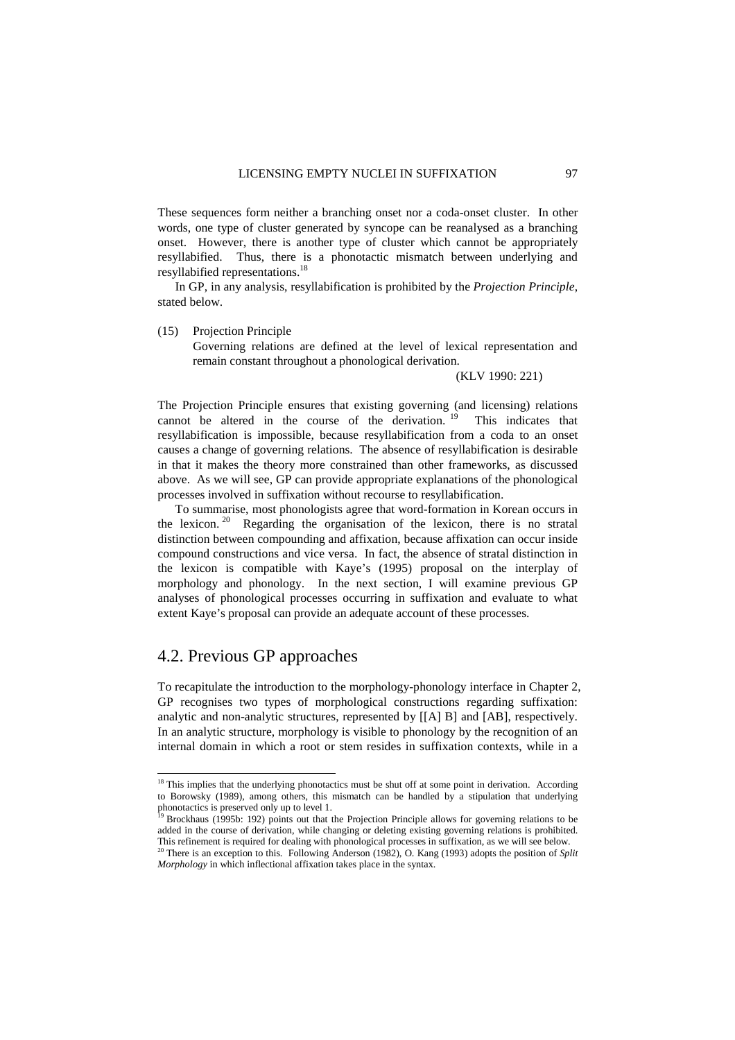These sequences form neither a branching onset nor a coda-onset cluster. In other words, one type of cluster generated by syncope can be reanalysed as a branching onset. However, there is another type of cluster which cannot be appropriately resyllabified. Thus, there is a phonotactic mismatch between underlying and resyllabified representations.[18]

In GP, in any analysis, resyllabification is prohibited by the *Projection Principle*, stated below.

(15) Projection Principle
Governing relations are defined at the level of lexical representation and remain constant throughout a phonological derivation.
(KLV 1990: 221)

The Projection Principle ensures that existing governing (and licensing) relations cannot be altered in the course of the derivation.[19] This indicates that resyllabification is impossible, because resyllabification from a coda to an onset causes a change of governing relations. The absence of resyllabification is desirable in that it makes the theory more constrained than other frameworks, as discussed above. As we will see, GP can provide appropriate explanations of the phonological processes involved in suffixation without recourse to resyllabification.

To summarise, most phonologists agree that word-formation in Korean occurs in the lexicon.[20] Regarding the organisation of the lexicon, there is no stratal distinction between compounding and affixation, because affixation can occur inside compound constructions and vice versa. In fact, the absence of stratal distinction in the lexicon is compatible with Kaye's (1995) proposal on the interplay of morphology and phonology. In the next section, I will examine previous GP analyses of phonological processes occurring in suffixation and evaluate to what extent Kaye's proposal can provide an adequate account of these processes.

## 4.2. Previous GP approaches

To recapitulate the introduction to the morphology-phonology interface in Chapter 2, GP recognises two types of morphological constructions regarding suffixation: analytic and non-analytic structures, represented by [[A] B] and [AB], respectively. In an analytic structure, morphology is visible to phonology by the recognition of an internal domain in which a root or stem resides in suffixation contexts, while in a

[18] This implies that the underlying phonotactics must be shut off at some point in derivation. According to Borowsky (1989), among others, this mismatch can be handled by a stipulation that underlying phonotactics is preserved only up to level 1.

[19] Brockhaus (1995b: 192) points out that the Projection Principle allows for governing relations to be added in the course of derivation, while changing or deleting existing governing relations is prohibited. This refinement is required for dealing with phonological processes in suffixation, as we will see below.

[20] There is an exception to this. Following Anderson (1982), O. Kang (1993) adopts the position of *Split Morphology* in which inflectional affixation takes place in the syntax.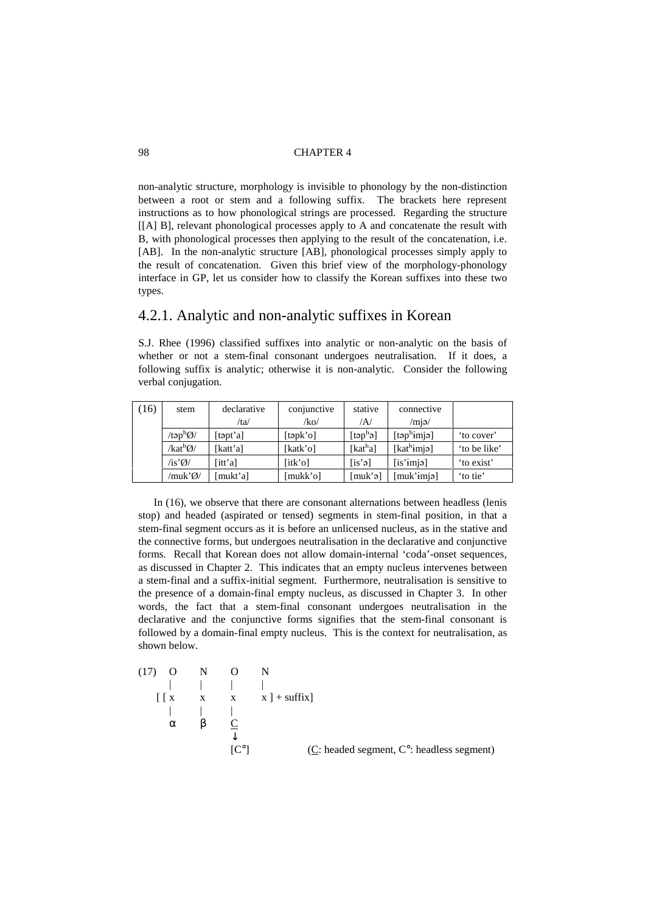non-analytic structure, morphology is invisible to phonology by the non-distinction between a root or stem and a following suffix. The brackets here represent instructions as to how phonological strings are processed. Regarding the structure [[A] B], relevant phonological processes apply to A and concatenate the result with B, with phonological processes then applying to the result of the concatenation, i.e. [AB]. In the non-analytic structure [AB], phonological processes simply apply to the result of concatenation. Given this brief view of the morphology-phonology interface in GP, let us consider how to classify the Korean suffixes into these two types.

## 4.2.1. Analytic and non-analytic suffixes in Korean

S.J. Rhee (1996) classified suffixes into analytic or non-analytic on the basis of whether or not a stem-final consonant undergoes neutralisation. If it does, a following suffix is analytic; otherwise it is non-analytic. Consider the following verbal conjugation.

| (16) | stem | declarative /ta/ | conjunctive /ko/ | stative /A/ | connective /mjə/ | |
|---|---|---|---|---|---|---|
| | /təpʰØ/ | [təpt'a] | [təpk'o] | [təpʰə] | [təpʰɨmjə] | 'to cover' |
| | /katʰØ/ | [katt'a] | [katk'o] | [katʰa] | [katʰɨmjə] | 'to be like' |
| | /is'Ø/ | [itt'a] | [itk'o] | [is'ə] | [is'ɨmjə] | 'to exist' |
| | /muk'Ø/ | [mukt'a] | [mukk'o] | [muk'ə] | [muk'ɨmjə] | 'to tie' |

In (16), we observe that there are consonant alternations between headless (lenis stop) and headed (aspirated or tensed) segments in stem-final position, in that a stem-final segment occurs as it is before an unlicensed nucleus, as in the stative and the connective forms, but undergoes neutralisation in the declarative and conjunctive forms. Recall that Korean does not allow domain-internal 'coda'-onset sequences, as discussed in Chapter 2. This indicates that an empty nucleus intervenes between a stem-final and a suffix-initial segment. Furthermore, neutralisation is sensitive to the presence of a domain-final empty nucleus, as discussed in Chapter 3. In other words, the fact that a stem-final consonant undergoes neutralisation in the declarative and the conjunctive forms signifies that the stem-final consonant is followed by a domain-final empty nucleus. This is the context for neutralisation, as shown below.

```
(17)  O     N     O     N
      |     |     |     |
   [ [ x    x     x     x ] + suffix]
      |     |     |
      α     β     C̲
                  ↓
                 [C°]            (C̲: headed segment, C°: headless segment)
```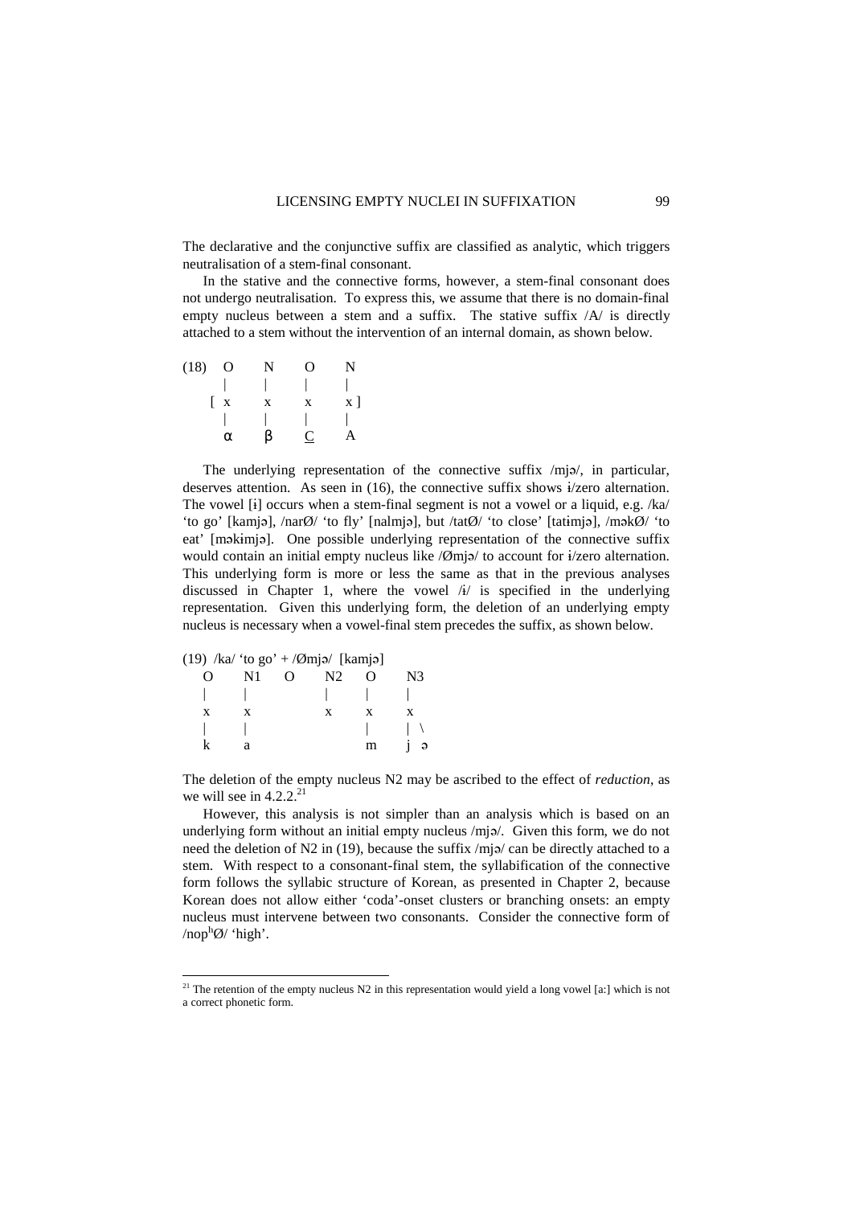The declarative and the conjunctive suffix are classified as analytic, which triggers neutralisation of a stem-final consonant.

In the stative and the connective forms, however, a stem-final consonant does not undergo neutralisation. To express this, we assume that there is no domain-final empty nucleus between a stem and a suffix. The stative suffix /A/ is directly attached to a stem without the intervention of an internal domain, as shown below.

```
(18)  O     N     O     N
      |     |     |     |
    [ x     x     x     x ]
      |     |     |     |
      α     β     C     A
```

The underlying representation of the connective suffix /mjə/, in particular, deserves attention. As seen in (16), the connective suffix shows ɨ/zero alternation. The vowel [ɨ] occurs when a stem-final segment is not a vowel or a liquid, e.g. /ka/ 'to go' [kamjə], /narØ/ 'to fly' [nalmjə], but /tatØ/ 'to close' [tatɨmjə], /məkØ/ 'to eat' [məkɨmjə]. One possible underlying representation of the connective suffix would contain an initial empty nucleus like /Ømjə/ to account for ɨ/zero alternation. This underlying form is more or less the same as that in the previous analyses discussed in Chapter 1, where the vowel /ɨ/ is specified in the underlying representation. Given this underlying form, the deletion of an underlying empty nucleus is necessary when a vowel-final stem precedes the suffix, as shown below.

```
(19)  /ka/ 'to go' + /Ømjə/  [kamjə]
   O     N1    O     N2    O     N3
   |     |           |     |     |
   x     x           x     x     x
   |     |                 |     | \
   k     a                 m     j  ə
```

The deletion of the empty nucleus N2 may be ascribed to the effect of *reduction*, as we will see in 4.2.2.[21]

However, this analysis is not simpler than an analysis which is based on an underlying form without an initial empty nucleus /mjə/. Given this form, we do not need the deletion of N2 in (19), because the suffix /mjə/ can be directly attached to a stem. With respect to a consonant-final stem, the syllabification of the connective form follows the syllabic structure of Korean, as presented in Chapter 2, because Korean does not allow either 'coda'-onset clusters or branching onsets: an empty nucleus must intervene between two consonants. Consider the connective form of /nop$^h$Ø/ 'high'.

[21] The retention of the empty nucleus N2 in this representation would yield a long vowel [a:] which is not a correct phonetic form.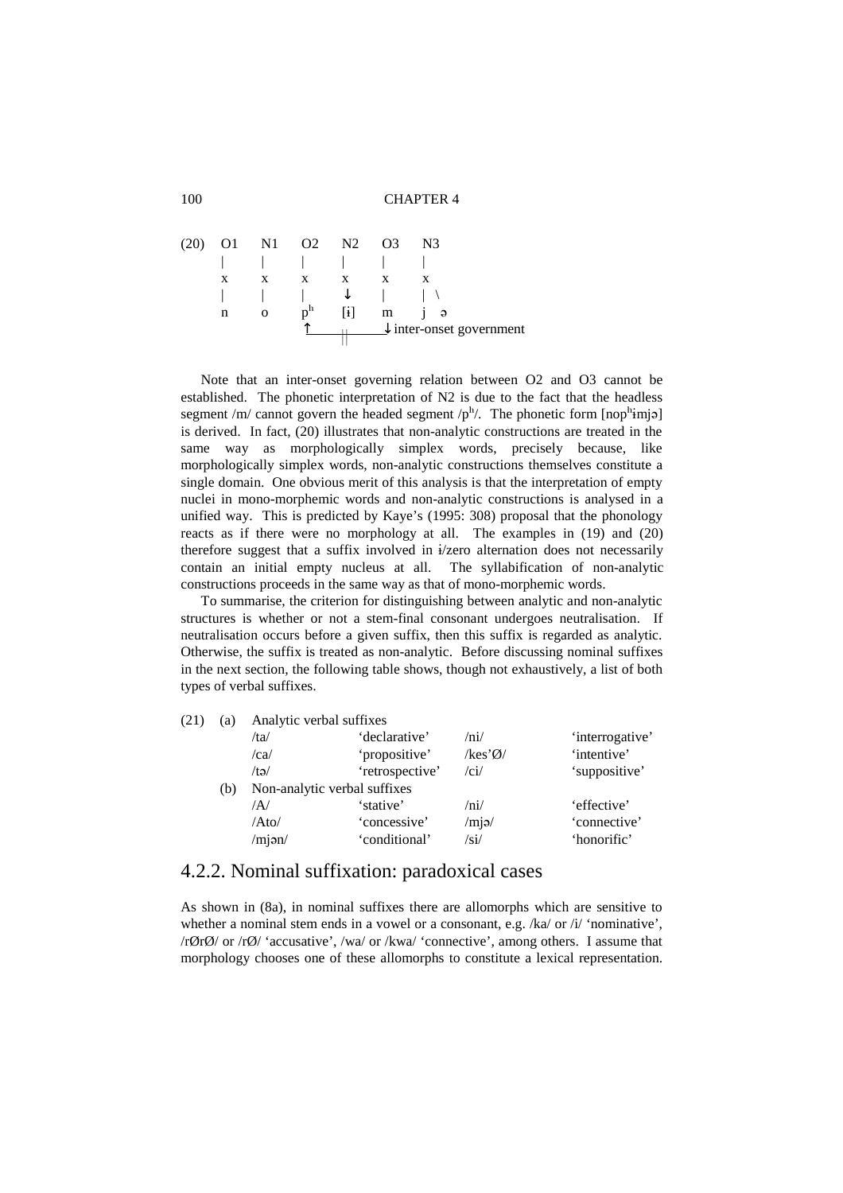```
(20)  O1    N1    O2    N2    O3    N3
      |     |     |     |     |     |
      x     x     x     x     x     x
      |     |     |     ↓     |     | \
      n     o     pʰ    [ɨ]   m     j  ə
                  ↑_____||______↓ inter-onset government
```

Note that an inter-onset governing relation between O2 and O3 cannot be established. The phonetic interpretation of N2 is due to the fact that the headless segment /m/ cannot govern the headed segment /pʰ/. The phonetic form [nopʰɨmjə] is derived. In fact, (20) illustrates that non-analytic constructions are treated in the same way as morphologically simplex words, precisely because, like morphologically simplex words, non-analytic constructions themselves constitute a single domain. One obvious merit of this analysis is that the interpretation of empty nuclei in mono-morphemic words and non-analytic constructions is analysed in a unified way. This is predicted by Kaye's (1995: 308) proposal that the phonology reacts as if there were no morphology at all. The examples in (19) and (20) therefore suggest that a suffix involved in ɨ/zero alternation does not necessarily contain an initial empty nucleus at all. The syllabification of non-analytic constructions proceeds in the same way as that of mono-morphemic words.

To summarise, the criterion for distinguishing between analytic and non-analytic structures is whether or not a stem-final consonant undergoes neutralisation. If neutralisation occurs before a given suffix, then this suffix is regarded as analytic. Otherwise, the suffix is treated as non-analytic. Before discussing nominal suffixes in the next section, the following table shows, though not exhaustively, a list of both types of verbal suffixes.

(21)

| | | | | |
|---|---|---|---|---|
| (a) | Analytic verbal suffixes | | | |
| | /ta/ | 'declarative' | /ni/ | 'interrogative' |
| | /ca/ | 'propositive' | /kes'Ø/ | 'intentive' |
| | /tə/ | 'retrospective' | /ci/ | 'suppositive' |
| (b) | Non-analytic verbal suffixes | | | |
| | /A/ | 'stative' | /ni/ | 'effective' |
| | /Ato/ | 'concessive' | /mjə/ | 'connective' |
| | /mjən/ | 'conditional' | /si/ | 'honorific' |

## 4.2.2. Nominal suffixation: paradoxical cases

As shown in (8a), in nominal suffixes there are allomorphs which are sensitive to whether a nominal stem ends in a vowel or a consonant, e.g. /ka/ or /i/ 'nominative', /ØrØ/ or /rØ/ 'accusative', /wa/ or /kwa/ 'connective', among others. I assume that morphology chooses one of these allomorphs to constitute a lexical representation.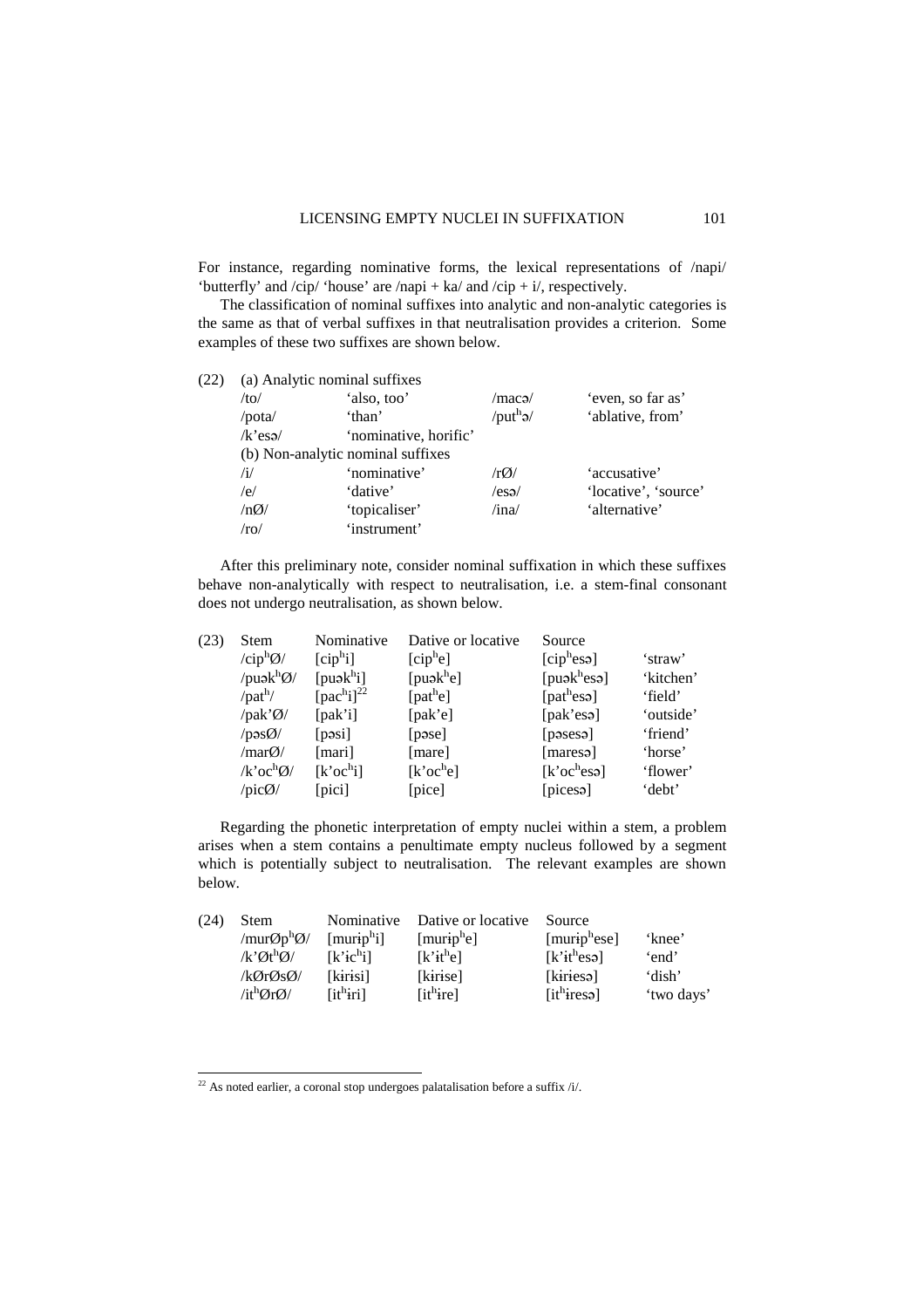For instance, regarding nominative forms, the lexical representations of /napi/ 'butterfly' and /cip/ 'house' are /napi + ka/ and /cip + i/, respectively.

The classification of nominal suffixes into analytic and non-analytic categories is the same as that of verbal suffixes in that neutralisation provides a criterion. Some examples of these two suffixes are shown below.

(22) (a) Analytic nominal suffixes

| | | | |
|---|---|---|---|
| /to/ | 'also, too' | /macə/ | 'even, so far as' |
| /pota/ | 'than' | /put$^{h}$ə/ | 'ablative, from' |
| /k'esə/ | 'nominative, horific' | | |

(b) Non-analytic nominal suffixes

| | | | |
|---|---|---|---|
| /i/ | 'nominative' | /rØ/ | 'accusative' |
| /e/ | 'dative' | /esə/ | 'locative', 'source' |
| /nØ/ | 'topicaliser' | /ina/ | 'alternative' |
| /ro/ | 'instrument' | | |

After this preliminary note, consider nominal suffixation in which these suffixes behave non-analytically with respect to neutralisation, i.e. a stem-final consonant does not undergo neutralisation, as shown below.

(23)

| Stem | Nominative | Dative or locative | Source | |
|---|---|---|---|---|
| /cip$^{h}$Ø/ | [cip$^{h}$i] | [cip$^{h}$e] | [cip$^{h}$esə] | 'straw' |
| /puək$^{h}$Ø/ | [puək$^{h}$i] | [puək$^{h}$e] | [puək$^{h}$esə] | 'kitchen' |
| /pat$^{h}$/ | [pac$^{h}$i][22] | [pat$^{h}$e] | [pat$^{h}$esə] | 'field' |
| /pak'Ø/ | [pak'i] | [pak'e] | [pak'esə] | 'outside' |
| /pəsØ/ | [pəsi] | [pəse] | [pəsesə] | 'friend' |
| /marØ/ | [mari] | [mare] | [maresə] | 'horse' |
| /k'oc$^{h}$Ø/ | [k'oc$^{h}$i] | [k'oc$^{h}$e] | [k'oc$^{h}$esə] | 'flower' |
| /picØ/ | [pici] | [pice] | [picesə] | 'debt' |

Regarding the phonetic interpretation of empty nuclei within a stem, a problem arises when a stem contains a penultimate empty nucleus followed by a segment which is potentially subject to neutralisation. The relevant examples are shown below.

(24)

| Stem | Nominative | Dative or locative | Source | |
|---|---|---|---|---|
| /murØp$^{h}$Ø/ | [murip$^{h}$i] | [murip$^{h}$e] | [murip$^{h}$ese] | 'knee' |
| /k'Øt$^{h}$Ø/ | [k'ic$^{h}$i] | [k'it$^{h}$e] | [k'it$^{h}$esə] | 'end' |
| /kØrØsØ/ | [kirisi] | [kirise] | [kiriesə] | 'dish' |
| /it$^{h}$ØrØ/ | [it$^{h}$iri] | [it$^{h}$ire] | [it$^{h}$iresə] | 'two days' |

[22] As noted earlier, a coronal stop undergoes palatalisation before a suffix /i/.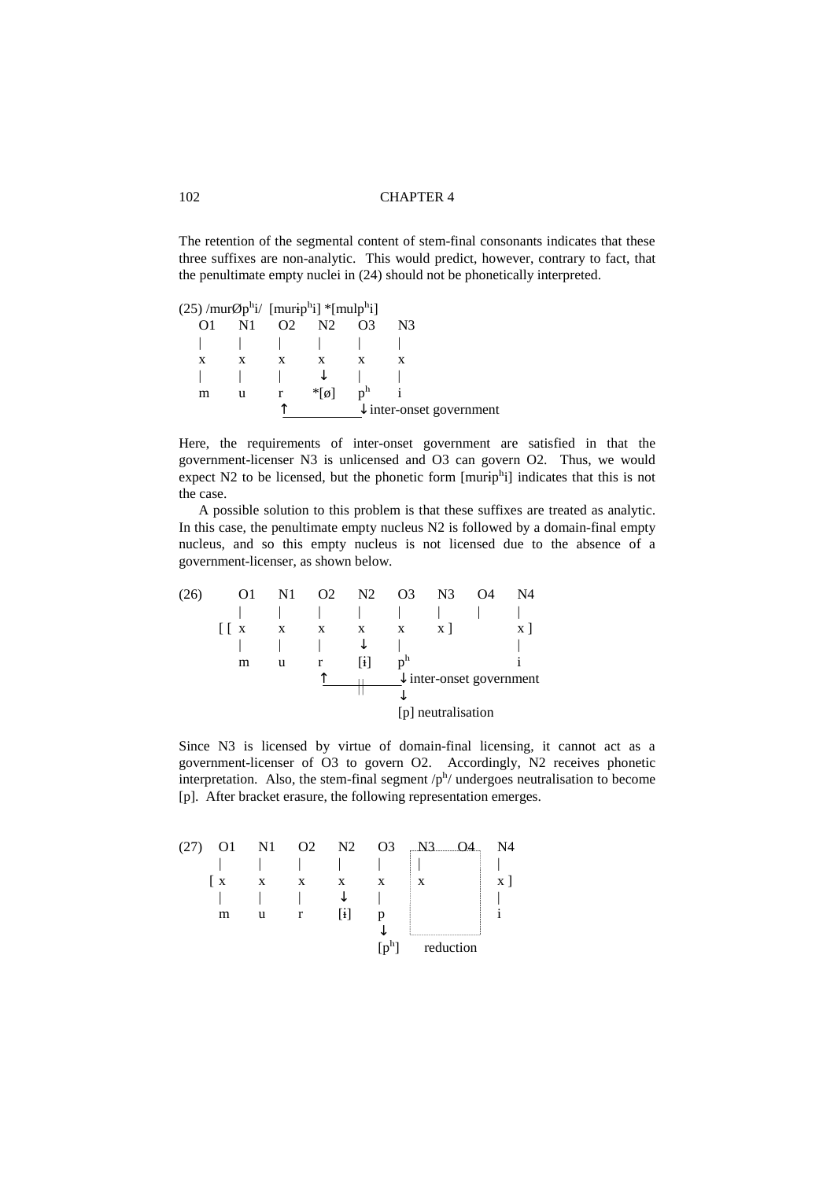The retention of the segmental content of stem-final consonants indicates that these three suffixes are non-analytic. This would predict, however, contrary to fact, that the penultimate empty nuclei in (24) should not be phonetically interpreted.

(25) /murØp$^h$i/ [murɨp$^h$i] *[mulp$^h$i]

```
O1   N1   O2   N2    O3   N3
|    |    |    |     |    |
x    x    x    x     x    x
|    |    |    ↓     |    |
m    u    r    *[ø]  pʰ   i
          ↑__________↓ inter-onset government
```

Here, the requirements of inter-onset government are satisfied in that the government-licenser N3 is unlicensed and O3 can govern O2. Thus, we would expect N2 to be licensed, but the phonetic form [murɨp$^h$i] indicates that this is not the case.

A possible solution to this problem is that these suffixes are treated as analytic. In this case, the penultimate empty nucleus N2 is followed by a domain-final empty nucleus, and so this empty nucleus is not licensed due to the absence of a government-licenser, as shown below.

```
(26)     O1   N1   O2   N2   O3   N3   O4   N4
         |    |    |    |    |    |    |    |
     [ [ x    x    x    x    x    x ]       x ]
         |    |    |    ↓    |              |
         m    u    r    [ɨ]  pʰ             i
                   ↑____||___↓ inter-onset government
                             ↓
                             [p] neutralisation
```

Since N3 is licensed by virtue of domain-final licensing, it cannot act as a government-licenser of O3 to govern O2. Accordingly, N2 receives phonetic interpretation. Also, the stem-final segment /p$^h$/ undergoes neutralisation to become [p]. After bracket erasure, the following representation emerges.

```
(27)  O1   N1   O2   N2   O3   N3   O4   N4
      |    |    |    |    |    |         |
    [ x    x    x    x    x    x         x ]
      |    |    |    ↓    |              |
      m    u    r    [ɨ]  p              i
                          ↓
                          [pʰ]   reduction
```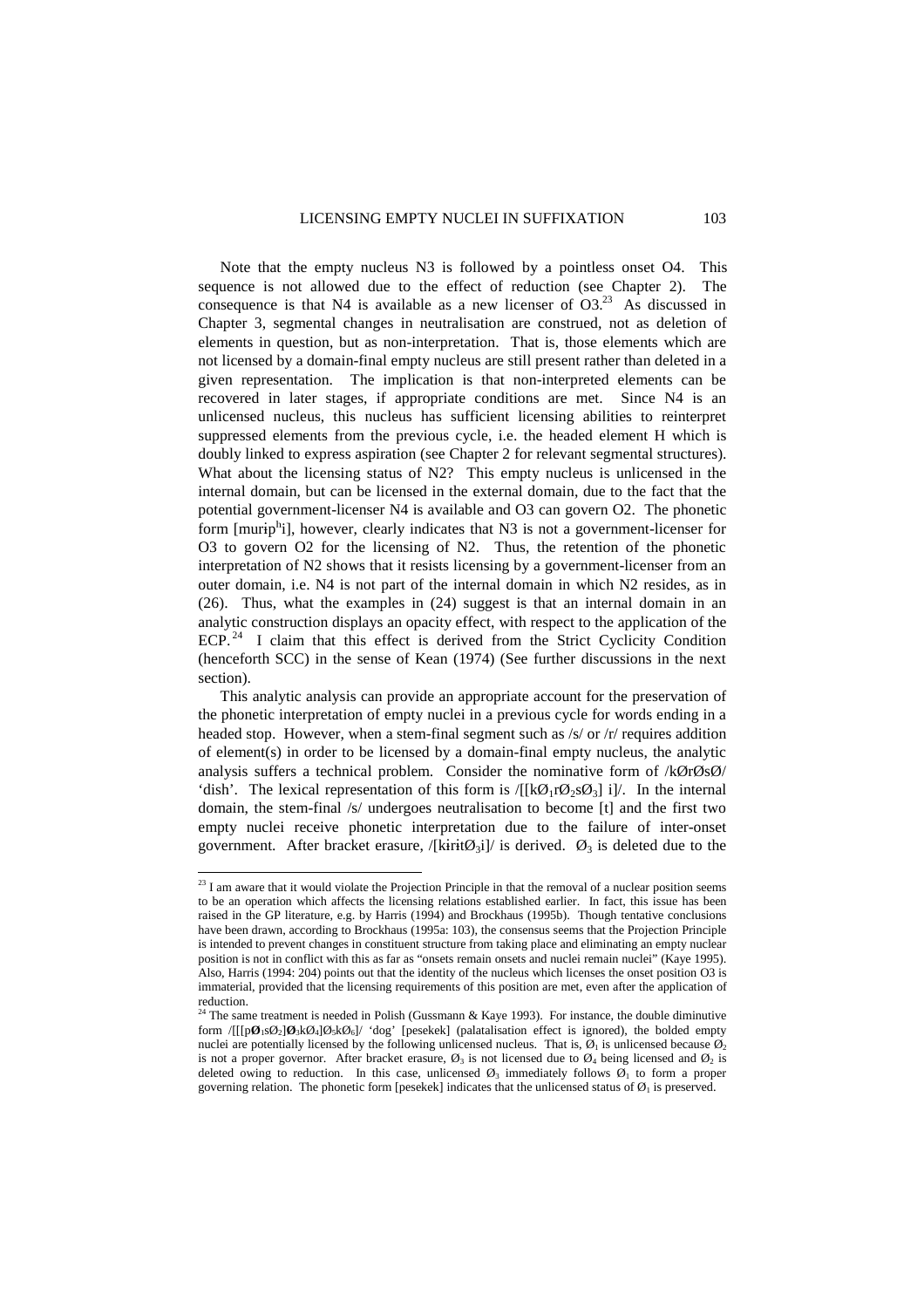Note that the empty nucleus N3 is followed by a pointless onset O4. This sequence is not allowed due to the effect of reduction (see Chapter 2). The consequence is that N4 is available as a new licenser of O3.[23] As discussed in Chapter 3, segmental changes in neutralisation are construed, not as deletion of elements in question, but as non-interpretation. That is, those elements which are not licensed by a domain-final empty nucleus are still present rather than deleted in a given representation. The implication is that non-interpreted elements can be recovered in later stages, if appropriate conditions are met. Since N4 is an unlicensed nucleus, this nucleus has sufficient licensing abilities to reinterpret suppressed elements from the previous cycle, i.e. the headed element H which is doubly linked to express aspiration (see Chapter 2 for relevant segmental structures). What about the licensing status of N2? This empty nucleus is unlicensed in the internal domain, but can be licensed in the external domain, due to the fact that the potential government-licenser N4 is available and O3 can govern O2. The phonetic form [murip$^h$i], however, clearly indicates that N3 is not a government-licenser for O3 to govern O2 for the licensing of N2. Thus, the retention of the phonetic interpretation of N2 shows that it resists licensing by a government-licenser from an outer domain, i.e. N4 is not part of the internal domain in which N2 resides, as in (26). Thus, what the examples in (24) suggest is that an internal domain in an analytic construction displays an opacity effect, with respect to the application of the ECP.[24] I claim that this effect is derived from the Strict Cyclicity Condition (henceforth SCC) in the sense of Kean (1974) (See further discussions in the next section).

This analytic analysis can provide an appropriate account for the preservation of the phonetic interpretation of empty nuclei in a previous cycle for words ending in a headed stop. However, when a stem-final segment such as /s/ or /r/ requires addition of element(s) in order to be licensed by a domain-final empty nucleus, the analytic analysis suffers a technical problem. Consider the nominative form of /kØrØsØ/ 'dish'. The lexical representation of this form is /[[k$Ø_1$r$Ø_2$s$Ø_3$] i]/. In the internal domain, the stem-final /s/ undergoes neutralisation to become [t] and the first two empty nuclei receive phonetic interpretation due to the failure of inter-onset government. After bracket erasure, /[kɨrɨt$Ø_3$i]/ is derived. $Ø_3$ is deleted due to the

---

[23] I am aware that it would violate the Projection Principle in that the removal of a nuclear position seems to be an operation which affects the licensing relations established earlier. In fact, this issue has been raised in the GP literature, e.g. by Harris (1994) and Brockhaus (1995b). Though tentative conclusions have been drawn, according to Brockhaus (1995a: 103), the consensus seems that the Projection Principle is intended to prevent changes in constituent structure from taking place and eliminating an empty nuclear position is not in conflict with this as far as "onsets remain onsets and nuclei remain nuclei" (Kaye 1995). Also, Harris (1994: 204) points out that the identity of the nucleus which licenses the onset position O3 is immaterial, provided that the licensing requirements of this position are met, even after the application of reduction.

[24] The same treatment is needed in Polish (Gussmann & Kaye 1993). For instance, the double diminutive form /[[[p$\mathbf{Ø_1}$s$Ø_2$]$\mathbf{Ø_3}$k$Ø_4$]$Ø_5$k$Ø_6$]/ 'dog' [pesekek] (palatalisation effect is ignored), the bolded empty nuclei are potentially licensed by the following unlicensed nucleus. That is, $Ø_1$ is unlicensed because $Ø_2$ is not a proper governor. After bracket erasure, $Ø_3$ is not licensed due to $Ø_4$ being licensed and $Ø_2$ is deleted owing to reduction. In this case, unlicensed $Ø_3$ immediately follows $Ø_1$ to form a proper governing relation. The phonetic form [pesekek] indicates that the unlicensed status of $Ø_1$ is preserved.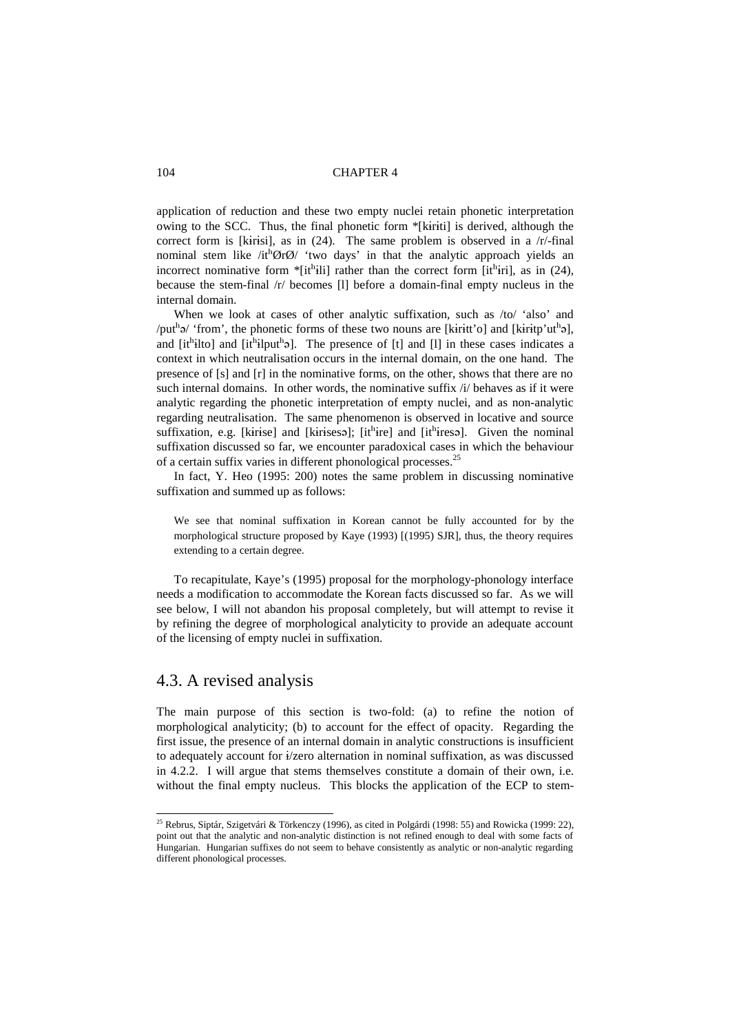application of reduction and these two empty nuclei retain phonetic interpretation owing to the SCC. Thus, the final phonetic form *[kɨrɨti] is derived, although the correct form is [kɨrɨsi], as in (24). The same problem is observed in a /r/-final nominal stem like /it^hØrØ/ 'two days' in that the analytic approach yields an incorrect nominative form *[it^hɨli] rather than the correct form [it^hɨri], as in (24), because the stem-final /r/ becomes [l] before a domain-final empty nucleus in the internal domain.

When we look at cases of other analytic suffixation, such as /to/ 'also' and /put^hə/ 'from', the phonetic forms of these two nouns are [kɨrɨtt'o] and [kɨrɨtp'ut^hə], and [it^hɨlto] and [it^hɨlput^hə]. The presence of [t] and [l] in these cases indicates a context in which neutralisation occurs in the internal domain, on the one hand. The presence of [s] and [r] in the nominative forms, on the other, shows that there are no such internal domains. In other words, the nominative suffix /i/ behaves as if it were analytic regarding the phonetic interpretation of empty nuclei, and as non-analytic regarding neutralisation. The same phenomenon is observed in locative and source suffixation, e.g. [kɨrise] and [kɨrɨsesə]; [it^hɨre] and [it^hɨresə]. Given the nominal suffixation discussed so far, we encounter paradoxical cases in which the behaviour of a certain suffix varies in different phonological processes.[25]

In fact, Y. Heo (1995: 200) notes the same problem in discussing nominative suffixation and summed up as follows:

> We see that nominal suffixation in Korean cannot be fully accounted for by the morphological structure proposed by Kaye (1993) [(1995) SJR], thus, the theory requires extending to a certain degree.

To recapitulate, Kaye's (1995) proposal for the morphology-phonology interface needs a modification to accommodate the Korean facts discussed so far. As we will see below, I will not abandon his proposal completely, but will attempt to revise it by refining the degree of morphological analyticity to provide an adequate account of the licensing of empty nuclei in suffixation.

## 4.3. A revised analysis

The main purpose of this section is two-fold: (a) to refine the notion of morphological analyticity; (b) to account for the effect of opacity. Regarding the first issue, the presence of an internal domain in analytic constructions is insufficient to adequately account for ɨ/zero alternation in nominal suffixation, as was discussed in 4.2.2. I will argue that stems themselves constitute a domain of their own, i.e. without the final empty nucleus. This blocks the application of the ECP to stem-

---

[25] Rebrus, Siptár, Szigetvári & Törkenczy (1996), as cited in Polgárdi (1998: 55) and Rowicka (1999: 22), point out that the analytic and non-analytic distinction is not refined enough to deal with some facts of Hungarian. Hungarian suffixes do not seem to behave consistently as analytic or non-analytic regarding different phonological processes.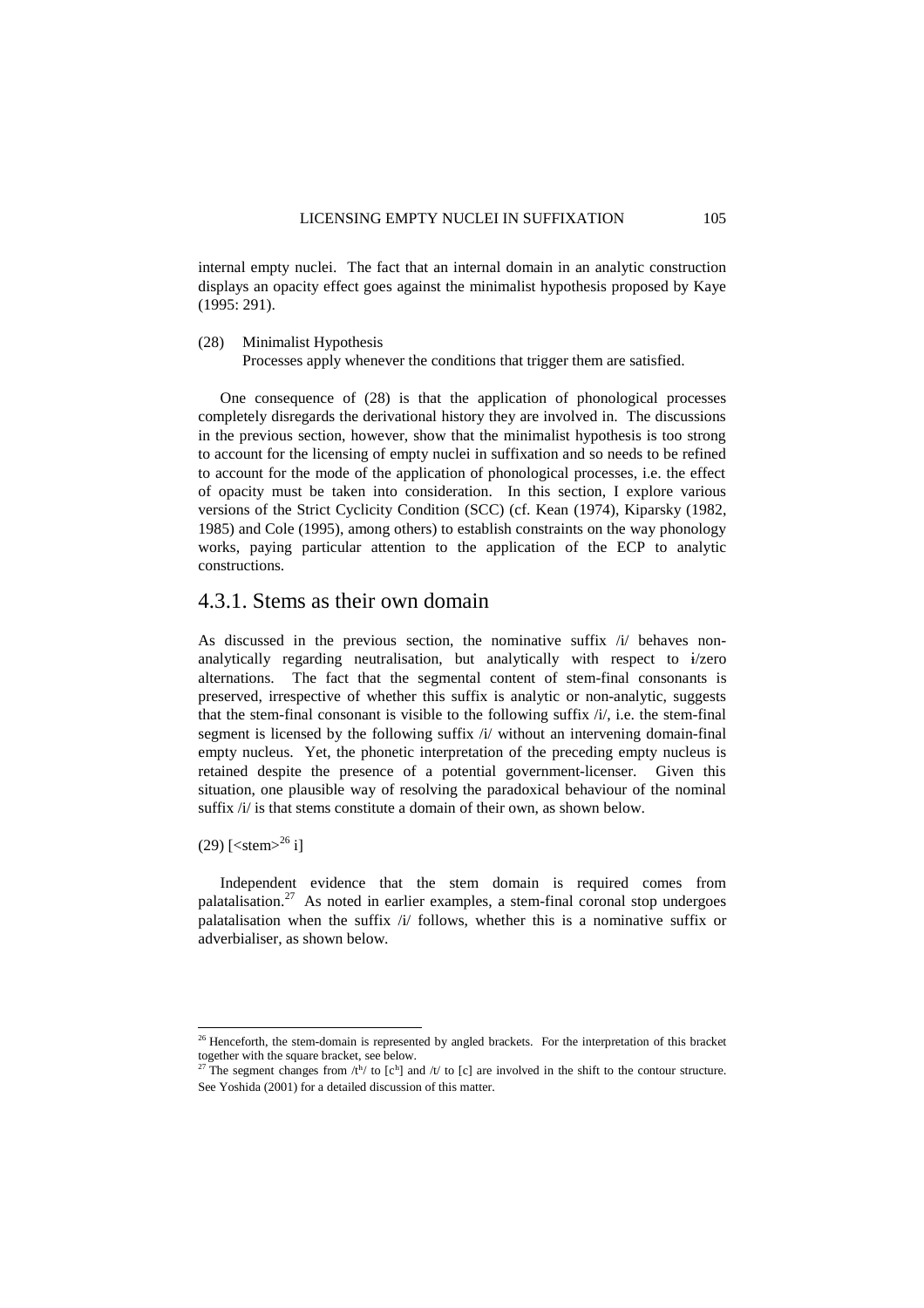internal empty nuclei. The fact that an internal domain in an analytic construction displays an opacity effect goes against the minimalist hypothesis proposed by Kaye (1995: 291).

(28) Minimalist Hypothesis
Processes apply whenever the conditions that trigger them are satisfied.

One consequence of (28) is that the application of phonological processes completely disregards the derivational history they are involved in. The discussions in the previous section, however, show that the minimalist hypothesis is too strong to account for the licensing of empty nuclei in suffixation and so needs to be refined to account for the mode of the application of phonological processes, i.e. the effect of opacity must be taken into consideration. In this section, I explore various versions of the Strict Cyclicity Condition (SCC) (cf. Kean (1974), Kiparsky (1982, 1985) and Cole (1995), among others) to establish constraints on the way phonology works, paying particular attention to the application of the ECP to analytic constructions.

## 4.3.1. Stems as their own domain

As discussed in the previous section, the nominative suffix /i/ behaves non-analytically regarding neutralisation, but analytically with respect to ɨ/zero alternations. The fact that the segmental content of stem-final consonants is preserved, irrespective of whether this suffix is analytic or non-analytic, suggests that the stem-final consonant is visible to the following suffix /i/, i.e. the stem-final segment is licensed by the following suffix /i/ without an intervening domain-final empty nucleus. Yet, the phonetic interpretation of the preceding empty nucleus is retained despite the presence of a potential government-licenser. Given this situation, one plausible way of resolving the paradoxical behaviour of the nominal suffix /i/ is that stems constitute a domain of their own, as shown below.

(29) [<stem>[26] i]

Independent evidence that the stem domain is required comes from palatalisation.[27] As noted in earlier examples, a stem-final coronal stop undergoes palatalisation when the suffix /i/ follows, whether this is a nominative suffix or adverbialiser, as shown below.

---

[26] Henceforth, the stem-domain is represented by angled brackets. For the interpretation of this bracket together with the square bracket, see below.

[27] The segment changes from /tʰ/ to [cʰ] and /t/ to [c] are involved in the shift to the contour structure. See Yoshida (2001) for a detailed discussion of this matter.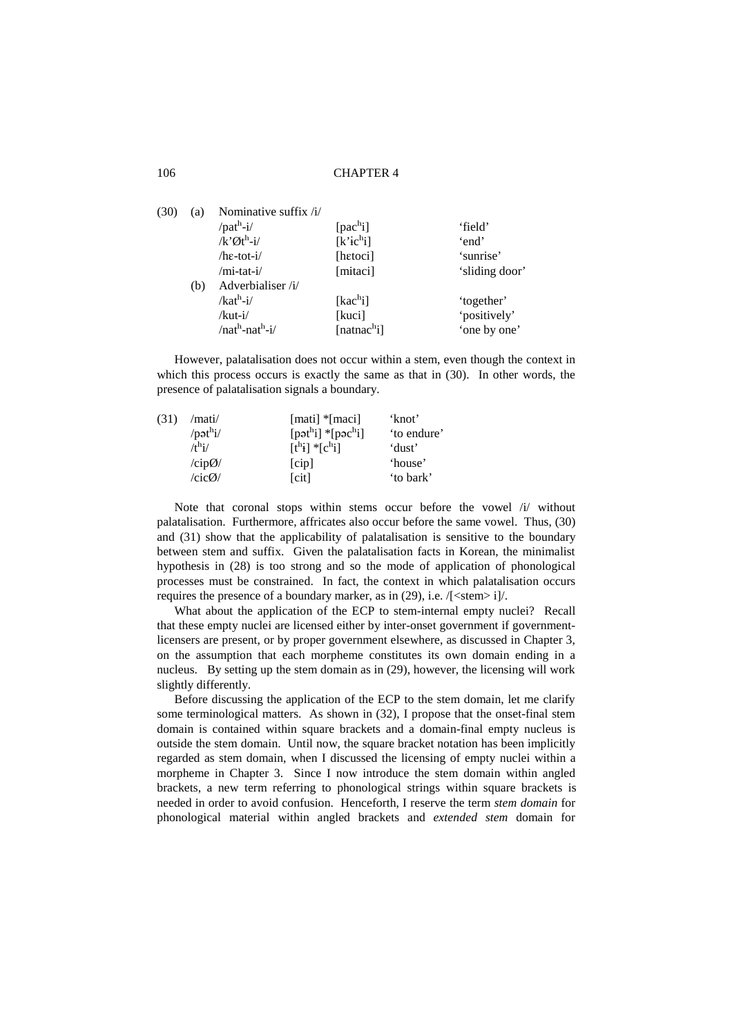(30) (a) Nominative suffix /i/

| | | |
|---|---|---|
| /patʰ-i/ | [pacʰi] | 'field' |
| /k'Øtʰ-i/ | [k'ɨcʰi] | 'end' |
| /hɛ-tot-i/ | [hɛtoci] | 'sunrise' |
| /mi-tat-i/ | [mitaci] | 'sliding door' |

(b) Adverbialiser /i/

| | | |
|---|---|---|
| /katʰ-i/ | [kacʰi] | 'together' |
| /kut-i/ | [kuci] | 'positively' |
| /natʰ-natʰ-i/ | [natnacʰi] | 'one by one' |

However, palatalisation does not occur within a stem, even though the context in which this process occurs is exactly the same as that in (30). In other words, the presence of palatalisation signals a boundary.

(31)

| | | |
|---|---|---|
| /mati/ | [mati] *[maci] | 'knot' |
| /pətʰi/ | [pətʰi] *[pəcʰi] | 'to endure' |
| /tʰi/ | [tʰɨ] *[cʰi] | 'dust' |
| /cipØ/ | [cip] | 'house' |
| /cicØ/ | [cit] | 'to bark' |

Note that coronal stops within stems occur before the vowel /i/ without palatalisation. Furthermore, affricates also occur before the same vowel. Thus, (30) and (31) show that the applicability of palatalisation is sensitive to the boundary between stem and suffix. Given the palatalisation facts in Korean, the minimalist hypothesis in (28) is too strong and so the mode of application of phonological processes must be constrained. In fact, the context in which palatalisation occurs requires the presence of a boundary marker, as in (29), i.e. /[<stem> i]/.

What about the application of the ECP to stem-internal empty nuclei? Recall that these empty nuclei are licensed either by inter-onset government if government-licensers are present, or by proper government elsewhere, as discussed in Chapter 3, on the assumption that each morpheme constitutes its own domain ending in a nucleus. By setting up the stem domain as in (29), however, the licensing will work slightly differently.

Before discussing the application of the ECP to the stem domain, let me clarify some terminological matters. As shown in (32), I propose that the onset-final stem domain is contained within square brackets and a domain-final empty nucleus is outside the stem domain. Until now, the square bracket notation has been implicitly regarded as stem domain, when I discussed the licensing of empty nuclei within a morpheme in Chapter 3. Since I now introduce the stem domain within angled brackets, a new term referring to phonological strings within square brackets is needed in order to avoid confusion. Henceforth, I reserve the term *stem domain* for phonological material within angled brackets and *extended stem* domain for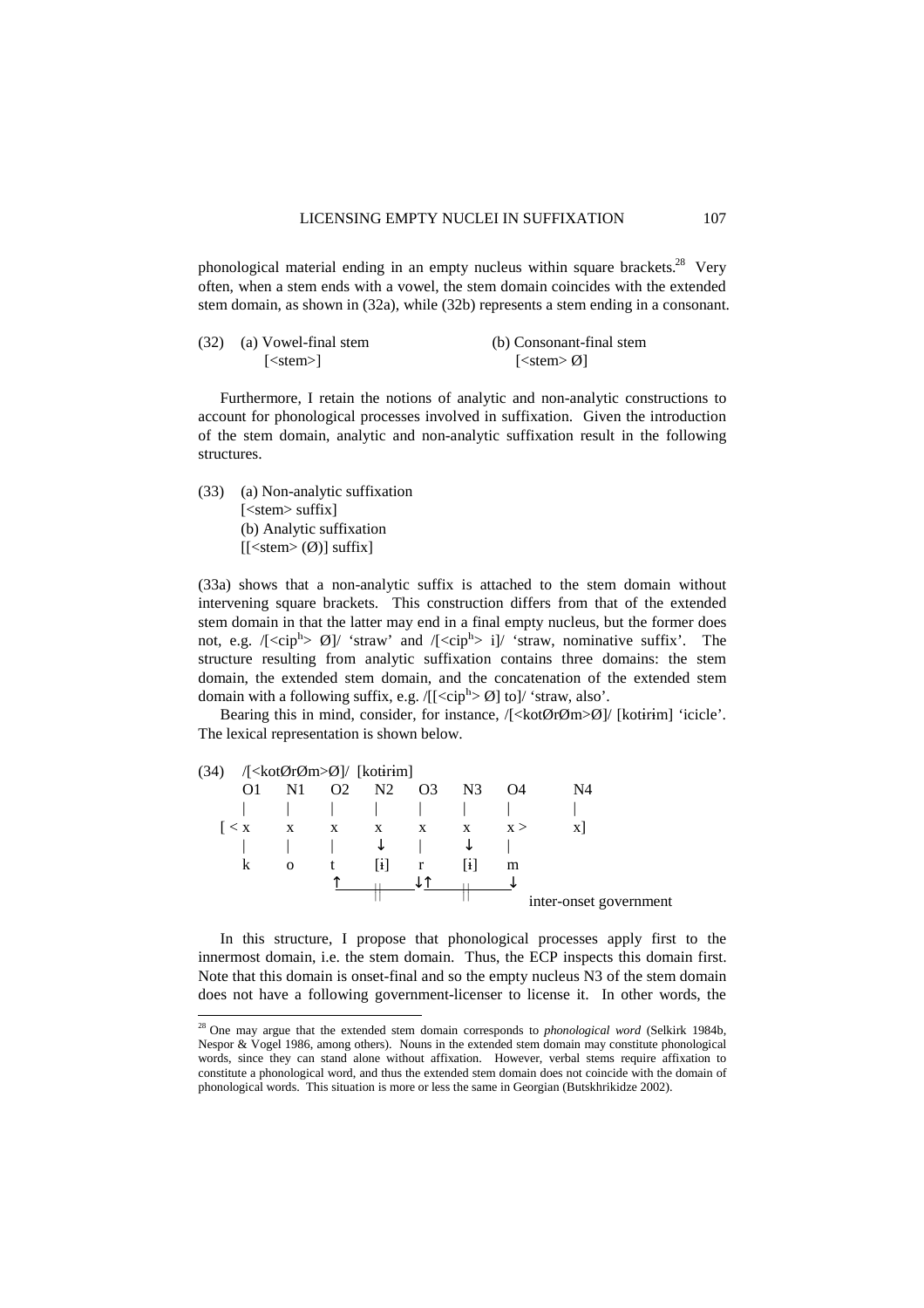phonological material ending in an empty nucleus within square brackets.[28] Very often, when a stem ends with a vowel, the stem domain coincides with the extended stem domain, as shown in (32a), while (32b) represents a stem ending in a consonant.

(32) (a) Vowel-final stem
[<stem>]

(b) Consonant-final stem
[<stem> Ø]

Furthermore, I retain the notions of analytic and non-analytic constructions to account for phonological processes involved in suffixation. Given the introduction of the stem domain, analytic and non-analytic suffixation result in the following structures.

(33) (a) Non-analytic suffixation
[<stem> suffix]
(b) Analytic suffixation
[[<stem> (Ø)] suffix]

(33a) shows that a non-analytic suffix is attached to the stem domain without intervening square brackets. This construction differs from that of the extended stem domain in that the latter may end in a final empty nucleus, but the former does not, e.g. /[<cip$^h$> Ø]/ 'straw' and /[<cip$^h$> i]/ 'straw, nominative suffix'. The structure resulting from analytic suffixation contains three domains: the stem domain, the extended stem domain, and the concatenation of the extended stem domain with a following suffix, e.g. /[[<cip$^h$> Ø] to]/ 'straw, also'.

Bearing this in mind, consider, for instance, /[<kotØrØm>Ø]/ [kotɨrɨm] 'icicle'. The lexical representation is shown below.

```
(34)  /[<kotØrØm>Ø]/  [kotɨrɨm]
       O1   N1   O2   N2   O3   N3   O4        N4
       |    |    |    |    |    |    |         |
     [ < x  x    x    x    x    x    x >       x]
       |    |    |    ↓    |    ↓    |
       k    o    t    [ɨ]  r    [ɨ]  m
                 ↑_____||_____↓↑_____||_____↓
                                          inter-onset government
```

In this structure, I propose that phonological processes apply first to the innermost domain, i.e. the stem domain. Thus, the ECP inspects this domain first. Note that this domain is onset-final and so the empty nucleus N3 of the stem domain does not have a following government-licenser to license it. In other words, the

[28] One may argue that the extended stem domain corresponds to *phonological word* (Selkirk 1984b, Nespor & Vogel 1986, among others). Nouns in the extended stem domain may constitute phonological words, since they can stand alone without affixation. However, verbal stems require affixation to constitute a phonological word, and thus the extended stem domain does not coincide with the domain of phonological words. This situation is more or less the same in Georgian (Butskhrikidze 2002).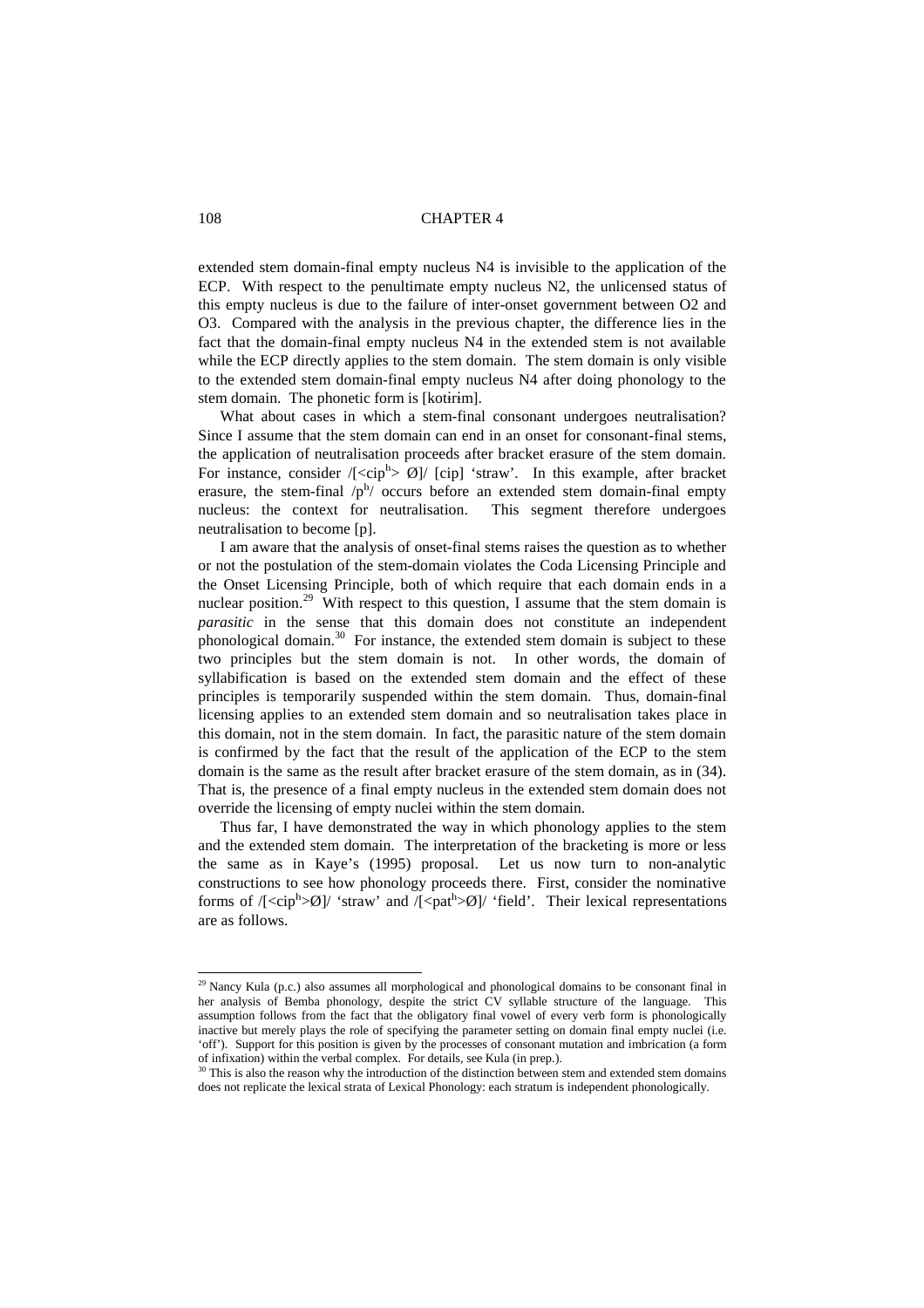extended stem domain-final empty nucleus N4 is invisible to the application of the ECP. With respect to the penultimate empty nucleus N2, the unlicensed status of this empty nucleus is due to the failure of inter-onset government between O2 and O3. Compared with the analysis in the previous chapter, the difference lies in the fact that the domain-final empty nucleus N4 in the extended stem is not available while the ECP directly applies to the stem domain. The stem domain is only visible to the extended stem domain-final empty nucleus N4 after doing phonology to the stem domain. The phonetic form is [kotɨrim].

What about cases in which a stem-final consonant undergoes neutralisation? Since I assume that the stem domain can end in an onset for consonant-final stems, the application of neutralisation proceeds after bracket erasure of the stem domain. For instance, consider /[<cip$^h$> Ø]/ [cip] 'straw'. In this example, after bracket erasure, the stem-final /p$^h$/ occurs before an extended stem domain-final empty nucleus: the context for neutralisation. This segment therefore undergoes neutralisation to become [p].

I am aware that the analysis of onset-final stems raises the question as to whether or not the postulation of the stem-domain violates the Coda Licensing Principle and the Onset Licensing Principle, both of which require that each domain ends in a nuclear position.[29] With respect to this question, I assume that the stem domain is *parasitic* in the sense that this domain does not constitute an independent phonological domain.[30] For instance, the extended stem domain is subject to these two principles but the stem domain is not. In other words, the domain of syllabification is based on the extended stem domain and the effect of these principles is temporarily suspended within the stem domain. Thus, domain-final licensing applies to an extended stem domain and so neutralisation takes place in this domain, not in the stem domain. In fact, the parasitic nature of the stem domain is confirmed by the fact that the result of the application of the ECP to the stem domain is the same as the result after bracket erasure of the stem domain, as in (34). That is, the presence of a final empty nucleus in the extended stem domain does not override the licensing of empty nuclei within the stem domain.

Thus far, I have demonstrated the way in which phonology applies to the stem and the extended stem domain. The interpretation of the bracketing is more or less the same as in Kaye's (1995) proposal. Let us now turn to non-analytic constructions to see how phonology proceeds there. First, consider the nominative forms of /[<cip$^h$>Ø]/ 'straw' and /[<pat$^h$>Ø]/ 'field'. Their lexical representations are as follows.

---

[29] Nancy Kula (p.c.) also assumes all morphological and phonological domains to be consonant final in her analysis of Bemba phonology, despite the strict CV syllable structure of the language. This assumption follows from the fact that the obligatory final vowel of every verb form is phonologically inactive but merely plays the role of specifying the parameter setting on domain final empty nuclei (i.e. 'off'). Support for this position is given by the processes of consonant mutation and imbrication (a form of infixation) within the verbal complex. For details, see Kula (in prep.).

[30] This is also the reason why the introduction of the distinction between stem and extended stem domains does not replicate the lexical strata of Lexical Phonology: each stratum is independent phonologically.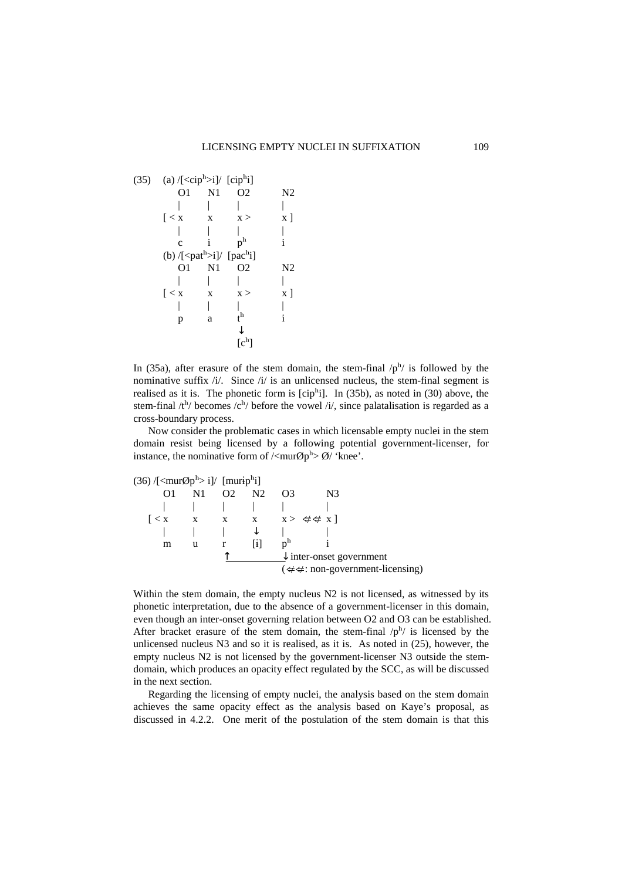(35) (a) /[<cip$^h$>i]/ [cip$^h$i]

```
     O1    N1    O2         N2
     |     |     |          |
   [ < x   x     x >        x ]
     |     |     |          |
     c     i     pʰ         i
```

(b) /[<pat$^h$>i]/ [pac$^h$i]

```
     O1    N1    O2         N2
     |     |     |          |
   [ < x   x     x >        x ]
     |     |     |          |
     p     a     tʰ         i
                 ↓
                [cʰ]
```

In (35a), after erasure of the stem domain, the stem-final /p$^h$/ is followed by the nominative suffix /i/. Since /i/ is an unlicensed nucleus, the stem-final segment is realised as it is. The phonetic form is [cip$^h$i]. In (35b), as noted in (30) above, the stem-final /t$^h$/ becomes /c$^h$/ before the vowel /i/, since palatalisation is regarded as a cross-boundary process.

Now consider the problematic cases in which licensable empty nuclei in the stem domain resist being licensed by a following potential government-licenser, for instance, the nominative form of /<murØp$^h$> Ø/ 'knee'.

(36) /[<murØp$^h$> i]/ [murip$^h$i]

```
     O1    N1    O2    N2    O3          N3
     |     |     |     |     |           |
   [ < x   x     x     x     x >  ⇍⇍   x ]
     |     |     |     ↓     |           |
     m     u     r    [ɨ]    pʰ          i
                 ↑___________↓ inter-onset government
                              (⇍⇍: non-government-licensing)
```

Within the stem domain, the empty nucleus N2 is not licensed, as witnessed by its phonetic interpretation, due to the absence of a government-licenser in this domain, even though an inter-onset governing relation between O2 and O3 can be established. After bracket erasure of the stem domain, the stem-final /p$^h$/ is licensed by the unlicensed nucleus N3 and so it is realised, as it is. As noted in (25), however, the empty nucleus N2 is not licensed by the government-licenser N3 outside the stem-domain, which produces an opacity effect regulated by the SCC, as will be discussed in the next section.

Regarding the licensing of empty nuclei, the analysis based on the stem domain achieves the same opacity effect as the analysis based on Kaye's proposal, as discussed in 4.2.2. One merit of the postulation of the stem domain is that this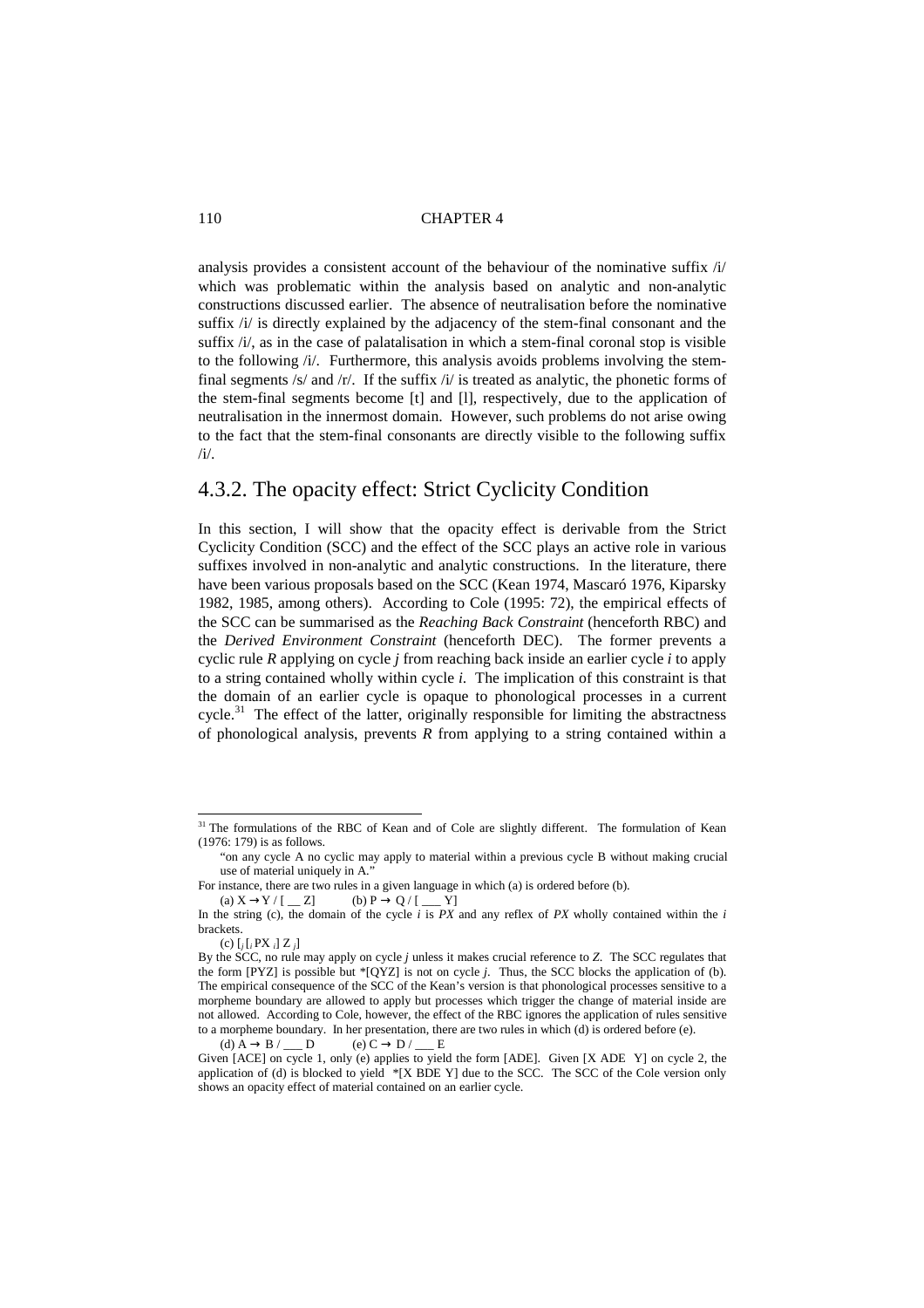analysis provides a consistent account of the behaviour of the nominative suffix /i/ which was problematic within the analysis based on analytic and non-analytic constructions discussed earlier. The absence of neutralisation before the nominative suffix /i/ is directly explained by the adjacency of the stem-final consonant and the suffix /i/, as in the case of palatalisation in which a stem-final coronal stop is visible to the following /i/. Furthermore, this analysis avoids problems involving the stem-final segments /s/ and /r/. If the suffix /i/ is treated as analytic, the phonetic forms of the stem-final segments become [t] and [l], respectively, due to the application of neutralisation in the innermost domain. However, such problems do not arise owing to the fact that the stem-final consonants are directly visible to the following suffix /i/.

## 4.3.2. The opacity effect: Strict Cyclicity Condition

In this section, I will show that the opacity effect is derivable from the Strict Cyclicity Condition (SCC) and the effect of the SCC plays an active role in various suffixes involved in non-analytic and analytic constructions. In the literature, there have been various proposals based on the SCC (Kean 1974, Mascaró 1976, Kiparsky 1982, 1985, among others). According to Cole (1995: 72), the empirical effects of the SCC can be summarised as the *Reaching Back Constraint* (henceforth RBC) and the *Derived Environment Constraint* (henceforth DEC). The former prevents a cyclic rule *R* applying on cycle *j* from reaching back inside an earlier cycle *i* to apply to a string contained wholly within cycle *i*. The implication of this constraint is that the domain of an earlier cycle is opaque to phonological processes in a current cycle.[31] The effect of the latter, originally responsible for limiting the abstractness of phonological analysis, prevents *R* from applying to a string contained within a

---

[31] The formulations of the RBC of Kean and of Cole are slightly different. The formulation of Kean (1976: 179) is as follows.

> "on any cycle A no cyclic may apply to material within a previous cycle B without making crucial use of material uniquely in A."

For instance, there are two rules in a given language in which (a) is ordered before (b).

(a) $X \rightarrow Y$ / [ __ Z]  (b) $P \rightarrow Q$ / [ ___ Y]

In the string (c), the domain of the cycle *i* is *PX* and any reflex of *PX* wholly contained within the *i* brackets.

(c) $[_j [_i \text{ PX }_i] \text{ Z }_j]$

By the SCC, no rule may apply on cycle *j* unless it makes crucial reference to *Z*. The SCC regulates that the form [PYZ] is possible but *[QYZ] is not on cycle *j*. Thus, the SCC blocks the application of (b). The empirical consequence of the SCC of the Kean's version is that phonological processes sensitive to a morpheme boundary are allowed to apply but processes which trigger the change of material inside are not allowed. According to Cole, however, the effect of the RBC ignores the application of rules sensitive to a morpheme boundary. In her presentation, there are two rules in which (d) is ordered before (e).

(d) $A \rightarrow B$ / ___ D  (e) $C \rightarrow D$ / ___ E

Given [ACE] on cycle 1, only (e) applies to yield the form [ADE]. Given [X ADE Y] on cycle 2, the application of (d) is blocked to yield *[X BDE Y] due to the SCC. The SCC of the Cole version only shows an opacity effect of material contained on an earlier cycle.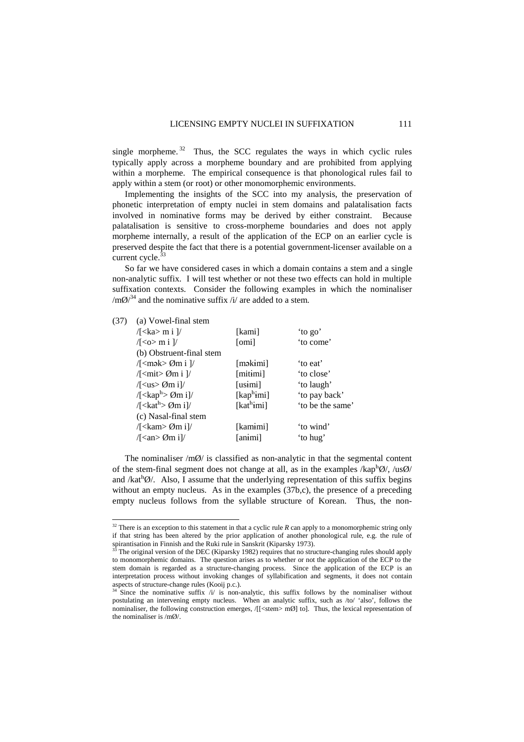single morpheme.[32] Thus, the SCC regulates the ways in which cyclic rules typically apply across a morpheme boundary and are prohibited from applying within a morpheme. The empirical consequence is that phonological rules fail to apply within a stem (or root) or other monomorphemic environments.

Implementing the insights of the SCC into my analysis, the preservation of phonetic interpretation of empty nuclei in stem domains and palatalisation facts involved in nominative forms may be derived by either constraint. Because palatalisation is sensitive to cross-morpheme boundaries and does not apply morpheme internally, a result of the application of the ECP on an earlier cycle is preserved despite the fact that there is a potential government-licenser available on a current cycle.[33]

So far we have considered cases in which a domain contains a stem and a single non-analytic suffix. I will test whether or not these two effects can hold in multiple suffixation contexts. Consider the following examples in which the nominaliser /mØ/[34] and the nominative suffix /i/ are added to a stem.

(37) (a) Vowel-final stem

| | | |
|---|---|---|
| /[<ka> m i ]/ | [kamɨ] | 'to go' |
| /[<o> m i ]/ | [omɨ] | 'to come' |

(b) Obstruent-final stem

| | | |
|---|---|---|
| /[<mək> Øm i ]/ | [məkɨmi] | 'to eat' |
| /[<mit> Øm i ]/ | [mitɨmi] | 'to close' |
| /[<us> Øm i]/ | [usɨmi] | 'to laugh' |
| /[<kapʰ> Øm i]/ | [kapʰɨmi] | 'to pay back' |
| /[<katʰ> Øm i]/ | [katʰɨmi] | 'to be the same' |

(c) Nasal-final stem

| | | |
|---|---|---|
| /[<kam> Øm i]/ | [kamɨmi] | 'to wind' |
| /[<an> Øm i]/ | [anɨmi] | 'to hug' |

The nominaliser /mØ/ is classified as non-analytic in that the segmental content of the stem-final segment does not change at all, as in the examples /kapʰØ/, /usØ/ and /katʰØ/. Also, I assume that the underlying representation of this suffix begins without an empty nucleus. As in the examples (37b,c), the presence of a preceding empty nucleus follows from the syllable structure of Korean. Thus, the non-

---

[32] There is an exception to this statement in that a cyclic rule *R* can apply to a monomorphemic string only if that string has been altered by the prior application of another phonological rule, e.g. the rule of spirantisation in Finnish and the Ruki rule in Sanskrit (Kiparsky 1973).

[33] The original version of the DEC (Kiparsky 1982) requires that no structure-changing rules should apply to monomorphemic domains. The question arises as to whether or not the application of the ECP to the stem domain is regarded as a structure-changing process. Since the application of the ECP is an interpretation process without invoking changes of syllabification and segments, it does not contain aspects of structure-change rules (Kooij p.c.).

[34] Since the nominative suffix /i/ is non-analytic, this suffix follows by the nominaliser without postulating an intervening empty nucleus. When an analytic suffix, such as /to/ 'also', follows the nominaliser, the following construction emerges, /[[<stem> mØ] to]. Thus, the lexical representation of the nominaliser is /mØ/.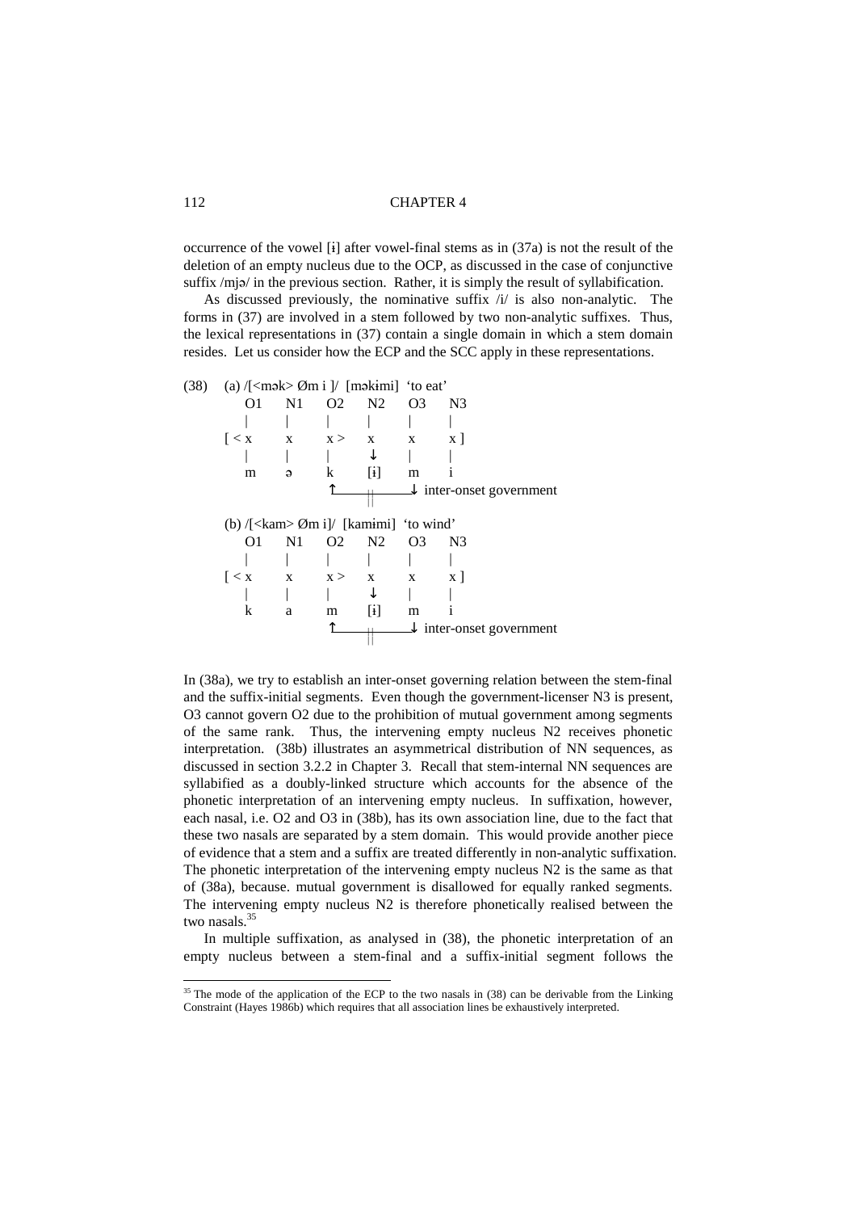occurrence of the vowel [ɨ] after vowel-final stems as in (37a) is not the result of the deletion of an empty nucleus due to the OCP, as discussed in the case of conjunctive suffix /mjə/ in the previous section. Rather, it is simply the result of syllabification.

As discussed previously, the nominative suffix /i/ is also non-analytic. The forms in (37) are involved in a stem followed by two non-analytic suffixes. Thus, the lexical representations in (37) contain a single domain in which a stem domain resides. Let us consider how the ECP and the SCC apply in these representations.

```
(38)  (a) /[<mək> Øm i ]/  [məkɨmi]  'to eat'
          O1    N1    O2    N2    O3    N3
          |     |     |     |     |     |
        [ < x   x     x >   x     x     x ]
          |     |     |     ↓     |     |
          m     ə     k    [ɨ]    m     i
                      ↑_____||______↓ inter-onset government

      (b) /[<kam> Øm i]/  [kamɨmi]  'to wind'
          O1    N1    O2    N2    O3    N3
          |     |     |     |     |     |
        [ < x   x     x >   x     x     x ]
          |     |     |     ↓     |     |
          k     a     m    [ɨ]    m     i
                      ↑_____||______↓ inter-onset government
```

In (38a), we try to establish an inter-onset governing relation between the stem-final and the suffix-initial segments. Even though the government-licenser N3 is present, O3 cannot govern O2 due to the prohibition of mutual government among segments of the same rank. Thus, the intervening empty nucleus N2 receives phonetic interpretation. (38b) illustrates an asymmetrical distribution of NN sequences, as discussed in section 3.2.2 in Chapter 3. Recall that stem-internal NN sequences are syllabified as a doubly-linked structure which accounts for the absence of the phonetic interpretation of an intervening empty nucleus. In suffixation, however, each nasal, i.e. O2 and O3 in (38b), has its own association line, due to the fact that these two nasals are separated by a stem domain. This would provide another piece of evidence that a stem and a suffix are treated differently in non-analytic suffixation. The phonetic interpretation of the intervening empty nucleus N2 is the same as that of (38a), because. mutual government is disallowed for equally ranked segments. The intervening empty nucleus N2 is therefore phonetically realised between the two nasals.[35]

In multiple suffixation, as analysed in (38), the phonetic interpretation of an empty nucleus between a stem-final and a suffix-initial segment follows the

[35] The mode of the application of the ECP to the two nasals in (38) can be derivable from the Linking Constraint (Hayes 1986b) which requires that all association lines be exhaustively interpreted.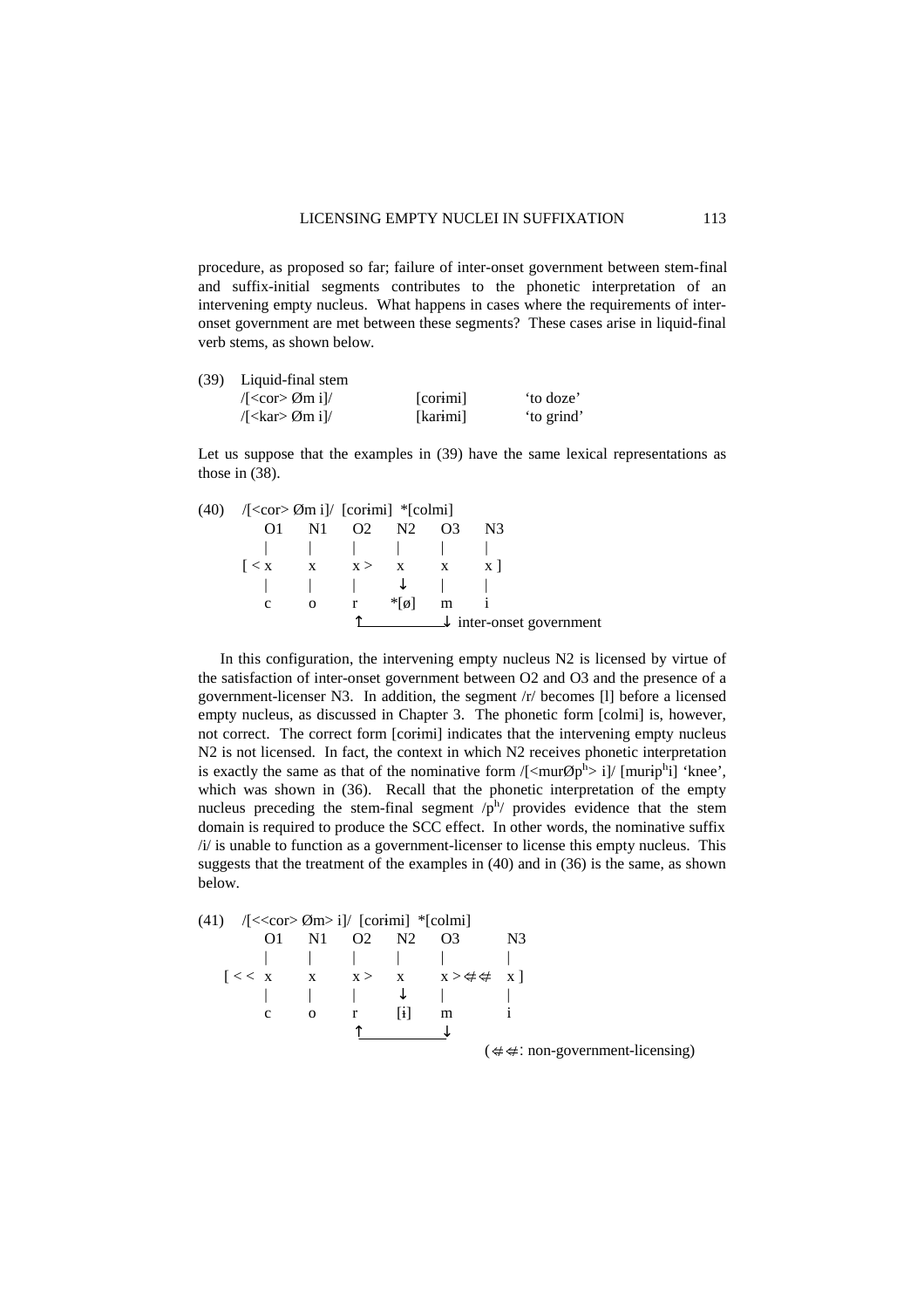procedure, as proposed so far; failure of inter-onset government between stem-final and suffix-initial segments contributes to the phonetic interpretation of an intervening empty nucleus. What happens in cases where the requirements of inter-onset government are met between these segments? These cases arise in liquid-final verb stems, as shown below.

(39) Liquid-final stem

| | | |
|---|---|---|
| /[<cor> Øm i]/ | [corɨmi] | 'to doze' |
| /[<kar> Øm i]/ | [karɨmi] | 'to grind' |

Let us suppose that the examples in (39) have the same lexical representations as those in (38).

```
(40)  /[<cor> Øm i]/  [corɨmi]  *[colmi]
        O1    N1    O2    N2    O3    N3
        |     |     |     |     |     |
      [ < x   x     x >   x     x     x ]
        |     |     |     ↓     |     |
        c     o     r     *[ø]  m     i
                    ↑___________↓ inter-onset government
```

In this configuration, the intervening empty nucleus N2 is licensed by virtue of the satisfaction of inter-onset government between O2 and O3 and the presence of a government-licenser N3. In addition, the segment /r/ becomes [l] before a licensed empty nucleus, as discussed in Chapter 3. The phonetic form [colmi] is, however, not correct. The correct form [corɨmi] indicates that the intervening empty nucleus N2 is not licensed. In fact, the context in which N2 receives phonetic interpretation is exactly the same as that of the nominative form /[<murØpʰ> i]/ [murɨpʰi] 'knee', which was shown in (36). Recall that the phonetic interpretation of the empty nucleus preceding the stem-final segment /pʰ/ provides evidence that the stem domain is required to produce the SCC effect. In other words, the nominative suffix /i/ is unable to function as a government-licenser to license this empty nucleus. This suggests that the treatment of the examples in (40) and in (36) is the same, as shown below.

```
(41)  /[<<cor> Øm> i]/  [corɨmi]  *[colmi]
         O1    N1    O2    N2    O3          N3
         |     |     |     |     |           |
    [ << x     x     x >   x     x > ⇍⇍    x ]
         |     |     |     ↓     |           |
         c     o     r     [ɨ]   m           i
                     ↑___________↓
                                   (⇍⇍: non-government-licensing)
```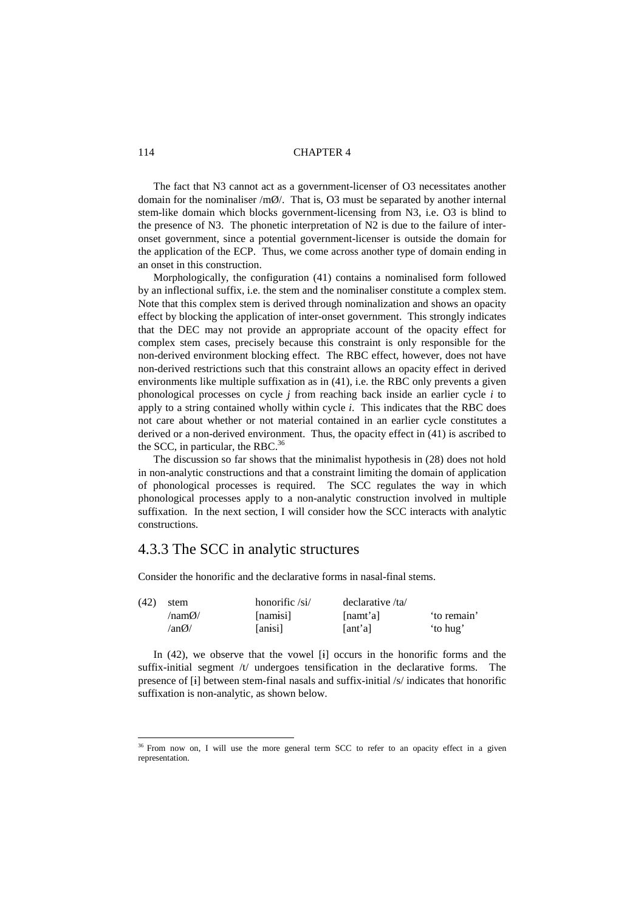The fact that N3 cannot act as a government-licenser of O3 necessitates another domain for the nominaliser /mØ/. That is, O3 must be separated by another internal stem-like domain which blocks government-licensing from N3, i.e. O3 is blind to the presence of N3. The phonetic interpretation of N2 is due to the failure of inter-onset government, since a potential government-licenser is outside the domain for the application of the ECP. Thus, we come across another type of domain ending in an onset in this construction.

Morphologically, the configuration (41) contains a nominalised form followed by an inflectional suffix, i.e. the stem and the nominaliser constitute a complex stem. Note that this complex stem is derived through nominalization and shows an opacity effect by blocking the application of inter-onset government. This strongly indicates that the DEC may not provide an appropriate account of the opacity effect for complex stem cases, precisely because this constraint is only responsible for the non-derived environment blocking effect. The RBC effect, however, does not have non-derived restrictions such that this constraint allows an opacity effect in derived environments like multiple suffixation as in (41), i.e. the RBC only prevents a given phonological processes on cycle *j* from reaching back inside an earlier cycle *i* to apply to a string contained wholly within cycle *i*. This indicates that the RBC does not care about whether or not material contained in an earlier cycle constitutes a derived or a non-derived environment. Thus, the opacity effect in (41) is ascribed to the SCC, in particular, the RBC.[36]

The discussion so far shows that the minimalist hypothesis in (28) does not hold in non-analytic constructions and that a constraint limiting the domain of application of phonological processes is required. The SCC regulates the way in which phonological processes apply to a non-analytic construction involved in multiple suffixation. In the next section, I will consider how the SCC interacts with analytic constructions.

## 4.3.3 The SCC in analytic structures

Consider the honorific and the declarative forms in nasal-final stems.

| (42) | stem | honorific /si/ | declarative /ta/ | |
|---|---|---|---|---|
| | /namØ/ | [namɨsi] | [namt'a] | 'to remain' |
| | /anØ/ | [anɨsi] | [ant'a] | 'to hug' |

In (42), we observe that the vowel [ɨ] occurs in the honorific forms and the suffix-initial segment /t/ undergoes tensification in the declarative forms. The presence of [ɨ] between stem-final nasals and suffix-initial /s/ indicates that honorific suffixation is non-analytic, as shown below.

[36] From now on, I will use the more general term SCC to refer to an opacity effect in a given representation.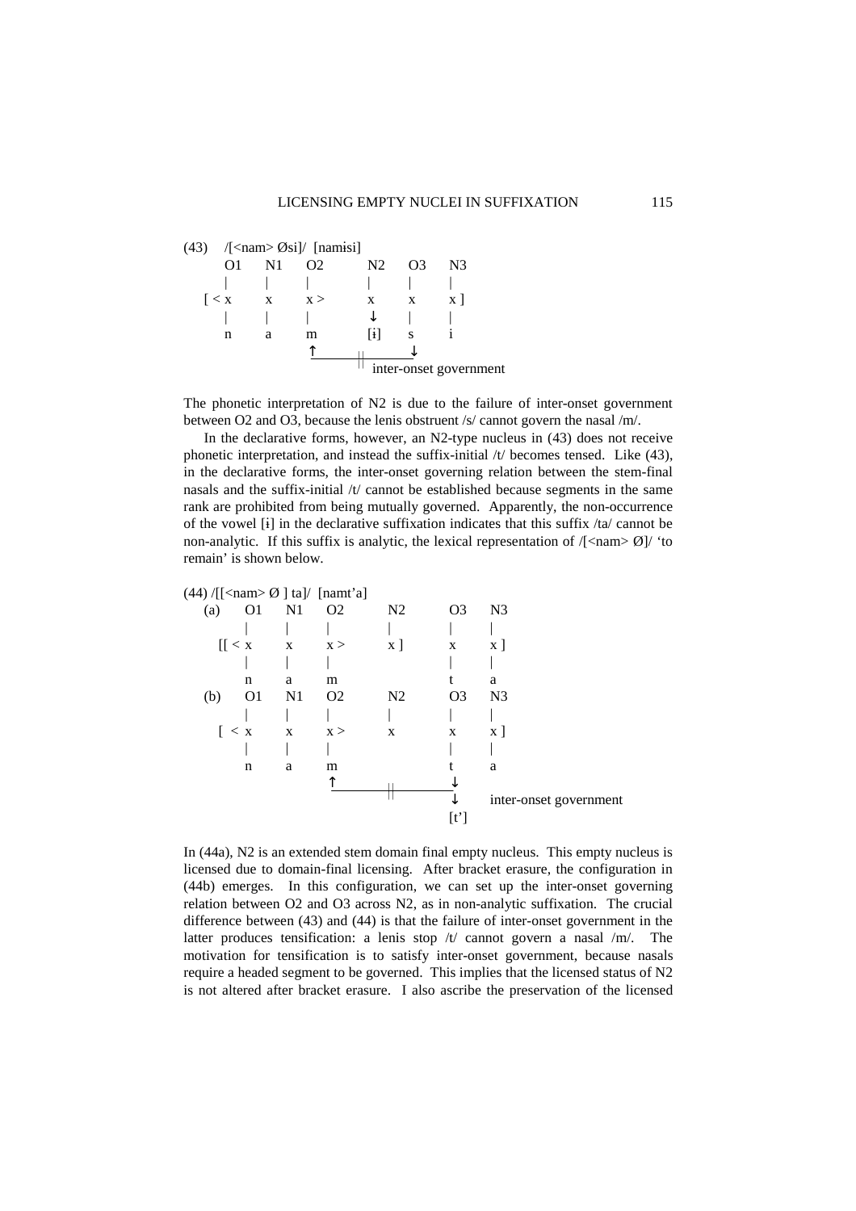(43) /[<nam> Øsi]/ [namisi]

```
      O1    N1    O2        N2    O3    N3
      |     |     |         |     |     |
  [ < x     x     x >       x     x     x ]
      |     |     |         ↓     |     |
      n     a     m        [ɨ]    s     i
                  ↑_______||_____↓
                          inter-onset government
```

The phonetic interpretation of N2 is due to the failure of inter-onset government between O2 and O3, because the lenis obstruent /s/ cannot govern the nasal /m/.

In the declarative forms, however, an N2-type nucleus in (43) does not receive phonetic interpretation, and instead the suffix-initial /t/ becomes tensed. Like (43), in the declarative forms, the inter-onset governing relation between the stem-final nasals and the suffix-initial /t/ cannot be established because segments in the same rank are prohibited from being mutually governed. Apparently, the non-occurrence of the vowel [ɨ] in the declarative suffixation indicates that this suffix /ta/ cannot be non-analytic. If this suffix is analytic, the lexical representation of /[<nam> Ø]/ 'to remain' is shown below.

(44) /[[<nam> Ø ] ta]/ [namt'a]

```
(a)    O1    N1    O2        N2        O3    N3
       |     |     |         |         |     |
   [[ < x    x     x >       x ]       x     x ]
       |     |     |                   |     |
       n     a     m                   t     a
(b)    O1    N1    O2        N2        O3    N3
       |     |     |         |         |     |
   [ < x     x     x >       x         x     x ]
       |     |     |                   |     |
       n     a     m                   t     a
                   ↑________||________↓
                                       ↓     inter-onset government
                                      [t']
```

In (44a), N2 is an extended stem domain final empty nucleus. This empty nucleus is licensed due to domain-final licensing. After bracket erasure, the configuration in (44b) emerges. In this configuration, we can set up the inter-onset governing relation between O2 and O3 across N2, as in non-analytic suffixation. The crucial difference between (43) and (44) is that the failure of inter-onset government in the latter produces tensification: a lenis stop /t/ cannot govern a nasal /m/. The motivation for tensification is to satisfy inter-onset government, because nasals require a headed segment to be governed. This implies that the licensed status of N2 is not altered after bracket erasure. I also ascribe the preservation of the licensed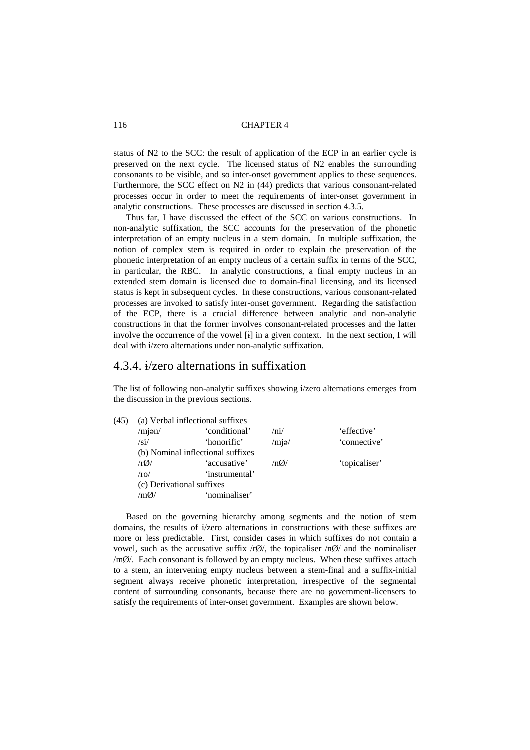status of N2 to the SCC: the result of application of the ECP in an earlier cycle is preserved on the next cycle. The licensed status of N2 enables the surrounding consonants to be visible, and so inter-onset government applies to these sequences. Furthermore, the SCC effect on N2 in (44) predicts that various consonant-related processes occur in order to meet the requirements of inter-onset government in analytic constructions. These processes are discussed in section 4.3.5.

Thus far, I have discussed the effect of the SCC on various constructions. In non-analytic suffixation, the SCC accounts for the preservation of the phonetic interpretation of an empty nucleus in a stem domain. In multiple suffixation, the notion of complex stem is required in order to explain the preservation of the phonetic interpretation of an empty nucleus of a certain suffix in terms of the SCC, in particular, the RBC. In analytic constructions, a final empty nucleus in an extended stem domain is licensed due to domain-final licensing, and its licensed status is kept in subsequent cycles. In these constructions, various consonant-related processes are invoked to satisfy inter-onset government. Regarding the satisfaction of the ECP, there is a crucial difference between analytic and non-analytic constructions in that the former involves consonant-related processes and the latter involve the occurrence of the vowel [ɨ] in a given context. In the next section, I will deal with ɨ/zero alternations under non-analytic suffixation.

## 4.3.4. ɨ/zero alternations in suffixation

The list of following non-analytic suffixes showing ɨ/zero alternations emerges from the discussion in the previous sections.

(45) (a) Verbal inflectional suffixes

| | | | |
|---|---|---|---|
| /mjən/ | 'conditional' | /ni/ | 'effective' |
| /si/ | 'honorific' | /mjə/ | 'connective' |

(b) Nominal inflectional suffixes

| | | | |
|---|---|---|---|
| /rØ/ | 'accusative' | /nØ/ | 'topicaliser' |
| /ro/ | 'instrumental' | | |

(c) Derivational suffixes

| | |
|---|---|
| /mØ/ | 'nominaliser' |

Based on the governing hierarchy among segments and the notion of stem domains, the results of ɨ/zero alternations in constructions with these suffixes are more or less predictable. First, consider cases in which suffixes do not contain a vowel, such as the accusative suffix /rØ/, the topicaliser /nØ/ and the nominaliser /mØ/. Each consonant is followed by an empty nucleus. When these suffixes attach to a stem, an intervening empty nucleus between a stem-final and a suffix-initial segment always receive phonetic interpretation, irrespective of the segmental content of surrounding consonants, because there are no government-licensers to satisfy the requirements of inter-onset government. Examples are shown below.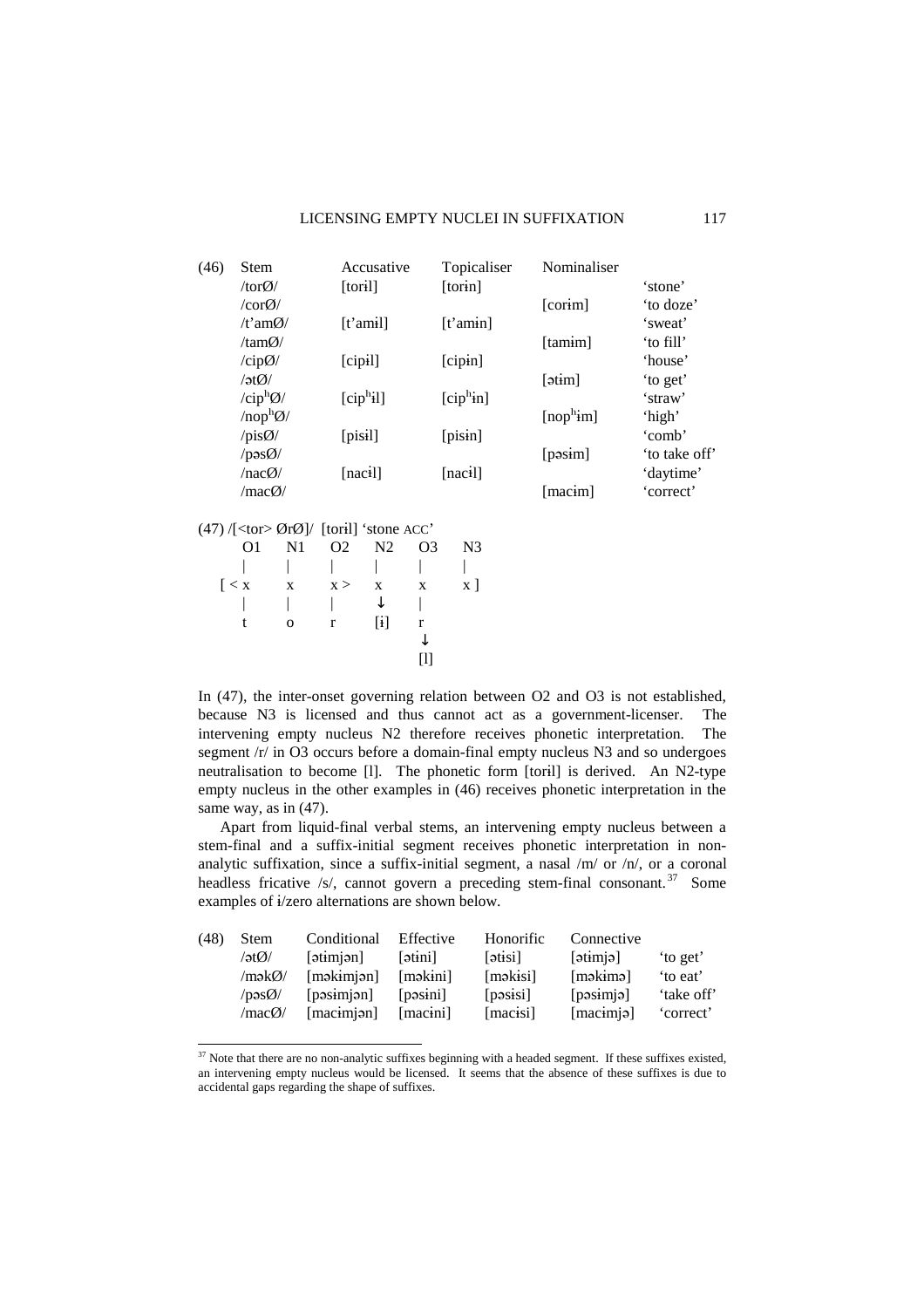(46)

| Stem | Accusative | Topicaliser | Nominaliser | |
|---|---|---|---|---|
| /torØ/ | [toril] | [torin] | | 'stone' |
| /corØ/ | | | [corim] | 'to doze' |
| /t'amØ/ | [t'amil] | [t'amin] | | 'sweat' |
| /tamØ/ | | | [tamim] | 'to fill' |
| /cipØ/ | [cipil] | [cipin] | | 'house' |
| /ətØ/ | | | [ətim] | 'to get' |
| /cipʰØ/ | [cipʰil] | [cipʰin] | | 'straw' |
| /nopʰØ/ | | | [nopʰim] | 'high' |
| /pisØ/ | [pisil] | [pisin] | | 'comb' |
| /pəsØ/ | | | [pəsim] | 'to take off' |
| /nacØ/ | [nacil] | [nacil] | | 'daytime' |
| /macØ/ | | | [macim] | 'correct' |

(47) /[<tor> ØrØ]/ [toril] 'stone ACC'

```
     O1    N1    O2    N2    O3    N3
     |     |     |     |     |     |
  [ < x    x     x >   x     x     x ]
     |     |     |     ↓     |
     t     o     r    [i]    r
                             ↓
                            [l]
```

In (47), the inter-onset governing relation between O2 and O3 is not established, because N3 is licensed and thus cannot act as a government-licenser. The intervening empty nucleus N2 therefore receives phonetic interpretation. The segment /r/ in O3 occurs before a domain-final empty nucleus N3 and so undergoes neutralisation to become [l]. The phonetic form [toril] is derived. An N2-type empty nucleus in the other examples in (46) receives phonetic interpretation in the same way, as in (47).

Apart from liquid-final verbal stems, an intervening empty nucleus between a stem-final and a suffix-initial segment receives phonetic interpretation in non-analytic suffixation, since a suffix-initial segment, a nasal /m/ or /n/, or a coronal headless fricative /s/, cannot govern a preceding stem-final consonant.[37] Some examples of ɨ/zero alternations are shown below.

(48)

| Stem | Conditional | Effective | Honorific | Connective | |
|---|---|---|---|---|---|
| /ətØ/ | [ətimjən] | [ətini] | [ətisi] | [ətimjə] | 'to get' |
| /məkØ/ | [məkimjən] | [məkini] | [məkisi] | [məkimə] | 'to eat' |
| /pəsØ/ | [pəsimjən] | [pəsini] | [pəsisi] | [pəsimjə] | 'take off' |
| /macØ/ | [macimjən] | [macini] | [macisi] | [macimjə] | 'correct' |

[37] Note that there are no non-analytic suffixes beginning with a headed segment. If these suffixes existed, an intervening empty nucleus would be licensed. It seems that the absence of these suffixes is due to accidental gaps regarding the shape of suffixes.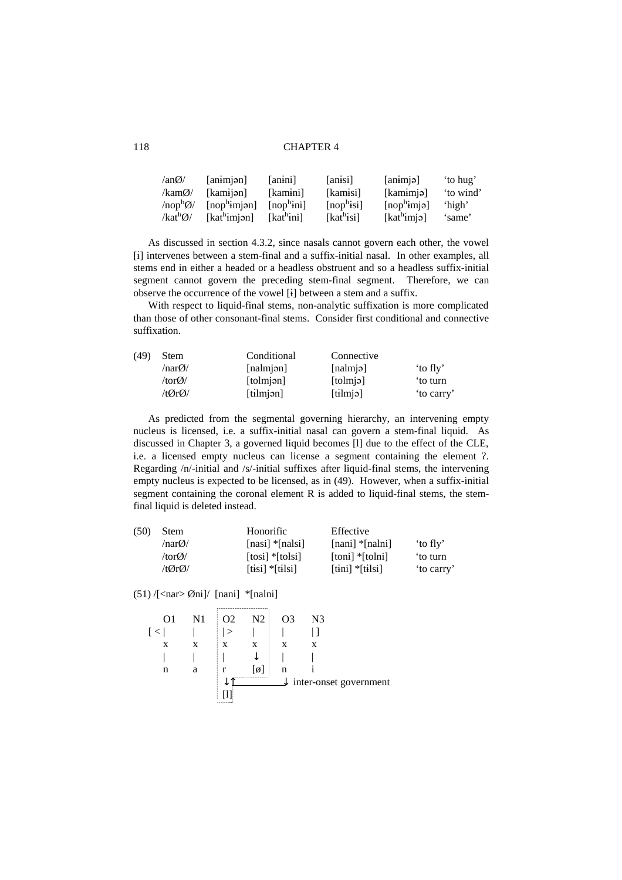| | | | | | |
|---|---|---|---|---|---|
| /anØ/ | [anɨmjən] | [anɨni] | [anɨsi] | [anɨmjə] | 'to hug' |
| /kamØ/ | [kamɨjən] | [kamɨni] | [kamɨsi] | [kamɨmjə] | 'to wind' |
| /nophØ/ | [nophɨmjən] | [nophɨni] | [nophɨsi] | [nophɨmjə] | 'high' |
| /kathØ/ | [kathɨmjən] | [kathɨni] | [kathɨsi] | [kathɨmjə] | 'same' |

As discussed in section 4.3.2, since nasals cannot govern each other, the vowel [ɨ] intervenes between a stem-final and a suffix-initial nasal. In other examples, all stems end in either a headed or a headless obstruent and so a headless suffix-initial segment cannot govern the preceding stem-final segment. Therefore, we can observe the occurrence of the vowel [ɨ] between a stem and a suffix.

With respect to liquid-final stems, non-analytic suffixation is more complicated than those of other consonant-final stems. Consider first conditional and connective suffixation.

(49)

| Stem | Conditional | Connective | |
|---|---|---|---|
| /narØ/ | [nalmjən] | [nalmjə] | 'to fly' |
| /torØ/ | [tolmjən] | [tolmjə] | 'to turn |
| /tØrØ/ | [tɨlmjən] | [tɨlmjə] | 'to carry' |

As predicted from the segmental governing hierarchy, an intervening empty nucleus is licensed, i.e. a suffix-initial nasal can govern a stem-final liquid. As discussed in Chapter 3, a governed liquid becomes [l] due to the effect of the CLE, i.e. a licensed empty nucleus can license a segment containing the element ʔ. Regarding /n/-initial and /s/-initial suffixes after liquid-final stems, the intervening empty nucleus is expected to be licensed, as in (49). However, when a suffix-initial segment containing the coronal element R is added to liquid-final stems, the stem-final liquid is deleted instead.

(50)

| Stem | Honorific | Effective | |
|---|---|---|---|
| /narØ/ | [nasi] *[nalsi] | [nani] *[nalni] | 'to fly' |
| /torØ/ | [tosi] *[tolsi] | [toni] *[tolni] | 'to turn |
| /tØrØ/ | [tɨsi] *[tɨlsi] | [tɨni] *[tɨlsi] | 'to carry' |

(51) /[<nar> Øni]/ [nani] *[nalni]

```
     O1   N1  | O2   N2 |  O3   N3
 [ < |    |   | | >   | |  |    | ]
     x    x   | x    x  |  x    x
     |    |   | |    ↓  |  |    |
     n    a   | r   [ø] |  n    i
                ↓↑───────────↓ inter-onset government
               [l]
```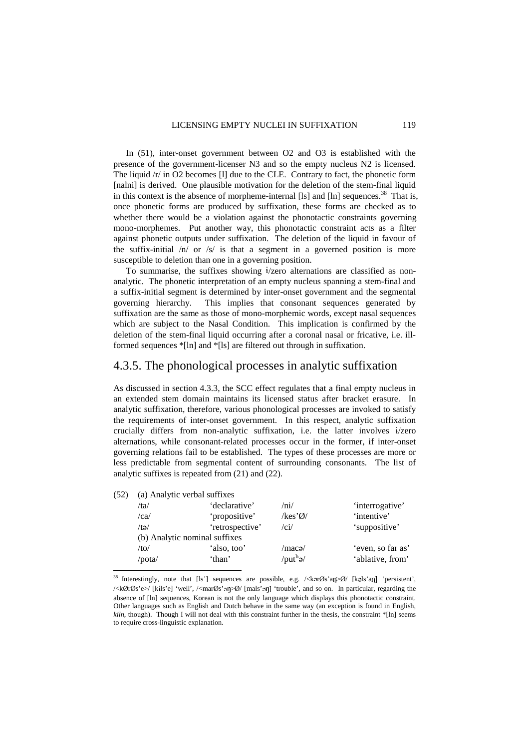In (51), inter-onset government between O2 and O3 is established with the presence of the government-licenser N3 and so the empty nucleus N2 is licensed. The liquid /r/ in O2 becomes [l] due to the CLE. Contrary to fact, the phonetic form [nalni] is derived. One plausible motivation for the deletion of the stem-final liquid in this context is the absence of morpheme-internal [ls] and [ln] sequences.[38] That is, once phonetic forms are produced by suffixation, these forms are checked as to whether there would be a violation against the phonotactic constraints governing mono-morphemes. Put another way, this phonotactic constraint acts as a filter against phonetic outputs under suffixation. The deletion of the liquid in favour of the suffix-initial /n/ or /s/ is that a segment in a governed position is more susceptible to deletion than one in a governing position.

To summarise, the suffixes showing ɨ/zero alternations are classified as non-analytic. The phonetic interpretation of an empty nucleus spanning a stem-final and a suffix-initial segment is determined by inter-onset government and the segmental governing hierarchy. This implies that consonant sequences generated by suffixation are the same as those of mono-morphemic words, except nasal sequences which are subject to the Nasal Condition. This implication is confirmed by the deletion of the stem-final liquid occurring after a coronal nasal or fricative, i.e. ill-formed sequences *[ln] and *[ls] are filtered out through in suffixation.

## 4.3.5. The phonological processes in analytic suffixation

As discussed in section 4.3.3, the SCC effect regulates that a final empty nucleus in an extended stem domain maintains its licensed status after bracket erasure. In analytic suffixation, therefore, various phonological processes are invoked to satisfy the requirements of inter-onset government. In this respect, analytic suffixation crucially differs from non-analytic suffixation, i.e. the latter involves ɨ/zero alternations, while consonant-related processes occur in the former, if inter-onset governing relations fail to be established. The types of these processes are more or less predictable from segmental content of surrounding consonants. The list of analytic suffixes is repeated from (21) and (22).

(52) (a) Analytic verbal suffixes

| | | | |
|---|---|---|---|
| /ta/ | 'declarative' | /ni/ | 'interrogative' |
| /ca/ | 'propositive' | /kes'Ø/ | 'intentive' |
| /tə/ | 'retrospective' | /ci/ | 'suppositive' |

(b) Analytic nominal suffixes

| | | | |
|---|---|---|---|
| /to/ | 'also, too' | /macə/ | 'even, so far as' |
| /pota/ | 'than' | /put$^{h}$ə/ | 'ablative, from' |

---

[38] Interestingly, note that [ls'] sequences are possible, e.g. /<kərØs'aŋ>Ø/ [kəls'aŋ] 'persistent', /<kØrØs'e>/ [kɨls'e] 'well', /<marØs'əŋ>Ø/ [mals'əŋ] 'trouble', and so on. In particular, regarding the absence of [ln] sequences, Korean is not the only language which displays this phonotactic constraint. Other languages such as English and Dutch behave in the same way (an exception is found in English, *kiln*, though). Though I will not deal with this constraint further in the thesis, the constraint *[ln] seems to require cross-linguistic explanation.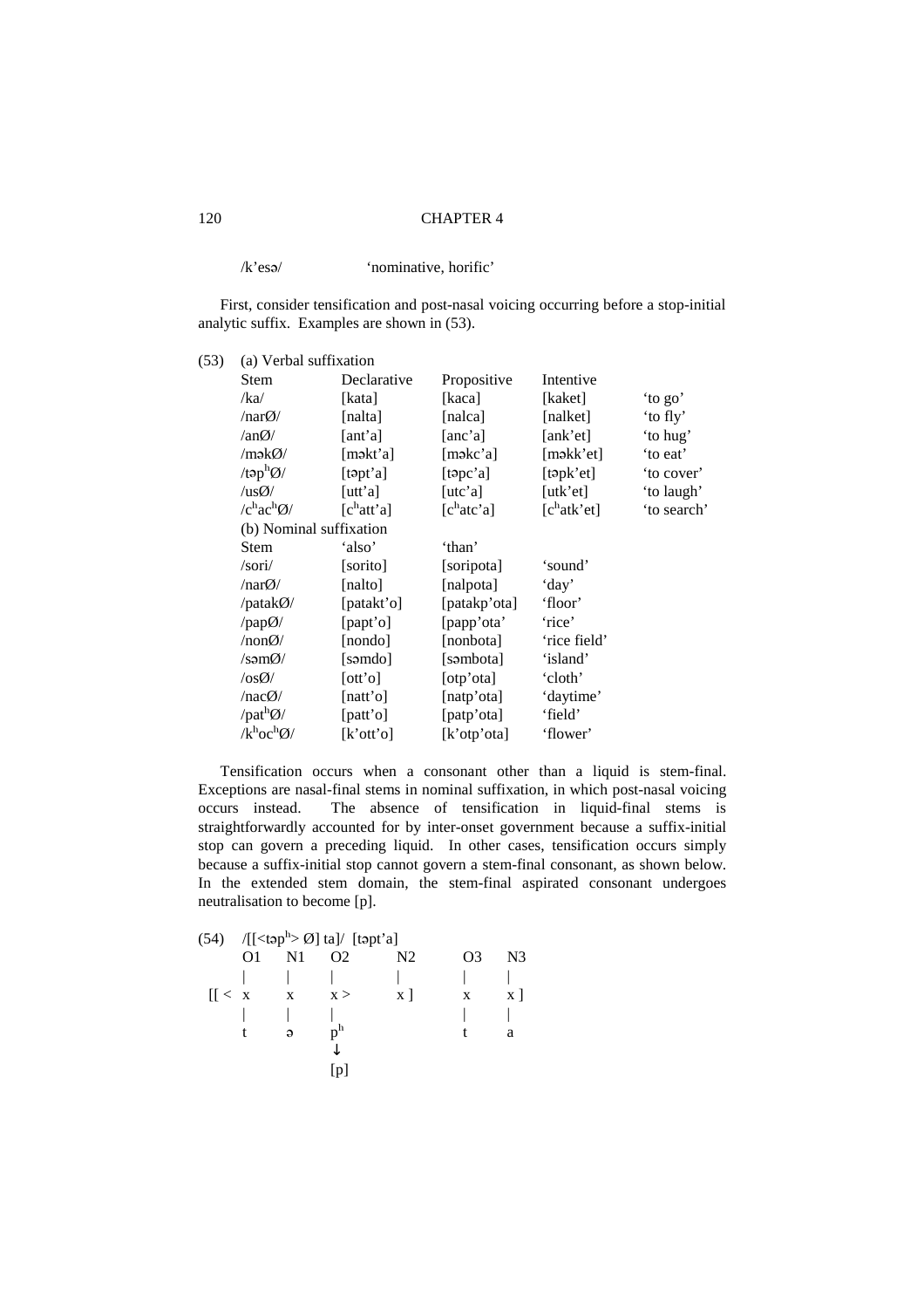/k'esə/ 'nominative, horific'

First, consider tensification and post-nasal voicing occurring before a stop-initial analytic suffix. Examples are shown in (53).

(53) (a) Verbal suffixation

| Stem | Declarative | Propositive | Intentive | |
|---|---|---|---|---|
| /ka/ | [kata] | [kaca] | [kaket] | 'to go' |
| /narØ/ | [nalta] | [nalca] | [nalket] | 'to fly' |
| /anØ/ | [ant'a] | [anc'a] | [ank'et] | 'to hug' |
| /məkØ/ | [məkt'a] | [məkc'a] | [məkk'et] | 'to eat' |
| /təpʰØ/ | [təpt'a] | [təpc'a] | [təpk'et] | 'to cover' |
| /usØ/ | [utt'a] | [utc'a] | [utk'et] | 'to laugh' |
| /cʰacʰØ/ | [cʰatt'a] | [cʰatc'a] | [cʰatk'et] | 'to search' |

(b) Nominal suffixation

| Stem | 'also' | 'than' | |
|---|---|---|---|
| /sori/ | [sorito] | [soripota] | 'sound' |
| /narØ/ | [nalto] | [nalpota] | 'day' |
| /patakØ/ | [patakt'o] | [patakp'ota] | 'floor' |
| /papØ/ | [papt'o] | [papp'ota' | 'rice' |
| /nonØ/ | [nondo] | [nonbota] | 'rice field' |
| /səmØ/ | [səmdo] | [səmbota] | 'island' |
| /osØ/ | [ott'o] | [otp'ota] | 'cloth' |
| /nacØ/ | [natt'o] | [natp'ota] | 'daytime' |
| /patʰØ/ | [patt'o] | [patp'ota] | 'field' |
| /kʰocʰØ/ | [k'ott'o] | [k'otp'ota] | 'flower' |

Tensification occurs when a consonant other than a liquid is stem-final. Exceptions are nasal-final stems in nominal suffixation, in which post-nasal voicing occurs instead. The absence of tensification in liquid-final stems is straightforwardly accounted for by inter-onset government because a suffix-initial stop can govern a preceding liquid. In other cases, tensification occurs simply because a suffix-initial stop cannot govern a stem-final consonant, as shown below. In the extended stem domain, the stem-final aspirated consonant undergoes neutralisation to become [p].

```
(54)  /[[<təpʰ> Ø] ta]/  [təpt'a]
        O1   N1   O2      N2       O3   N3
        |    |    |       |        |    |
 [[ <   x    x    x >     x ]      x    x ]
        |    |    |                |    |
        t    ə    pʰ               t    a
                  ↓
                 [p]
```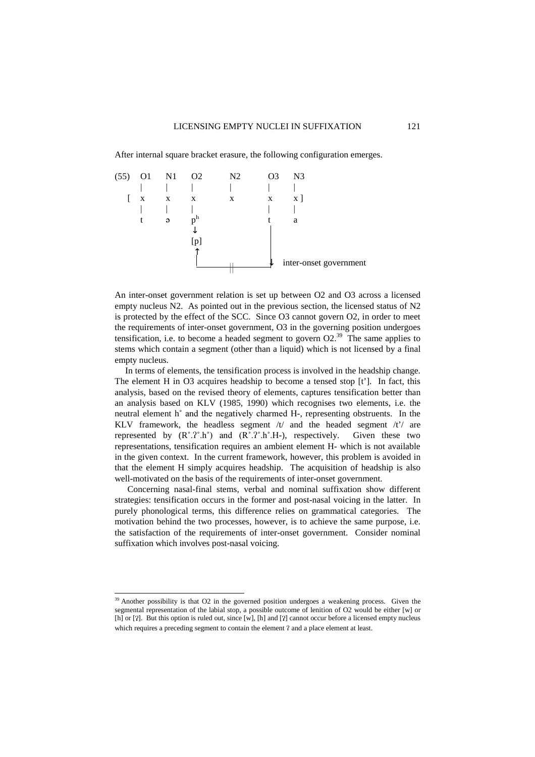After internal square bracket erasure, the following configuration emerges.

```
(55)   O1    N1    O2         N2         O3    N3
       |     |     |          |          |     |
    [  x     x     x          x          x     x ]
       |     |     |                     |     |
       t     ə     pʰ                    t     a
                   ↓                     |
                  [p]                    |
                   ↑                     |
                   |__________||_________↓  inter-onset government
```

An inter-onset government relation is set up between O2 and O3 across a licensed empty nucleus N2. As pointed out in the previous section, the licensed status of N2 is protected by the effect of the SCC. Since O3 cannot govern O2, in order to meet the requirements of inter-onset government, O3 in the governing position undergoes tensification, i.e. to become a headed segment to govern O2.[39] The same applies to stems which contain a segment (other than a liquid) which is not licensed by a final empty nucleus.

In terms of elements, the tensification process is involved in the headship change. The element H in O3 acquires headship to become a tensed stop [t']. In fact, this analysis, based on the revised theory of elements, captures tensification better than an analysis based on KLV (1985, 1990) which recognises two elements, i.e. the neutral element h˚ and the negatively charmed H-, representing obstruents. In the KLV framework, the headless segment /t/ and the headed segment /t'/ are represented by (R˚.ʔ˚.h˚) and (R˚.ʔ˚.h˚.H-), respectively. Given these two representations, tensification requires an ambient element H- which is not available in the given context. In the current framework, however, this problem is avoided in that the element H simply acquires headship. The acquisition of headship is also well-motivated on the basis of the requirements of inter-onset government.

Concerning nasal-final stems, verbal and nominal suffixation show different strategies: tensification occurs in the former and post-nasal voicing in the latter. In purely phonological terms, this difference relies on grammatical categories. The motivation behind the two processes, however, is to achieve the same purpose, i.e. the satisfaction of the requirements of inter-onset government. Consider nominal suffixation which involves post-nasal voicing.

---

[39] Another possibility is that O2 in the governed position undergoes a weakening process. Given the segmental representation of the labial stop, a possible outcome of lenition of O2 would be either [w] or [h] or [ʔ]. But this option is ruled out, since [w], [h] and [ʔ] cannot occur before a licensed empty nucleus which requires a preceding segment to contain the element ʔ and a place element at least.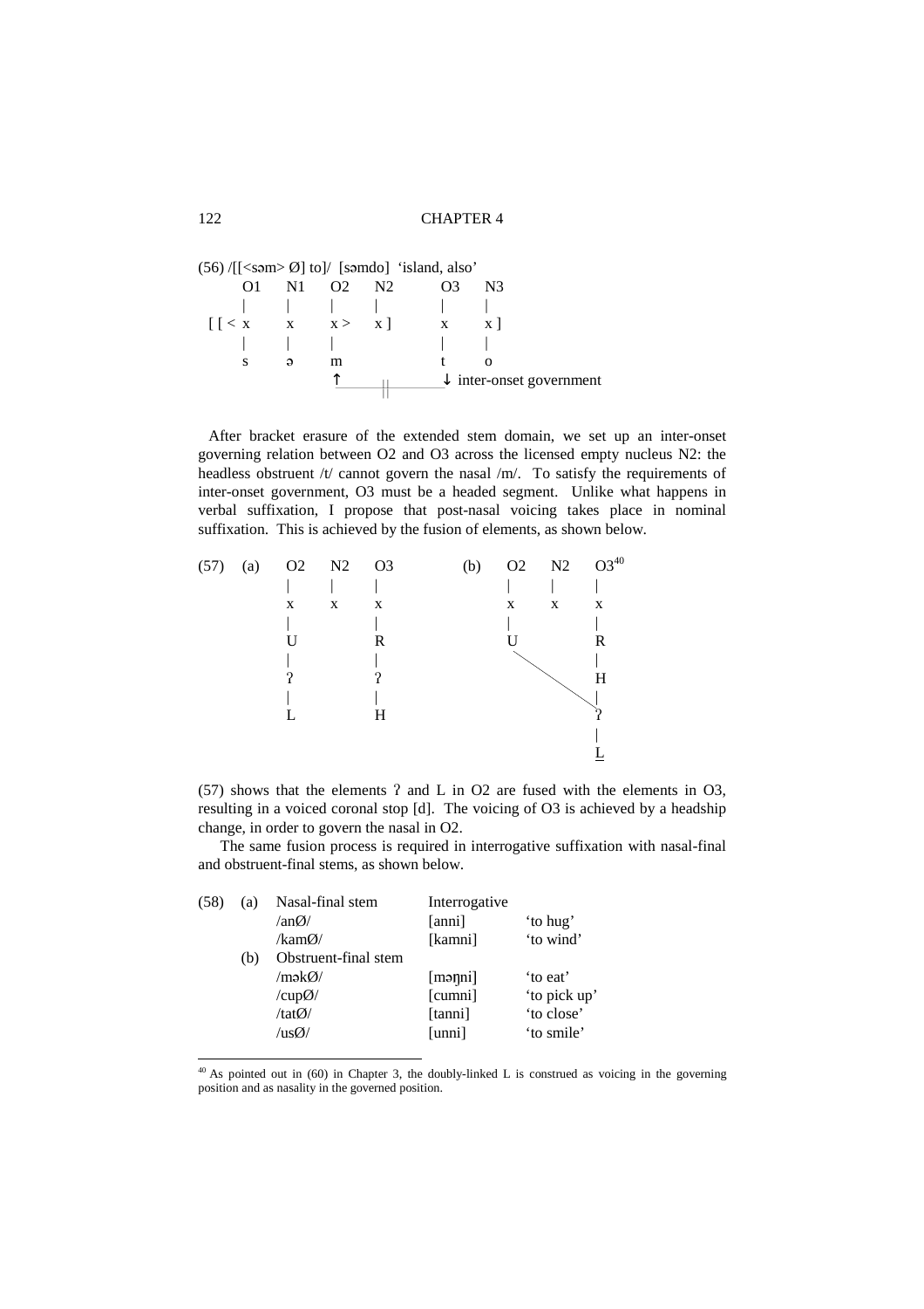(56) /[[<səm> Ø] to]/ [səmdo] 'island, also'

```
        O1    N1    O2    N2        O3    N3
        |     |     |     |         |     |
 [ [ <  x     x     x >   x ]       x     x ]
        |     |     |               |     |
        s     ə     m               t     o
                    ↑_______||_______↓ inter-onset government
```

After bracket erasure of the extended stem domain, we set up an inter-onset governing relation between O2 and O3 across the licensed empty nucleus N2: the headless obstruent /t/ cannot govern the nasal /m/. To satisfy the requirements of inter-onset government, O3 must be a headed segment. Unlike what happens in verbal suffixation, I propose that post-nasal voicing takes place in nominal suffixation. This is achieved by the fusion of elements, as shown below.

```
(57)  (a)   O2    N2    O3            (b)   O2    N2    O3[40]
            |     |     |                   |     |     |
            x     x     x                   x     x     x
            |           |                   |           |
            U           R                   U           R
            |           |                     \         |
            ʔ           ʔ                       \       H
            |           |                         \     |
            L           H                               ʔ
                                                        |
                                                        L
```

(57) shows that the elements ʔ and L in O2 are fused with the elements in O3, resulting in a voiced coronal stop [d]. The voicing of O3 is achieved by a headship change, in order to govern the nasal in O2.

The same fusion process is required in interrogative suffixation with nasal-final and obstruent-final stems, as shown below.

| (58) | | | | |
|---|---|---|---|---|
| | (a) | Nasal-final stem | Interrogative | |
| | | /anØ/ | [anni] | 'to hug' |
| | | /kamØ/ | [kamni] | 'to wind' |
| | (b) | Obstruent-final stem | | |
| | | /mәkØ/ | [mәŋni] | 'to eat' |
| | | /cupØ/ | [cumni] | 'to pick up' |
| | | /tatØ/ | [tanni] | 'to close' |
| | | /usØ/ | [unni] | 'to smile' |

[40] As pointed out in (60) in Chapter 3, the doubly-linked L is construed as voicing in the governing position and as nasality in the governed position.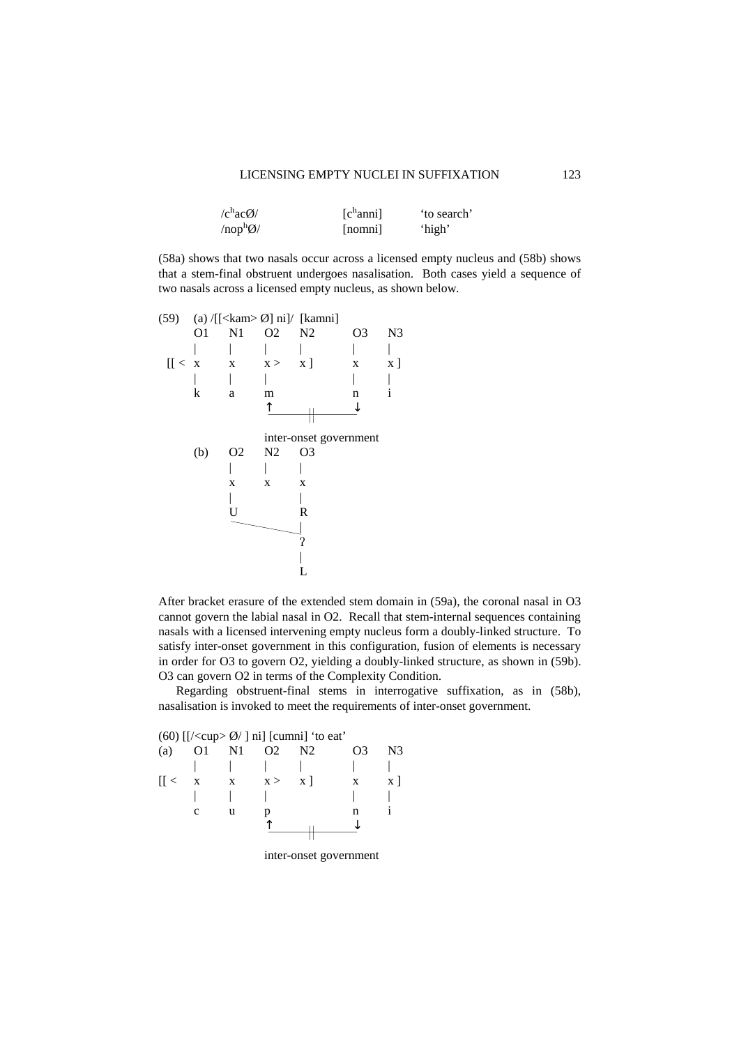| | | |
|---|---|---|
| /$c^h$acØ/ | [$c^h$anni] | 'to search' |
| /nop$^h$Ø/ | [nomni] | 'high' |

(58a) shows that two nasals occur across a licensed empty nucleus and (58b) shows that a stem-final obstruent undergoes nasalisation. Both cases yield a sequence of two nasals across a licensed empty nucleus, as shown below.

```
(59)    (a) /[[<kam> Ø] ni]/  [kamni]
        O1    N1    O2    N2       O3    N3
        |     |     |     |        |     |
  [[ <  x     x     x >   x ]      x     x ]
        |     |     |              |     |
        k     a     m              n     i
                    ↑______||______↓

                  inter-onset government
        (b)   O2    N2    O3
              |     |     |
              x     x     x
              |           |
              U           R
               \__________|
                          ʔ
                          |
                          L
```

After bracket erasure of the extended stem domain in (59a), the coronal nasal in O3 cannot govern the labial nasal in O2. Recall that stem-internal sequences containing nasals with a licensed intervening empty nucleus form a doubly-linked structure. To satisfy inter-onset government in this configuration, fusion of elements is necessary in order for O3 to govern O2, yielding a doubly-linked structure, as shown in (59b). O3 can govern O2 in terms of the Complexity Condition.

Regarding obstruent-final stems in interrogative suffixation, as in (58b), nasalisation is invoked to meet the requirements of inter-onset government.

```
(60) [[/<cup> Ø/ ] ni] [cumni] 'to eat'
(a)     O1    N1    O2    N2       O3    N3
        |     |     |     |        |     |
  [[ <  x     x     x >   x ]      x     x ]
        |     |     |              |     |
        c     u     p              n     i
                    ↑______||______↓

                  inter-onset government
```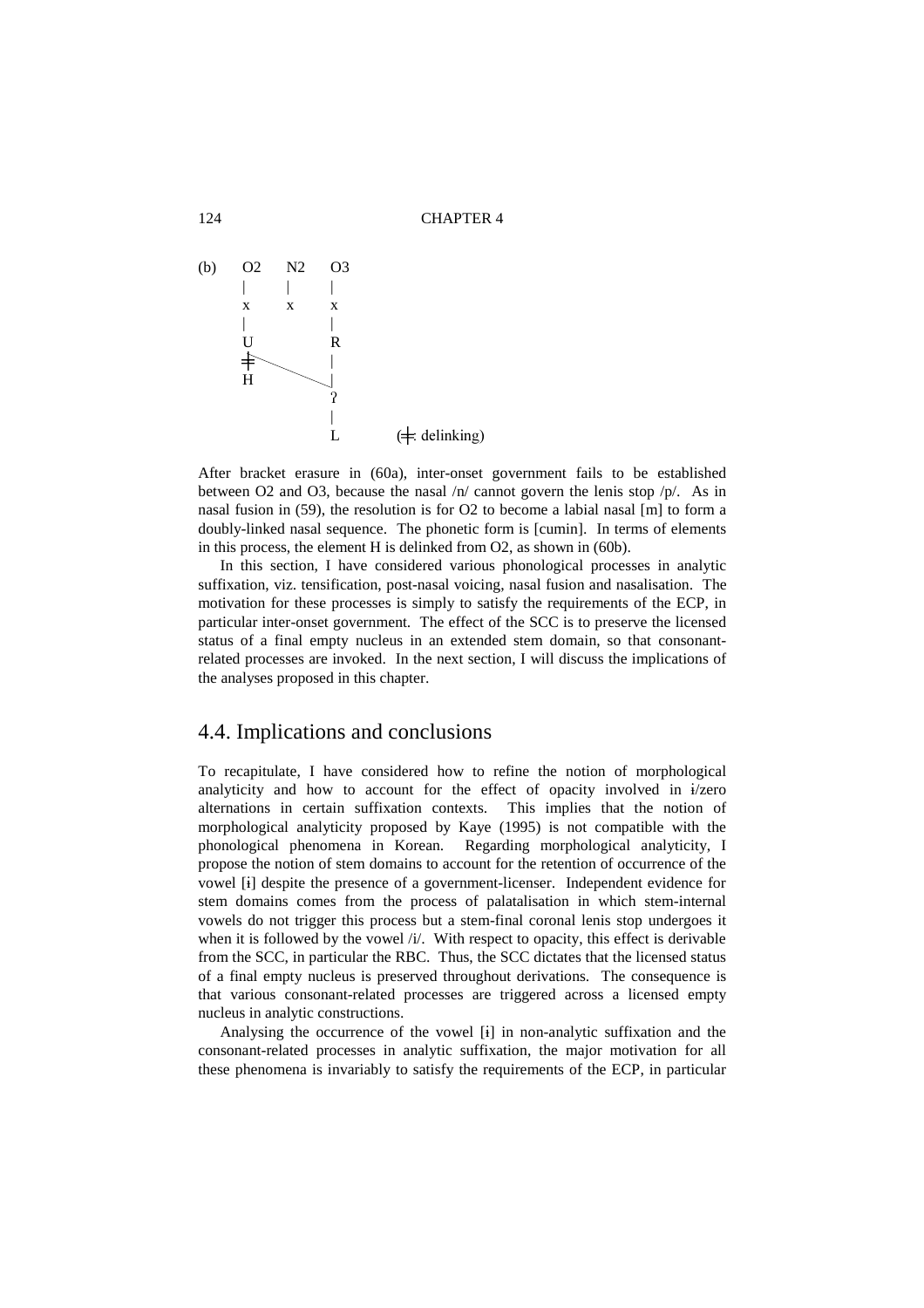```
(b)   O2    N2    O3
      |     |     |
      x     x     x
      |           |
      U           R
      ╪           |
      H           |
                  ʔ
                  |
                  L        (╪: delinking)
```

After bracket erasure in (60a), inter-onset government fails to be established between O2 and O3, because the nasal /n/ cannot govern the lenis stop /p/. As in nasal fusion in (59), the resolution is for O2 to become a labial nasal [m] to form a doubly-linked nasal sequence. The phonetic form is [cumin]. In terms of elements in this process, the element H is delinked from O2, as shown in (60b).

In this section, I have considered various phonological processes in analytic suffixation, viz. tensification, post-nasal voicing, nasal fusion and nasalisation. The motivation for these processes is simply to satisfy the requirements of the ECP, in particular inter-onset government. The effect of the SCC is to preserve the licensed status of a final empty nucleus in an extended stem domain, so that consonant-related processes are invoked. In the next section, I will discuss the implications of the analyses proposed in this chapter.

## 4.4. Implications and conclusions

To recapitulate, I have considered how to refine the notion of morphological analyticity and how to account for the effect of opacity involved in ɨ/zero alternations in certain suffixation contexts. This implies that the notion of morphological analyticity proposed by Kaye (1995) is not compatible with the phonological phenomena in Korean. Regarding morphological analyticity, I propose the notion of stem domains to account for the retention of occurrence of the vowel [ɨ] despite the presence of a government-licenser. Independent evidence for stem domains comes from the process of palatalisation in which stem-internal vowels do not trigger this process but a stem-final coronal lenis stop undergoes it when it is followed by the vowel /i/. With respect to opacity, this effect is derivable from the SCC, in particular the RBC. Thus, the SCC dictates that the licensed status of a final empty nucleus is preserved throughout derivations. The consequence is that various consonant-related processes are triggered across a licensed empty nucleus in analytic constructions.

Analysing the occurrence of the vowel [ɨ] in non-analytic suffixation and the consonant-related processes in analytic suffixation, the major motivation for all these phenomena is invariably to satisfy the requirements of the ECP, in particular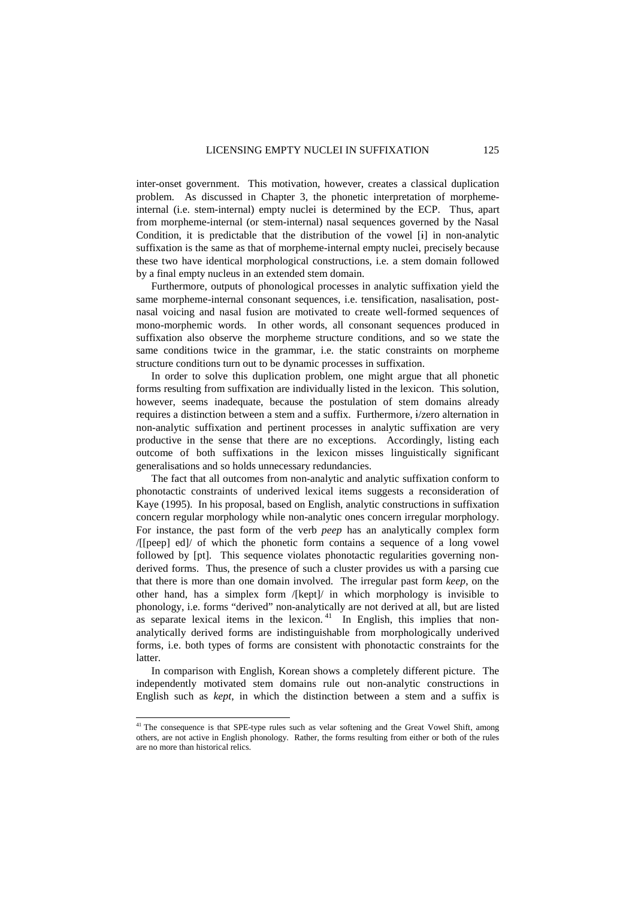inter-onset government. This motivation, however, creates a classical duplication problem. As discussed in Chapter 3, the phonetic interpretation of morpheme-internal (i.e. stem-internal) empty nuclei is determined by the ECP. Thus, apart from morpheme-internal (or stem-internal) nasal sequences governed by the Nasal Condition, it is predictable that the distribution of the vowel [ɨ] in non-analytic suffixation is the same as that of morpheme-internal empty nuclei, precisely because these two have identical morphological constructions, i.e. a stem domain followed by a final empty nucleus in an extended stem domain.

Furthermore, outputs of phonological processes in analytic suffixation yield the same morpheme-internal consonant sequences, i.e. tensification, nasalisation, post-nasal voicing and nasal fusion are motivated to create well-formed sequences of mono-morphemic words. In other words, all consonant sequences produced in suffixation also observe the morpheme structure conditions, and so we state the same conditions twice in the grammar, i.e. the static constraints on morpheme structure conditions turn out to be dynamic processes in suffixation.

In order to solve this duplication problem, one might argue that all phonetic forms resulting from suffixation are individually listed in the lexicon. This solution, however, seems inadequate, because the postulation of stem domains already requires a distinction between a stem and a suffix. Furthermore, ɨ/zero alternation in non-analytic suffixation and pertinent processes in analytic suffixation are very productive in the sense that there are no exceptions. Accordingly, listing each outcome of both suffixations in the lexicon misses linguistically significant generalisations and so holds unnecessary redundancies.

The fact that all outcomes from non-analytic and analytic suffixation conform to phonotactic constraints of underived lexical items suggests a reconsideration of Kaye (1995). In his proposal, based on English, analytic constructions in suffixation concern regular morphology while non-analytic ones concern irregular morphology. For instance, the past form of the verb *peep* has an analytically complex form /[[peep] ed]/ of which the phonetic form contains a sequence of a long vowel followed by [pt]. This sequence violates phonotactic regularities governing non-derived forms. Thus, the presence of such a cluster provides us with a parsing cue that there is more than one domain involved. The irregular past form *keep*, on the other hand, has a simplex form /[kept]/ in which morphology is invisible to phonology, i.e. forms "derived" non-analytically are not derived at all, but are listed as separate lexical items in the lexicon.[41] In English, this implies that non-analytically derived forms are indistinguishable from morphologically underived forms, i.e. both types of forms are consistent with phonotactic constraints for the latter.

In comparison with English, Korean shows a completely different picture. The independently motivated stem domains rule out non-analytic constructions in English such as *kept*, in which the distinction between a stem and a suffix is

---

[41] The consequence is that SPE-type rules such as velar softening and the Great Vowel Shift, among others, are not active in English phonology. Rather, the forms resulting from either or both of the rules are no more than historical relics.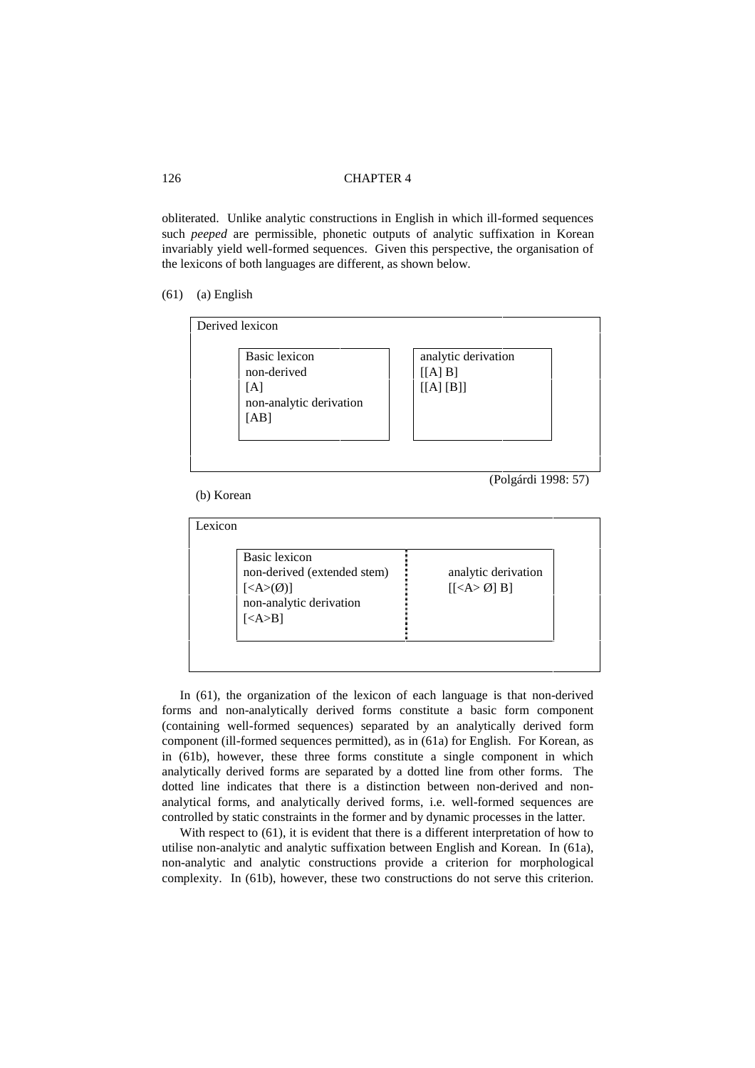obliterated. Unlike analytic constructions in English in which ill-formed sequences such *peeped* are permissible, phonetic outputs of analytic suffixation in Korean invariably yield well-formed sequences. Given this perspective, the organisation of the lexicons of both languages are different, as shown below.

(61) (a) English

```
Derived lexicon
    Basic lexicon                  analytic derivation
    non-derived                    [[A] B]
    [A]                            [[A] [B]]
    non-analytic derivation
    [AB]
```

(Polgárdi 1998: 57)

(b) Korean

```
Lexicon
    Basic lexicon                  :
    non-derived (extended stem)    :   analytic derivation
    [<A>(Ø)]                       :   [[<A> Ø] B]
    non-analytic derivation        :
    [<A>B]                         :
```

In (61), the organization of the lexicon of each language is that non-derived forms and non-analytically derived forms constitute a basic form component (containing well-formed sequences) separated by an analytically derived form component (ill-formed sequences permitted), as in (61a) for English. For Korean, as in (61b), however, these three forms constitute a single component in which analytically derived forms are separated by a dotted line from other forms. The dotted line indicates that there is a distinction between non-derived and non-analytical forms, and analytically derived forms, i.e. well-formed sequences are controlled by static constraints in the former and by dynamic processes in the latter.

With respect to (61), it is evident that there is a different interpretation of how to utilise non-analytic and analytic suffixation between English and Korean. In (61a), non-analytic and analytic constructions provide a criterion for morphological complexity. In (61b), however, these two constructions do not serve this criterion.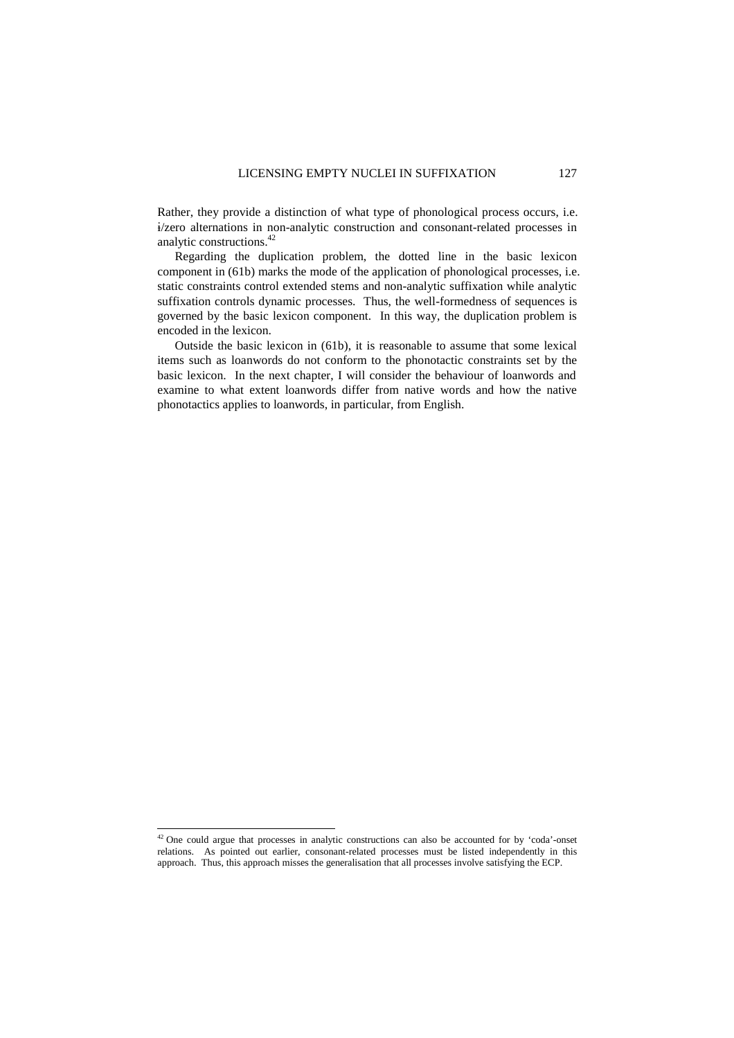Rather, they provide a distinction of what type of phonological process occurs, i.e. ɨ/zero alternations in non-analytic construction and consonant-related processes in analytic constructions.[42]

Regarding the duplication problem, the dotted line in the basic lexicon component in (61b) marks the mode of the application of phonological processes, i.e. static constraints control extended stems and non-analytic suffixation while analytic suffixation controls dynamic processes. Thus, the well-formedness of sequences is governed by the basic lexicon component. In this way, the duplication problem is encoded in the lexicon.

Outside the basic lexicon in (61b), it is reasonable to assume that some lexical items such as loanwords do not conform to the phonotactic constraints set by the basic lexicon. In the next chapter, I will consider the behaviour of loanwords and examine to what extent loanwords differ from native words and how the native phonotactics applies to loanwords, in particular, from English.

---

[42] One could argue that processes in analytic constructions can also be accounted for by 'coda'-onset relations. As pointed out earlier, consonant-related processes must be listed independently in this approach. Thus, this approach misses the generalisation that all processes involve satisfying the ECP.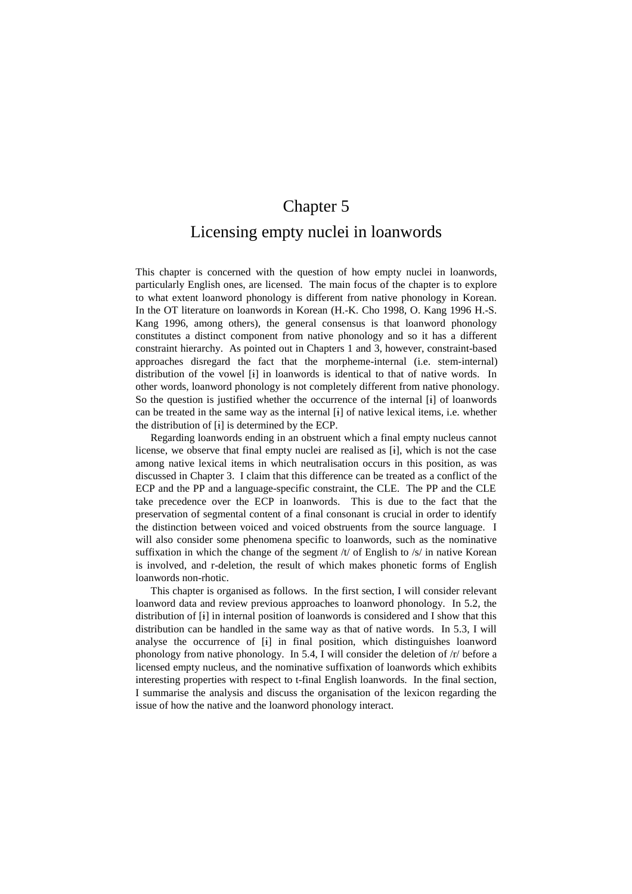# Chapter 5

# Licensing empty nuclei in loanwords

This chapter is concerned with the question of how empty nuclei in loanwords, particularly English ones, are licensed. The main focus of the chapter is to explore to what extent loanword phonology is different from native phonology in Korean. In the OT literature on loanwords in Korean (H.-K. Cho 1998, O. Kang 1996 H.-S. Kang 1996, among others), the general consensus is that loanword phonology constitutes a distinct component from native phonology and so it has a different constraint hierarchy. As pointed out in Chapters 1 and 3, however, constraint-based approaches disregard the fact that the morpheme-internal (i.e. stem-internal) distribution of the vowel [ɨ] in loanwords is identical to that of native words. In other words, loanword phonology is not completely different from native phonology. So the question is justified whether the occurrence of the internal [ɨ] of loanwords can be treated in the same way as the internal [ɨ] of native lexical items, i.e. whether the distribution of [ɨ] is determined by the ECP.

Regarding loanwords ending in an obstruent which a final empty nucleus cannot license, we observe that final empty nuclei are realised as [ɨ], which is not the case among native lexical items in which neutralisation occurs in this position, as was discussed in Chapter 3. I claim that this difference can be treated as a conflict of the ECP and the PP and a language-specific constraint, the CLE. The PP and the CLE take precedence over the ECP in loanwords. This is due to the fact that the preservation of segmental content of a final consonant is crucial in order to identify the distinction between voiced and voiced obstruents from the source language. I will also consider some phenomena specific to loanwords, such as the nominative suffixation in which the change of the segment /t/ of English to /s/ in native Korean is involved, and r-deletion, the result of which makes phonetic forms of English loanwords non-rhotic.

This chapter is organised as follows. In the first section, I will consider relevant loanword data and review previous approaches to loanword phonology. In 5.2, the distribution of [ɨ] in internal position of loanwords is considered and I show that this distribution can be handled in the same way as that of native words. In 5.3, I will analyse the occurrence of [ɨ] in final position, which distinguishes loanword phonology from native phonology. In 5.4, I will consider the deletion of /r/ before a licensed empty nucleus, and the nominative suffixation of loanwords which exhibits interesting properties with respect to t-final English loanwords. In the final section, I summarise the analysis and discuss the organisation of the lexicon regarding the issue of how the native and the loanword phonology interact.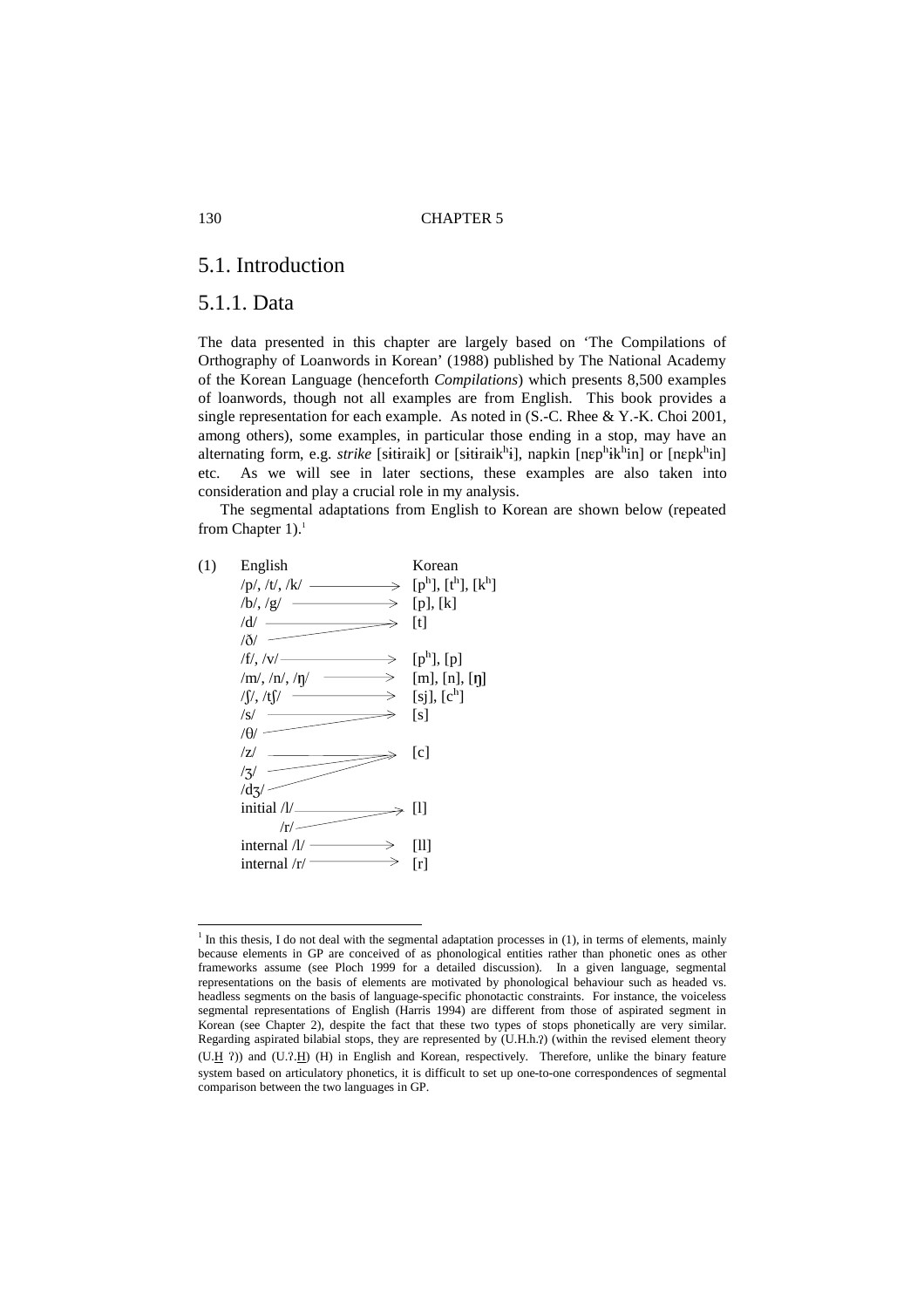## 5.1. Introduction

### 5.1.1. Data

The data presented in this chapter are largely based on 'The Compilations of Orthography of Loanwords in Korean' (1988) published by The National Academy of the Korean Language (henceforth *Compilations*) which presents 8,500 examples of loanwords, though not all examples are from English. This book provides a single representation for each example. As noted in (S.-C. Rhee & Y.-K. Choi 2001, among others), some examples, in particular those ending in a stop, may have an alternating form, e.g. *strike* [sɨtɨraik] or [sɨtɨraik$^{h}$ɨ], napkin [nɛp$^{h}$ɨk$^{h}$in] or [nɛpk$^{h}$in] etc. As we will see in later sections, these examples are also taken into consideration and play a crucial role in my analysis.

The segmental adaptations from English to Korean are shown below (repeated from Chapter 1).[1]

(1)

| English | | Korean |
|---|---|---|
| /p/, /t/, /k/ | → | [p$^{h}$], [t$^{h}$], [k$^{h}$] |
| /b/, /g/ | → | [p], [k] |
| /d/, /ð/ | → | [t] |
| /f/, /v/ | → | [p$^{h}$], [p] |
| /m/, /n/, /ŋ/ | → | [m], [n], [ŋ] |
| /ʃ/, /tʃ/ | → | [sj], [c$^{h}$] |
| /s/, /θ/ | → | [s] |
| /z/, /ʒ/, /dʒ/ | → | [c] |
| initial /l/, /r/ | → | [l] |
| internal /l/ | → | [ll] |
| internal /r/ | → | [r] |

[1] In this thesis, I do not deal with the segmental adaptation processes in (1), in terms of elements, mainly because elements in GP are conceived of as phonological entities rather than phonetic ones as other frameworks assume (see Ploch 1999 for a detailed discussion). In a given language, segmental representations on the basis of elements are motivated by phonological behaviour such as headed vs. headless segments on the basis of language-specific phonotactic constraints. For instance, the voiceless segmental representations of English (Harris 1994) are different from those of aspirated segment in Korean (see Chapter 2), despite the fact that these two types of stops phonetically are very similar. Regarding aspirated bilabial stops, they are represented by (U.H.h.ʔ) (within the revised element theory (U.H ʔ)) and (U.ʔ.H) (H) in English and Korean, respectively. Therefore, unlike the binary feature system based on articulatory phonetics, it is difficult to set up one-to-one correspondences of segmental comparison between the two languages in GP.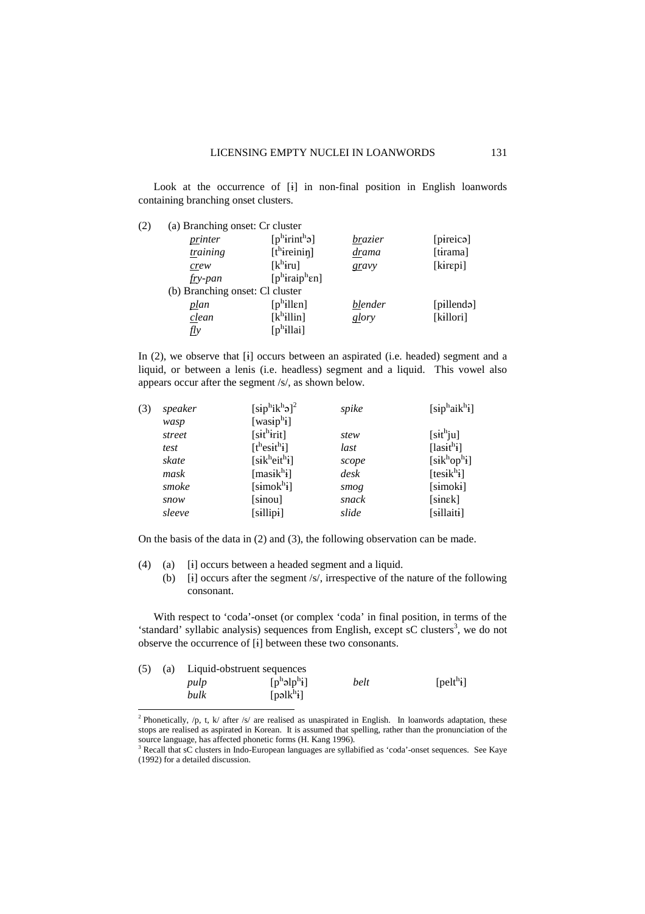Look at the occurrence of [ɨ] in non-final position in English loanwords containing branching onset clusters.

(2) (a) Branching onset: Cr cluster

| | | | |
|---|---|---|---|
| *<u>pr</u>inter* | [pʰɨrintʰə] | *<u>br</u>azier* | [pɨreicə] |
| *<u>tr</u>aining* | [tʰɨreiniŋ] | *<u>dr</u>ama* | [tɨrama] |
| *<u>cr</u>ew* | [kʰɨru] | *<u>gr</u>avy* | [kɨrɛpi] |
| *<u>fr</u>y-pan* | [pʰɨraipʰɛn] | | |

(b) Branching onset: Cl cluster

| | | | |
|---|---|---|---|
| *<u>pl</u>an* | [pʰɨllɛn] | *<u>bl</u>ender* | [pɨllendə] |
| *<u>cl</u>ean* | [kʰɨllin] | *<u>gl</u>ory* | [kɨllori] |
| *<u>fl</u>y* | [pʰɨllai] | | |

In (2), we observe that [ɨ] occurs between an aspirated (i.e. headed) segment and a liquid, or between a lenis (i.e. headless) segment and a liquid. This vowel also appears occur after the segment /s/, as shown below.

(3)

| | | | |
|---|---|---|---|
| *speaker* | [sɨpʰikʰə][2] | *spike* | [sɨpʰaikʰɨ] |
| *wasp* | [wasɨpʰɨ] | | |
| *street* | [sɨtʰɨrit] | *stew* | [sɨtʰju] |
| *test* | [tʰesɨtʰɨ] | *last* | [lasɨtʰɨ] |
| *skate* | [sɨkʰeitʰɨ] | *scope* | [sɨkʰopʰɨ] |
| *mask* | [masɨkʰɨ] | *desk* | [tesɨkʰɨ] |
| *smoke* | [sɨmokʰɨ] | *smog* | [sɨmokɨ] |
| *snow* | [sɨnou] | *snack* | [sɨnɛk] |
| *sleeve* | [sɨllipɨ] | *slide* | [sɨllaitɨ] |

On the basis of the data in (2) and (3), the following observation can be made.

(4) (a) [ɨ] occurs between a headed segment and a liquid.
(b) [ɨ] occurs after the segment /s/, irrespective of the nature of the following consonant.

With respect to 'coda'-onset (or complex 'coda' in final position, in terms of the 'standard' syllabic analysis) sequences from English, except sC clusters[3], we do not observe the occurrence of [ɨ] between these two consonants.

(5) (a) Liquid-obstruent sequences

| | | | |
|---|---|---|---|
| *pulp* | [pʰəlpʰɨ] | *belt* | [peltʰɨ] |
| *bulk* | [pəlkʰɨ] | | |

---

[2] Phonetically, /p, t, k/ after /s/ are realised as unaspirated in English. In loanwords adaptation, these stops are realised as aspirated in Korean. It is assumed that spelling, rather than the pronunciation of the source language, has affected phonetic forms (H. Kang 1996).

[3] Recall that sC clusters in Indo-European languages are syllabified as 'coda'-onset sequences. See Kaye (1992) for a detailed discussion.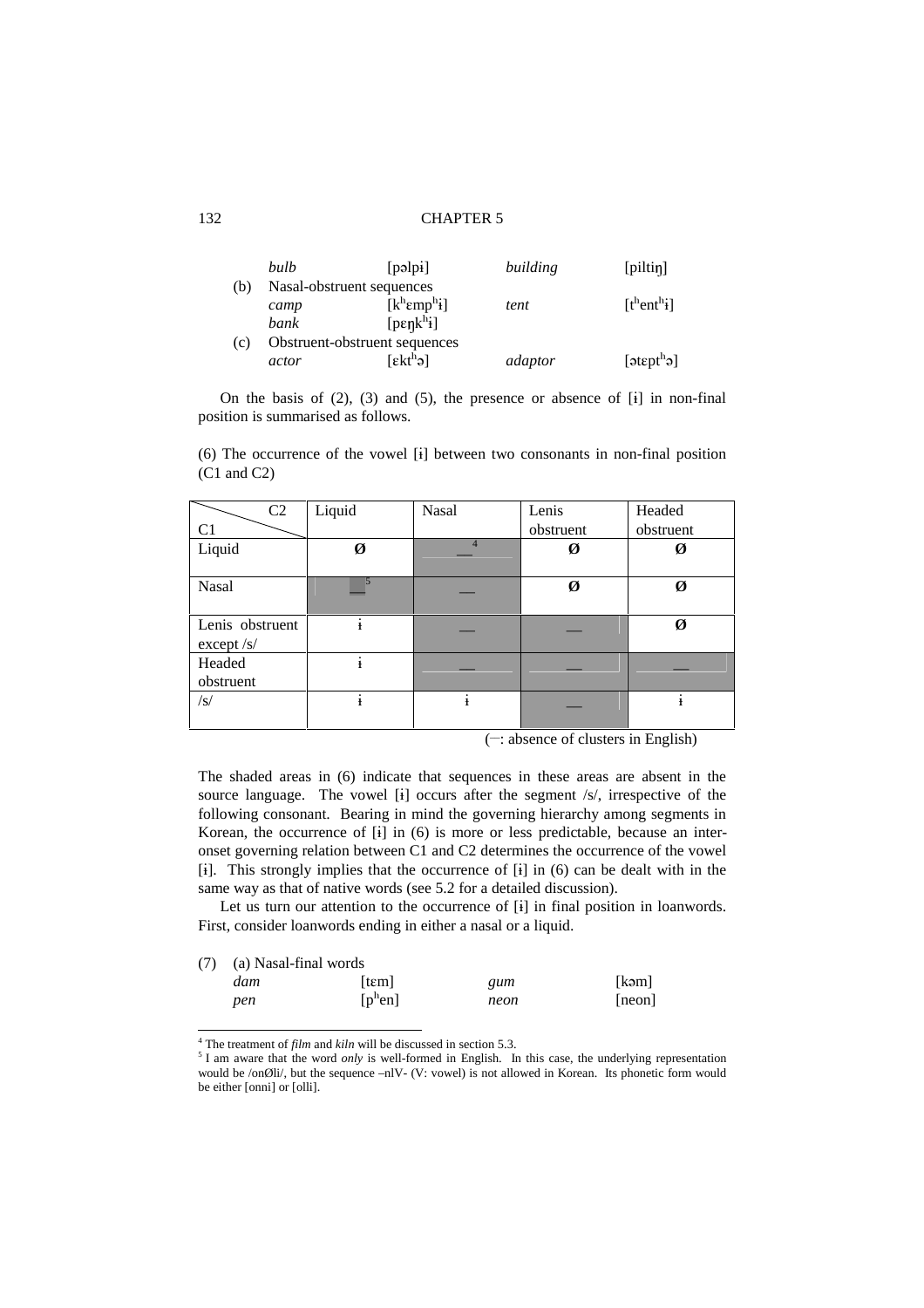| | | | | |
|---|---|---|---|---|
| | *bulb* | [pəlpɨ] | *building* | [piltiŋ] |
| (b) | Nasal-obstruent sequences | | | |
| | *camp* | [kʰɛmpʰɨ] | *tent* | [tʰentʰɨ] |
| | *bank* | [pɛŋkʰɨ] | | |
| (c) | Obstruent-obstruent sequences | | | |
| | *actor* | [ɛktʰə] | *adaptor* | [ətɛptʰə] |

On the basis of (2), (3) and (5), the presence or absence of [ɨ] in non-final position is summarised as follows.

(6) The occurrence of the vowel [ɨ] between two consonants in non-final position (C1 and C2)

| C1 \ C2 | Liquid | Nasal | Lenis obstruent | Headed obstruent |
|---|---|---|---|---|
| Liquid | Ø | —[4] | Ø | Ø |
| Nasal | —[5] | — | Ø | Ø |
| Lenis obstruent except /s/ | ɨ | — | — | Ø |
| Headed obstruent | ɨ | — | — | — |
| /s/ | ɨ | ɨ | — | ɨ |

(—: absence of clusters in English)

The shaded areas in (6) indicate that sequences in these areas are absent in the source language. The vowel [ɨ] occurs after the segment /s/, irrespective of the following consonant. Bearing in mind the governing hierarchy among segments in Korean, the occurrence of [ɨ] in (6) is more or less predictable, because an inter-onset governing relation between C1 and C2 determines the occurrence of the vowel [ɨ]. This strongly implies that the occurrence of [ɨ] in (6) can be dealt with in the same way as that of native words (see 5.2 for a detailed discussion).

Let us turn our attention to the occurrence of [ɨ] in final position in loanwords. First, consider loanwords ending in either a nasal or a liquid.

(7) (a) Nasal-final words

| | | | |
|---|---|---|---|
| *dam* | [tɛm] | *gum* | [kəm] |
| *pen* | [pʰen] | *neon* | [neon] |

---

[4] The treatment of *film* and *kiln* will be discussed in section 5.3.

[5] I am aware that the word *only* is well-formed in English. In this case, the underlying representation would be /onØli/, but the sequence –nlV- (V: vowel) is not allowed in Korean. Its phonetic form would be either [onni] or [olli].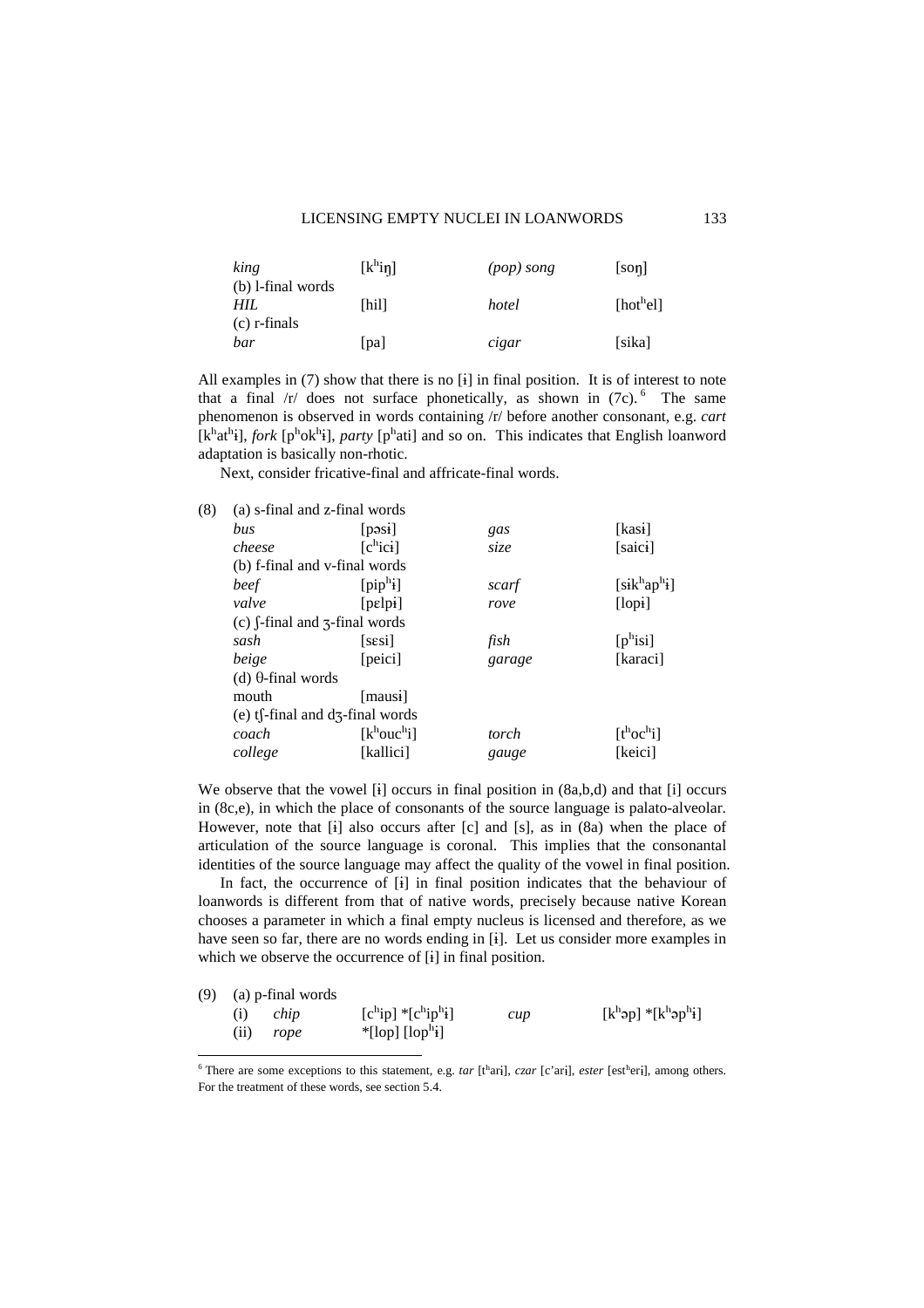| | | | |
|---|---|---|---|
| *king* | [kʰiŋ] | *(pop) song* | [soŋ] |
| (b) l-final words | | | |
| *HIL* | [hil] | *hotel* | [hotʰel] |
| (c) r-finals | | | |
| *bar* | [pa] | *cigar* | [sika] |

All examples in (7) show that there is no [ɨ] in final position. It is of interest to note that a final /r/ does not surface phonetically, as shown in (7c).[6] The same phenomenon is observed in words containing /r/ before another consonant, e.g. *cart* [kʰatʰɨ], *fork* [pʰokʰɨ], *party* [pʰati] and so on. This indicates that English loanword adaptation is basically non-rhotic.

Next, consider fricative-final and affricate-final words.

(8)

| | | | |
|---|---|---|---|
| (a) s-final and z-final words | | | |
| *bus* | [pəsɨ] | *gas* | [kasɨ] |
| *cheese* | [cʰicɨ] | *size* | [saicɨ] |
| (b) f-final and v-final words | | | |
| *beef* | [pipʰɨ] | *scarf* | [sɨkʰapʰɨ] |
| *valve* | [pɛlpɨ] | *rove* | [lopɨ] |
| (c) ʃ-final and ʒ-final words | | | |
| *sash* | [sɛsi] | *fish* | [pʰisi] |
| *beige* | [peici] | *garage* | [karaci] |
| (d) θ-final words | | | |
| mouth | [mausɨ] | | |
| (e) tʃ-final and dʒ-final words | | | |
| *coach* | [kʰoucʰi] | *torch* | [tʰocʰi] |
| *college* | [kallici] | *gauge* | [keici] |

We observe that the vowel [ɨ] occurs in final position in (8a,b,d) and that [i] occurs in (8c,e), in which the place of consonants of the source language is palato-alveolar. However, note that [ɨ] also occurs after [c] and [s], as in (8a) when the place of articulation of the source language is coronal. This implies that the consonantal identities of the source language may affect the quality of the vowel in final position.

In fact, the occurrence of [ɨ] in final position indicates that the behaviour of loanwords is different from that of native words, precisely because native Korean chooses a parameter in which a final empty nucleus is licensed and therefore, as we have seen so far, there are no words ending in [ɨ]. Let us consider more examples in which we observe the occurrence of [ɨ] in final position.

(9)

| | | | | |
|---|---|---|---|---|
| (a) p-final words | | | | |
| (i) | *chip* | [cʰip] *[cʰipʰɨ] | *cup* | [kʰəp] *[kʰəpʰɨ] |
| (ii) | *rope* | *[lop] [lopʰɨ] | | |

[6] There are some exceptions to this statement, e.g. *tar* [tʰarɨ], *czar* [c'arɨ], *ester* [estʰerɨ], among others. For the treatment of these words, see section 5.4.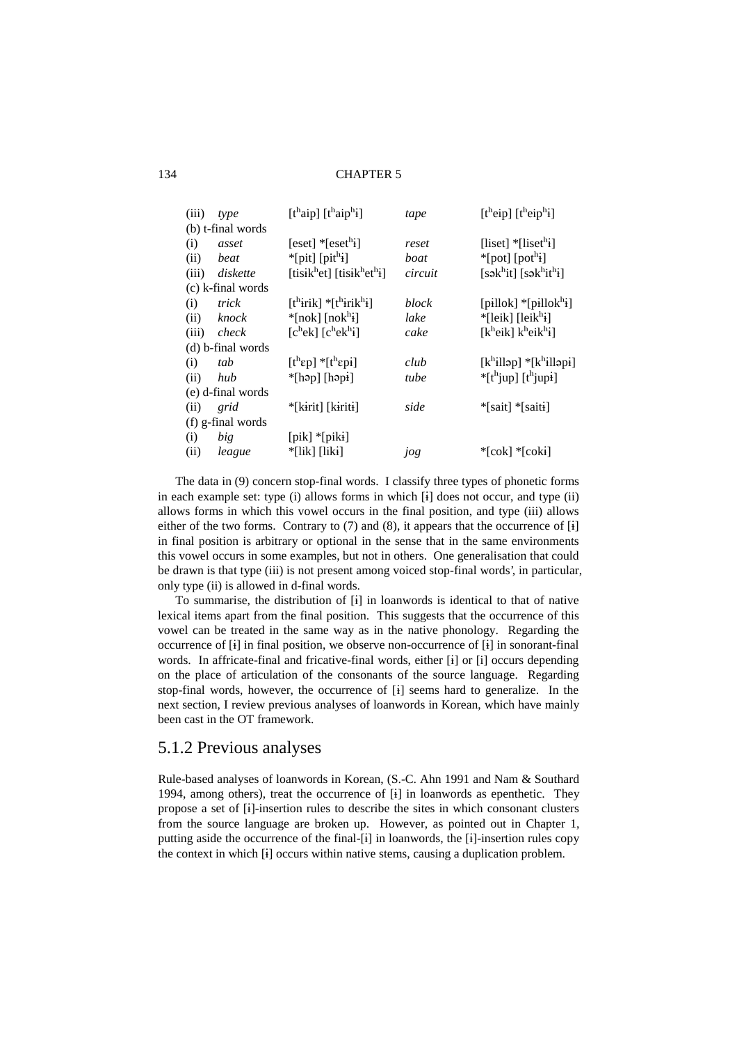| | | | | |
|---|---|---|---|---|
| (iii) | *type* | [tʰaip] [tʰaipʰɨ] | *tape* | [tʰeip] [tʰeipʰɨ] |
| (b) t-final words | | | | |
| (i) | *asset* | [eset] *[esetʰɨ] | *reset* | [liset] *[lisetʰɨ] |
| (ii) | *beat* | *[pit] [pitʰɨ] | *boat* | *[pot] [potʰɨ] |
| (iii) | *diskette* | [tisɨkʰet] [tisɨkʰetʰɨ] | *circuit* | [səkʰit] [səkʰitʰɨ] |
| (c) k-final words | | | | |
| (i) | *trick* | [tʰɨrik] *[tʰɨrikʰɨ] | *block* | [pɨllok] *[pɨllokʰɨ] |
| (ii) | *knock* | *[nok] [nokʰɨ] | *lake* | *[leik] [leikʰɨ] |
| (iii) | *check* | [cʰek] [cʰekʰɨ] | *cake* | [kʰeik] kʰeikʰɨ] |
| (d) b-final words | | | | |
| (i) | *tab* | [tʰɛp] *[tʰɛpɨ] | *club* | [kʰɨlləp] *[kʰɨlləpɨ] |
| (ii) | *hub* | *[həp] [həpɨ] | *tube* | *[tʰjup] [tʰjupɨ] |
| (e) d-final words | | | | |
| (ii) | *grid* | *[kɨrit] [kɨritɨ] | *side* | *[sait] *[saitɨ] |
| (f) g-final words | | | | |
| (i) | *big* | [pik] *[pikɨ] | | |
| (ii) | *league* | *[lik] [likɨ] | *jog* | *[cok] *[cokɨ] |

The data in (9) concern stop-final words. I classify three types of phonetic forms in each example set: type (i) allows forms in which [ɨ] does not occur, and type (ii) allows forms in which this vowel occurs in the final position, and type (iii) allows either of the two forms. Contrary to (7) and (8), it appears that the occurrence of [ɨ] in final position is arbitrary or optional in the sense that in the same environments this vowel occurs in some examples, but not in others. One generalisation that could be drawn is that type (iii) is not present among voiced stop-final words', in particular, only type (ii) is allowed in d-final words.

To summarise, the distribution of [ɨ] in loanwords is identical to that of native lexical items apart from the final position. This suggests that the occurrence of this vowel can be treated in the same way as in the native phonology. Regarding the occurrence of [ɨ] in final position, we observe non-occurrence of [ɨ] in sonorant-final words. In affricate-final and fricative-final words, either [ɨ] or [i] occurs depending on the place of articulation of the consonants of the source language. Regarding stop-final words, however, the occurrence of [ɨ] seems hard to generalize. In the next section, I review previous analyses of loanwords in Korean, which have mainly been cast in the OT framework.

## 5.1.2 Previous analyses

Rule-based analyses of loanwords in Korean, (S.-C. Ahn 1991 and Nam & Southard 1994, among others), treat the occurrence of [ɨ] in loanwords as epenthetic. They propose a set of [ɨ]-insertion rules to describe the sites in which consonant clusters from the source language are broken up. However, as pointed out in Chapter 1, putting aside the occurrence of the final-[ɨ] in loanwords, the [ɨ]-insertion rules copy the context in which [ɨ] occurs within native stems, causing a duplication problem.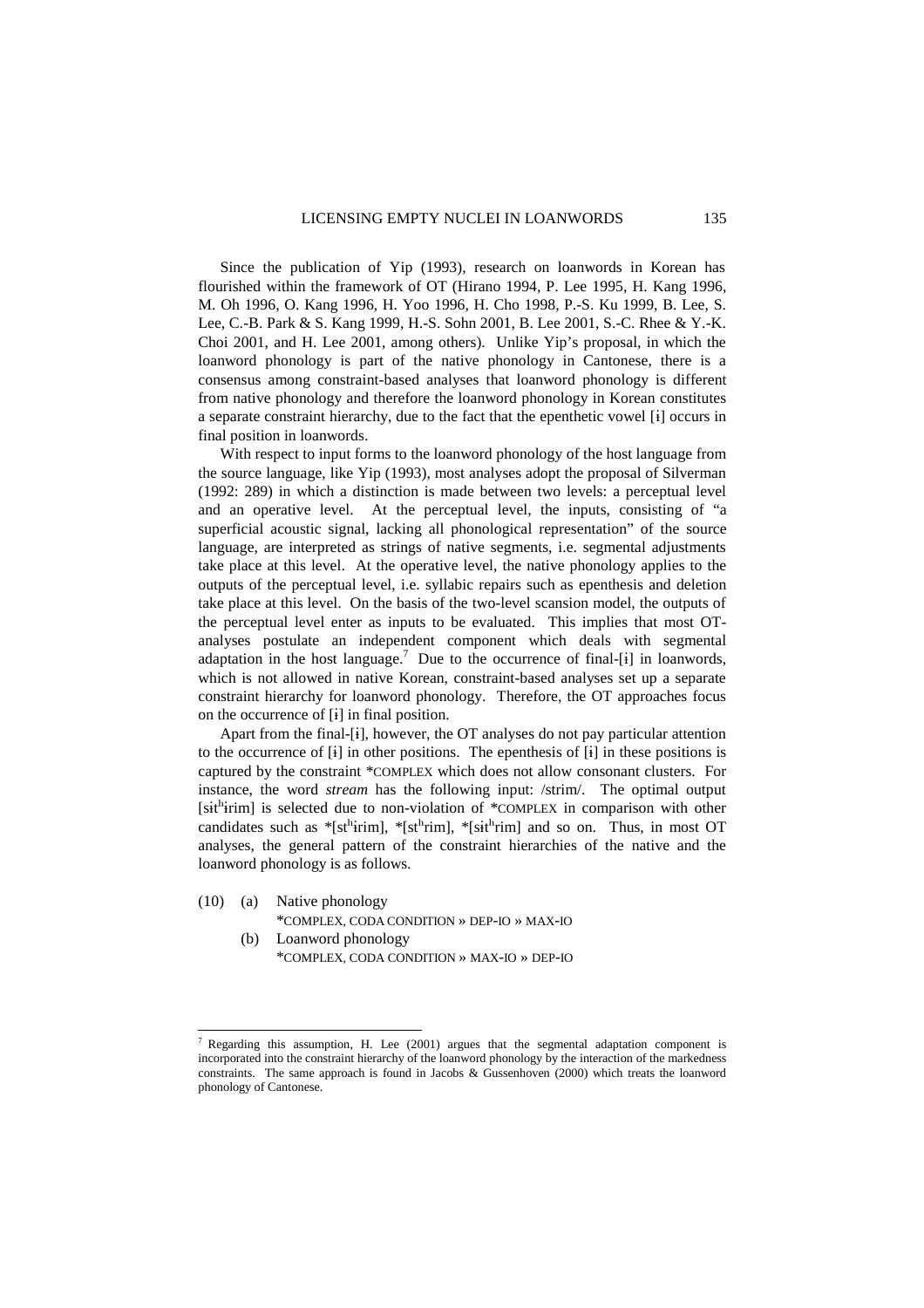Since the publication of Yip (1993), research on loanwords in Korean has flourished within the framework of OT (Hirano 1994, P. Lee 1995, H. Kang 1996, M. Oh 1996, O. Kang 1996, H. Yoo 1996, H. Cho 1998, P.-S. Ku 1999, B. Lee, S. Lee, C.-B. Park & S. Kang 1999, H.-S. Sohn 2001, B. Lee 2001, S.-C. Rhee & Y.-K. Choi 2001, and H. Lee 2001, among others). Unlike Yip's proposal, in which the loanword phonology is part of the native phonology in Cantonese, there is a consensus among constraint-based analyses that loanword phonology is different from native phonology and therefore the loanword phonology in Korean constitutes a separate constraint hierarchy, due to the fact that the epenthetic vowel [ɨ] occurs in final position in loanwords.

With respect to input forms to the loanword phonology of the host language from the source language, like Yip (1993), most analyses adopt the proposal of Silverman (1992: 289) in which a distinction is made between two levels: a perceptual level and an operative level. At the perceptual level, the inputs, consisting of "a superficial acoustic signal, lacking all phonological representation" of the source language, are interpreted as strings of native segments, i.e. segmental adjustments take place at this level. At the operative level, the native phonology applies to the outputs of the perceptual level, i.e. syllabic repairs such as epenthesis and deletion take place at this level. On the basis of the two-level scansion model, the outputs of the perceptual level enter as inputs to be evaluated. This implies that most OT-analyses postulate an independent component which deals with segmental adaptation in the host language.[7] Due to the occurrence of final-[ɨ] in loanwords, which is not allowed in native Korean, constraint-based analyses set up a separate constraint hierarchy for loanword phonology. Therefore, the OT approaches focus on the occurrence of [ɨ] in final position.

Apart from the final-[ɨ], however, the OT analyses do not pay particular attention to the occurrence of [ɨ] in other positions. The epenthesis of [ɨ] in these positions is captured by the constraint *COMPLEX which does not allow consonant clusters. For instance, the word *stream* has the following input: /strim/. The optimal output [sɨtʰɨrim] is selected due to non-violation of *COMPLEX in comparison with other candidates such as *[stʰɨrim], *[stʰrim], *[sɨtʰrim] and so on. Thus, in most OT analyses, the general pattern of the constraint hierarchies of the native and the loanword phonology is as follows.

(10) (a) Native phonology
*COMPLEX, CODA CONDITION » DEP-IO » MAX-IO

(b) Loanword phonology
*COMPLEX, CODA CONDITION » MAX-IO » DEP-IO

---

[7] Regarding this assumption, H. Lee (2001) argues that the segmental adaptation component is incorporated into the constraint hierarchy of the loanword phonology by the interaction of the markedness constraints. The same approach is found in Jacobs & Gussenhoven (2000) which treats the loanword phonology of Cantonese.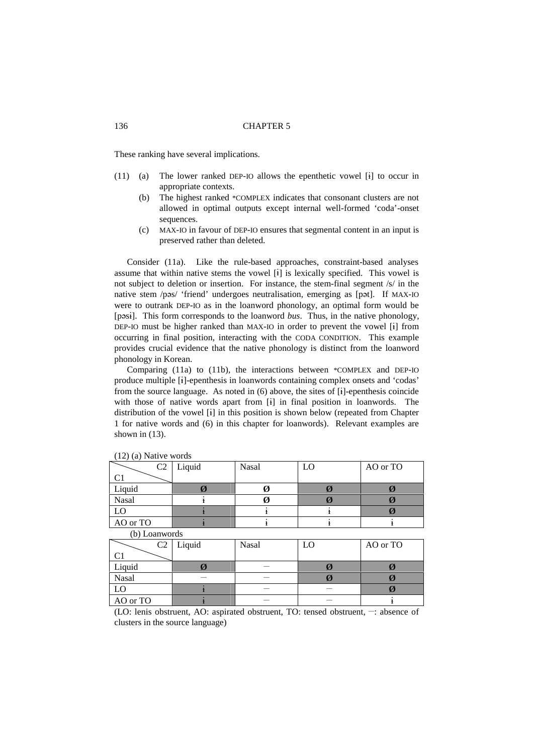These ranking have several implications.

(11) (a) The lower ranked DEP-IO allows the epenthetic vowel [ɨ] to occur in appropriate contexts.

(b) The highest ranked *COMPLEX indicates that consonant clusters are not allowed in optimal outputs except internal well-formed 'coda'-onset sequences.

(c) MAX-IO in favour of DEP-IO ensures that segmental content in an input is preserved rather than deleted.

Consider (11a). Like the rule-based approaches, constraint-based analyses assume that within native stems the vowel [ɨ] is lexically specified. This vowel is not subject to deletion or insertion. For instance, the stem-final segment /s/ in the native stem /pəs/ 'friend' undergoes neutralisation, emerging as [pət]. If MAX-IO were to outrank DEP-IO as in the loanword phonology, an optimal form would be [pəsɨ]. This form corresponds to the loanword *bus*. Thus, in the native phonology, DEP-IO must be higher ranked than MAX-IO in order to prevent the vowel [ɨ] from occurring in final position, interacting with the CODA CONDITION. This example provides crucial evidence that the native phonology is distinct from the loanword phonology in Korean.

Comparing (11a) to (11b), the interactions between *COMPLEX and DEP-IO produce multiple [ɨ]-epenthesis in loanwords containing complex onsets and 'codas' from the source language. As noted in (6) above, the sites of [ɨ]-epenthesis coincide with those of native words apart from [ɨ] in final position in loanwords. The distribution of the vowel [ɨ] in this position is shown below (repeated from Chapter 1 for native words and (6) in this chapter for loanwords). Relevant examples are shown in (13).

(12) (a) Native words

| C1 \ C2 | Liquid | Nasal | LO | AO or TO |
|---|---|---|---|---|
| Liquid | Ø | Ø | Ø | Ø |
| Nasal | ɨ | Ø | Ø | Ø |
| LO | ɨ | ɨ | ɨ | Ø |
| AO or TO | ɨ | ɨ | ɨ | ɨ |

(b) Loanwords

| C1 \ C2 | Liquid | Nasal | LO | AO or TO |
|---|---|---|---|---|
| Liquid | Ø | — | Ø | Ø |
| Nasal | — | — | Ø | Ø |
| LO | ɨ | — | — | Ø |
| AO or TO | ɨ | — | — | ɨ |

(LO: lenis obstruent, AO: aspirated obstruent, TO: tensed obstruent, —: absence of clusters in the source language)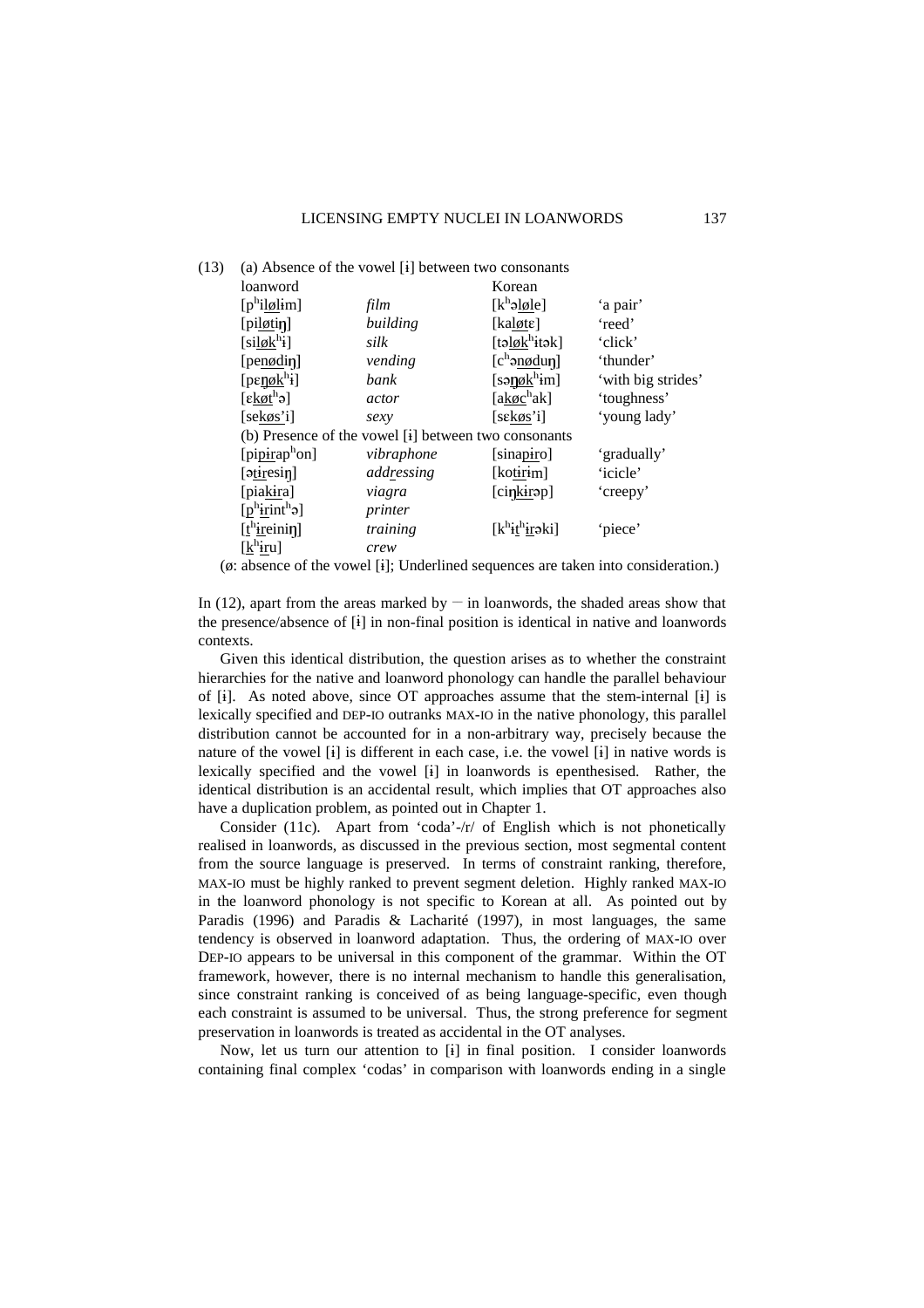(13) (a) Absence of the vowel [ɨ] between two consonants

| loanword | | Korean | |
|---|---|---|---|
| [pʰilølɨm] | *film* | [kʰəløle] | 'a pair' |
| [piløtiŋ] | *building* | [kaløtɛ] | 'reed' |
| [siløkʰɨ] | *silk* | [tələkʰɨtək] | 'click' |
| [penødiŋ] | *vending* | [cʰənøduŋ] | 'thunder' |
| [pɛŋøkʰɨ] | *bank* | [səŋøkʰɨm] | 'with big strides' |
| [ɛkøtʰə] | *actor* | [akøcʰak] | 'toughness' |
| [sekøs'i] | *sexy* | [sɛkøs'i] | 'young lady' |

(b) Presence of the vowel [ɨ] between two consonants

| | | | |
|---|---|---|---|
| [pipɨrapʰon] | *vibraphone* | [sinapiro] | 'gradually' |
| [ətɨresiŋ] | *add**r**essing* | [kotɨrɨm] | 'icicle' |
| [piakɨra] | *viagra* | [ciŋkɨrəp] | 'creepy' |
| [pʰɨrintʰə] | *printer* | | |
| [tʰɨreiniŋ] | *training* | [kʰɨtʰɨrəki] | 'piece' |
| [kʰɨru] | *crew* | | |

(ø: absence of the vowel [ɨ]; Underlined sequences are taken into consideration.)

In (12), apart from the areas marked by — in loanwords, the shaded areas show that the presence/absence of [ɨ] in non-final position is identical in native and loanwords contexts.

Given this identical distribution, the question arises as to whether the constraint hierarchies for the native and loanword phonology can handle the parallel behaviour of [ɨ]. As noted above, since OT approaches assume that the stem-internal [ɨ] is lexically specified and DEP-IO outranks MAX-IO in the native phonology, this parallel distribution cannot be accounted for in a non-arbitrary way, precisely because the nature of the vowel [ɨ] is different in each case, i.e. the vowel [ɨ] in native words is lexically specified and the vowel [ɨ] in loanwords is epenthesised. Rather, the identical distribution is an accidental result, which implies that OT approaches also have a duplication problem, as pointed out in Chapter 1.

Consider (11c). Apart from 'coda'-/r/ of English which is not phonetically realised in loanwords, as discussed in the previous section, most segmental content from the source language is preserved. In terms of constraint ranking, therefore, MAX-IO must be highly ranked to prevent segment deletion. Highly ranked MAX-IO in the loanword phonology is not specific to Korean at all. As pointed out by Paradis (1996) and Paradis & Lacharité (1997), in most languages, the same tendency is observed in loanword adaptation. Thus, the ordering of MAX-IO over DEP-IO appears to be universal in this component of the grammar. Within the OT framework, however, there is no internal mechanism to handle this generalisation, since constraint ranking is conceived of as being language-specific, even though each constraint is assumed to be universal. Thus, the strong preference for segment preservation in loanwords is treated as accidental in the OT analyses.

Now, let us turn our attention to [ɨ] in final position. I consider loanwords containing final complex 'codas' in comparison with loanwords ending in a single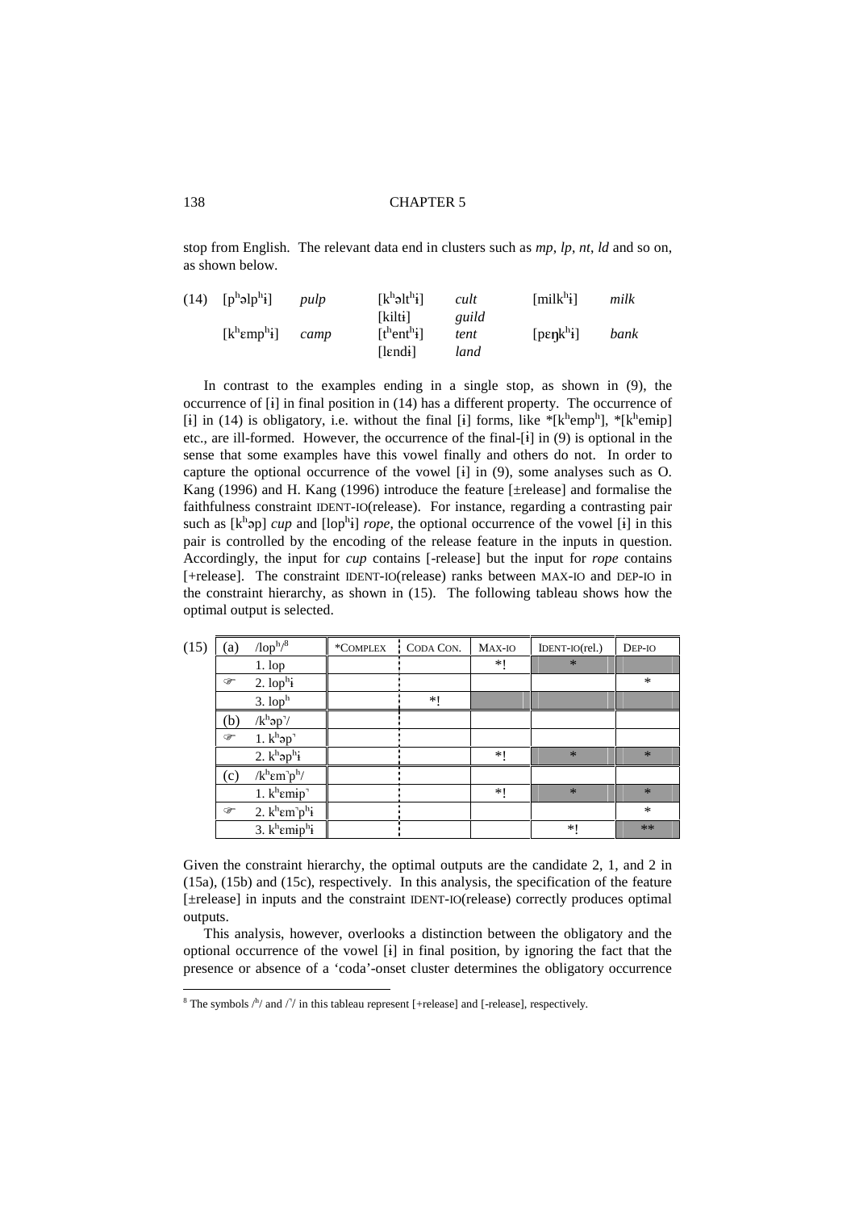stop from English. The relevant data end in clusters such as *mp*, *lp*, *nt*, *ld* and so on, as shown below.

(14)

| | | | | | |
|---|---|---|---|---|---|
| [pʰəlpʰɨ] | *pulp* | [kʰəltʰɨ] | *cult* | [milkʰɨ] | *milk* |
| | | [kiltɨ] | *guild* | | |
| [kʰɛmpʰɨ] | *camp* | [tʰentʰɨ] | *tent* | [pɛŋkʰɨ] | *bank* |
| | | [lɛndɨ] | *land* | | |

In contrast to the examples ending in a single stop, as shown in (9), the occurrence of [ɨ] in final position in (14) has a different property. The occurrence of [ɨ] in (14) is obligatory, i.e. without the final [ɨ] forms, like *[kʰempʰ], *[kʰemɨp] etc., are ill-formed. However, the occurrence of the final-[ɨ] in (9) is optional in the sense that some examples have this vowel finally and others do not. In order to capture the optional occurrence of the vowel [ɨ] in (9), some analyses such as O. Kang (1996) and H. Kang (1996) introduce the feature [±release] and formalise the faithfulness constraint IDENT-IO(release). For instance, regarding a contrasting pair such as [kʰəp] *cup* and [lopʰɨ] *rope*, the optional occurrence of the vowel [ɨ] in this pair is controlled by the encoding of the release feature in the inputs in question. Accordingly, the input for *cup* contains [-release] but the input for *rope* contains [+release]. The constraint IDENT-IO(release) ranks between MAX-IO and DEP-IO in the constraint hierarchy, as shown in (15). The following tableau shows how the optimal output is selected.

(15)

| | | *COMPLEX | CODA CON. | MAX-IO | IDENT-IO(rel.) | DEP-IO |
|---|---|---|---|---|---|---|
| (a) | /lopʰ/[8] | | | | | |
| | 1. lop | | | *! | * | |
| ☞ | 2. lopʰɨ | | | | | * |
| | 3. lopʰ | | *! | | | |
| (b) | /kʰəp˺/ | | | | | |
| ☞ | 1. kʰəp˺ | | | | | |
| | 2. kʰəpʰɨ | | | *! | * | * |
| (c) | /kʰɛm˺pʰ/ | | | | | |
| | 1. kʰɛmɨp˺ | | | *! | * | * |
| ☞ | 2. kʰɛm˺pʰɨ | | | | | * |
| | 3. kʰɛmɨpʰɨ | | | | *! | ** |

Given the constraint hierarchy, the optimal outputs are the candidate 2, 1, and 2 in (15a), (15b) and (15c), respectively. In this analysis, the specification of the feature [±release] in inputs and the constraint IDENT-IO(release) correctly produces optimal outputs.

This analysis, however, overlooks a distinction between the obligatory and the optional occurrence of the vowel [ɨ] in final position, by ignoring the fact that the presence or absence of a 'coda'-onset cluster determines the obligatory occurrence

[8] The symbols /ʰ/ and /˺/ in this tableau represent [+release] and [-release], respectively.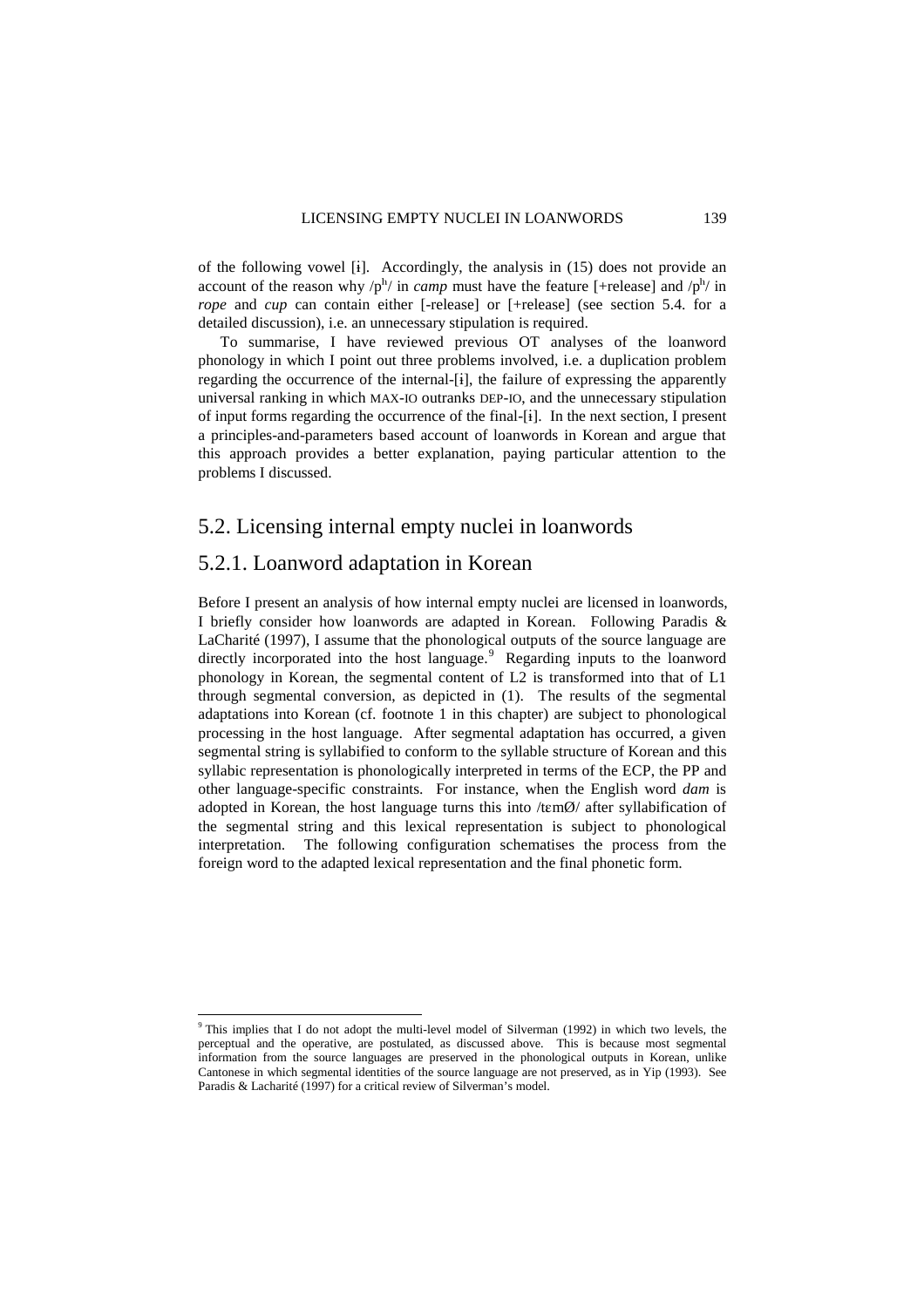of the following vowel [ɨ]. Accordingly, the analysis in (15) does not provide an account of the reason why /pʰ/ in *camp* must have the feature [+release] and /pʰ/ in *rope* and *cup* can contain either [-release] or [+release] (see section 5.4. for a detailed discussion), i.e. an unnecessary stipulation is required.

To summarise, I have reviewed previous OT analyses of the loanword phonology in which I point out three problems involved, i.e. a duplication problem regarding the occurrence of the internal-[ɨ], the failure of expressing the apparently universal ranking in which MAX-IO outranks DEP-IO, and the unnecessary stipulation of input forms regarding the occurrence of the final-[ɨ]. In the next section, I present a principles-and-parameters based account of loanwords in Korean and argue that this approach provides a better explanation, paying particular attention to the problems I discussed.

## 5.2. Licensing internal empty nuclei in loanwords

### 5.2.1. Loanword adaptation in Korean

Before I present an analysis of how internal empty nuclei are licensed in loanwords, I briefly consider how loanwords are adapted in Korean. Following Paradis & LaCharité (1997), I assume that the phonological outputs of the source language are directly incorporated into the host language.[9] Regarding inputs to the loanword phonology in Korean, the segmental content of L2 is transformed into that of L1 through segmental conversion, as depicted in (1). The results of the segmental adaptations into Korean (cf. footnote 1 in this chapter) are subject to phonological processing in the host language. After segmental adaptation has occurred, a given segmental string is syllabified to conform to the syllable structure of Korean and this syllabic representation is phonologically interpreted in terms of the ECP, the PP and other language-specific constraints. For instance, when the English word *dam* is adopted in Korean, the host language turns this into /tɛmØ/ after syllabification of the segmental string and this lexical representation is subject to phonological interpretation. The following configuration schematises the process from the foreign word to the adapted lexical representation and the final phonetic form.

---

[9] This implies that I do not adopt the multi-level model of Silverman (1992) in which two levels, the perceptual and the operative, are postulated, as discussed above. This is because most segmental information from the source languages are preserved in the phonological outputs in Korean, unlike Cantonese in which segmental identities of the source language are not preserved, as in Yip (1993). See Paradis & Lacharité (1997) for a critical review of Silverman's model.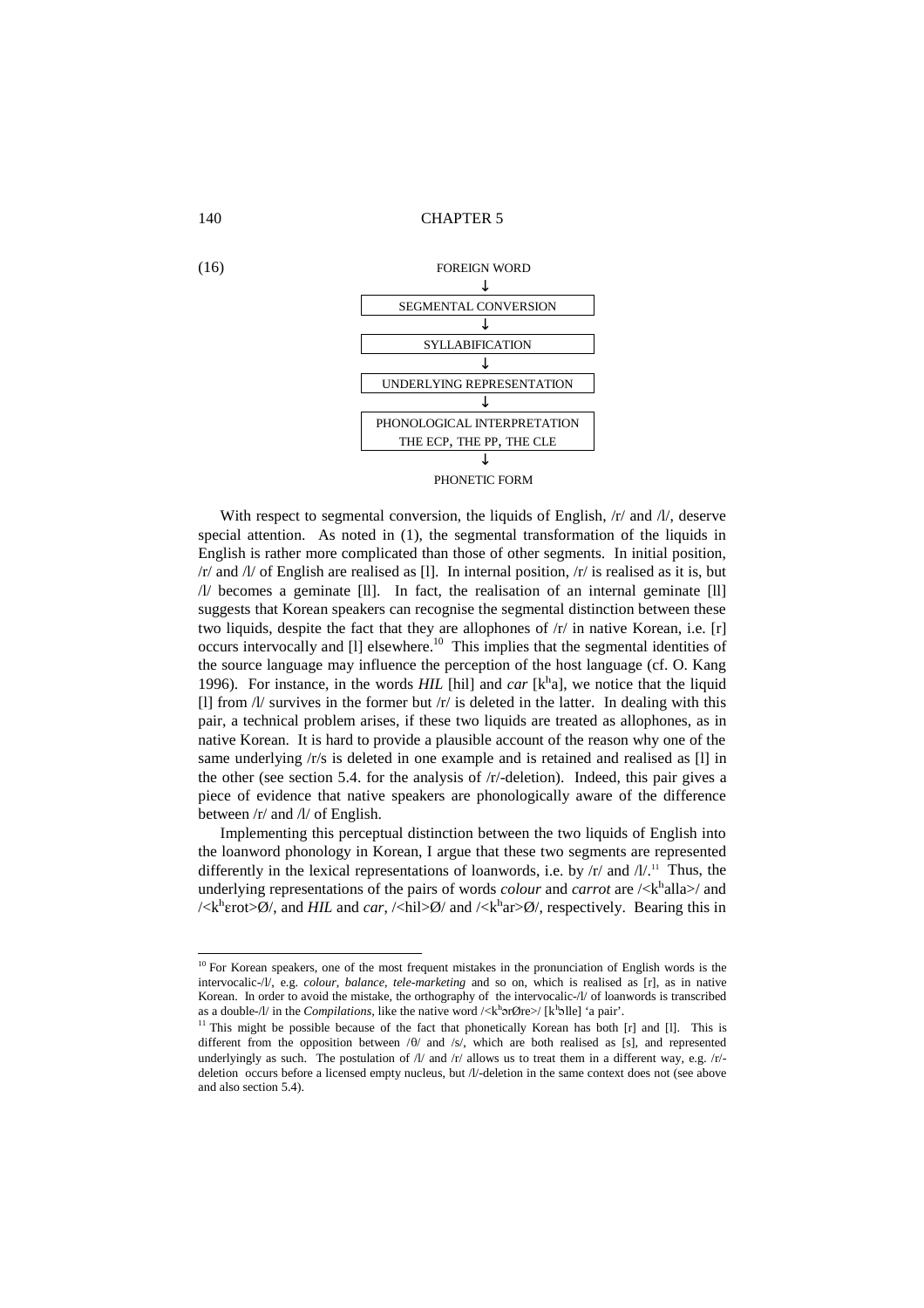(16)

FOREIGN WORD
↓
SEGMENTAL CONVERSION
↓
SYLLABIFICATION
↓
UNDERLYING REPRESENTATION
↓
PHONOLOGICAL INTERPRETATION
THE ECP, THE PP, THE CLE
↓
PHONETIC FORM

With respect to segmental conversion, the liquids of English, /r/ and /l/, deserve special attention. As noted in (1), the segmental transformation of the liquids in English is rather more complicated than those of other segments. In initial position, /r/ and /l/ of English are realised as [l]. In internal position, /r/ is realised as it is, but /l/ becomes a geminate [ll]. In fact, the realisation of an internal geminate [ll] suggests that Korean speakers can recognise the segmental distinction between these two liquids, despite the fact that they are allophones of /r/ in native Korean, i.e. [r] occurs intervocally and [l] elsewhere.[10] This implies that the segmental identities of the source language may influence the perception of the host language (cf. O. Kang 1996). For instance, in the words *HIL* [hil] and *car* [kʰa], we notice that the liquid [l] from /l/ survives in the former but /r/ is deleted in the latter. In dealing with this pair, a technical problem arises, if these two liquids are treated as allophones, as in native Korean. It is hard to provide a plausible account of the reason why one of the same underlying /r/s is deleted in one example and is retained and realised as [l] in the other (see section 5.4. for the analysis of /r/-deletion). Indeed, this pair gives a piece of evidence that native speakers are phonologically aware of the difference between /r/ and /l/ of English.

Implementing this perceptual distinction between the two liquids of English into the loanword phonology in Korean, I argue that these two segments are represented differently in the lexical representations of loanwords, i.e. by /r/ and /l/.[11] Thus, the underlying representations of the pairs of words *colour* and *carrot* are /<kʰalla>/ and /<kʰɛrot>Ø/, and *HIL* and *car*, /<hil>Ø/ and /<kʰar>Ø/, respectively. Bearing this in

---

[10] For Korean speakers, one of the most frequent mistakes in the pronunciation of English words is the intervocalic-/l/, e.g. *colour*, *balance*, *tele-marketing* and so on, which is realised as [r], as in native Korean. In order to avoid the mistake, the orthography of the intervocalic-/l/ of loanwords is transcribed as a double-/l/ in the *Compilations*, like the native word /<kʰərØre>/ [kʰəlle] 'a pair'.

[11] This might be possible because of the fact that phonetically Korean has both [r] and [l]. This is different from the opposition between /θ/ and /s/, which are both realised as [s], and represented underlyingly as such. The postulation of /l/ and /r/ allows us to treat them in a different way, e.g. /r/-deletion occurs before a licensed empty nucleus, but /l/-deletion in the same context does not (see above and also section 5.4).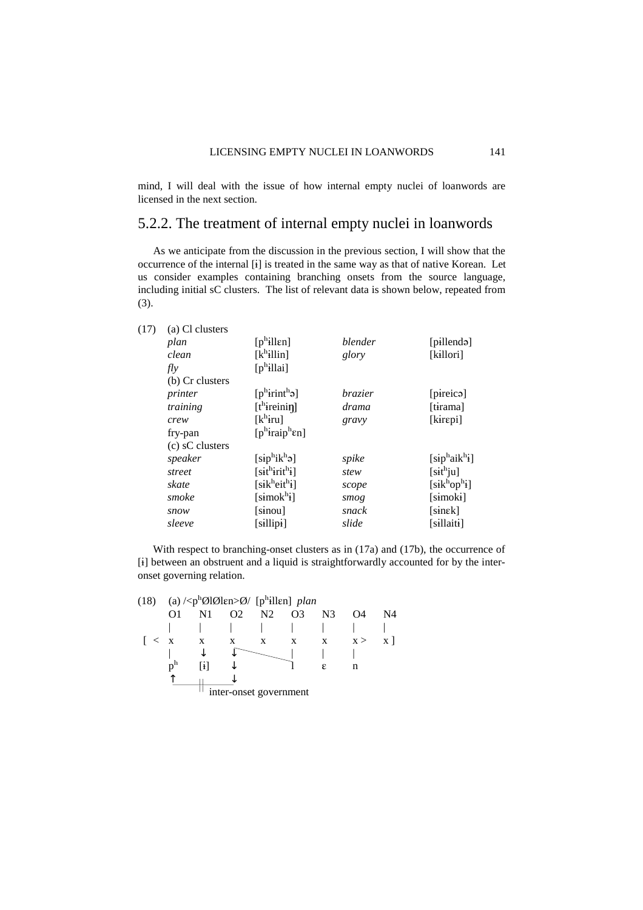mind, I will deal with the issue of how internal empty nuclei of loanwords are licensed in the next section.

## 5.2.2. The treatment of internal empty nuclei in loanwords

As we anticipate from the discussion in the previous section, I will show that the occurrence of the internal [ɨ] is treated in the same way as that of native Korean. Let us consider examples containing branching onsets from the source language, including initial sC clusters. The list of relevant data is shown below, repeated from (3).

(17) (a) Cl clusters

| | | | |
|---|---|---|---|
| *plan* | [pʰɨllɛn] | *blender* | [pɨllendə] |
| *clean* | [kʰɨllin] | *glory* | [kɨllori] |
| *fly* | [pʰɨllai] | | |

(b) Cr clusters

| | | | |
|---|---|---|---|
| *printer* | [pʰɨrintʰə] | *brazier* | [pɨreicə] |
| *training* | [tʰɨreiniŋ] | *drama* | [tɨrama] |
| *crew* | [kʰɨru] | *gravy* | [kɨrɛpi] |
| fry-pan | [pʰɨraipʰɛn] | | |

(c) sC clusters

| | | | |
|---|---|---|---|
| *speaker* | [sɨpʰikʰə] | *spike* | [sɨpʰaikʰɨ] |
| *street* | [sɨtʰɨritʰɨ] | *stew* | [sɨtʰju] |
| *skate* | [sɨkʰeitʰɨ] | *scope* | [sɨkʰopʰɨ] |
| *smoke* | [sɨmokʰɨ] | *smog* | [sɨmokɨ] |
| *snow* | [sɨnou] | *snack* | [sɨnɛk] |
| *sleeve* | [sɨllipɨ] | *slide* | [sɨllaitɨ] |

With respect to branching-onset clusters as in (17a) and (17b), the occurrence of [ɨ] between an obstruent and a liquid is straightforwardly accounted for by the inter-onset governing relation.

(18) (a) /<pʰØlØlɛn>Ø/ [pʰɨllɛn] *plan*

```
       O1    N1    O2    N2    O3    N3    O4    N4
       |     |     |     |     |     |     |     |
 [ <   x     x     x     x     x     x     x >   x ]
       |     ↓     ↓‾‾‾‾‾‾‾‾‾‾‾‾‾|     |     |
       pʰ    [ɨ]   ↓           l     ɛ     n
       ↑           ↓
       |____||_____|
             inter-onset government
```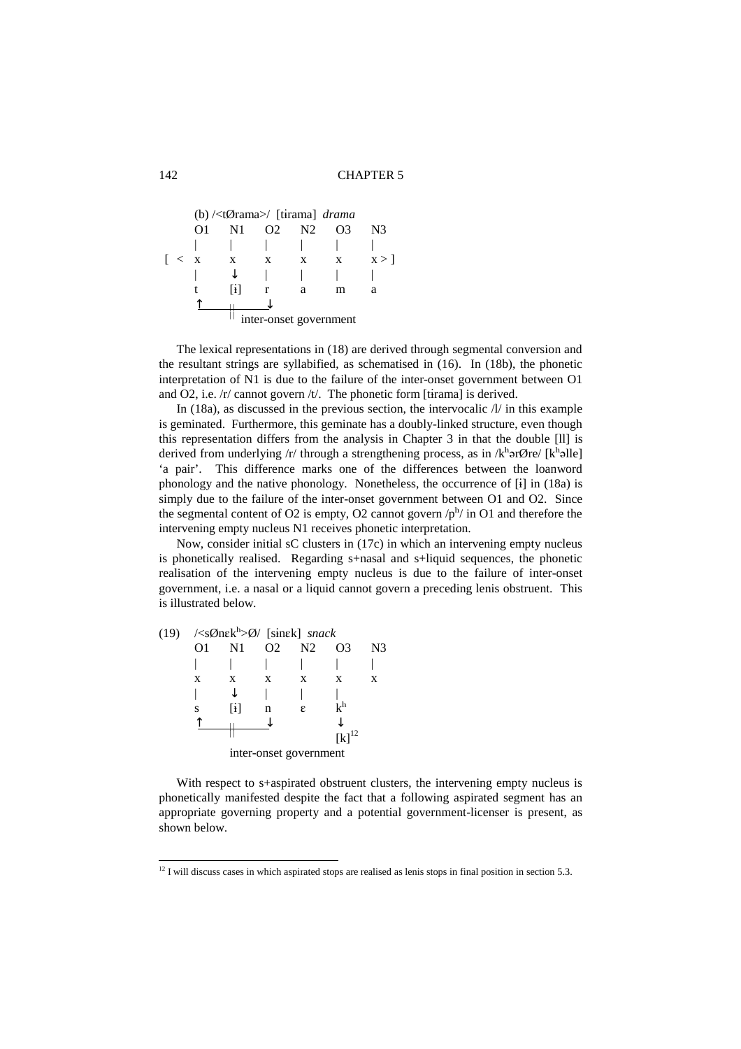```
     (b) /<tØrama>/  [tɨrama]  drama
     O1    N1    O2    N2    O3    N3
     |     |     |     |     |     |
[ <  x     x     x     x     x     x > ]
     |     ↓     |     |     |     |
     t    [ɨ]    r     a     m     a
     ↑_____||____↓
           || inter-onset government
```

The lexical representations in (18) are derived through segmental conversion and the resultant strings are syllabified, as schematised in (16). In (18b), the phonetic interpretation of N1 is due to the failure of the inter-onset government between O1 and O2, i.e. /r/ cannot govern /t/. The phonetic form [tɨrama] is derived.

In (18a), as discussed in the previous section, the intervocalic /l/ in this example is geminated. Furthermore, this geminate has a doubly-linked structure, even though this representation differs from the analysis in Chapter 3 in that the double [ll] is derived from underlying /r/ through a strengthening process, as in /kʰərØre/ [kʰəlle] 'a pair'. This difference marks one of the differences between the loanword phonology and the native phonology. Nonetheless, the occurrence of [ɨ] in (18a) is simply due to the failure of the inter-onset government between O1 and O2. Since the segmental content of O2 is empty, O2 cannot govern /pʰ/ in O1 and therefore the intervening empty nucleus N1 receives phonetic interpretation.

Now, consider initial sC clusters in (17c) in which an intervening empty nucleus is phonetically realised. Regarding s+nasal and s+liquid sequences, the phonetic realisation of the intervening empty nucleus is due to the failure of inter-onset government, i.e. a nasal or a liquid cannot govern a preceding lenis obstruent. This is illustrated below.

```
(19)  /<sØnɛkʰ>Ø/  [sɨnɛk]  snack
      O1    N1    O2    N2    O3    N3
      |     |     |     |     |     |
      x     x     x     x     x     x
      |     ↓     |     |     |
      s    [ɨ]    n     ɛ     kʰ
      ↑_____||____↓           ↓
                             [k][12]
         inter-onset government
```

With respect to s+aspirated obstruent clusters, the intervening empty nucleus is phonetically manifested despite the fact that a following aspirated segment has an appropriate governing property and a potential government-licenser is present, as shown below.

[12] I will discuss cases in which aspirated stops are realised as lenis stops in final position in section 5.3.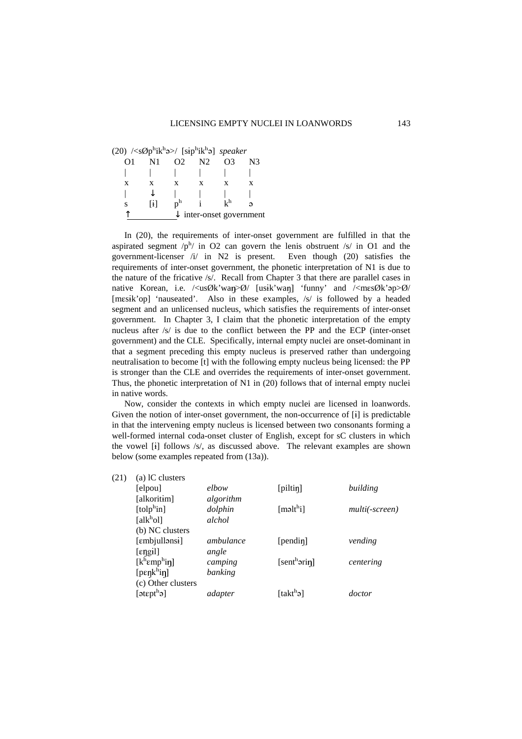(20) /<sØpʰikʰə>/ [sɨpʰikʰə] *speaker*

```
O1    N1    O2    N2    O3    N3
|     |     |     |     |     |
x     x     x     x     x     x
|     ↓     |     |     |     |
s     [ɨ]   pʰ    i     kʰ    ə
↑___________↓ inter-onset government
```

In (20), the requirements of inter-onset government are fulfilled in that the aspirated segment /pʰ/ in O2 can govern the lenis obstruent /s/ in O1 and the government-licenser /i/ in N2 is present. Even though (20) satisfies the requirements of inter-onset government, the phonetic interpretation of N1 is due to the nature of the fricative /s/. Recall from Chapter 3 that there are parallel cases in native Korean, i.e. /<usØk'waŋ>Ø/ [usɨk'waŋ] 'funny' and /<mɛsØk'əp>Ø/ [mɛsɨk'op] 'nauseated'. Also in these examples, /s/ is followed by a headed segment and an unlicensed nucleus, which satisfies the requirements of inter-onset government. In Chapter 3, I claim that the phonetic interpretation of the empty nucleus after /s/ is due to the conflict between the PP and the ECP (inter-onset government) and the CLE. Specifically, internal empty nuclei are onset-dominant in that a segment preceding this empty nucleus is preserved rather than undergoing neutralisation to become [t] with the following empty nucleus being licensed: the PP is stronger than the CLE and overrides the requirements of inter-onset government. Thus, the phonetic interpretation of N1 in (20) follows that of internal empty nuclei in native words.

Now, consider the contexts in which empty nuclei are licensed in loanwords. Given the notion of inter-onset government, the non-occurrence of [ɨ] is predictable in that the intervening empty nucleus is licensed between two consonants forming a well-formed internal coda-onset cluster of English, except for sC clusters in which the vowel [ɨ] follows /s/, as discussed above. The relevant examples are shown below (some examples repeated from (13a)).

(21)

| | | | |
|---|---|---|---|
| (a) lC clusters | | | |
| [elpou] | *elbow* | [piltiŋ] | *building* |
| [alkoritɨm] | *algorithm* | | |
| [tolpʰin] | *dolphin* | [məltʰi] | *multi(-screen)* |
| [alkʰol] | *alchol* | | |
| (b) NC clusters | | | |
| [ɛmbjullənsɨ] | *ambulance* | [pendiŋ] | *vending* |
| [ɛŋgɨl] | *angle* | | |
| [kʰɛmpʰiŋ] | *camping* | [sentʰəriŋ] | *centering* |
| [pɛŋkʰiŋ] | *banking* | | |
| (c) Other clusters | | | |
| [ətɛptʰə] | *adapter* | [taktʰə] | *doctor* |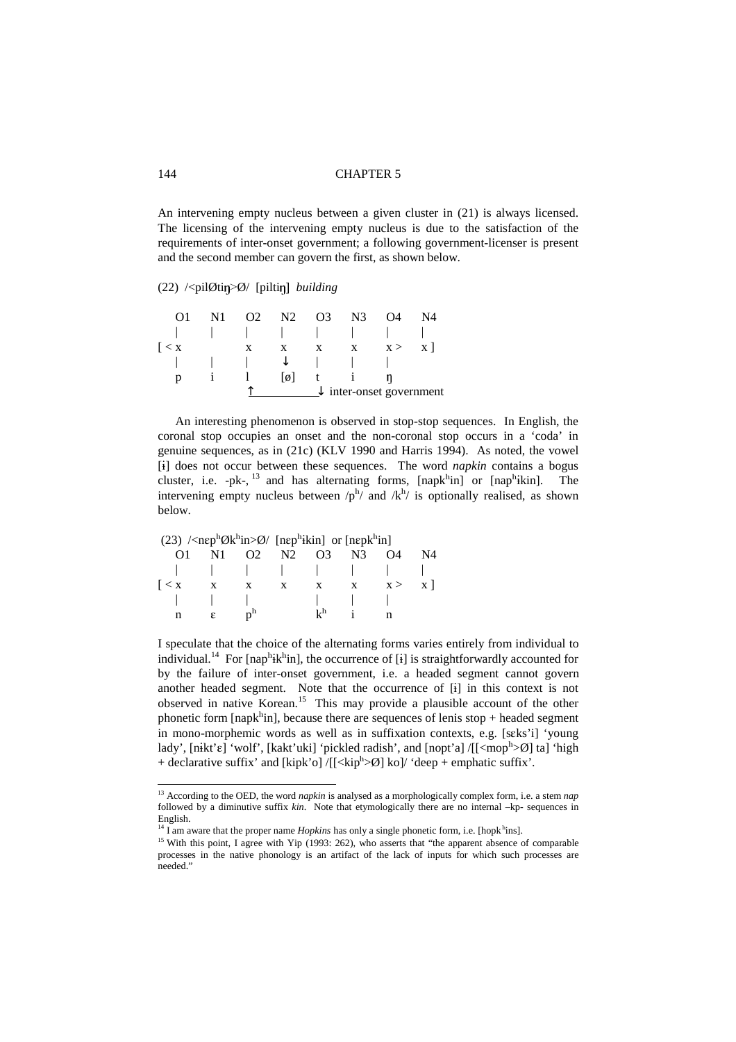An intervening empty nucleus between a given cluster in (21) is always licensed. The licensing of the intervening empty nucleus is due to the satisfaction of the requirements of inter-onset government; a following government-licenser is present and the second member can govern the first, as shown below.

(22) /<pilØtiŋ>Ø/ [piltiŋ] *building*

```
   O1    N1    O2    N2    O3    N3    O4    N4
   |     |     |     |     |     |     |     |
[ < x          x     x     x     x     x >   x ]
   |     |     |     ↓     |     |     |
   p     i     l    [ø]    t     i     ŋ
               ↑___________↓ inter-onset government
```

An interesting phenomenon is observed in stop-stop sequences. In English, the coronal stop occupies an onset and the non-coronal stop occurs in a 'coda' in genuine sequences, as in (21c) (KLV 1990 and Harris 1994). As noted, the vowel [ɨ] does not occur between these sequences. The word *napkin* contains a bogus cluster, i.e. -pk-, [13] and has alternating forms, [napkʰin] or [napʰɨkin]. The intervening empty nucleus between /pʰ/ and /kʰ/ is optionally realised, as shown below.

(23) /<nɛpʰØkʰin>Ø/ [nɛpʰɨkin] or [nɛpkʰin]

```
   O1    N1    O2    N2    O3    N3    O4    N4
   |     |     |     |     |     |     |     |
[ < x    x     x     x     x     x     x >   x ]
   |     |     |           |     |     |
   n     ɛ     pʰ          kʰ    i     n
```

I speculate that the choice of the alternating forms varies entirely from individual to individual.[14] For [napʰɨkʰin], the occurrence of [ɨ] is straightforwardly accounted for by the failure of inter-onset government, i.e. a headed segment cannot govern another headed segment. Note that the occurrence of [ɨ] in this context is not observed in native Korean.[15] This may provide a plausible account of the other phonetic form [napkʰin], because there are sequences of lenis stop + headed segment in mono-morphemic words as well as in suffixation contexts, e.g. [sɛks'i] 'young lady', [nɨkt'ɛ] 'wolf', [kakt'uki] 'pickled radish', and [nopt'a] /[[<mopʰ>Ø] ta] 'high + declarative suffix' and [kipk'o] /[[<kipʰ>Ø] ko]/ 'deep + emphatic suffix'.

---

[13] According to the OED, the word *napkin* is analysed as a morphologically complex form, i.e. a stem *nap* followed by a diminutive suffix *kin*. Note that etymologically there are no internal –kp- sequences in English.

[14] I am aware that the proper name *Hopkins* has only a single phonetic form, i.e. [hopkʰins].

[15] With this point, I agree with Yip (1993: 262), who asserts that "the apparent absence of comparable processes in the native phonology is an artifact of the lack of inputs for which such processes are needed."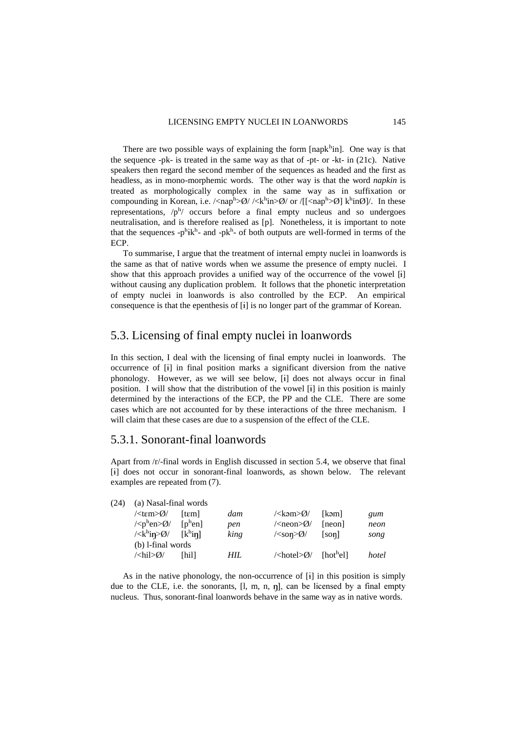There are two possible ways of explaining the form [napk$^h$in]. One way is that the sequence -pk- is treated in the same way as that of -pt- or -kt- in (21c). Native speakers then regard the second member of the sequences as headed and the first as headless, as in mono-morphemic words. The other way is that the word *napkin* is treated as morphologically complex in the same way as in suffixation or compounding in Korean, i.e. /<nap$^h$>Ø/ /<k$^h$in>Ø/ or /[[<nap$^h$>Ø] k$^h$inØ]/. In these representations, /p$^h$/ occurs before a final empty nucleus and so undergoes neutralisation, and is therefore realised as [p]. Nonetheless, it is important to note that the sequences -p$^h$ɨk$^h$- and -pk$^h$- of both outputs are well-formed in terms of the ECP.

To summarise, I argue that the treatment of internal empty nuclei in loanwords is the same as that of native words when we assume the presence of empty nuclei. I show that this approach provides a unified way of the occurrence of the vowel [ɨ] without causing any duplication problem. It follows that the phonetic interpretation of empty nuclei in loanwords is also controlled by the ECP. An empirical consequence is that the epenthesis of [ɨ] is no longer part of the grammar of Korean.

## 5.3. Licensing of final empty nuclei in loanwords

In this section, I deal with the licensing of final empty nuclei in loanwords. The occurrence of [ɨ] in final position marks a significant diversion from the native phonology. However, as we will see below, [ɨ] does not always occur in final position. I will show that the distribution of the vowel [ɨ] in this position is mainly determined by the interactions of the ECP, the PP and the CLE. There are some cases which are not accounted for by these interactions of the three mechanism. I will claim that these cases are due to a suspension of the effect of the CLE.

### 5.3.1. Sonorant-final loanwords

Apart from /r/-final words in English discussed in section 5.4, we observe that final [ɨ] does not occur in sonorant-final loanwords, as shown below. The relevant examples are repeated from (7).

(24) (a) Nasal-final words

| | | | | | |
|---|---|---|---|---|---|
| /<tɛm>Ø/ | [tɛm] | *dam* | /<kəm>Ø/ | [kəm] | *gum* |
| /<p$^h$en>Ø/ | [p$^h$en] | *pen* | /<neon>Ø/ | [neon] | *neon* |
| /<k$^h$iŋ>Ø/ | [k$^h$iŋ] | *king* | /<soŋ>Ø/ | [soŋ] | *song* |

(b) l-final words

| | | | | | |
|---|---|---|---|---|---|
| /<hil>Ø/ | [hil] | *HIL* | /<hotel>Ø/ | [hot$^h$el] | *hotel* |

As in the native phonology, the non-occurrence of [ɨ] in this position is simply due to the CLE, i.e. the sonorants, [l, m, n, ŋ], can be licensed by a final empty nucleus. Thus, sonorant-final loanwords behave in the same way as in native words.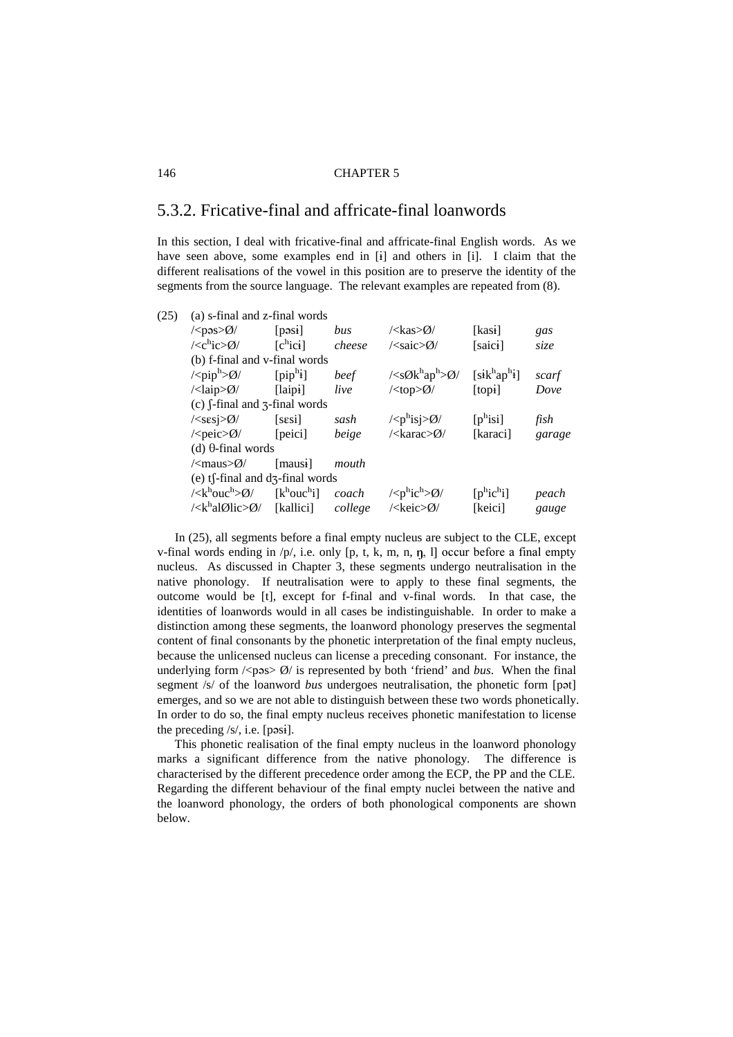## 5.3.2. Fricative-final and affricate-final loanwords

In this section, I deal with fricative-final and affricate-final English words. As we have seen above, some examples end in [ɨ] and others in [i]. I claim that the different realisations of the vowel in this position are to preserve the identity of the segments from the source language. The relevant examples are repeated from (8).

(25)

| | | | | | |
|---|---|---|---|---|---|
| (a) s-final and z-final words | | | | | |
| /<pəs>Ø/ | [pəsɨ] | *bus* | /<kas>Ø/ | [kasɨ] | *gas* |
| /<cʰic>Ø/ | [cʰicɨ] | *cheese* | /<saic>Ø/ | [saicɨ] | *size* |
| (b) f-final and v-final words | | | | | |
| /<pipʰ>Ø/ | [pipʰɨ] | *beef* | /<sØkʰapʰ>Ø/ | [sɨkʰapʰɨ] | *scarf* |
| /<laip>Ø/ | [laipɨ] | *live* | /<top>Ø/ | [topɨ] | *Dove* |
| (c) ʃ-final and ʒ-final words | | | | | |
| /<sɛsj>Ø/ | [sɛsi] | *sash* | /<pʰisj>Ø/ | [pʰisi] | *fish* |
| /<peic>Ø/ | [peici] | *beige* | /<karac>Ø/ | [karaci] | *garage* |
| (d) θ-final words | | | | | |
| /<maus>Ø/ | [mausɨ] | *mouth* | | | |
| (e) tʃ-final and dʒ-final words | | | | | |
| /<kʰoucʰ>Ø/ | [kʰoucʰi] | *coach* | /<pʰicʰ>Ø/ | [pʰicʰi] | *peach* |
| /<kʰalØlic>Ø/ | [kallici] | *college* | /<keic>Ø/ | [keici] | *gauge* |

In (25), all segments before a final empty nucleus are subject to the CLE, except v-final words ending in /p/, i.e. only [p, t, k, m, n, ŋ, l] occur before a final empty nucleus. As discussed in Chapter 3, these segments undergo neutralisation in the native phonology. If neutralisation were to apply to these final segments, the outcome would be [t], except for f-final and v-final words. In that case, the identities of loanwords would in all cases be indistinguishable. In order to make a distinction among these segments, the loanword phonology preserves the segmental content of final consonants by the phonetic interpretation of the final empty nucleus, because the unlicensed nucleus can license a preceding consonant. For instance, the underlying form /<pəs> Ø/ is represented by both 'friend' and *bus*. When the final segment /s/ of the loanword *bus* undergoes neutralisation, the phonetic form [pət] emerges, and so we are not able to distinguish between these two words phonetically. In order to do so, the final empty nucleus receives phonetic manifestation to license the preceding /s/, i.e. [pəsɨ].

This phonetic realisation of the final empty nucleus in the loanword phonology marks a significant difference from the native phonology. The difference is characterised by the different precedence order among the ECP, the PP and the CLE. Regarding the different behaviour of the final empty nuclei between the native and the loanword phonology, the orders of both phonological components are shown below.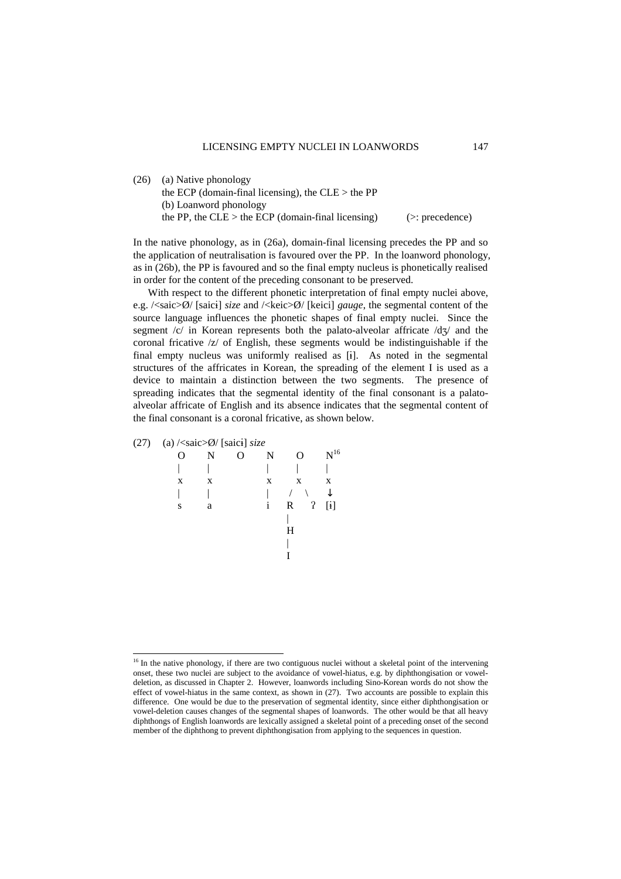(26) (a) Native phonology
the ECP (domain-final licensing), the CLE > the PP
(b) Loanword phonology
the PP, the CLE > the ECP (domain-final licensing) (>: precedence)

In the native phonology, as in (26a), domain-final licensing precedes the PP and so the application of neutralisation is favoured over the PP. In the loanword phonology, as in (26b), the PP is favoured and so the final empty nucleus is phonetically realised in order for the content of the preceding consonant to be preserved.

With respect to the different phonetic interpretation of final empty nuclei above, e.g. /<saic>Ø/ [saicɨ] *size* and /<keic>Ø/ [keici] *gauge*, the segmental content of the source language influences the phonetic shapes of final empty nuclei. Since the segment /c/ in Korean represents both the palato-alveolar affricate /dʒ/ and the coronal fricative /z/ of English, these segments would be indistinguishable if the final empty nucleus was uniformly realised as [ɨ]. As noted in the segmental structures of the affricates in Korean, the spreading of the element I is used as a device to maintain a distinction between the two segments. The presence of spreading indicates that the segmental identity of the final consonant is a palato-alveolar affricate of English and its absence indicates that the segmental content of the final consonant is a coronal fricative, as shown below.

(27) (a) /<saic>Ø/ [saicɨ] *size*

```
O    N    O    N    O      N[16]
|    |         |    |      |
x    x         x    x      x
|    |         |   / \     ↓
s    a         i  R   ʔ   [ɨ]
                  |
                  H
                  |
                  I
```

[16] In the native phonology, if there are two contiguous nuclei without a skeletal point of the intervening onset, these two nuclei are subject to the avoidance of vowel-hiatus, e.g. by diphthongisation or vowel-deletion, as discussed in Chapter 2. However, loanwords including Sino-Korean words do not show the effect of vowel-hiatus in the same context, as shown in (27). Two accounts are possible to explain this difference. One would be due to the preservation of segmental identity, since either diphthongisation or vowel-deletion causes changes of the segmental shapes of loanwords. The other would be that all heavy diphthongs of English loanwords are lexically assigned a skeletal point of a preceding onset of the second member of the diphthong to prevent diphthongisation from applying to the sequences in question.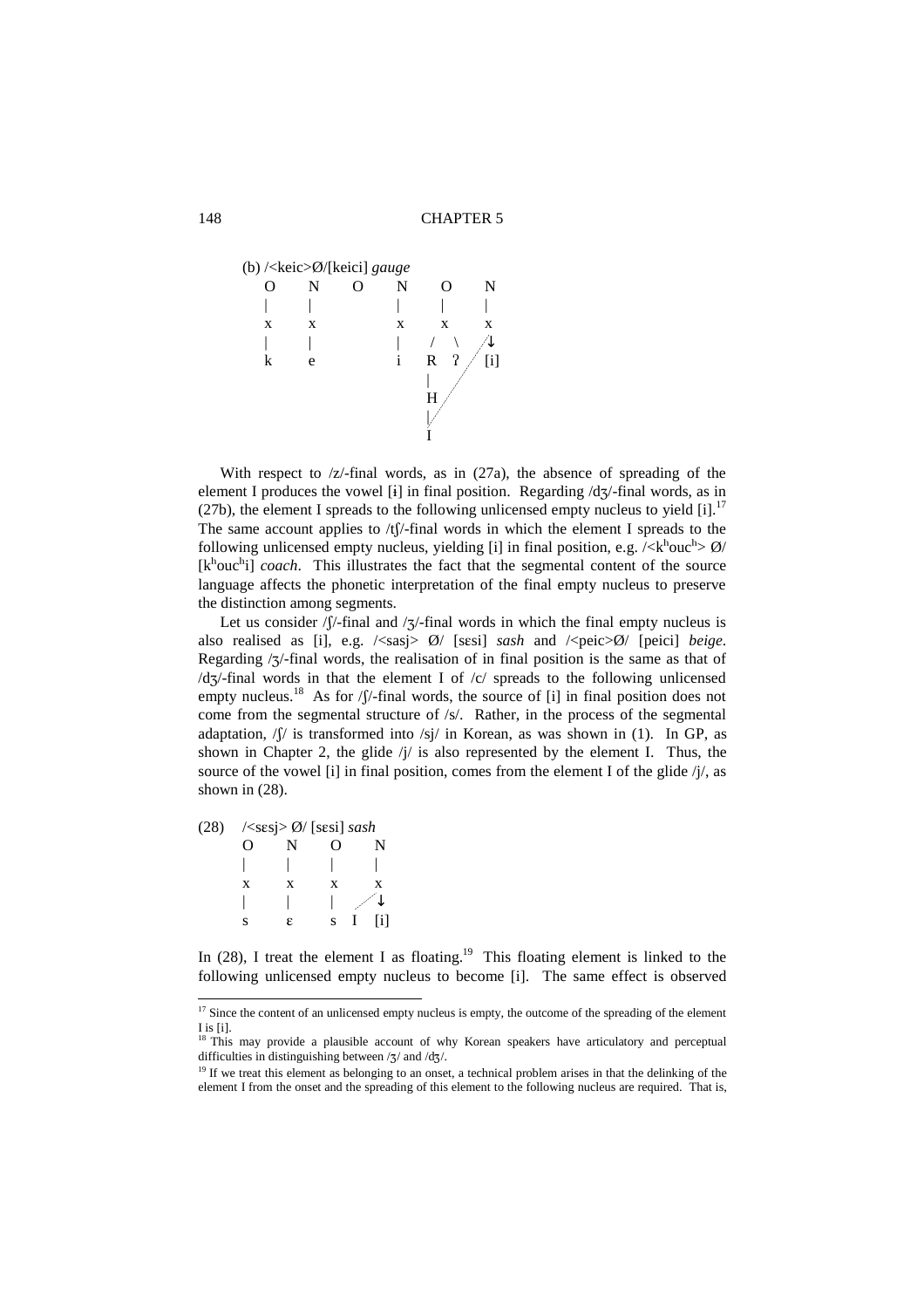(b) /<keic>Ø/[keici] *gauge*

```
O    N    O    N    O    N
|    |         |    |    |
x    x         x    x    x
|    |         |   / \  /↓
k    e         i  R  ʔ / [i]
                  |   /
                  H  /
                  | /
                  I
```

With respect to /z/-final words, as in (27a), the absence of spreading of the element I produces the vowel [ɨ] in final position. Regarding /dʒ/-final words, as in (27b), the element I spreads to the following unlicensed empty nucleus to yield [i].[17] The same account applies to /tʃ/-final words in which the element I spreads to the following unlicensed empty nucleus, yielding [i] in final position, e.g. /<kʰoucʰ> Ø/ [kʰoucʰi] *coach*. This illustrates the fact that the segmental content of the source language affects the phonetic interpretation of the final empty nucleus to preserve the distinction among segments.

Let us consider /ʃ/-final and /ʒ/-final words in which the final empty nucleus is also realised as [i], e.g. /<sasj> Ø/ [sɛsi] *sash* and /<peic>Ø/ [peici] *beige*. Regarding /ʒ/-final words, the realisation of in final position is the same as that of /dʒ/-final words in that the element I of /c/ spreads to the following unlicensed empty nucleus.[18] As for /ʃ/-final words, the source of [i] in final position does not come from the segmental structure of /s/. Rather, in the process of the segmental adaptation, /ʃ/ is transformed into /sj/ in Korean, as was shown in (1). In GP, as shown in Chapter 2, the glide /j/ is also represented by the element I. Thus, the source of the vowel [i] in final position, comes from the element I of the glide /j/, as shown in (28).

(28) /<sɛsj> Ø/ [sɛsi] *sash*

```
O    N    O    N
|    |    |    |
x    x    x    x
|    |    |   /↓
s    ɛ    s  I  [i]
```

In (28), I treat the element I as floating.[19] This floating element is linked to the following unlicensed empty nucleus to become [i]. The same effect is observed

---

[17] Since the content of an unlicensed empty nucleus is empty, the outcome of the spreading of the element I is [i].

[18] This may provide a plausible account of why Korean speakers have articulatory and perceptual difficulties in distinguishing between /ʒ/ and /dʒ/.

[19] If we treat this element as belonging to an onset, a technical problem arises in that the delinking of the element I from the onset and the spreading of this element to the following nucleus are required. That is,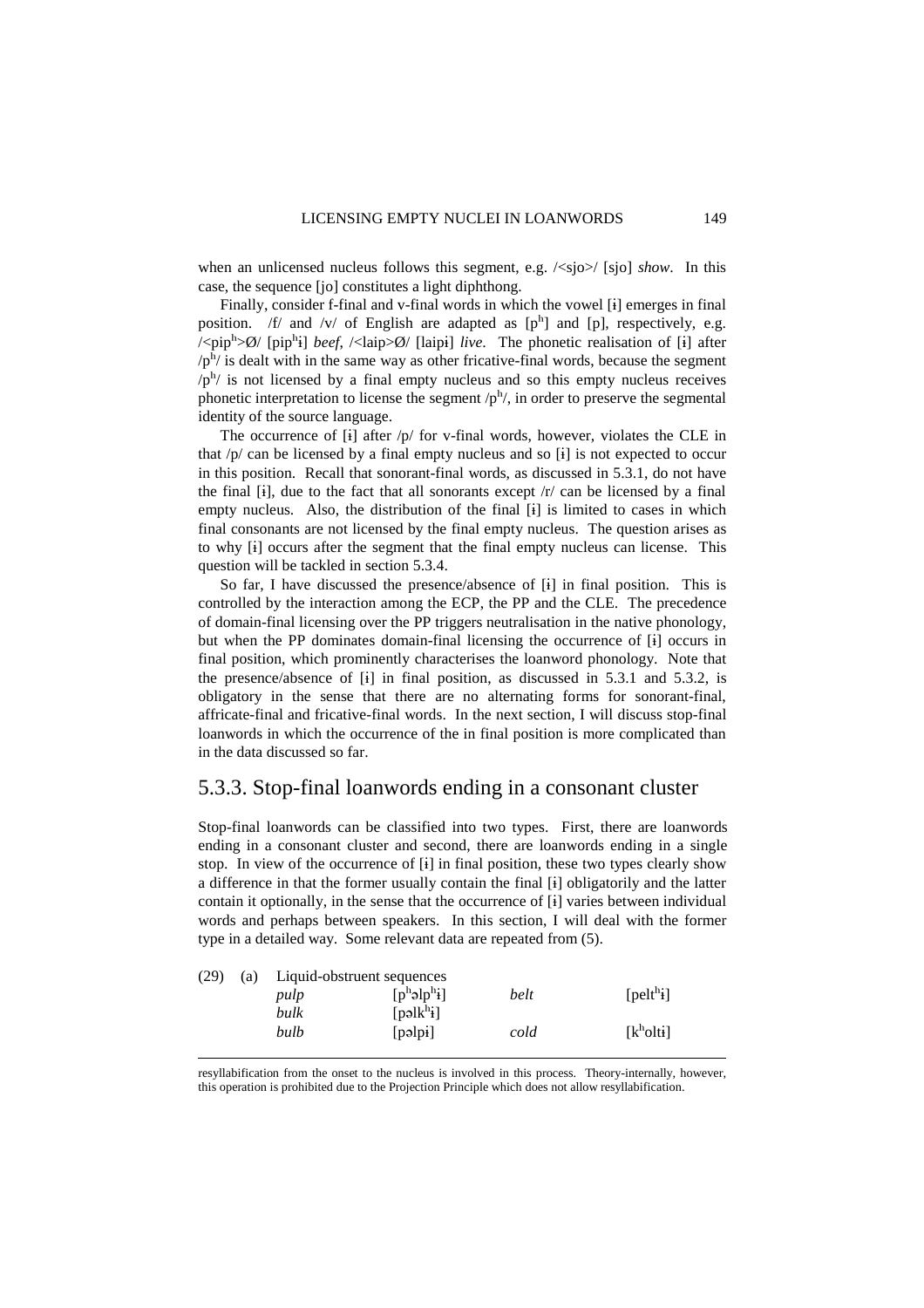when an unlicensed nucleus follows this segment, e.g. /<sjo>/ [sjo] *show*. In this case, the sequence [jo] constitutes a light diphthong.

Finally, consider f-final and v-final words in which the vowel [ɨ] emerges in final position. /f/ and /v/ of English are adapted as [pʰ] and [p], respectively, e.g. /<pipʰ>Ø/ [pipʰɨ] *beef*, /<laip>Ø/ [laipɨ] *live*. The phonetic realisation of [ɨ] after /pʰ/ is dealt with in the same way as other fricative-final words, because the segment /pʰ/ is not licensed by a final empty nucleus and so this empty nucleus receives phonetic interpretation to license the segment /pʰ/, in order to preserve the segmental identity of the source language.

The occurrence of [ɨ] after /p/ for v-final words, however, violates the CLE in that /p/ can be licensed by a final empty nucleus and so [ɨ] is not expected to occur in this position. Recall that sonorant-final words, as discussed in 5.3.1, do not have the final [ɨ], due to the fact that all sonorants except /r/ can be licensed by a final empty nucleus. Also, the distribution of the final [ɨ] is limited to cases in which final consonants are not licensed by the final empty nucleus. The question arises as to why [ɨ] occurs after the segment that the final empty nucleus can license. This question will be tackled in section 5.3.4.

So far, I have discussed the presence/absence of [ɨ] in final position. This is controlled by the interaction among the ECP, the PP and the CLE. The precedence of domain-final licensing over the PP triggers neutralisation in the native phonology, but when the PP dominates domain-final licensing the occurrence of [ɨ] occurs in final position, which prominently characterises the loanword phonology. Note that the presence/absence of [ɨ] in final position, as discussed in 5.3.1 and 5.3.2, is obligatory in the sense that there are no alternating forms for sonorant-final, affricate-final and fricative-final words. In the next section, I will discuss stop-final loanwords in which the occurrence of the in final position is more complicated than in the data discussed so far.

## 5.3.3. Stop-final loanwords ending in a consonant cluster

Stop-final loanwords can be classified into two types. First, there are loanwords ending in a consonant cluster and second, there are loanwords ending in a single stop. In view of the occurrence of [ɨ] in final position, these two types clearly show a difference in that the former usually contain the final [ɨ] obligatorily and the latter contain it optionally, in the sense that the occurrence of [ɨ] varies between individual words and perhaps between speakers. In this section, I will deal with the former type in a detailed way. Some relevant data are repeated from (5).

(29) (a) Liquid-obstruent sequences

| | | | |
|---|---|---|---|
| *pulp* | [pʰəlpʰɨ] | *belt* | [peltʰɨ] |
| *bulk* | [pəlkʰɨ] | | |
| *bulb* | [pəlpɨ] | *cold* | [kʰoltɨ] |

---

resyllabification from the onset to the nucleus is involved in this process. Theory-internally, however, this operation is prohibited due to the Projection Principle which does not allow resyllabification.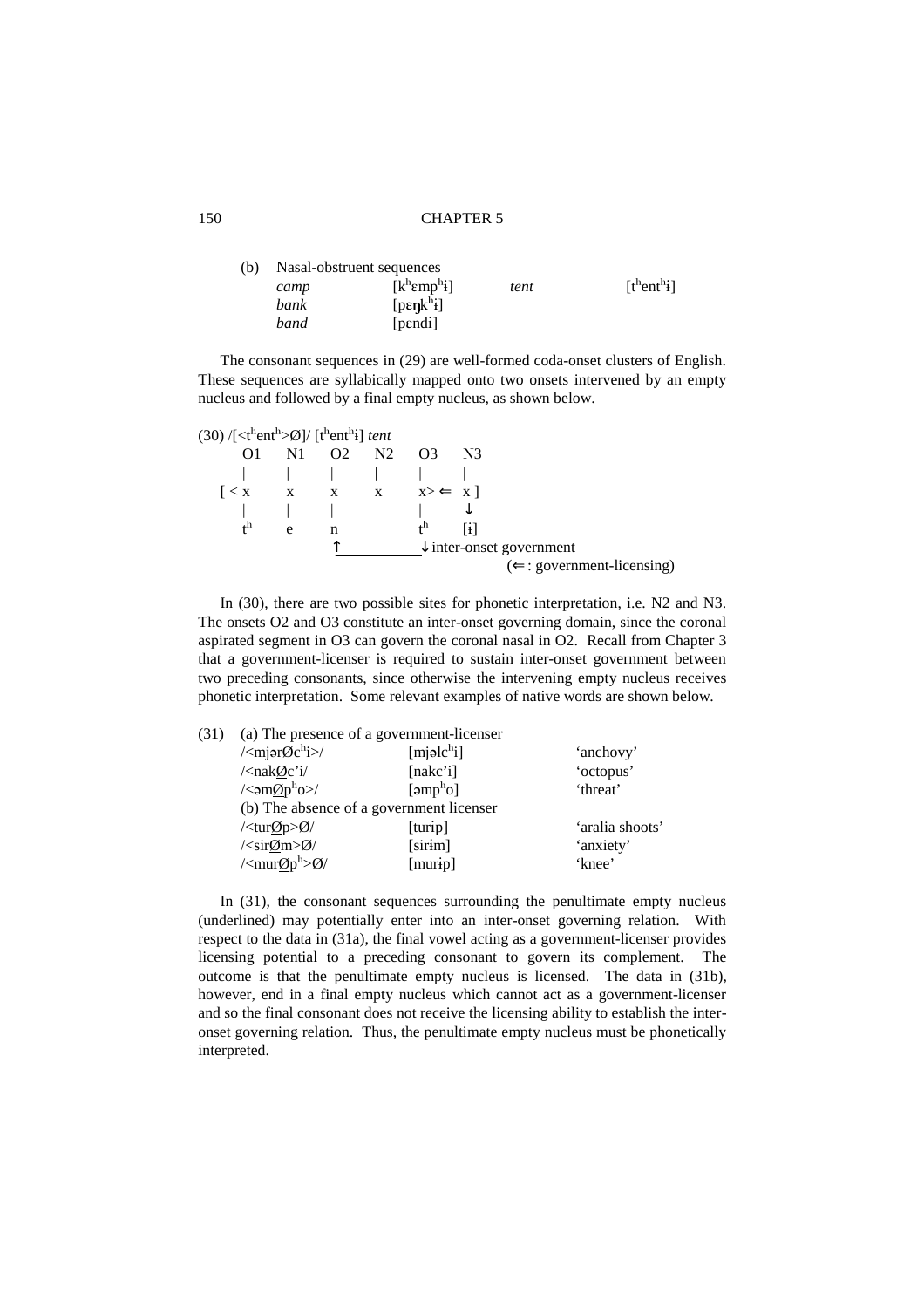(b) Nasal-obstruent sequences

| | | | |
|---|---|---|---|
| *camp* | [kʰɛmpʰɨ] | *tent* | [tʰentʰɨ] |
| *bank* | [pɛŋkʰɨ] | | |
| *band* | [pɛndɨ] | | |

The consonant sequences in (29) are well-formed coda-onset clusters of English. These sequences are syllabically mapped onto two onsets intervened by an empty nucleus and followed by a final empty nucleus, as shown below.

```
(30) /[<tʰentʰ>Ø]/ [tʰentʰɨ] tent
      O1    N1    O2    N2    O3     N3
      |     |     |     |     |      |
    [ < x   x     x     x     x> ⇐  x ]
      |     |     |           |      ↓
      tʰ    e     n           tʰ    [ɨ]
                  ↑___________↓ inter-onset government
                                          (⇐ : government-licensing)
```

In (30), there are two possible sites for phonetic interpretation, i.e. N2 and N3. The onsets O2 and O3 constitute an inter-onset governing domain, since the coronal aspirated segment in O3 can govern the coronal nasal in O2. Recall from Chapter 3 that a government-licenser is required to sustain inter-onset government between two preceding consonants, since otherwise the intervening empty nucleus receives phonetic interpretation. Some relevant examples of native words are shown below.

(31)

| | | |
|---|---|---|
| (a) The presence of a government-licenser | | |
| /<mjər<u>Ø</u>cʰi>/ | [mjəlcʰi] | 'anchovy' |
| /<nak<u>Ø</u>c'i/ | [nakc'i] | 'octopus' |
| /<əm<u>Ø</u>pʰo>/ | [əmpʰo] | 'threat' |
| (b) The absence of a government licenser | | |
| /<tur<u>Ø</u>p>Ø/ | [turɨp] | 'aralia shoots' |
| /<sir<u>Ø</u>m>Ø/ | [sirɨm] | 'anxiety' |
| /<mur<u>Ø</u>pʰ>Ø/ | [murɨp] | 'knee' |

In (31), the consonant sequences surrounding the penultimate empty nucleus (underlined) may potentially enter into an inter-onset governing relation. With respect to the data in (31a), the final vowel acting as a government-licenser provides licensing potential to a preceding consonant to govern its complement. The outcome is that the penultimate empty nucleus is licensed. The data in (31b), however, end in a final empty nucleus which cannot act as a government-licenser and so the final consonant does not receive the licensing ability to establish the inter-onset governing relation. Thus, the penultimate empty nucleus must be phonetically interpreted.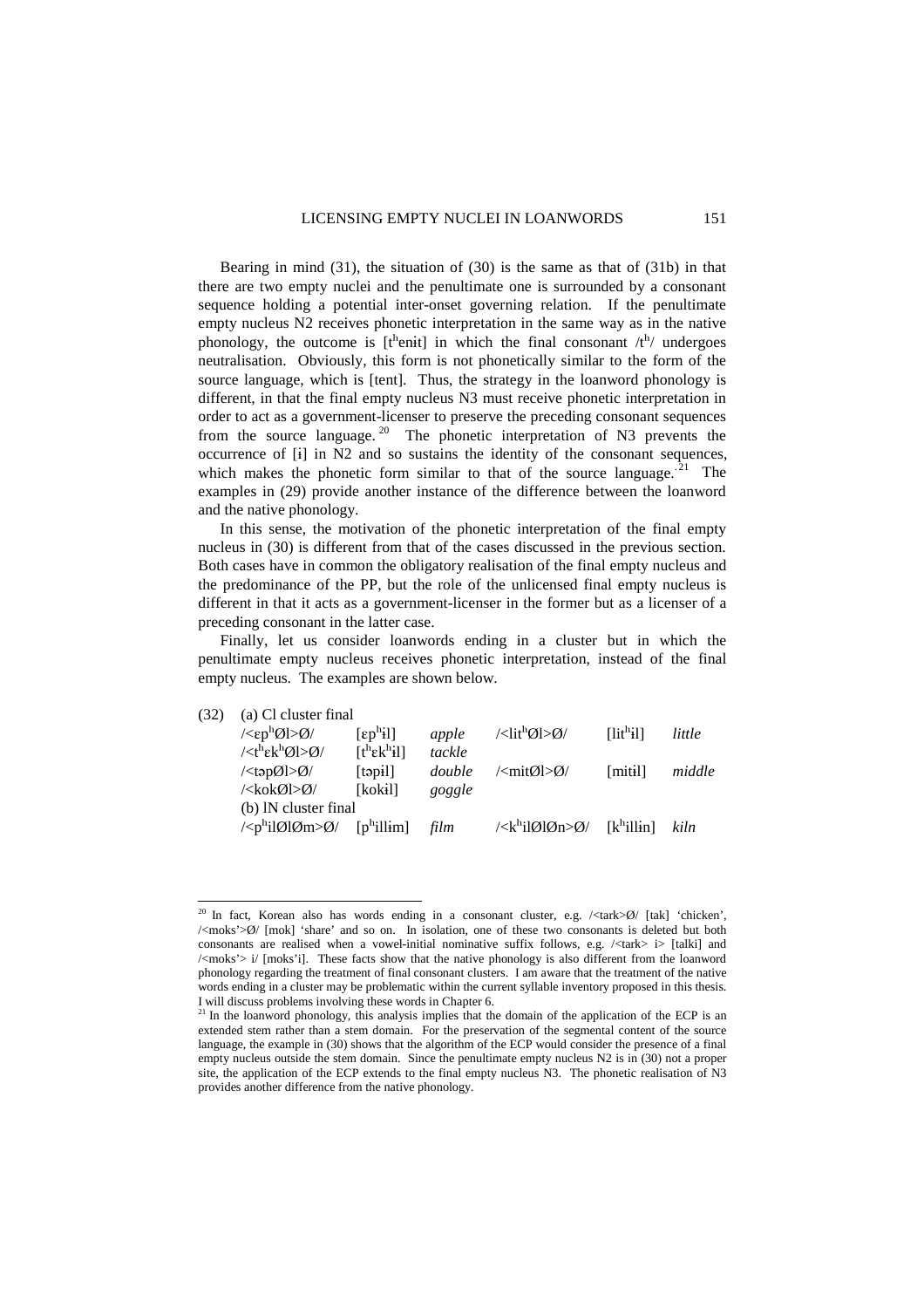Bearing in mind (31), the situation of (30) is the same as that of (31b) in that there are two empty nuclei and the penultimate one is surrounded by a consonant sequence holding a potential inter-onset governing relation. If the penultimate empty nucleus N2 receives phonetic interpretation in the same way as in the native phonology, the outcome is [tʰenɨt] in which the final consonant /tʰ/ undergoes neutralisation. Obviously, this form is not phonetically similar to the form of the source language, which is [tent]. Thus, the strategy in the loanword phonology is different, in that the final empty nucleus N3 must receive phonetic interpretation in order to act as a government-licenser to preserve the preceding consonant sequences from the source language.[20] The phonetic interpretation of N3 prevents the occurrence of [ɨ] in N2 and so sustains the identity of the consonant sequences, which makes the phonetic form similar to that of the source language.[21] The examples in (29) provide another instance of the difference between the loanword and the native phonology.

In this sense, the motivation of the phonetic interpretation of the final empty nucleus in (30) is different from that of the cases discussed in the previous section. Both cases have in common the obligatory realisation of the final empty nucleus and the predominance of the PP, but the role of the unlicensed final empty nucleus is different in that it acts as a government-licenser in the former but as a licenser of a preceding consonant in the latter case.

Finally, let us consider loanwords ending in a cluster but in which the penultimate empty nucleus receives phonetic interpretation, instead of the final empty nucleus. The examples are shown below.

(32) (a) Cl cluster final

| | | | | | |
|---|---|---|---|---|---|
| /<ɛpʰØl>Ø/ | [ɛpʰɨl] | *apple* | /<litʰØl>Ø/ | [litʰɨl] | *little* |
| /<tʰɛkʰØl>Ø/ | [tʰɛkʰɨl] | *tackle* | | | |
| /<təpØl>Ø/ | [təpɨl] | *double* | /<mitØl>Ø/ | [mitɨl] | *middle* |
| /<kokØl>Ø/ | [kokɨl] | *goggle* | | | |

(b) lN cluster final

| | | | | | |
|---|---|---|---|---|---|
| /<pʰilØlØm>Ø/ | [pʰillɨm] | *film* | /<kʰilØlØn>Ø/ | [kʰillɨn] | *kiln* |

---

[20] In fact, Korean also has words ending in a consonant cluster, e.g. /<tark>Ø/ [tak] 'chicken', /<moks'>Ø/ [mok] 'share' and so on. In isolation, one of these two consonants is deleted but both consonants are realised when a vowel-initial nominative suffix follows, e.g. /<tark> i> [talki] and /<moks'> i/ [moks'i]. These facts show that the native phonology is also different from the loanword phonology regarding the treatment of final consonant clusters. I am aware that the treatment of the native words ending in a cluster may be problematic within the current syllable inventory proposed in this thesis. I will discuss problems involving these words in Chapter 6.

[21] In the loanword phonology, this analysis implies that the domain of the application of the ECP is an extended stem rather than a stem domain. For the preservation of the segmental content of the source language, the example in (30) shows that the algorithm of the ECP would consider the presence of a final empty nucleus outside the stem domain. Since the penultimate empty nucleus N2 is in (30) not a proper site, the application of the ECP extends to the final empty nucleus N3. The phonetic realisation of N3 provides another difference from the native phonology.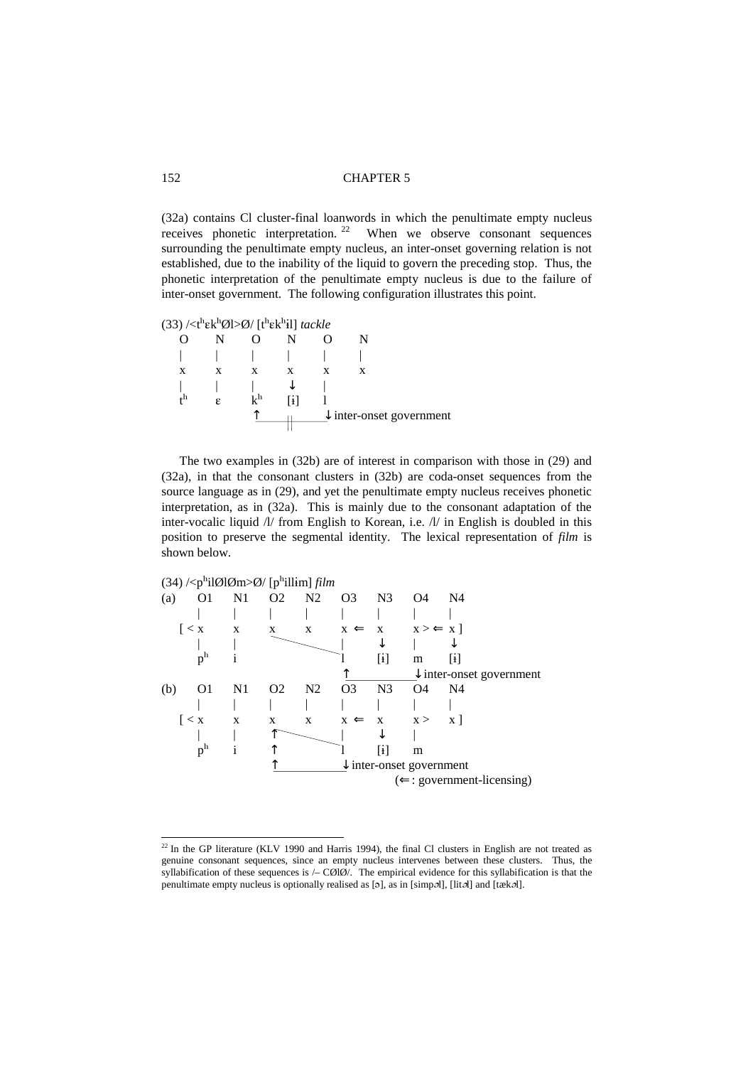(32a) contains Cl cluster-final loanwords in which the penultimate empty nucleus receives phonetic interpretation. [22] When we observe consonant sequences surrounding the penultimate empty nucleus, an inter-onset governing relation is not established, due to the inability of the liquid to govern the preceding stop. Thus, the phonetic interpretation of the penultimate empty nucleus is due to the failure of inter-onset government. The following configuration illustrates this point.

(33) /<tʰɛkʰØl>Ø/ [tʰɛkʰɨl] *tackle*

```
 O    N    O    N    O    N
 |    |    |    |    |    |
 x    x    x    x    x    x
 |    |    |    ↓    |
 tʰ   ɛ    kʰ   [ɨ]  l
           ↑____||___↓ inter-onset government
```

The two examples in (32b) are of interest in comparison with those in (29) and (32a), in that the consonant clusters in (32b) are coda-onset sequences from the source language as in (29), and yet the penultimate empty nucleus receives phonetic interpretation, as in (32a). This is mainly due to the consonant adaptation of the inter-vocalic liquid /l/ from English to Korean, i.e. /l/ in English is doubled in this position to preserve the segmental identity. The lexical representation of *film* is shown below.

(34) /<pʰilØlØm>Ø/ [pʰillɨm] *film*

```
(a)   O1   N1   O2   N2   O3     N3   O4       N4
      |    |    |    |    |      |    |        |
    [ < x  x    x    x    x  ⇐   x    x > ⇐    x ]
      |    |     \________|      ↓    |        ↓
      pʰ   i              l      [ɨ]  m        [ɨ]
                          ↑___________↓ inter-onset government
(b)   O1   N1   O2   N2   O3     N3   O4
      |    |    |    |    |      |    |
    [ < x  x    x    x    x  ⇐   x    x >      x ]
      |    |    ↑\________|      ↓    |
      pʰ   i    ↑         l      [ɨ]  m
                ↑_________↓ inter-onset government
                                      (⇐ : government-licensing)
```

---

[22] In the GP literature (KLV 1990 and Harris 1994), the final Cl clusters in English are not treated as genuine consonant sequences, since an empty nucleus intervenes between these clusters. Thus, the syllabification of these sequences is /– CØlØ/. The empirical evidence for this syllabification is that the penultimate empty nucleus is optionally realised as [ə], as in [simpəl], [litəl] and [tækəl].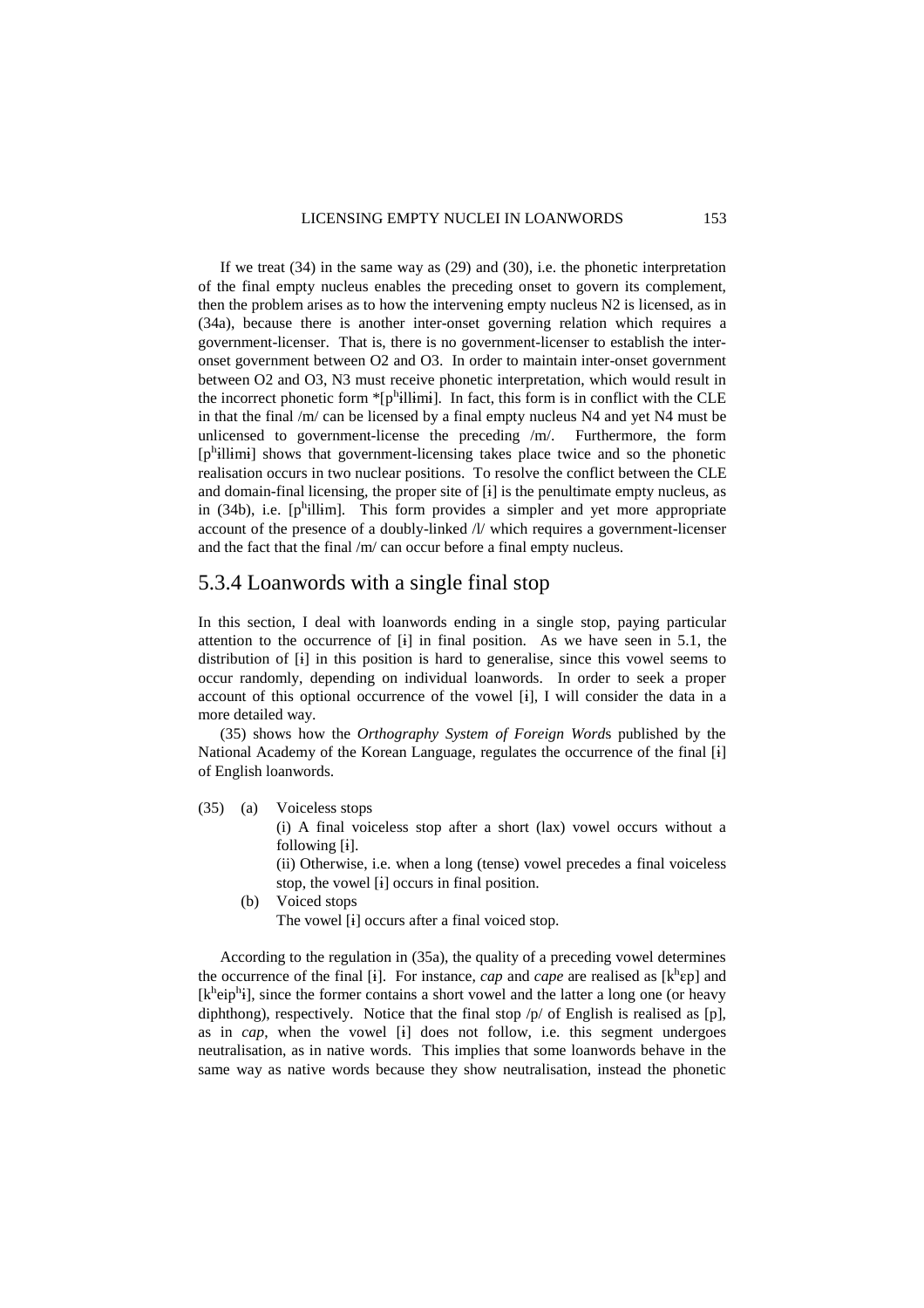If we treat (34) in the same way as (29) and (30), i.e. the phonetic interpretation of the final empty nucleus enables the preceding onset to govern its complement, then the problem arises as to how the intervening empty nucleus N2 is licensed, as in (34a), because there is another inter-onset governing relation which requires a government-licenser. That is, there is no government-licenser to establish the inter-onset government between O2 and O3. In order to maintain inter-onset government between O2 and O3, N3 must receive phonetic interpretation, which would result in the incorrect phonetic form *[pʰɨllimɨ]. In fact, this form is in conflict with the CLE in that the final /m/ can be licensed by a final empty nucleus N4 and yet N4 must be unlicensed to government-license the preceding /m/. Furthermore, the form [pʰillimɨ] shows that government-licensing takes place twice and so the phonetic realisation occurs in two nuclear positions. To resolve the conflict between the CLE and domain-final licensing, the proper site of [ɨ] is the penultimate empty nucleus, as in (34b), i.e. [pʰillɨm]. This form provides a simpler and yet more appropriate account of the presence of a doubly-linked /l/ which requires a government-licenser and the fact that the final /m/ can occur before a final empty nucleus.

## 5.3.4 Loanwords with a single final stop

In this section, I deal with loanwords ending in a single stop, paying particular attention to the occurrence of [ɨ] in final position. As we have seen in 5.1, the distribution of [ɨ] in this position is hard to generalise, since this vowel seems to occur randomly, depending on individual loanwords. In order to seek a proper account of this optional occurrence of the vowel [ɨ], I will consider the data in a more detailed way.

(35) shows how the *Orthography System of Foreign Words* published by the National Academy of the Korean Language, regulates the occurrence of the final [ɨ] of English loanwords.

(35) (a) Voiceless stops

(i) A final voiceless stop after a short (lax) vowel occurs without a following [ɨ].

(ii) Otherwise, i.e. when a long (tense) vowel precedes a final voiceless stop, the vowel [ɨ] occurs in final position.

(b) Voiced stops

The vowel [ɨ] occurs after a final voiced stop.

According to the regulation in (35a), the quality of a preceding vowel determines the occurrence of the final [ɨ]. For instance, *cap* and *cape* are realised as [kʰɛp] and [kʰeipʰɨ], since the former contains a short vowel and the latter a long one (or heavy diphthong), respectively. Notice that the final stop /p/ of English is realised as [p], as in *cap*, when the vowel [ɨ] does not follow, i.e. this segment undergoes neutralisation, as in native words. This implies that some loanwords behave in the same way as native words because they show neutralisation, instead the phonetic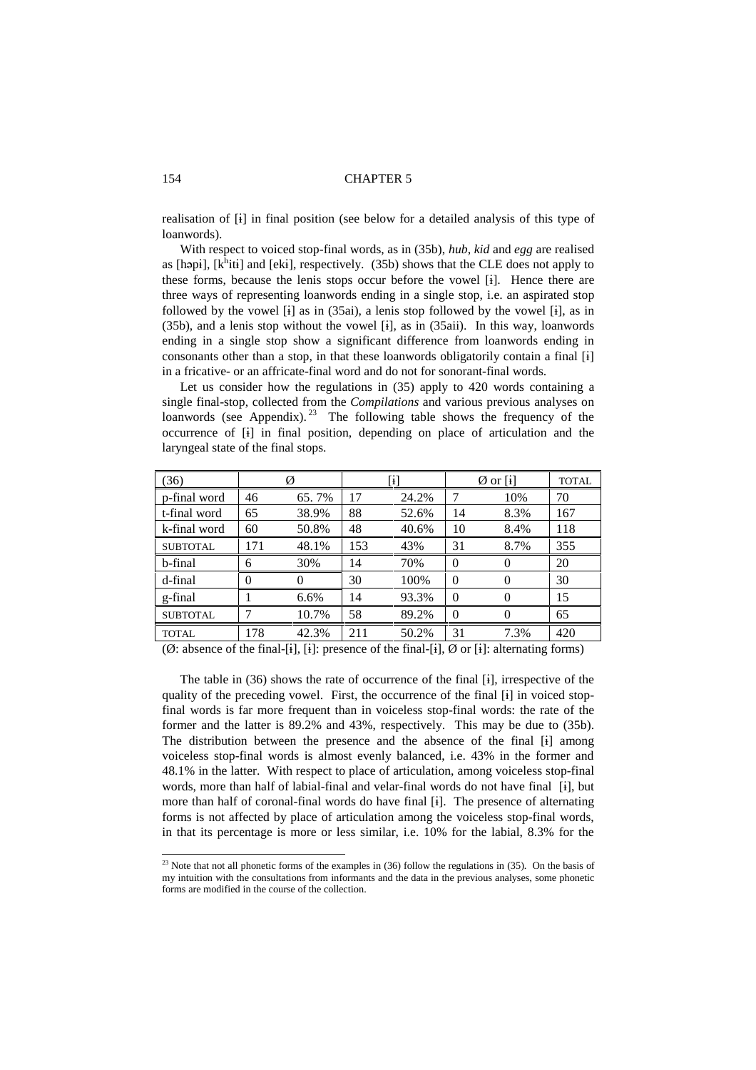realisation of [ɨ] in final position (see below for a detailed analysis of this type of loanwords).

With respect to voiced stop-final words, as in (35b), *hub*, *kid* and *egg* are realised as [həpɨ], [kʰitɨ] and [ekɨ], respectively. (35b) shows that the CLE does not apply to these forms, because the lenis stops occur before the vowel [ɨ]. Hence there are three ways of representing loanwords ending in a single stop, i.e. an aspirated stop followed by the vowel [ɨ] as in (35ai), a lenis stop followed by the vowel [ɨ], as in (35b), and a lenis stop without the vowel [ɨ], as in (35aii). In this way, loanwords ending in a single stop show a significant difference from loanwords ending in consonants other than a stop, in that these loanwords obligatorily contain a final [ɨ] in a fricative- or an affricate-final word and do not for sonorant-final words.

Let us consider how the regulations in (35) apply to 420 words containing a single final-stop, collected from the *Compilations* and various previous analyses on loanwords (see Appendix).[23] The following table shows the frequency of the occurrence of [ɨ] in final position, depending on place of articulation and the laryngeal state of the final stops.

| (36) | Ø | | [ɨ] | | Ø or [ɨ] | | TOTAL |
|---|---|---|---|---|---|---|---|
| p-final word | 46 | 65. 7% | 17 | 24.2% | 7 | 10% | 70 |
| t-final word | 65 | 38.9% | 88 | 52.6% | 14 | 8.3% | 167 |
| k-final word | 60 | 50.8% | 48 | 40.6% | 10 | 8.4% | 118 |
| SUBTOTAL | 171 | 48.1% | 153 | 43% | 31 | 8.7% | 355 |
| b-final | 6 | 30% | 14 | 70% | 0 | 0 | 20 |
| d-final | 0 | 0 | 30 | 100% | 0 | 0 | 30 |
| g-final | 1 | 6.6% | 14 | 93.3% | 0 | 0 | 15 |
| SUBTOTAL | 7 | 10.7% | 58 | 89.2% | 0 | 0 | 65 |
| TOTAL | 178 | 42.3% | 211 | 50.2% | 31 | 7.3% | 420 |

(Ø: absence of the final-[ɨ], [ɨ]: presence of the final-[ɨ], Ø or [ɨ]: alternating forms)

The table in (36) shows the rate of occurrence of the final [ɨ], irrespective of the quality of the preceding vowel. First, the occurrence of the final [ɨ] in voiced stop-final words is far more frequent than in voiceless stop-final words: the rate of the former and the latter is 89.2% and 43%, respectively. This may be due to (35b). The distribution between the presence and the absence of the final [ɨ] among voiceless stop-final words is almost evenly balanced, i.e. 43% in the former and 48.1% in the latter. With respect to place of articulation, among voiceless stop-final words, more than half of labial-final and velar-final words do not have final [ɨ], but more than half of coronal-final words do have final [ɨ]. The presence of alternating forms is not affected by place of articulation among the voiceless stop-final words, in that its percentage is more or less similar, i.e. 10% for the labial, 8.3% for the

[23] Note that not all phonetic forms of the examples in (36) follow the regulations in (35). On the basis of my intuition with the consultations from informants and the data in the previous analyses, some phonetic forms are modified in the course of the collection.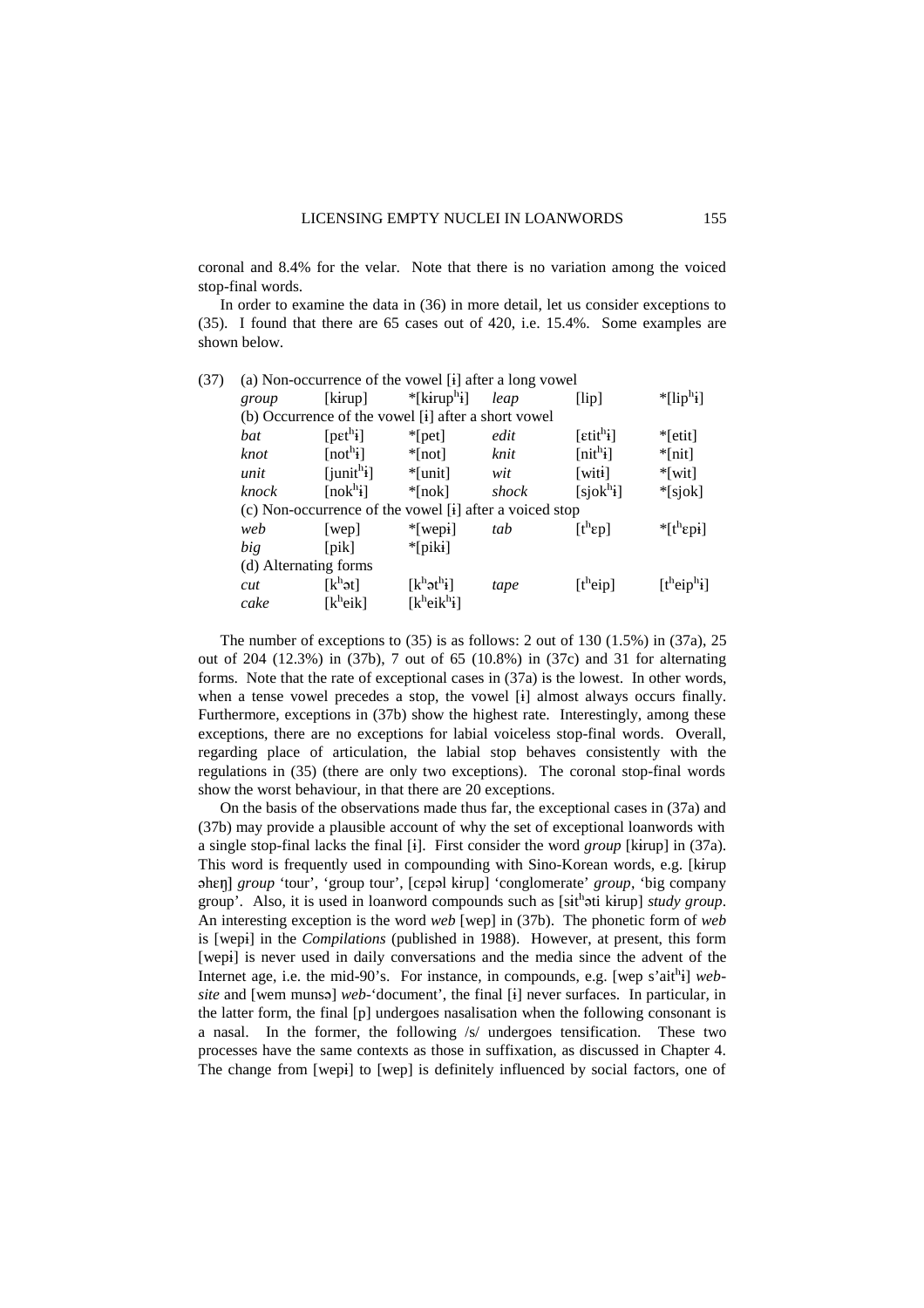coronal and 8.4% for the velar. Note that there is no variation among the voiced stop-final words.

In order to examine the data in (36) in more detail, let us consider exceptions to (35). I found that there are 65 cases out of 420, i.e. 15.4%. Some examples are shown below.

(37) (a) Non-occurrence of the vowel [ɨ] after a long vowel

| | | | | | |
|---|---|---|---|---|---|
| *group* | [kɨrup] | *[kɨrupʰɨ] | *leap* | [lip] | *[lipʰɨ] |
| (b) Occurrence of the vowel [ɨ] after a short vowel | | | | | |
| *bat* | [pɛtʰɨ] | *[pet] | *edit* | [ɛtitʰɨ] | *[etit] |
| *knot* | [notʰɨ] | *[not] | *knit* | [nitʰɨ] | *[nit] |
| *unit* | [junitʰɨ] | *[unit] | *wit* | [witɨ] | *[wit] |
| *knock* | [nokʰɨ] | *[nok] | *shock* | [sjokʰɨ] | *[sjok] |
| (c) Non-occurrence of the vowel [ɨ] after a voiced stop | | | | | |
| *web* | [wep] | *[wepɨ] | *tab* | [tʰɛp] | *[tʰɛpɨ] |
| *big* | [pik] | *[pikɨ] | | | |
| (d) Alternating forms | | | | | |
| *cut* | [kʰət] | [kʰətʰɨ] | *tape* | [tʰeip] | [tʰeipʰɨ] |
| *cake* | [kʰeik] | [kʰeikʰɨ] | | | |

The number of exceptions to (35) is as follows: 2 out of 130 (1.5%) in (37a), 25 out of 204 (12.3%) in (37b), 7 out of 65 (10.8%) in (37c) and 31 for alternating forms. Note that the rate of exceptional cases in (37a) is the lowest. In other words, when a tense vowel precedes a stop, the vowel [ɨ] almost always occurs finally. Furthermore, exceptions in (37b) show the highest rate. Interestingly, among these exceptions, there are no exceptions for labial voiceless stop-final words. Overall, regarding place of articulation, the labial stop behaves consistently with the regulations in (35) (there are only two exceptions). The coronal stop-final words show the worst behaviour, in that there are 20 exceptions.

On the basis of the observations made thus far, the exceptional cases in (37a) and (37b) may provide a plausible account of why the set of exceptional loanwords with a single stop-final lacks the final [ɨ]. First consider the word *group* [kɨrup] in (37a). This word is frequently used in compounding with Sino-Korean words, e.g. [kɨrup əhɛŋ] *group* 'tour', 'group tour', [cɛpəl kɨrup] 'conglomerate' *group*, 'big company group'. Also, it is used in loanword compounds such as [sɨtʰəti kɨrup] *study group*. An interesting exception is the word *web* [wep] in (37b). The phonetic form of *web* is [wepɨ] in the *Compilations* (published in 1988). However, at present, this form [wepɨ] is never used in daily conversations and the media since the advent of the Internet age, i.e. the mid-90's. For instance, in compounds, e.g. [wep s'aitʰɨ] *web-site* and [wem munsə] *web*-'document', the final [ɨ] never surfaces. In particular, in the latter form, the final [p] undergoes nasalisation when the following consonant is a nasal. In the former, the following /s/ undergoes tensification. These two processes have the same contexts as those in suffixation, as discussed in Chapter 4. The change from [wepɨ] to [wep] is definitely influenced by social factors, one of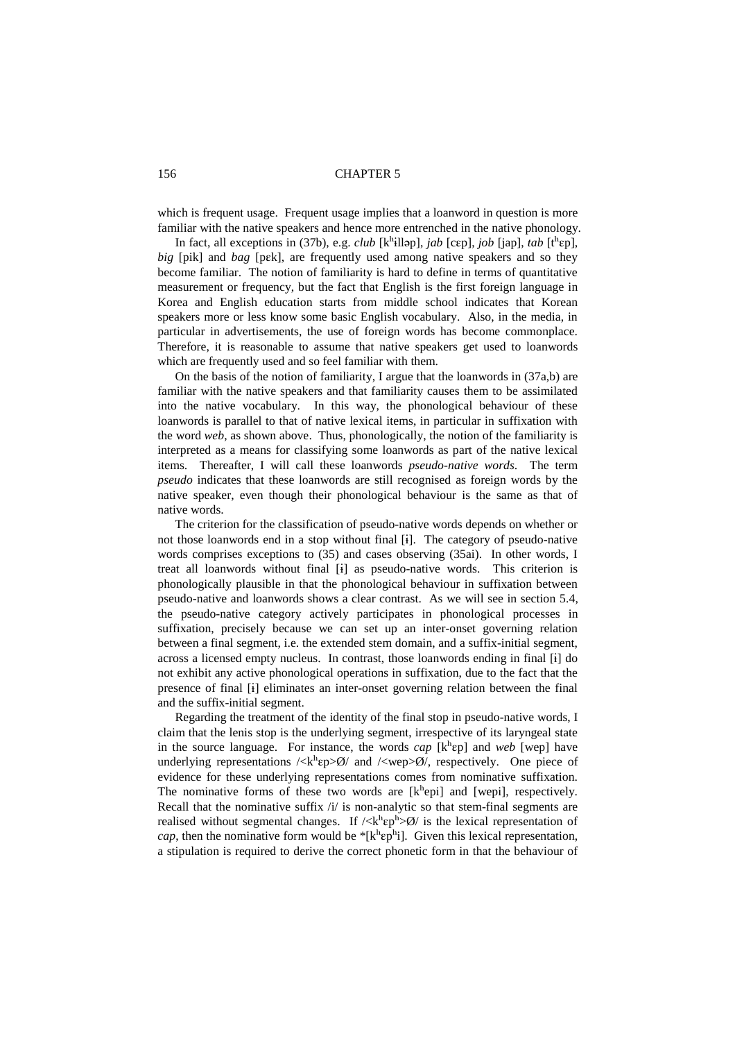which is frequent usage. Frequent usage implies that a loanword in question is more familiar with the native speakers and hence more entrenched in the native phonology.

In fact, all exceptions in (37b), e.g. *club* [kʰɨlləp], *jab* [cɛp], *job* [jap], *tab* [tʰɛp], *big* [pik] and *bag* [pɛk], are frequently used among native speakers and so they become familiar. The notion of familiarity is hard to define in terms of quantitative measurement or frequency, but the fact that English is the first foreign language in Korea and English education starts from middle school indicates that Korean speakers more or less know some basic English vocabulary. Also, in the media, in particular in advertisements, the use of foreign words has become commonplace. Therefore, it is reasonable to assume that native speakers get used to loanwords which are frequently used and so feel familiar with them.

On the basis of the notion of familiarity, I argue that the loanwords in (37a,b) are familiar with the native speakers and that familiarity causes them to be assimilated into the native vocabulary. In this way, the phonological behaviour of these loanwords is parallel to that of native lexical items, in particular in suffixation with the word *web*, as shown above. Thus, phonologically, the notion of the familiarity is interpreted as a means for classifying some loanwords as part of the native lexical items. Thereafter, I will call these loanwords *pseudo-native words*. The term *pseudo* indicates that these loanwords are still recognised as foreign words by the native speaker, even though their phonological behaviour is the same as that of native words.

The criterion for the classification of pseudo-native words depends on whether or not those loanwords end in a stop without final [ɨ]. The category of pseudo-native words comprises exceptions to (35) and cases observing (35ai). In other words, I treat all loanwords without final [ɨ] as pseudo-native words. This criterion is phonologically plausible in that the phonological behaviour in suffixation between pseudo-native and loanwords shows a clear contrast. As we will see in section 5.4, the pseudo-native category actively participates in phonological processes in suffixation, precisely because we can set up an inter-onset governing relation between a final segment, i.e. the extended stem domain, and a suffix-initial segment, across a licensed empty nucleus. In contrast, those loanwords ending in final [ɨ] do not exhibit any active phonological operations in suffixation, due to the fact that the presence of final [ɨ] eliminates an inter-onset governing relation between the final and the suffix-initial segment.

Regarding the treatment of the identity of the final stop in pseudo-native words, I claim that the lenis stop is the underlying segment, irrespective of its laryngeal state in the source language. For instance, the words *cap* [kʰɛp] and *web* [wep] have underlying representations /<kʰɛp>Ø/ and /<wep>Ø/, respectively. One piece of evidence for these underlying representations comes from nominative suffixation. The nominative forms of these two words are [kʰepi] and [wepi], respectively. Recall that the nominative suffix /i/ is non-analytic so that stem-final segments are realised without segmental changes. If /<kʰɛpʰ>Ø/ is the lexical representation of *cap*, then the nominative form would be *[kʰɛpʰi]. Given this lexical representation, a stipulation is required to derive the correct phonetic form in that the behaviour of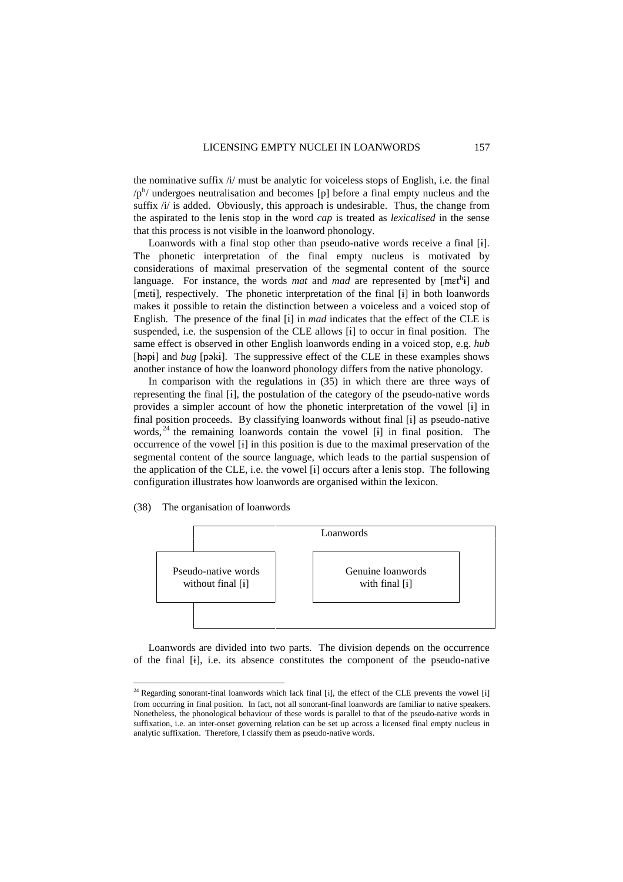the nominative suffix /i/ must be analytic for voiceless stops of English, i.e. the final /pʰ/ undergoes neutralisation and becomes [p] before a final empty nucleus and the suffix /i/ is added. Obviously, this approach is undesirable. Thus, the change from the aspirated to the lenis stop in the word *cap* is treated as *lexicalised* in the sense that this process is not visible in the loanword phonology.

Loanwords with a final stop other than pseudo-native words receive a final [ɨ]. The phonetic interpretation of the final empty nucleus is motivated by considerations of maximal preservation of the segmental content of the source language. For instance, the words *mat* and *mad* are represented by [mɛtʰɨ] and [mɛtɨ], respectively. The phonetic interpretation of the final [ɨ] in both loanwords makes it possible to retain the distinction between a voiceless and a voiced stop of English. The presence of the final [ɨ] in *mad* indicates that the effect of the CLE is suspended, i.e. the suspension of the CLE allows [ɨ] to occur in final position. The same effect is observed in other English loanwords ending in a voiced stop, e.g. *hub* [həpɨ] and *bug* [pəkɨ]. The suppressive effect of the CLE in these examples shows another instance of how the loanword phonology differs from the native phonology.

In comparison with the regulations in (35) in which there are three ways of representing the final [ɨ], the postulation of the category of the pseudo-native words provides a simpler account of how the phonetic interpretation of the vowel [ɨ] in final position proceeds. By classifying loanwords without final [ɨ] as pseudo-native words,[24] the remaining loanwords contain the vowel [ɨ] in final position. The occurrence of the vowel [ɨ] in this position is due to the maximal preservation of the segmental content of the source language, which leads to the partial suspension of the application of the CLE, i.e. the vowel [ɨ] occurs after a lenis stop. The following configuration illustrates how loanwords are organised within the lexicon.

(38) The organisation of loanwords

| Loanwords | |
|---|---|
| Pseudo-native words without final [ɨ] | Genuine loanwords with final [ɨ] |

Loanwords are divided into two parts. The division depends on the occurrence of the final [ɨ], i.e. its absence constitutes the component of the pseudo-native

[24] Regarding sonorant-final loanwords which lack final [ɨ], the effect of the CLE prevents the vowel [ɨ] from occurring in final position. In fact, not all sonorant-final loanwords are familiar to native speakers. Nonetheless, the phonological behaviour of these words is parallel to that of the pseudo-native words in suffixation, i.e. an inter-onset governing relation can be set up across a licensed final empty nucleus in analytic suffixation. Therefore, I classify them as pseudo-native words.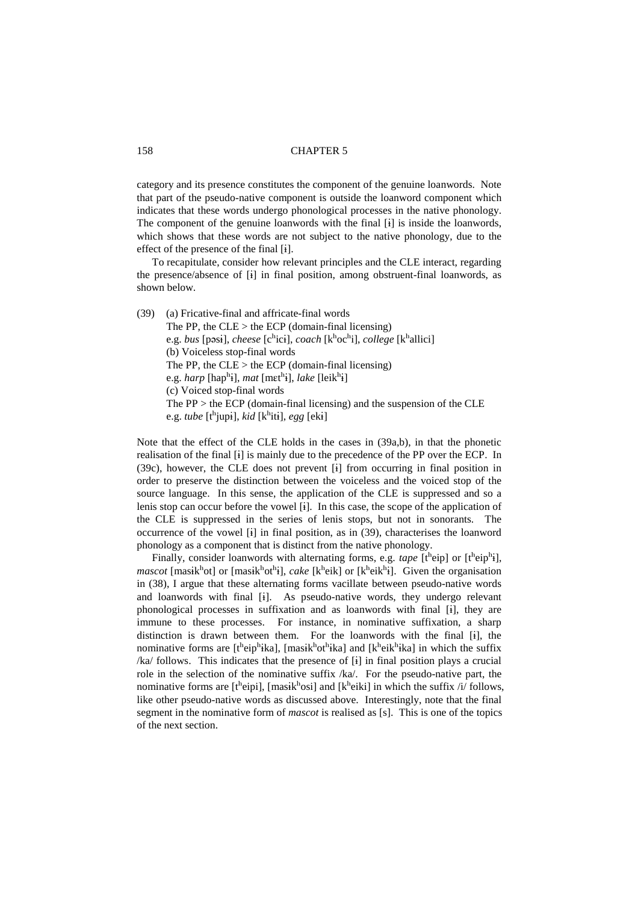category and its presence constitutes the component of the genuine loanwords. Note that part of the pseudo-native component is outside the loanword component which indicates that these words undergo phonological processes in the native phonology. The component of the genuine loanwords with the final [ɨ] is inside the loanwords, which shows that these words are not subject to the native phonology, due to the effect of the presence of the final [ɨ].

To recapitulate, consider how relevant principles and the CLE interact, regarding the presence/absence of [ɨ] in final position, among obstruent-final loanwords, as shown below.

(39) (a) Fricative-final and affricate-final words
The PP, the CLE > the ECP (domain-final licensing)
e.g. *bus* [pəsɨ], *cheese* [cʰicɨ], *coach* [kʰocʰi], *college* [kʰallici]
(b) Voiceless stop-final words
The PP, the CLE > the ECP (domain-final licensing)
e.g. *harp* [hapʰɨ], *mat* [mɛtʰɨ], *lake* [leikʰɨ]
(c) Voiced stop-final words
The PP > the ECP (domain-final licensing) and the suspension of the CLE
e.g. *tube* [tʰjupɨ], *kid* [kʰitɨ], *egg* [ekɨ]

Note that the effect of the CLE holds in the cases in (39a,b), in that the phonetic realisation of the final [ɨ] is mainly due to the precedence of the PP over the ECP. In (39c), however, the CLE does not prevent [ɨ] from occurring in final position in order to preserve the distinction between the voiceless and the voiced stop of the source language. In this sense, the application of the CLE is suppressed and so a lenis stop can occur before the vowel [ɨ]. In this case, the scope of the application of the CLE is suppressed in the series of lenis stops, but not in sonorants. The occurrence of the vowel [ɨ] in final position, as in (39), characterises the loanword phonology as a component that is distinct from the native phonology.

Finally, consider loanwords with alternating forms, e.g. *tape* [tʰeip] or [tʰeipʰɨ], *mascot* [masɨkʰot] or [masɨkʰotʰɨ], *cake* [kʰeik] or [kʰeikʰɨ]. Given the organisation in (38), I argue that these alternating forms vacillate between pseudo-native words and loanwords with final [ɨ]. As pseudo-native words, they undergo relevant phonological processes in suffixation and as loanwords with final [ɨ], they are immune to these processes. For instance, in nominative suffixation, a sharp distinction is drawn between them. For the loanwords with the final [ɨ], the nominative forms are [tʰeipʰɨka], [masɨkʰotʰɨka] and [kʰeikʰɨka] in which the suffix /ka/ follows. This indicates that the presence of [ɨ] in final position plays a crucial role in the selection of the nominative suffix /ka/. For the pseudo-native part, the nominative forms are [tʰeipi], [masɨkʰosi] and [kʰeiki] in which the suffix /i/ follows, like other pseudo-native words as discussed above. Interestingly, note that the final segment in the nominative form of *mascot* is realised as [s]. This is one of the topics of the next section.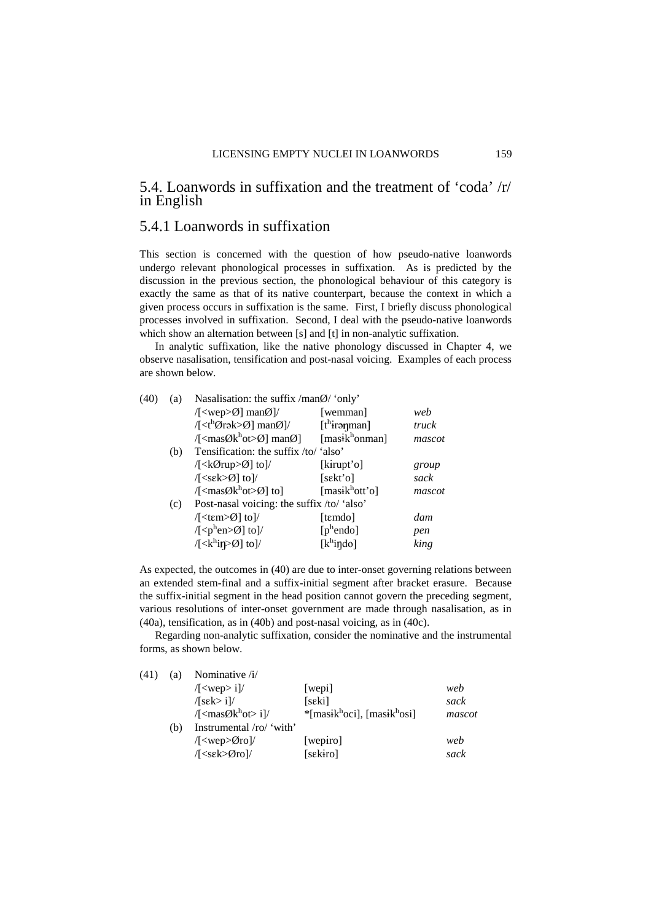## 5.4. Loanwords in suffixation and the treatment of 'coda' /r/ in English

### 5.4.1 Loanwords in suffixation

This section is concerned with the question of how pseudo-native loanwords undergo relevant phonological processes in suffixation. As is predicted by the discussion in the previous section, the phonological behaviour of this category is exactly the same as that of its native counterpart, because the context in which a given process occurs in suffixation is the same. First, I briefly discuss phonological processes involved in suffixation. Second, I deal with the pseudo-native loanwords which show an alternation between [s] and [t] in non-analytic suffixation.

In analytic suffixation, like the native phonology discussed in Chapter 4, we observe nasalisation, tensification and post-nasal voicing. Examples of each process are shown below.

(40) (a) Nasalisation: the suffix /manØ/ 'only'

| | | |
|---|---|---|
| /[<wep>Ø] manØ]/ | [wemman] | *web* |
| /[<tʰØrək>Ø] manØ]/ | [tʰɨrəŋman] | *truck* |
| /[<masØkʰot>Ø] manØ] | [masɨkʰonman] | *mascot* |

(b) Tensification: the suffix /to/ 'also'

| | | |
|---|---|---|
| /[<kØrup>Ø] to]/ | [kɨrupt'o] | *group* |
| /[<sɛk>Ø] to]/ | [sɛkt'o] | *sack* |
| /[<masØkʰot>Ø] to] | [masɨkʰott'o] | *mascot* |

(c) Post-nasal voicing: the suffix /to/ 'also'

| | | |
|---|---|---|
| /[<tɛm>Ø] to]/ | [tɛmdo] | *dam* |
| /[<pʰen>Ø] to]/ | [pʰendo] | *pen* |
| /[<kʰiŋ>Ø] to]/ | [kʰiŋdo] | *king* |

As expected, the outcomes in (40) are due to inter-onset governing relations between an extended stem-final and a suffix-initial segment after bracket erasure. Because the suffix-initial segment in the head position cannot govern the preceding segment, various resolutions of inter-onset government are made through nasalisation, as in (40a), tensification, as in (40b) and post-nasal voicing, as in (40c).

Regarding non-analytic suffixation, consider the nominative and the instrumental forms, as shown below.

(41) (a) Nominative /i/

| | | |
|---|---|---|
| /[<wep> i]/ | [wepi] | *web* |
| /[sɛk> i]/ | [sɛki] | *sack* |
| /[<masØkʰot> i]/ | *[masɨkʰoci], [masɨkʰosi] | *mascot* |

(b) Instrumental /ro/ 'with'

| | | |
|---|---|---|
| /[<wep>Øro]/ | [wepɨro] | *web* |
| /[<sɛk>Øro]/ | [sɛkɨro] | *sack* |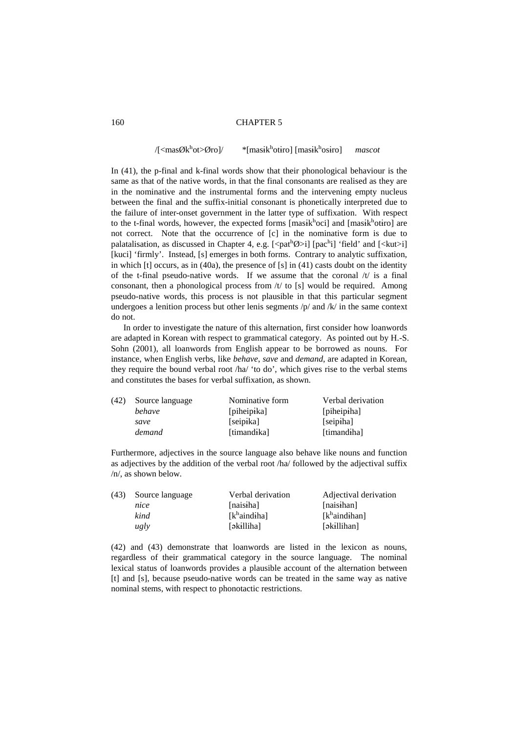/[<masØkʰot>Øro]/    *[masɨkʰotɨro] [masɨkʰosɨro]    *mascot*

In (41), the p-final and k-final words show that their phonological behaviour is the same as that of the native words, in that the final consonants are realised as they are in the nominative and the instrumental forms and the intervening empty nucleus between the final and the suffix-initial consonant is phonetically interpreted due to the failure of inter-onset government in the latter type of suffixation. With respect to the t-final words, however, the expected forms [masɨkʰoci] and [masɨkʰotɨro] are not correct. Note that the occurrence of [c] in the nominative form is due to palatalisation, as discussed in Chapter 4, e.g. [<patʰØ>i] [pacʰi] 'field' and [<kut>i] [kuci] 'firmly'. Instead, [s] emerges in both forms. Contrary to analytic suffixation, in which [t] occurs, as in (40a), the presence of [s] in (41) casts doubt on the identity of the t-final pseudo-native words. If we assume that the coronal /t/ is a final consonant, then a phonological process from /t/ to [s] would be required. Among pseudo-native words, this process is not plausible in that this particular segment undergoes a lenition process but other lenis segments /p/ and /k/ in the same context do not.

In order to investigate the nature of this alternation, first consider how loanwords are adapted in Korean with respect to grammatical category. As pointed out by H.-S. Sohn (2001), all loanwords from English appear to be borrowed as nouns. For instance, when English verbs, like *behave*, *save* and *demand*, are adapted in Korean, they require the bound verbal root /ha/ 'to do', which gives rise to the verbal stems and constitutes the bases for verbal suffixation, as shown.

| (42) | Source language | Nominative form | Verbal derivation |
|---|---|---|---|
| | *behave* | [piheipɨka] | [piheipɨha] |
| | *save* | [seipɨka] | [seipɨha] |
| | *demand* | [timandɨka] | [timandɨha] |

Furthermore, adjectives in the source language also behave like nouns and function as adjectives by the addition of the verbal root /ha/ followed by the adjectival suffix /n/, as shown below.

| (43) | Source language | Verbal derivation | Adjectival derivation |
|---|---|---|---|
| | *nice* | [naisɨha] | [naisɨhan] |
| | *kind* | [kʰaindɨha] | [kʰaindɨhan] |
| | *ugly* | [əkɨlliha] | [əkɨllihan] |

(42) and (43) demonstrate that loanwords are listed in the lexicon as nouns, regardless of their grammatical category in the source language. The nominal lexical status of loanwords provides a plausible account of the alternation between [t] and [s], because pseudo-native words can be treated in the same way as native nominal stems, with respect to phonotactic restrictions.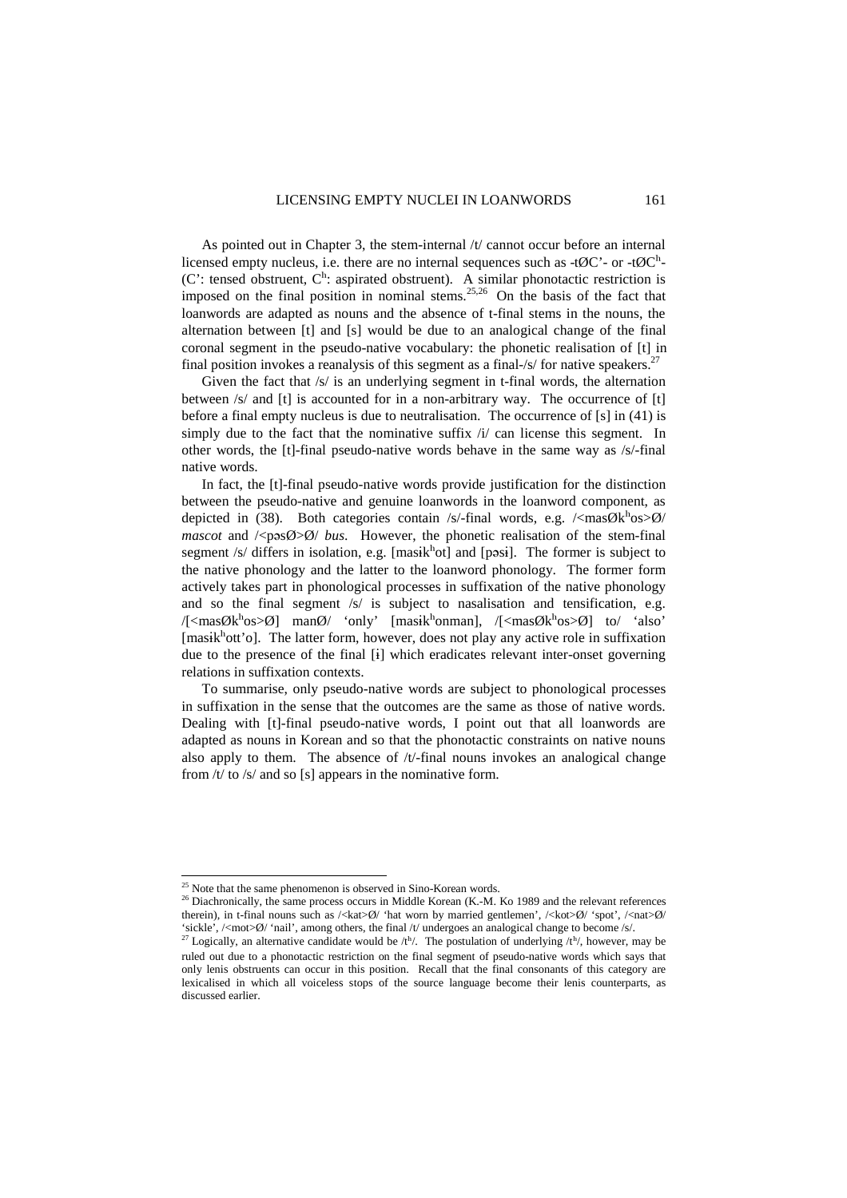As pointed out in Chapter 3, the stem-internal /t/ cannot occur before an internal licensed empty nucleus, i.e. there are no internal sequences such as -tØC'- or -tØC$^h$- (C': tensed obstruent, C$^h$: aspirated obstruent). A similar phonotactic restriction is imposed on the final position in nominal stems.[25,26] On the basis of the fact that loanwords are adapted as nouns and the absence of t-final stems in the nouns, the alternation between [t] and [s] would be due to an analogical change of the final coronal segment in the pseudo-native vocabulary: the phonetic realisation of [t] in final position invokes a reanalysis of this segment as a final-/s/ for native speakers.[27]

Given the fact that /s/ is an underlying segment in t-final words, the alternation between /s/ and [t] is accounted for in a non-arbitrary way. The occurrence of [t] before a final empty nucleus is due to neutralisation. The occurrence of [s] in (41) is simply due to the fact that the nominative suffix /i/ can license this segment. In other words, the [t]-final pseudo-native words behave in the same way as /s/-final native words.

In fact, the [t]-final pseudo-native words provide justification for the distinction between the pseudo-native and genuine loanwords in the loanword component, as depicted in (38). Both categories contain /s/-final words, e.g. /<masØk$^h$os>Ø/ *mascot* and /<pəsØ>Ø/ *bus*. However, the phonetic realisation of the stem-final segment /s/ differs in isolation, e.g. [masɨk$^h$ot] and [pəsɨ]. The former is subject to the native phonology and the latter to the loanword phonology. The former form actively takes part in phonological processes in suffixation of the native phonology and so the final segment /s/ is subject to nasalisation and tensification, e.g. /[<masØk$^h$os>Ø] manØ/ 'only' [masɨk$^h$onman], /[<masØk$^h$os>Ø] to/ 'also' [masɨk$^h$ott'o]. The latter form, however, does not play any active role in suffixation due to the presence of the final [ɨ] which eradicates relevant inter-onset governing relations in suffixation contexts.

To summarise, only pseudo-native words are subject to phonological processes in suffixation in the sense that the outcomes are the same as those of native words. Dealing with [t]-final pseudo-native words, I point out that all loanwords are adapted as nouns in Korean and so that the phonotactic constraints on native nouns also apply to them. The absence of /t/-final nouns invokes an analogical change from /t/ to /s/ and so [s] appears in the nominative form.

---

[25] Note that the same phenomenon is observed in Sino-Korean words.

[26] Diachronically, the same process occurs in Middle Korean (K.-M. Ko 1989 and the relevant references therein), in t-final nouns such as /<kat>Ø/ 'hat worn by married gentlemen', /<kot>Ø/ 'spot', /<nat>Ø/ 'sickle', /<mot>Ø/ 'nail', among others, the final /t/ undergoes an analogical change to become /s/.

[27] Logically, an alternative candidate would be /t$^h$/. The postulation of underlying /t$^h$/, however, may be ruled out due to a phonotactic restriction on the final segment of pseudo-native words which says that only lenis obstruents can occur in this position. Recall that the final consonants of this category are lexicalised in which all voiceless stops of the source language become their lenis counterparts, as discussed earlier.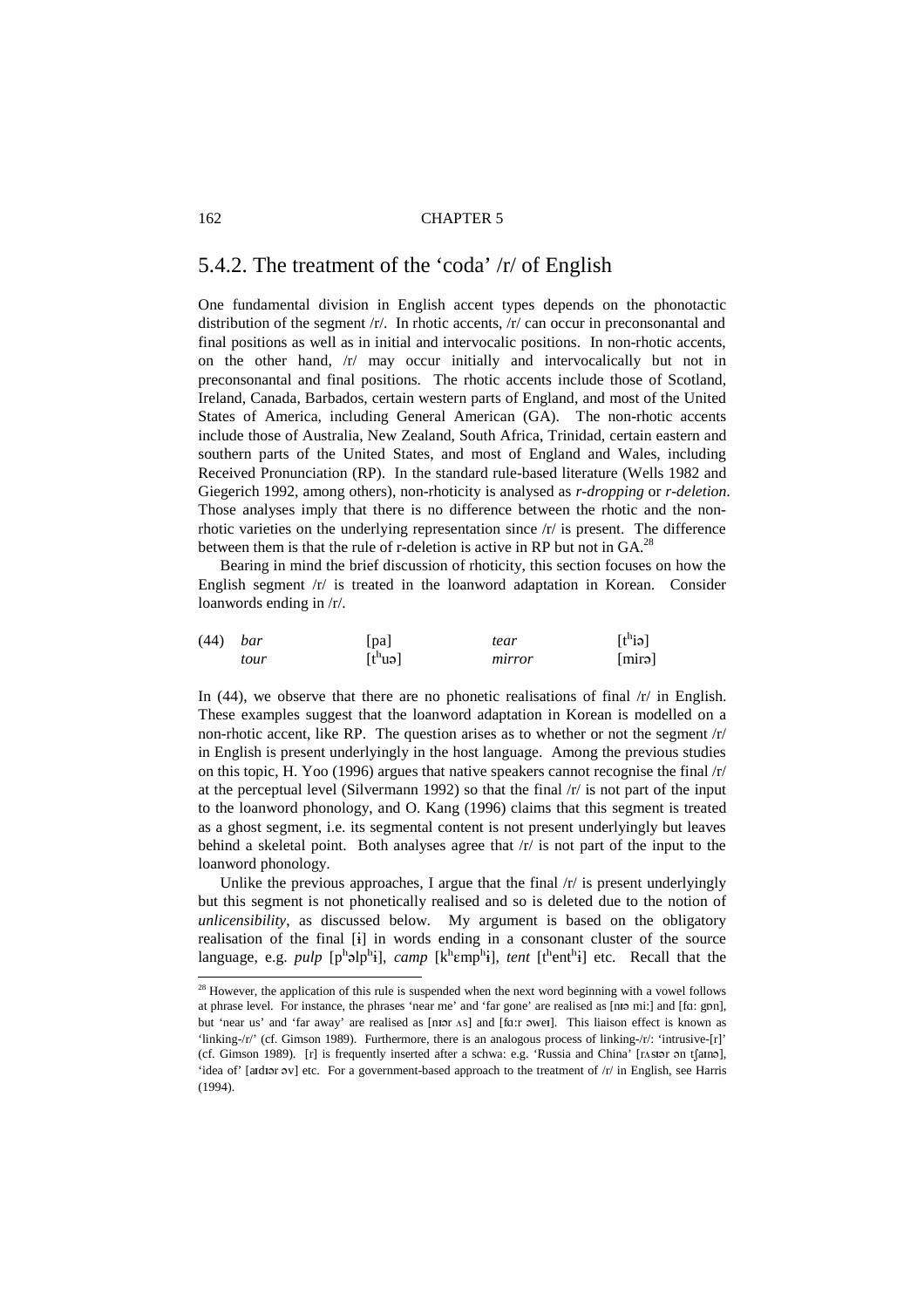## 5.4.2. The treatment of the 'coda' /r/ of English

One fundamental division in English accent types depends on the phonotactic distribution of the segment /r/. In rhotic accents, /r/ can occur in preconsonantal and final positions as well as in initial and intervocalic positions. In non-rhotic accents, on the other hand, /r/ may occur initially and intervocalically but not in preconsonantal and final positions. The rhotic accents include those of Scotland, Ireland, Canada, Barbados, certain western parts of England, and most of the United States of America, including General American (GA). The non-rhotic accents include those of Australia, New Zealand, South Africa, Trinidad, certain eastern and southern parts of the United States, and most of England and Wales, including Received Pronunciation (RP). In the standard rule-based literature (Wells 1982 and Giegerich 1992, among others), non-rhoticity is analysed as *r-dropping* or *r-deletion*. Those analyses imply that there is no difference between the rhotic and the non-rhotic varieties on the underlying representation since /r/ is present. The difference between them is that the rule of r-deletion is active in RP but not in GA.[28]

Bearing in mind the brief discussion of rhoticity, this section focuses on how the English segment /r/ is treated in the loanword adaptation in Korean. Consider loanwords ending in /r/.

| (44) | *bar* | [pa] | *tear* | [tʰiə] |
|---|---|---|---|---|
| | *tour* | [tʰuə] | *mirror* | [mirə] |

In (44), we observe that there are no phonetic realisations of final /r/ in English. These examples suggest that the loanword adaptation in Korean is modelled on a non-rhotic accent, like RP. The question arises as to whether or not the segment /r/ in English is present underlyingly in the host language. Among the previous studies on this topic, H. Yoo (1996) argues that native speakers cannot recognise the final /r/ at the perceptual level (Silvermann 1992) so that the final /r/ is not part of the input to the loanword phonology, and O. Kang (1996) claims that this segment is treated as a ghost segment, i.e. its segmental content is not present underlyingly but leaves behind a skeletal point. Both analyses agree that /r/ is not part of the input to the loanword phonology.

Unlike the previous approaches, I argue that the final /r/ is present underlyingly but this segment is not phonetically realised and so is deleted due to the notion of *unlicensibility*, as discussed below. My argument is based on the obligatory realisation of the final [ɨ] in words ending in a consonant cluster of the source language, e.g. *pulp* [pʰəlpʰɨ], *camp* [kʰɛmpʰɨ], *tent* [tʰentʰɨ] etc. Recall that the

---

[28] However, the application of this rule is suspended when the next word beginning with a vowel follows at phrase level. For instance, the phrases 'near me' and 'far gone' are realised as [nɪə mi:] and [fɑ: gɒn], but 'near us' and 'far away' are realised as [nɪər ʌs] and [fɑ:r əweɪ]. This liaison effect is known as 'linking-/r/' (cf. Gimson 1989). Furthermore, there is an analogous process of linking-/r/: 'intrusive-[r]' (cf. Gimson 1989). [r] is frequently inserted after a schwa: e.g. 'Russia and China' [rʌʃər ən tʃaɪnə], 'idea of' [aɪdɪər əv] etc. For a government-based approach to the treatment of /r/ in English, see Harris (1994).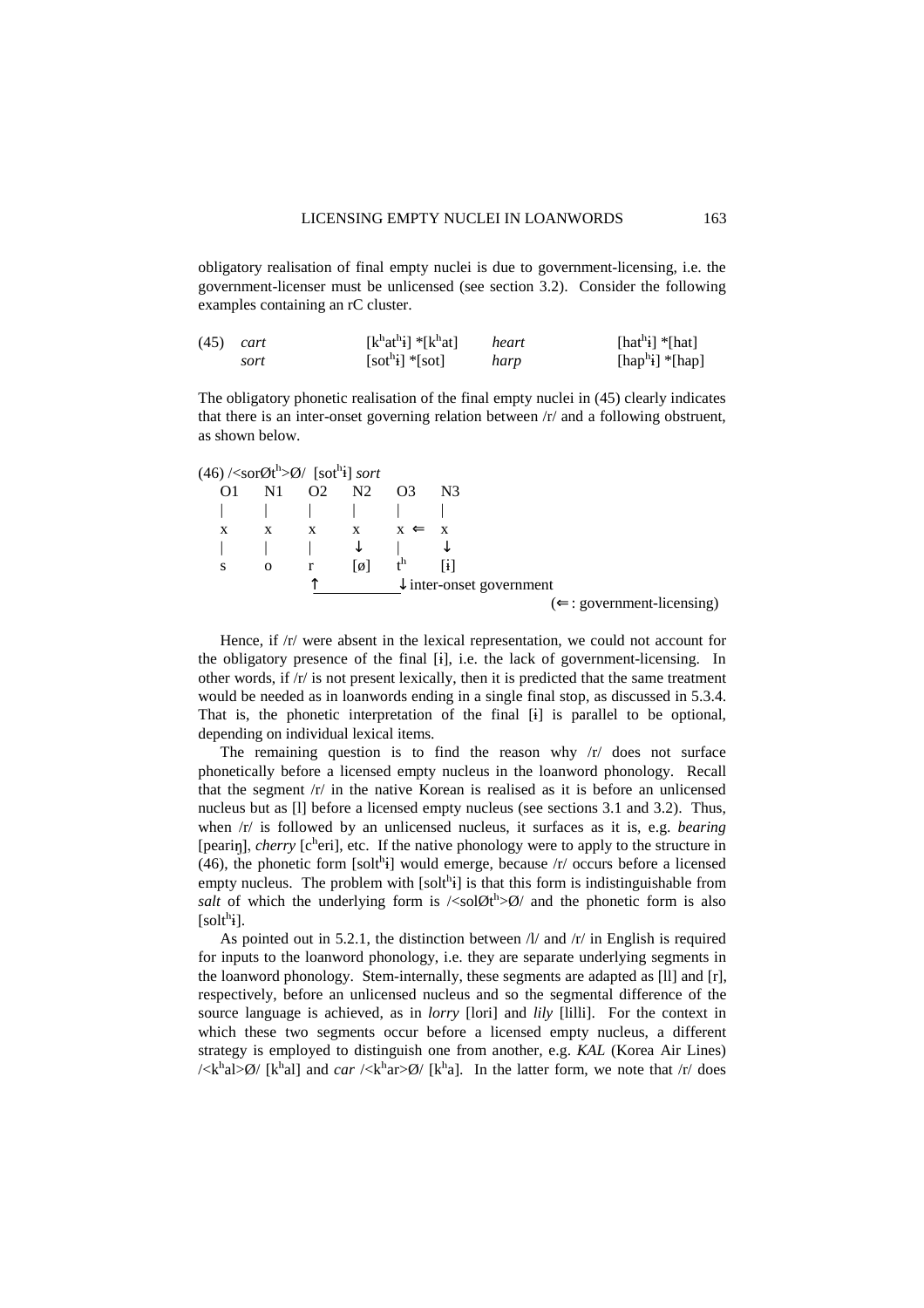obligatory realisation of final empty nuclei is due to government-licensing, i.e. the government-licenser must be unlicensed (see section 3.2). Consider the following examples containing an rC cluster.

| (45) | *cart* | [kʰatʰɨ] *[kʰat] | *heart* | [hatʰɨ] *[hat] |
|---|---|---|---|---|
| | *sort* | [sotʰɨ] *[sot] | *harp* | [hapʰɨ] *[hap] |

The obligatory phonetic realisation of the final empty nuclei in (45) clearly indicates that there is an inter-onset governing relation between /r/ and a following obstruent, as shown below.

```
(46) /<sorØtʰ>Ø/  [sotʰɨ] sort
   O1    N1    O2    N2    O3    N3
   |     |     |     |     |     |
   x     x     x     x     x  ⇐  x
   |     |     |     ↓     |     ↓
   s     o     r     [ø]   tʰ    [ɨ]
               ↑___________↓ inter-onset government
                                        (⇐ : government-licensing)
```

Hence, if /r/ were absent in the lexical representation, we could not account for the obligatory presence of the final [ɨ], i.e. the lack of government-licensing. In other words, if /r/ is not present lexically, then it is predicted that the same treatment would be needed as in loanwords ending in a single final stop, as discussed in 5.3.4. That is, the phonetic interpretation of the final [ɨ] is parallel to be optional, depending on individual lexical items.

The remaining question is to find the reason why /r/ does not surface phonetically before a licensed empty nucleus in the loanword phonology. Recall that the segment /r/ in the native Korean is realised as it is before an unlicensed nucleus but as [l] before a licensed empty nucleus (see sections 3.1 and 3.2). Thus, when /r/ is followed by an unlicensed nucleus, it surfaces as it is, e.g. *bearing* [peariŋ], *cherry* [cʰeri], etc. If the native phonology were to apply to the structure in (46), the phonetic form [soltʰɨ] would emerge, because /r/ occurs before a licensed empty nucleus. The problem with [soltʰɨ] is that this form is indistinguishable from *salt* of which the underlying form is /<solØtʰ>Ø/ and the phonetic form is also [soltʰɨ].

As pointed out in 5.2.1, the distinction between /l/ and /r/ in English is required for inputs to the loanword phonology, i.e. they are separate underlying segments in the loanword phonology. Stem-internally, these segments are adapted as [ll] and [r], respectively, before an unlicensed nucleus and so the segmental difference of the source language is achieved, as in *lorry* [lori] and *lily* [lilli]. For the context in which these two segments occur before a licensed empty nucleus, a different strategy is employed to distinguish one from another, e.g. *KAL* (Korea Air Lines) /<kʰal>Ø/ [kʰal] and *car* /<kʰar>Ø/ [kʰa]. In the latter form, we note that /r/ does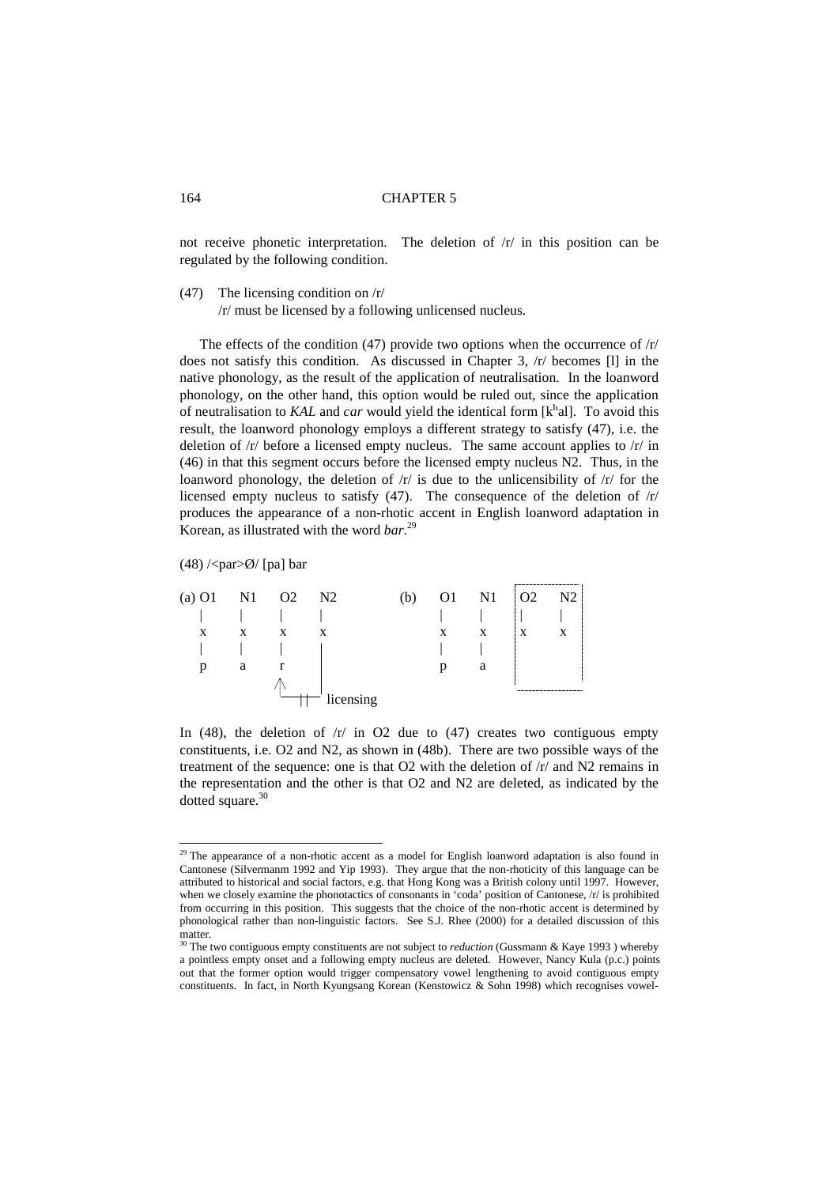not receive phonetic interpretation. The deletion of /r/ in this position can be regulated by the following condition.

(47) The licensing condition on /r/
/r/ must be licensed by a following unlicensed nucleus.

The effects of the condition (47) provide two options when the occurrence of /r/ does not satisfy this condition. As discussed in Chapter 3, /r/ becomes [l] in the native phonology, as the result of the application of neutralisation. In the loanword phonology, on the other hand, this option would be ruled out, since the application of neutralisation to *KAL* and *car* would yield the identical form [kʰal]. To avoid this result, the loanword phonology employs a different strategy to satisfy (47), i.e. the deletion of /r/ before a licensed empty nucleus. The same account applies to /r/ in (46) in that this segment occurs before the licensed empty nucleus N2. Thus, in the loanword phonology, the deletion of /r/ is due to the unlicensibility of /r/ for the licensed empty nucleus to satisfy (47). The consequence of the deletion of /r/ produces the appearance of a non-rhotic accent in English loanword adaptation in Korean, as illustrated with the word *bar*.[29]

(48) /<par>Ø/ [pa] bar

```
(a) O1   N1   O2   N2            (b)  O1   N1  ┆O2   N2┆
    |    |    |    |                  |    |   ┆|    | ┆
    x    x    x    x                  x    x   ┆x    x ┆
    |    |    |    |                  |    |   ┆       ┆
    p    a    r    |                  p    a   ┆       ┆
              ^    |                           
              └─┼┼─┘ licensing
```

In (48), the deletion of /r/ in O2 due to (47) creates two contiguous empty constituents, i.e. O2 and N2, as shown in (48b). There are two possible ways of the treatment of the sequence: one is that O2 with the deletion of /r/ and N2 remains in the representation and the other is that O2 and N2 are deleted, as indicated by the dotted square.[30]

---

[29] The appearance of a non-rhotic accent as a model for English loanword adaptation is also found in Cantonese (Silvermanm 1992 and Yip 1993). They argue that the non-rhoticity of this language can be attributed to historical and social factors, e.g. that Hong Kong was a British colony until 1997. However, when we closely examine the phonotactics of consonants in 'coda' position of Cantonese, /r/ is prohibited from occurring in this position. This suggests that the choice of the non-rhotic accent is determined by phonological rather than non-linguistic factors. See S.J. Rhee (2000) for a detailed discussion of this matter.

[30] The two contiguous empty constituents are not subject to *reduction* (Gussmann & Kaye 1993 ) whereby a pointless empty onset and a following empty nucleus are deleted. However, Nancy Kula (p.c.) points out that the former option would trigger compensatory vowel lengthening to avoid contiguous empty constituents. In fact, in North Kyungsang Korean (Kenstowicz & Sohn 1998) which recognises vowel-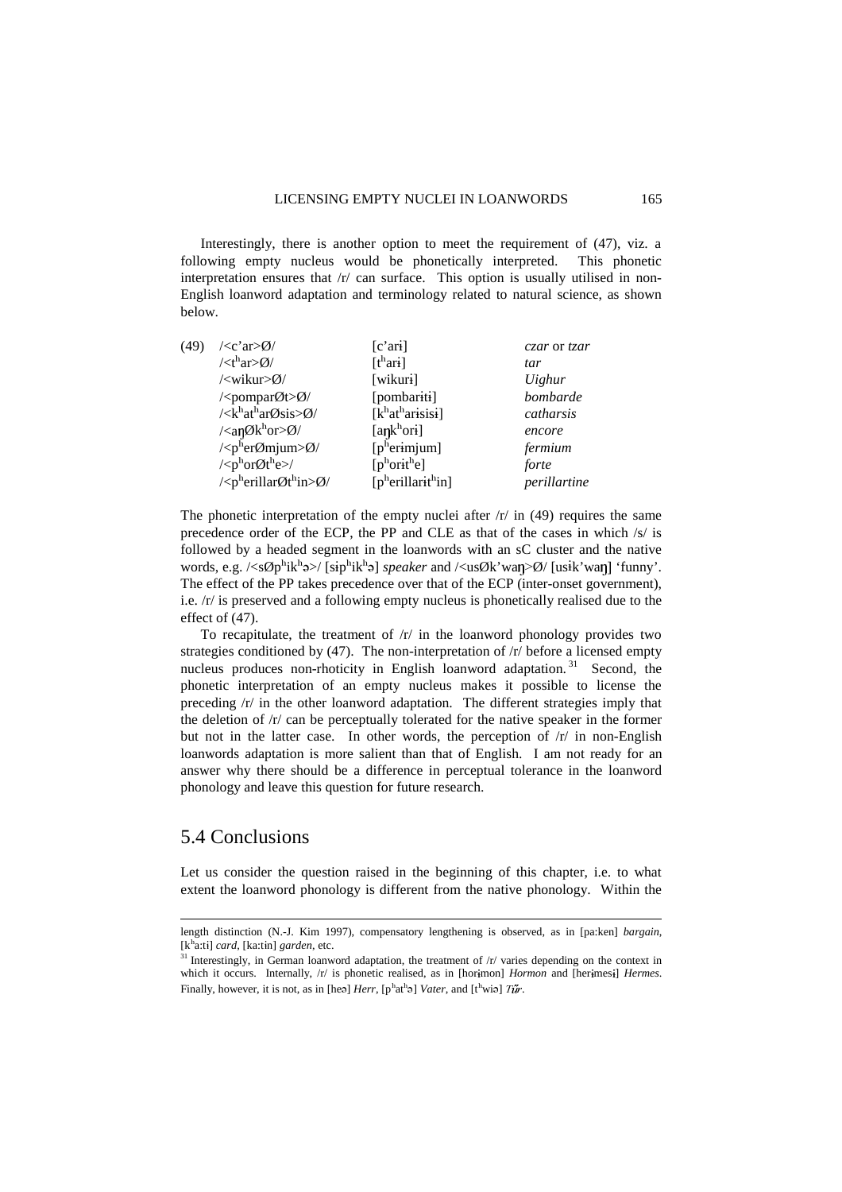Interestingly, there is another option to meet the requirement of (47), viz. a following empty nucleus would be phonetically interpreted. This phonetic interpretation ensures that /r/ can surface. This option is usually utilised in non-English loanword adaptation and terminology related to natural science, as shown below.

| (49) | /<c'ar>Ø/ | [c'arɨ] | *czar* or *tzar* |
|---|---|---|---|
| | /<tʰar>Ø/ | [tʰarɨ] | *tar* |
| | /<wikur>Ø/ | [wikurɨ] | *Uighur* |
| | /<pomparØt>Ø/ | [pombarɨtɨ] | *bombarde* |
| | /<kʰatʰarØsis>Ø/ | [kʰatʰarɨsisɨ] | *catharsis* |
| | /<aŋØkʰor>Ø/ | [aŋkʰorɨ] | *encore* |
| | /<pʰerØmjum>Ø/ | [pʰerɨmjum] | *fermium* |
| | /<pʰorØtʰe>/ | [pʰorɨtʰe] | *forte* |
| | /<pʰerillarØtʰin>Ø/ | [pʰerillarɨtʰin] | *perillartine* |

The phonetic interpretation of the empty nuclei after /r/ in (49) requires the same precedence order of the ECP, the PP and CLE as that of the cases in which /s/ is followed by a headed segment in the loanwords with an sC cluster and the native words, e.g. /<sØpʰikʰə>/ [sɨpʰikʰə] *speaker* and /<usØk'waŋ>Ø/ [usɨk'waŋ] 'funny'. The effect of the PP takes precedence over that of the ECP (inter-onset government), i.e. /r/ is preserved and a following empty nucleus is phonetically realised due to the effect of (47).

To recapitulate, the treatment of /r/ in the loanword phonology provides two strategies conditioned by (47). The non-interpretation of /r/ before a licensed empty nucleus produces non-rhoticity in English loanword adaptation.[31] Second, the phonetic interpretation of an empty nucleus makes it possible to license the preceding /r/ in the other loanword adaptation. The different strategies imply that the deletion of /r/ can be perceptually tolerated for the native speaker in the former but not in the latter case. In other words, the perception of /r/ in non-English loanwords adaptation is more salient than that of English. I am not ready for an answer why there should be a difference in perceptual tolerance in the loanword phonology and leave this question for future research.

## 5.4 Conclusions

Let us consider the question raised in the beginning of this chapter, i.e. to what extent the loanword phonology is different from the native phonology. Within the

---

length distinction (N.-J. Kim 1997), compensatory lengthening is observed, as in [pa:ken] *bargain*, [kʰa:tɨ] *card*, [ka:tɨn] *garden*, etc.

[31] Interestingly, in German loanword adaptation, the treatment of /r/ varies depending on the context in which it occurs. Internally, /r/ is phonetic realised, as in [horɨmon] *Hormon* and [herɨmesɨ] *Hermes*. Finally, however, it is not, as in [heə] *Herr*, [pʰatʰə] *Vater*, and [tʰwiə] *Tür*.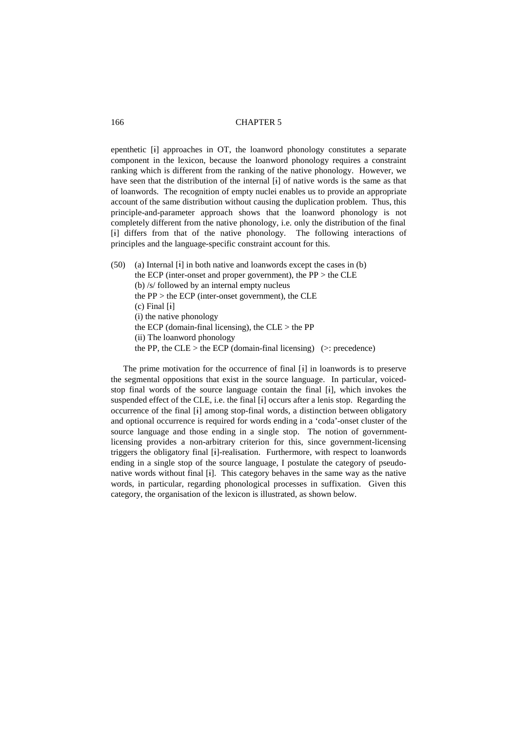epenthetic [ɨ] approaches in OT, the loanword phonology constitutes a separate component in the lexicon, because the loanword phonology requires a constraint ranking which is different from the ranking of the native phonology. However, we have seen that the distribution of the internal [ɨ] of native words is the same as that of loanwords. The recognition of empty nuclei enables us to provide an appropriate account of the same distribution without causing the duplication problem. Thus, this principle-and-parameter approach shows that the loanword phonology is not completely different from the native phonology, i.e. only the distribution of the final [ɨ] differs from that of the native phonology. The following interactions of principles and the language-specific constraint account for this.

(50) (a) Internal [ɨ] in both native and loanwords except the cases in (b)
the ECP (inter-onset and proper government), the PP > the CLE
(b) /s/ followed by an internal empty nucleus
the PP > the ECP (inter-onset government), the CLE
(c) Final [ɨ]
(i) the native phonology
the ECP (domain-final licensing), the CLE > the PP
(ii) The loanword phonology
the PP, the CLE > the ECP (domain-final licensing) (>: precedence)

The prime motivation for the occurrence of final [ɨ] in loanwords is to preserve the segmental oppositions that exist in the source language. In particular, voiced-stop final words of the source language contain the final [ɨ], which invokes the suspended effect of the CLE, i.e. the final [ɨ] occurs after a lenis stop. Regarding the occurrence of the final [ɨ] among stop-final words, a distinction between obligatory and optional occurrence is required for words ending in a 'coda'-onset cluster of the source language and those ending in a single stop. The notion of government-licensing provides a non-arbitrary criterion for this, since government-licensing triggers the obligatory final [ɨ]-realisation. Furthermore, with respect to loanwords ending in a single stop of the source language, I postulate the category of pseudo-native words without final [ɨ]. This category behaves in the same way as the native words, in particular, regarding phonological processes in suffixation. Given this category, the organisation of the lexicon is illustrated, as shown below.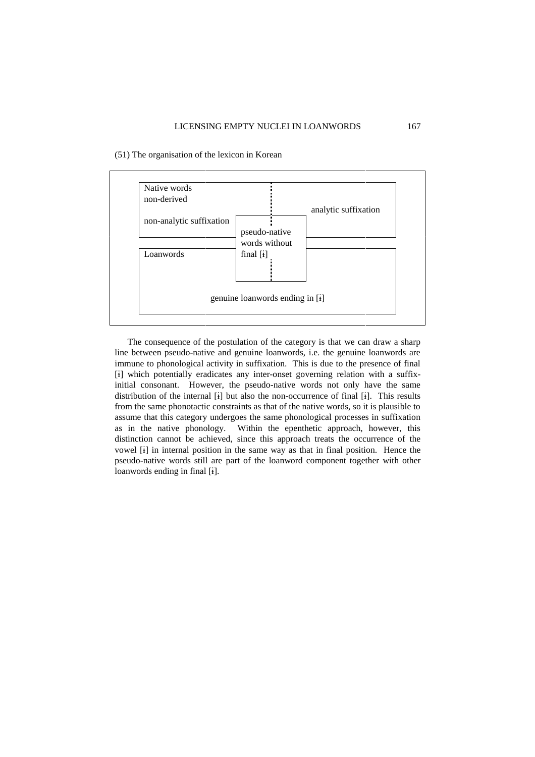(51) The organisation of the lexicon in Korean

Native words
non-derived

non-analytic suffixation

analytic suffixation

pseudo-native words without final [ɨ]

Loanwords

genuine loanwords ending in [ɨ]

The consequence of the postulation of the category is that we can draw a sharp line between pseudo-native and genuine loanwords, i.e. the genuine loanwords are immune to phonological activity in suffixation. This is due to the presence of final [ɨ] which potentially eradicates any inter-onset governing relation with a suffix-initial consonant. However, the pseudo-native words not only have the same distribution of the internal [ɨ] but also the non-occurrence of final [ɨ]. This results from the same phonotactic constraints as that of the native words, so it is plausible to assume that this category undergoes the same phonological processes in suffixation as in the native phonology. Within the epenthetic approach, however, this distinction cannot be achieved, since this approach treats the occurrence of the vowel [ɨ] in internal position in the same way as that in final position. Hence the pseudo-native words still are part of the loanword component together with other loanwords ending in final [ɨ].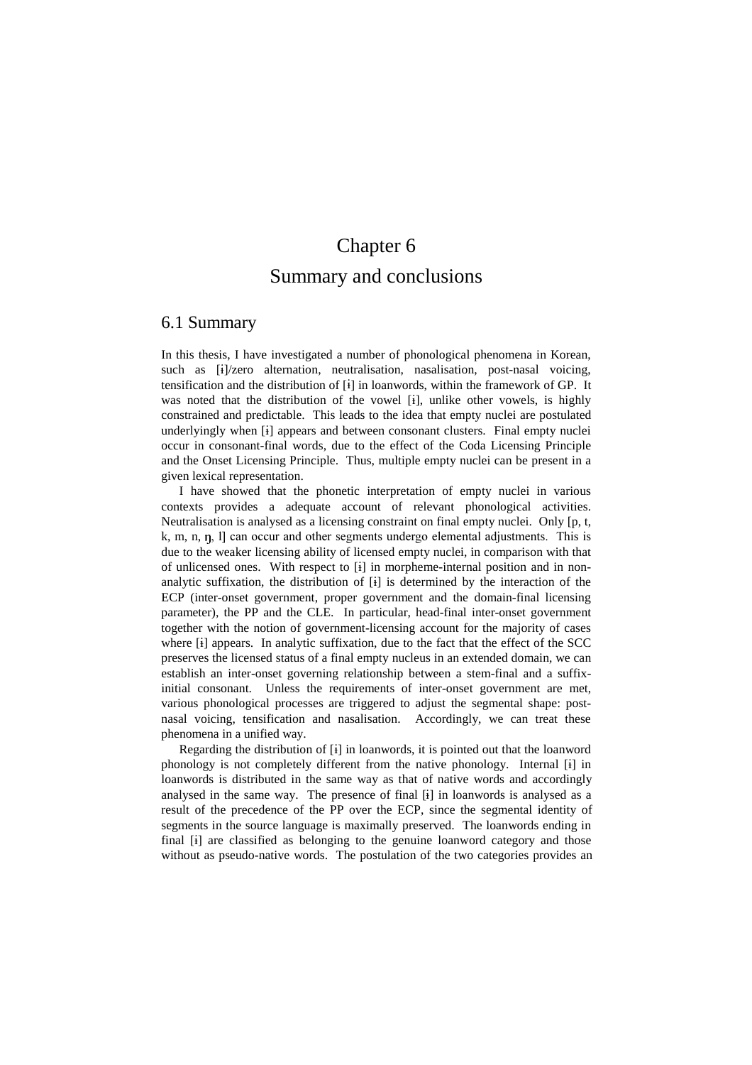# Chapter 6

# Summary and conclusions

## 6.1 Summary

In this thesis, I have investigated a number of phonological phenomena in Korean, such as [ɨ]/zero alternation, neutralisation, nasalisation, post-nasal voicing, tensification and the distribution of [ɨ] in loanwords, within the framework of GP. It was noted that the distribution of the vowel [ɨ], unlike other vowels, is highly constrained and predictable. This leads to the idea that empty nuclei are postulated underlyingly when [ɨ] appears and between consonant clusters. Final empty nuclei occur in consonant-final words, due to the effect of the Coda Licensing Principle and the Onset Licensing Principle. Thus, multiple empty nuclei can be present in a given lexical representation.

I have showed that the phonetic interpretation of empty nuclei in various contexts provides a adequate account of relevant phonological activities. Neutralisation is analysed as a licensing constraint on final empty nuclei. Only [p, t, k, m, n, ŋ, l] can occur and other segments undergo elemental adjustments. This is due to the weaker licensing ability of licensed empty nuclei, in comparison with that of unlicensed ones. With respect to [ɨ] in morpheme-internal position and in non-analytic suffixation, the distribution of [ɨ] is determined by the interaction of the ECP (inter-onset government, proper government and the domain-final licensing parameter), the PP and the CLE. In particular, head-final inter-onset government together with the notion of government-licensing account for the majority of cases where [ɨ] appears. In analytic suffixation, due to the fact that the effect of the SCC preserves the licensed status of a final empty nucleus in an extended domain, we can establish an inter-onset governing relationship between a stem-final and a suffix-initial consonant. Unless the requirements of inter-onset government are met, various phonological processes are triggered to adjust the segmental shape: post-nasal voicing, tensification and nasalisation. Accordingly, we can treat these phenomena in a unified way.

Regarding the distribution of [ɨ] in loanwords, it is pointed out that the loanword phonology is not completely different from the native phonology. Internal [ɨ] in loanwords is distributed in the same way as that of native words and accordingly analysed in the same way. The presence of final [ɨ] in loanwords is analysed as a result of the precedence of the PP over the ECP, since the segmental identity of segments in the source language is maximally preserved. The loanwords ending in final [ɨ] are classified as belonging to the genuine loanword category and those without as pseudo-native words. The postulation of the two categories provides an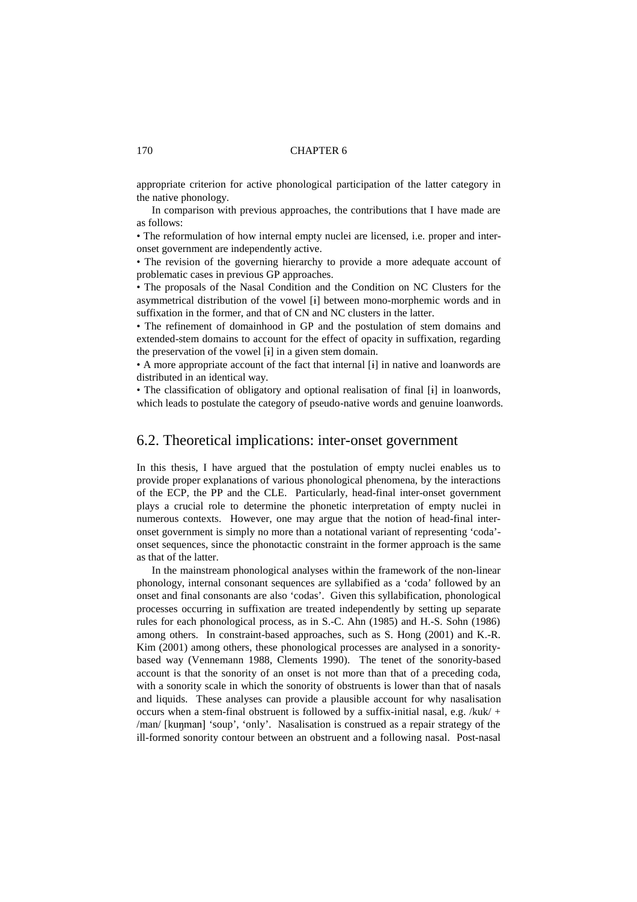appropriate criterion for active phonological participation of the latter category in the native phonology.

In comparison with previous approaches, the contributions that I have made are as follows:

- The reformulation of how internal empty nuclei are licensed, i.e. proper and inter-onset government are independently active.
- The revision of the governing hierarchy to provide a more adequate account of problematic cases in previous GP approaches.
- The proposals of the Nasal Condition and the Condition on NC Clusters for the asymmetrical distribution of the vowel [ɨ] between mono-morphemic words and in suffixation in the former, and that of CN and NC clusters in the latter.
- The refinement of domainhood in GP and the postulation of stem domains and extended-stem domains to account for the effect of opacity in suffixation, regarding the preservation of the vowel [ɨ] in a given stem domain.
- A more appropriate account of the fact that internal [ɨ] in native and loanwords are distributed in an identical way.
- The classification of obligatory and optional realisation of final [ɨ] in loanwords, which leads to postulate the category of pseudo-native words and genuine loanwords.

## 6.2. Theoretical implications: inter-onset government

In this thesis, I have argued that the postulation of empty nuclei enables us to provide proper explanations of various phonological phenomena, by the interactions of the ECP, the PP and the CLE. Particularly, head-final inter-onset government plays a crucial role to determine the phonetic interpretation of empty nuclei in numerous contexts. However, one may argue that the notion of head-final inter-onset government is simply no more than a notational variant of representing 'coda'-onset sequences, since the phonotactic constraint in the former approach is the same as that of the latter.

In the mainstream phonological analyses within the framework of the non-linear phonology, internal consonant sequences are syllabified as a 'coda' followed by an onset and final consonants are also 'codas'. Given this syllabification, phonological processes occurring in suffixation are treated independently by setting up separate rules for each phonological process, as in S.-C. Ahn (1985) and H.-S. Sohn (1986) among others. In constraint-based approaches, such as S. Hong (2001) and K.-R. Kim (2001) among others, these phonological processes are analysed in a sonority-based way (Vennemann 1988, Clements 1990). The tenet of the sonority-based account is that the sonority of an onset is not more than that of a preceding coda, with a sonority scale in which the sonority of obstruents is lower than that of nasals and liquids. These analyses can provide a plausible account for why nasalisation occurs when a stem-final obstruent is followed by a suffix-initial nasal, e.g. /kuk/ + /man/ [kuŋman] 'soup', 'only'. Nasalisation is construed as a repair strategy of the ill-formed sonority contour between an obstruent and a following nasal. Post-nasal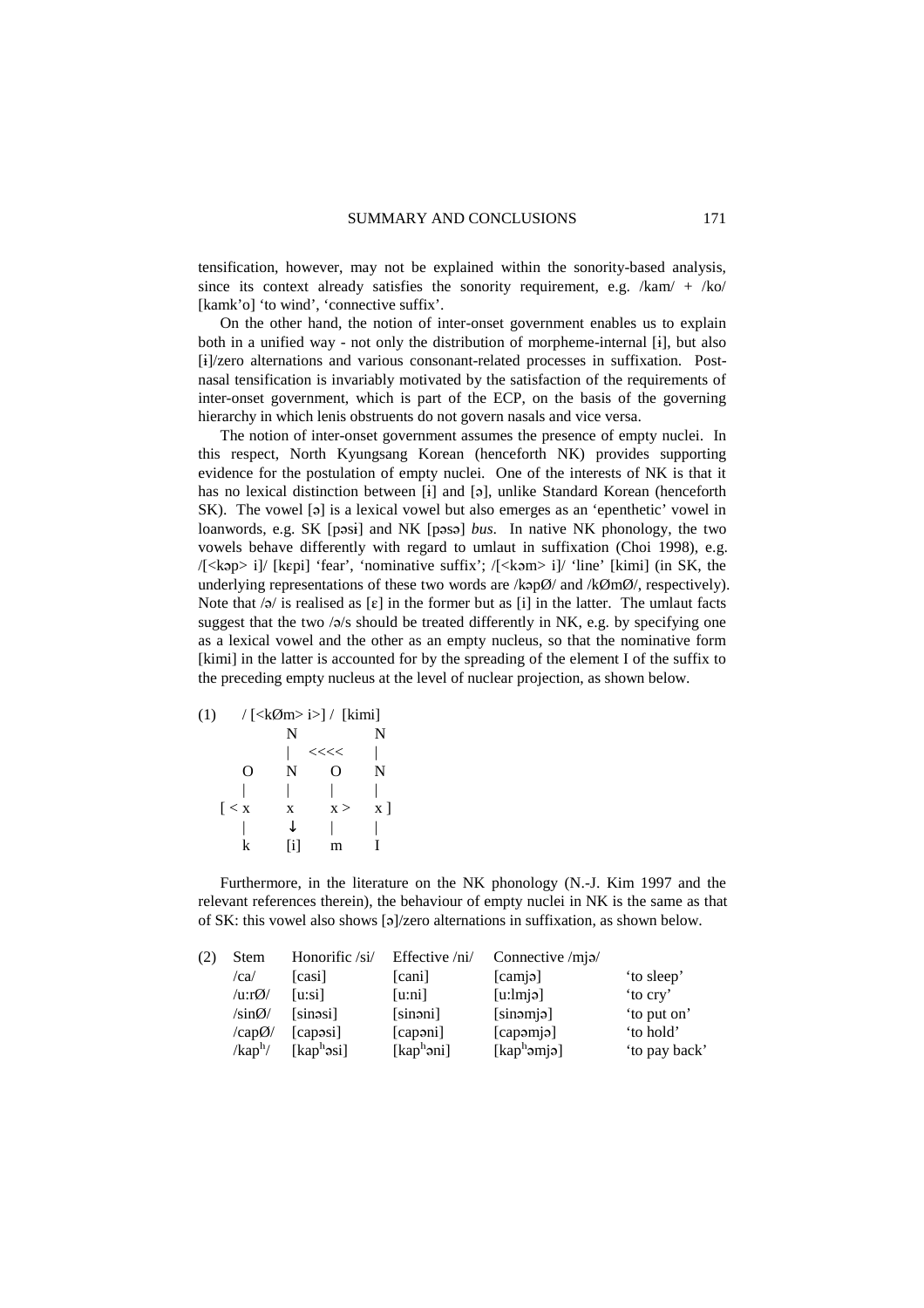tensification, however, may not be explained within the sonority-based analysis, since its context already satisfies the sonority requirement, e.g. /kam/ + /ko/ [kamk'o] 'to wind', 'connective suffix'.

On the other hand, the notion of inter-onset government enables us to explain both in a unified way - not only the distribution of morpheme-internal [ɨ], but also [ɨ]/zero alternations and various consonant-related processes in suffixation. Post-nasal tensification is invariably motivated by the satisfaction of the requirements of inter-onset government, which is part of the ECP, on the basis of the governing hierarchy in which lenis obstruents do not govern nasals and vice versa.

The notion of inter-onset government assumes the presence of empty nuclei. In this respect, North Kyungsang Korean (henceforth NK) provides supporting evidence for the postulation of empty nuclei. One of the interests of NK is that it has no lexical distinction between [ɨ] and [ə], unlike Standard Korean (henceforth SK). The vowel [ə] is a lexical vowel but also emerges as an 'epenthetic' vowel in loanwords, e.g. SK [pəsɨ] and NK [pəsə] *bus*. In native NK phonology, the two vowels behave differently with regard to umlaut in suffixation (Choi 1998), e.g. /[<kəp> i]/ [kɛpi] 'fear', 'nominative suffix'; /[<kəm> i]/ 'line' [kimi] (in SK, the underlying representations of these two words are /kəpØ/ and /kØmØ/, respectively). Note that /ə/ is realised as [ɛ] in the former but as [i] in the latter. The umlaut facts suggest that the two /ə/s should be treated differently in NK, e.g. by specifying one as a lexical vowel and the other as an empty nucleus, so that the nominative form [kimi] in the latter is accounted for by the spreading of the element I of the suffix to the preceding empty nucleus at the level of nuclear projection, as shown below.

```
(1)     / [<kØm> i>] /  [kimi]
                 N              N
                 |    <<<<      |
           O     N       O      N
           |     |       |      |
        [ < x    x      x >     x ]
           |     ↓       |      |
           k    [i]      m      I
```

Furthermore, in the literature on the NK phonology (N.-J. Kim 1997 and the relevant references therein), the behaviour of empty nuclei in NK is the same as that of SK: this vowel also shows [ə]/zero alternations in suffixation, as shown below.

(2)

| Stem | Honorific /si/ | Effective /ni/ | Connective /mjə/ | |
|---|---|---|---|---|
| /ca/ | [casi] | [cani] | [camjə] | 'to sleep' |
| /u:rØ/ | [u:si] | [u:ni] | [u:lmjə] | 'to cry' |
| /sinØ/ | [sinəsi] | [sinəni] | [sinəmjə] | 'to put on' |
| /capØ/ | [capəsi] | [capəni] | [capəmjə] | 'to hold' |
| /kap$^h$/ | [kap$^h$əsi] | [kap$^h$əni] | [kap$^h$əmjə] | 'to pay back' |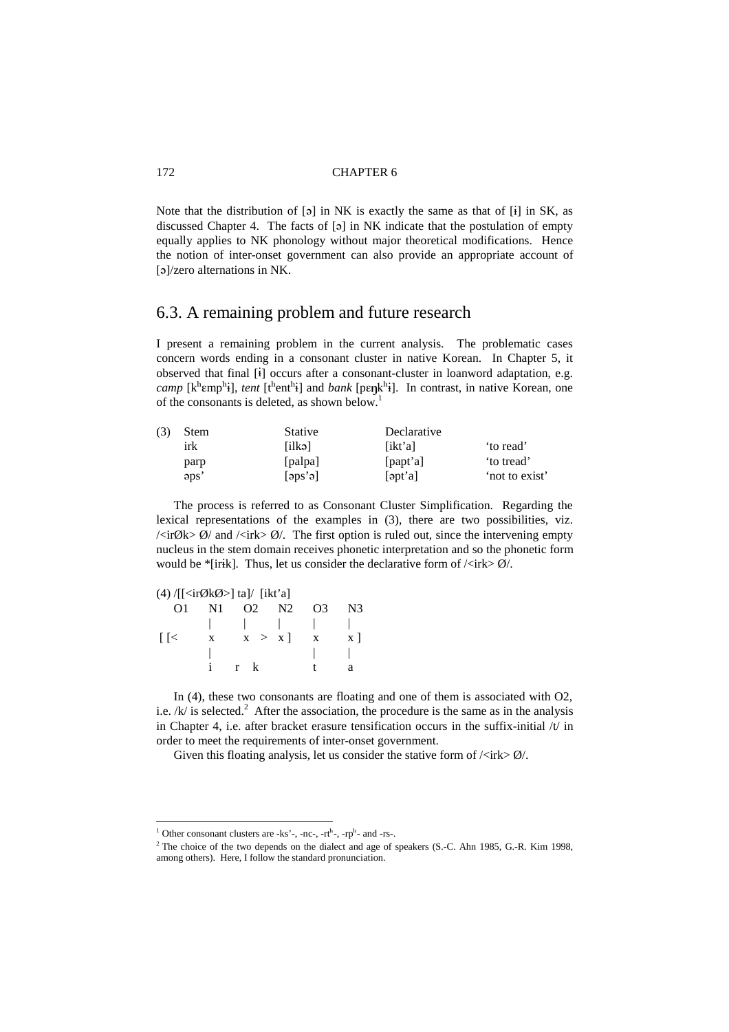Note that the distribution of [ə] in NK is exactly the same as that of [ɨ] in SK, as discussed Chapter 4. The facts of [ə] in NK indicate that the postulation of empty equally applies to NK phonology without major theoretical modifications. Hence the notion of inter-onset government can also provide an appropriate account of [ə]/zero alternations in NK.

## 6.3. A remaining problem and future research

I present a remaining problem in the current analysis. The problematic cases concern words ending in a consonant cluster in native Korean. In Chapter 5, it observed that final [ɨ] occurs after a consonant-cluster in loanword adaptation, e.g. *camp* [kʰɛmpʰɨ], *tent* [tʰentʰɨ] and *bank* [pɛŋkʰɨ]. In contrast, in native Korean, one of the consonants is deleted, as shown below.[1]

(3)

| Stem | Stative | Declarative | |
|---|---|---|---|
| irk | [ilkə] | [ikt'a] | 'to read' |
| parp | [palpa] | [papt'a] | 'to tread' |
| əps' | [əps'ə] | [əpt'a] | 'not to exist' |

The process is referred to as Consonant Cluster Simplification. Regarding the lexical representations of the examples in (3), there are two possibilities, viz. /<irØk> Ø/ and /<irk> Ø/. The first option is ruled out, since the intervening empty nucleus in the stem domain receives phonetic interpretation and so the phonetic form would be *[irɨk]. Thus, let us consider the declarative form of /<irk> Ø/.

(4) /[[<irØkØ>] ta]/ [ikt'a]

```
    O1    N1    O2    N2    O3    N3
          |     |     |     |     |
 [ [<     x     x  >  x ]   x     x ]
          |                 |     |
          i    r  k         t     a
```

In (4), these two consonants are floating and one of them is associated with O2, i.e. /k/ is selected.[2] After the association, the procedure is the same as in the analysis in Chapter 4, i.e. after bracket erasure tensification occurs in the suffix-initial /t/ in order to meet the requirements of inter-onset government.

Given this floating analysis, let us consider the stative form of /<irk> Ø/.

---

[1] Other consonant clusters are -ks'-, -nc-, -rtʰ-, -rpʰ- and -rs-.

[2] The choice of the two depends on the dialect and age of speakers (S.-C. Ahn 1985, G.-R. Kim 1998, among others). Here, I follow the standard pronunciation.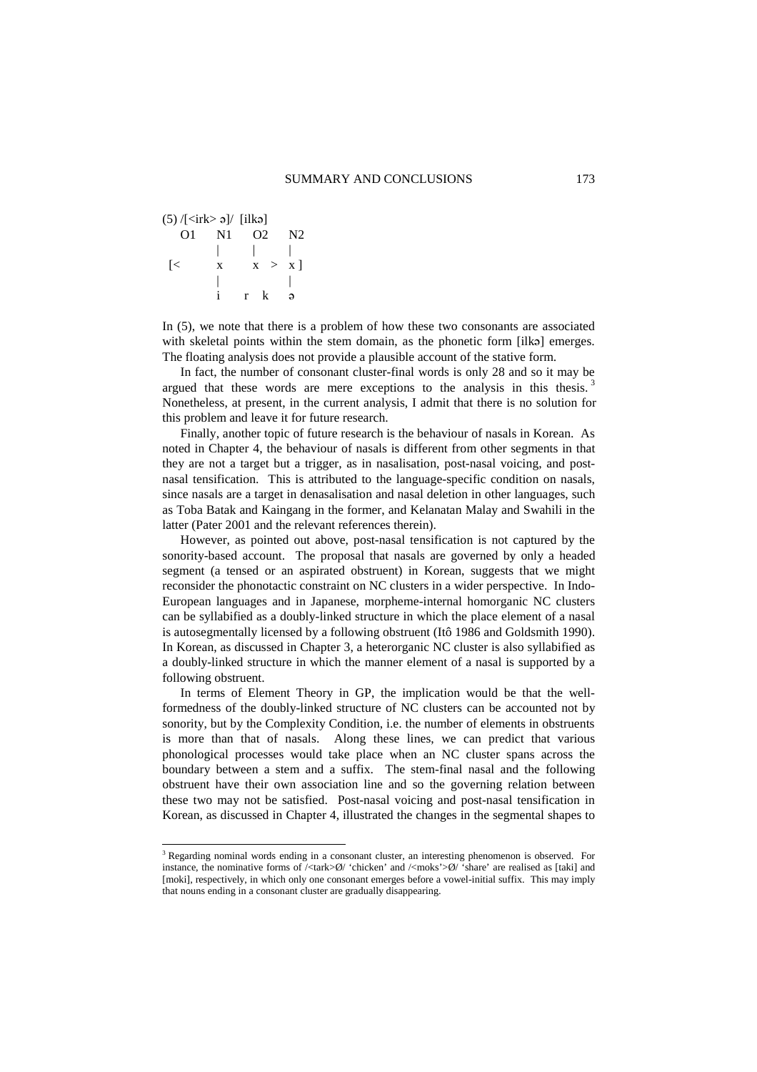(5) /[<irk> ə]/  [ilkə]

```
    O1    N1     O2     N2
          |      |      |
 [<       x      x  >   x ]
          |             |
          i    r  k     ə
```

In (5), we note that there is a problem of how these two consonants are associated with skeletal points within the stem domain, as the phonetic form [ilkə] emerges. The floating analysis does not provide a plausible account of the stative form.

In fact, the number of consonant cluster-final words is only 28 and so it may be argued that these words are mere exceptions to the analysis in this thesis. [3] Nonetheless, at present, in the current analysis, I admit that there is no solution for this problem and leave it for future research.

Finally, another topic of future research is the behaviour of nasals in Korean. As noted in Chapter 4, the behaviour of nasals is different from other segments in that they are not a target but a trigger, as in nasalisation, post-nasal voicing, and post-nasal tensification. This is attributed to the language-specific condition on nasals, since nasals are a target in denasalisation and nasal deletion in other languages, such as Toba Batak and Kaingang in the former, and Kelanatan Malay and Swahili in the latter (Pater 2001 and the relevant references therein).

However, as pointed out above, post-nasal tensification is not captured by the sonority-based account. The proposal that nasals are governed by only a headed segment (a tensed or an aspirated obstruent) in Korean, suggests that we might reconsider the phonotactic constraint on NC clusters in a wider perspective. In Indo-European languages and in Japanese, morpheme-internal homorganic NC clusters can be syllabified as a doubly-linked structure in which the place element of a nasal is autosegmentally licensed by a following obstruent (Itô 1986 and Goldsmith 1990). In Korean, as discussed in Chapter 3, a heterorganic NC cluster is also syllabified as a doubly-linked structure in which the manner element of a nasal is supported by a following obstruent.

In terms of Element Theory in GP, the implication would be that the well-formedness of the doubly-linked structure of NC clusters can be accounted not by sonority, but by the Complexity Condition, i.e. the number of elements in obstruents is more than that of nasals. Along these lines, we can predict that various phonological processes would take place when an NC cluster spans across the boundary between a stem and a suffix. The stem-final nasal and the following obstruent have their own association line and so the governing relation between these two may not be satisfied. Post-nasal voicing and post-nasal tensification in Korean, as discussed in Chapter 4, illustrated the changes in the segmental shapes to

[3] Regarding nominal words ending in a consonant cluster, an interesting phenomenon is observed. For instance, the nominative forms of /<tark>Ø/ 'chicken' and /<moks'>Ø/ 'share' are realised as [taki] and [moki], respectively, in which only one consonant emerges before a vowel-initial suffix. This may imply that nouns ending in a consonant cluster are gradually disappearing.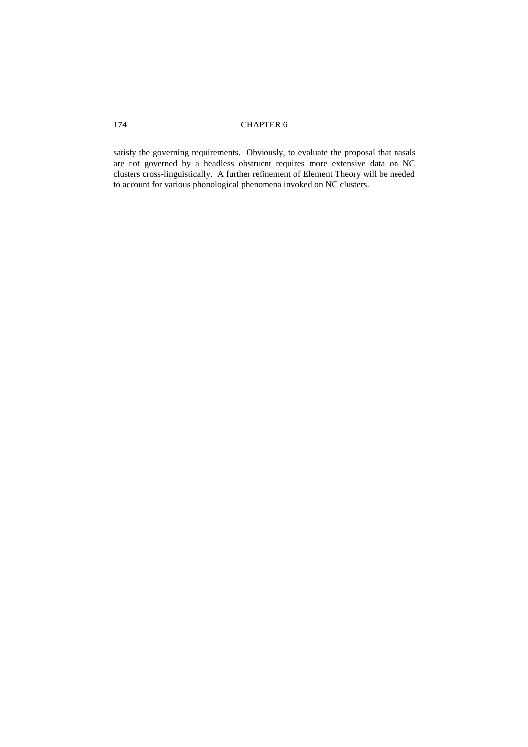satisfy the governing requirements. Obviously, to evaluate the proposal that nasals are not governed by a headless obstruent requires more extensive data on NC clusters cross-linguistically. A further refinement of Element Theory will be needed to account for various phonological phenomena invoked on NC clusters.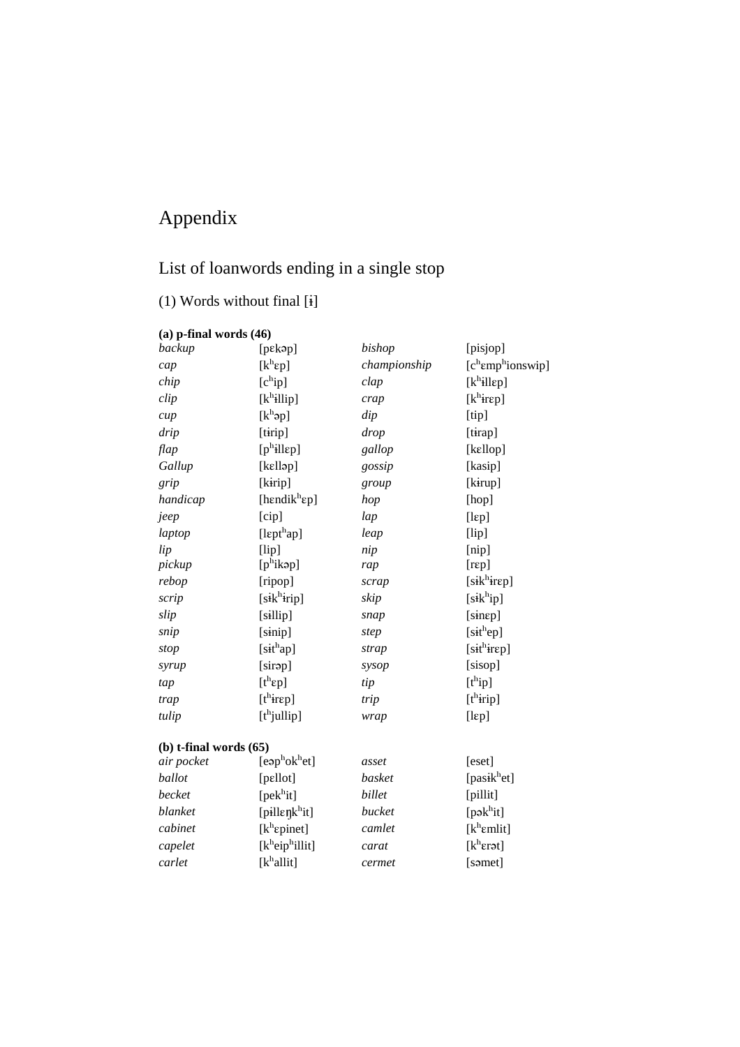# Appendix

## List of loanwords ending in a single stop

### (1) Words without final [ɨ]

**(a) p-final words (46)**

| | | | |
|---|---|---|---|
| *backup* | [pɛkəp] | *bishop* | [pisjop] |
| *cap* | [kʰɛp] | *championship* | [cʰɛmpʰionswip] |
| *chip* | [cʰip] | *clap* | [kʰɨllɛp] |
| *clip* | [kʰɨllip] | *crap* | [kʰɨrɛp] |
| *cup* | [kʰəp] | *dip* | [tip] |
| *drip* | [tɨrip] | *drop* | [tɨrap] |
| *flap* | [pʰɨllɛp] | *gallop* | [kɛllop] |
| *Gallup* | [kɛlləp] | *gossip* | [kasip] |
| *grip* | [kɨrip] | *group* | [kɨrup] |
| *handicap* | [hɛndikʰɛp] | *hop* | [hop] |
| *jeep* | [cip] | *lap* | [lɛp] |
| *laptop* | [lɛptʰap] | *leap* | [lip] |
| *lip* | [lip] | *nip* | [nip] |
| *pickup* | [pʰikəp] | *rap* | [rɛp] |
| *rebop* | [ripop] | *scrap* | [sɨkʰɨrɛp] |
| *scrip* | [sɨkʰɨrip] | *skip* | [sɨkʰip] |
| *slip* | [sɨllip] | *snap* | [sɨnɛp] |
| *snip* | [sɨnip] | *step* | [sɨtʰep] |
| *stop* | [sɨtʰap] | *strap* | [sɨtʰɨrɛp] |
| *syrup* | [sirəp] | *sysop* | [sisop] |
| *tap* | [tʰɛp] | *tip* | [tʰip] |
| *trap* | [tʰɨrɛp] | *trip* | [tʰɨrip] |
| *tulip* | [tʰjullip] | *wrap* | [lɛp] |

**(b) t-final words (65)**

| | | | |
|---|---|---|---|
| *air pocket* | [eəpʰokʰet] | *asset* | [eset] |
| *ballot* | [pɛllot] | *basket* | [pasɨkʰet] |
| *becket* | [pekʰit] | *billet* | [pillit] |
| *blanket* | [pɨllɛŋkʰit] | *bucket* | [pəkʰit] |
| *cabinet* | [kʰɛpinet] | *camlet* | [kʰɛmlit] |
| *capelet* | [kʰeipʰillit] | *carat* | [kʰɛrət] |
| *carlet* | [kʰallit] | *cermet* | [səmet] |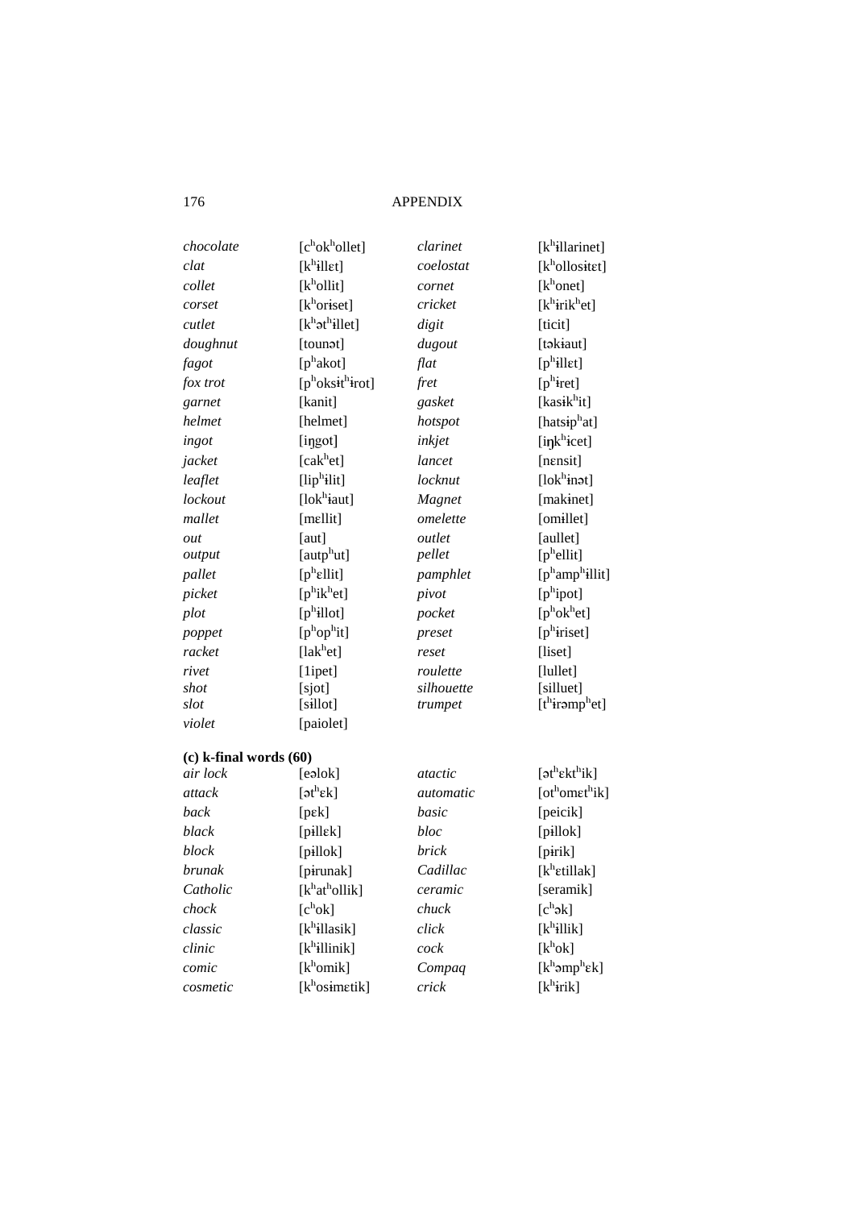| | | | |
|---|---|---|---|
| *chocolate* | [cʰokʰollet] | *clarinet* | [kʰɨllarinet] |
| *clat* | [kʰɨllɛt] | *coelostat* | [kʰollosɨtɛt] |
| *collet* | [kʰollit] | *cornet* | [kʰonet] |
| *corset* | [kʰorɨset] | *cricket* | [kʰɨrikʰet] |
| *cutlet* | [kʰətʰɨllet] | *digit* | [ticit] |
| *doughnut* | [tounət] | *dugout* | [təkɨaut] |
| *fagot* | [pʰakot] | *flat* | [pʰɨllɛt] |
| *fox trot* | [pʰoksɨtʰɨrot] | *fret* | [pʰɨret] |
| *garnet* | [kanit] | *gasket* | [kasɨkʰit] |
| *helmet* | [helmet] | *hotspot* | [hatsɨpʰat] |
| *ingot* | [iŋgot] | *inkjet* | [iŋkʰɨcet] |
| *jacket* | [cakʰet] | *lancet* | [nɛnsit] |
| *leaflet* | [lipʰɨlit] | *locknut* | [lokʰɨnət] |
| *lockout* | [lokʰɨaut] | *Magnet* | [makɨnet] |
| *mallet* | [mɛllit] | *omelette* | [omɨllet] |
| *out* | [aut] | *outlet* | [aullet] |
| *output* | [autpʰut] | *pellet* | [pʰellit] |
| *pallet* | [pʰɛllit] | *pamphlet* | [pʰampʰɨllit] |
| *picket* | [pʰikʰet] | *pivot* | [pʰipot] |
| *plot* | [pʰɨllot] | *pocket* | [pʰokʰet] |
| *poppet* | [pʰopʰit] | *preset* | [pʰɨriset] |
| *racket* | [lakʰet] | *reset* | [liset] |
| *rivet* | [1ipet] | *roulette* | [lullet] |
| *shot* | [sjot] | *silhouette* | [silluet] |
| *slot* | [sɨllot] | *trumpet* | [tʰɨrəmpʰet] |
| *violet* | [paiolet] | | |

**(c) k-final words (60)**

| | | | |
|---|---|---|---|
| *air lock* | [eəlok] | *atactic* | [ətʰɛktʰik] |
| *attack* | [ətʰɛk] | *automatic* | [otʰomɛtʰik] |
| *back* | [pɛk] | *basic* | [peicik] |
| *black* | [pɨllɛk] | *bloc* | [pɨllok] |
| *block* | [pɨllok] | *brick* | [pɨrik] |
| *brunak* | [pɨrunak] | *Cadillac* | [kʰɛtillak] |
| *Catholic* | [kʰatʰollik] | *ceramic* | [seramik] |
| *chock* | [cʰok] | *chuck* | [cʰək] |
| *classic* | [kʰɨllasik] | *click* | [kʰɨllik] |
| *clinic* | [kʰɨllinik] | *cock* | [kʰok] |
| *comic* | [kʰomik] | *Compaq* | [kʰəmpʰɛk] |
| *cosmetic* | [kʰosɨmɛtik] | *crick* | [kʰɨrik] |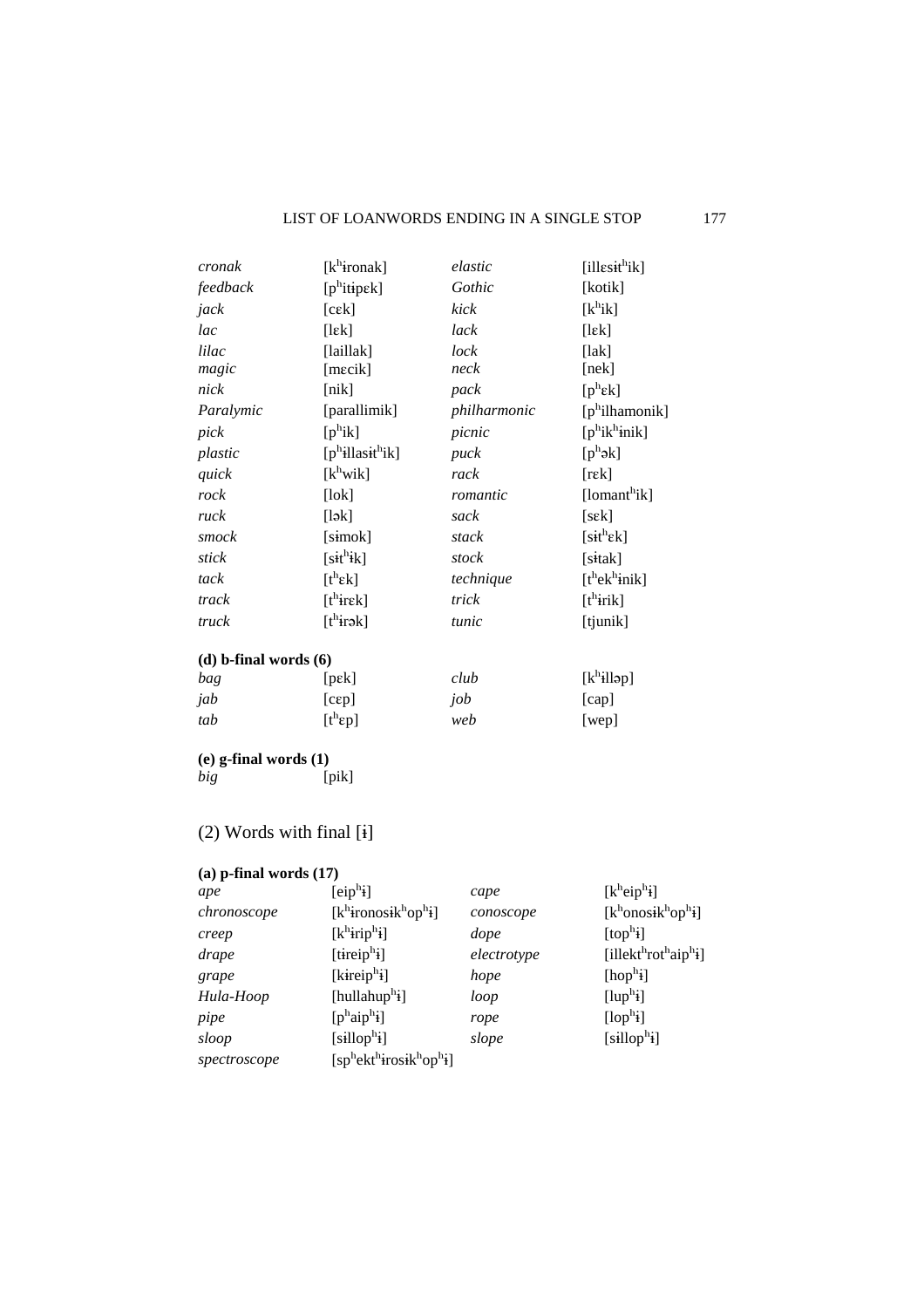| | | | |
|---|---|---|---|
| *cronak* | [kʰɨronak] | *elastic* | [illɛsɨtʰik] |
| *feedback* | [pʰitɨpɛk] | *Gothic* | [kotik] |
| *jack* | [cɛk] | *kick* | [kʰik] |
| *lac* | [lɛk] | *lack* | [lɛk] |
| *lilac* | [laillak] | *lock* | [lak] |
| *magic* | [mɛcik] | *neck* | [nek] |
| *nick* | [nik] | *pack* | [pʰɛk] |
| *Paralymic* | [parallimik] | *philharmonic* | [pʰilhamonik] |
| *pick* | [pʰik] | *picnic* | [pʰikʰɨnik] |
| *plastic* | [pʰɨllasɨtʰik] | *puck* | [pʰək] |
| *quick* | [kʰwik] | *rack* | [rɛk] |
| *rock* | [lok] | *romantic* | [lomantʰik] |
| *ruck* | [lək] | *sack* | [sɛk] |
| *smock* | [sɨmok] | *stack* | [sɨtʰɛk] |
| *stick* | [sɨtʰɨk] | *stock* | [sɨtak] |
| *tack* | [tʰɛk] | *technique* | [tʰekʰɨnik] |
| *track* | [tʰɨrɛk] | *trick* | [tʰɨrik] |
| *truck* | [tʰɨrək] | *tunic* | [tjunik] |

**(d) b-final words (6)**

| | | | |
|---|---|---|---|
| *bag* | [pɛk] | *club* | [kʰɨlləp] |
| *jab* | [cɛp] | *job* | [cap] |
| *tab* | [tʰɛp] | *web* | [wep] |

**(e) g-final words (1)**

| | |
|---|---|
| *big* | [pik] |

## (2) Words with final [ɨ]

**(a) p-final words (17)**

| | | | |
|---|---|---|---|
| *ape* | [eipʰɨ] | *cape* | [kʰeipʰɨ] |
| *chronoscope* | [kʰɨronosɨkʰopʰɨ] | *conoscope* | [kʰonosɨkʰopʰɨ] |
| *creep* | [kʰɨripʰɨ] | *dope* | [topʰɨ] |
| *drape* | [tɨreipʰɨ] | *electrotype* | [illektʰrotʰaipʰɨ] |
| *grape* | [kɨreipʰɨ] | *hope* | [hopʰɨ] |
| *Hula-Hoop* | [hullahupʰɨ] | *loop* | [lupʰɨ] |
| *pipe* | [pʰaipʰɨ] | *rope* | [lopʰɨ] |
| *sloop* | [sɨllopʰɨ] | *slope* | [sɨllopʰɨ] |
| *spectroscope* | [spʰektʰɨrosɨkʰopʰɨ] | | |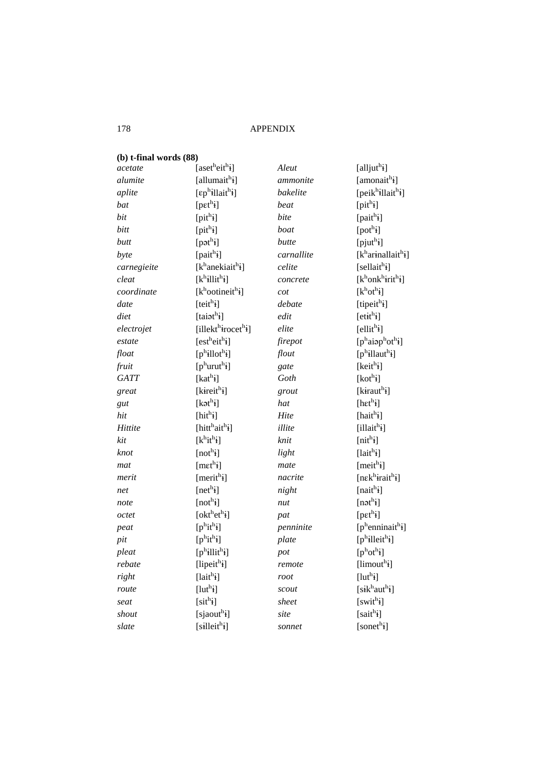### (b) t-final words (88)

| | | | |
|---|---|---|---|
| *acetate* | [asetʰeitʰɨ] | *Aleut* | [alljutʰɨ] |
| *alumite* | [allumaitʰɨ] | *ammonite* | [amonaitʰɨ] |
| *aplite* | [ɛpʰɨllaitʰɨ] | *bakelite* | [peikʰɨllaitʰɨ] |
| *bat* | [pɛtʰɨ] | *beat* | [pitʰɨ] |
| *bit* | [pitʰɨ] | *bite* | [paitʰɨ] |
| *bitt* | [pitʰɨ] | *boat* | [potʰɨ] |
| *butt* | [pətʰɨ] | *butte* | [pjutʰɨ] |
| *byte* | [paitʰɨ] | *carnallite* | [kʰarɨnallaitʰɨ] |
| *carnegieite* | [kʰanekiaitʰɨ] | *celite* | [sellaitʰɨ] |
| *cleat* | [kʰɨllitʰɨ] | *concrete* | [kʰonkʰɨritʰɨ] |
| *coordinate* | [kʰootineitʰɨ] | *cot* | [kʰotʰɨ] |
| *date* | [teitʰɨ] | *debate* | [tipeitʰɨ] |
| *diet* | [taiətʰɨ] | *edit* | [etɨtʰɨ] |
| *electrojet* | [illektʰɨrocetʰɨ] | *elite* | [ellitʰɨ] |
| *estate* | [estʰeitʰɨ] | *firepot* | [pʰaiəpʰotʰɨ] |
| *float* | [pʰɨllotʰɨ] | *flout* | [pʰɨllautʰɨ] |
| *fruit* | [pʰurutʰɨ] | *gate* | [keitʰɨ] |
| *GATT* | [katʰɨ] | *Goth* | [kotʰɨ] |
| *great* | [kɨreitʰɨ] | *grout* | [kɨrautʰɨ] |
| *gut* | [kətʰɨ] | *hat* | [hɛtʰɨ] |
| *hit* | [hitʰɨ] | *Hite* | [haitʰɨ] |
| *Hittite* | [hittʰaitʰɨ] | *illite* | [illaitʰɨ] |
| *kit* | [kʰitʰɨ] | *knit* | [nitʰɨ] |
| *knot* | [notʰɨ] | *light* | [laitʰɨ] |
| *mat* | [mɛtʰɨ] | *mate* | [meitʰɨ] |
| *merit* | [meritʰɨ] | *nacrite* | [nɛkʰɨraitʰɨ] |
| *net* | [netʰɨ] | *night* | [naitʰɨ] |
| *note* | [notʰɨ] | *nut* | [nətʰɨ] |
| *octet* | [oktʰetʰɨ] | *pat* | [pɛtʰɨ] |
| *peat* | [pʰitʰɨ] | *penninite* | [pʰenninaitʰɨ] |
| *pit* | [pʰitʰɨ] | *plate* | [pʰɨlleitʰɨ] |
| *pleat* | [pʰɨllitʰɨ] | *pot* | [pʰotʰɨ] |
| *rebate* | [lipeitʰɨ] | *remote* | [limoutʰɨ] |
| *right* | [laitʰɨ] | *root* | [lutʰɨ] |
| *route* | [lutʰɨ] | *scout* | [sɨkʰautʰɨ] |
| *seat* | [sitʰɨ] | *sheet* | [switʰɨ] |
| *shout* | [sjaoutʰɨ] | *site* | [saitʰɨ] |
| *slate* | [sɨlleitʰɨ] | *sonnet* | [sonetʰɨ] |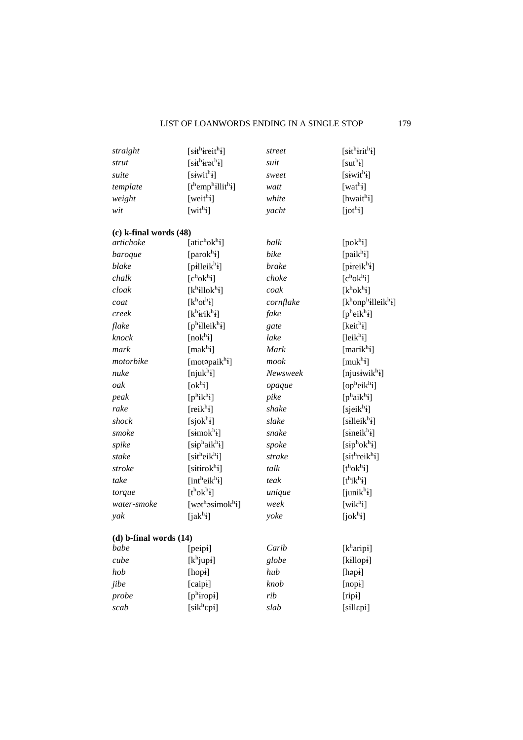| | | | |
|---|---|---|---|
| *straight* | [sɨt$^h$ɨreit$^h$ɨ] | *street* | [sɨt$^h$ɨrit$^h$ɨ] |
| *strut* | [sɨt$^h$ɨrət$^h$ɨ] | *suit* | [sut$^h$ɨ] |
| *suite* | [sɨwit$^h$ɨ] | *sweet* | [sɨwit$^h$ɨ] |
| *template* | [t$^h$emp$^h$ɨllit$^h$ɨ] | *watt* | [wat$^h$ɨ] |
| *weight* | [weit$^h$ɨ] | *white* | [hwait$^h$ɨ] |
| *wit* | [wit$^h$ɨ] | *yacht* | [jot$^h$ɨ] |

**(c) k-final words (48)**

| | | | |
|---|---|---|---|
| *artichoke* | [atic$^h$ok$^h$ɨ] | *balk* | [pok$^h$ɨ] |
| *baroque* | [parok$^h$ɨ] | *bike* | [paik$^h$ɨ] |
| *blake* | [pɨlleik$^h$ɨ] | *brake* | [pɨreik$^h$ɨ] |
| *chalk* | [c$^h$ok$^h$ɨ] | *choke* | [c$^h$ok$^h$ɨ] |
| *cloak* | [k$^h$ɨllok$^h$ɨ] | *coak* | [k$^h$ok$^h$ɨ] |
| *coat* | [k$^h$ot$^h$ɨ] | *cornflake* | [k$^h$onp$^h$ɨlleik$^h$ɨ] |
| *creek* | [k$^h$ɨrik$^h$ɨ] | *fake* | [p$^h$eik$^h$ɨ] |
| *flake* | [p$^h$ɨlleik$^h$ɨ] | *gate* | [keit$^h$ɨ] |
| *knock* | [nok$^h$ɨ] | *lake* | [leik$^h$ɨ] |
| *mark* | [mak$^h$ɨ] | *Mark* | [marɨk$^h$ɨ] |
| *motorbike* | [motəpaik$^h$ɨ] | *mook* | [muk$^h$ɨ] |
| *nuke* | [njuk$^h$ɨ] | *Newsweek* | [njusɨwik$^h$ɨ] |
| *oak* | [ok$^h$ɨ] | *opaque* | [op$^h$eik$^h$ɨ] |
| *peak* | [p$^h$ik$^h$ɨ] | *pike* | [p$^h$aik$^h$ɨ] |
| *rake* | [reik$^h$ɨ] | *shake* | [sjeik$^h$ɨ] |
| *shock* | [sjok$^h$ɨ] | *slake* | [sɨlleik$^h$ɨ] |
| *smoke* | [sɨmok$^h$ɨ] | *snake* | [sɨneik$^h$ɨ] |
| *spike* | [sɨp$^h$aik$^h$ɨ] | *spoke* | [sɨp$^h$ok$^h$ɨ] |
| *stake* | [sɨt$^h$eik$^h$ɨ] | *strake* | [sɨt$^h$reik$^h$ɨ] |
| *stroke* | [sɨtɨrok$^h$ɨ] | *talk* | [t$^h$ok$^h$ɨ] |
| *take* | [int$^h$eik$^h$ɨ] | *teak* | [t$^h$ik$^h$ɨ] |
| *torque* | [t$^h$ok$^h$ɨ] | *unique* | [junik$^h$ɨ] |
| *water-smoke* | [wət$^h$əsɨmok$^h$ɨ] | *week* | [wik$^h$ɨ] |
| *yak* | [jak$^h$ɨ] | *yoke* | [jok$^h$ɨ] |

**(d) b-final words (14)**

| | | | |
|---|---|---|---|
| *babe* | [peipɨ] | *Carib* | [k$^h$aripɨ] |
| *cube* | [k$^h$jupɨ] | *globe* | [kɨllopɨ] |
| *hob* | [hopɨ] | *hub* | [həpɨ] |
| *jibe* | [caipɨ] | *knob* | [nopɨ] |
| *probe* | [p$^h$ɨropɨ] | *rib* | [ripɨ] |
| *scab* | [sɨk$^h$ɛpɨ] | *slab* | [sɨllɛpɨ] |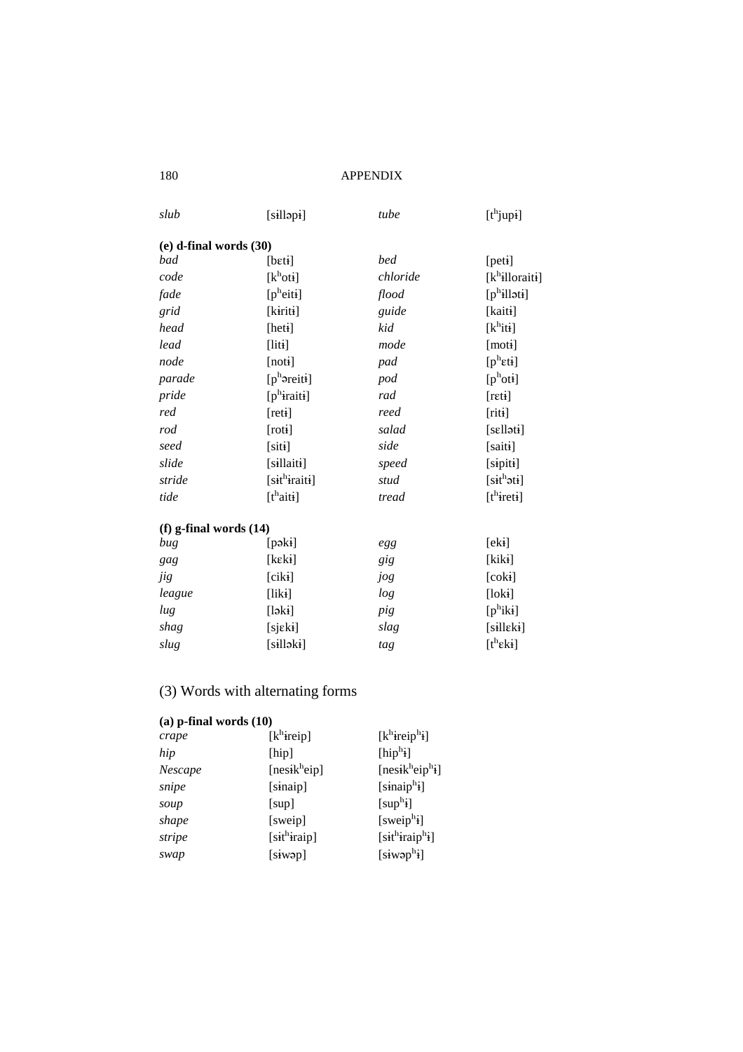| | | | |
|---|---|---|---|
| *slub* | [sɨlləpɨ] | *tube* | [tʰjupɨ] |

**(e) d-final words (30)**

| | | | |
|---|---|---|---|
| *bad* | [bɛtɨ] | *bed* | [petɨ] |
| *code* | [kʰotɨ] | *chloride* | [kʰɨlloraitɨ] |
| *fade* | [pʰeitɨ] | *flood* | [pʰɨllətɨ] |
| *grid* | [kɨritɨ] | *guide* | [kaitɨ] |
| *head* | [hetɨ] | *kid* | [kʰitɨ] |
| *lead* | [litɨ] | *mode* | [motɨ] |
| *node* | [notɨ] | *pad* | [pʰɛtɨ] |
| *parade* | [pʰəreitɨ] | *pod* | [pʰotɨ] |
| *pride* | [pʰɨraitɨ] | *rad* | [rɛtɨ] |
| *red* | [retɨ] | *reed* | [ritɨ] |
| *rod* | [rotɨ] | *salad* | [sɛllətɨ] |
| *seed* | [sitɨ] | *side* | [saitɨ] |
| *slide* | [sɨllaitɨ] | *speed* | [sɨpitɨ] |
| *stride* | [sɨtʰɨraitɨ] | *stud* | [sɨtʰətɨ] |
| *tide* | [tʰaitɨ] | *tread* | [tʰɨretɨ] |

**(f) g-final words (14)**

| | | | |
|---|---|---|---|
| *bug* | [pəkɨ] | *egg* | [ekɨ] |
| *gag* | [kɛkɨ] | *gig* | [kikɨ] |
| *jig* | [cikɨ] | *jog* | [cokɨ] |
| *league* | [likɨ] | *log* | [lokɨ] |
| *lug* | [ləkɨ] | *pig* | [pʰikɨ] |
| *shag* | [sjɛkɨ] | *slag* | [sɨllɛkɨ] |
| *slug* | [sɨlləkɨ] | *tag* | [tʰɛkɨ] |

## (3) Words with alternating forms

**(a) p-final words (10)**

| | | |
|---|---|---|
| *crape* | [kʰɨreip] | [kʰɨreipʰɨ] |
| *hip* | [hip] | [hipʰɨ] |
| *Nescape* | [nesɨkʰeip] | [nesɨkʰeipʰɨ] |
| *snipe* | [sɨnaip] | [sɨnaipʰɨ] |
| *soup* | [sup] | [supʰɨ] |
| *shape* | [sweip] | [sweipʰɨ] |
| *stripe* | [sɨtʰɨraip] | [sɨtʰɨraipʰɨ] |
| *swap* | [sɨwəp] | [sɨwəpʰɨ] |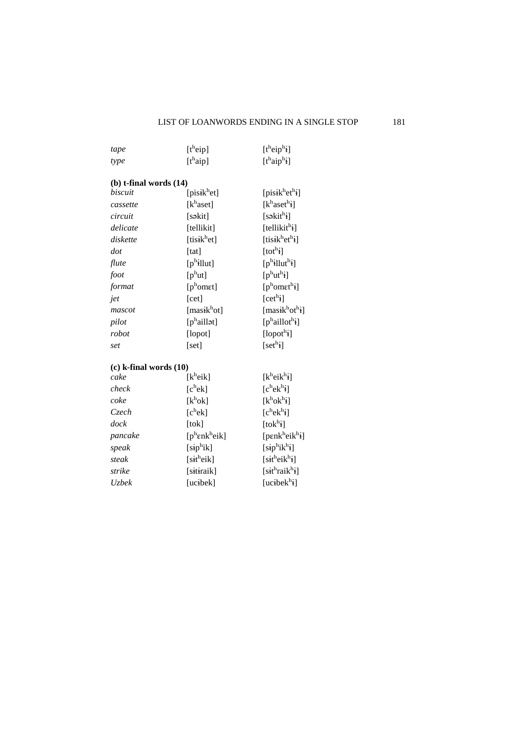| | | |
|---|---|---|
| *tape* | [tʰeip] | [tʰeipʰɨ] |
| *type* | [tʰaip] | [tʰaipʰɨ] |

**(b) t-final words (14)**

| | | |
|---|---|---|
| *biscuit* | [pisɨkʰet] | [pisɨkʰetʰɨ] |
| *cassette* | [kʰaset] | [kʰasetʰɨ] |
| *circuit* | [səkit] | [səkitʰɨ] |
| *delicate* | [tellikit] | [tellikitʰɨ] |
| *diskette* | [tisɨkʰet] | [tisɨkʰetʰɨ] |
| *dot* | [tat] | [totʰɨ] |
| *flute* | [pʰɨllut] | [pʰɨllutʰɨ] |
| *foot* | [pʰut] | [pʰutʰɨ] |
| *format* | [pʰomɛt] | [pʰomɛtʰɨ] |
| *jet* | [cet] | [cetʰɨ] |
| *mascot* | [masɨkʰot] | [masɨkʰotʰɨ] |
| *pilot* | [pʰaillət] | [pʰaillotʰɨ] |
| *robot* | [lopot] | [lopotʰɨ] |
| *set* | [set] | [setʰɨ] |

**(c) k-final words (10)**

| | | |
|---|---|---|
| *cake* | [kʰeik] | [kʰeikʰɨ] |
| *check* | [cʰek] | [cʰekʰɨ] |
| *coke* | [kʰok] | [kʰokʰɨ] |
| *Czech* | [cʰek] | [cʰekʰɨ] |
| *dock* | [tok] | [tokʰɨ] |
| *pancake* | [pʰɛnkʰeik] | [pɛnkʰeikʰɨ] |
| *speak* | [sɨpʰik] | [sɨpʰikʰɨ] |
| *steak* | [sɨtʰeik] | [sɨtʰeikʰɨ] |
| *strike* | [sɨtɨraik] | [sɨtʰraikʰɨ] |
| *Uzbek* | [ucɨbek] | [ucɨbekʰɨ] |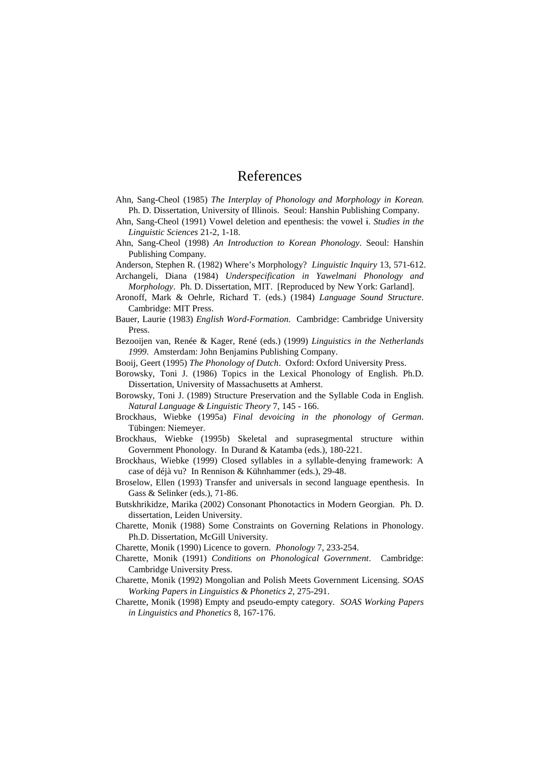# References

Ahn, Sang-Cheol (1985) *The Interplay of Phonology and Morphology in Korean.* Ph. D. Dissertation, University of Illinois. Seoul: Hanshin Publishing Company.

Ahn, Sang-Cheol (1991) Vowel deletion and epenthesis: the vowel ɨ. *Studies in the Linguistic Sciences* 21-2, 1-18.

Ahn, Sang-Cheol (1998) *An Introduction to Korean Phonology*. Seoul: Hanshin Publishing Company.

Anderson, Stephen R. (1982) Where's Morphology? *Linguistic Inquiry* 13, 571-612.

Archangeli, Diana (1984) *Underspecification in Yawelmani Phonology and Morphology*. Ph. D. Dissertation, MIT. [Reproduced by New York: Garland].

Aronoff, Mark & Oehrle, Richard T. (eds.) (1984) *Language Sound Structure*. Cambridge: MIT Press.

Bauer, Laurie (1983) *English Word-Formation*. Cambridge: Cambridge University Press.

Bezooijen van, Renée & Kager, René (eds.) (1999) *Linguistics in the Netherlands 1999*. Amsterdam: John Benjamins Publishing Company.

Booij, Geert (1995) *The Phonology of Dutch*. Oxford: Oxford University Press.

Borowsky, Toni J. (1986) Topics in the Lexical Phonology of English. Ph.D. Dissertation, University of Massachusetts at Amherst.

Borowsky, Toni J. (1989) Structure Preservation and the Syllable Coda in English. *Natural Language & Linguistic Theory* 7, 145 - 166.

Brockhaus, Wiebke (1995a) *Final devoicing in the phonology of German*. Tübingen: Niemeyer.

Brockhaus, Wiebke (1995b) Skeletal and suprasegmental structure within Government Phonology. In Durand & Katamba (eds.), 180-221.

Brockhaus, Wiebke (1999) Closed syllables in a syllable-denying framework: A case of déjà vu? In Rennison & Kühnhammer (eds.), 29-48.

Broselow, Ellen (1993) Transfer and universals in second language epenthesis. In Gass & Selinker (eds.), 71-86.

Butskhrikidze, Marika (2002) Consonant Phonotactics in Modern Georgian. Ph. D. dissertation, Leiden University.

Charette, Monik (1988) Some Constraints on Governing Relations in Phonology. Ph.D. Dissertation, McGill University.

Charette, Monik (1990) Licence to govern. *Phonology* 7, 233-254.

Charette, Monik (1991) *Conditions on Phonological Government*. Cambridge: Cambridge University Press.

Charette, Monik (1992) Mongolian and Polish Meets Government Licensing. *SOAS Working Papers in Linguistics & Phonetics 2*, 275-291.

Charette, Monik (1998) Empty and pseudo-empty category. *SOAS Working Papers in Linguistics and Phonetics* 8, 167-176.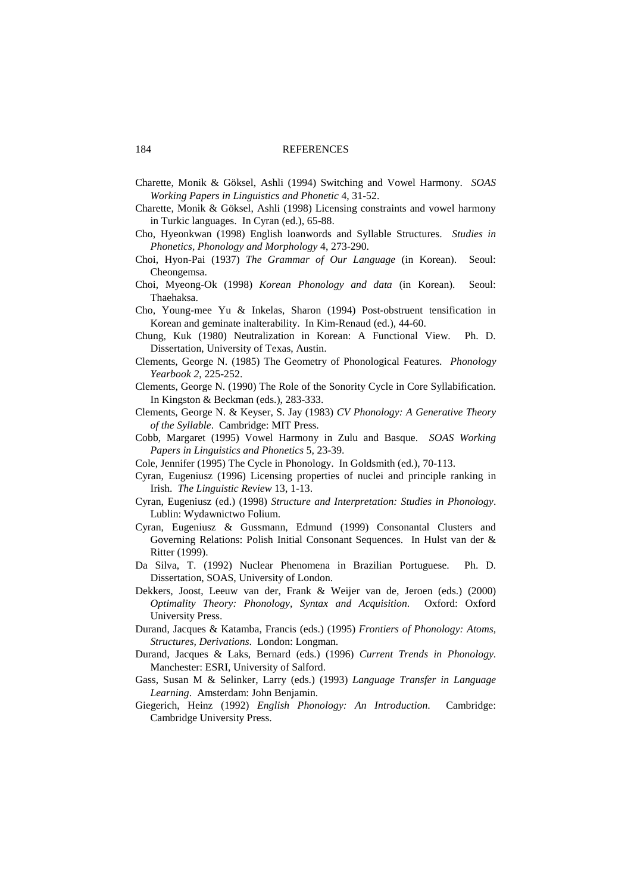Charette, Monik & Göksel, Ashli (1994) Switching and Vowel Harmony. *SOAS Working Papers in Linguistics and Phonetic* 4, 31-52.

Charette, Monik & Göksel, Ashli (1998) Licensing constraints and vowel harmony in Turkic languages. In Cyran (ed.), 65-88.

Cho, Hyeonkwan (1998) English loanwords and Syllable Structures. *Studies in Phonetics, Phonology and Morphology* 4, 273-290.

Choi, Hyon-Pai (1937) *The Grammar of Our Language* (in Korean). Seoul: Cheongemsa.

Choi, Myeong-Ok (1998) *Korean Phonology and data* (in Korean). Seoul: Thaehaksa.

Cho, Young-mee Yu & Inkelas, Sharon (1994) Post-obstruent tensification in Korean and geminate inalterability. In Kim-Renaud (ed.), 44-60.

Chung, Kuk (1980) Neutralization in Korean: A Functional View. Ph. D. Dissertation, University of Texas, Austin.

Clements, George N. (1985) The Geometry of Phonological Features. *Phonology Yearbook 2*, 225-252.

Clements, George N. (1990) The Role of the Sonority Cycle in Core Syllabification. In Kingston & Beckman (eds.), 283-333.

Clements, George N. & Keyser, S. Jay (1983) *CV Phonology: A Generative Theory of the Syllable*. Cambridge: MIT Press.

Cobb, Margaret (1995) Vowel Harmony in Zulu and Basque. *SOAS Working Papers in Linguistics and Phonetics* 5, 23-39.

Cole, Jennifer (1995) The Cycle in Phonology. In Goldsmith (ed.), 70-113.

Cyran, Eugeniusz (1996) Licensing properties of nuclei and principle ranking in Irish. *The Linguistic Review* 13, 1-13.

Cyran, Eugeniusz (ed.) (1998) *Structure and Interpretation: Studies in Phonology*. Lublin: Wydawnictwo Folium.

Cyran, Eugeniusz & Gussmann, Edmund (1999) Consonantal Clusters and Governing Relations: Polish Initial Consonant Sequences. In Hulst van der & Ritter (1999).

Da Silva, T. (1992) Nuclear Phenomena in Brazilian Portuguese. Ph. D. Dissertation, SOAS, University of London.

Dekkers, Joost, Leeuw van der, Frank & Weijer van de, Jeroen (eds.) (2000) *Optimality Theory: Phonology, Syntax and Acquisition*. Oxford: Oxford University Press.

Durand, Jacques & Katamba, Francis (eds.) (1995) *Frontiers of Phonology: Atoms, Structures, Derivations*. London: Longman.

Durand, Jacques & Laks, Bernard (eds.) (1996) *Current Trends in Phonology*. Manchester: ESRI, University of Salford.

Gass, Susan M & Selinker, Larry (eds.) (1993) *Language Transfer in Language Learning*. Amsterdam: John Benjamin.

Giegerich, Heinz (1992) *English Phonology: An Introduction*. Cambridge: Cambridge University Press.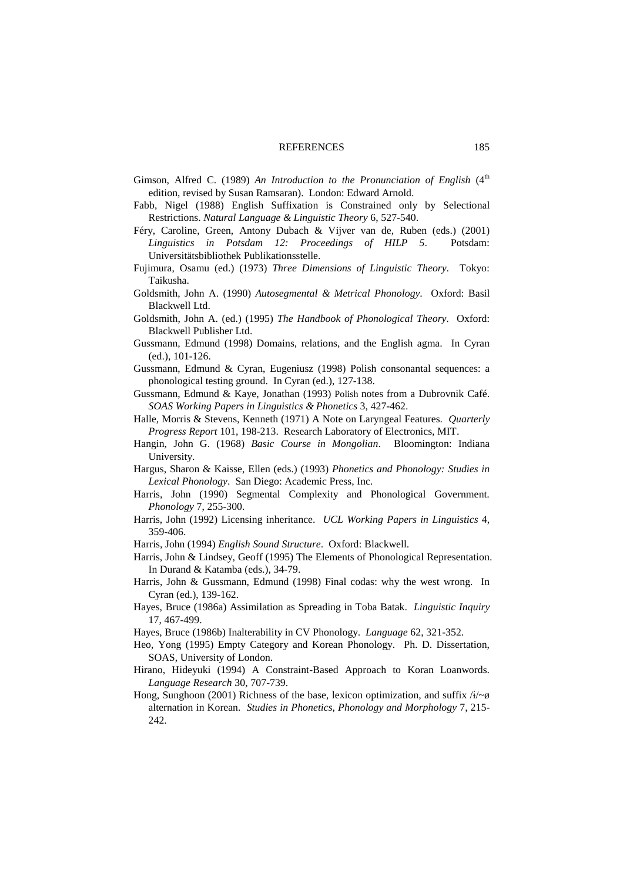Gimson, Alfred C. (1989) *An Introduction to the Pronunciation of English* (4th edition, revised by Susan Ramsaran). London: Edward Arnold.

Fabb, Nigel (1988) English Suffixation is Constrained only by Selectional Restrictions. *Natural Language & Linguistic Theory* 6, 527-540.

Féry, Caroline, Green, Antony Dubach & Vijver van de, Ruben (eds.) (2001) *Linguistics in Potsdam 12: Proceedings of HILP 5*. Potsdam: Universitätsbibliothek Publikationsstelle.

Fujimura, Osamu (ed.) (1973) *Three Dimensions of Linguistic Theory*. Tokyo: Taikusha.

Goldsmith, John A. (1990) *Autosegmental & Metrical Phonology*. Oxford: Basil Blackwell Ltd.

Goldsmith, John A. (ed.) (1995) *The Handbook of Phonological Theory*. Oxford: Blackwell Publisher Ltd.

Gussmann, Edmund (1998) Domains, relations, and the English agma. In Cyran (ed.), 101-126.

Gussmann, Edmund & Cyran, Eugeniusz (1998) Polish consonantal sequences: a phonological testing ground. In Cyran (ed.), 127-138.

Gussmann, Edmund & Kaye, Jonathan (1993) Polish notes from a Dubrovnik Café. *SOAS Working Papers in Linguistics & Phonetics* 3, 427-462.

Halle, Morris & Stevens, Kenneth (1971) A Note on Laryngeal Features. *Quarterly Progress Report* 101, 198-213. Research Laboratory of Electronics, MIT.

Hangin, John G. (1968) *Basic Course in Mongolian*. Bloomington: Indiana University.

Hargus, Sharon & Kaisse, Ellen (eds.) (1993) *Phonetics and Phonology: Studies in Lexical Phonology*. San Diego: Academic Press, Inc.

Harris, John (1990) Segmental Complexity and Phonological Government. *Phonology* 7, 255-300.

Harris, John (1992) Licensing inheritance. *UCL Working Papers in Linguistics* 4, 359-406.

Harris, John (1994) *English Sound Structure*. Oxford: Blackwell.

Harris, John & Lindsey, Geoff (1995) The Elements of Phonological Representation. In Durand & Katamba (eds.), 34-79.

Harris, John & Gussmann, Edmund (1998) Final codas: why the west wrong. In Cyran (ed.), 139-162.

Hayes, Bruce (1986a) Assimilation as Spreading in Toba Batak. *Linguistic Inquiry* 17, 467-499.

Hayes, Bruce (1986b) Inalterability in CV Phonology. *Language* 62, 321-352.

Heo, Yong (1995) Empty Category and Korean Phonology. Ph. D. Dissertation, SOAS, University of London.

Hirano, Hideyuki (1994) A Constraint-Based Approach to Koran Loanwords. *Language Research* 30, 707-739.

Hong, Sunghoon (2001) Richness of the base, lexicon optimization, and suffix /ɨ/~ø alternation in Korean. *Studies in Phonetics, Phonology and Morphology* 7, 215-242.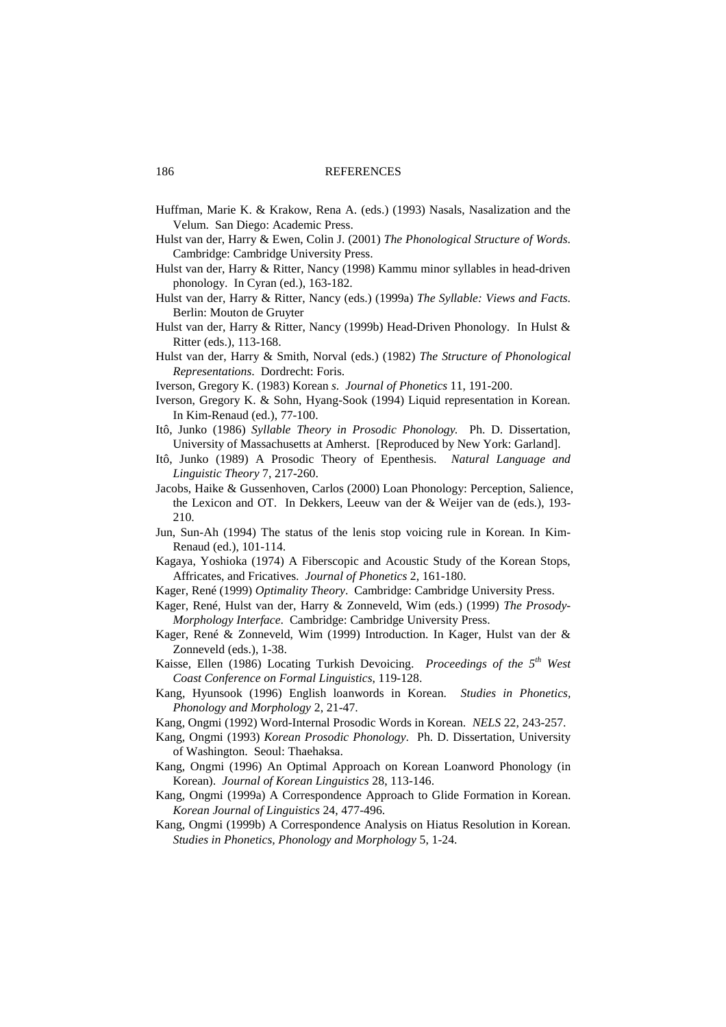Huffman, Marie K. & Krakow, Rena A. (eds.) (1993) Nasals, Nasalization and the Velum. San Diego: Academic Press.

Hulst van der, Harry & Ewen, Colin J. (2001) *The Phonological Structure of Words*. Cambridge: Cambridge University Press.

Hulst van der, Harry & Ritter, Nancy (1998) Kammu minor syllables in head-driven phonology. In Cyran (ed.), 163-182.

Hulst van der, Harry & Ritter, Nancy (eds.) (1999a) *The Syllable: Views and Facts*. Berlin: Mouton de Gruyter

Hulst van der, Harry & Ritter, Nancy (1999b) Head-Driven Phonology. In Hulst & Ritter (eds.), 113-168.

Hulst van der, Harry & Smith, Norval (eds.) (1982) *The Structure of Phonological Representations*. Dordrecht: Foris.

Iverson, Gregory K. (1983) Korean *s*. *Journal of Phonetics* 11, 191-200.

Iverson, Gregory K. & Sohn, Hyang-Sook (1994) Liquid representation in Korean. In Kim-Renaud (ed.), 77-100.

Itô, Junko (1986) *Syllable Theory in Prosodic Phonology.* Ph. D. Dissertation, University of Massachusetts at Amherst. [Reproduced by New York: Garland].

Itô, Junko (1989) A Prosodic Theory of Epenthesis. *Natural Language and Linguistic Theory* 7, 217-260.

Jacobs, Haike & Gussenhoven, Carlos (2000) Loan Phonology: Perception, Salience, the Lexicon and OT. In Dekkers, Leeuw van der & Weijer van de (eds.), 193-210.

Jun, Sun-Ah (1994) The status of the lenis stop voicing rule in Korean. In Kim-Renaud (ed.), 101-114.

Kagaya, Yoshioka (1974) A Fiberscopic and Acoustic Study of the Korean Stops, Affricates, and Fricatives. *Journal of Phonetics* 2, 161-180.

Kager, René (1999) *Optimality Theory*. Cambridge: Cambridge University Press.

Kager, René, Hulst van der, Harry & Zonneveld, Wim (eds.) (1999) *The Prosody-Morphology Interface*. Cambridge: Cambridge University Press.

Kager, René & Zonneveld, Wim (1999) Introduction. In Kager, Hulst van der & Zonneveld (eds.), 1-38.

Kaisse, Ellen (1986) Locating Turkish Devoicing. *Proceedings of the 5th West Coast Conference on Formal Linguistics*, 119-128.

Kang, Hyunsook (1996) English loanwords in Korean. *Studies in Phonetics, Phonology and Morphology* 2, 21-47.

Kang, Ongmi (1992) Word-Internal Prosodic Words in Korean. *NELS* 22, 243-257.

Kang, Ongmi (1993) *Korean Prosodic Phonology*. Ph. D. Dissertation, University of Washington. Seoul: Thaehaksa.

Kang, Ongmi (1996) An Optimal Approach on Korean Loanword Phonology (in Korean). *Journal of Korean Linguistics* 28, 113-146.

Kang, Ongmi (1999a) A Correspondence Approach to Glide Formation in Korean. *Korean Journal of Linguistics* 24, 477-496.

Kang, Ongmi (1999b) A Correspondence Analysis on Hiatus Resolution in Korean. *Studies in Phonetics, Phonology and Morphology* 5, 1-24.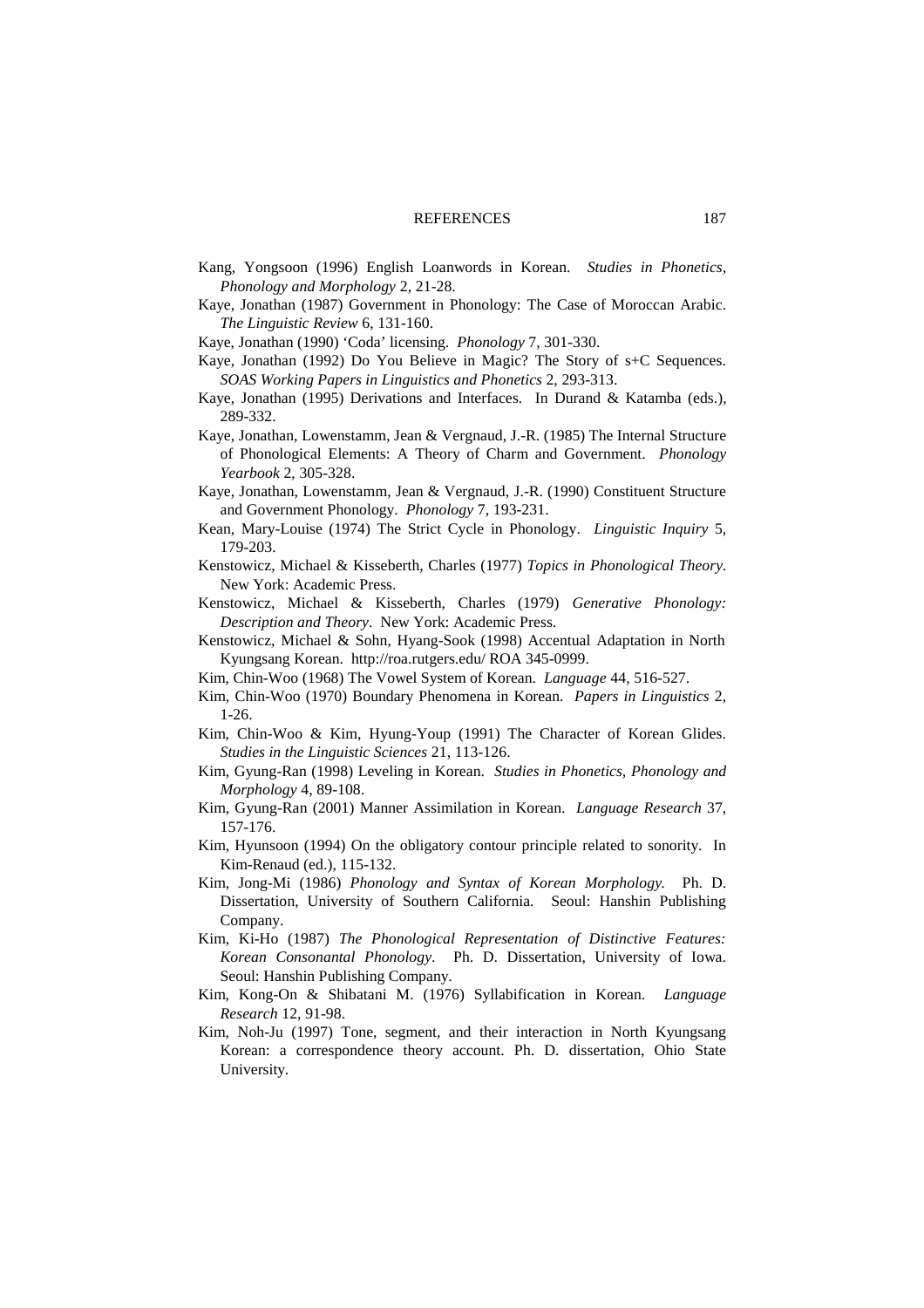Kang, Yongsoon (1996) English Loanwords in Korean. *Studies in Phonetics, Phonology and Morphology* 2, 21-28.

Kaye, Jonathan (1987) Government in Phonology: The Case of Moroccan Arabic. *The Linguistic Review* 6, 131-160.

Kaye, Jonathan (1990) 'Coda' licensing. *Phonology* 7, 301-330.

Kaye, Jonathan (1992) Do You Believe in Magic? The Story of s+C Sequences. *SOAS Working Papers in Linguistics and Phonetics* 2, 293-313.

Kaye, Jonathan (1995) Derivations and Interfaces. In Durand & Katamba (eds.), 289-332.

Kaye, Jonathan, Lowenstamm, Jean & Vergnaud, J.-R. (1985) The Internal Structure of Phonological Elements: A Theory of Charm and Government. *Phonology Yearbook* 2, 305-328.

Kaye, Jonathan, Lowenstamm, Jean & Vergnaud, J.-R. (1990) Constituent Structure and Government Phonology. *Phonology* 7, 193-231.

Kean, Mary-Louise (1974) The Strict Cycle in Phonology. *Linguistic Inquiry* 5, 179-203.

Kenstowicz, Michael & Kisseberth, Charles (1977) *Topics in Phonological Theory.* New York: Academic Press.

Kenstowicz, Michael & Kisseberth, Charles (1979) *Generative Phonology: Description and Theory*. New York: Academic Press.

Kenstowicz, Michael & Sohn, Hyang-Sook (1998) Accentual Adaptation in North Kyungsang Korean. http://roa.rutgers.edu/ ROA 345-0999.

Kim, Chin-Woo (1968) The Vowel System of Korean. *Language* 44, 516-527.

Kim, Chin-Woo (1970) Boundary Phenomena in Korean. *Papers in Linguistics* 2, 1-26.

Kim, Chin-Woo & Kim, Hyung-Youp (1991) The Character of Korean Glides. *Studies in the Linguistic Sciences* 21, 113-126.

Kim, Gyung-Ran (1998) Leveling in Korean. *Studies in Phonetics, Phonology and Morphology* 4, 89-108.

Kim, Gyung-Ran (2001) Manner Assimilation in Korean. *Language Research* 37, 157-176.

Kim, Hyunsoon (1994) On the obligatory contour principle related to sonority. In Kim-Renaud (ed.), 115-132.

Kim, Jong-Mi (1986) *Phonology and Syntax of Korean Morphology.* Ph. D. Dissertation, University of Southern California. Seoul: Hanshin Publishing Company.

Kim, Ki-Ho (1987) *The Phonological Representation of Distinctive Features: Korean Consonantal Phonology*. Ph. D. Dissertation, University of Iowa. Seoul: Hanshin Publishing Company.

Kim, Kong-On & Shibatani M. (1976) Syllabification in Korean. *Language Research* 12, 91-98.

Kim, Noh-Ju (1997) Tone, segment, and their interaction in North Kyungsang Korean: a correspondence theory account. Ph. D. dissertation, Ohio State University.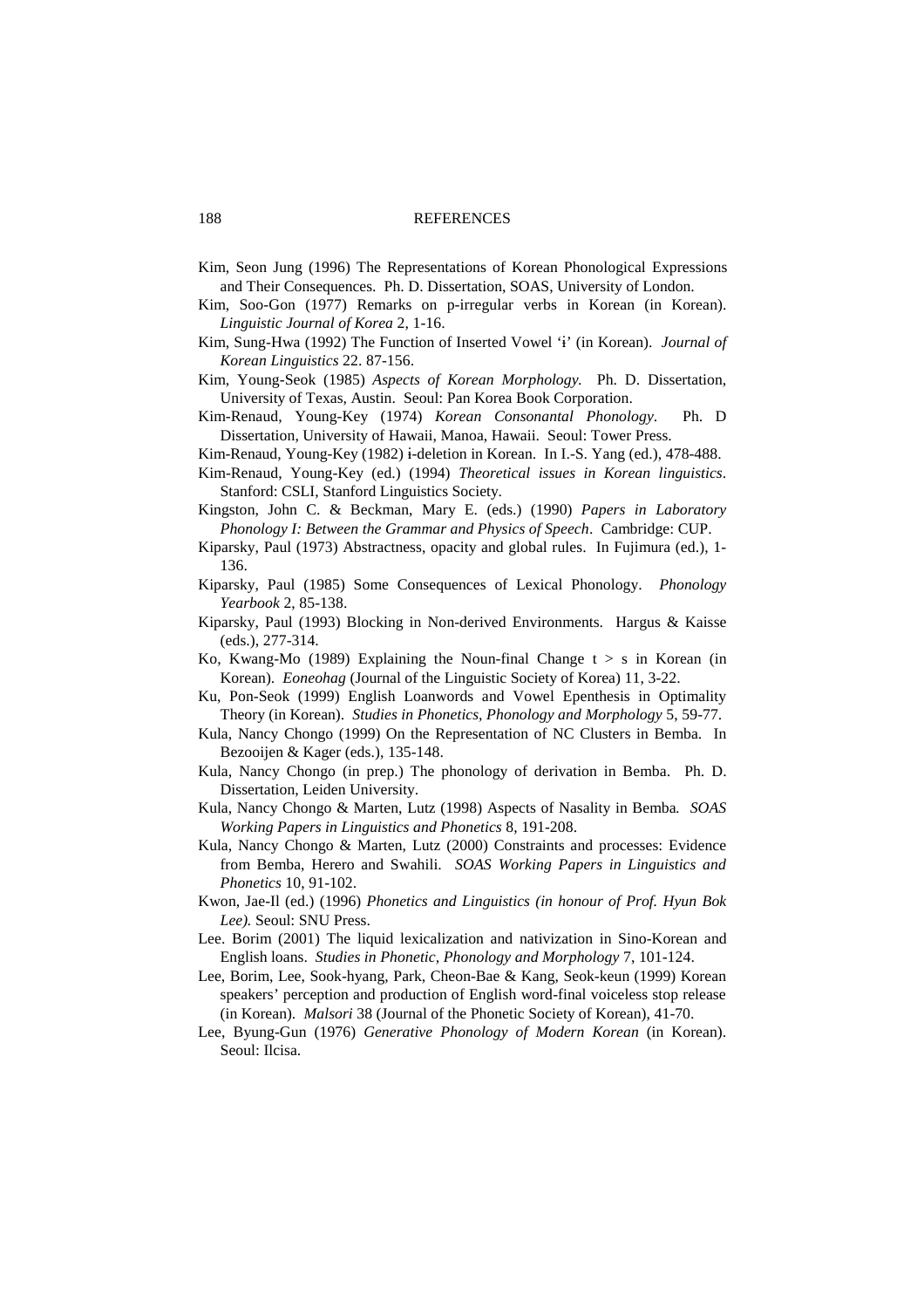Kim, Seon Jung (1996) The Representations of Korean Phonological Expressions and Their Consequences. Ph. D. Dissertation, SOAS, University of London.

Kim, Soo-Gon (1977) Remarks on p-irregular verbs in Korean (in Korean). *Linguistic Journal of Korea* 2, 1-16.

Kim, Sung-Hwa (1992) The Function of Inserted Vowel 'ɨ' (in Korean). *Journal of Korean Linguistics* 22. 87-156.

Kim, Young-Seok (1985) *Aspects of Korean Morphology.* Ph. D. Dissertation, University of Texas, Austin. Seoul: Pan Korea Book Corporation.

Kim-Renaud, Young-Key (1974) *Korean Consonantal Phonology*. Ph. D Dissertation, University of Hawaii, Manoa, Hawaii. Seoul: Tower Press.

Kim-Renaud, Young-Key (1982) ɨ-deletion in Korean. In I.-S. Yang (ed.), 478-488.

Kim-Renaud, Young-Key (ed.) (1994) *Theoretical issues in Korean linguistics*. Stanford: CSLI, Stanford Linguistics Society.

Kingston, John C. & Beckman, Mary E. (eds.) (1990) *Papers in Laboratory Phonology I: Between the Grammar and Physics of Speech*. Cambridge: CUP.

Kiparsky, Paul (1973) Abstractness, opacity and global rules. In Fujimura (ed.), 1-136.

Kiparsky, Paul (1985) Some Consequences of Lexical Phonology. *Phonology Yearbook* 2, 85-138.

Kiparsky, Paul (1993) Blocking in Non-derived Environments. Hargus & Kaisse (eds.), 277-314.

Ko, Kwang-Mo (1989) Explaining the Noun-final Change t > s in Korean (in Korean). *Eoneohag* (Journal of the Linguistic Society of Korea) 11, 3-22.

Ku, Pon-Seok (1999) English Loanwords and Vowel Epenthesis in Optimality Theory (in Korean). *Studies in Phonetics, Phonology and Morphology* 5, 59-77.

Kula, Nancy Chongo (1999) On the Representation of NC Clusters in Bemba. In Bezooijen & Kager (eds.), 135-148.

Kula, Nancy Chongo (in prep.) The phonology of derivation in Bemba. Ph. D. Dissertation, Leiden University.

Kula, Nancy Chongo & Marten, Lutz (1998) Aspects of Nasality in Bemba. *SOAS Working Papers in Linguistics and Phonetics* 8, 191-208.

Kula, Nancy Chongo & Marten, Lutz (2000) Constraints and processes: Evidence from Bemba, Herero and Swahili. *SOAS Working Papers in Linguistics and Phonetics* 10, 91-102.

Kwon, Jae-Il (ed.) (1996) *Phonetics and Linguistics (in honour of Prof. Hyun Bok Lee).* Seoul: SNU Press.

Lee. Borim (2001) The liquid lexicalization and nativization in Sino-Korean and English loans. *Studies in Phonetic, Phonology and Morphology* 7, 101-124.

Lee, Borim, Lee, Sook-hyang, Park, Cheon-Bae & Kang, Seok-keun (1999) Korean speakers' perception and production of English word-final voiceless stop release (in Korean). *Malsori* 38 (Journal of the Phonetic Society of Korean), 41-70.

Lee, Byung-Gun (1976) *Generative Phonology of Modern Korean* (in Korean). Seoul: Ilcisa.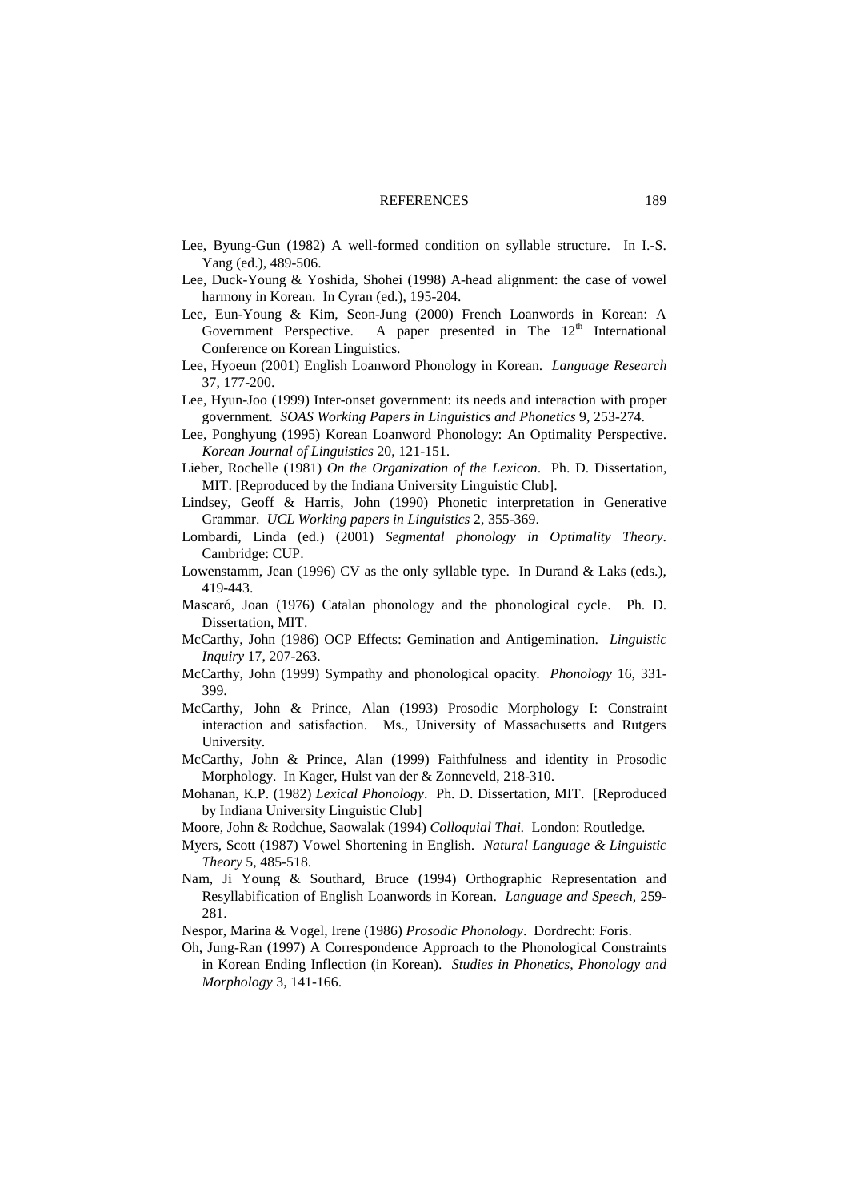Lee, Byung-Gun (1982) A well-formed condition on syllable structure. In I.-S. Yang (ed.), 489-506.

Lee, Duck-Young & Yoshida, Shohei (1998) A-head alignment: the case of vowel harmony in Korean. In Cyran (ed.), 195-204.

Lee, Eun-Young & Kim, Seon-Jung (2000) French Loanwords in Korean: A Government Perspective. A paper presented in The 12th International Conference on Korean Linguistics.

Lee, Hyoeun (2001) English Loanword Phonology in Korean. *Language Research* 37, 177-200.

Lee, Hyun-Joo (1999) Inter-onset government: its needs and interaction with proper government. *SOAS Working Papers in Linguistics and Phonetics* 9, 253-274.

Lee, Ponghyung (1995) Korean Loanword Phonology: An Optimality Perspective. *Korean Journal of Linguistics* 20, 121-151.

Lieber, Rochelle (1981) *On the Organization of the Lexicon*. Ph. D. Dissertation, MIT. [Reproduced by the Indiana University Linguistic Club].

Lindsey, Geoff & Harris, John (1990) Phonetic interpretation in Generative Grammar. *UCL Working papers in Linguistics* 2, 355-369.

Lombardi, Linda (ed.) (2001) *Segmental phonology in Optimality Theory*. Cambridge: CUP.

Lowenstamm, Jean (1996) CV as the only syllable type. In Durand & Laks (eds.), 419-443.

Mascaró, Joan (1976) Catalan phonology and the phonological cycle. Ph. D. Dissertation, MIT.

McCarthy, John (1986) OCP Effects: Gemination and Antigemination. *Linguistic Inquiry* 17, 207-263.

McCarthy, John (1999) Sympathy and phonological opacity. *Phonology* 16, 331-399.

McCarthy, John & Prince, Alan (1993) Prosodic Morphology I: Constraint interaction and satisfaction. Ms., University of Massachusetts and Rutgers University.

McCarthy, John & Prince, Alan (1999) Faithfulness and identity in Prosodic Morphology. In Kager, Hulst van der & Zonneveld, 218-310.

Mohanan, K.P. (1982) *Lexical Phonology*. Ph. D. Dissertation, MIT. [Reproduced by Indiana University Linguistic Club]

Moore, John & Rodchue, Saowalak (1994) *Colloquial Thai.* London: Routledge.

Myers, Scott (1987) Vowel Shortening in English. *Natural Language & Linguistic Theory* 5, 485-518.

Nam, Ji Young & Southard, Bruce (1994) Orthographic Representation and Resyllabification of English Loanwords in Korean. *Language and Speech*, 259-281.

Nespor, Marina & Vogel, Irene (1986) *Prosodic Phonology*. Dordrecht: Foris.

Oh, Jung-Ran (1997) A Correspondence Approach to the Phonological Constraints in Korean Ending Inflection (in Korean). *Studies in Phonetics, Phonology and Morphology* 3, 141-166.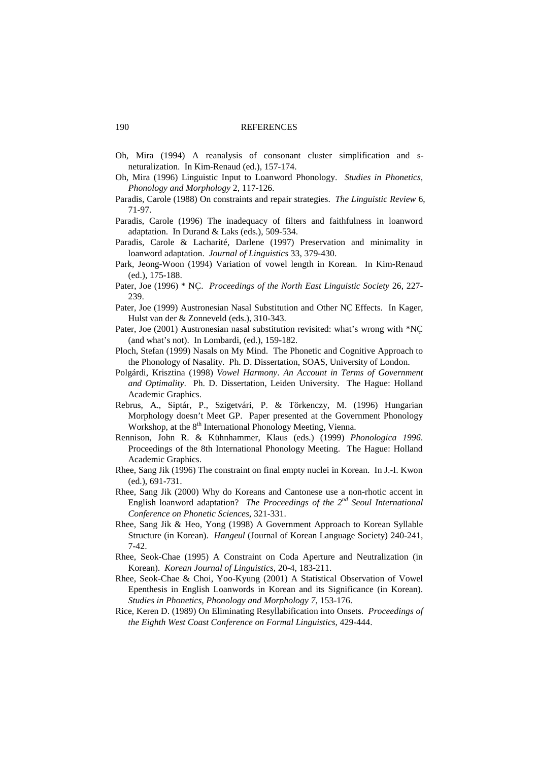- Oh, Mira (1994) A reanalysis of consonant cluster simplification and s-neturalization. In Kim-Renaud (ed.), 157-174.
- Oh, Mira (1996) Linguistic Input to Loanword Phonology. *Studies in Phonetics, Phonology and Morphology* 2, 117-126.
- Paradis, Carole (1988) On constraints and repair strategies. *The Linguistic Review* 6, 71-97.
- Paradis, Carole (1996) The inadequacy of filters and faithfulness in loanword adaptation. In Durand & Laks (eds.), 509-534.
- Paradis, Carole & Lacharité, Darlene (1997) Preservation and minimality in loanword adaptation. *Journal of Linguistics* 33, 379-430.
- Park, Jeong-Woon (1994) Variation of vowel length in Korean. In Kim-Renaud (ed.), 175-188.
- Pater, Joe (1996) * NC̥. *Proceedings of the North East Linguistic Society* 26, 227-239.
- Pater, Joe (1999) Austronesian Nasal Substitution and Other NC̥ Effects. In Kager, Hulst van der & Zonneveld (eds.), 310-343.
- Pater, Joe (2001) Austronesian nasal substitution revisited: what's wrong with *NC̥ (and what's not). In Lombardi, (ed.), 159-182.
- Ploch, Stefan (1999) Nasals on My Mind. The Phonetic and Cognitive Approach to the Phonology of Nasality. Ph. D. Dissertation, SOAS, University of London.
- Polgárdi, Krisztina (1998) *Vowel Harmony. An Account in Terms of Government and Optimality*. Ph. D. Dissertation, Leiden University. The Hague: Holland Academic Graphics.
- Rebrus, A., Siptár, P., Szigetvári, P. & Törkenczy, M. (1996) Hungarian Morphology doesn't Meet GP. Paper presented at the Government Phonology Workshop, at the 8th International Phonology Meeting, Vienna.
- Rennison, John R. & Kühnhammer, Klaus (eds.) (1999) *Phonologica 1996.* Proceedings of the 8th International Phonology Meeting. The Hague: Holland Academic Graphics.
- Rhee, Sang Jik (1996) The constraint on final empty nuclei in Korean. In J.-I. Kwon (ed.), 691-731.
- Rhee, Sang Jik (2000) Why do Koreans and Cantonese use a non-rhotic accent in English loanword adaptation? *The Proceedings of the 2nd Seoul International Conference on Phonetic Sciences*, 321-331.
- Rhee, Sang Jik & Heo, Yong (1998) A Government Approach to Korean Syllable Structure (in Korean). *Hangeul* (Journal of Korean Language Society) 240-241, 7-42.
- Rhee, Seok-Chae (1995) A Constraint on Coda Aperture and Neutralization (in Korean). *Korean Journal of Linguistics*, 20-4, 183-211.
- Rhee, Seok-Chae & Choi, Yoo-Kyung (2001) A Statistical Observation of Vowel Epenthesis in English Loanwords in Korean and its Significance (in Korean). *Studies in Phonetics, Phonology and Morphology 7*, 153-176.
- Rice, Keren D. (1989) On Eliminating Resyllabification into Onsets. *Proceedings of the Eighth West Coast Conference on Formal Linguistics*, 429-444.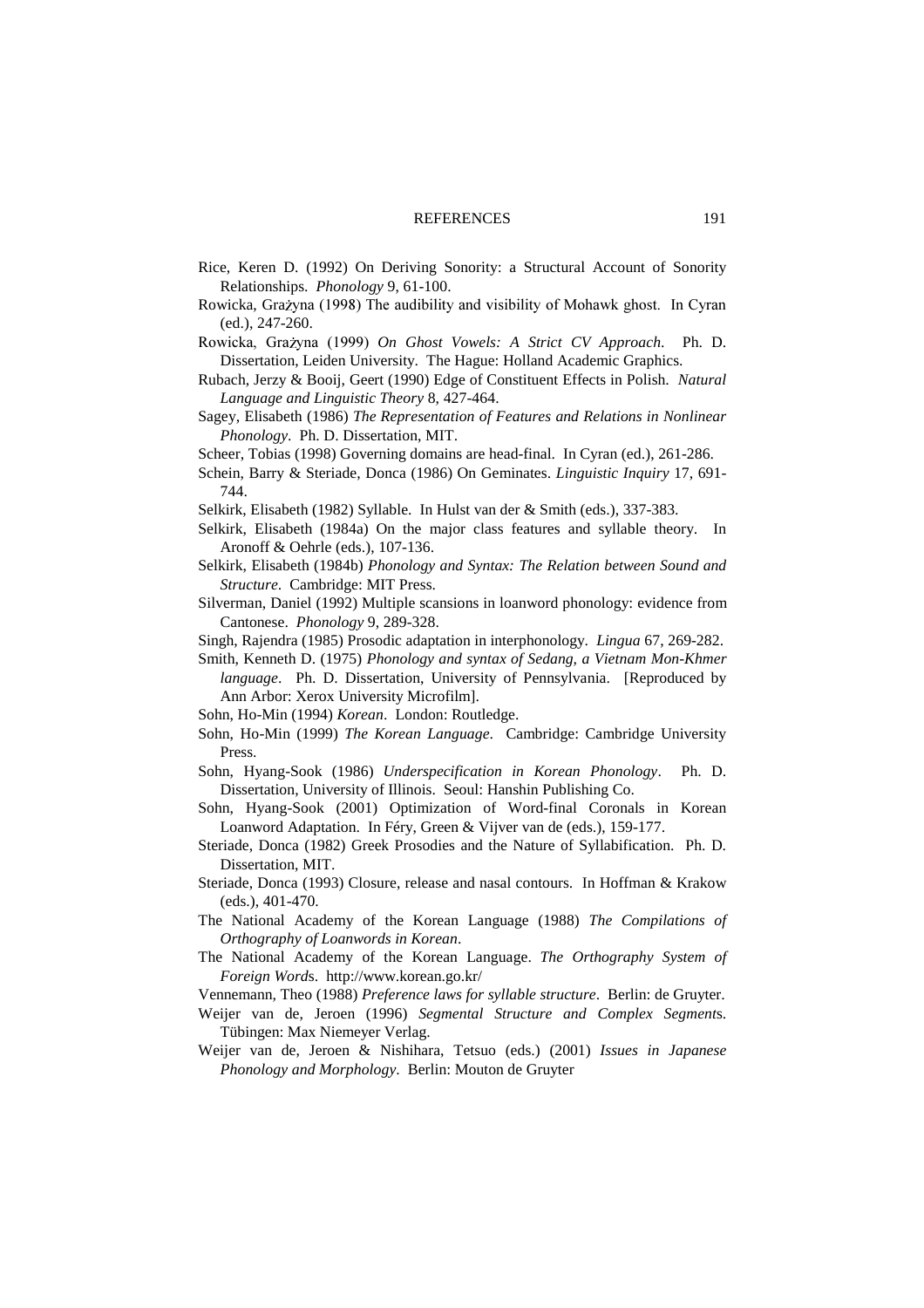Rice, Keren D. (1992) On Deriving Sonority: a Structural Account of Sonority Relationships. *Phonology* 9, 61-100.

Rowicka, Grażyna (1998) The audibility and visibility of Mohawk ghost. In Cyran (ed.), 247-260.

Rowicka, Grażyna (1999) *On Ghost Vowels: A Strict CV Approach*. Ph. D. Dissertation, Leiden University. The Hague: Holland Academic Graphics.

Rubach, Jerzy & Booij, Geert (1990) Edge of Constituent Effects in Polish. *Natural Language and Linguistic Theory* 8, 427-464.

Sagey, Elisabeth (1986) *The Representation of Features and Relations in Nonlinear Phonology*. Ph. D. Dissertation, MIT.

Scheer, Tobias (1998) Governing domains are head-final. In Cyran (ed.), 261-286.

Schein, Barry & Steriade, Donca (1986) On Geminates. *Linguistic Inquiry* 17, 691-744.

Selkirk, Elisabeth (1982) Syllable. In Hulst van der & Smith (eds.), 337-383.

Selkirk, Elisabeth (1984a) On the major class features and syllable theory. In Aronoff & Oehrle (eds.), 107-136.

Selkirk, Elisabeth (1984b) *Phonology and Syntax: The Relation between Sound and Structure*. Cambridge: MIT Press.

Silverman, Daniel (1992) Multiple scansions in loanword phonology: evidence from Cantonese. *Phonology* 9, 289-328.

Singh, Rajendra (1985) Prosodic adaptation in interphonology. *Lingua* 67, 269-282.

Smith, Kenneth D. (1975) *Phonology and syntax of Sedang, a Vietnam Mon-Khmer language*. Ph. D. Dissertation, University of Pennsylvania. [Reproduced by Ann Arbor: Xerox University Microfilm].

Sohn, Ho-Min (1994) *Korean*. London: Routledge.

Sohn, Ho-Min (1999) *The Korean Language*. Cambridge: Cambridge University Press.

Sohn, Hyang-Sook (1986) *Underspecification in Korean Phonology*. Ph. D. Dissertation, University of Illinois. Seoul: Hanshin Publishing Co.

Sohn, Hyang-Sook (2001) Optimization of Word-final Coronals in Korean Loanword Adaptation. In Féry, Green & Vijver van de (eds.), 159-177.

Steriade, Donca (1982) Greek Prosodies and the Nature of Syllabification. Ph. D. Dissertation, MIT.

Steriade, Donca (1993) Closure, release and nasal contours. In Hoffman & Krakow (eds.), 401-470.

The National Academy of the Korean Language (1988) *The Compilations of Orthography of Loanwords in Korean*.

The National Academy of the Korean Language. *The Orthography System of Foreign Words*. http://www.korean.go.kr/

Vennemann, Theo (1988) *Preference laws for syllable structure*. Berlin: de Gruyter.

Weijer van de, Jeroen (1996) *Segmental Structure and Complex Segments*. Tübingen: Max Niemeyer Verlag.

Weijer van de, Jeroen & Nishihara, Tetsuo (eds.) (2001) *Issues in Japanese Phonology and Morphology*. Berlin: Mouton de Gruyter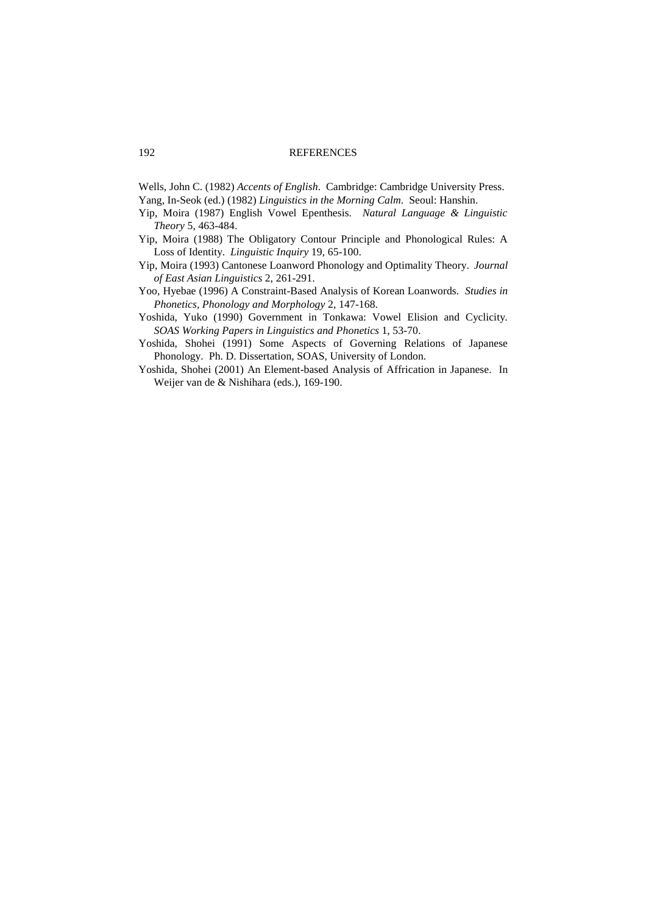Wells, John C. (1982) *Accents of English*. Cambridge: Cambridge University Press.

Yang, In-Seok (ed.) (1982) *Linguistics in the Morning Calm*. Seoul: Hanshin.

Yip, Moira (1987) English Vowel Epenthesis. *Natural Language & Linguistic Theory* 5, 463-484.

Yip, Moira (1988) The Obligatory Contour Principle and Phonological Rules: A Loss of Identity. *Linguistic Inquiry* 19, 65-100.

Yip, Moira (1993) Cantonese Loanword Phonology and Optimality Theory. *Journal of East Asian Linguistics* 2, 261-291.

Yoo, Hyebae (1996) A Constraint-Based Analysis of Korean Loanwords. *Studies in Phonetics, Phonology and Morphology* 2, 147-168.

Yoshida, Yuko (1990) Government in Tonkawa: Vowel Elision and Cyclicity. *SOAS Working Papers in Linguistics and Phonetics* 1, 53-70.

Yoshida, Shohei (1991) Some Aspects of Governing Relations of Japanese Phonology. Ph. D. Dissertation, SOAS, University of London.

Yoshida, Shohei (2001) An Element-based Analysis of Affrication in Japanese. In Weijer van de & Nishihara (eds.), 169-190.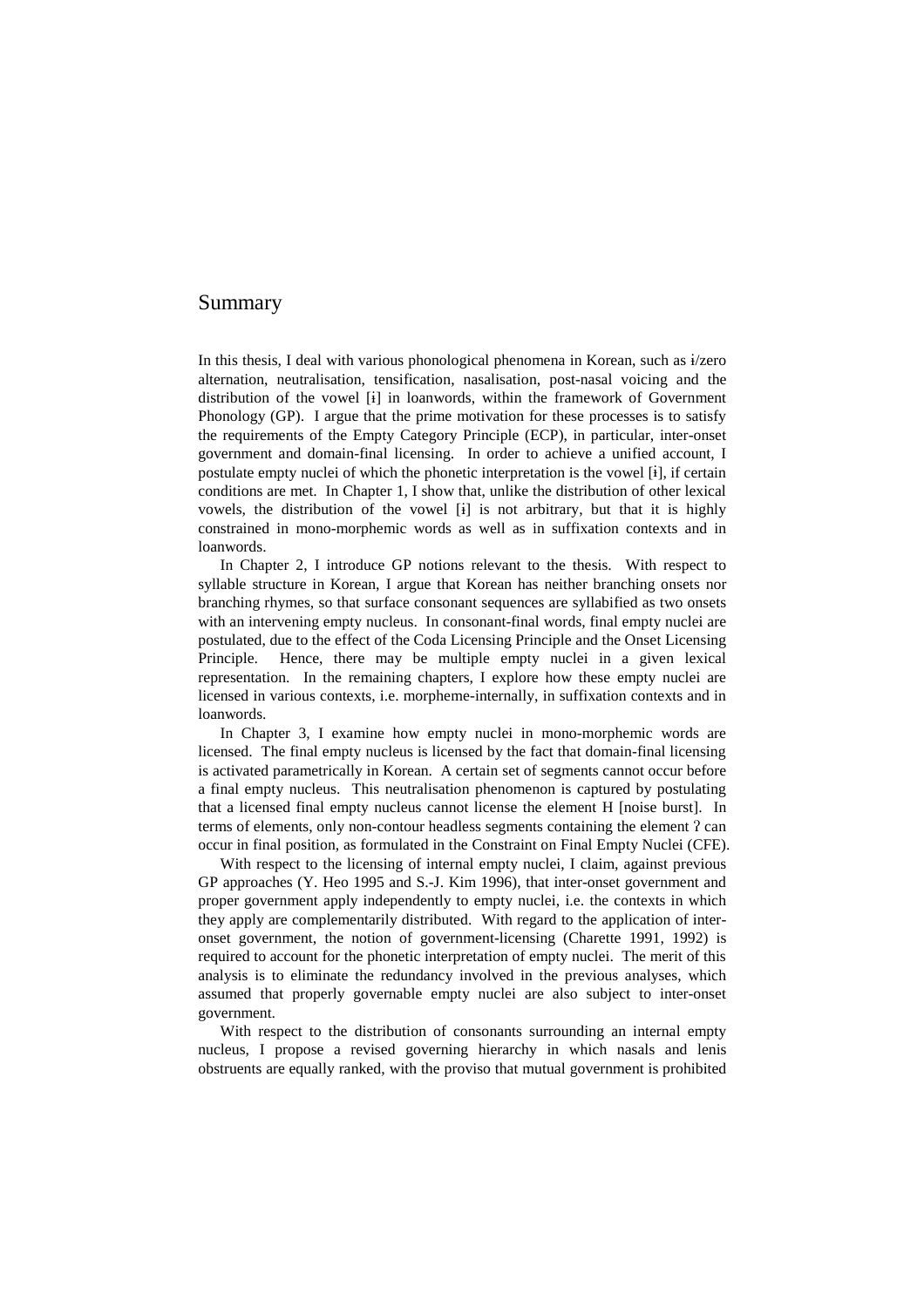## Summary

In this thesis, I deal with various phonological phenomena in Korean, such as ɨ/zero alternation, neutralisation, tensification, nasalisation, post-nasal voicing and the distribution of the vowel [ɨ] in loanwords, within the framework of Government Phonology (GP). I argue that the prime motivation for these processes is to satisfy the requirements of the Empty Category Principle (ECP), in particular, inter-onset government and domain-final licensing. In order to achieve a unified account, I postulate empty nuclei of which the phonetic interpretation is the vowel [ɨ], if certain conditions are met. In Chapter 1, I show that, unlike the distribution of other lexical vowels, the distribution of the vowel [ɨ] is not arbitrary, but that it is highly constrained in mono-morphemic words as well as in suffixation contexts and in loanwords.

In Chapter 2, I introduce GP notions relevant to the thesis. With respect to syllable structure in Korean, I argue that Korean has neither branching onsets nor branching rhymes, so that surface consonant sequences are syllabified as two onsets with an intervening empty nucleus. In consonant-final words, final empty nuclei are postulated, due to the effect of the Coda Licensing Principle and the Onset Licensing Principle. Hence, there may be multiple empty nuclei in a given lexical representation. In the remaining chapters, I explore how these empty nuclei are licensed in various contexts, i.e. morpheme-internally, in suffixation contexts and in loanwords.

In Chapter 3, I examine how empty nuclei in mono-morphemic words are licensed. The final empty nucleus is licensed by the fact that domain-final licensing is activated parametrically in Korean. A certain set of segments cannot occur before a final empty nucleus. This neutralisation phenomenon is captured by postulating that a licensed final empty nucleus cannot license the element H [noise burst]. In terms of elements, only non-contour headless segments containing the element ʔ can occur in final position, as formulated in the Constraint on Final Empty Nuclei (CFE).

With respect to the licensing of internal empty nuclei, I claim, against previous GP approaches (Y. Heo 1995 and S.-J. Kim 1996), that inter-onset government and proper government apply independently to empty nuclei, i.e. the contexts in which they apply are complementarily distributed. With regard to the application of inter-onset government, the notion of government-licensing (Charette 1991, 1992) is required to account for the phonetic interpretation of empty nuclei. The merit of this analysis is to eliminate the redundancy involved in the previous analyses, which assumed that properly governable empty nuclei are also subject to inter-onset government.

With respect to the distribution of consonants surrounding an internal empty nucleus, I propose a revised governing hierarchy in which nasals and lenis obstruents are equally ranked, with the proviso that mutual government is prohibited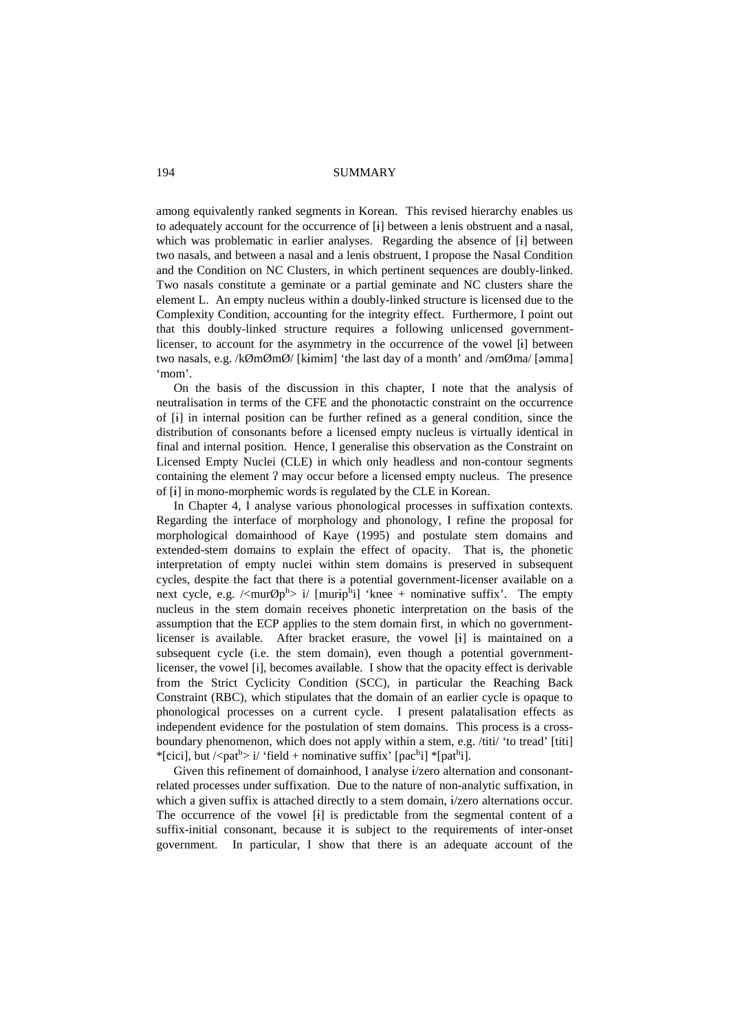among equivalently ranked segments in Korean. This revised hierarchy enables us to adequately account for the occurrence of [ɨ] between a lenis obstruent and a nasal, which was problematic in earlier analyses. Regarding the absence of [ɨ] between two nasals, and between a nasal and a lenis obstruent, I propose the Nasal Condition and the Condition on NC Clusters, in which pertinent sequences are doubly-linked. Two nasals constitute a geminate or a partial geminate and NC clusters share the element L. An empty nucleus within a doubly-linked structure is licensed due to the Complexity Condition, accounting for the integrity effect. Furthermore, I point out that this doubly-linked structure requires a following unlicensed government-licenser, to account for the asymmetry in the occurrence of the vowel [ɨ] between two nasals, e.g. /kØmØmØ/ [kɨmɨm] 'the last day of a month' and /əmØma/ [əmma] 'mom'.

On the basis of the discussion in this chapter, I note that the analysis of neutralisation in terms of the CFE and the phonotactic constraint on the occurrence of [ɨ] in internal position can be further refined as a general condition, since the distribution of consonants before a licensed empty nucleus is virtually identical in final and internal position. Hence, I generalise this observation as the Constraint on Licensed Empty Nuclei (CLE) in which only headless and non-contour segments containing the element ʔ may occur before a licensed empty nucleus. The presence of [ɨ] in mono-morphemic words is regulated by the CLE in Korean.

In Chapter 4, I analyse various phonological processes in suffixation contexts. Regarding the interface of morphology and phonology, I refine the proposal for morphological domainhood of Kaye (1995) and postulate stem domains and extended-stem domains to explain the effect of opacity. That is, the phonetic interpretation of empty nuclei within stem domains is preserved in subsequent cycles, despite the fact that there is a potential government-licenser available on a next cycle, e.g. /<murØp$^h$> i/ [murɨp$^h$i] 'knee + nominative suffix'. The empty nucleus in the stem domain receives phonetic interpretation on the basis of the assumption that the ECP applies to the stem domain first, in which no government-licenser is available. After bracket erasure, the vowel [ɨ] is maintained on a subsequent cycle (i.e. the stem domain), even though a potential government-licenser, the vowel [i], becomes available. I show that the opacity effect is derivable from the Strict Cyclicity Condition (SCC), in particular the Reaching Back Constraint (RBC), which stipulates that the domain of an earlier cycle is opaque to phonological processes on a current cycle. I present palatalisation effects as independent evidence for the postulation of stem domains. This process is a cross-boundary phenomenon, which does not apply within a stem, e.g. /titi/ 'to tread' [titi] *[cici], but /<pat$^h$> i/ 'field + nominative suffix' [pac$^h$i] *[pat$^h$i].

Given this refinement of domainhood, I analyse ɨ/zero alternation and consonant-related processes under suffixation. Due to the nature of non-analytic suffixation, in which a given suffix is attached directly to a stem domain, ɨ/zero alternations occur. The occurrence of the vowel [ɨ] is predictable from the segmental content of a suffix-initial consonant, because it is subject to the requirements of inter-onset government. In particular, I show that there is an adequate account of the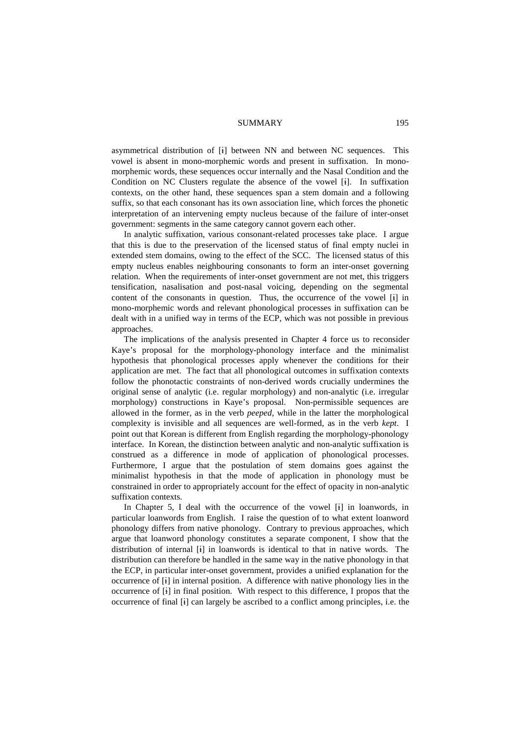asymmetrical distribution of [ɨ] between NN and between NC sequences. This vowel is absent in mono-morphemic words and present in suffixation. In mono-morphemic words, these sequences occur internally and the Nasal Condition and the Condition on NC Clusters regulate the absence of the vowel [ɨ]. In suffixation contexts, on the other hand, these sequences span a stem domain and a following suffix, so that each consonant has its own association line, which forces the phonetic interpretation of an intervening empty nucleus because of the failure of inter-onset government: segments in the same category cannot govern each other.

In analytic suffixation, various consonant-related processes take place. I argue that this is due to the preservation of the licensed status of final empty nuclei in extended stem domains, owing to the effect of the SCC. The licensed status of this empty nucleus enables neighbouring consonants to form an inter-onset governing relation. When the requirements of inter-onset government are not met, this triggers tensification, nasalisation and post-nasal voicing, depending on the segmental content of the consonants in question. Thus, the occurrence of the vowel [ɨ] in mono-morphemic words and relevant phonological processes in suffixation can be dealt with in a unified way in terms of the ECP, which was not possible in previous approaches.

The implications of the analysis presented in Chapter 4 force us to reconsider Kaye's proposal for the morphology-phonology interface and the minimalist hypothesis that phonological processes apply whenever the conditions for their application are met. The fact that all phonological outcomes in suffixation contexts follow the phonotactic constraints of non-derived words crucially undermines the original sense of analytic (i.e. regular morphology) and non-analytic (i.e. irregular morphology) constructions in Kaye's proposal. Non-permissible sequences are allowed in the former, as in the verb *peeped*, while in the latter the morphological complexity is invisible and all sequences are well-formed, as in the verb *kept*. I point out that Korean is different from English regarding the morphology-phonology interface. In Korean, the distinction between analytic and non-analytic suffixation is construed as a difference in mode of application of phonological processes. Furthermore, I argue that the postulation of stem domains goes against the minimalist hypothesis in that the mode of application in phonology must be constrained in order to appropriately account for the effect of opacity in non-analytic suffixation contexts.

In Chapter 5, I deal with the occurrence of the vowel [ɨ] in loanwords, in particular loanwords from English. I raise the question of to what extent loanword phonology differs from native phonology. Contrary to previous approaches, which argue that loanword phonology constitutes a separate component, I show that the distribution of internal [ɨ] in loanwords is identical to that in native words. The distribution can therefore be handled in the same way in the native phonology in that the ECP, in particular inter-onset government, provides a unified explanation for the occurrence of [ɨ] in internal position. A difference with native phonology lies in the occurrence of [ɨ] in final position. With respect to this difference, I propos that the occurrence of final [ɨ] can largely be ascribed to a conflict among principles, i.e. the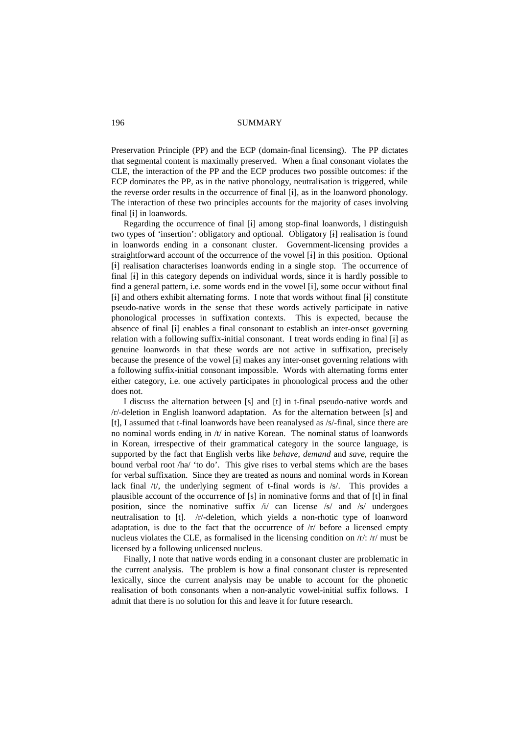Preservation Principle (PP) and the ECP (domain-final licensing). The PP dictates that segmental content is maximally preserved. When a final consonant violates the CLE, the interaction of the PP and the ECP produces two possible outcomes: if the ECP dominates the PP, as in the native phonology, neutralisation is triggered, while the reverse order results in the occurrence of final [ɨ], as in the loanword phonology. The interaction of these two principles accounts for the majority of cases involving final [ɨ] in loanwords.

Regarding the occurrence of final [ɨ] among stop-final loanwords, I distinguish two types of 'insertion': obligatory and optional. Obligatory [ɨ] realisation is found in loanwords ending in a consonant cluster. Government-licensing provides a straightforward account of the occurrence of the vowel [ɨ] in this position. Optional [ɨ] realisation characterises loanwords ending in a single stop. The occurrence of final [ɨ] in this category depends on individual words, since it is hardly possible to find a general pattern, i.e. some words end in the vowel [ɨ], some occur without final [ɨ] and others exhibit alternating forms. I note that words without final [ɨ] constitute pseudo-native words in the sense that these words actively participate in native phonological processes in suffixation contexts. This is expected, because the absence of final [ɨ] enables a final consonant to establish an inter-onset governing relation with a following suffix-initial consonant. I treat words ending in final [ɨ] as genuine loanwords in that these words are not active in suffixation, precisely because the presence of the vowel [ɨ] makes any inter-onset governing relations with a following suffix-initial consonant impossible. Words with alternating forms enter either category, i.e. one actively participates in phonological process and the other does not.

I discuss the alternation between [s] and [t] in t-final pseudo-native words and /r/-deletion in English loanword adaptation. As for the alternation between [s] and [t], I assumed that t-final loanwords have been reanalysed as /s/-final, since there are no nominal words ending in /t/ in native Korean. The nominal status of loanwords in Korean, irrespective of their grammatical category in the source language, is supported by the fact that English verbs like *behave*, *demand* and *save*, require the bound verbal root /ha/ 'to do'. This give rises to verbal stems which are the bases for verbal suffixation. Since they are treated as nouns and nominal words in Korean lack final /t/, the underlying segment of t-final words is /s/. This provides a plausible account of the occurrence of [s] in nominative forms and that of [t] in final position, since the nominative suffix /i/ can license /s/ and /s/ undergoes neutralisation to [t]. /r/-deletion, which yields a non-rhotic type of loanword adaptation, is due to the fact that the occurrence of /r/ before a licensed empty nucleus violates the CLE, as formalised in the licensing condition on /r/: /r/ must be licensed by a following unlicensed nucleus.

Finally, I note that native words ending in a consonant cluster are problematic in the current analysis. The problem is how a final consonant cluster is represented lexically, since the current analysis may be unable to account for the phonetic realisation of both consonants when a non-analytic vowel-initial suffix follows. I admit that there is no solution for this and leave it for future research.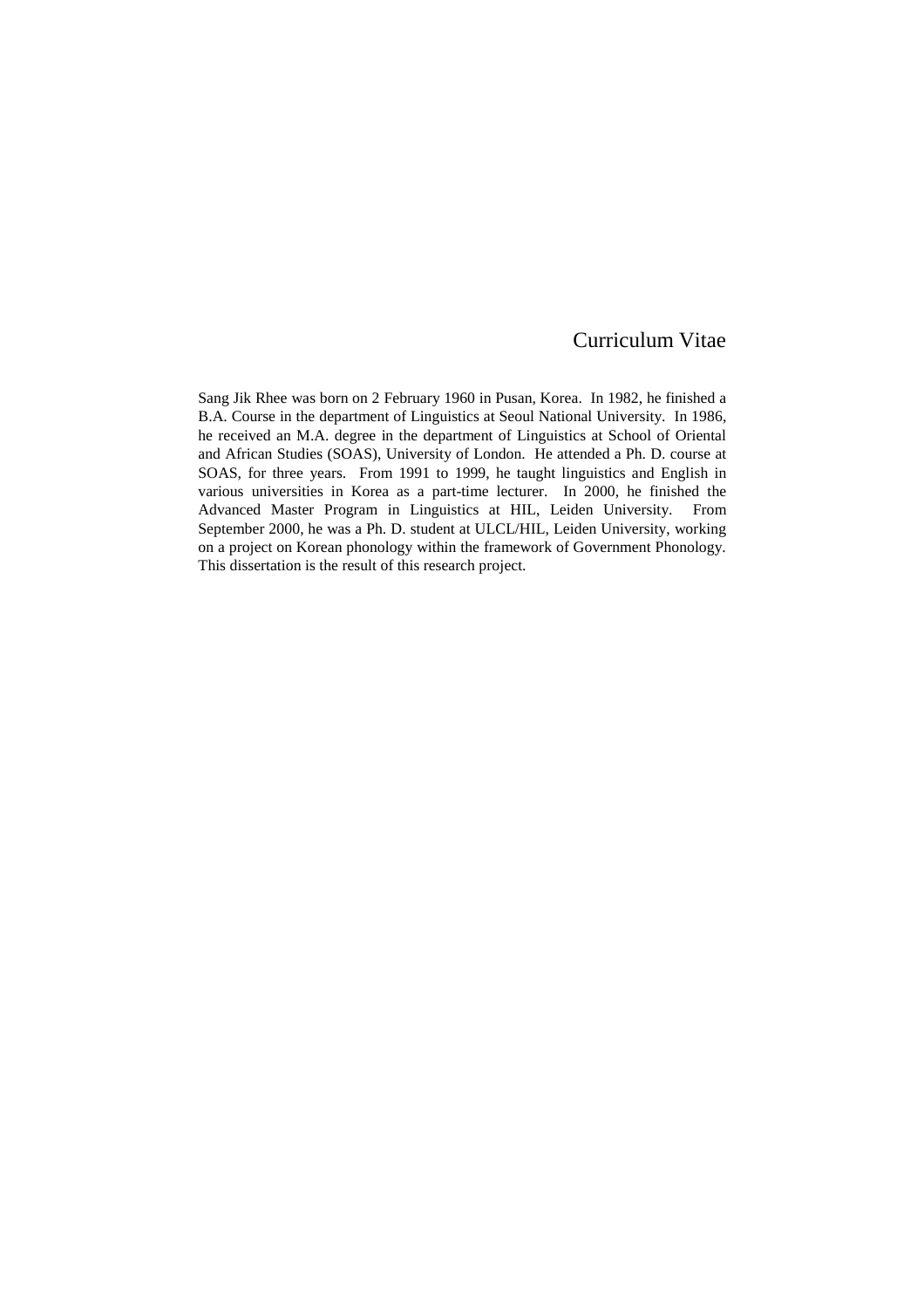# Curriculum Vitae

Sang Jik Rhee was born on 2 February 1960 in Pusan, Korea. In 1982, he finished a B.A. Course in the department of Linguistics at Seoul National University. In 1986, he received an M.A. degree in the department of Linguistics at School of Oriental and African Studies (SOAS), University of London. He attended a Ph. D. course at SOAS, for three years. From 1991 to 1999, he taught linguistics and English in various universities in Korea as a part-time lecturer. In 2000, he finished the Advanced Master Program in Linguistics at HIL, Leiden University. From September 2000, he was a Ph. D. student at ULCL/HIL, Leiden University, working on a project on Korean phonology within the framework of Government Phonology. This dissertation is the result of this research project.